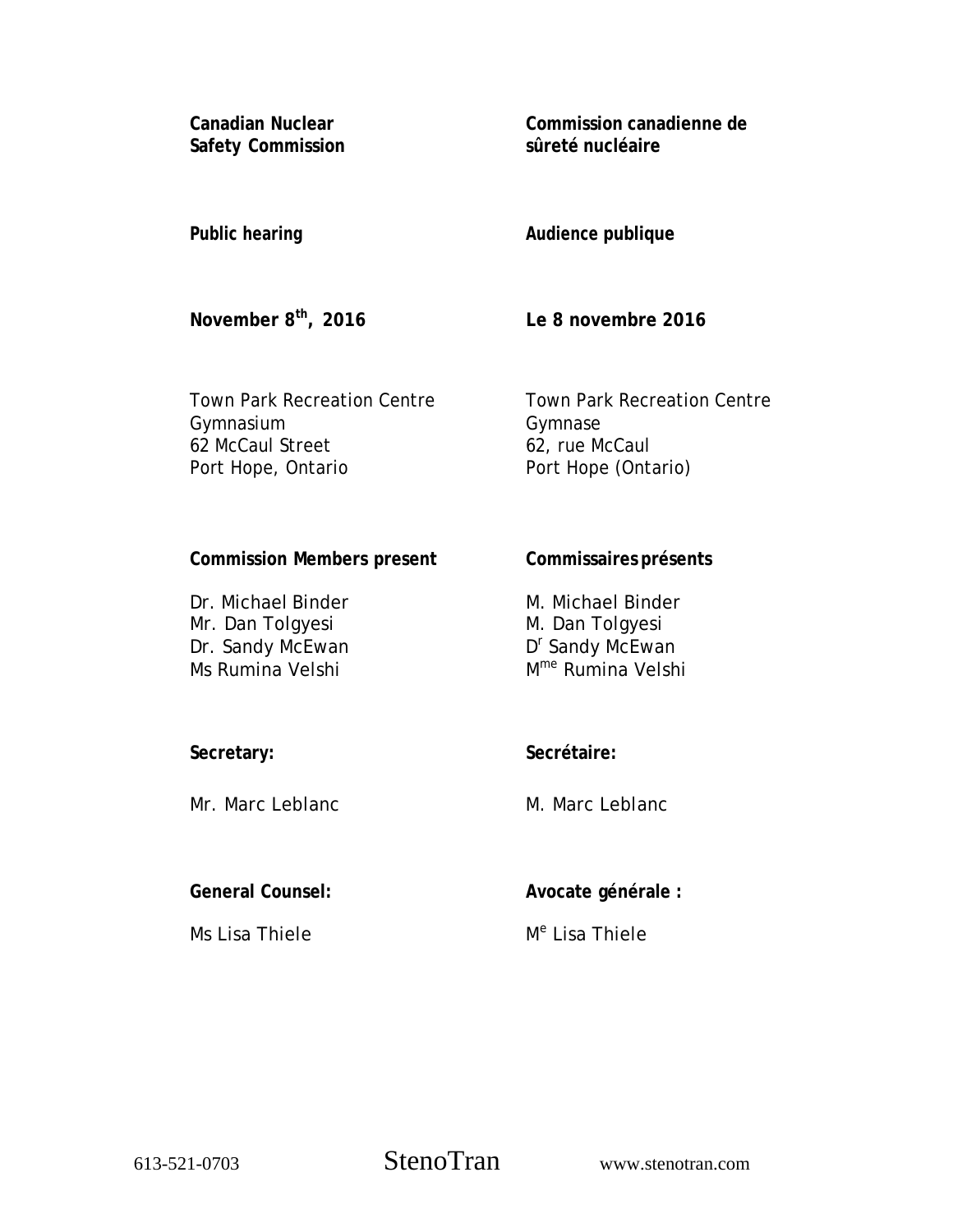**Canadian Nuclear Safety Commission**

**Commission canadienne de sûreté nucléaire**

**Public hearing**

**Audience publique**

**November 8th, 2016**

**Le 8 novembre 2016**

Town Park Recreation Centre
Gymnasium
62 McCaul Street
Port Hope, Ontario

Town Park Recreation Centre
Gymnase
62, rue McCaul
Port Hope (Ontario)

**Commission Members present**

Dr. Michael Binder
Mr. Dan Tolgyesi
Dr. Sandy McEwan
Ms Rumina Velshi

**Commissaires présents**

M. Michael Binder
M. Dan Tolgyesi
Dr Sandy McEwan
Mme Rumina Velshi

**Secretary:**

Mr. Marc Leblanc

**Secrétaire:**

M. Marc Leblanc

**General Counsel:**

Ms Lisa Thiele

**Avocate générale :**

Me Lisa Thiele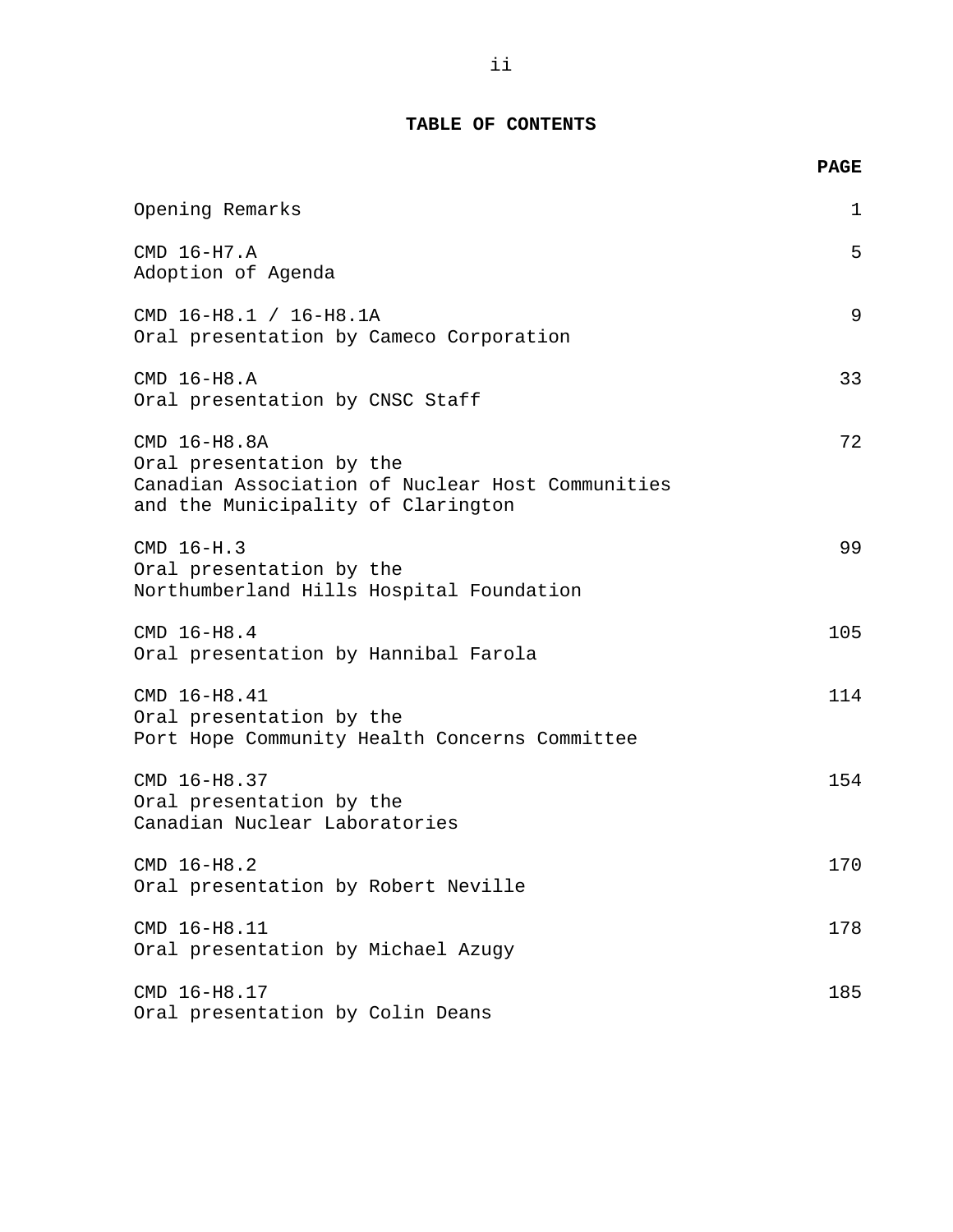# TABLE OF CONTENTS

| | PAGE |
|---|---|
| Opening Remarks | 1 |
| CMD 16-H7.A<br>Adoption of Agenda | 5 |
| CMD 16-H8.1 / 16-H8.1A<br>Oral presentation by Cameco Corporation | 9 |
| CMD 16-H8.A<br>Oral presentation by CNSC Staff | 33 |
| CMD 16-H8.8A<br>Oral presentation by the<br>Canadian Association of Nuclear Host Communities<br>and the Municipality of Clarington | 72 |
| CMD 16-H.3<br>Oral presentation by the<br>Northumberland Hills Hospital Foundation | 99 |
| CMD 16-H8.4<br>Oral presentation by Hannibal Farola | 105 |
| CMD 16-H8.41<br>Oral presentation by the<br>Port Hope Community Health Concerns Committee | 114 |
| CMD 16-H8.37<br>Oral presentation by the<br>Canadian Nuclear Laboratories | 154 |
| CMD 16-H8.2<br>Oral presentation by Robert Neville | 170 |
| CMD 16-H8.11<br>Oral presentation by Michael Azugy | 178 |
| CMD 16-H8.17<br>Oral presentation by Colin Deans | 185 |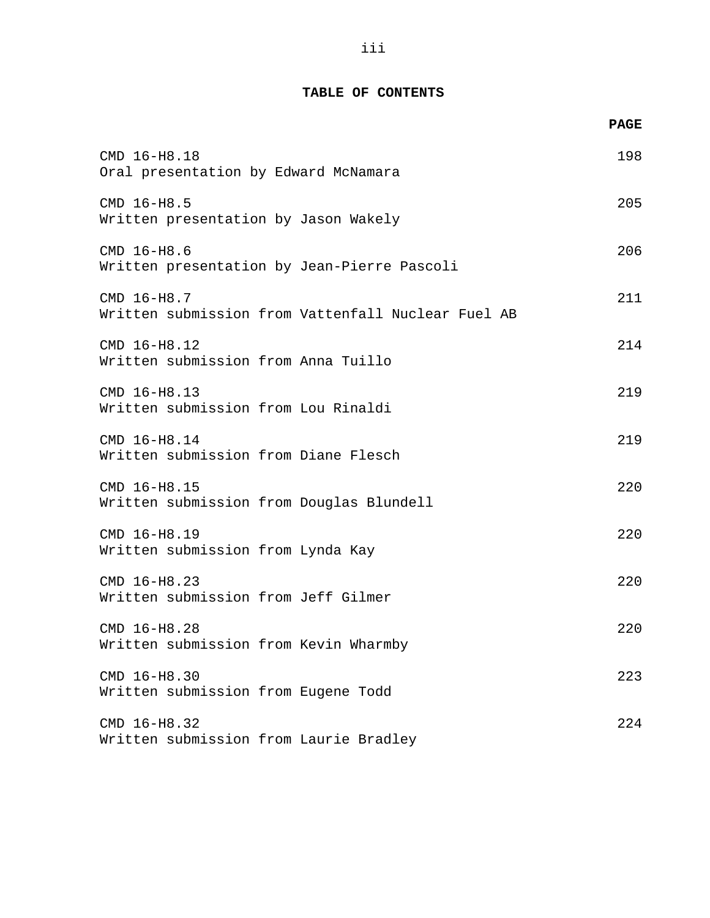## TABLE OF CONTENTS

| | PAGE |
|---|---|
| CMD 16-H8.18<br>Oral presentation by Edward McNamara | 198 |
| CMD 16-H8.5<br>Written presentation by Jason Wakely | 205 |
| CMD 16-H8.6<br>Written presentation by Jean-Pierre Pascoli | 206 |
| CMD 16-H8.7<br>Written submission from Vattenfall Nuclear Fuel AB | 211 |
| CMD 16-H8.12<br>Written submission from Anna Tuillo | 214 |
| CMD 16-H8.13<br>Written submission from Lou Rinaldi | 219 |
| CMD 16-H8.14<br>Written submission from Diane Flesch | 219 |
| CMD 16-H8.15<br>Written submission from Douglas Blundell | 220 |
| CMD 16-H8.19<br>Written submission from Lynda Kay | 220 |
| CMD 16-H8.23<br>Written submission from Jeff Gilmer | 220 |
| CMD 16-H8.28<br>Written submission from Kevin Wharmby | 220 |
| CMD 16-H8.30<br>Written submission from Eugene Todd | 223 |
| CMD 16-H8.32<br>Written submission from Laurie Bradley | 224 |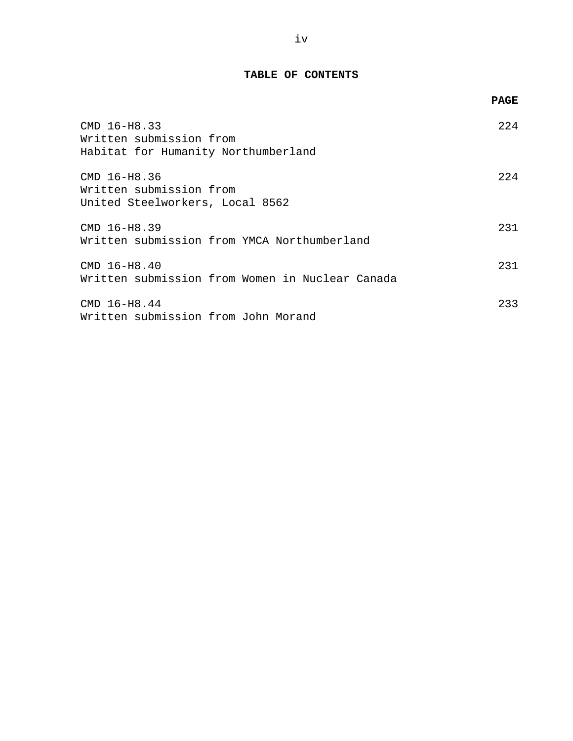## TABLE OF CONTENTS

| | PAGE |
|---|---|
| CMD 16-H8.33<br>Written submission from<br>Habitat for Humanity Northumberland | 224 |
| CMD 16-H8.36<br>Written submission from<br>United Steelworkers, Local 8562 | 224 |
| CMD 16-H8.39<br>Written submission from YMCA Northumberland | 231 |
| CMD 16-H8.40<br>Written submission from Women in Nuclear Canada | 231 |
| CMD 16-H8.44<br>Written submission from John Morand | 233 |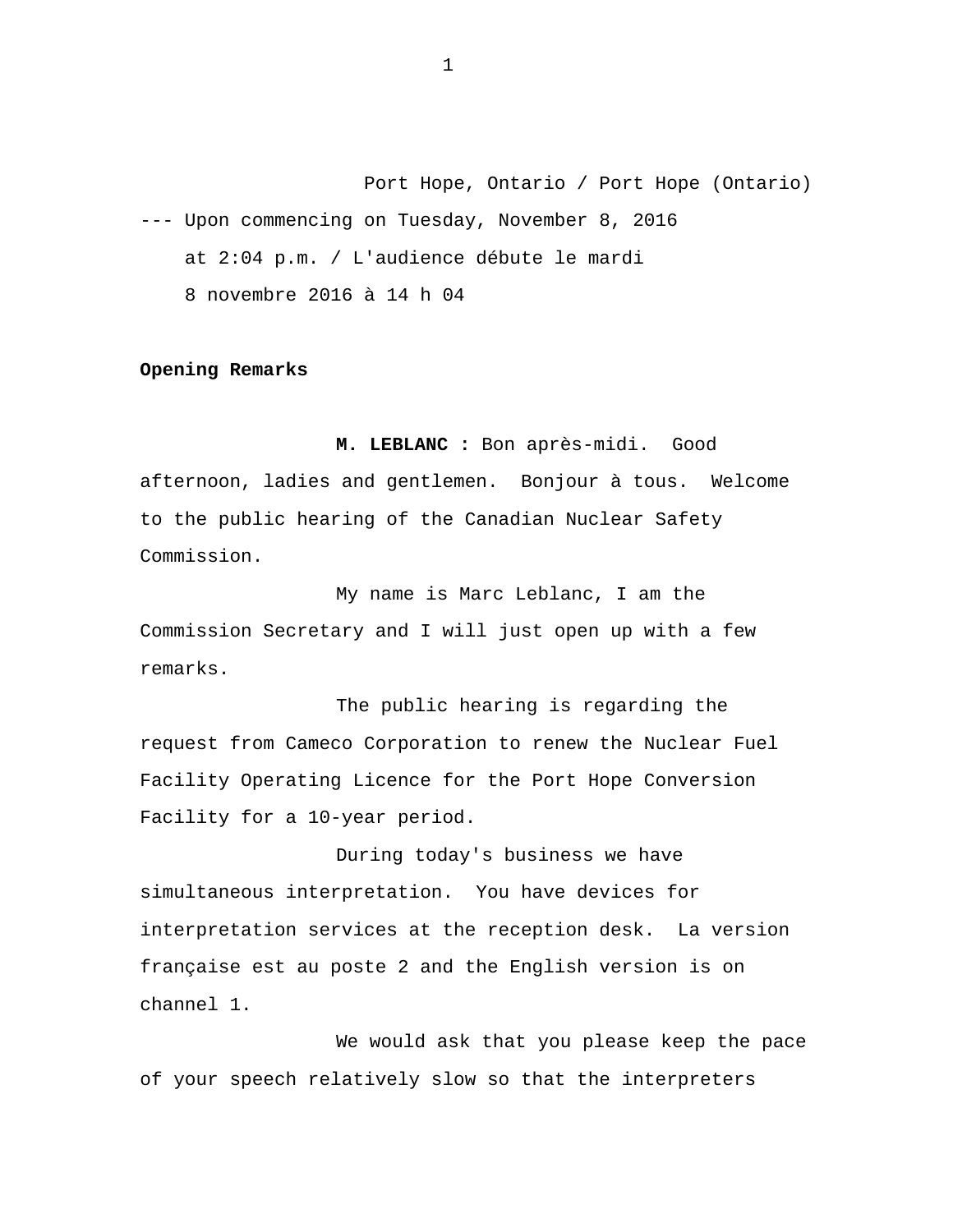Port Hope, Ontario / Port Hope (Ontario)

--- Upon commencing on Tuesday, November 8, 2016 at 2:04 p.m. / L'audience débute le mardi 8 novembre 2016 à 14 h 04

**Opening Remarks**

**M. LEBLANC :** Bon après-midi. Good afternoon, ladies and gentlemen. Bonjour à tous. Welcome to the public hearing of the Canadian Nuclear Safety Commission.

My name is Marc Leblanc, I am the Commission Secretary and I will just open up with a few remarks.

The public hearing is regarding the request from Cameco Corporation to renew the Nuclear Fuel Facility Operating Licence for the Port Hope Conversion Facility for a 10-year period.

During today's business we have simultaneous interpretation. You have devices for interpretation services at the reception desk. La version française est au poste 2 and the English version is on channel 1.

We would ask that you please keep the pace of your speech relatively slow so that the interpreters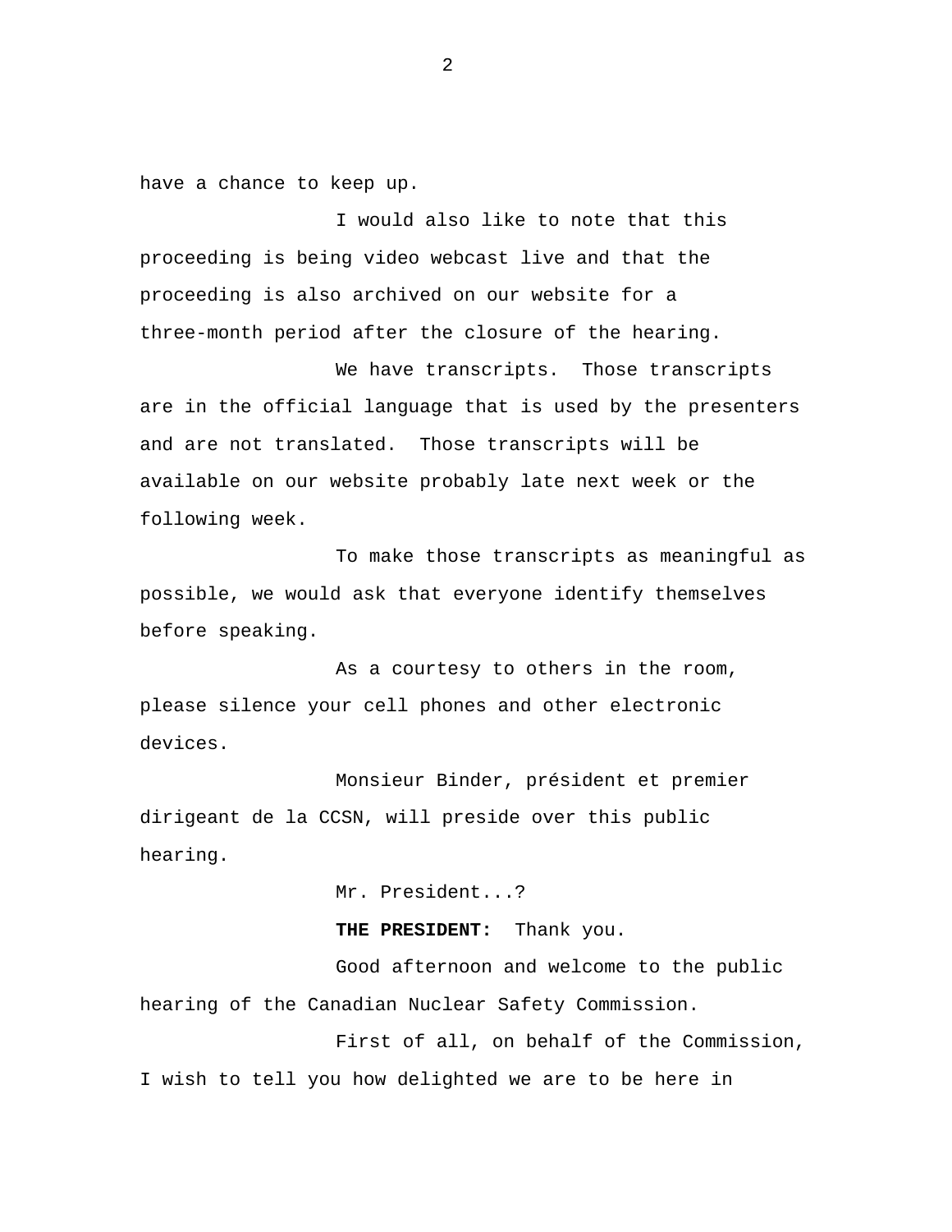have a chance to keep up.

I would also like to note that this proceeding is being video webcast live and that the proceeding is also archived on our website for a three-month period after the closure of the hearing.

We have transcripts. Those transcripts are in the official language that is used by the presenters and are not translated. Those transcripts will be available on our website probably late next week or the following week.

To make those transcripts as meaningful as possible, we would ask that everyone identify themselves before speaking.

As a courtesy to others in the room, please silence your cell phones and other electronic devices.

Monsieur Binder, président et premier dirigeant de la CCSN, will preside over this public hearing.

Mr. President...?

**THE PRESIDENT:** Thank you.

Good afternoon and welcome to the public hearing of the Canadian Nuclear Safety Commission.

First of all, on behalf of the Commission, I wish to tell you how delighted we are to be here in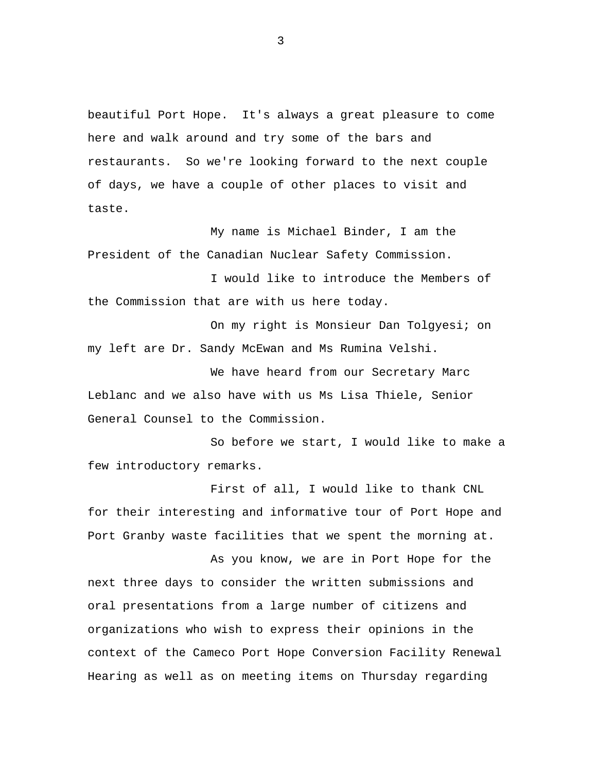beautiful Port Hope. It's always a great pleasure to come here and walk around and try some of the bars and restaurants. So we're looking forward to the next couple of days, we have a couple of other places to visit and taste.

My name is Michael Binder, I am the President of the Canadian Nuclear Safety Commission.

I would like to introduce the Members of the Commission that are with us here today.

On my right is Monsieur Dan Tolgyesi; on my left are Dr. Sandy McEwan and Ms Rumina Velshi.

We have heard from our Secretary Marc Leblanc and we also have with us Ms Lisa Thiele, Senior General Counsel to the Commission.

So before we start, I would like to make a few introductory remarks.

First of all, I would like to thank CNL for their interesting and informative tour of Port Hope and Port Granby waste facilities that we spent the morning at.

As you know, we are in Port Hope for the next three days to consider the written submissions and oral presentations from a large number of citizens and organizations who wish to express their opinions in the context of the Cameco Port Hope Conversion Facility Renewal Hearing as well as on meeting items on Thursday regarding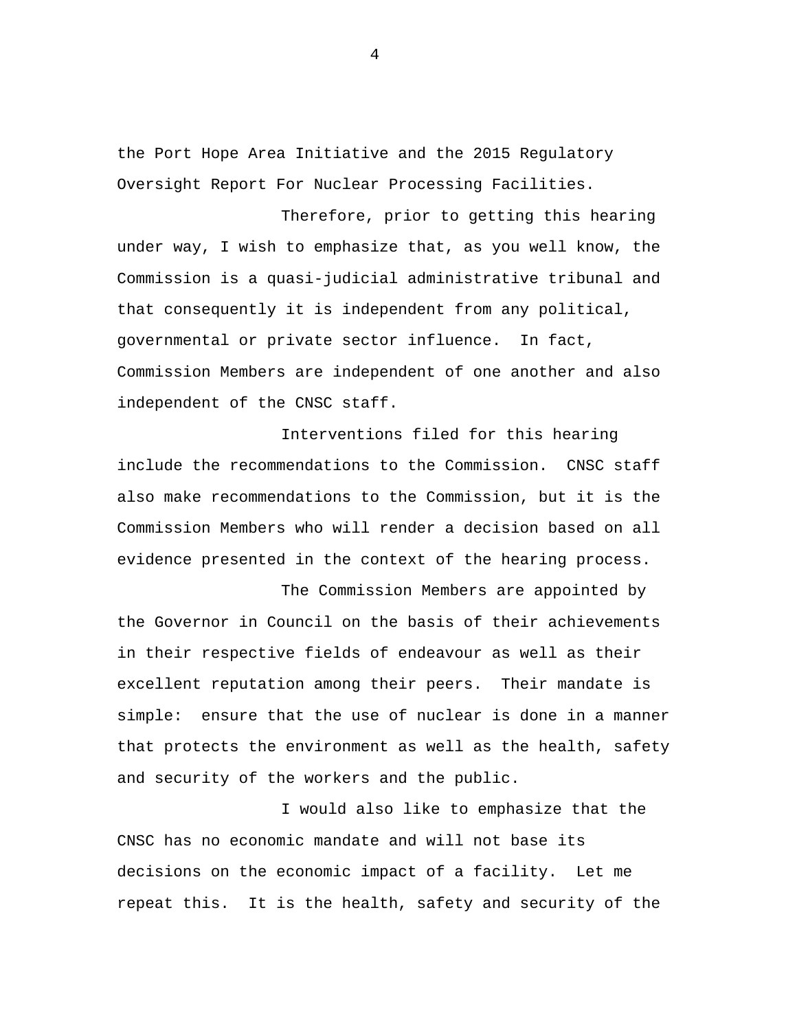the Port Hope Area Initiative and the 2015 Regulatory Oversight Report For Nuclear Processing Facilities.

Therefore, prior to getting this hearing under way, I wish to emphasize that, as you well know, the Commission is a quasi-judicial administrative tribunal and that consequently it is independent from any political, governmental or private sector influence. In fact, Commission Members are independent of one another and also independent of the CNSC staff.

Interventions filed for this hearing include the recommendations to the Commission. CNSC staff also make recommendations to the Commission, but it is the Commission Members who will render a decision based on all evidence presented in the context of the hearing process.

The Commission Members are appointed by the Governor in Council on the basis of their achievements in their respective fields of endeavour as well as their excellent reputation among their peers. Their mandate is simple: ensure that the use of nuclear is done in a manner that protects the environment as well as the health, safety and security of the workers and the public.

I would also like to emphasize that the CNSC has no economic mandate and will not base its decisions on the economic impact of a facility. Let me repeat this. It is the health, safety and security of the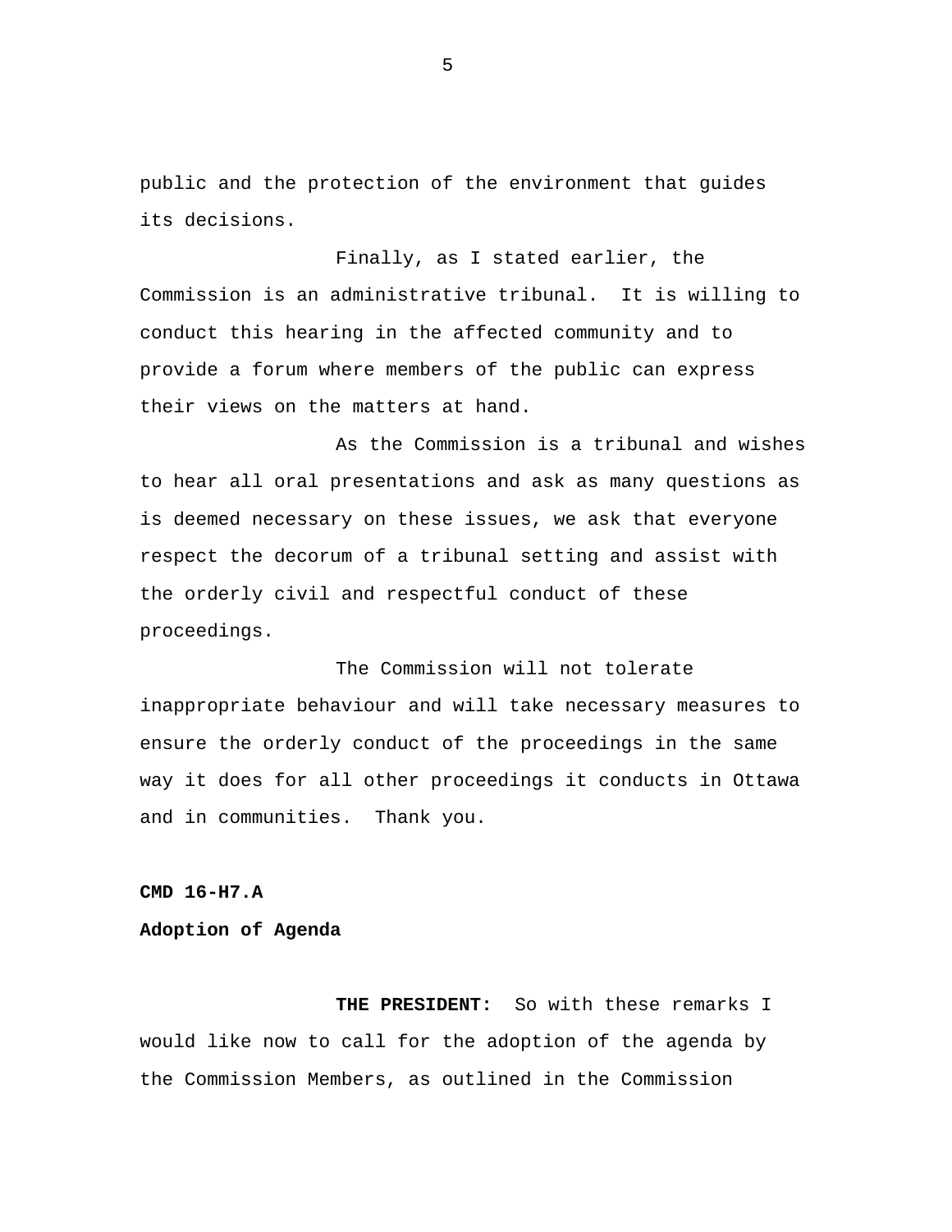public and the protection of the environment that guides its decisions.

Finally, as I stated earlier, the Commission is an administrative tribunal. It is willing to conduct this hearing in the affected community and to provide a forum where members of the public can express their views on the matters at hand.

As the Commission is a tribunal and wishes to hear all oral presentations and ask as many questions as is deemed necessary on these issues, we ask that everyone respect the decorum of a tribunal setting and assist with the orderly civil and respectful conduct of these proceedings.

The Commission will not tolerate inappropriate behaviour and will take necessary measures to ensure the orderly conduct of the proceedings in the same way it does for all other proceedings it conducts in Ottawa and in communities. Thank you.

**CMD 16-H7.A**

**Adoption of Agenda**

**THE PRESIDENT:** So with these remarks I would like now to call for the adoption of the agenda by the Commission Members, as outlined in the Commission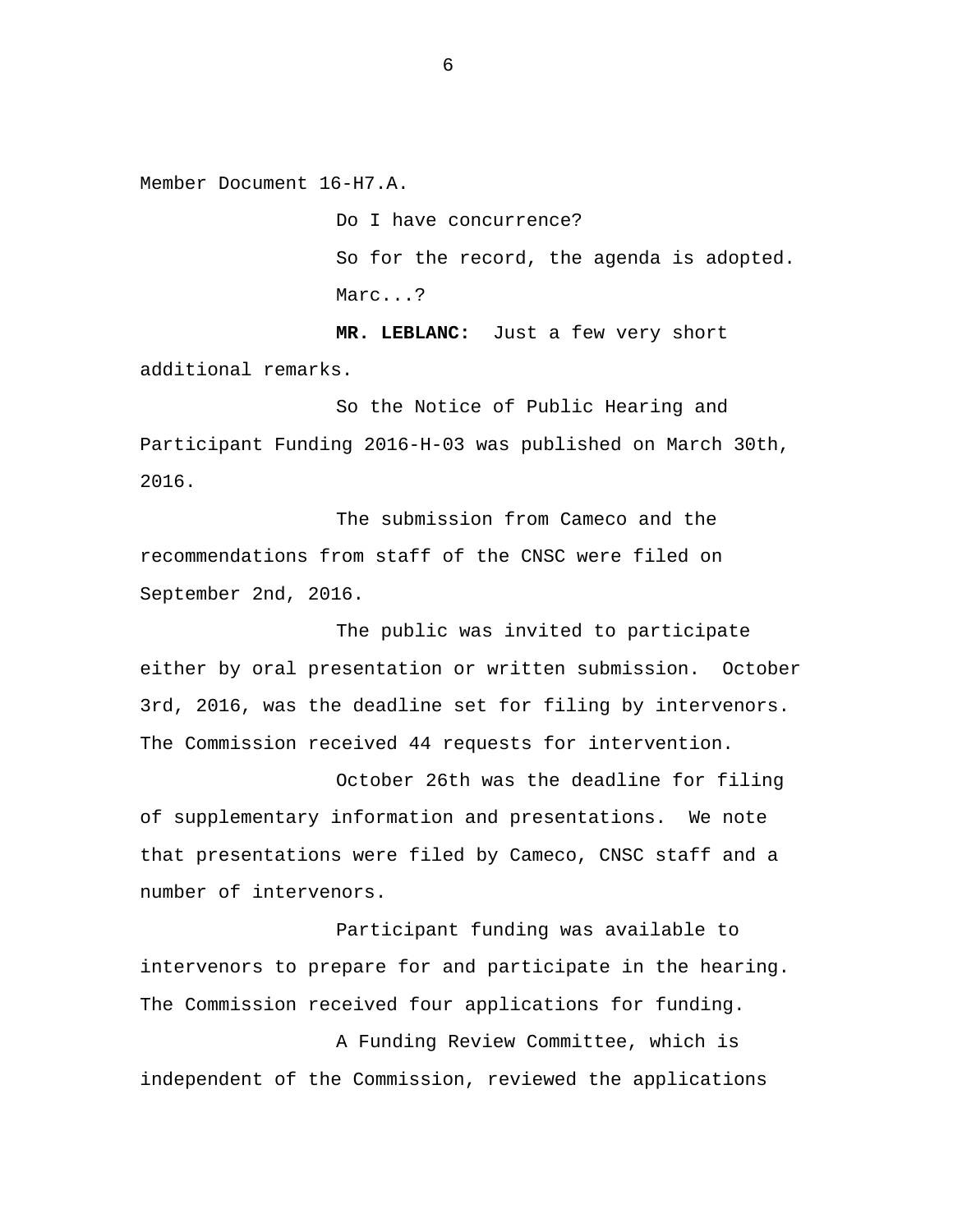Member Document 16-H7.A.

Do I have concurrence?

So for the record, the agenda is adopted.

Marc...?

**MR. LEBLANC:** Just a few very short additional remarks.

So the Notice of Public Hearing and Participant Funding 2016-H-03 was published on March 30th, 2016.

The submission from Cameco and the recommendations from staff of the CNSC were filed on September 2nd, 2016.

The public was invited to participate either by oral presentation or written submission. October 3rd, 2016, was the deadline set for filing by intervenors. The Commission received 44 requests for intervention.

October 26th was the deadline for filing of supplementary information and presentations. We note that presentations were filed by Cameco, CNSC staff and a number of intervenors.

Participant funding was available to intervenors to prepare for and participate in the hearing. The Commission received four applications for funding.

A Funding Review Committee, which is independent of the Commission, reviewed the applications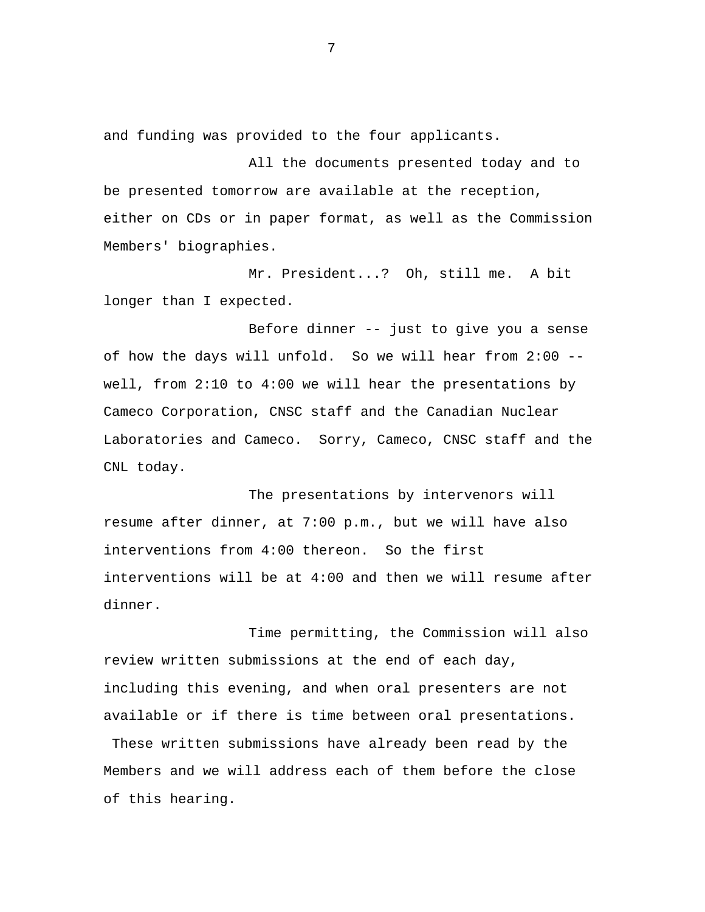and funding was provided to the four applicants.

All the documents presented today and to be presented tomorrow are available at the reception, either on CDs or in paper format, as well as the Commission Members' biographies.

Mr. President...? Oh, still me. A bit longer than I expected.

Before dinner -- just to give you a sense of how the days will unfold. So we will hear from 2:00 -- well, from 2:10 to 4:00 we will hear the presentations by Cameco Corporation, CNSC staff and the Canadian Nuclear Laboratories and Cameco. Sorry, Cameco, CNSC staff and the CNL today.

The presentations by intervenors will resume after dinner, at 7:00 p.m., but we will have also interventions from 4:00 thereon. So the first interventions will be at 4:00 and then we will resume after dinner.

Time permitting, the Commission will also review written submissions at the end of each day, including this evening, and when oral presenters are not available or if there is time between oral presentations. These written submissions have already been read by the Members and we will address each of them before the close of this hearing.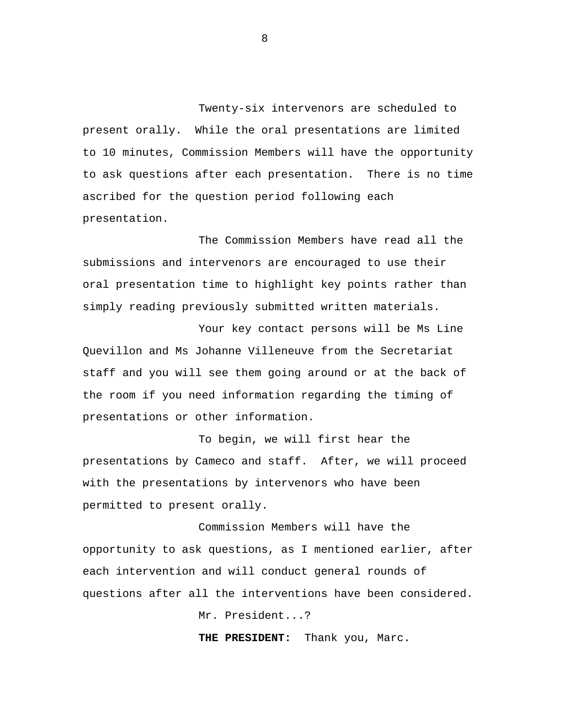Twenty-six intervenors are scheduled to present orally. While the oral presentations are limited to 10 minutes, Commission Members will have the opportunity to ask questions after each presentation. There is no time ascribed for the question period following each presentation.

The Commission Members have read all the submissions and intervenors are encouraged to use their oral presentation time to highlight key points rather than simply reading previously submitted written materials.

Your key contact persons will be Ms Line Quevillon and Ms Johanne Villeneuve from the Secretariat staff and you will see them going around or at the back of the room if you need information regarding the timing of presentations or other information.

To begin, we will first hear the presentations by Cameco and staff. After, we will proceed with the presentations by intervenors who have been permitted to present orally.

Commission Members will have the opportunity to ask questions, as I mentioned earlier, after each intervention and will conduct general rounds of questions after all the interventions have been considered.

Mr. President...?

**THE PRESIDENT:** Thank you, Marc.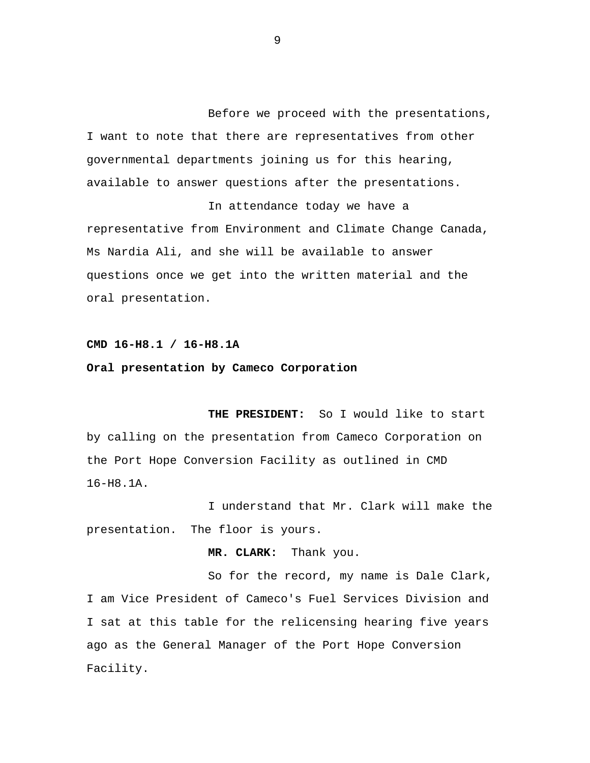Before we proceed with the presentations, I want to note that there are representatives from other governmental departments joining us for this hearing, available to answer questions after the presentations.

In attendance today we have a representative from Environment and Climate Change Canada, Ms Nardia Ali, and she will be available to answer questions once we get into the written material and the oral presentation.

**CMD 16-H8.1 / 16-H8.1A**

**Oral presentation by Cameco Corporation**

**THE PRESIDENT:** So I would like to start by calling on the presentation from Cameco Corporation on the Port Hope Conversion Facility as outlined in CMD 16-H8.1A.

I understand that Mr. Clark will make the presentation. The floor is yours.

**MR. CLARK:** Thank you.

So for the record, my name is Dale Clark, I am Vice President of Cameco's Fuel Services Division and I sat at this table for the relicensing hearing five years ago as the General Manager of the Port Hope Conversion Facility.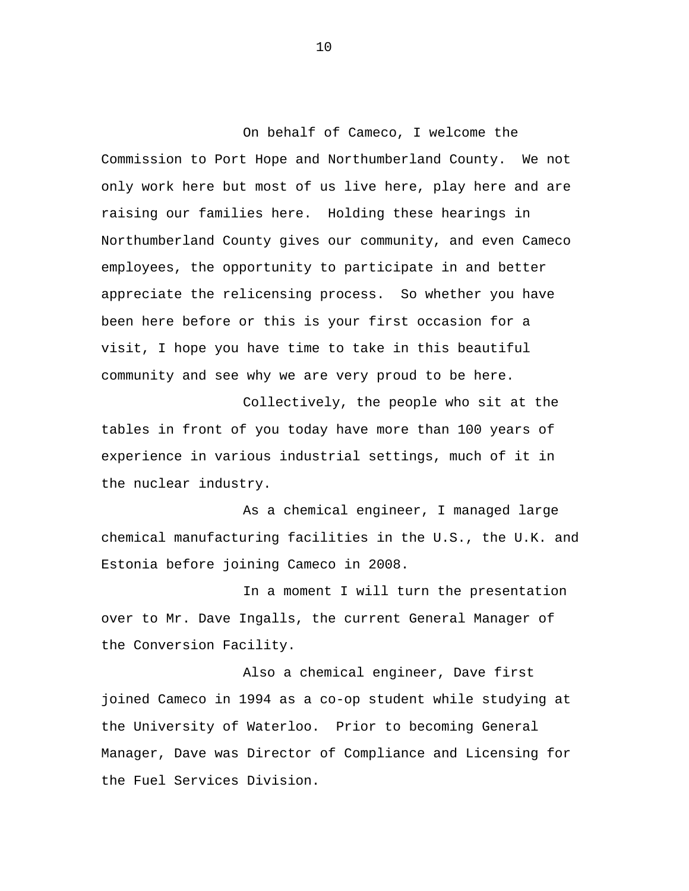On behalf of Cameco, I welcome the Commission to Port Hope and Northumberland County. We not only work here but most of us live here, play here and are raising our families here. Holding these hearings in Northumberland County gives our community, and even Cameco employees, the opportunity to participate in and better appreciate the relicensing process. So whether you have been here before or this is your first occasion for a visit, I hope you have time to take in this beautiful community and see why we are very proud to be here.

Collectively, the people who sit at the tables in front of you today have more than 100 years of experience in various industrial settings, much of it in the nuclear industry.

As a chemical engineer, I managed large chemical manufacturing facilities in the U.S., the U.K. and Estonia before joining Cameco in 2008.

In a moment I will turn the presentation over to Mr. Dave Ingalls, the current General Manager of the Conversion Facility.

Also a chemical engineer, Dave first joined Cameco in 1994 as a co-op student while studying at the University of Waterloo. Prior to becoming General Manager, Dave was Director of Compliance and Licensing for the Fuel Services Division.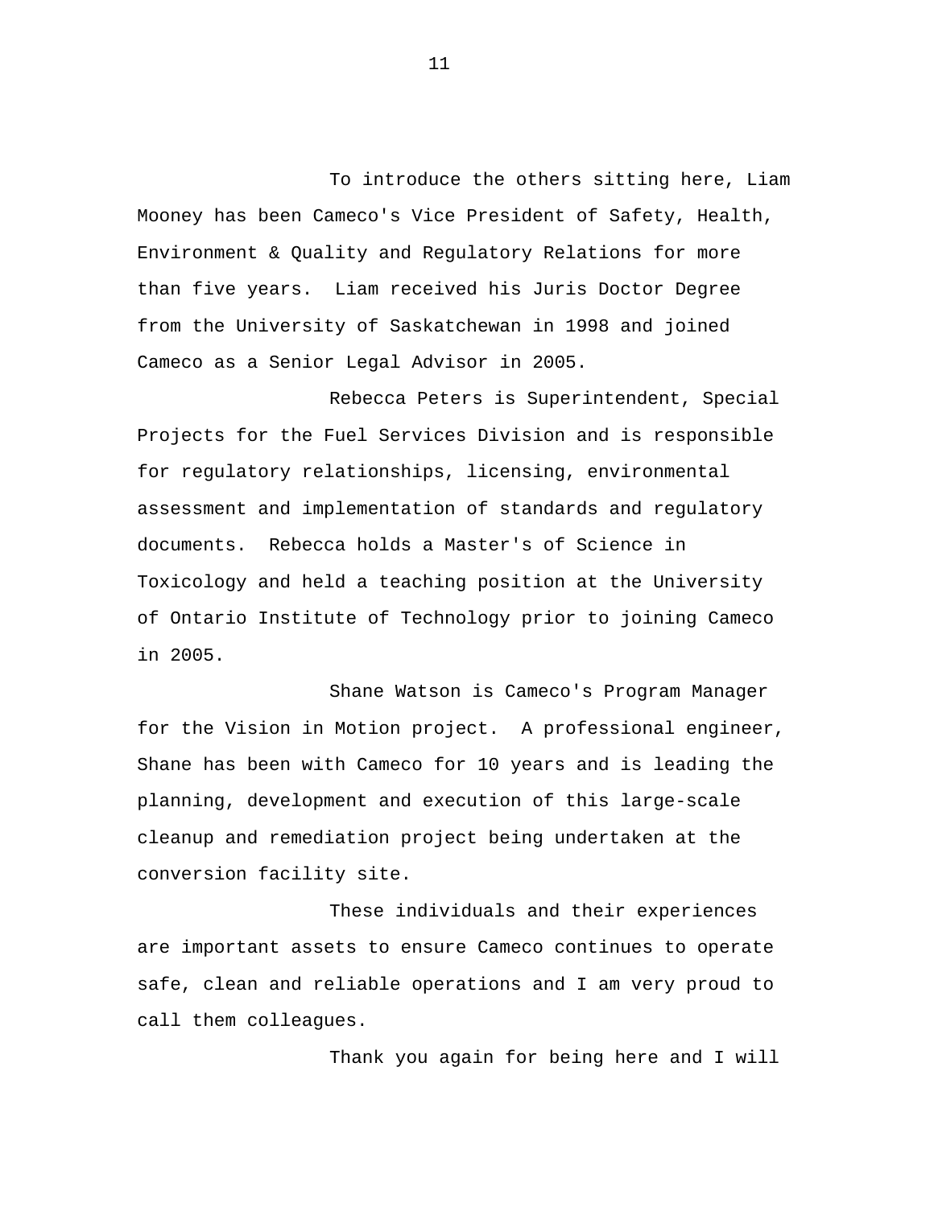To introduce the others sitting here, Liam Mooney has been Cameco's Vice President of Safety, Health, Environment & Quality and Regulatory Relations for more than five years. Liam received his Juris Doctor Degree from the University of Saskatchewan in 1998 and joined Cameco as a Senior Legal Advisor in 2005.

Rebecca Peters is Superintendent, Special Projects for the Fuel Services Division and is responsible for regulatory relationships, licensing, environmental assessment and implementation of standards and regulatory documents. Rebecca holds a Master's of Science in Toxicology and held a teaching position at the University of Ontario Institute of Technology prior to joining Cameco in 2005.

Shane Watson is Cameco's Program Manager for the Vision in Motion project. A professional engineer, Shane has been with Cameco for 10 years and is leading the planning, development and execution of this large-scale cleanup and remediation project being undertaken at the conversion facility site.

These individuals and their experiences are important assets to ensure Cameco continues to operate safe, clean and reliable operations and I am very proud to call them colleagues.

Thank you again for being here and I will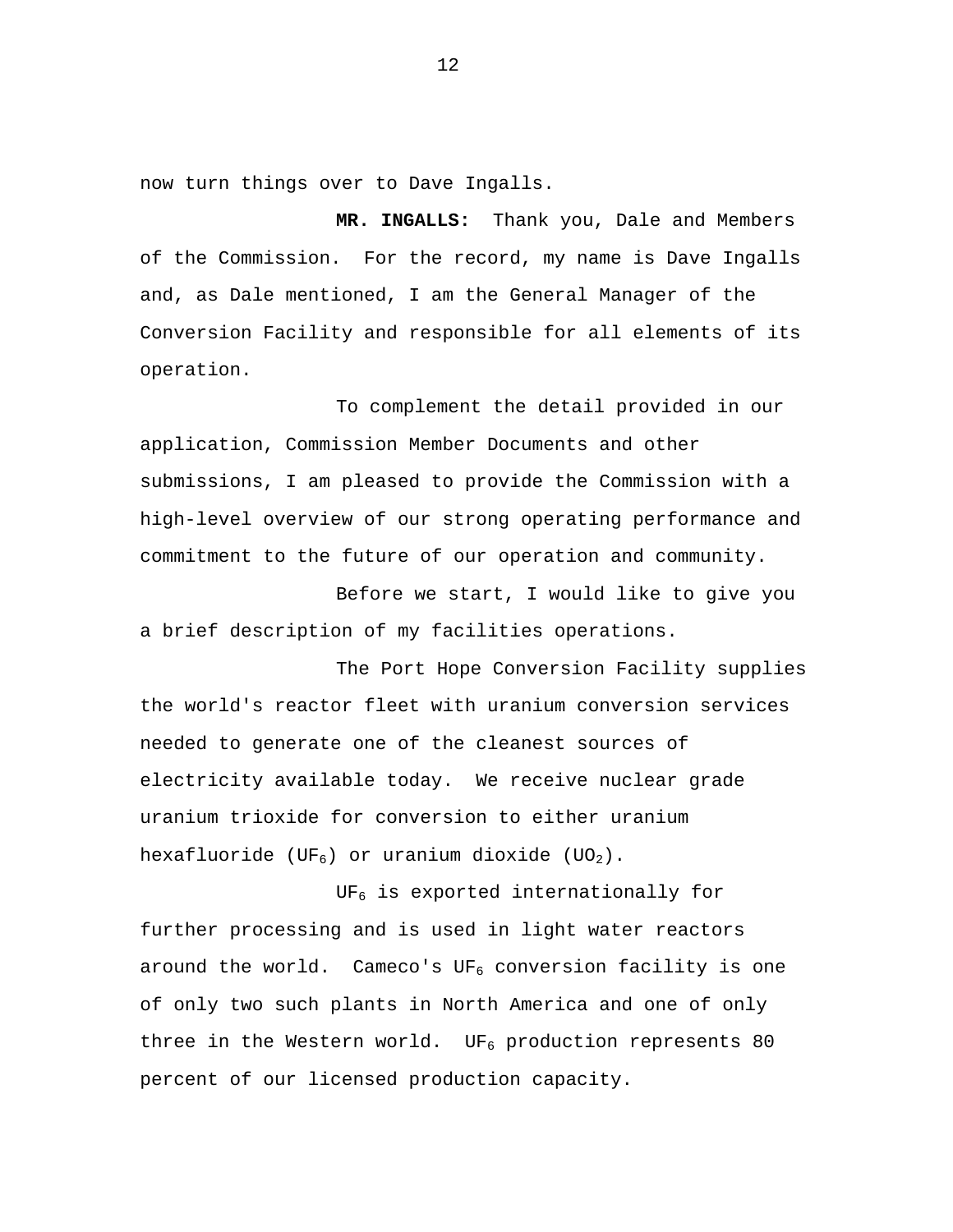now turn things over to Dave Ingalls.

**MR. INGALLS:** Thank you, Dale and Members of the Commission. For the record, my name is Dave Ingalls and, as Dale mentioned, I am the General Manager of the Conversion Facility and responsible for all elements of its operation.

To complement the detail provided in our application, Commission Member Documents and other submissions, I am pleased to provide the Commission with a high-level overview of our strong operating performance and commitment to the future of our operation and community.

Before we start, I would like to give you a brief description of my facilities operations.

The Port Hope Conversion Facility supplies the world's reactor fleet with uranium conversion services needed to generate one of the cleanest sources of electricity available today. We receive nuclear grade uranium trioxide for conversion to either uranium hexafluoride ($UF_6$) or uranium dioxide ($UO_2$).

$UF_6$ is exported internationally for further processing and is used in light water reactors around the world. Cameco's $UF_6$ conversion facility is one of only two such plants in North America and one of only three in the Western world. $UF_6$ production represents 80 percent of our licensed production capacity.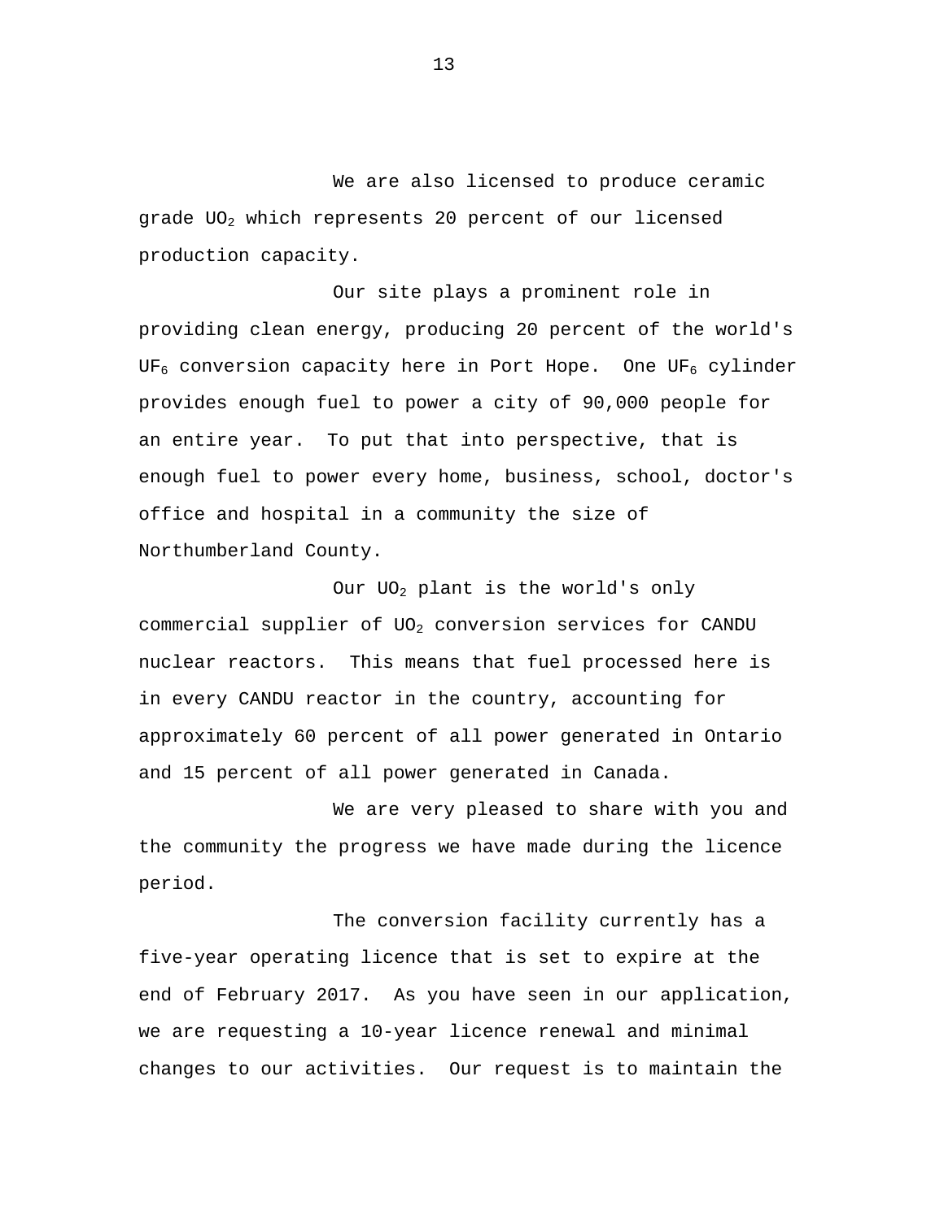We are also licensed to produce ceramic grade $UO_2$ which represents 20 percent of our licensed production capacity.

Our site plays a prominent role in providing clean energy, producing 20 percent of the world's $UF_6$ conversion capacity here in Port Hope. One $UF_6$ cylinder provides enough fuel to power a city of 90,000 people for an entire year. To put that into perspective, that is enough fuel to power every home, business, school, doctor's office and hospital in a community the size of Northumberland County.

Our $UO_2$ plant is the world's only commercial supplier of $UO_2$ conversion services for CANDU nuclear reactors. This means that fuel processed here is in every CANDU reactor in the country, accounting for approximately 60 percent of all power generated in Ontario and 15 percent of all power generated in Canada.

We are very pleased to share with you and the community the progress we have made during the licence period.

The conversion facility currently has a five-year operating licence that is set to expire at the end of February 2017. As you have seen in our application, we are requesting a 10-year licence renewal and minimal changes to our activities. Our request is to maintain the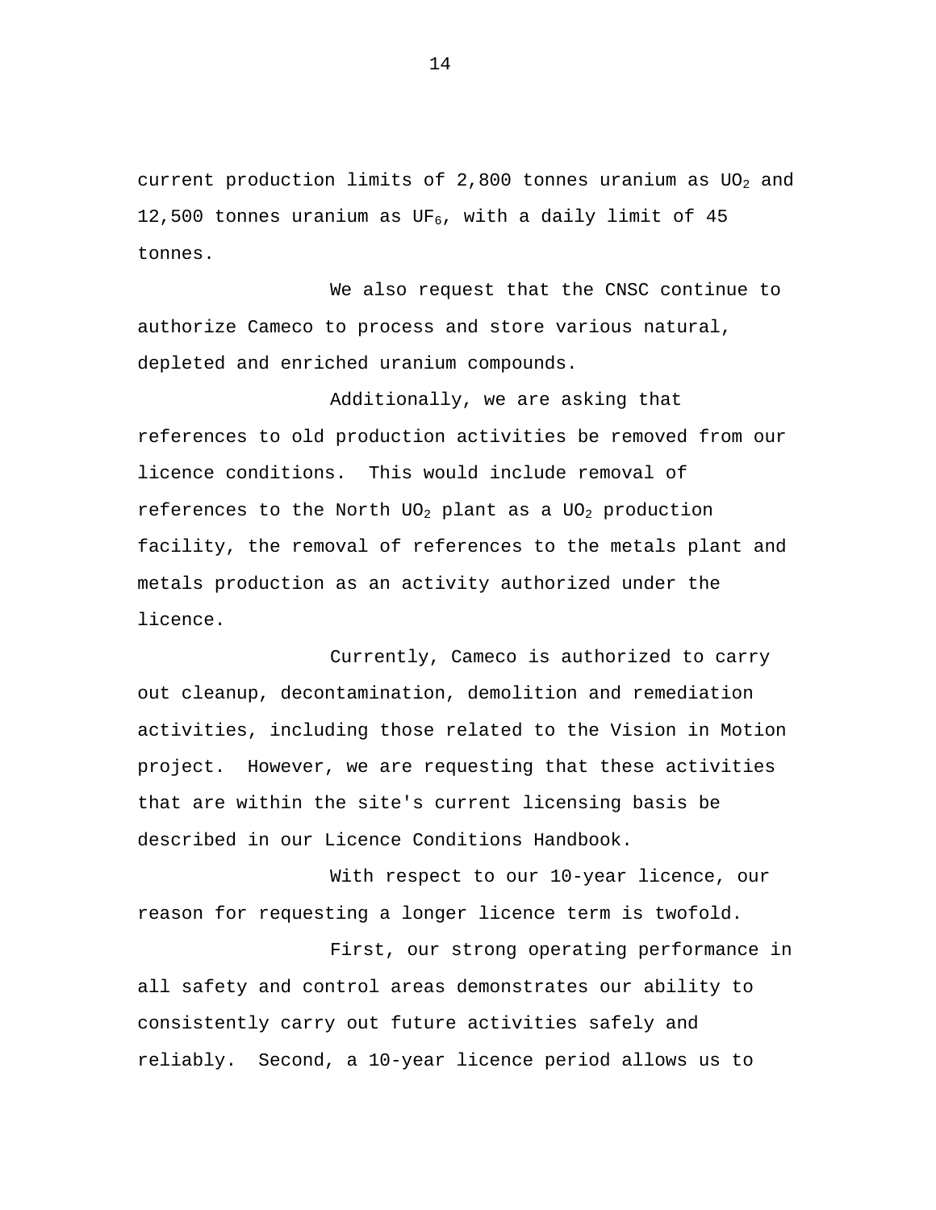current production limits of 2,800 tonnes uranium as $UO_2$ and 12,500 tonnes uranium as $UF_6$, with a daily limit of 45 tonnes.

We also request that the CNSC continue to authorize Cameco to process and store various natural, depleted and enriched uranium compounds.

Additionally, we are asking that references to old production activities be removed from our licence conditions. This would include removal of references to the North $UO_2$ plant as a $UO_2$ production facility, the removal of references to the metals plant and metals production as an activity authorized under the licence.

Currently, Cameco is authorized to carry out cleanup, decontamination, demolition and remediation activities, including those related to the Vision in Motion project. However, we are requesting that these activities that are within the site's current licensing basis be described in our Licence Conditions Handbook.

With respect to our 10-year licence, our reason for requesting a longer licence term is twofold.

First, our strong operating performance in all safety and control areas demonstrates our ability to consistently carry out future activities safely and reliably. Second, a 10-year licence period allows us to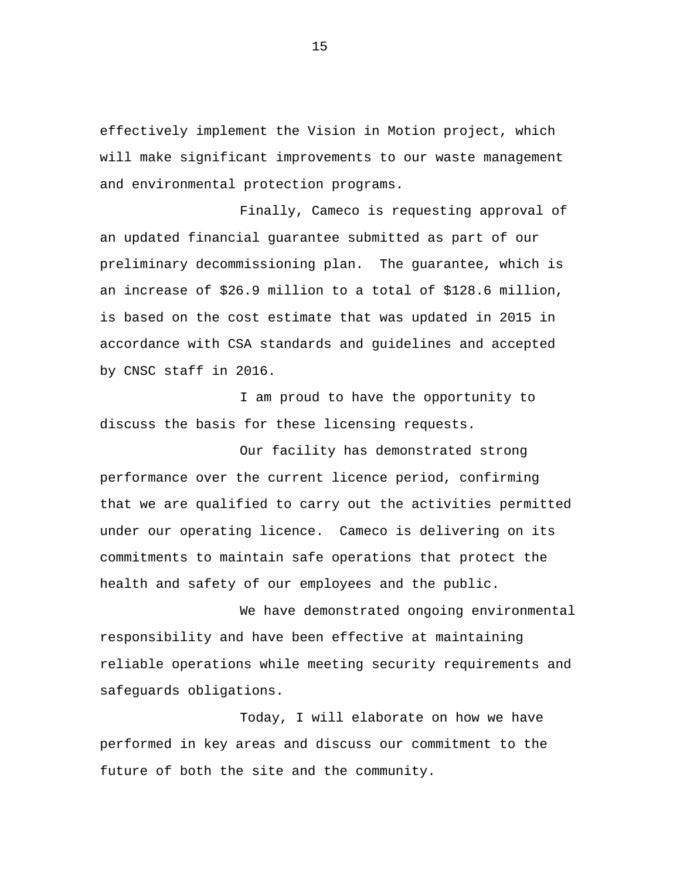effectively implement the Vision in Motion project, which will make significant improvements to our waste management and environmental protection programs.

Finally, Cameco is requesting approval of an updated financial guarantee submitted as part of our preliminary decommissioning plan. The guarantee, which is an increase of $26.9 million to a total of $128.6 million, is based on the cost estimate that was updated in 2015 in accordance with CSA standards and guidelines and accepted by CNSC staff in 2016.

I am proud to have the opportunity to discuss the basis for these licensing requests.

Our facility has demonstrated strong performance over the current licence period, confirming that we are qualified to carry out the activities permitted under our operating licence. Cameco is delivering on its commitments to maintain safe operations that protect the health and safety of our employees and the public.

We have demonstrated ongoing environmental responsibility and have been effective at maintaining reliable operations while meeting security requirements and safeguards obligations.

Today, I will elaborate on how we have performed in key areas and discuss our commitment to the future of both the site and the community.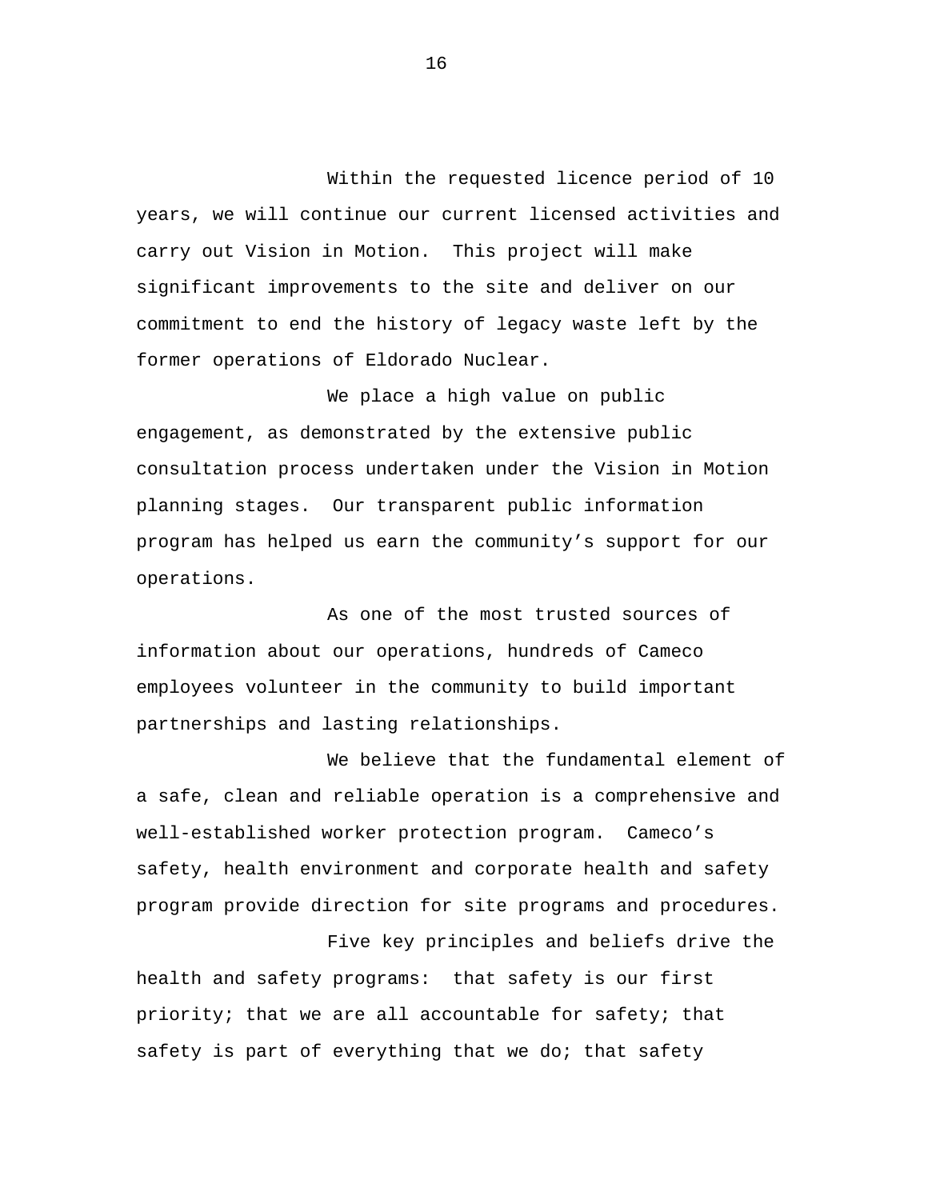Within the requested licence period of 10 years, we will continue our current licensed activities and carry out Vision in Motion. This project will make significant improvements to the site and deliver on our commitment to end the history of legacy waste left by the former operations of Eldorado Nuclear.

We place a high value on public engagement, as demonstrated by the extensive public consultation process undertaken under the Vision in Motion planning stages. Our transparent public information program has helped us earn the community's support for our operations.

As one of the most trusted sources of information about our operations, hundreds of Cameco employees volunteer in the community to build important partnerships and lasting relationships.

We believe that the fundamental element of a safe, clean and reliable operation is a comprehensive and well-established worker protection program. Cameco's safety, health environment and corporate health and safety program provide direction for site programs and procedures.

Five key principles and beliefs drive the health and safety programs: that safety is our first priority; that we are all accountable for safety; that safety is part of everything that we do; that safety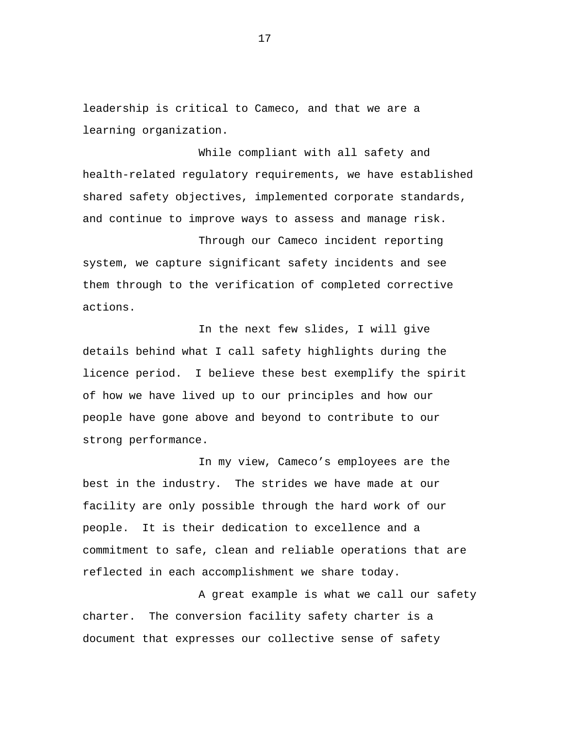leadership is critical to Cameco, and that we are a learning organization.

While compliant with all safety and health-related regulatory requirements, we have established shared safety objectives, implemented corporate standards, and continue to improve ways to assess and manage risk.

Through our Cameco incident reporting system, we capture significant safety incidents and see them through to the verification of completed corrective actions.

In the next few slides, I will give details behind what I call safety highlights during the licence period. I believe these best exemplify the spirit of how we have lived up to our principles and how our people have gone above and beyond to contribute to our strong performance.

In my view, Cameco's employees are the best in the industry. The strides we have made at our facility are only possible through the hard work of our people. It is their dedication to excellence and a commitment to safe, clean and reliable operations that are reflected in each accomplishment we share today.

A great example is what we call our safety charter. The conversion facility safety charter is a document that expresses our collective sense of safety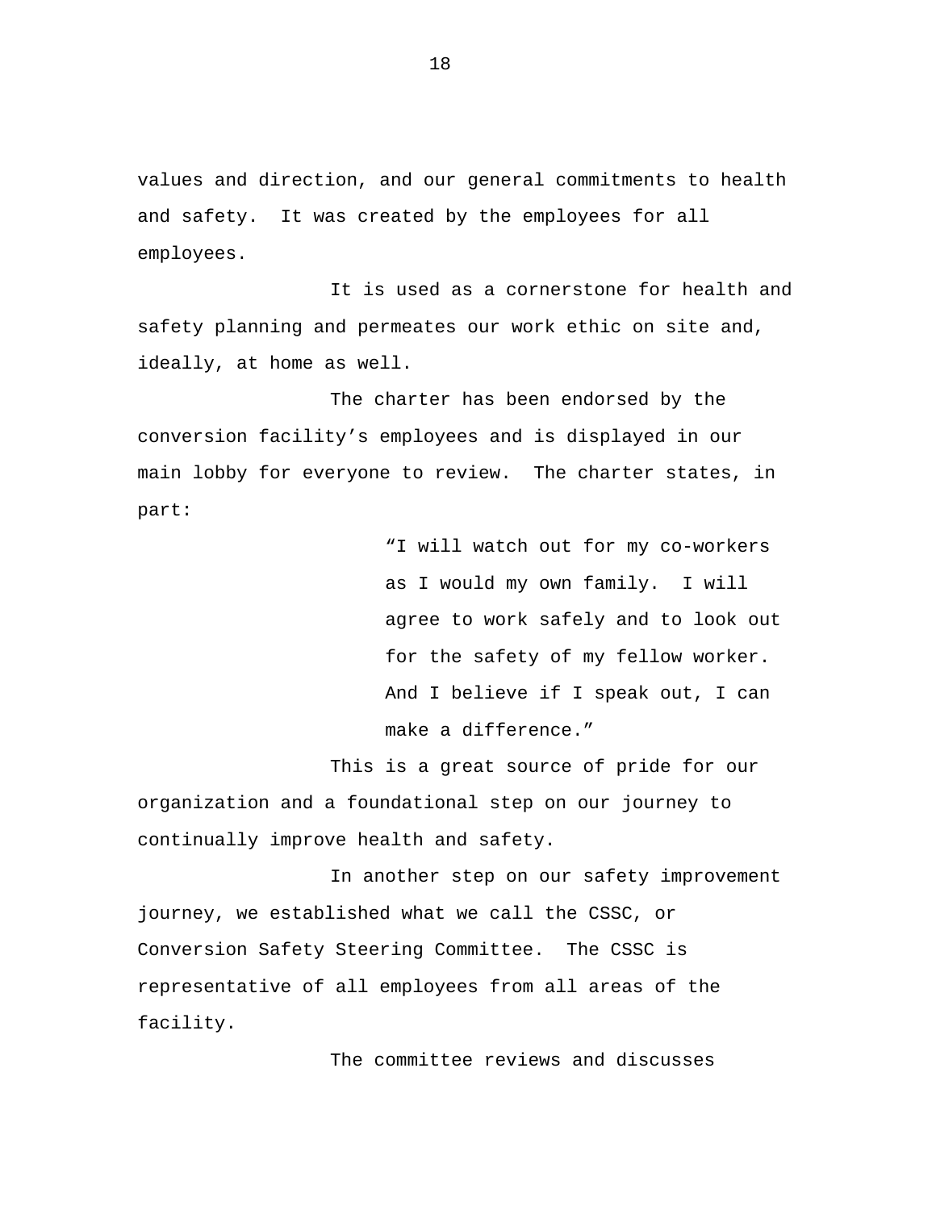values and direction, and our general commitments to health and safety. It was created by the employees for all employees.

It is used as a cornerstone for health and safety planning and permeates our work ethic on site and, ideally, at home as well.

The charter has been endorsed by the conversion facility’s employees and is displayed in our main lobby for everyone to review. The charter states, in part:

> “I will watch out for my co-workers as I would my own family. I will agree to work safely and to look out for the safety of my fellow worker. And I believe if I speak out, I can make a difference.”

This is a great source of pride for our organization and a foundational step on our journey to continually improve health and safety.

In another step on our safety improvement journey, we established what we call the CSSC, or Conversion Safety Steering Committee. The CSSC is representative of all employees from all areas of the facility.

The committee reviews and discusses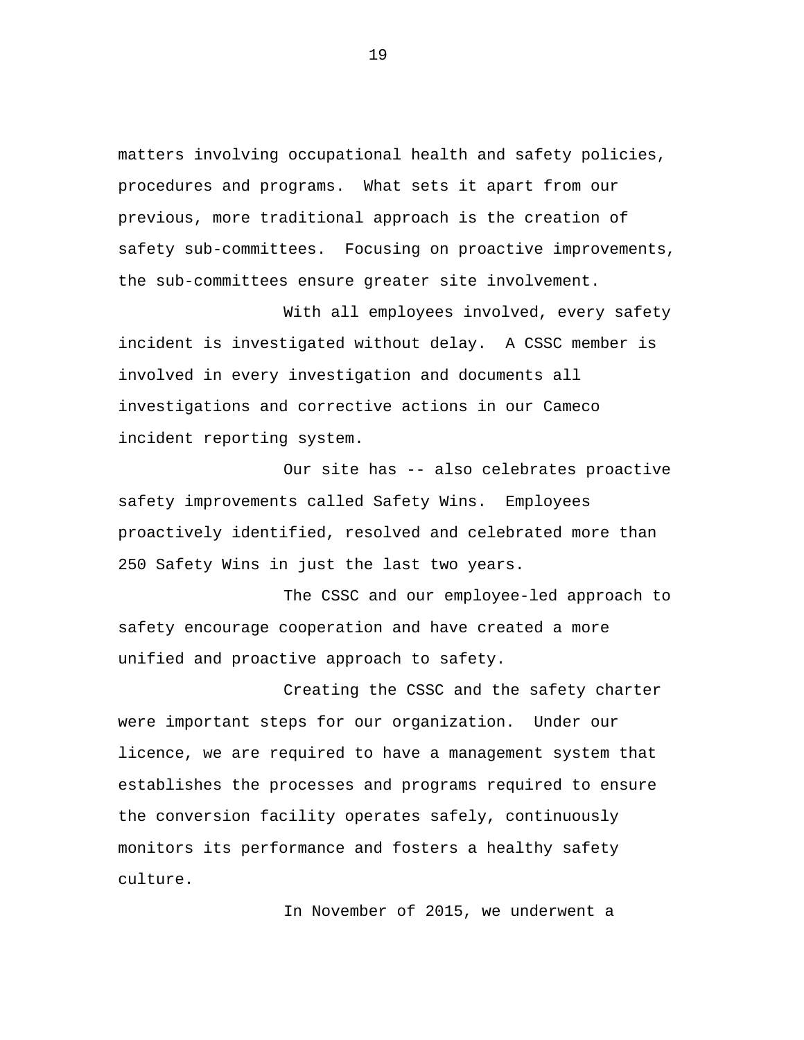matters involving occupational health and safety policies, procedures and programs. What sets it apart from our previous, more traditional approach is the creation of safety sub-committees. Focusing on proactive improvements, the sub-committees ensure greater site involvement.

With all employees involved, every safety incident is investigated without delay. A CSSC member is involved in every investigation and documents all investigations and corrective actions in our Cameco incident reporting system.

Our site has -- also celebrates proactive safety improvements called Safety Wins. Employees proactively identified, resolved and celebrated more than 250 Safety Wins in just the last two years.

The CSSC and our employee-led approach to safety encourage cooperation and have created a more unified and proactive approach to safety.

Creating the CSSC and the safety charter were important steps for our organization. Under our licence, we are required to have a management system that establishes the processes and programs required to ensure the conversion facility operates safely, continuously monitors its performance and fosters a healthy safety culture.

In November of 2015, we underwent a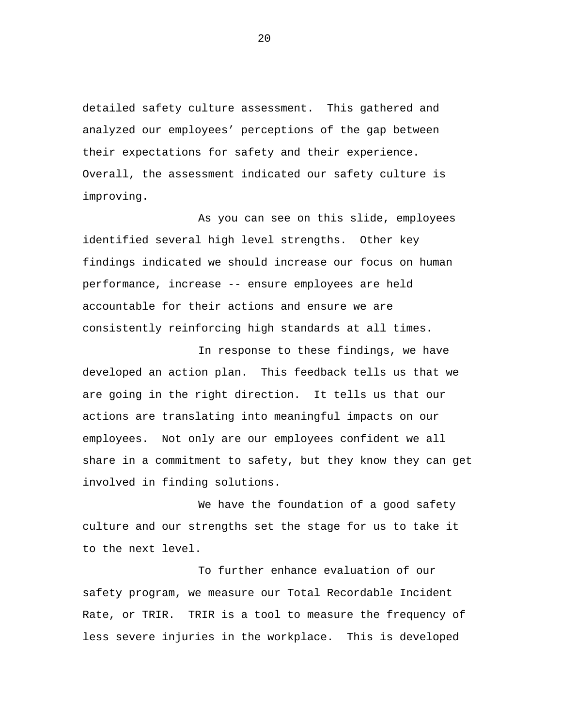detailed safety culture assessment. This gathered and analyzed our employees' perceptions of the gap between their expectations for safety and their experience. Overall, the assessment indicated our safety culture is improving.

As you can see on this slide, employees identified several high level strengths. Other key findings indicated we should increase our focus on human performance, increase -- ensure employees are held accountable for their actions and ensure we are consistently reinforcing high standards at all times.

In response to these findings, we have developed an action plan. This feedback tells us that we are going in the right direction. It tells us that our actions are translating into meaningful impacts on our employees. Not only are our employees confident we all share in a commitment to safety, but they know they can get involved in finding solutions.

We have the foundation of a good safety culture and our strengths set the stage for us to take it to the next level.

To further enhance evaluation of our safety program, we measure our Total Recordable Incident Rate, or TRIR. TRIR is a tool to measure the frequency of less severe injuries in the workplace. This is developed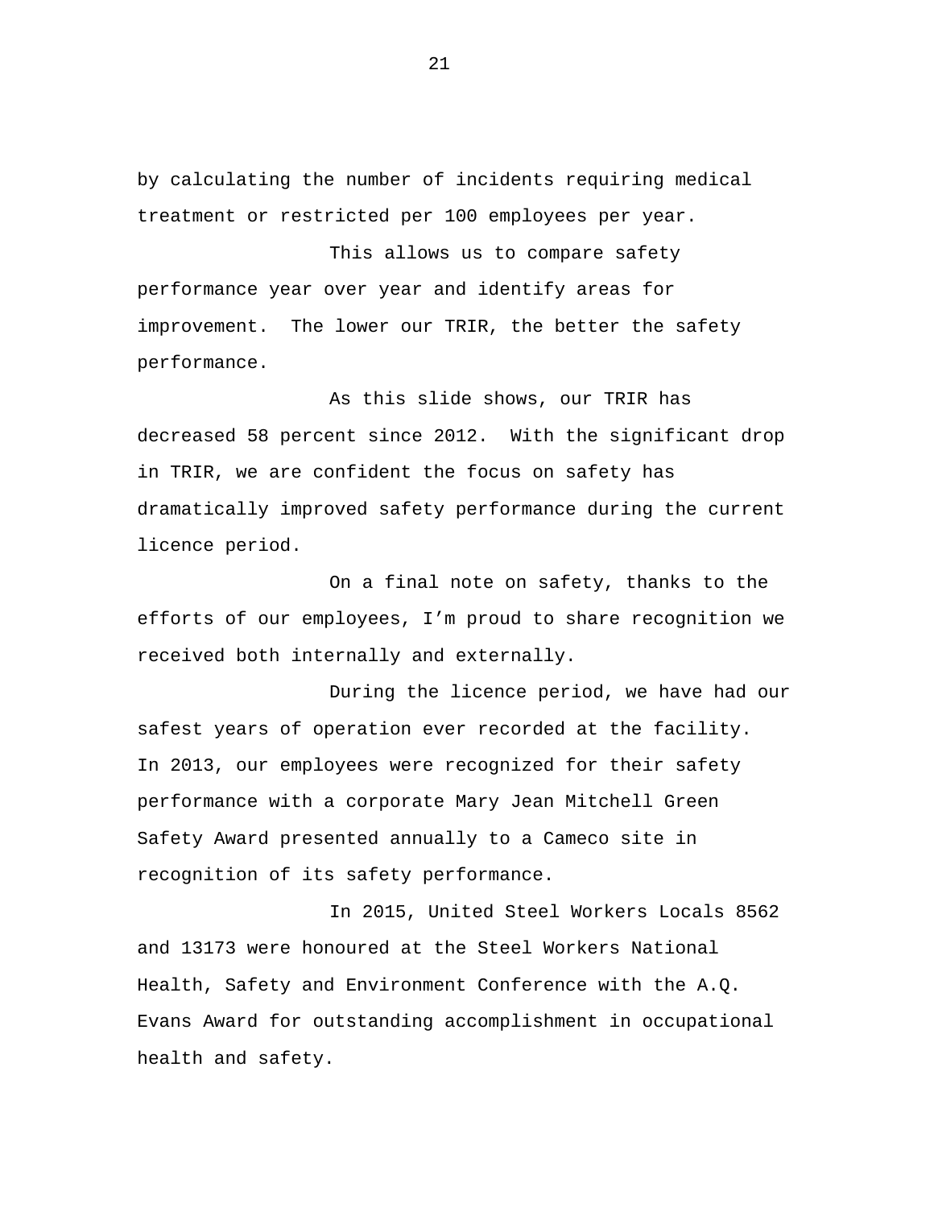by calculating the number of incidents requiring medical treatment or restricted per 100 employees per year.

This allows us to compare safety performance year over year and identify areas for improvement. The lower our TRIR, the better the safety performance.

As this slide shows, our TRIR has decreased 58 percent since 2012. With the significant drop in TRIR, we are confident the focus on safety has dramatically improved safety performance during the current licence period.

On a final note on safety, thanks to the efforts of our employees, I'm proud to share recognition we received both internally and externally.

During the licence period, we have had our safest years of operation ever recorded at the facility. In 2013, our employees were recognized for their safety performance with a corporate Mary Jean Mitchell Green Safety Award presented annually to a Cameco site in recognition of its safety performance.

In 2015, United Steel Workers Locals 8562 and 13173 were honoured at the Steel Workers National Health, Safety and Environment Conference with the A.Q. Evans Award for outstanding accomplishment in occupational health and safety.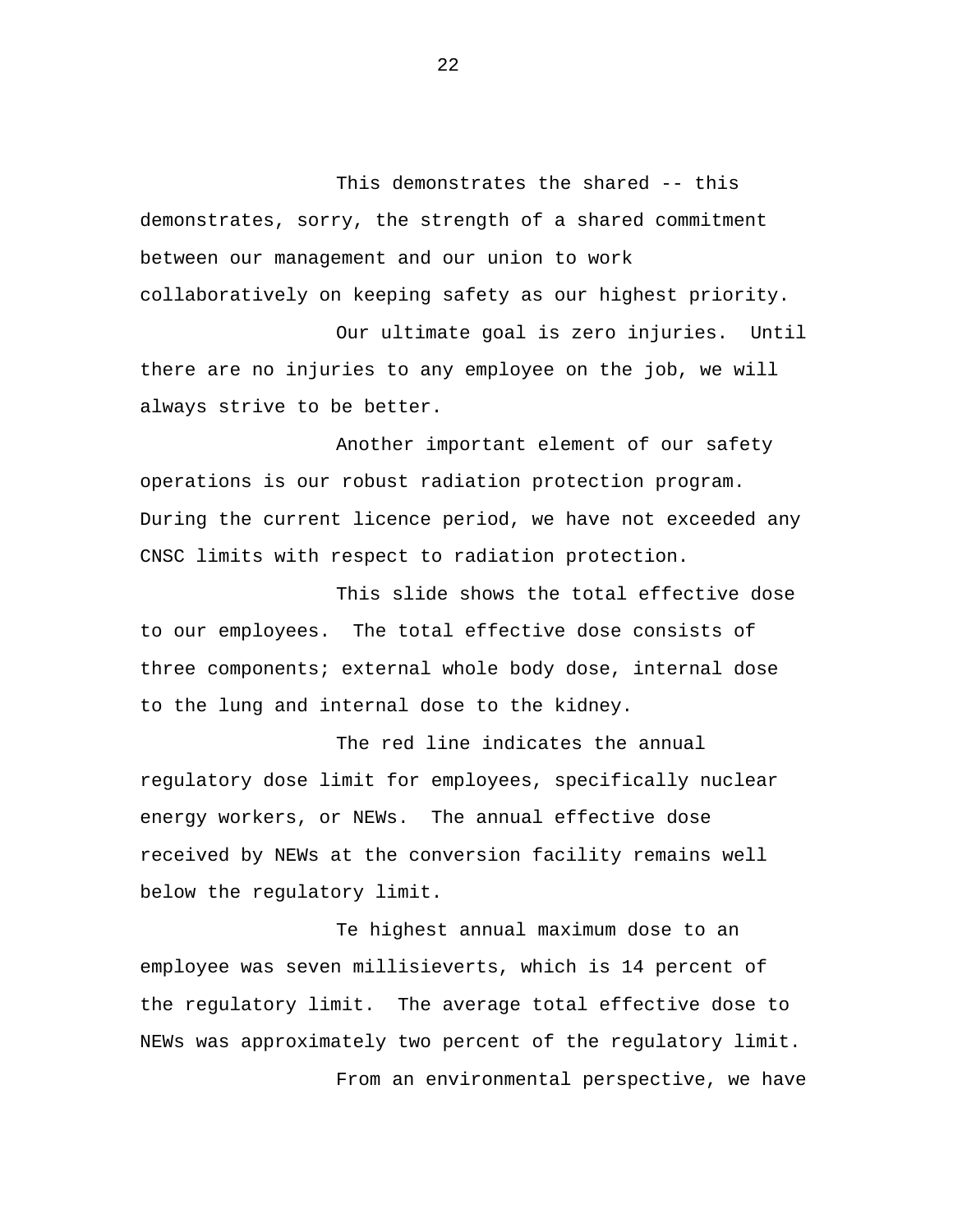This demonstrates the shared -- this demonstrates, sorry, the strength of a shared commitment between our management and our union to work collaboratively on keeping safety as our highest priority.

Our ultimate goal is zero injuries. Until there are no injuries to any employee on the job, we will always strive to be better.

Another important element of our safety operations is our robust radiation protection program. During the current licence period, we have not exceeded any CNSC limits with respect to radiation protection.

This slide shows the total effective dose to our employees. The total effective dose consists of three components; external whole body dose, internal dose to the lung and internal dose to the kidney.

The red line indicates the annual regulatory dose limit for employees, specifically nuclear energy workers, or NEWs. The annual effective dose received by NEWs at the conversion facility remains well below the regulatory limit.

Te highest annual maximum dose to an employee was seven millisieverts, which is 14 percent of the regulatory limit. The average total effective dose to NEWs was approximately two percent of the regulatory limit.

From an environmental perspective, we have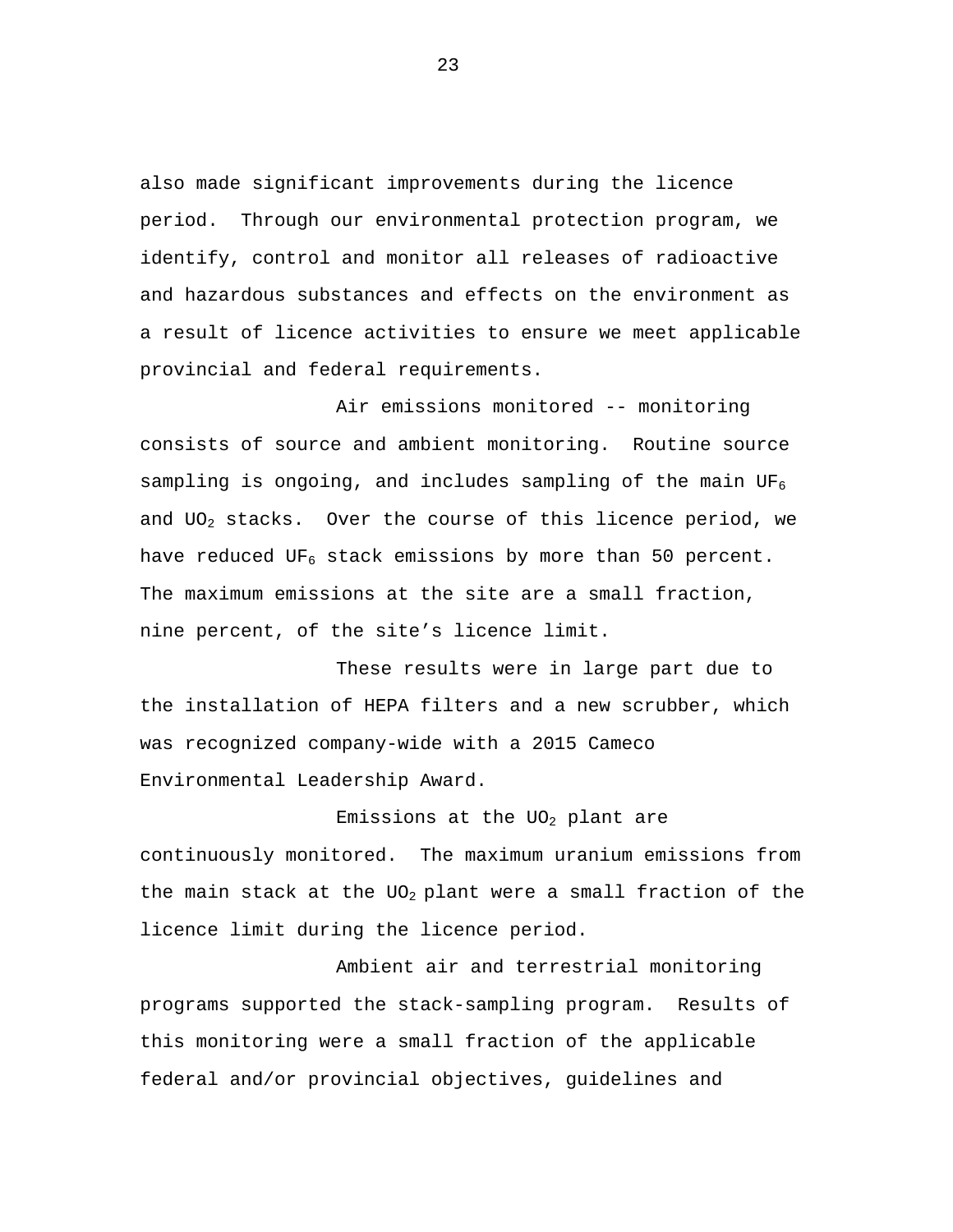also made significant improvements during the licence period. Through our environmental protection program, we identify, control and monitor all releases of radioactive and hazardous substances and effects on the environment as a result of licence activities to ensure we meet applicable provincial and federal requirements.

Air emissions monitored -- monitoring consists of source and ambient monitoring. Routine source sampling is ongoing, and includes sampling of the main $UF_6$ and $UO_2$ stacks. Over the course of this licence period, we have reduced $UF_6$ stack emissions by more than 50 percent. The maximum emissions at the site are a small fraction, nine percent, of the site's licence limit.

These results were in large part due to the installation of HEPA filters and a new scrubber, which was recognized company-wide with a 2015 Cameco Environmental Leadership Award.

Emissions at the $UO_2$ plant are continuously monitored. The maximum uranium emissions from the main stack at the $UO_2$ plant were a small fraction of the licence limit during the licence period.

Ambient air and terrestrial monitoring programs supported the stack-sampling program. Results of this monitoring were a small fraction of the applicable federal and/or provincial objectives, guidelines and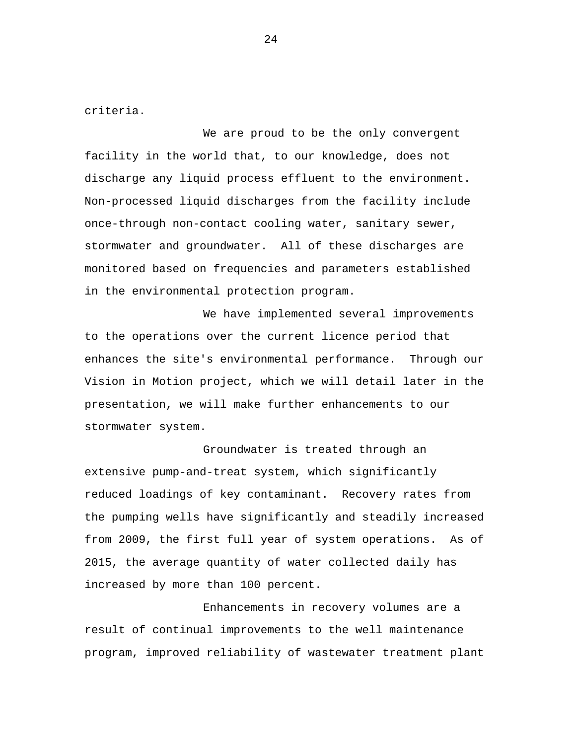criteria.

We are proud to be the only convergent facility in the world that, to our knowledge, does not discharge any liquid process effluent to the environment. Non-processed liquid discharges from the facility include once-through non-contact cooling water, sanitary sewer, stormwater and groundwater. All of these discharges are monitored based on frequencies and parameters established in the environmental protection program.

We have implemented several improvements to the operations over the current licence period that enhances the site's environmental performance. Through our Vision in Motion project, which we will detail later in the presentation, we will make further enhancements to our stormwater system.

Groundwater is treated through an extensive pump-and-treat system, which significantly reduced loadings of key contaminant. Recovery rates from the pumping wells have significantly and steadily increased from 2009, the first full year of system operations. As of 2015, the average quantity of water collected daily has increased by more than 100 percent.

Enhancements in recovery volumes are a result of continual improvements to the well maintenance program, improved reliability of wastewater treatment plant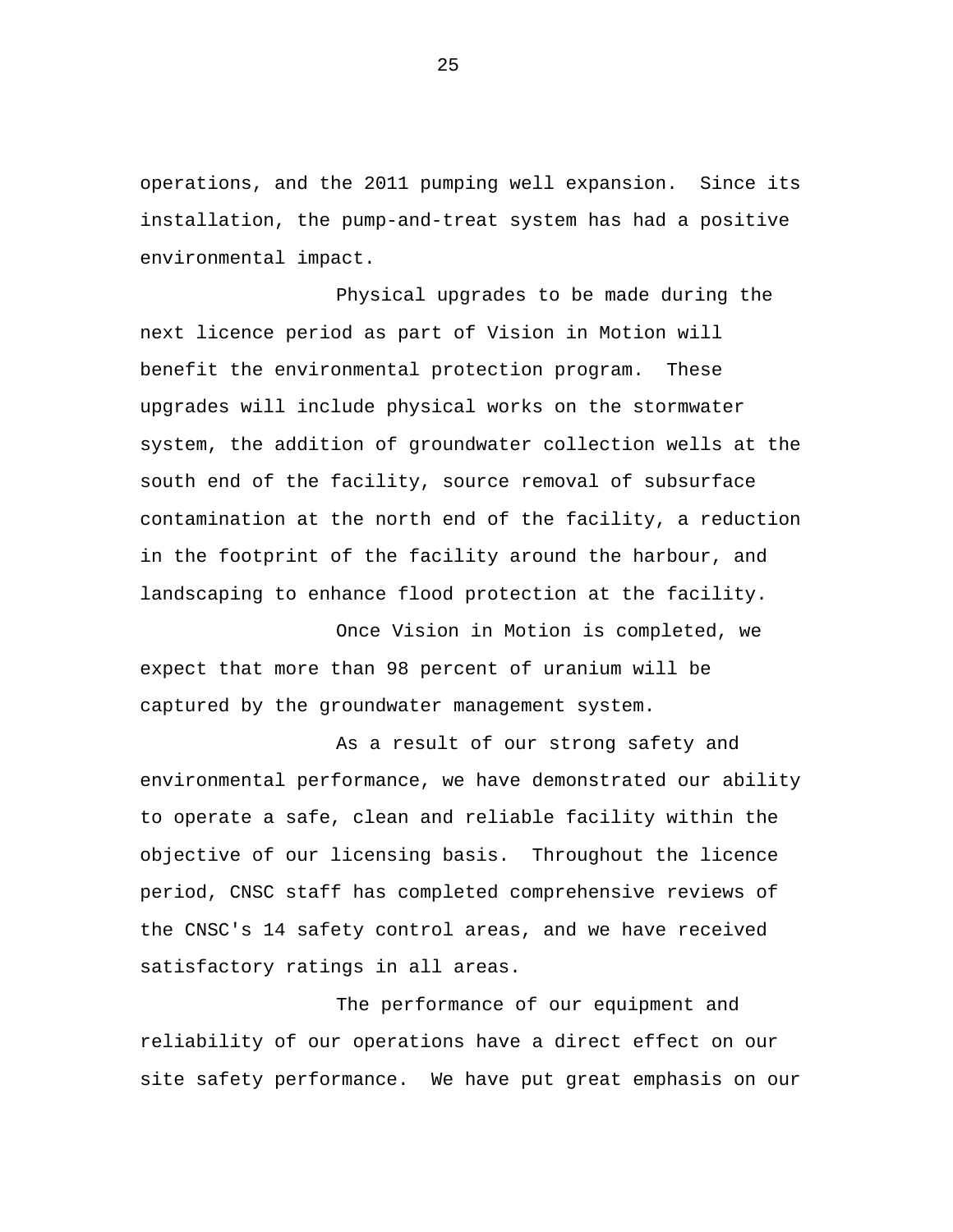operations, and the 2011 pumping well expansion. Since its installation, the pump-and-treat system has had a positive environmental impact.

Physical upgrades to be made during the next licence period as part of Vision in Motion will benefit the environmental protection program. These upgrades will include physical works on the stormwater system, the addition of groundwater collection wells at the south end of the facility, source removal of subsurface contamination at the north end of the facility, a reduction in the footprint of the facility around the harbour, and landscaping to enhance flood protection at the facility.

Once Vision in Motion is completed, we expect that more than 98 percent of uranium will be captured by the groundwater management system.

As a result of our strong safety and environmental performance, we have demonstrated our ability to operate a safe, clean and reliable facility within the objective of our licensing basis. Throughout the licence period, CNSC staff has completed comprehensive reviews of the CNSC's 14 safety control areas, and we have received satisfactory ratings in all areas.

The performance of our equipment and reliability of our operations have a direct effect on our site safety performance. We have put great emphasis on our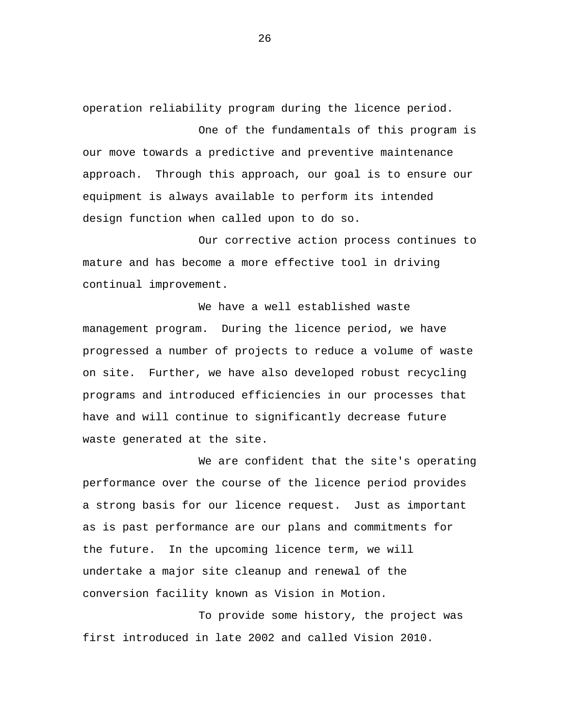operation reliability program during the licence period.

One of the fundamentals of this program is our move towards a predictive and preventive maintenance approach. Through this approach, our goal is to ensure our equipment is always available to perform its intended design function when called upon to do so.

Our corrective action process continues to mature and has become a more effective tool in driving continual improvement.

We have a well established waste management program. During the licence period, we have progressed a number of projects to reduce a volume of waste on site. Further, we have also developed robust recycling programs and introduced efficiencies in our processes that have and will continue to significantly decrease future waste generated at the site.

We are confident that the site's operating performance over the course of the licence period provides a strong basis for our licence request. Just as important as is past performance are our plans and commitments for the future. In the upcoming licence term, we will undertake a major site cleanup and renewal of the conversion facility known as Vision in Motion.

To provide some history, the project was first introduced in late 2002 and called Vision 2010.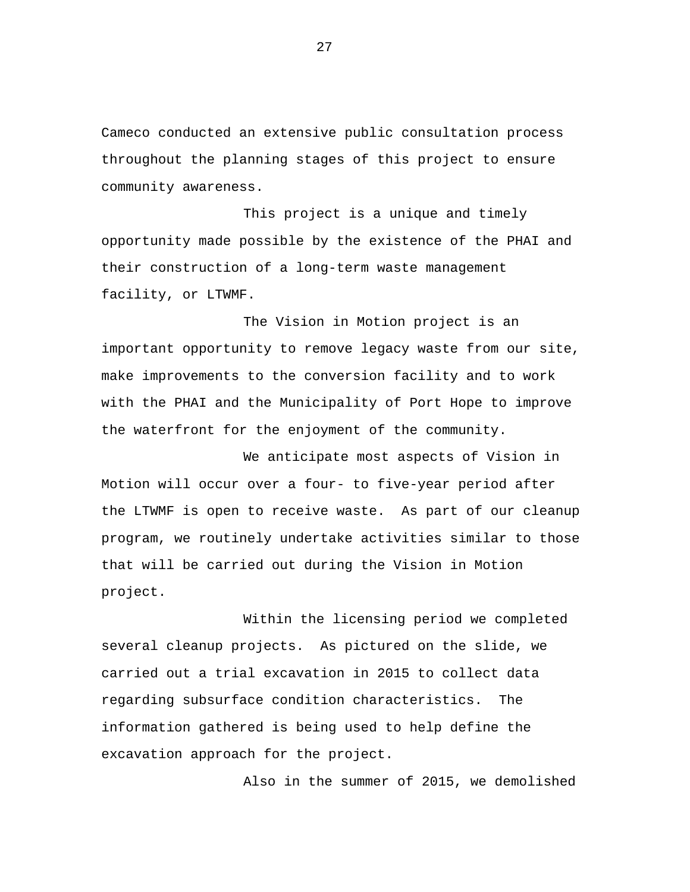Cameco conducted an extensive public consultation process throughout the planning stages of this project to ensure community awareness.

This project is a unique and timely opportunity made possible by the existence of the PHAI and their construction of a long-term waste management facility, or LTWMF.

The Vision in Motion project is an important opportunity to remove legacy waste from our site, make improvements to the conversion facility and to work with the PHAI and the Municipality of Port Hope to improve the waterfront for the enjoyment of the community.

We anticipate most aspects of Vision in Motion will occur over a four- to five-year period after the LTWMF is open to receive waste. As part of our cleanup program, we routinely undertake activities similar to those that will be carried out during the Vision in Motion project.

Within the licensing period we completed several cleanup projects. As pictured on the slide, we carried out a trial excavation in 2015 to collect data regarding subsurface condition characteristics. The information gathered is being used to help define the excavation approach for the project.

Also in the summer of 2015, we demolished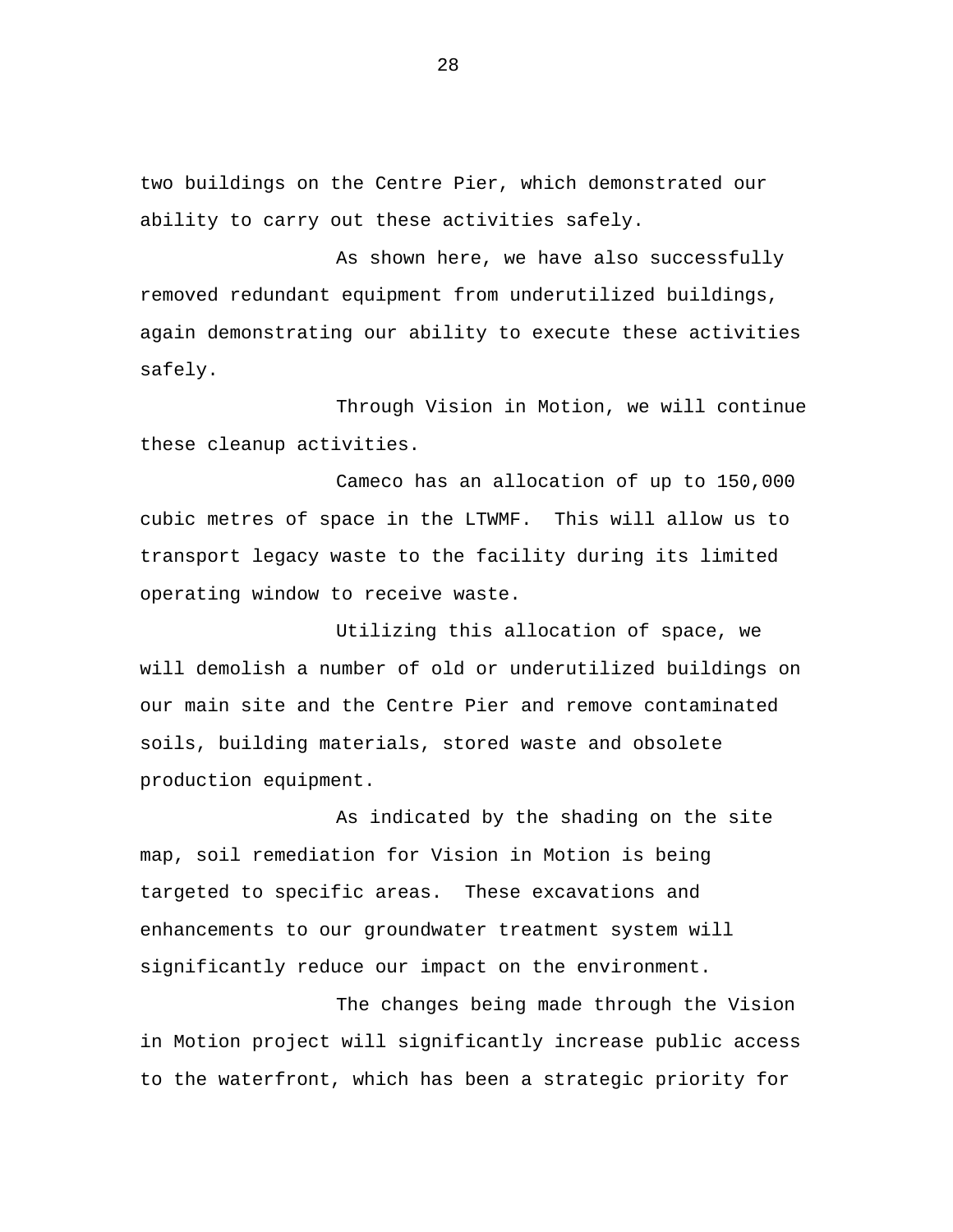two buildings on the Centre Pier, which demonstrated our ability to carry out these activities safely.

As shown here, we have also successfully removed redundant equipment from underutilized buildings, again demonstrating our ability to execute these activities safely.

Through Vision in Motion, we will continue these cleanup activities.

Cameco has an allocation of up to 150,000 cubic metres of space in the LTWMF. This will allow us to transport legacy waste to the facility during its limited operating window to receive waste.

Utilizing this allocation of space, we will demolish a number of old or underutilized buildings on our main site and the Centre Pier and remove contaminated soils, building materials, stored waste and obsolete production equipment.

As indicated by the shading on the site map, soil remediation for Vision in Motion is being targeted to specific areas. These excavations and enhancements to our groundwater treatment system will significantly reduce our impact on the environment.

The changes being made through the Vision in Motion project will significantly increase public access to the waterfront, which has been a strategic priority for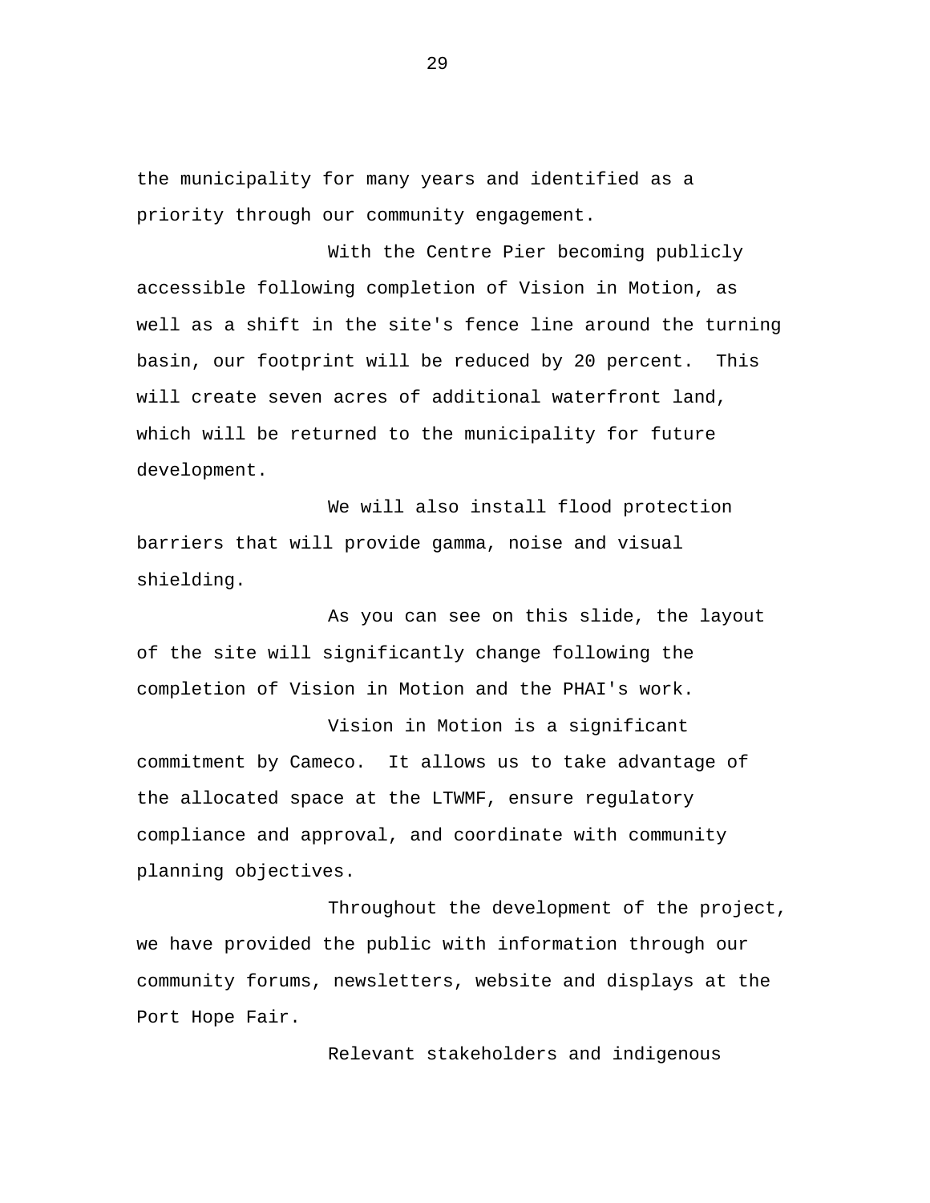the municipality for many years and identified as a priority through our community engagement.

With the Centre Pier becoming publicly accessible following completion of Vision in Motion, as well as a shift in the site's fence line around the turning basin, our footprint will be reduced by 20 percent. This will create seven acres of additional waterfront land, which will be returned to the municipality for future development.

We will also install flood protection barriers that will provide gamma, noise and visual shielding.

As you can see on this slide, the layout of the site will significantly change following the completion of Vision in Motion and the PHAI's work.

Vision in Motion is a significant commitment by Cameco. It allows us to take advantage of the allocated space at the LTWMF, ensure regulatory compliance and approval, and coordinate with community planning objectives.

Throughout the development of the project, we have provided the public with information through our community forums, newsletters, website and displays at the Port Hope Fair.

Relevant stakeholders and indigenous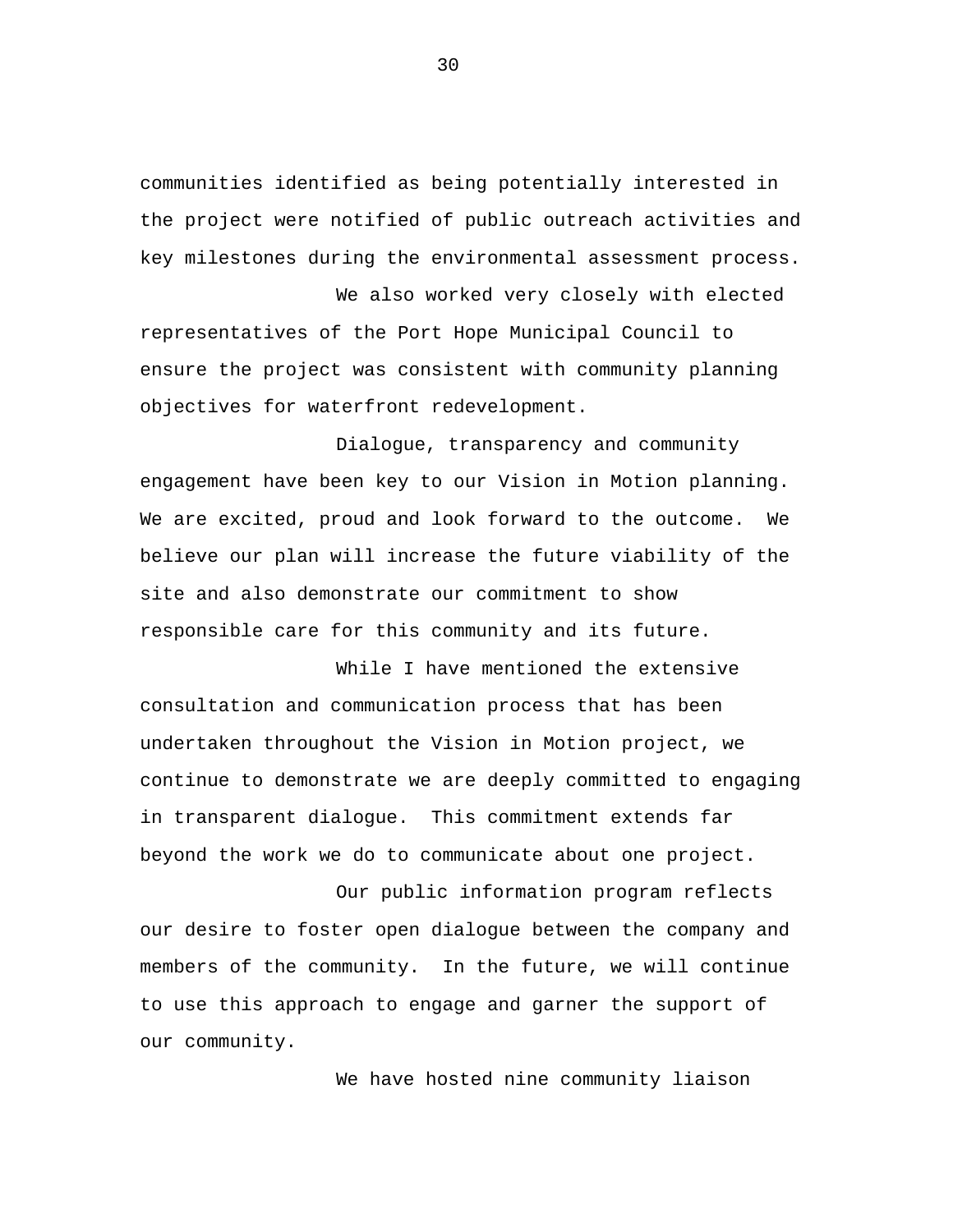communities identified as being potentially interested in the project were notified of public outreach activities and key milestones during the environmental assessment process.

We also worked very closely with elected representatives of the Port Hope Municipal Council to ensure the project was consistent with community planning objectives for waterfront redevelopment.

Dialogue, transparency and community engagement have been key to our Vision in Motion planning. We are excited, proud and look forward to the outcome. We believe our plan will increase the future viability of the site and also demonstrate our commitment to show responsible care for this community and its future.

While I have mentioned the extensive consultation and communication process that has been undertaken throughout the Vision in Motion project, we continue to demonstrate we are deeply committed to engaging in transparent dialogue. This commitment extends far beyond the work we do to communicate about one project.

Our public information program reflects our desire to foster open dialogue between the company and members of the community. In the future, we will continue to use this approach to engage and garner the support of our community.

We have hosted nine community liaison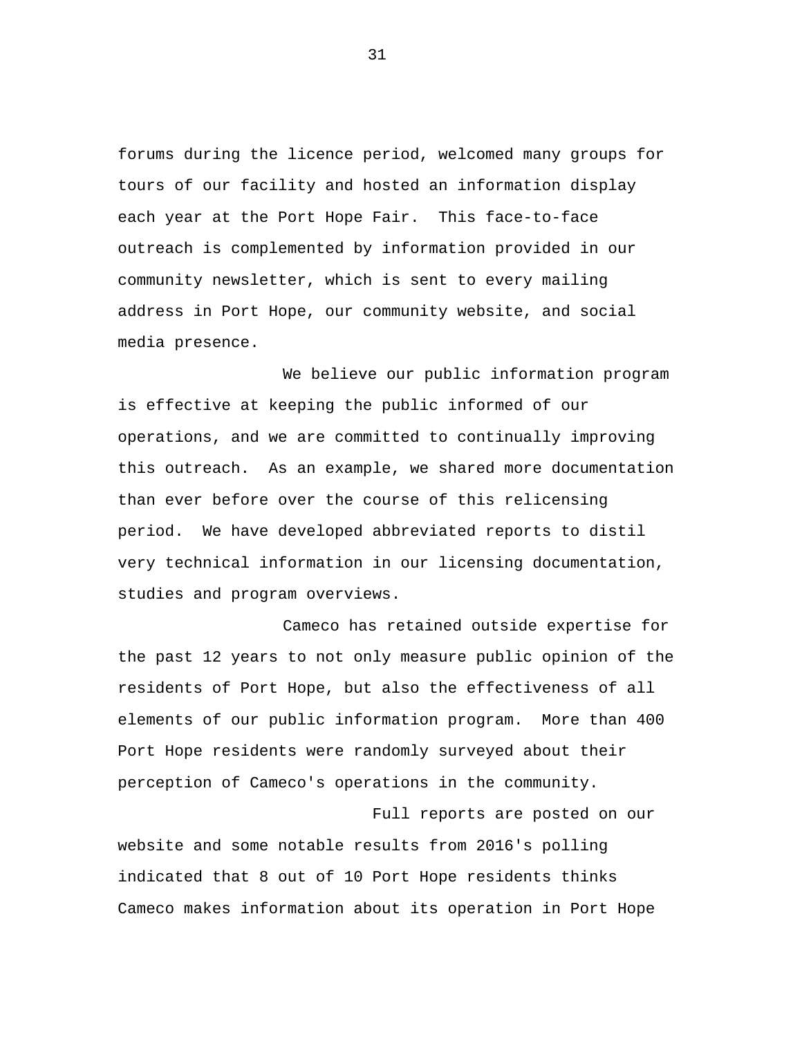forums during the licence period, welcomed many groups for tours of our facility and hosted an information display each year at the Port Hope Fair.  This face-to-face outreach is complemented by information provided in our community newsletter, which is sent to every mailing address in Port Hope, our community website, and social media presence.

We believe our public information program is effective at keeping the public informed of our operations, and we are committed to continually improving this outreach.  As an example, we shared more documentation than ever before over the course of this relicensing period.  We have developed abbreviated reports to distil very technical information in our licensing documentation, studies and program overviews.

Cameco has retained outside expertise for the past 12 years to not only measure public opinion of the residents of Port Hope, but also the effectiveness of all elements of our public information program.  More than 400 Port Hope residents were randomly surveyed about their perception of Cameco's operations in the community.

Full reports are posted on our website and some notable results from 2016's polling indicated that 8 out of 10 Port Hope residents thinks Cameco makes information about its operation in Port Hope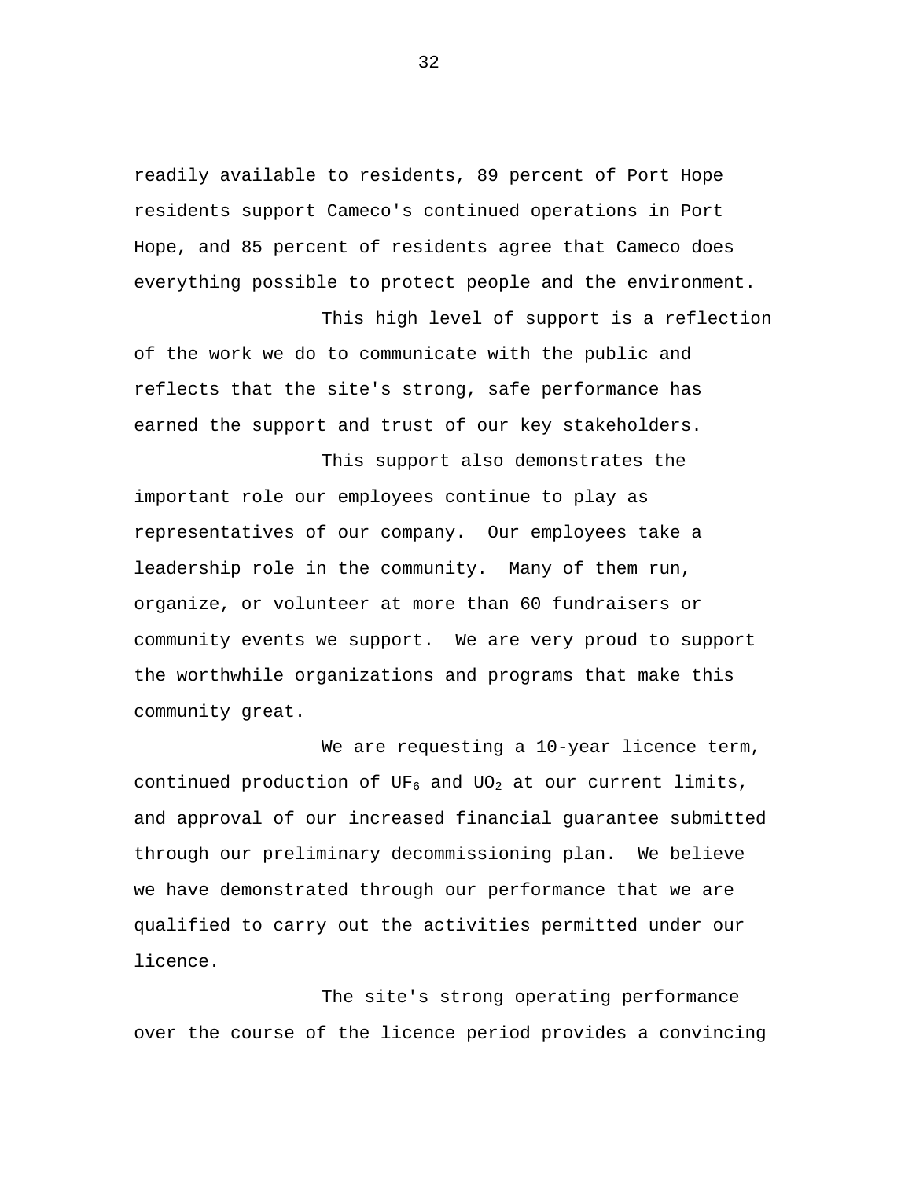readily available to residents, 89 percent of Port Hope residents support Cameco's continued operations in Port Hope, and 85 percent of residents agree that Cameco does everything possible to protect people and the environment.

This high level of support is a reflection of the work we do to communicate with the public and reflects that the site's strong, safe performance has earned the support and trust of our key stakeholders.

This support also demonstrates the important role our employees continue to play as representatives of our company. Our employees take a leadership role in the community. Many of them run, organize, or volunteer at more than 60 fundraisers or community events we support. We are very proud to support the worthwhile organizations and programs that make this community great.

We are requesting a 10-year licence term, continued production of $UF_6$ and $UO_2$ at our current limits, and approval of our increased financial guarantee submitted through our preliminary decommissioning plan. We believe we have demonstrated through our performance that we are qualified to carry out the activities permitted under our licence.

The site's strong operating performance over the course of the licence period provides a convincing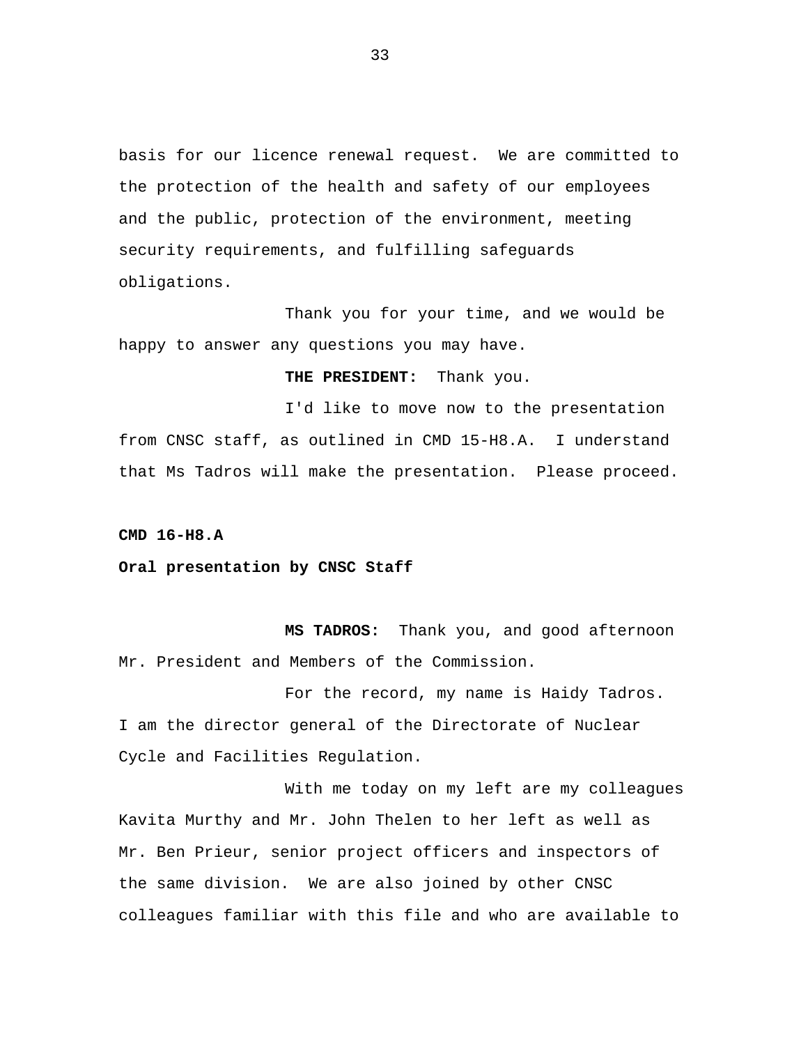basis for our licence renewal request. We are committed to the protection of the health and safety of our employees and the public, protection of the environment, meeting security requirements, and fulfilling safeguards obligations.

Thank you for your time, and we would be happy to answer any questions you may have.

**THE PRESIDENT:** Thank you.

I'd like to move now to the presentation from CNSC staff, as outlined in CMD 15-H8.A. I understand that Ms Tadros will make the presentation. Please proceed.

**CMD 16-H8.A**

**Oral presentation by CNSC Staff**

**MS TADROS:** Thank you, and good afternoon Mr. President and Members of the Commission.

For the record, my name is Haidy Tadros. I am the director general of the Directorate of Nuclear Cycle and Facilities Regulation.

With me today on my left are my colleagues Kavita Murthy and Mr. John Thelen to her left as well as Mr. Ben Prieur, senior project officers and inspectors of the same division. We are also joined by other CNSC colleagues familiar with this file and who are available to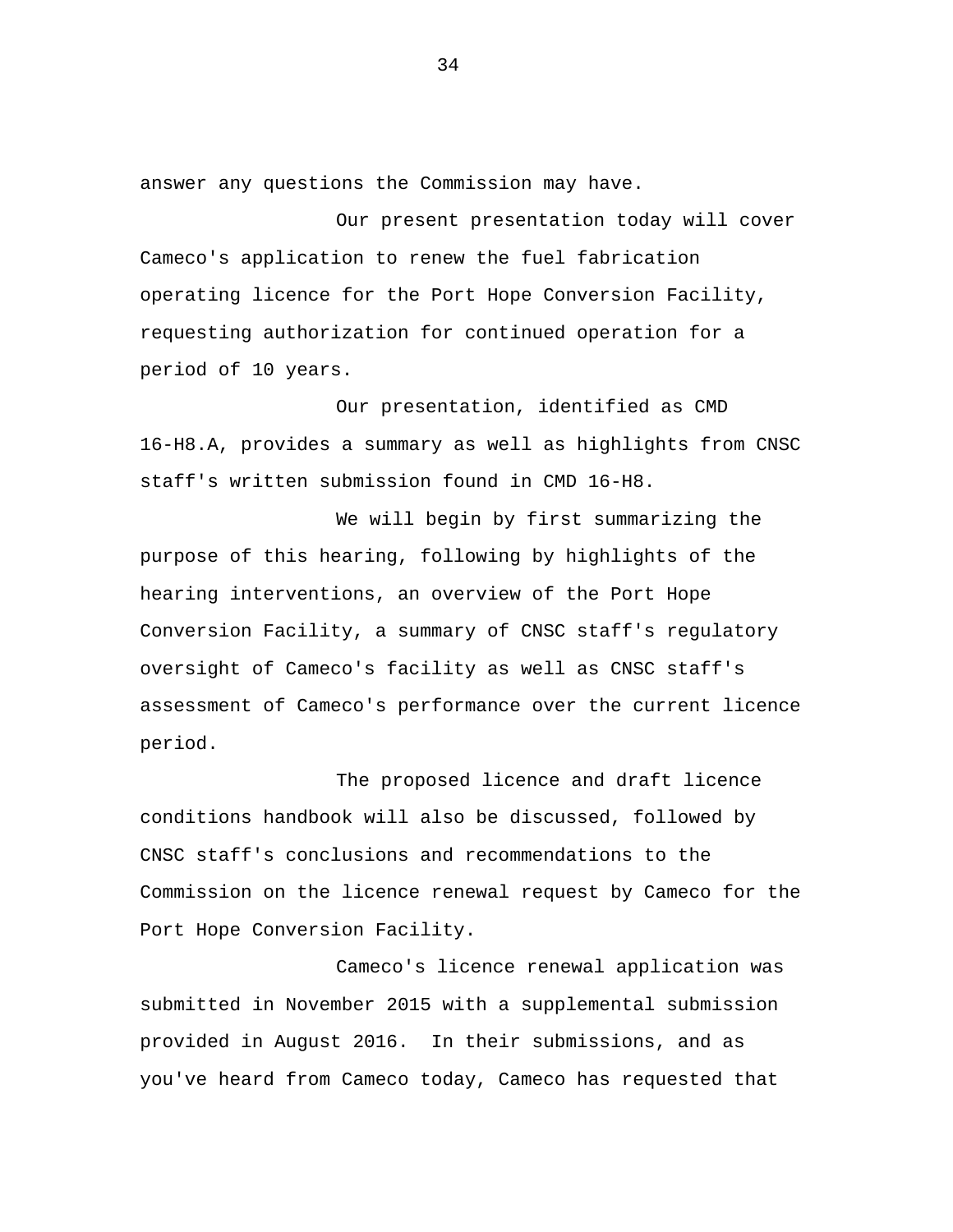answer any questions the Commission may have.

Our present presentation today will cover Cameco's application to renew the fuel fabrication operating licence for the Port Hope Conversion Facility, requesting authorization for continued operation for a period of 10 years.

Our presentation, identified as CMD 16-H8.A, provides a summary as well as highlights from CNSC staff's written submission found in CMD 16-H8.

We will begin by first summarizing the purpose of this hearing, following by highlights of the hearing interventions, an overview of the Port Hope Conversion Facility, a summary of CNSC staff's regulatory oversight of Cameco's facility as well as CNSC staff's assessment of Cameco's performance over the current licence period.

The proposed licence and draft licence conditions handbook will also be discussed, followed by CNSC staff's conclusions and recommendations to the Commission on the licence renewal request by Cameco for the Port Hope Conversion Facility.

Cameco's licence renewal application was submitted in November 2015 with a supplemental submission provided in August 2016. In their submissions, and as you've heard from Cameco today, Cameco has requested that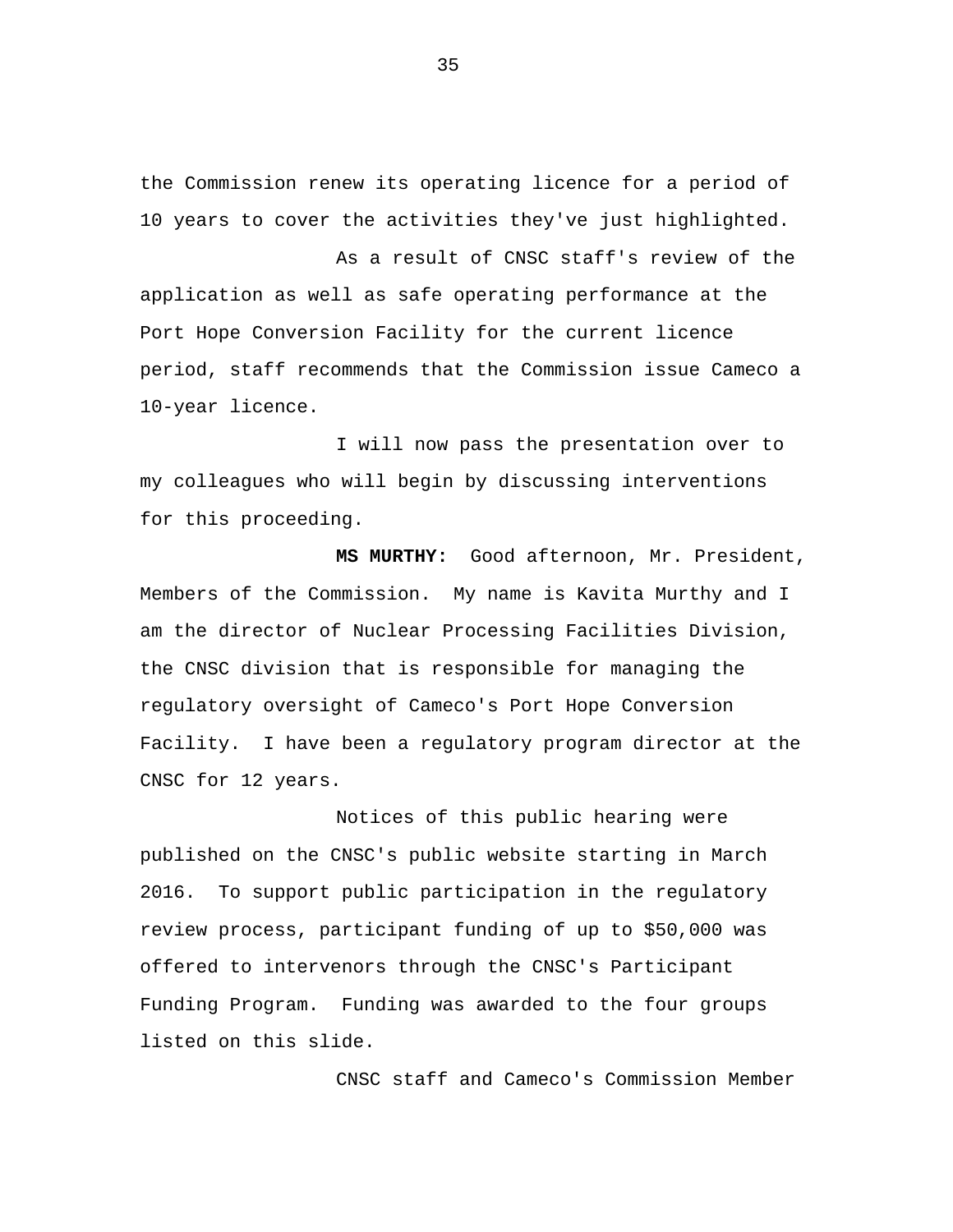the Commission renew its operating licence for a period of 10 years to cover the activities they've just highlighted.

As a result of CNSC staff's review of the application as well as safe operating performance at the Port Hope Conversion Facility for the current licence period, staff recommends that the Commission issue Cameco a 10-year licence.

I will now pass the presentation over to my colleagues who will begin by discussing interventions for this proceeding.

**MS MURTHY:** Good afternoon, Mr. President, Members of the Commission. My name is Kavita Murthy and I am the director of Nuclear Processing Facilities Division, the CNSC division that is responsible for managing the regulatory oversight of Cameco's Port Hope Conversion Facility. I have been a regulatory program director at the CNSC for 12 years.

Notices of this public hearing were published on the CNSC's public website starting in March 2016. To support public participation in the regulatory review process, participant funding of up to $50,000 was offered to intervenors through the CNSC's Participant Funding Program. Funding was awarded to the four groups listed on this slide.

CNSC staff and Cameco's Commission Member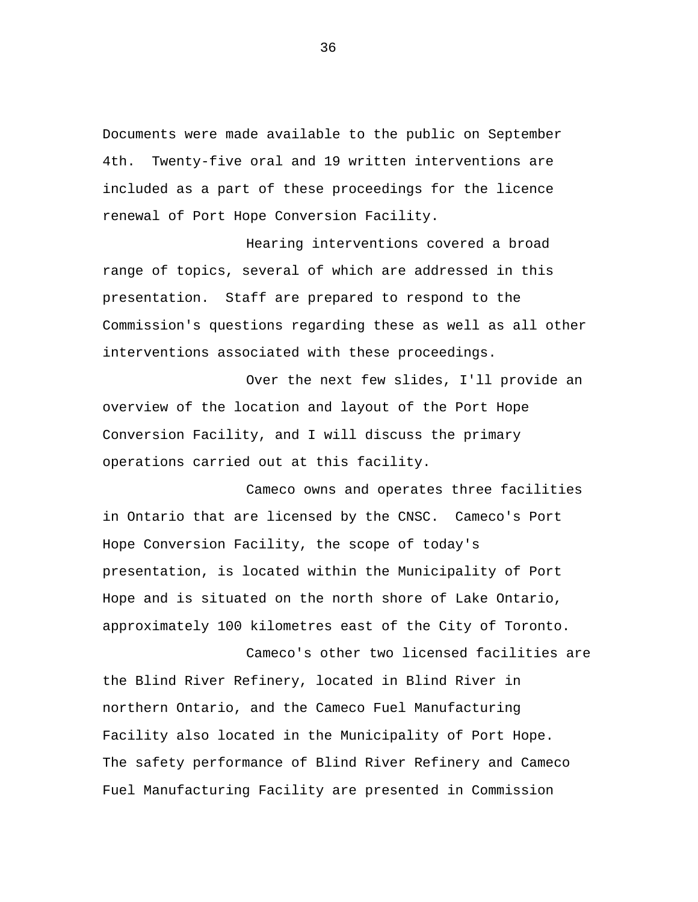Documents were made available to the public on September 4th. Twenty-five oral and 19 written interventions are included as a part of these proceedings for the licence renewal of Port Hope Conversion Facility.

Hearing interventions covered a broad range of topics, several of which are addressed in this presentation. Staff are prepared to respond to the Commission's questions regarding these as well as all other interventions associated with these proceedings.

Over the next few slides, I'll provide an overview of the location and layout of the Port Hope Conversion Facility, and I will discuss the primary operations carried out at this facility.

Cameco owns and operates three facilities in Ontario that are licensed by the CNSC. Cameco's Port Hope Conversion Facility, the scope of today's presentation, is located within the Municipality of Port Hope and is situated on the north shore of Lake Ontario, approximately 100 kilometres east of the City of Toronto.

Cameco's other two licensed facilities are the Blind River Refinery, located in Blind River in northern Ontario, and the Cameco Fuel Manufacturing Facility also located in the Municipality of Port Hope. The safety performance of Blind River Refinery and Cameco Fuel Manufacturing Facility are presented in Commission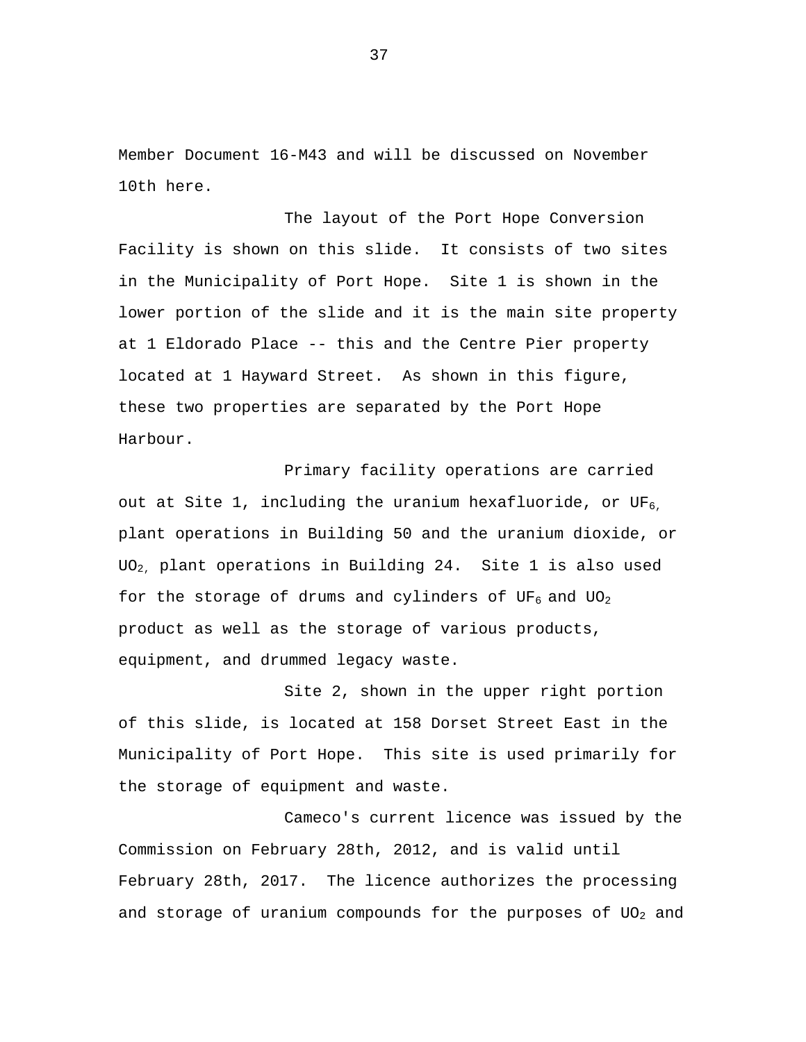Member Document 16-M43 and will be discussed on November 10th here.

The layout of the Port Hope Conversion Facility is shown on this slide. It consists of two sites in the Municipality of Port Hope. Site 1 is shown in the lower portion of the slide and it is the main site property at 1 Eldorado Place -- this and the Centre Pier property located at 1 Hayward Street. As shown in this figure, these two properties are separated by the Port Hope Harbour.

Primary facility operations are carried out at Site 1, including the uranium hexafluoride, or $UF_6$, plant operations in Building 50 and the uranium dioxide, or $UO_2$, plant operations in Building 24. Site 1 is also used for the storage of drums and cylinders of $UF_6$ and $UO_2$ product as well as the storage of various products, equipment, and drummed legacy waste.

Site 2, shown in the upper right portion of this slide, is located at 158 Dorset Street East in the Municipality of Port Hope. This site is used primarily for the storage of equipment and waste.

Cameco's current licence was issued by the Commission on February 28th, 2012, and is valid until February 28th, 2017. The licence authorizes the processing and storage of uranium compounds for the purposes of $UO_2$ and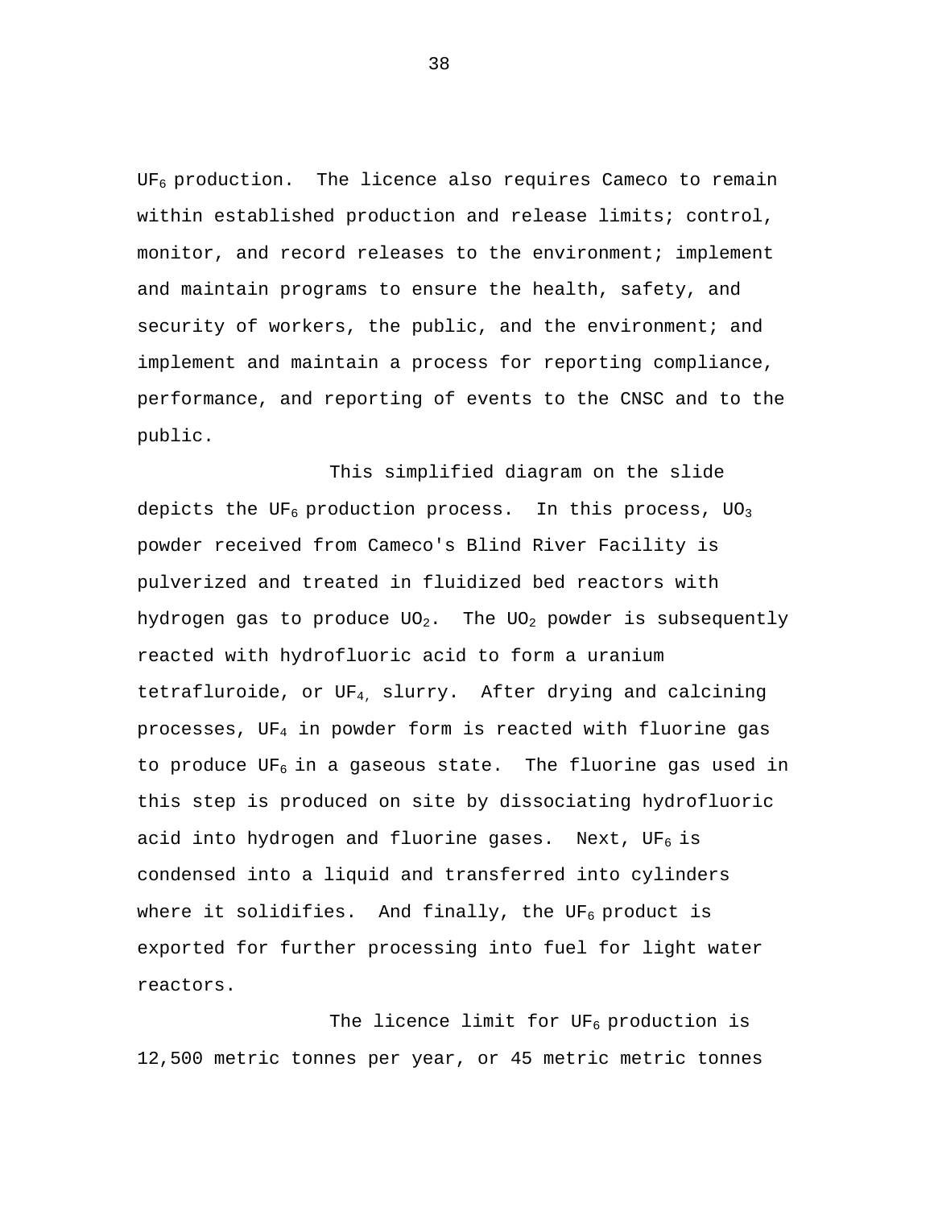$UF_6$ production. The licence also requires Cameco to remain within established production and release limits; control, monitor, and record releases to the environment; implement and maintain programs to ensure the health, safety, and security of workers, the public, and the environment; and implement and maintain a process for reporting compliance, performance, and reporting of events to the CNSC and to the public.

This simplified diagram on the slide depicts the $UF_6$ production process. In this process, $UO_3$ powder received from Cameco's Blind River Facility is pulverized and treated in fluidized bed reactors with hydrogen gas to produce $UO_2$. The $UO_2$ powder is subsequently reacted with hydrofluoric acid to form a uranium tetrafluroide, or $UF_4$, slurry. After drying and calcining processes, $UF_4$ in powder form is reacted with fluorine gas to produce $UF_6$ in a gaseous state. The fluorine gas used in this step is produced on site by dissociating hydrofluoric acid into hydrogen and fluorine gases. Next, $UF_6$ is condensed into a liquid and transferred into cylinders where it solidifies. And finally, the $UF_6$ product is exported for further processing into fuel for light water reactors.

The licence limit for $UF_6$ production is 12,500 metric tonnes per year, or 45 metric metric tonnes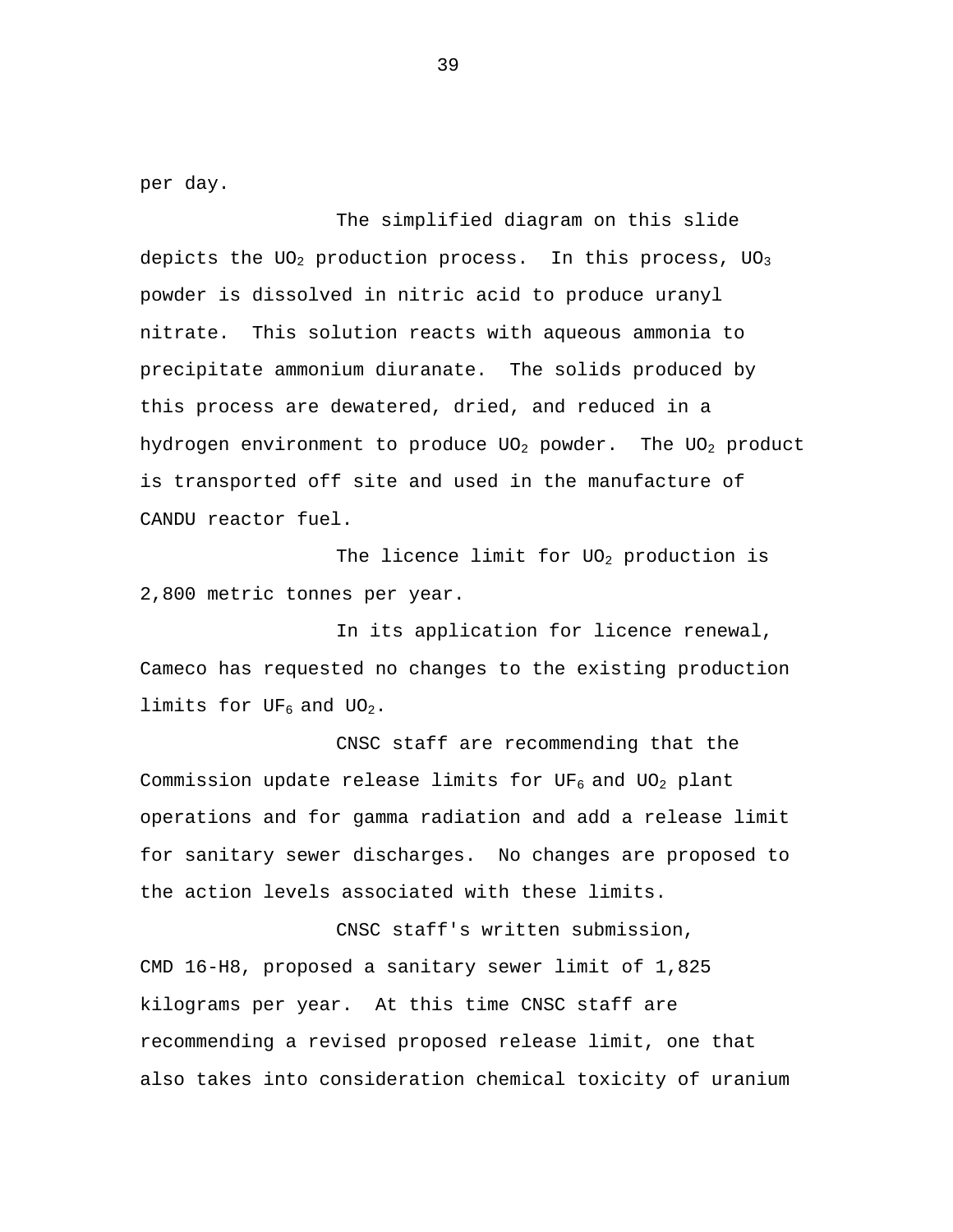per day.

The simplified diagram on this slide depicts the $UO_2$ production process. In this process, $UO_3$ powder is dissolved in nitric acid to produce uranyl nitrate. This solution reacts with aqueous ammonia to precipitate ammonium diuranate. The solids produced by this process are dewatered, dried, and reduced in a hydrogen environment to produce $UO_2$ powder. The $UO_2$ product is transported off site and used in the manufacture of CANDU reactor fuel.

The licence limit for $UO_2$ production is 2,800 metric tonnes per year.

In its application for licence renewal, Cameco has requested no changes to the existing production limits for $UF_6$ and $UO_2$.

CNSC staff are recommending that the Commission update release limits for $UF_6$ and $UO_2$ plant operations and for gamma radiation and add a release limit for sanitary sewer discharges. No changes are proposed to the action levels associated with these limits.

CNSC staff's written submission, CMD 16-H8, proposed a sanitary sewer limit of 1,825 kilograms per year. At this time CNSC staff are recommending a revised proposed release limit, one that also takes into consideration chemical toxicity of uranium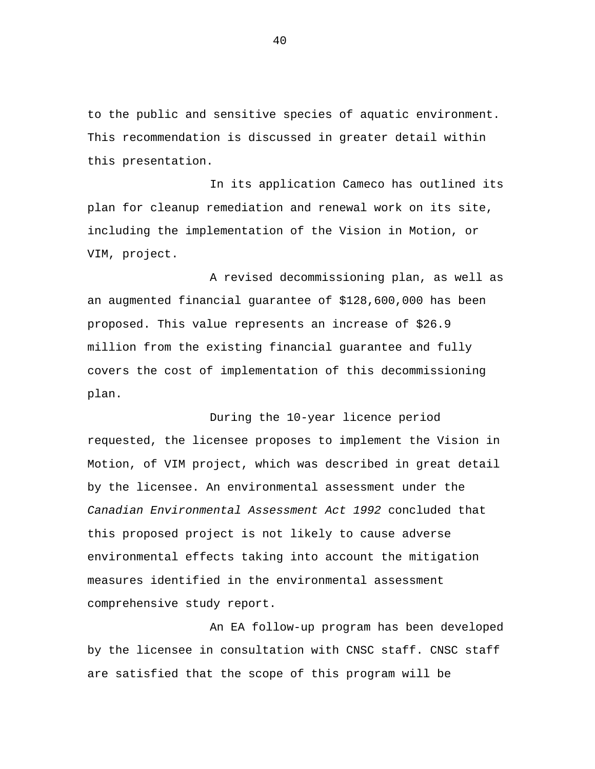to the public and sensitive species of aquatic environment. This recommendation is discussed in greater detail within this presentation.

In its application Cameco has outlined its plan for cleanup remediation and renewal work on its site, including the implementation of the Vision in Motion, or VIM, project.

A revised decommissioning plan, as well as an augmented financial guarantee of $128,600,000 has been proposed. This value represents an increase of $26.9 million from the existing financial guarantee and fully covers the cost of implementation of this decommissioning plan.

During the 10-year licence period requested, the licensee proposes to implement the Vision in Motion, of VIM project, which was described in great detail by the licensee. An environmental assessment under the *Canadian Environmental Assessment Act 1992* concluded that this proposed project is not likely to cause adverse environmental effects taking into account the mitigation measures identified in the environmental assessment comprehensive study report.

An EA follow-up program has been developed by the licensee in consultation with CNSC staff. CNSC staff are satisfied that the scope of this program will be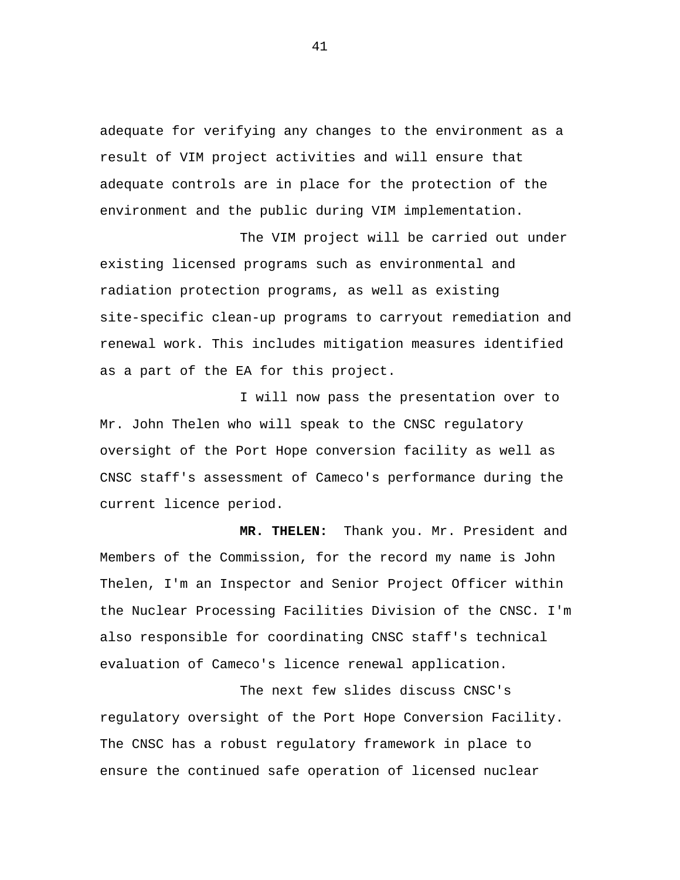adequate for verifying any changes to the environment as a result of VIM project activities and will ensure that adequate controls are in place for the protection of the environment and the public during VIM implementation.

The VIM project will be carried out under existing licensed programs such as environmental and radiation protection programs, as well as existing site-specific clean-up programs to carryout remediation and renewal work. This includes mitigation measures identified as a part of the EA for this project.

I will now pass the presentation over to Mr. John Thelen who will speak to the CNSC regulatory oversight of the Port Hope conversion facility as well as CNSC staff's assessment of Cameco's performance during the current licence period.

**MR. THELEN:** Thank you. Mr. President and Members of the Commission, for the record my name is John Thelen, I'm an Inspector and Senior Project Officer within the Nuclear Processing Facilities Division of the CNSC. I'm also responsible for coordinating CNSC staff's technical evaluation of Cameco's licence renewal application.

The next few slides discuss CNSC's regulatory oversight of the Port Hope Conversion Facility. The CNSC has a robust regulatory framework in place to ensure the continued safe operation of licensed nuclear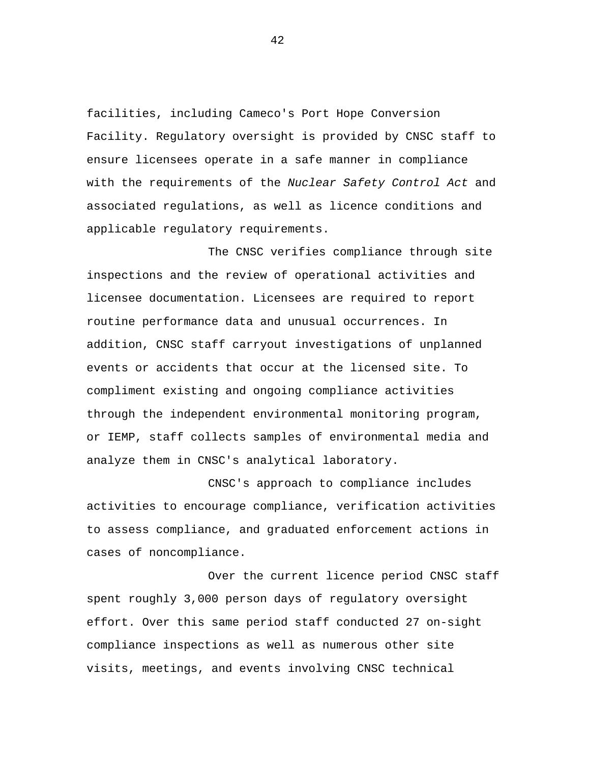facilities, including Cameco's Port Hope Conversion Facility. Regulatory oversight is provided by CNSC staff to ensure licensees operate in a safe manner in compliance with the requirements of the *Nuclear Safety Control Act* and associated regulations, as well as licence conditions and applicable regulatory requirements.

The CNSC verifies compliance through site inspections and the review of operational activities and licensee documentation. Licensees are required to report routine performance data and unusual occurrences. In addition, CNSC staff carryout investigations of unplanned events or accidents that occur at the licensed site. To compliment existing and ongoing compliance activities through the independent environmental monitoring program, or IEMP, staff collects samples of environmental media and analyze them in CNSC's analytical laboratory.

CNSC's approach to compliance includes activities to encourage compliance, verification activities to assess compliance, and graduated enforcement actions in cases of noncompliance.

Over the current licence period CNSC staff spent roughly 3,000 person days of regulatory oversight effort. Over this same period staff conducted 27 on-sight compliance inspections as well as numerous other site visits, meetings, and events involving CNSC technical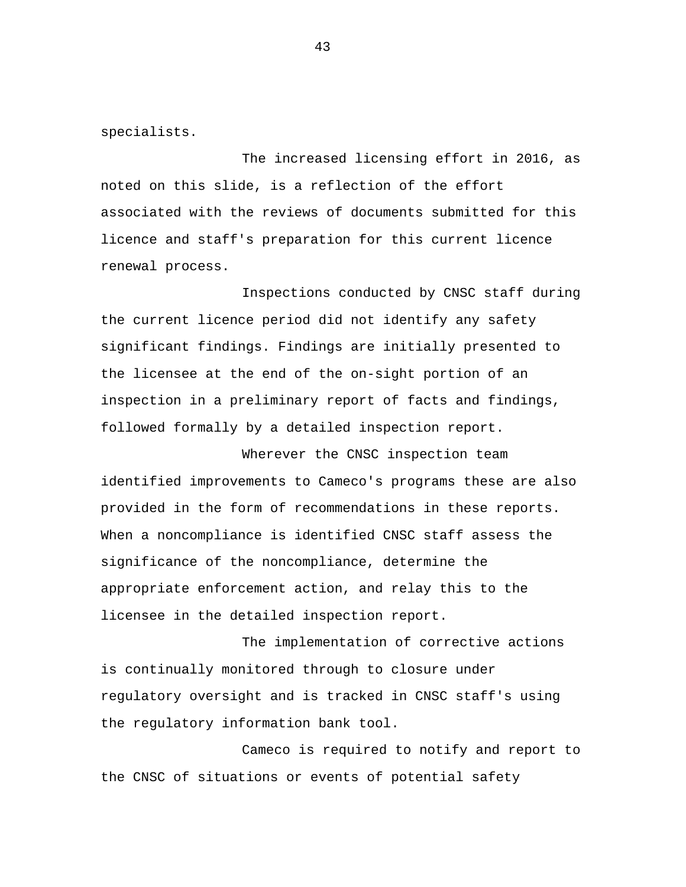specialists.

The increased licensing effort in 2016, as noted on this slide, is a reflection of the effort associated with the reviews of documents submitted for this licence and staff's preparation for this current licence renewal process.

Inspections conducted by CNSC staff during the current licence period did not identify any safety significant findings. Findings are initially presented to the licensee at the end of the on-sight portion of an inspection in a preliminary report of facts and findings, followed formally by a detailed inspection report.

Wherever the CNSC inspection team identified improvements to Cameco's programs these are also provided in the form of recommendations in these reports. When a noncompliance is identified CNSC staff assess the significance of the noncompliance, determine the appropriate enforcement action, and relay this to the licensee in the detailed inspection report.

The implementation of corrective actions is continually monitored through to closure under regulatory oversight and is tracked in CNSC staff's using the regulatory information bank tool.

Cameco is required to notify and report to the CNSC of situations or events of potential safety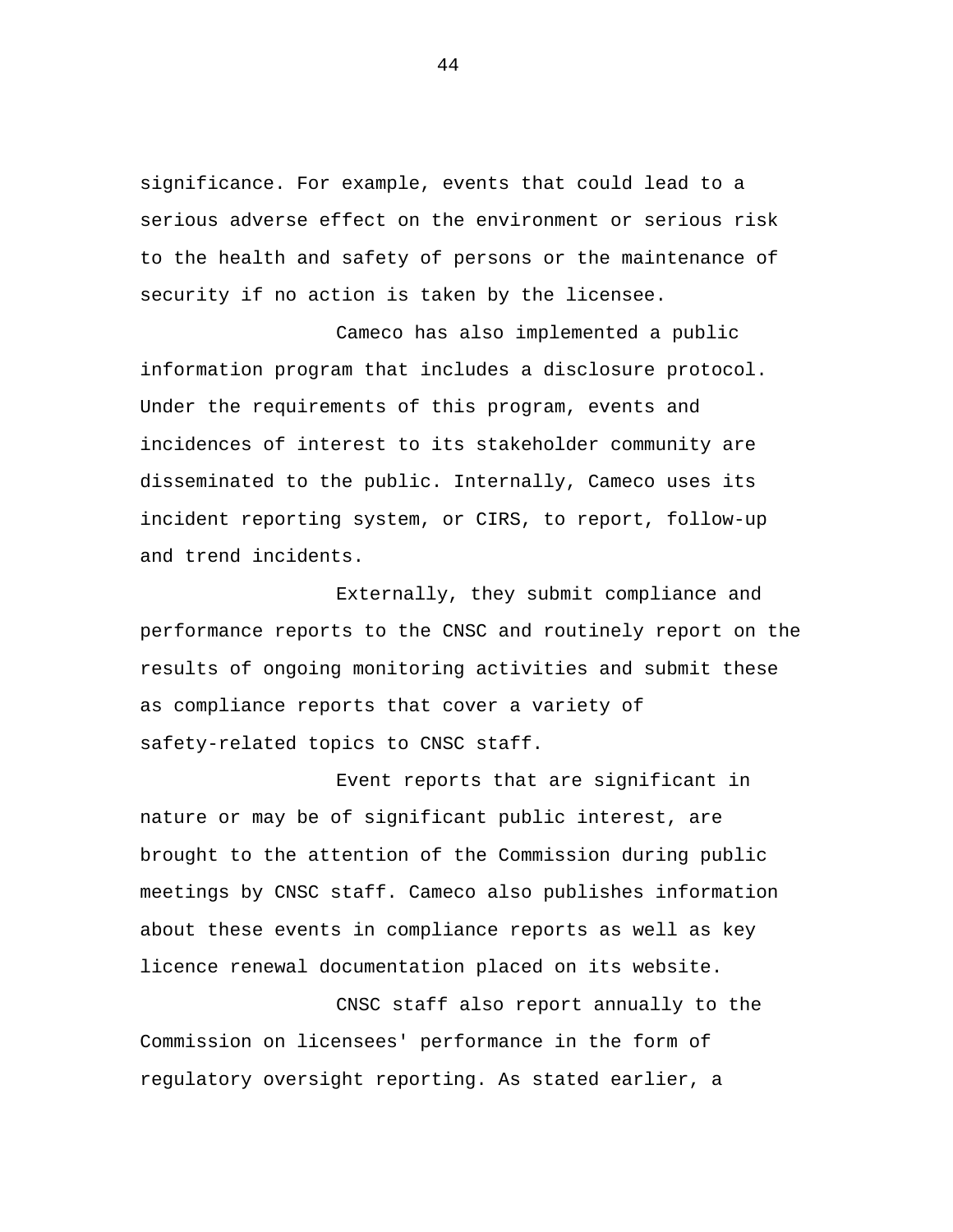significance. For example, events that could lead to a serious adverse effect on the environment or serious risk to the health and safety of persons or the maintenance of security if no action is taken by the licensee.

Cameco has also implemented a public information program that includes a disclosure protocol. Under the requirements of this program, events and incidences of interest to its stakeholder community are disseminated to the public. Internally, Cameco uses its incident reporting system, or CIRS, to report, follow-up and trend incidents.

Externally, they submit compliance and performance reports to the CNSC and routinely report on the results of ongoing monitoring activities and submit these as compliance reports that cover a variety of safety-related topics to CNSC staff.

Event reports that are significant in nature or may be of significant public interest, are brought to the attention of the Commission during public meetings by CNSC staff. Cameco also publishes information about these events in compliance reports as well as key licence renewal documentation placed on its website.

CNSC staff also report annually to the Commission on licensees' performance in the form of regulatory oversight reporting. As stated earlier, a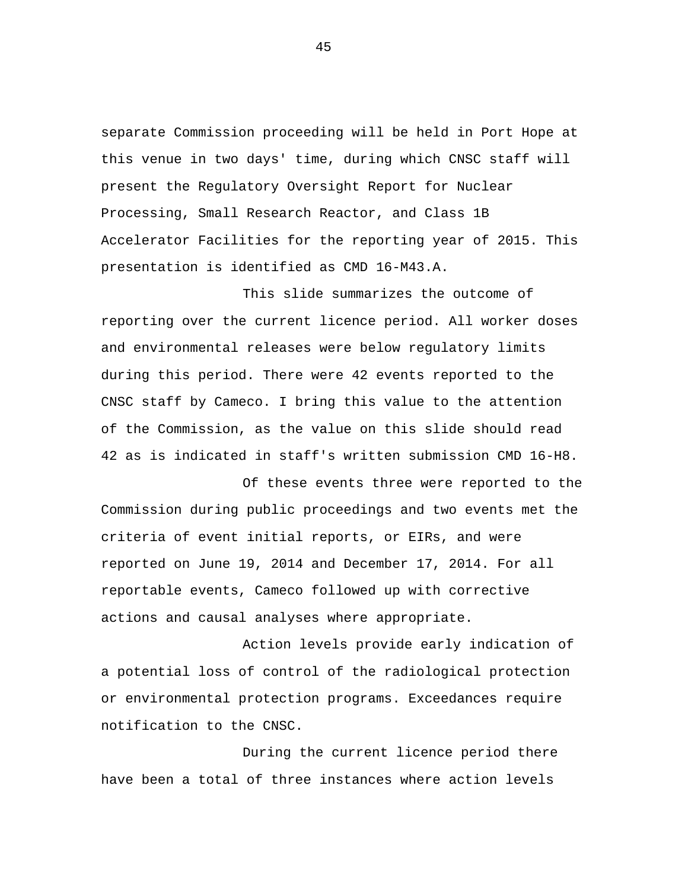separate Commission proceeding will be held in Port Hope at this venue in two days' time, during which CNSC staff will present the Regulatory Oversight Report for Nuclear Processing, Small Research Reactor, and Class 1B Accelerator Facilities for the reporting year of 2015. This presentation is identified as CMD 16-M43.A.

This slide summarizes the outcome of reporting over the current licence period. All worker doses and environmental releases were below regulatory limits during this period. There were 42 events reported to the CNSC staff by Cameco. I bring this value to the attention of the Commission, as the value on this slide should read 42 as is indicated in staff's written submission CMD 16-H8.

Of these events three were reported to the Commission during public proceedings and two events met the criteria of event initial reports, or EIRs, and were reported on June 19, 2014 and December 17, 2014. For all reportable events, Cameco followed up with corrective actions and causal analyses where appropriate.

Action levels provide early indication of a potential loss of control of the radiological protection or environmental protection programs. Exceedances require notification to the CNSC.

During the current licence period there have been a total of three instances where action levels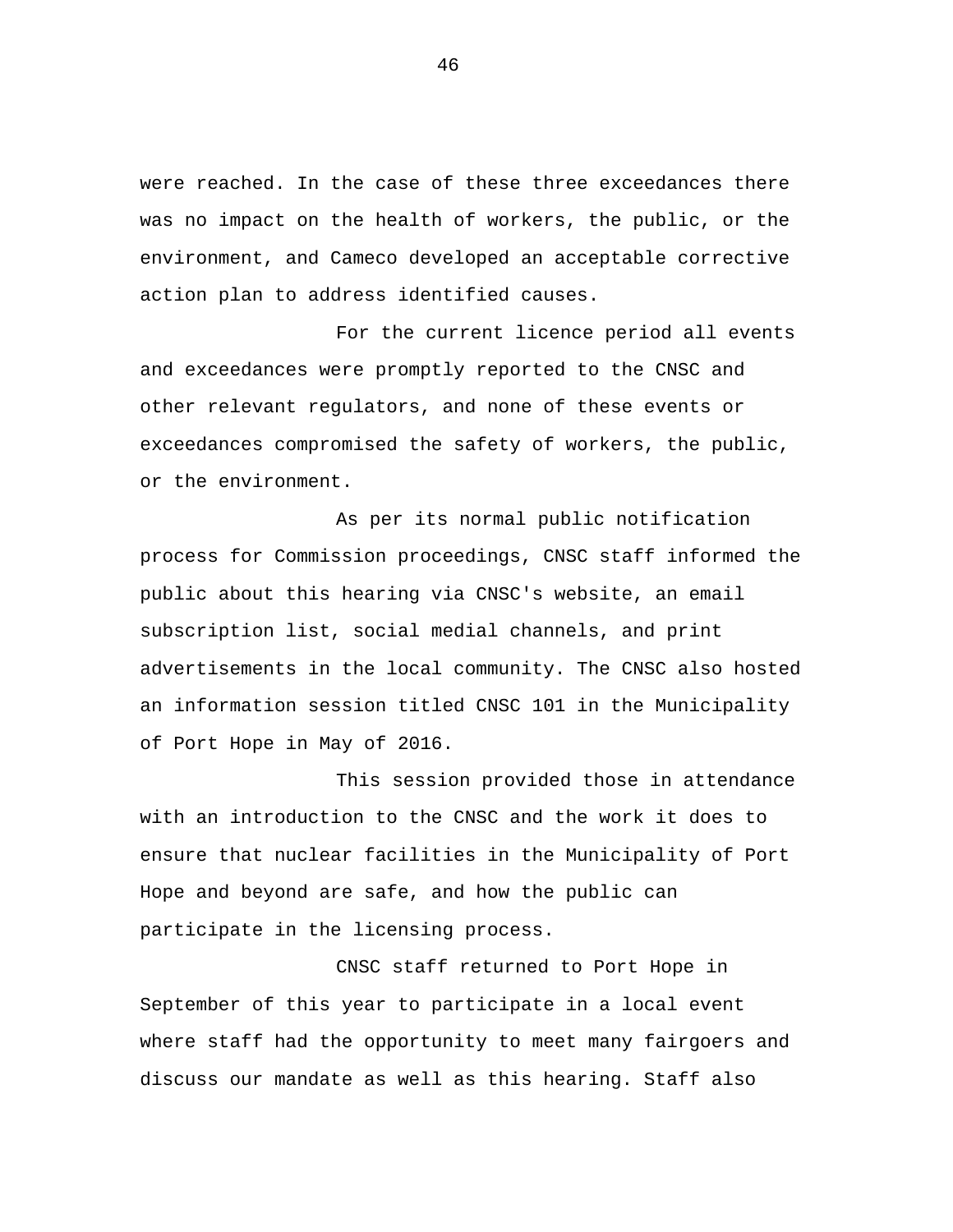were reached. In the case of these three exceedances there was no impact on the health of workers, the public, or the environment, and Cameco developed an acceptable corrective action plan to address identified causes.

For the current licence period all events and exceedances were promptly reported to the CNSC and other relevant regulators, and none of these events or exceedances compromised the safety of workers, the public, or the environment.

As per its normal public notification process for Commission proceedings, CNSC staff informed the public about this hearing via CNSC's website, an email subscription list, social medial channels, and print advertisements in the local community. The CNSC also hosted an information session titled CNSC 101 in the Municipality of Port Hope in May of 2016.

This session provided those in attendance with an introduction to the CNSC and the work it does to ensure that nuclear facilities in the Municipality of Port Hope and beyond are safe, and how the public can participate in the licensing process.

CNSC staff returned to Port Hope in September of this year to participate in a local event where staff had the opportunity to meet many fairgoers and discuss our mandate as well as this hearing. Staff also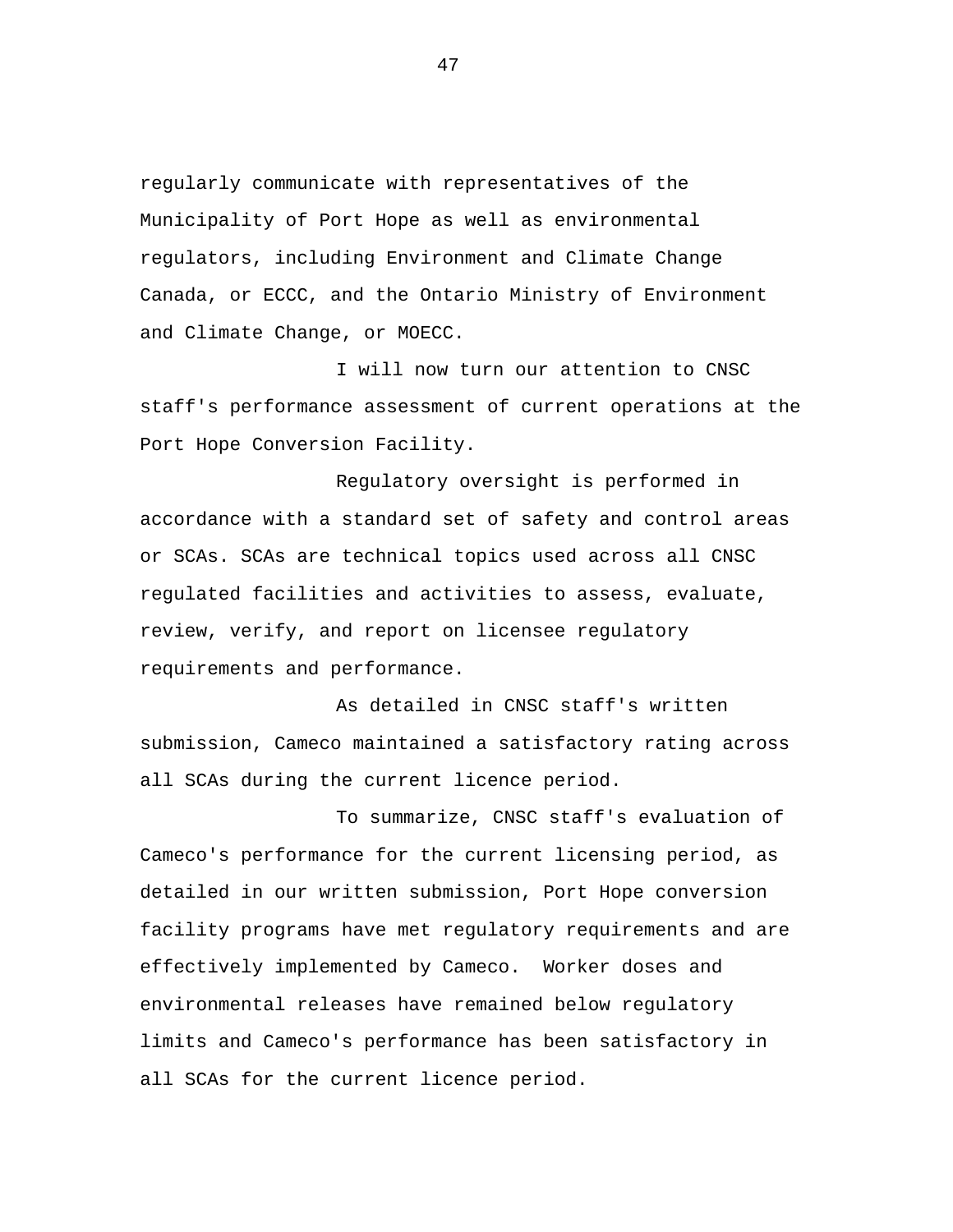regularly communicate with representatives of the Municipality of Port Hope as well as environmental regulators, including Environment and Climate Change Canada, or ECCC, and the Ontario Ministry of Environment and Climate Change, or MOECC.

I will now turn our attention to CNSC staff's performance assessment of current operations at the Port Hope Conversion Facility.

Regulatory oversight is performed in accordance with a standard set of safety and control areas or SCAs. SCAs are technical topics used across all CNSC regulated facilities and activities to assess, evaluate, review, verify, and report on licensee regulatory requirements and performance.

As detailed in CNSC staff's written submission, Cameco maintained a satisfactory rating across all SCAs during the current licence period.

To summarize, CNSC staff's evaluation of Cameco's performance for the current licensing period, as detailed in our written submission, Port Hope conversion facility programs have met regulatory requirements and are effectively implemented by Cameco. Worker doses and environmental releases have remained below regulatory limits and Cameco's performance has been satisfactory in all SCAs for the current licence period.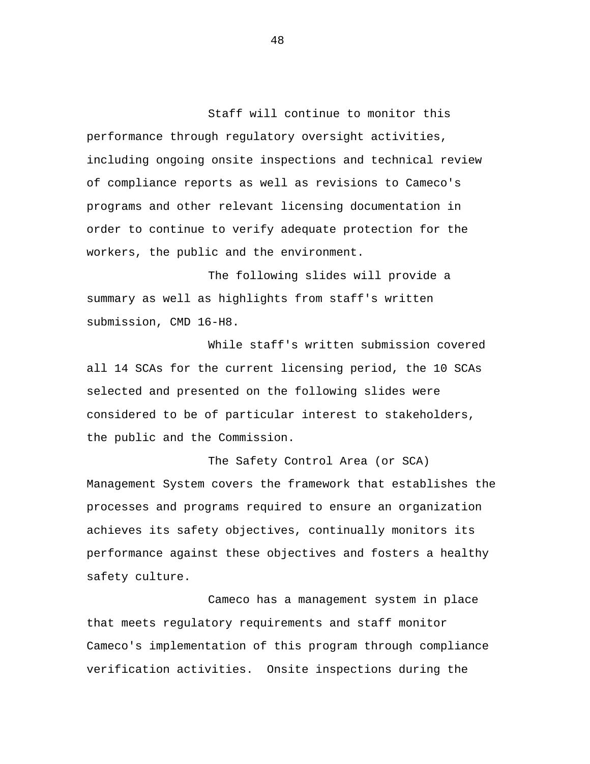Staff will continue to monitor this performance through regulatory oversight activities, including ongoing onsite inspections and technical review of compliance reports as well as revisions to Cameco's programs and other relevant licensing documentation in order to continue to verify adequate protection for the workers, the public and the environment.

The following slides will provide a summary as well as highlights from staff's written submission, CMD 16-H8.

While staff's written submission covered all 14 SCAs for the current licensing period, the 10 SCAs selected and presented on the following slides were considered to be of particular interest to stakeholders, the public and the Commission.

The Safety Control Area (or SCA) Management System covers the framework that establishes the processes and programs required to ensure an organization achieves its safety objectives, continually monitors its performance against these objectives and fosters a healthy safety culture.

Cameco has a management system in place that meets regulatory requirements and staff monitor Cameco's implementation of this program through compliance verification activities. Onsite inspections during the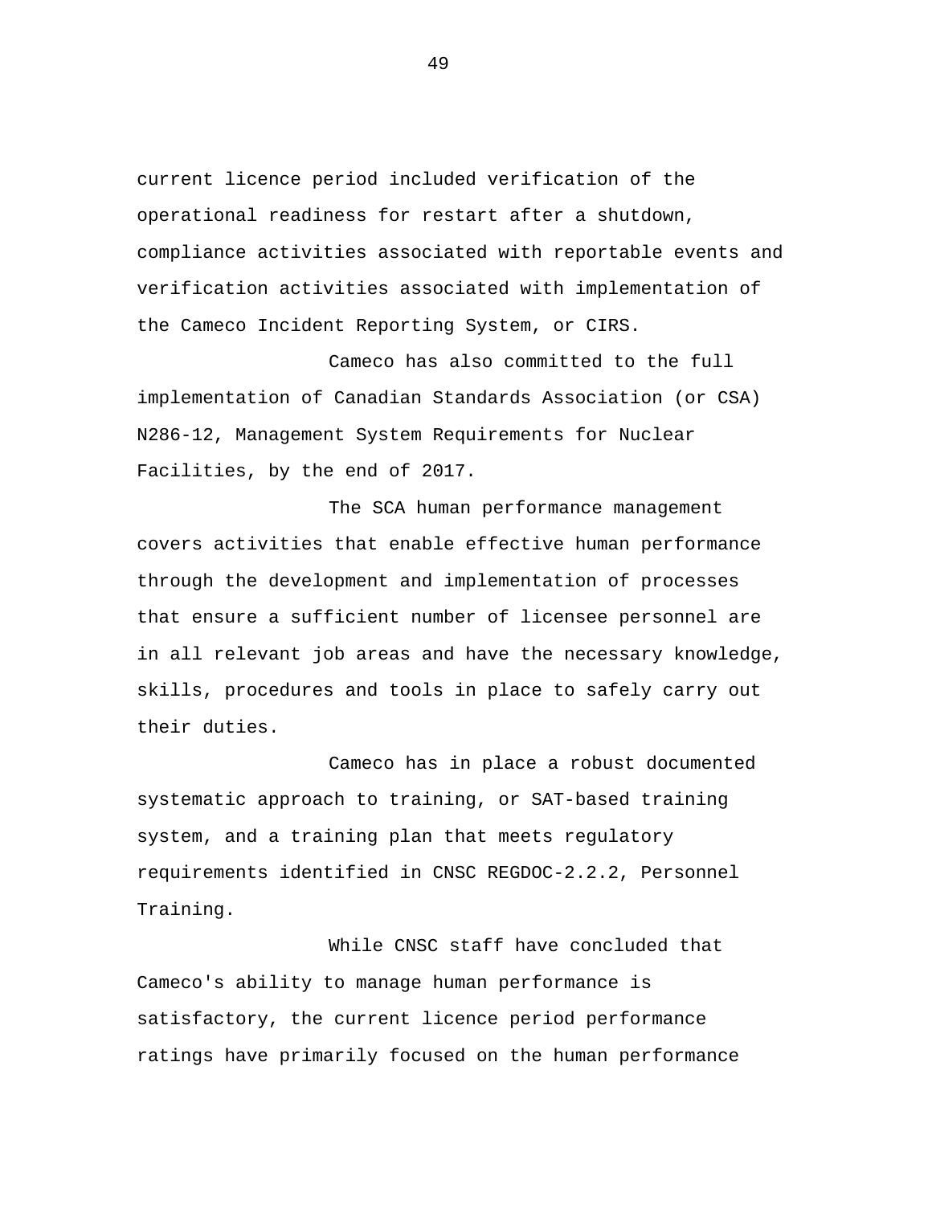current licence period included verification of the operational readiness for restart after a shutdown, compliance activities associated with reportable events and verification activities associated with implementation of the Cameco Incident Reporting System, or CIRS.

Cameco has also committed to the full implementation of Canadian Standards Association (or CSA) N286-12, Management System Requirements for Nuclear Facilities, by the end of 2017.

The SCA human performance management covers activities that enable effective human performance through the development and implementation of processes that ensure a sufficient number of licensee personnel are in all relevant job areas and have the necessary knowledge, skills, procedures and tools in place to safely carry out their duties.

Cameco has in place a robust documented systematic approach to training, or SAT-based training system, and a training plan that meets regulatory requirements identified in CNSC REGDOC-2.2.2, Personnel Training.

While CNSC staff have concluded that Cameco's ability to manage human performance is satisfactory, the current licence period performance ratings have primarily focused on the human performance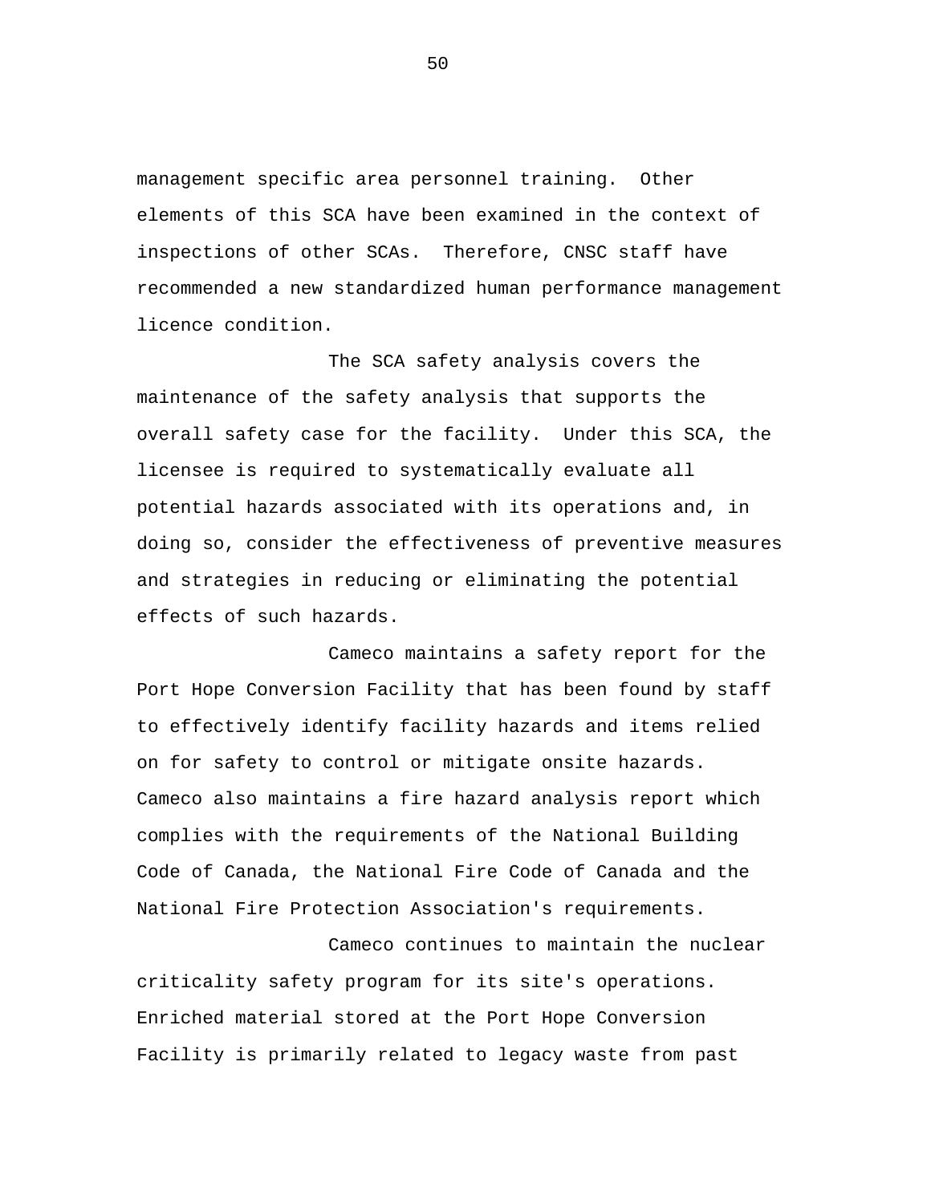management specific area personnel training. Other elements of this SCA have been examined in the context of inspections of other SCAs. Therefore, CNSC staff have recommended a new standardized human performance management licence condition.

The SCA safety analysis covers the maintenance of the safety analysis that supports the overall safety case for the facility. Under this SCA, the licensee is required to systematically evaluate all potential hazards associated with its operations and, in doing so, consider the effectiveness of preventive measures and strategies in reducing or eliminating the potential effects of such hazards.

Cameco maintains a safety report for the Port Hope Conversion Facility that has been found by staff to effectively identify facility hazards and items relied on for safety to control or mitigate onsite hazards. Cameco also maintains a fire hazard analysis report which complies with the requirements of the National Building Code of Canada, the National Fire Code of Canada and the National Fire Protection Association's requirements.

Cameco continues to maintain the nuclear criticality safety program for its site's operations. Enriched material stored at the Port Hope Conversion Facility is primarily related to legacy waste from past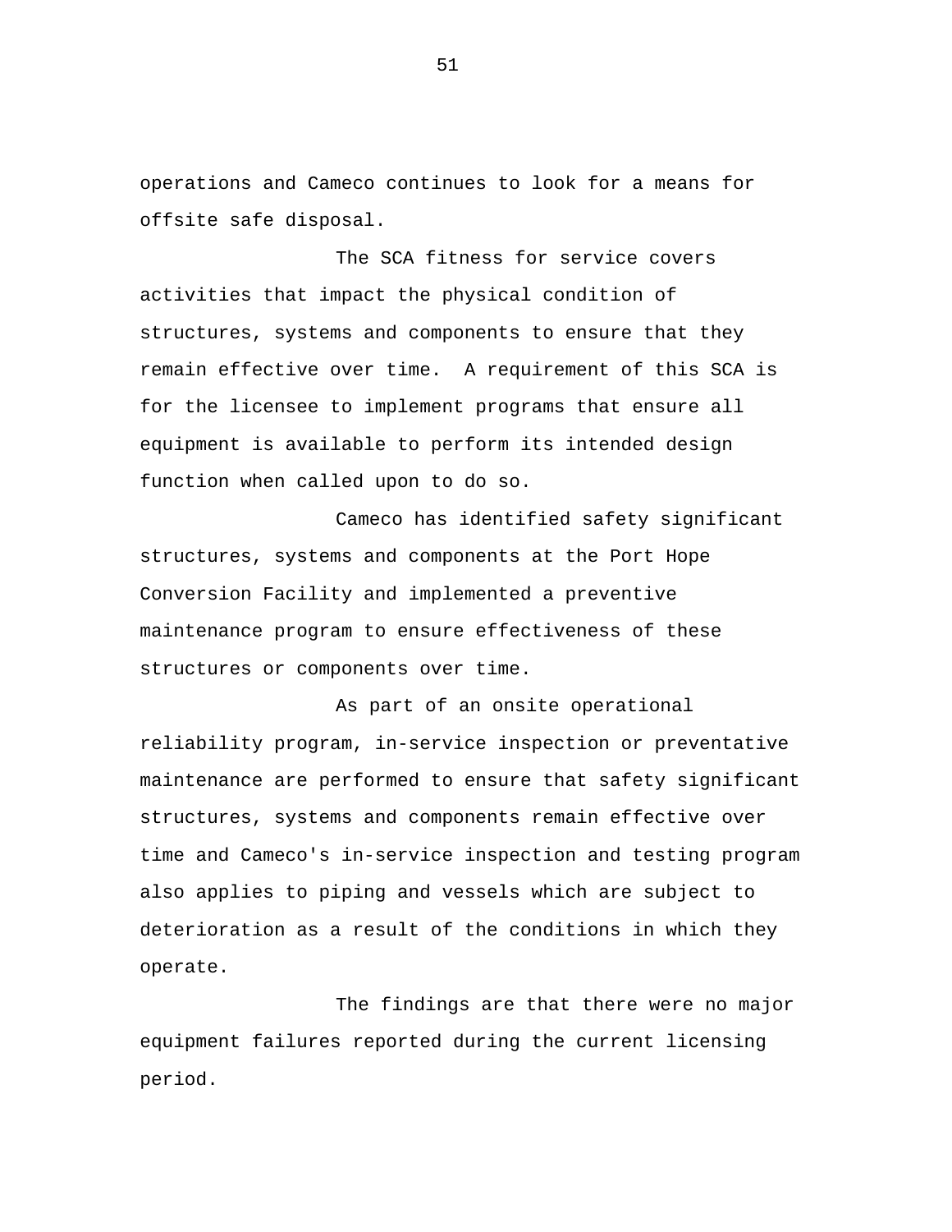operations and Cameco continues to look for a means for offsite safe disposal.

The SCA fitness for service covers activities that impact the physical condition of structures, systems and components to ensure that they remain effective over time. A requirement of this SCA is for the licensee to implement programs that ensure all equipment is available to perform its intended design function when called upon to do so.

Cameco has identified safety significant structures, systems and components at the Port Hope Conversion Facility and implemented a preventive maintenance program to ensure effectiveness of these structures or components over time.

As part of an onsite operational reliability program, in-service inspection or preventative maintenance are performed to ensure that safety significant structures, systems and components remain effective over time and Cameco's in-service inspection and testing program also applies to piping and vessels which are subject to deterioration as a result of the conditions in which they operate.

The findings are that there were no major equipment failures reported during the current licensing period.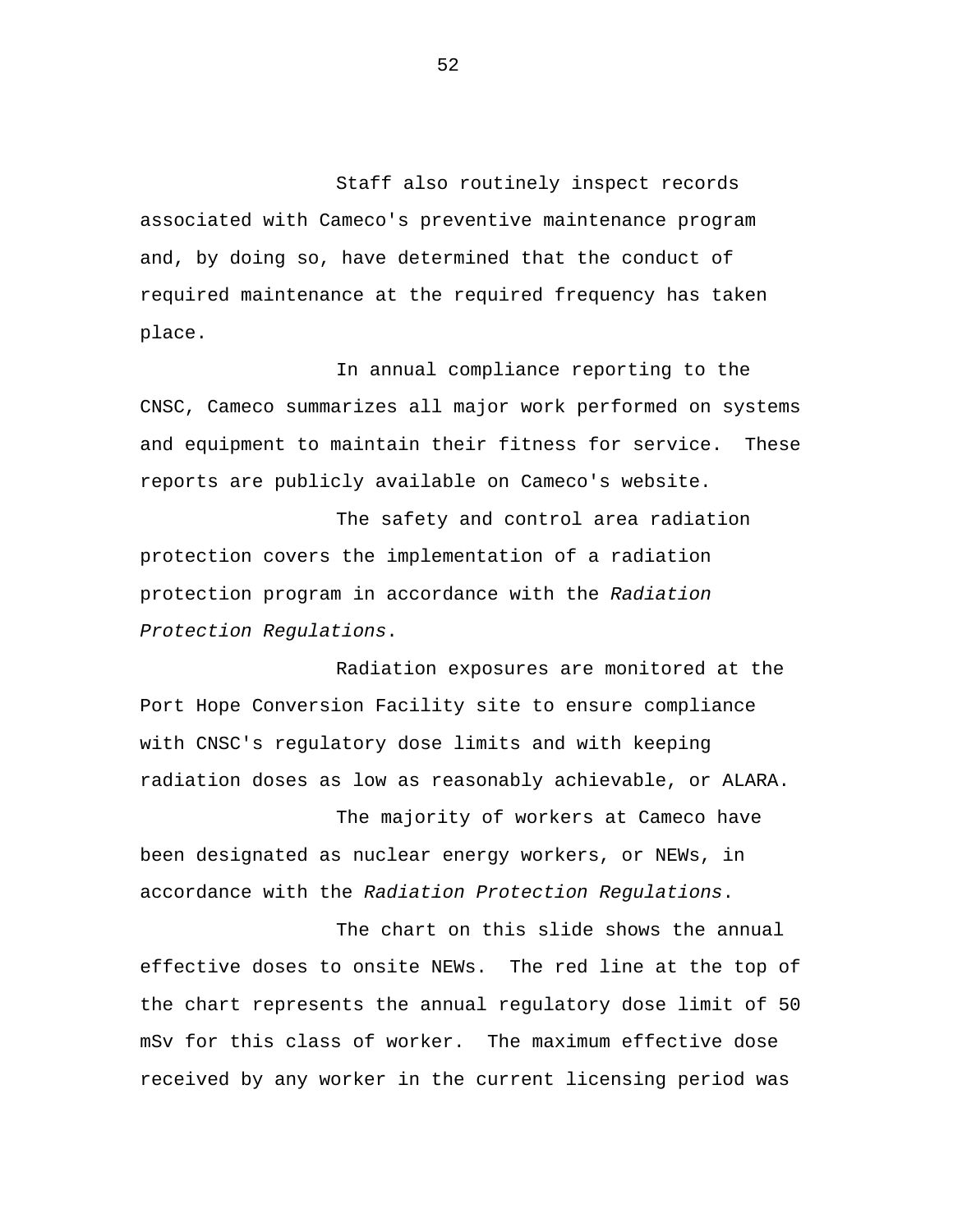Staff also routinely inspect records associated with Cameco's preventive maintenance program and, by doing so, have determined that the conduct of required maintenance at the required frequency has taken place.

In annual compliance reporting to the CNSC, Cameco summarizes all major work performed on systems and equipment to maintain their fitness for service. These reports are publicly available on Cameco's website.

The safety and control area radiation protection covers the implementation of a radiation protection program in accordance with the *Radiation Protection Regulations*.

Radiation exposures are monitored at the Port Hope Conversion Facility site to ensure compliance with CNSC's regulatory dose limits and with keeping radiation doses as low as reasonably achievable, or ALARA.

The majority of workers at Cameco have been designated as nuclear energy workers, or NEWs, in accordance with the *Radiation Protection Regulations*.

The chart on this slide shows the annual effective doses to onsite NEWs. The red line at the top of the chart represents the annual regulatory dose limit of 50 mSv for this class of worker. The maximum effective dose received by any worker in the current licensing period was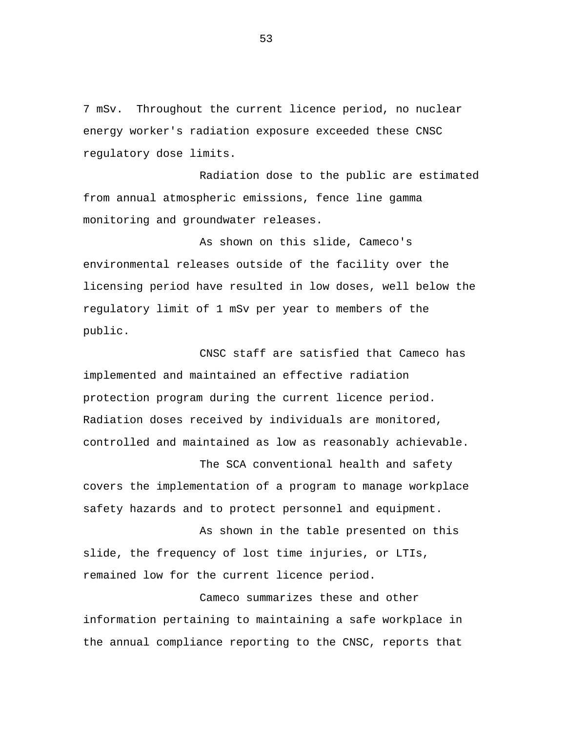7 mSv.  Throughout the current licence period, no nuclear energy worker's radiation exposure exceeded these CNSC regulatory dose limits.

Radiation dose to the public are estimated from annual atmospheric emissions, fence line gamma monitoring and groundwater releases.

As shown on this slide, Cameco's environmental releases outside of the facility over the licensing period have resulted in low doses, well below the regulatory limit of 1 mSv per year to members of the public.

CNSC staff are satisfied that Cameco has implemented and maintained an effective radiation protection program during the current licence period. Radiation doses received by individuals are monitored, controlled and maintained as low as reasonably achievable.

The SCA conventional health and safety covers the implementation of a program to manage workplace safety hazards and to protect personnel and equipment.

As shown in the table presented on this slide, the frequency of lost time injuries, or LTIs, remained low for the current licence period.

Cameco summarizes these and other information pertaining to maintaining a safe workplace in the annual compliance reporting to the CNSC, reports that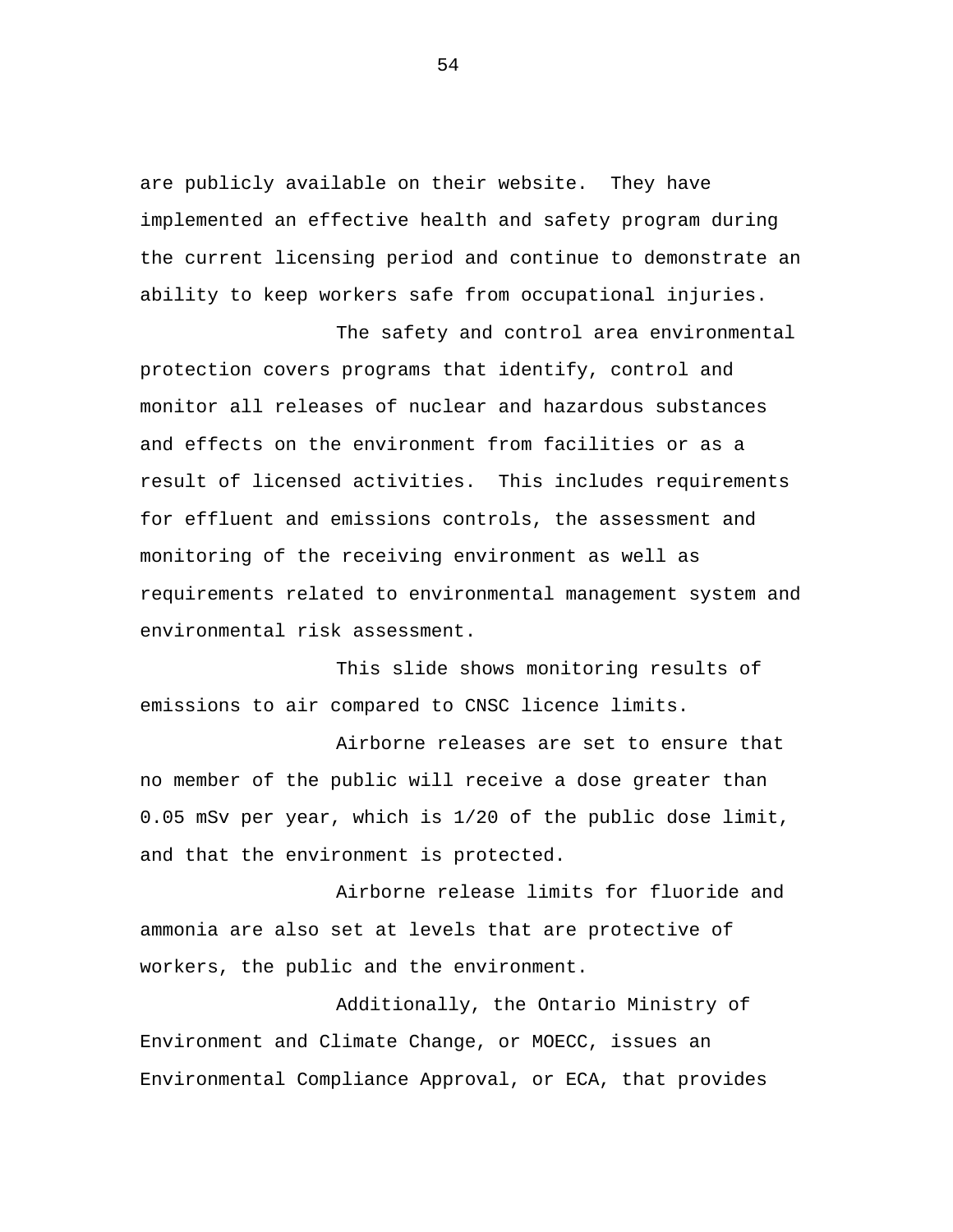are publicly available on their website.  They have implemented an effective health and safety program during the current licensing period and continue to demonstrate an ability to keep workers safe from occupational injuries.

The safety and control area environmental protection covers programs that identify, control and monitor all releases of nuclear and hazardous substances and effects on the environment from facilities or as a result of licensed activities.  This includes requirements for effluent and emissions controls, the assessment and monitoring of the receiving environment as well as requirements related to environmental management system and environmental risk assessment.

This slide shows monitoring results of emissions to air compared to CNSC licence limits.

Airborne releases are set to ensure that no member of the public will receive a dose greater than 0.05 mSv per year, which is 1/20 of the public dose limit, and that the environment is protected.

Airborne release limits for fluoride and ammonia are also set at levels that are protective of workers, the public and the environment.

Additionally, the Ontario Ministry of Environment and Climate Change, or MOECC, issues an Environmental Compliance Approval, or ECA, that provides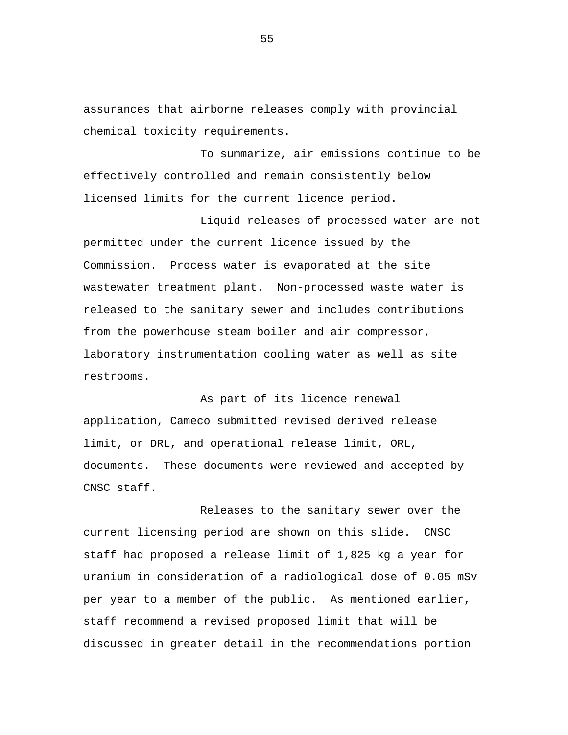assurances that airborne releases comply with provincial chemical toxicity requirements.

To summarize, air emissions continue to be effectively controlled and remain consistently below licensed limits for the current licence period.

Liquid releases of processed water are not permitted under the current licence issued by the Commission. Process water is evaporated at the site wastewater treatment plant. Non-processed waste water is released to the sanitary sewer and includes contributions from the powerhouse steam boiler and air compressor, laboratory instrumentation cooling water as well as site restrooms.

As part of its licence renewal application, Cameco submitted revised derived release limit, or DRL, and operational release limit, ORL, documents. These documents were reviewed and accepted by CNSC staff.

Releases to the sanitary sewer over the current licensing period are shown on this slide. CNSC staff had proposed a release limit of 1,825 kg a year for uranium in consideration of a radiological dose of 0.05 mSv per year to a member of the public. As mentioned earlier, staff recommend a revised proposed limit that will be discussed in greater detail in the recommendations portion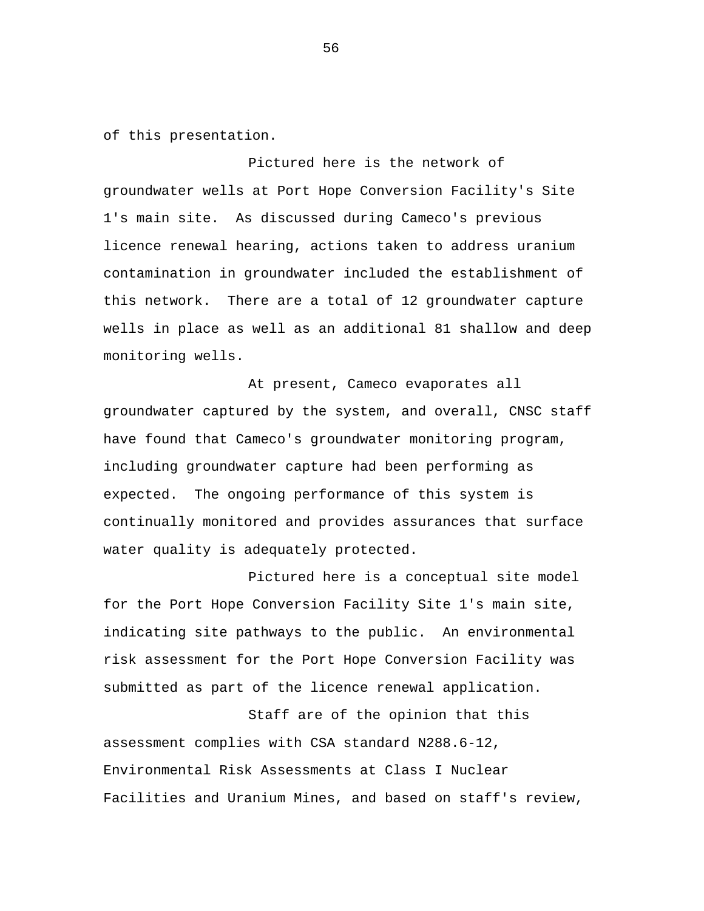of this presentation.

Pictured here is the network of groundwater wells at Port Hope Conversion Facility's Site 1's main site. As discussed during Cameco's previous licence renewal hearing, actions taken to address uranium contamination in groundwater included the establishment of this network. There are a total of 12 groundwater capture wells in place as well as an additional 81 shallow and deep monitoring wells.

At present, Cameco evaporates all groundwater captured by the system, and overall, CNSC staff have found that Cameco's groundwater monitoring program, including groundwater capture had been performing as expected. The ongoing performance of this system is continually monitored and provides assurances that surface water quality is adequately protected.

Pictured here is a conceptual site model for the Port Hope Conversion Facility Site 1's main site, indicating site pathways to the public. An environmental risk assessment for the Port Hope Conversion Facility was submitted as part of the licence renewal application.

Staff are of the opinion that this assessment complies with CSA standard N288.6-12, Environmental Risk Assessments at Class I Nuclear Facilities and Uranium Mines, and based on staff's review,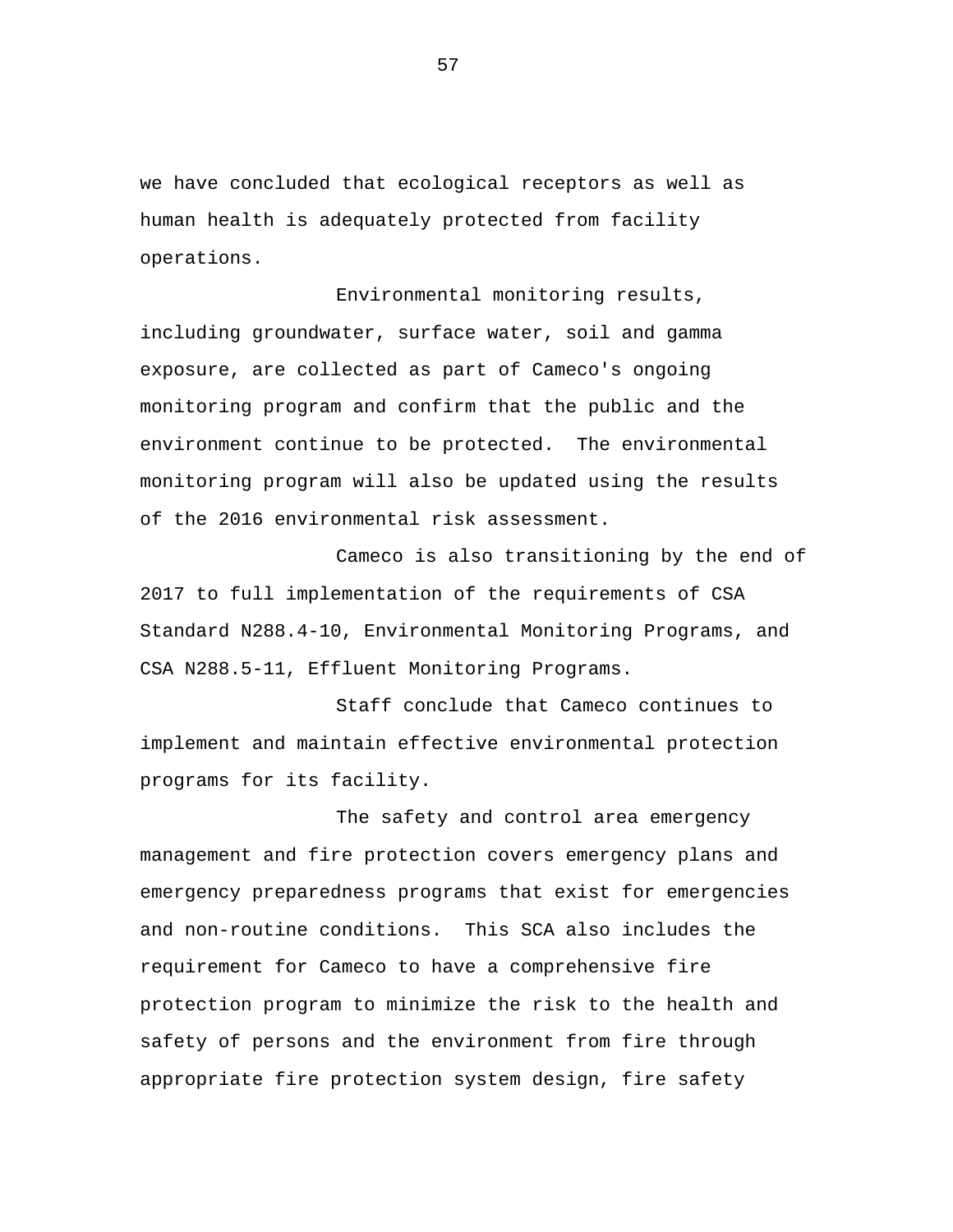we have concluded that ecological receptors as well as human health is adequately protected from facility operations.

Environmental monitoring results, including groundwater, surface water, soil and gamma exposure, are collected as part of Cameco's ongoing monitoring program and confirm that the public and the environment continue to be protected. The environmental monitoring program will also be updated using the results of the 2016 environmental risk assessment.

Cameco is also transitioning by the end of 2017 to full implementation of the requirements of CSA Standard N288.4-10, Environmental Monitoring Programs, and CSA N288.5-11, Effluent Monitoring Programs.

Staff conclude that Cameco continues to implement and maintain effective environmental protection programs for its facility.

The safety and control area emergency management and fire protection covers emergency plans and emergency preparedness programs that exist for emergencies and non-routine conditions. This SCA also includes the requirement for Cameco to have a comprehensive fire protection program to minimize the risk to the health and safety of persons and the environment from fire through appropriate fire protection system design, fire safety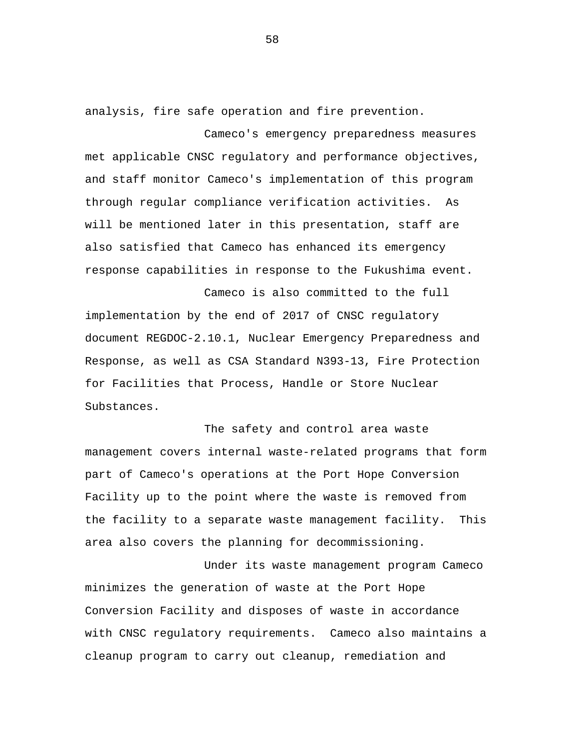analysis, fire safe operation and fire prevention.

Cameco's emergency preparedness measures met applicable CNSC regulatory and performance objectives, and staff monitor Cameco's implementation of this program through regular compliance verification activities. As will be mentioned later in this presentation, staff are also satisfied that Cameco has enhanced its emergency response capabilities in response to the Fukushima event.

Cameco is also committed to the full implementation by the end of 2017 of CNSC regulatory document REGDOC-2.10.1, Nuclear Emergency Preparedness and Response, as well as CSA Standard N393-13, Fire Protection for Facilities that Process, Handle or Store Nuclear Substances.

The safety and control area waste management covers internal waste-related programs that form part of Cameco's operations at the Port Hope Conversion Facility up to the point where the waste is removed from the facility to a separate waste management facility. This area also covers the planning for decommissioning.

Under its waste management program Cameco minimizes the generation of waste at the Port Hope Conversion Facility and disposes of waste in accordance with CNSC regulatory requirements. Cameco also maintains a cleanup program to carry out cleanup, remediation and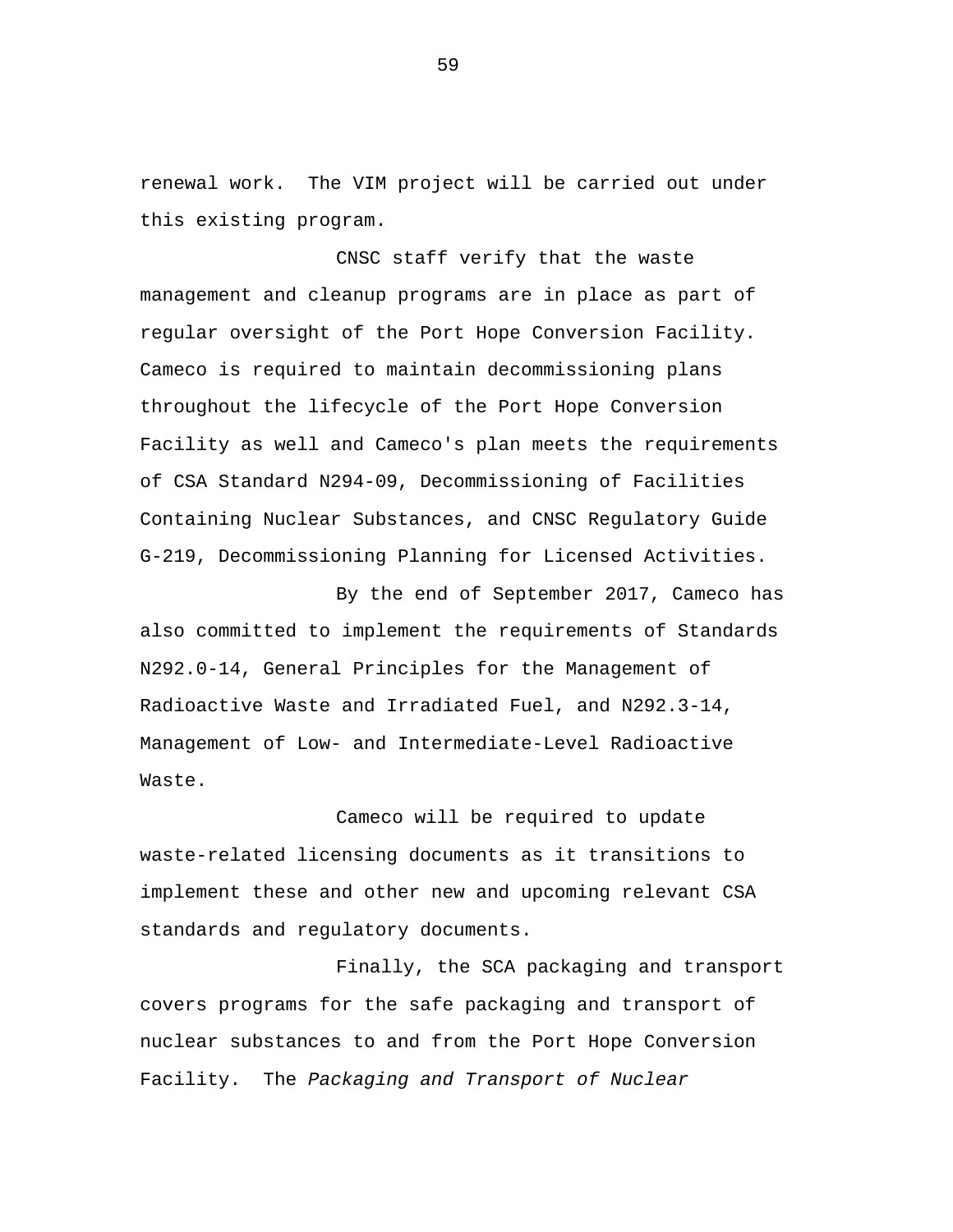renewal work. The VIM project will be carried out under this existing program.

CNSC staff verify that the waste management and cleanup programs are in place as part of regular oversight of the Port Hope Conversion Facility. Cameco is required to maintain decommissioning plans throughout the lifecycle of the Port Hope Conversion Facility as well and Cameco's plan meets the requirements of CSA Standard N294-09, Decommissioning of Facilities Containing Nuclear Substances, and CNSC Regulatory Guide G-219, Decommissioning Planning for Licensed Activities.

By the end of September 2017, Cameco has also committed to implement the requirements of Standards N292.0-14, General Principles for the Management of Radioactive Waste and Irradiated Fuel, and N292.3-14, Management of Low- and Intermediate-Level Radioactive Waste.

Cameco will be required to update waste-related licensing documents as it transitions to implement these and other new and upcoming relevant CSA standards and regulatory documents.

Finally, the SCA packaging and transport covers programs for the safe packaging and transport of nuclear substances to and from the Port Hope Conversion Facility. The *Packaging and Transport of Nuclear*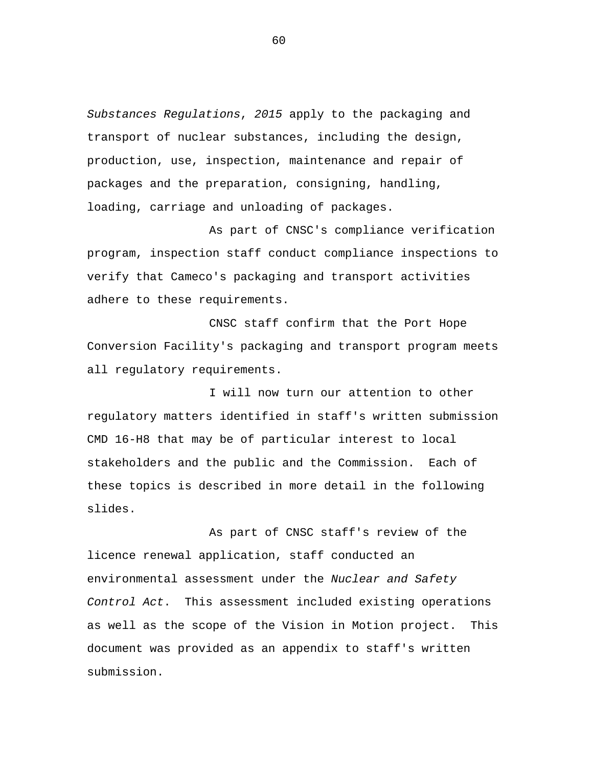*Substances Regulations, 2015* apply to the packaging and transport of nuclear substances, including the design, production, use, inspection, maintenance and repair of packages and the preparation, consigning, handling, loading, carriage and unloading of packages.

As part of CNSC's compliance verification program, inspection staff conduct compliance inspections to verify that Cameco's packaging and transport activities adhere to these requirements.

CNSC staff confirm that the Port Hope Conversion Facility's packaging and transport program meets all regulatory requirements.

I will now turn our attention to other regulatory matters identified in staff's written submission CMD 16-H8 that may be of particular interest to local stakeholders and the public and the Commission. Each of these topics is described in more detail in the following slides.

As part of CNSC staff's review of the licence renewal application, staff conducted an environmental assessment under the *Nuclear and Safety Control Act*. This assessment included existing operations as well as the scope of the Vision in Motion project. This document was provided as an appendix to staff's written submission.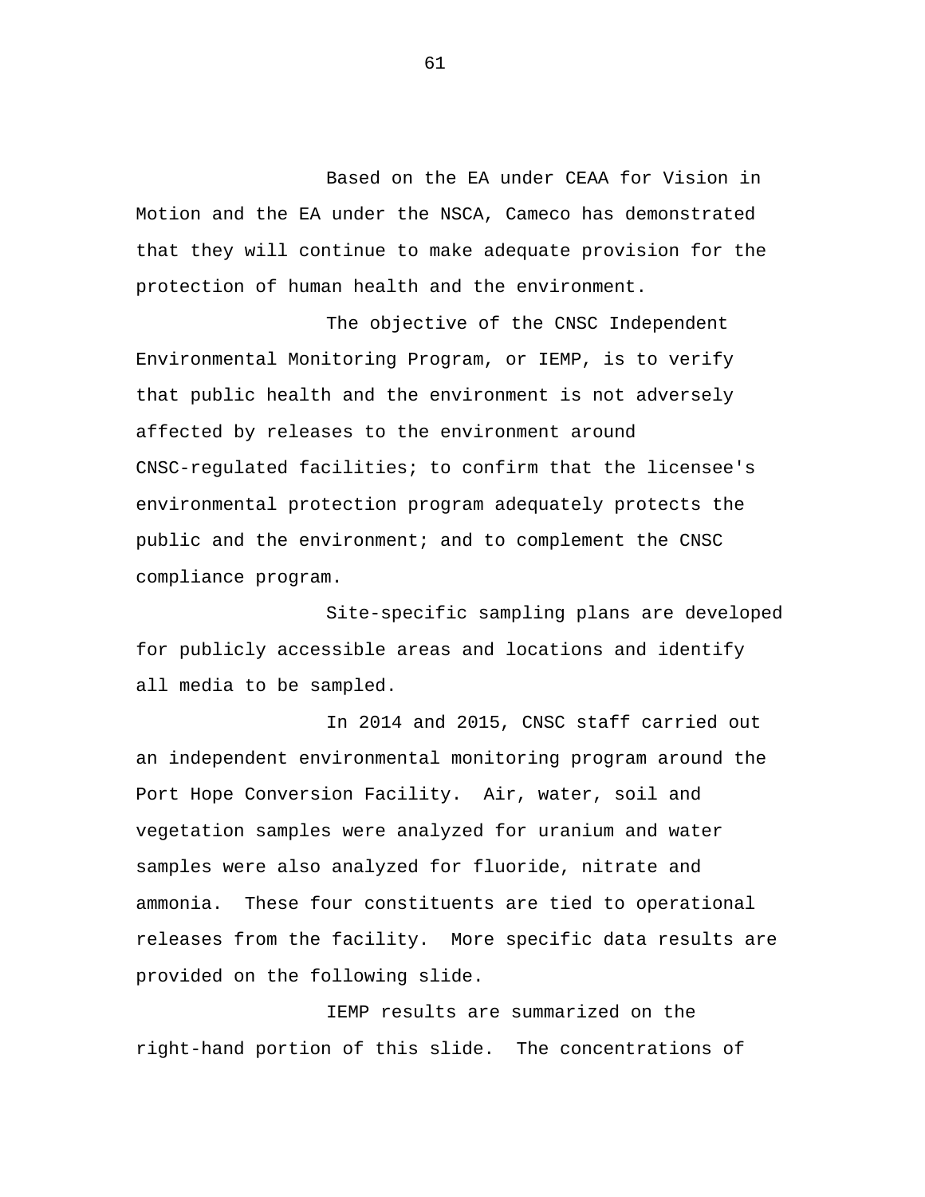Based on the EA under CEAA for Vision in Motion and the EA under the NSCA, Cameco has demonstrated that they will continue to make adequate provision for the protection of human health and the environment.

The objective of the CNSC Independent Environmental Monitoring Program, or IEMP, is to verify that public health and the environment is not adversely affected by releases to the environment around CNSC-regulated facilities; to confirm that the licensee's environmental protection program adequately protects the public and the environment; and to complement the CNSC compliance program.

Site-specific sampling plans are developed for publicly accessible areas and locations and identify all media to be sampled.

In 2014 and 2015, CNSC staff carried out an independent environmental monitoring program around the Port Hope Conversion Facility. Air, water, soil and vegetation samples were analyzed for uranium and water samples were also analyzed for fluoride, nitrate and ammonia. These four constituents are tied to operational releases from the facility. More specific data results are provided on the following slide.

IEMP results are summarized on the right-hand portion of this slide. The concentrations of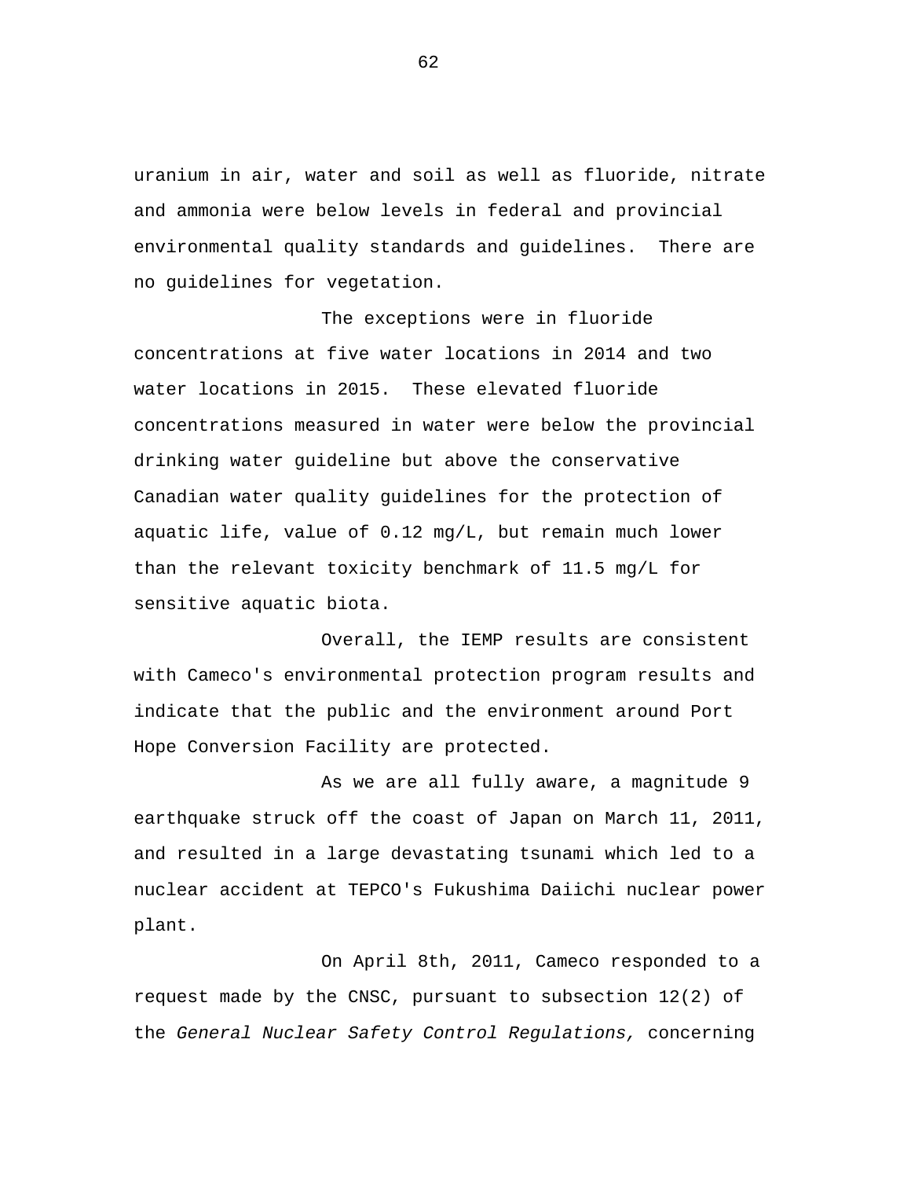uranium in air, water and soil as well as fluoride, nitrate and ammonia were below levels in federal and provincial environmental quality standards and guidelines. There are no guidelines for vegetation.

The exceptions were in fluoride concentrations at five water locations in 2014 and two water locations in 2015. These elevated fluoride concentrations measured in water were below the provincial drinking water guideline but above the conservative Canadian water quality guidelines for the protection of aquatic life, value of 0.12 mg/L, but remain much lower than the relevant toxicity benchmark of 11.5 mg/L for sensitive aquatic biota.

Overall, the IEMP results are consistent with Cameco's environmental protection program results and indicate that the public and the environment around Port Hope Conversion Facility are protected.

As we are all fully aware, a magnitude 9 earthquake struck off the coast of Japan on March 11, 2011, and resulted in a large devastating tsunami which led to a nuclear accident at TEPCO's Fukushima Daiichi nuclear power plant.

On April 8th, 2011, Cameco responded to a request made by the CNSC, pursuant to subsection 12(2) of the *General Nuclear Safety Control Regulations,* concerning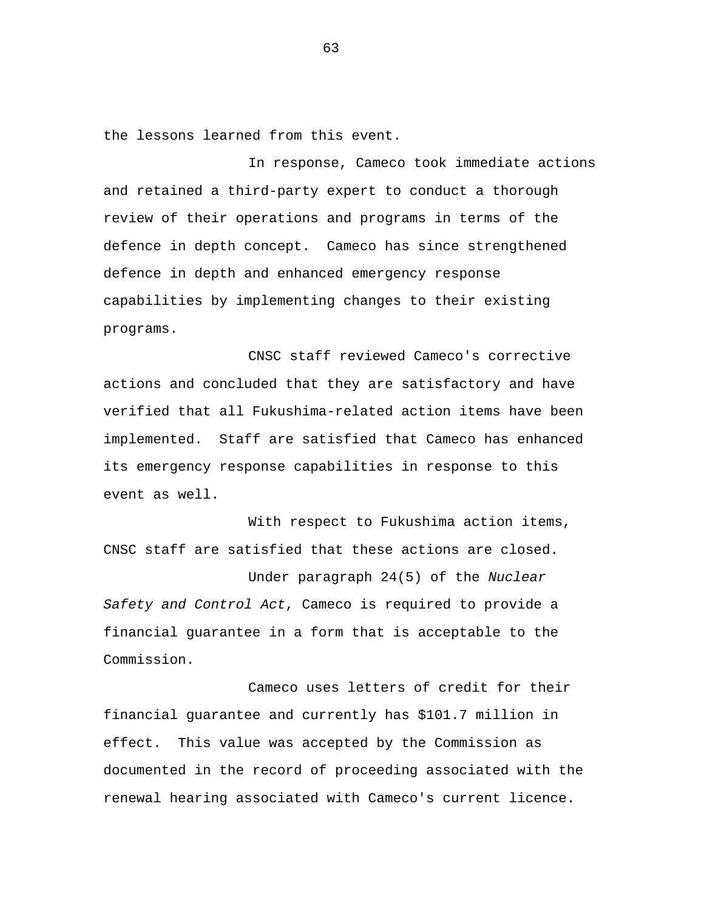the lessons learned from this event.

In response, Cameco took immediate actions and retained a third-party expert to conduct a thorough review of their operations and programs in terms of the defence in depth concept. Cameco has since strengthened defence in depth and enhanced emergency response capabilities by implementing changes to their existing programs.

CNSC staff reviewed Cameco's corrective actions and concluded that they are satisfactory and have verified that all Fukushima-related action items have been implemented. Staff are satisfied that Cameco has enhanced its emergency response capabilities in response to this event as well.

With respect to Fukushima action items, CNSC staff are satisfied that these actions are closed.

Under paragraph 24(5) of the *Nuclear Safety and Control Act*, Cameco is required to provide a financial guarantee in a form that is acceptable to the Commission.

Cameco uses letters of credit for their financial guarantee and currently has $101.7 million in effect. This value was accepted by the Commission as documented in the record of proceeding associated with the renewal hearing associated with Cameco's current licence.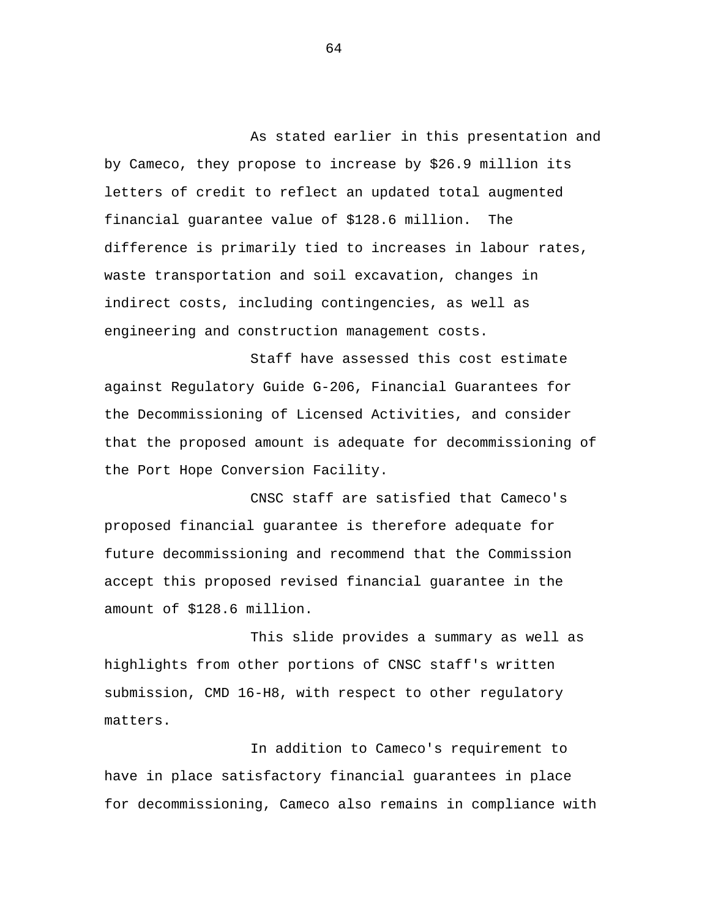As stated earlier in this presentation and by Cameco, they propose to increase by $26.9 million its letters of credit to reflect an updated total augmented financial guarantee value of $128.6 million. The difference is primarily tied to increases in labour rates, waste transportation and soil excavation, changes in indirect costs, including contingencies, as well as engineering and construction management costs.

Staff have assessed this cost estimate against Regulatory Guide G-206, Financial Guarantees for the Decommissioning of Licensed Activities, and consider that the proposed amount is adequate for decommissioning of the Port Hope Conversion Facility.

CNSC staff are satisfied that Cameco's proposed financial guarantee is therefore adequate for future decommissioning and recommend that the Commission accept this proposed revised financial guarantee in the amount of $128.6 million.

This slide provides a summary as well as highlights from other portions of CNSC staff's written submission, CMD 16-H8, with respect to other regulatory matters.

In addition to Cameco's requirement to have in place satisfactory financial guarantees in place for decommissioning, Cameco also remains in compliance with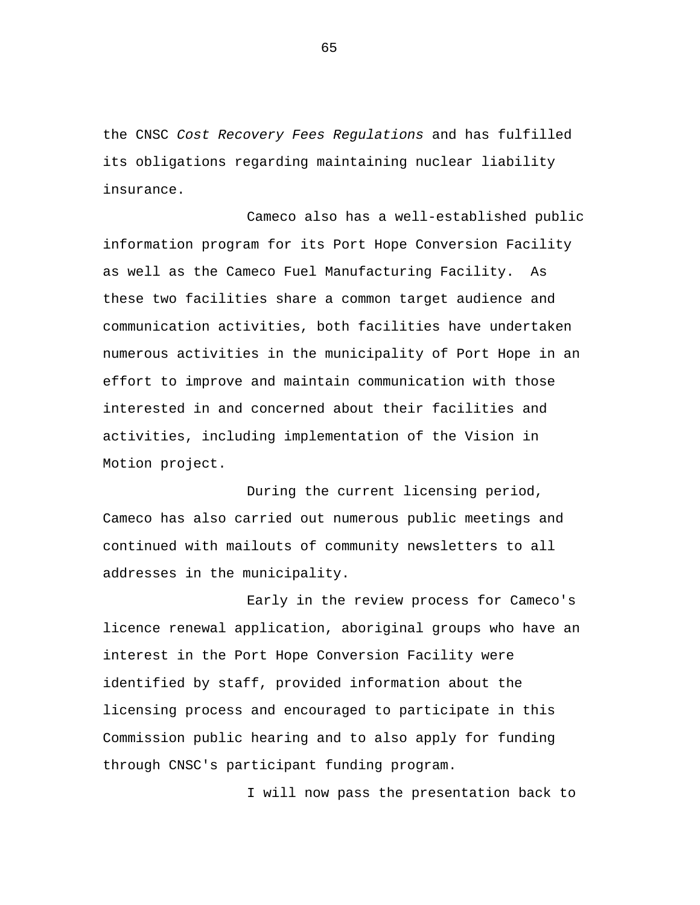the CNSC *Cost Recovery Fees Regulations* and has fulfilled its obligations regarding maintaining nuclear liability insurance.

Cameco also has a well-established public information program for its Port Hope Conversion Facility as well as the Cameco Fuel Manufacturing Facility. As these two facilities share a common target audience and communication activities, both facilities have undertaken numerous activities in the municipality of Port Hope in an effort to improve and maintain communication with those interested in and concerned about their facilities and activities, including implementation of the Vision in Motion project.

During the current licensing period, Cameco has also carried out numerous public meetings and continued with mailouts of community newsletters to all addresses in the municipality.

Early in the review process for Cameco's licence renewal application, aboriginal groups who have an interest in the Port Hope Conversion Facility were identified by staff, provided information about the licensing process and encouraged to participate in this Commission public hearing and to also apply for funding through CNSC's participant funding program.

I will now pass the presentation back to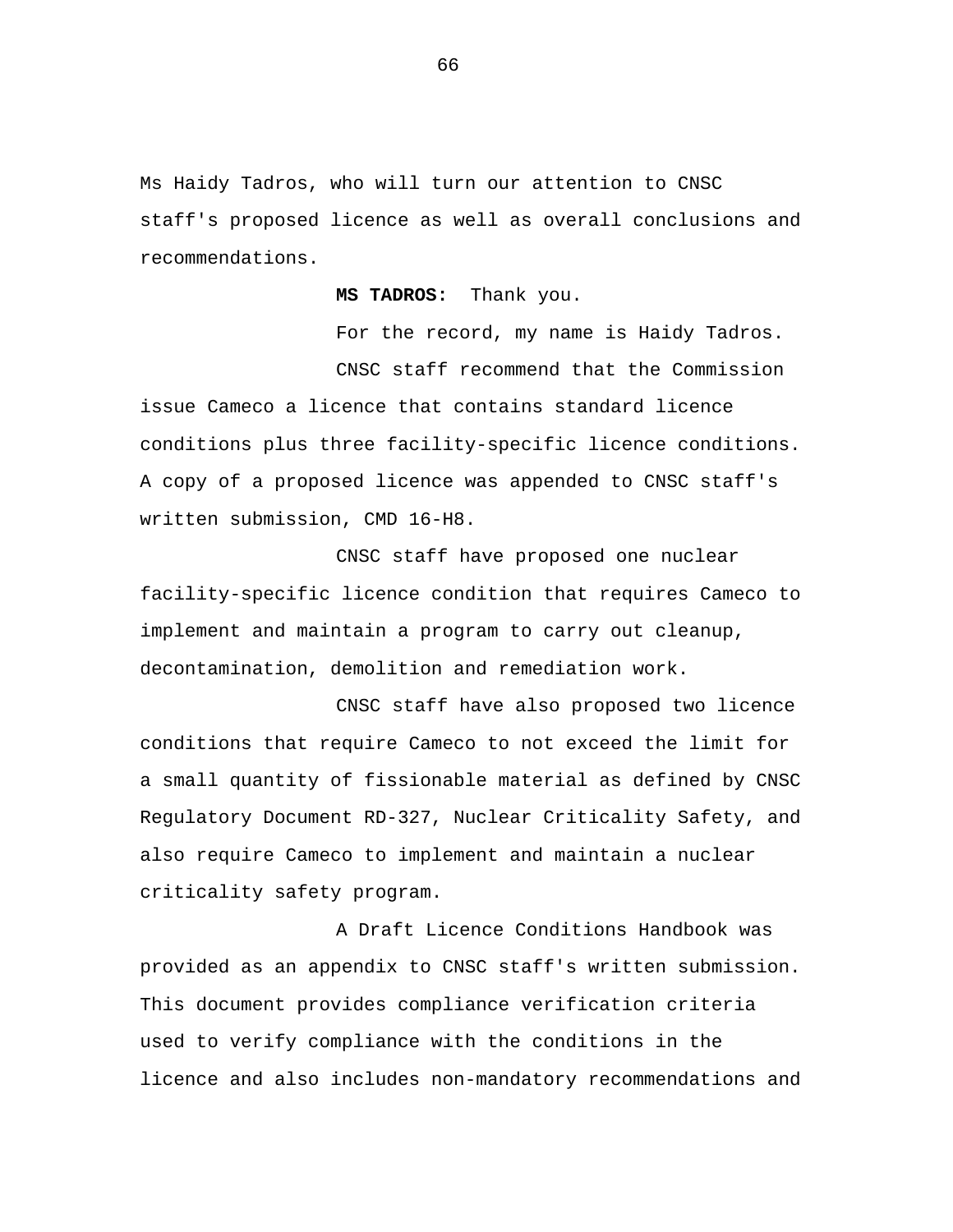Ms Haidy Tadros, who will turn our attention to CNSC staff's proposed licence as well as overall conclusions and recommendations.

**MS TADROS:** Thank you.

For the record, my name is Haidy Tadros.

CNSC staff recommend that the Commission issue Cameco a licence that contains standard licence conditions plus three facility-specific licence conditions. A copy of a proposed licence was appended to CNSC staff's written submission, CMD 16-H8.

CNSC staff have proposed one nuclear facility-specific licence condition that requires Cameco to implement and maintain a program to carry out cleanup, decontamination, demolition and remediation work.

CNSC staff have also proposed two licence conditions that require Cameco to not exceed the limit for a small quantity of fissionable material as defined by CNSC Regulatory Document RD-327, Nuclear Criticality Safety, and also require Cameco to implement and maintain a nuclear criticality safety program.

A Draft Licence Conditions Handbook was provided as an appendix to CNSC staff's written submission. This document provides compliance verification criteria used to verify compliance with the conditions in the licence and also includes non-mandatory recommendations and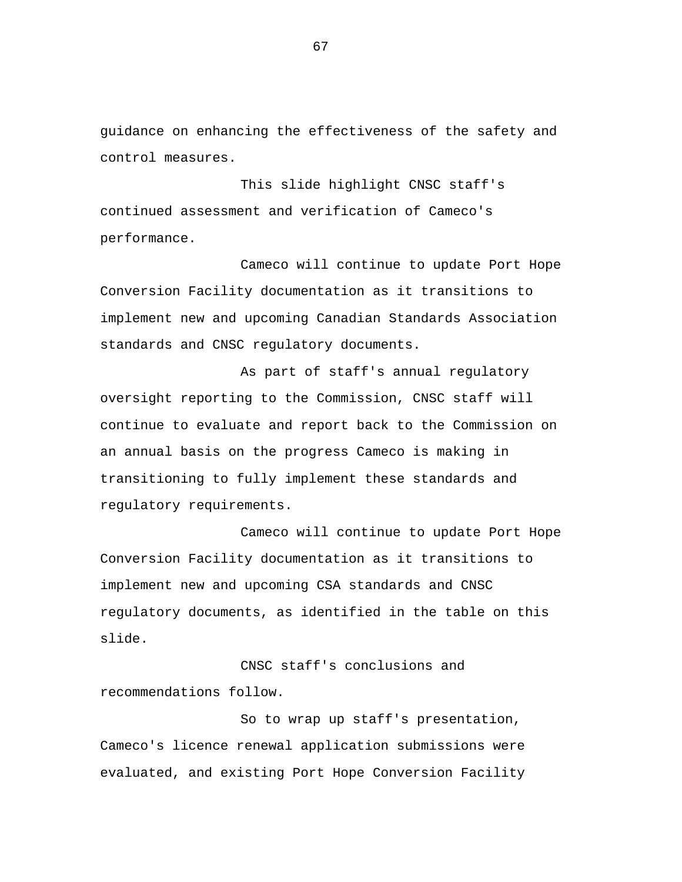guidance on enhancing the effectiveness of the safety and control measures.

This slide highlight CNSC staff's continued assessment and verification of Cameco's performance.

Cameco will continue to update Port Hope Conversion Facility documentation as it transitions to implement new and upcoming Canadian Standards Association standards and CNSC regulatory documents.

As part of staff's annual regulatory oversight reporting to the Commission, CNSC staff will continue to evaluate and report back to the Commission on an annual basis on the progress Cameco is making in transitioning to fully implement these standards and regulatory requirements.

Cameco will continue to update Port Hope Conversion Facility documentation as it transitions to implement new and upcoming CSA standards and CNSC regulatory documents, as identified in the table on this slide.

CNSC staff's conclusions and recommendations follow.

So to wrap up staff's presentation, Cameco's licence renewal application submissions were evaluated, and existing Port Hope Conversion Facility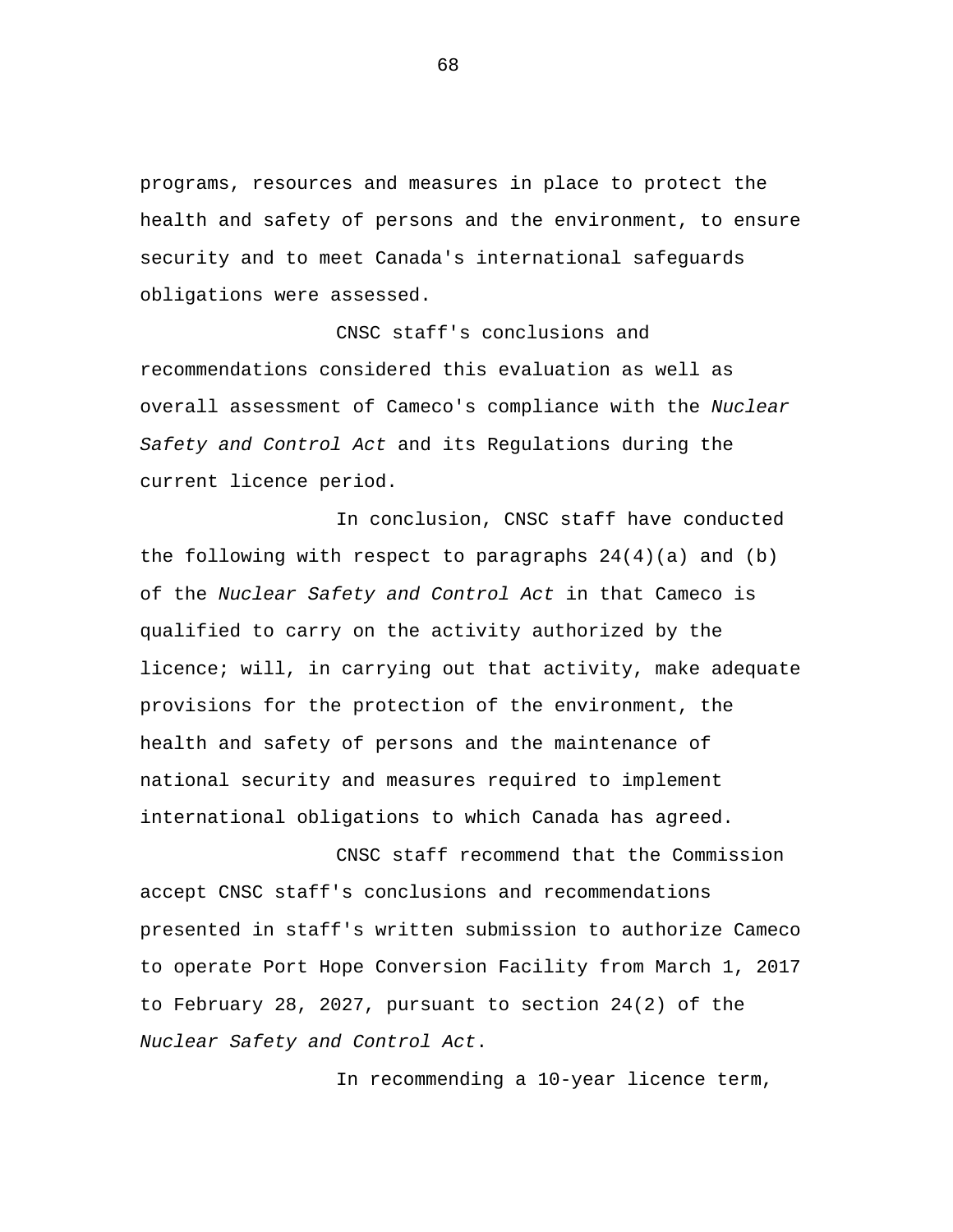programs, resources and measures in place to protect the health and safety of persons and the environment, to ensure security and to meet Canada's international safeguards obligations were assessed.

CNSC staff's conclusions and recommendations considered this evaluation as well as overall assessment of Cameco's compliance with the *Nuclear Safety and Control Act* and its Regulations during the current licence period.

In conclusion, CNSC staff have conducted the following with respect to paragraphs 24(4)(a) and (b) of the *Nuclear Safety and Control Act* in that Cameco is qualified to carry on the activity authorized by the licence; will, in carrying out that activity, make adequate provisions for the protection of the environment, the health and safety of persons and the maintenance of national security and measures required to implement international obligations to which Canada has agreed.

CNSC staff recommend that the Commission accept CNSC staff's conclusions and recommendations presented in staff's written submission to authorize Cameco to operate Port Hope Conversion Facility from March 1, 2017 to February 28, 2027, pursuant to section 24(2) of the *Nuclear Safety and Control Act*.

In recommending a 10-year licence term,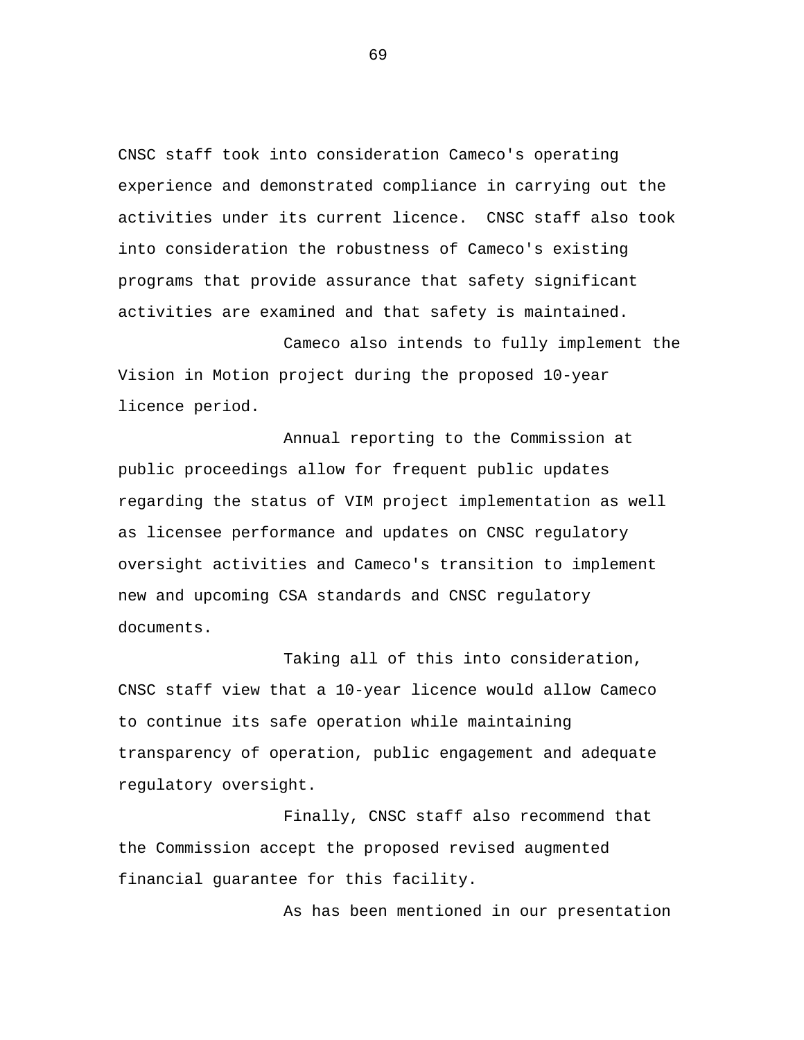CNSC staff took into consideration Cameco's operating experience and demonstrated compliance in carrying out the activities under its current licence.  CNSC staff also took into consideration the robustness of Cameco's existing programs that provide assurance that safety significant activities are examined and that safety is maintained.

Cameco also intends to fully implement the Vision in Motion project during the proposed 10-year licence period.

Annual reporting to the Commission at public proceedings allow for frequent public updates regarding the status of VIM project implementation as well as licensee performance and updates on CNSC regulatory oversight activities and Cameco's transition to implement new and upcoming CSA standards and CNSC regulatory documents.

Taking all of this into consideration, CNSC staff view that a 10-year licence would allow Cameco to continue its safe operation while maintaining transparency of operation, public engagement and adequate regulatory oversight.

Finally, CNSC staff also recommend that the Commission accept the proposed revised augmented financial guarantee for this facility.

As has been mentioned in our presentation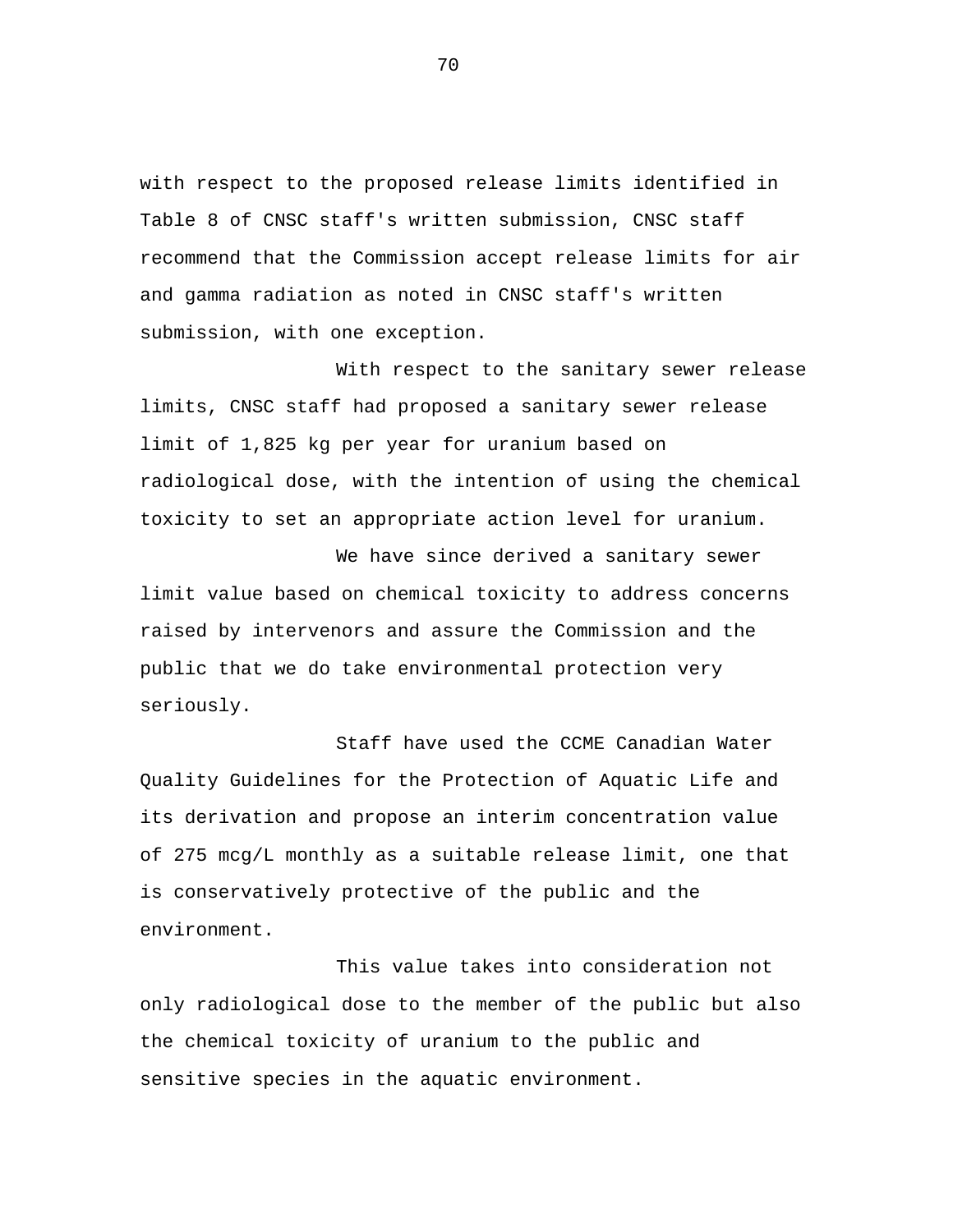with respect to the proposed release limits identified in Table 8 of CNSC staff's written submission, CNSC staff recommend that the Commission accept release limits for air and gamma radiation as noted in CNSC staff's written submission, with one exception.

With respect to the sanitary sewer release limits, CNSC staff had proposed a sanitary sewer release limit of 1,825 kg per year for uranium based on radiological dose, with the intention of using the chemical toxicity to set an appropriate action level for uranium.

We have since derived a sanitary sewer limit value based on chemical toxicity to address concerns raised by intervenors and assure the Commission and the public that we do take environmental protection very seriously.

Staff have used the CCME Canadian Water Quality Guidelines for the Protection of Aquatic Life and its derivation and propose an interim concentration value of 275 mcg/L monthly as a suitable release limit, one that is conservatively protective of the public and the environment.

This value takes into consideration not only radiological dose to the member of the public but also the chemical toxicity of uranium to the public and sensitive species in the aquatic environment.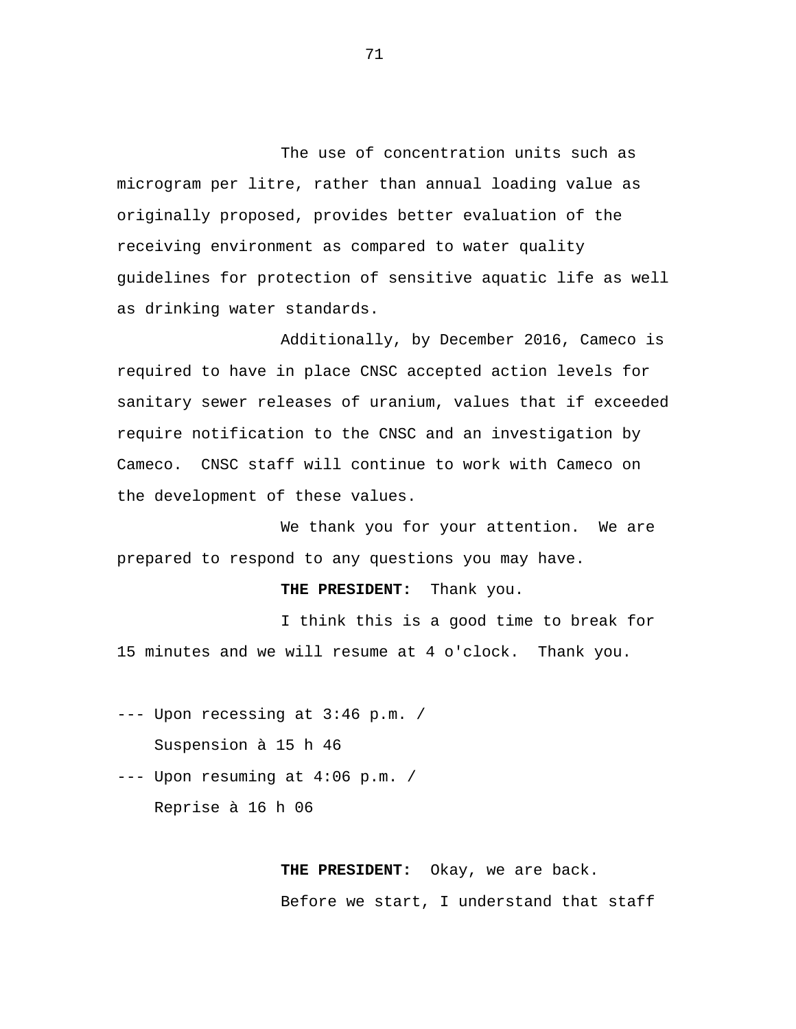The use of concentration units such as microgram per litre, rather than annual loading value as originally proposed, provides better evaluation of the receiving environment as compared to water quality guidelines for protection of sensitive aquatic life as well as drinking water standards.

Additionally, by December 2016, Cameco is required to have in place CNSC accepted action levels for sanitary sewer releases of uranium, values that if exceeded require notification to the CNSC and an investigation by Cameco.  CNSC staff will continue to work with Cameco on the development of these values.

We thank you for your attention.  We are prepared to respond to any questions you may have.

**THE PRESIDENT:**  Thank you.

I think this is a good time to break for 15 minutes and we will resume at 4 o'clock.  Thank you.

--- Upon recessing at 3:46 p.m. /
    Suspension à 15 h 46

--- Upon resuming at 4:06 p.m. /
    Reprise à 16 h 06

**THE PRESIDENT:**  Okay, we are back.

Before we start, I understand that staff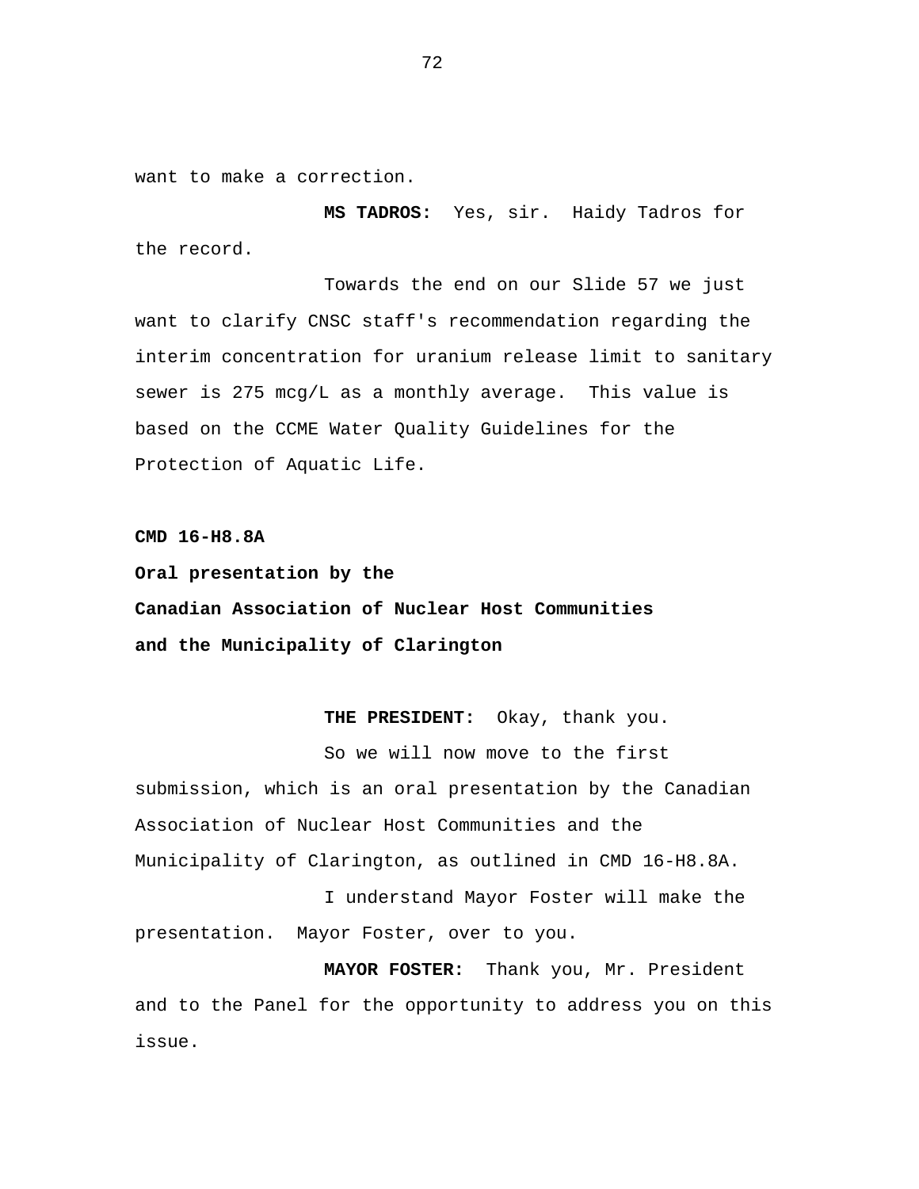want to make a correction.

**MS TADROS:** Yes, sir. Haidy Tadros for the record.

Towards the end on our Slide 57 we just want to clarify CNSC staff's recommendation regarding the interim concentration for uranium release limit to sanitary sewer is 275 mcg/L as a monthly average. This value is based on the CCME Water Quality Guidelines for the Protection of Aquatic Life.

**CMD 16-H8.8A**

**Oral presentation by the**

**Canadian Association of Nuclear Host Communities**

**and the Municipality of Clarington**

**THE PRESIDENT:** Okay, thank you.

So we will now move to the first submission, which is an oral presentation by the Canadian Association of Nuclear Host Communities and the Municipality of Clarington, as outlined in CMD 16-H8.8A.

I understand Mayor Foster will make the presentation. Mayor Foster, over to you.

**MAYOR FOSTER:** Thank you, Mr. President and to the Panel for the opportunity to address you on this issue.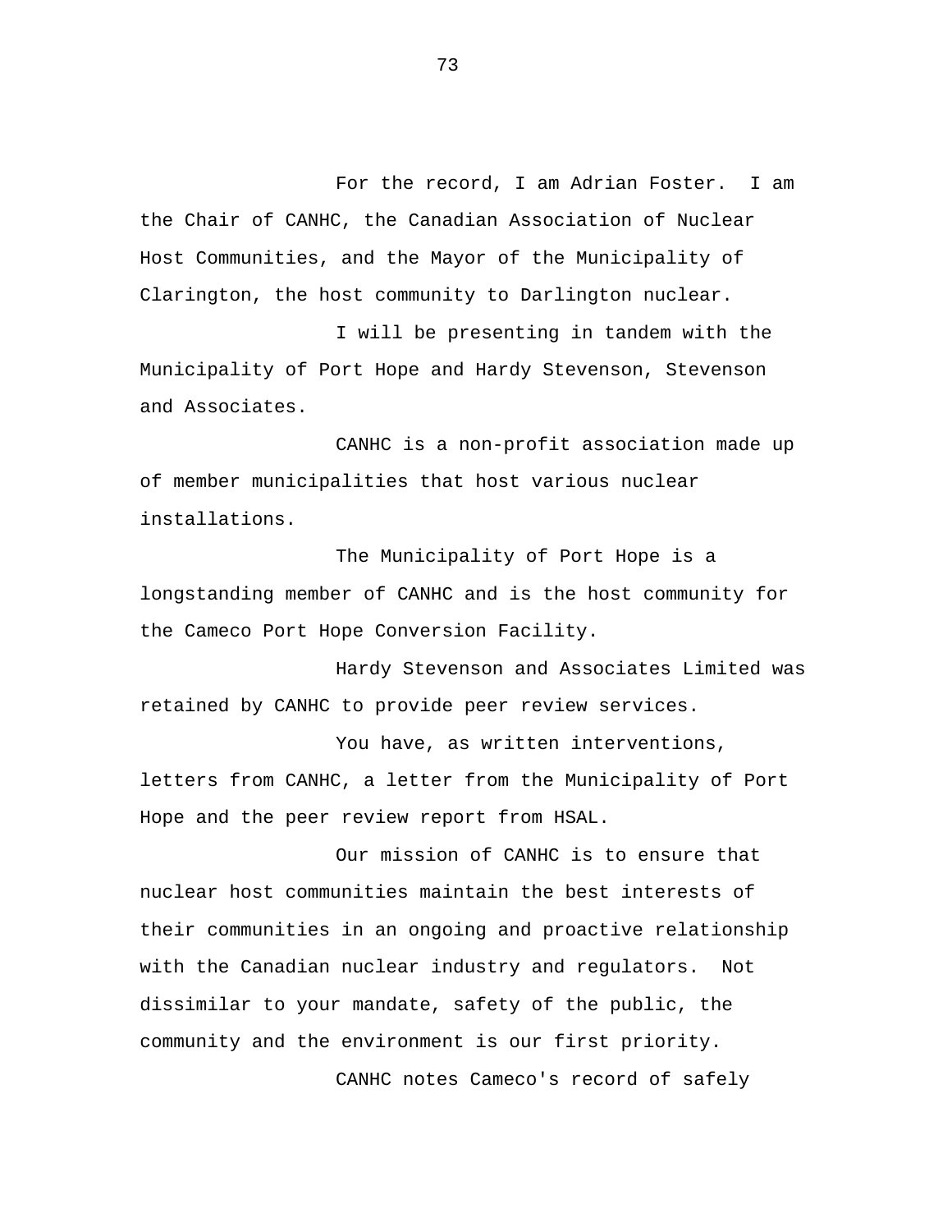For the record, I am Adrian Foster. I am the Chair of CANHC, the Canadian Association of Nuclear Host Communities, and the Mayor of the Municipality of Clarington, the host community to Darlington nuclear.

I will be presenting in tandem with the Municipality of Port Hope and Hardy Stevenson, Stevenson and Associates.

CANHC is a non-profit association made up of member municipalities that host various nuclear installations.

The Municipality of Port Hope is a longstanding member of CANHC and is the host community for the Cameco Port Hope Conversion Facility.

Hardy Stevenson and Associates Limited was retained by CANHC to provide peer review services.

You have, as written interventions, letters from CANHC, a letter from the Municipality of Port Hope and the peer review report from HSAL.

Our mission of CANHC is to ensure that nuclear host communities maintain the best interests of their communities in an ongoing and proactive relationship with the Canadian nuclear industry and regulators. Not dissimilar to your mandate, safety of the public, the community and the environment is our first priority.

CANHC notes Cameco's record of safely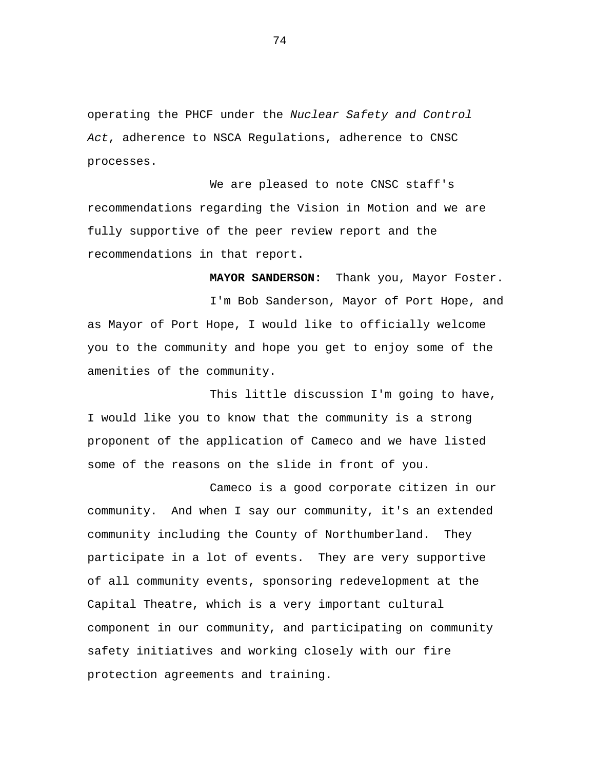operating the PHCF under the *Nuclear Safety and Control Act*, adherence to NSCA Regulations, adherence to CNSC processes.

We are pleased to note CNSC staff's recommendations regarding the Vision in Motion and we are fully supportive of the peer review report and the recommendations in that report.

**MAYOR SANDERSON:** Thank you, Mayor Foster.

I'm Bob Sanderson, Mayor of Port Hope, and as Mayor of Port Hope, I would like to officially welcome you to the community and hope you get to enjoy some of the amenities of the community.

This little discussion I'm going to have, I would like you to know that the community is a strong proponent of the application of Cameco and we have listed some of the reasons on the slide in front of you.

Cameco is a good corporate citizen in our community. And when I say our community, it's an extended community including the County of Northumberland. They participate in a lot of events. They are very supportive of all community events, sponsoring redevelopment at the Capital Theatre, which is a very important cultural component in our community, and participating on community safety initiatives and working closely with our fire protection agreements and training.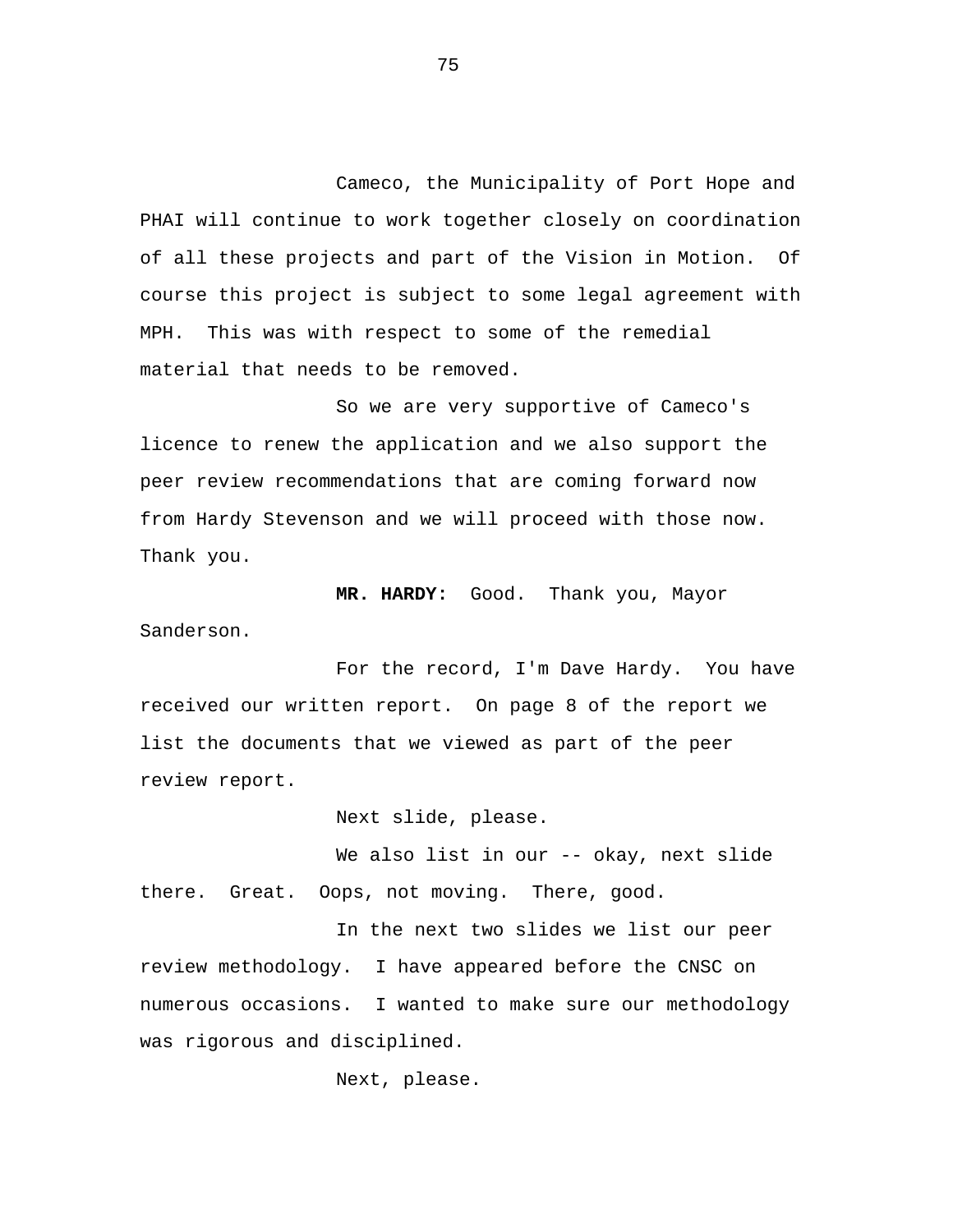Cameco, the Municipality of Port Hope and PHAI will continue to work together closely on coordination of all these projects and part of the Vision in Motion. Of course this project is subject to some legal agreement with MPH. This was with respect to some of the remedial material that needs to be removed.

So we are very supportive of Cameco's licence to renew the application and we also support the peer review recommendations that are coming forward now from Hardy Stevenson and we will proceed with those now. Thank you.

**MR. HARDY:** Good. Thank you, Mayor Sanderson.

For the record, I'm Dave Hardy. You have received our written report. On page 8 of the report we list the documents that we viewed as part of the peer review report.

Next slide, please.

We also list in our -- okay, next slide there. Great. Oops, not moving. There, good.

In the next two slides we list our peer review methodology. I have appeared before the CNSC on numerous occasions. I wanted to make sure our methodology was rigorous and disciplined.

Next, please.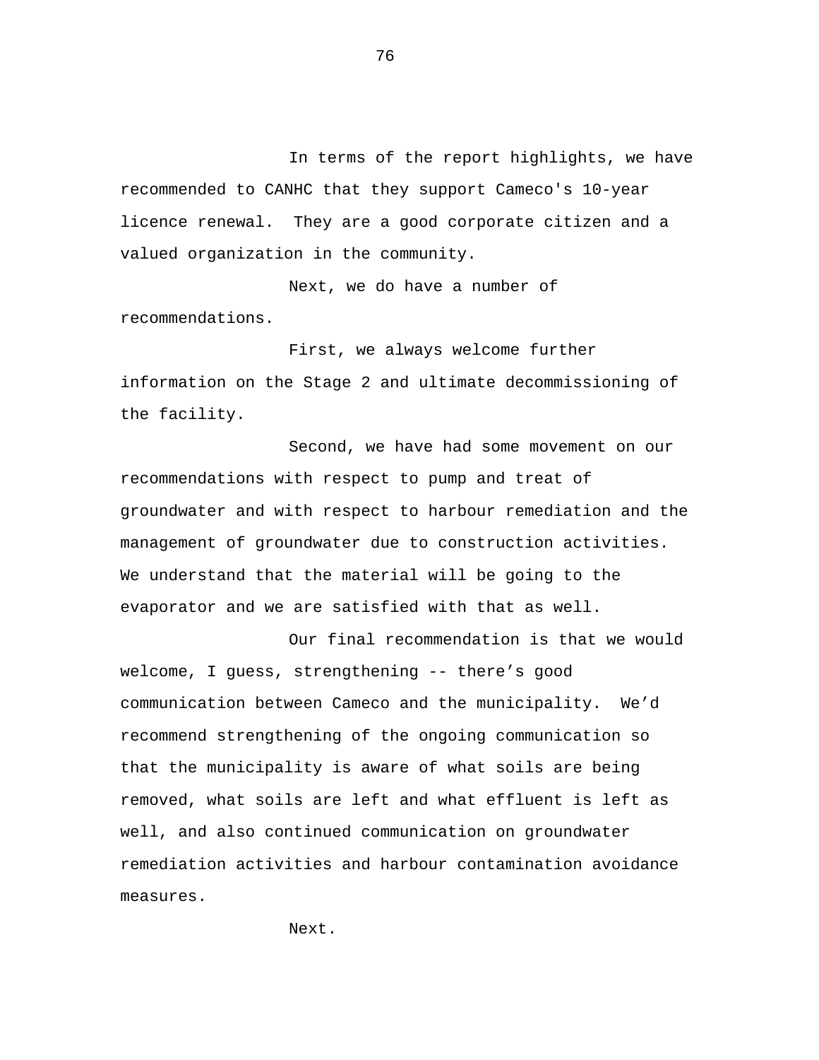In terms of the report highlights, we have recommended to CANHC that they support Cameco's 10-year licence renewal. They are a good corporate citizen and a valued organization in the community.

Next, we do have a number of recommendations.

First, we always welcome further information on the Stage 2 and ultimate decommissioning of the facility.

Second, we have had some movement on our recommendations with respect to pump and treat of groundwater and with respect to harbour remediation and the management of groundwater due to construction activities. We understand that the material will be going to the evaporator and we are satisfied with that as well.

Our final recommendation is that we would welcome, I guess, strengthening -- there’s good communication between Cameco and the municipality. We’d recommend strengthening of the ongoing communication so that the municipality is aware of what soils are being removed, what soils are left and what effluent is left as well, and also continued communication on groundwater remediation activities and harbour contamination avoidance measures.

Next.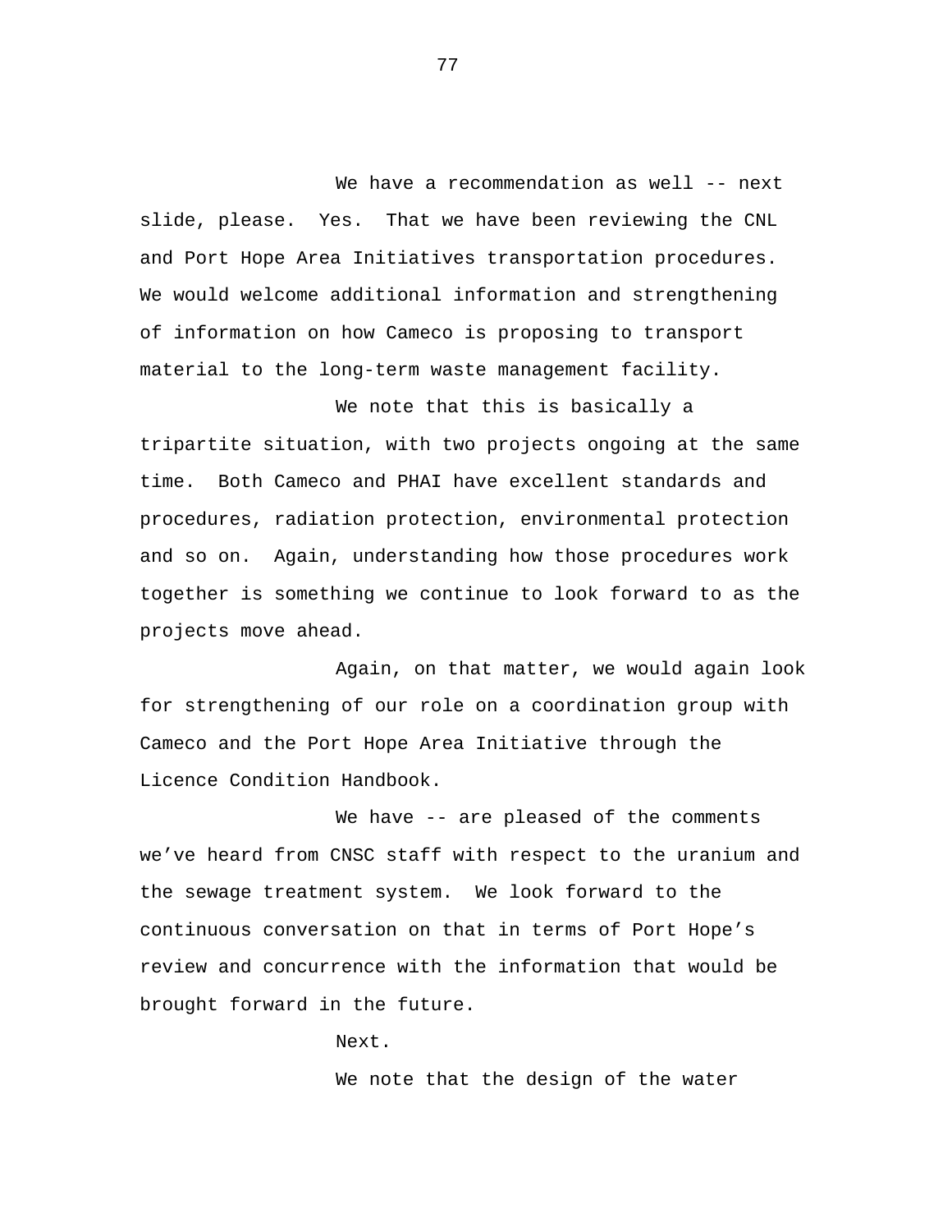We have a recommendation as well -- next slide, please. Yes. That we have been reviewing the CNL and Port Hope Area Initiatives transportation procedures. We would welcome additional information and strengthening of information on how Cameco is proposing to transport material to the long-term waste management facility.

We note that this is basically a tripartite situation, with two projects ongoing at the same time. Both Cameco and PHAI have excellent standards and procedures, radiation protection, environmental protection and so on. Again, understanding how those procedures work together is something we continue to look forward to as the projects move ahead.

Again, on that matter, we would again look for strengthening of our role on a coordination group with Cameco and the Port Hope Area Initiative through the Licence Condition Handbook.

We have -- are pleased of the comments we've heard from CNSC staff with respect to the uranium and the sewage treatment system. We look forward to the continuous conversation on that in terms of Port Hope's review and concurrence with the information that would be brought forward in the future.

Next.

We note that the design of the water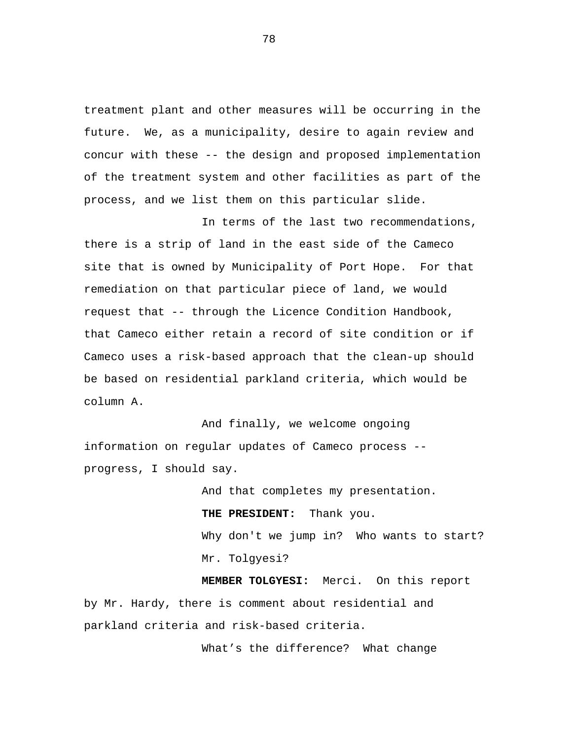treatment plant and other measures will be occurring in the future. We, as a municipality, desire to again review and concur with these -- the design and proposed implementation of the treatment system and other facilities as part of the process, and we list them on this particular slide.

In terms of the last two recommendations, there is a strip of land in the east side of the Cameco site that is owned by Municipality of Port Hope. For that remediation on that particular piece of land, we would request that -- through the Licence Condition Handbook, that Cameco either retain a record of site condition or if Cameco uses a risk-based approach that the clean-up should be based on residential parkland criteria, which would be column A.

And finally, we welcome ongoing information on regular updates of Cameco process -- progress, I should say.

And that completes my presentation.

**THE PRESIDENT:** Thank you.

Why don't we jump in? Who wants to start? Mr. Tolgyesi?

**MEMBER TOLGYESI:** Merci. On this report by Mr. Hardy, there is comment about residential and parkland criteria and risk-based criteria.

What's the difference? What change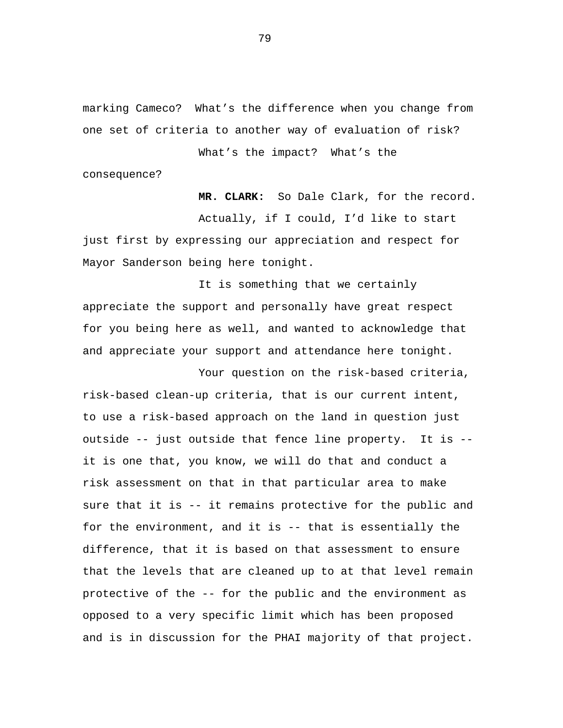marking Cameco? What's the difference when you change from one set of criteria to another way of evaluation of risk?

What's the impact? What's the consequence?

**MR. CLARK:** So Dale Clark, for the record.

Actually, if I could, I'd like to start just first by expressing our appreciation and respect for Mayor Sanderson being here tonight.

It is something that we certainly appreciate the support and personally have great respect for you being here as well, and wanted to acknowledge that and appreciate your support and attendance here tonight.

Your question on the risk-based criteria, risk-based clean-up criteria, that is our current intent, to use a risk-based approach on the land in question just outside -- just outside that fence line property. It is -- it is one that, you know, we will do that and conduct a risk assessment on that in that particular area to make sure that it is -- it remains protective for the public and for the environment, and it is -- that is essentially the difference, that it is based on that assessment to ensure that the levels that are cleaned up to at that level remain protective of the -- for the public and the environment as opposed to a very specific limit which has been proposed and is in discussion for the PHAI majority of that project.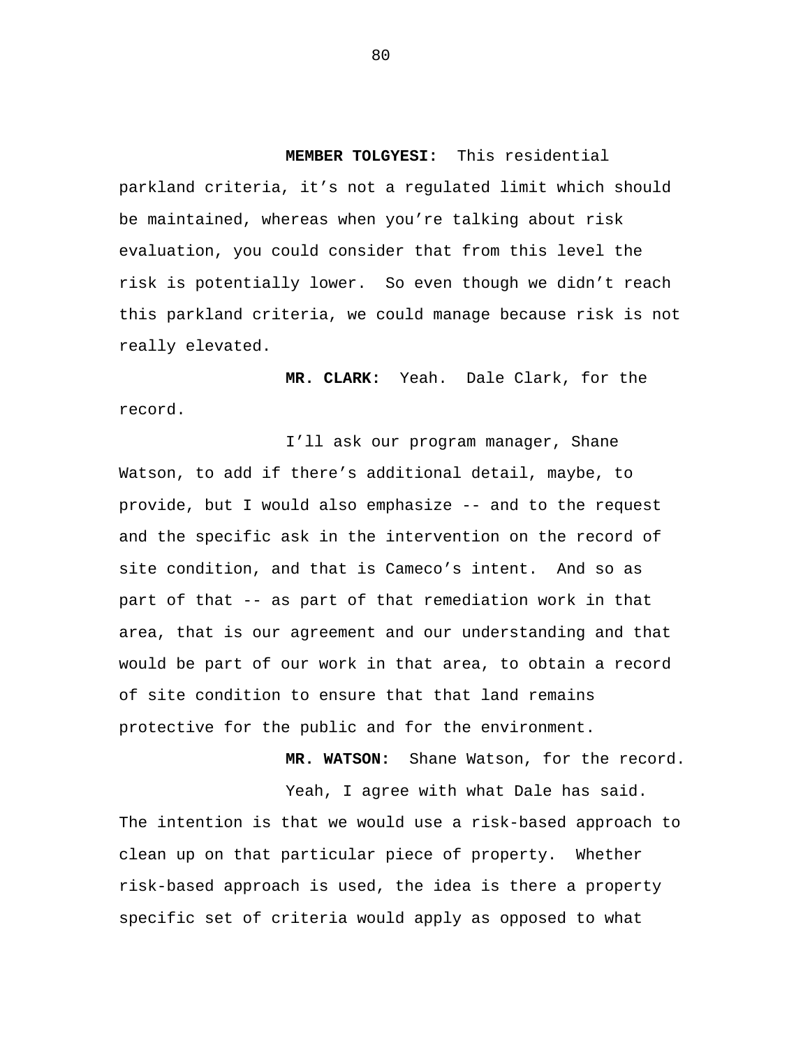**MEMBER TOLGYESI:** This residential parkland criteria, it's not a regulated limit which should be maintained, whereas when you're talking about risk evaluation, you could consider that from this level the risk is potentially lower. So even though we didn't reach this parkland criteria, we could manage because risk is not really elevated.

**MR. CLARK:** Yeah. Dale Clark, for the record.

I'll ask our program manager, Shane Watson, to add if there's additional detail, maybe, to provide, but I would also emphasize -- and to the request and the specific ask in the intervention on the record of site condition, and that is Cameco's intent. And so as part of that -- as part of that remediation work in that area, that is our agreement and our understanding and that would be part of our work in that area, to obtain a record of site condition to ensure that that land remains protective for the public and for the environment.

**MR. WATSON:** Shane Watson, for the record.

Yeah, I agree with what Dale has said. The intention is that we would use a risk-based approach to clean up on that particular piece of property. Whether risk-based approach is used, the idea is there a property specific set of criteria would apply as opposed to what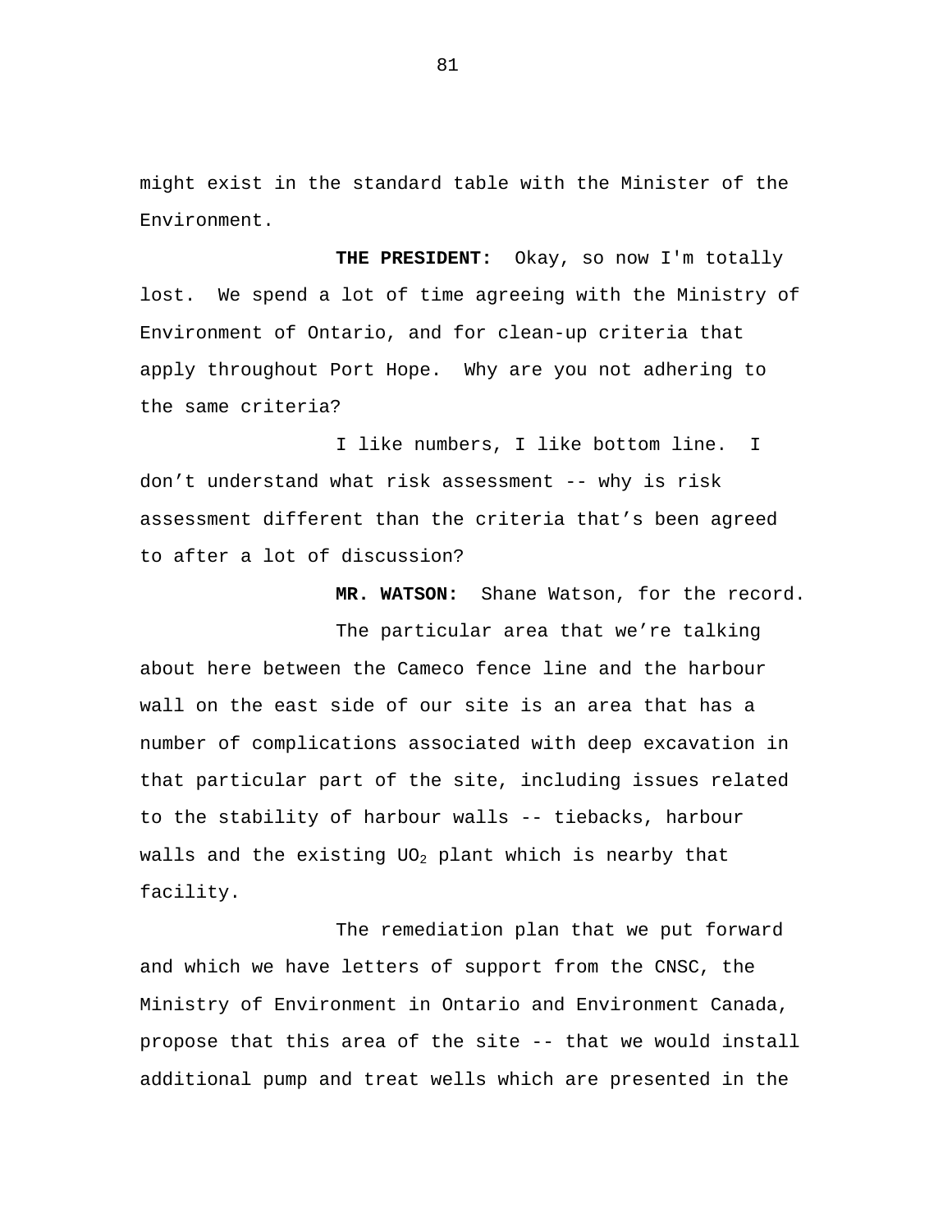might exist in the standard table with the Minister of the Environment.

**THE PRESIDENT:** Okay, so now I'm totally lost. We spend a lot of time agreeing with the Ministry of Environment of Ontario, and for clean-up criteria that apply throughout Port Hope. Why are you not adhering to the same criteria?

I like numbers, I like bottom line. I don't understand what risk assessment -- why is risk assessment different than the criteria that's been agreed to after a lot of discussion?

**MR. WATSON:** Shane Watson, for the record.

The particular area that we're talking about here between the Cameco fence line and the harbour wall on the east side of our site is an area that has a number of complications associated with deep excavation in that particular part of the site, including issues related to the stability of harbour walls -- tiebacks, harbour walls and the existing $UO_2$ plant which is nearby that facility.

The remediation plan that we put forward and which we have letters of support from the CNSC, the Ministry of Environment in Ontario and Environment Canada, propose that this area of the site -- that we would install additional pump and treat wells which are presented in the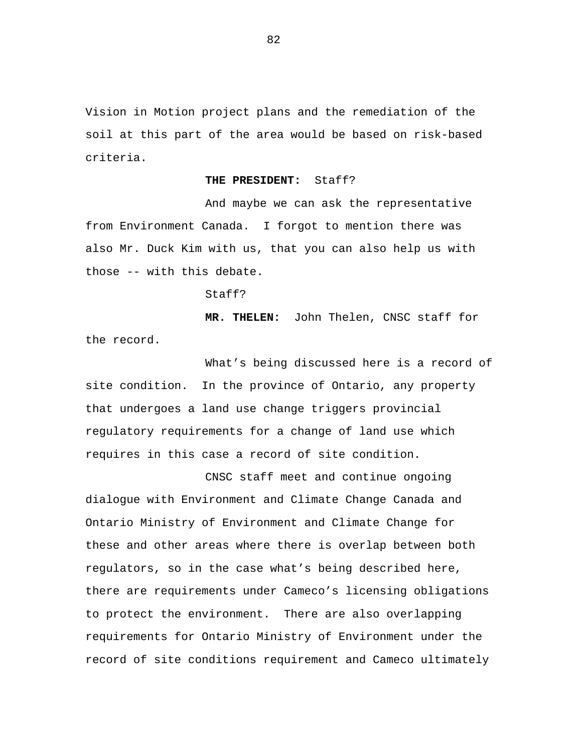Vision in Motion project plans and the remediation of the soil at this part of the area would be based on risk-based criteria.

**THE PRESIDENT:** Staff?

And maybe we can ask the representative from Environment Canada. I forgot to mention there was also Mr. Duck Kim with us, that you can also help us with those -- with this debate.

Staff?

**MR. THELEN:** John Thelen, CNSC staff for the record.

What's being discussed here is a record of site condition. In the province of Ontario, any property that undergoes a land use change triggers provincial regulatory requirements for a change of land use which requires in this case a record of site condition.

CNSC staff meet and continue ongoing dialogue with Environment and Climate Change Canada and Ontario Ministry of Environment and Climate Change for these and other areas where there is overlap between both regulators, so in the case what's being described here, there are requirements under Cameco's licensing obligations to protect the environment. There are also overlapping requirements for Ontario Ministry of Environment under the record of site conditions requirement and Cameco ultimately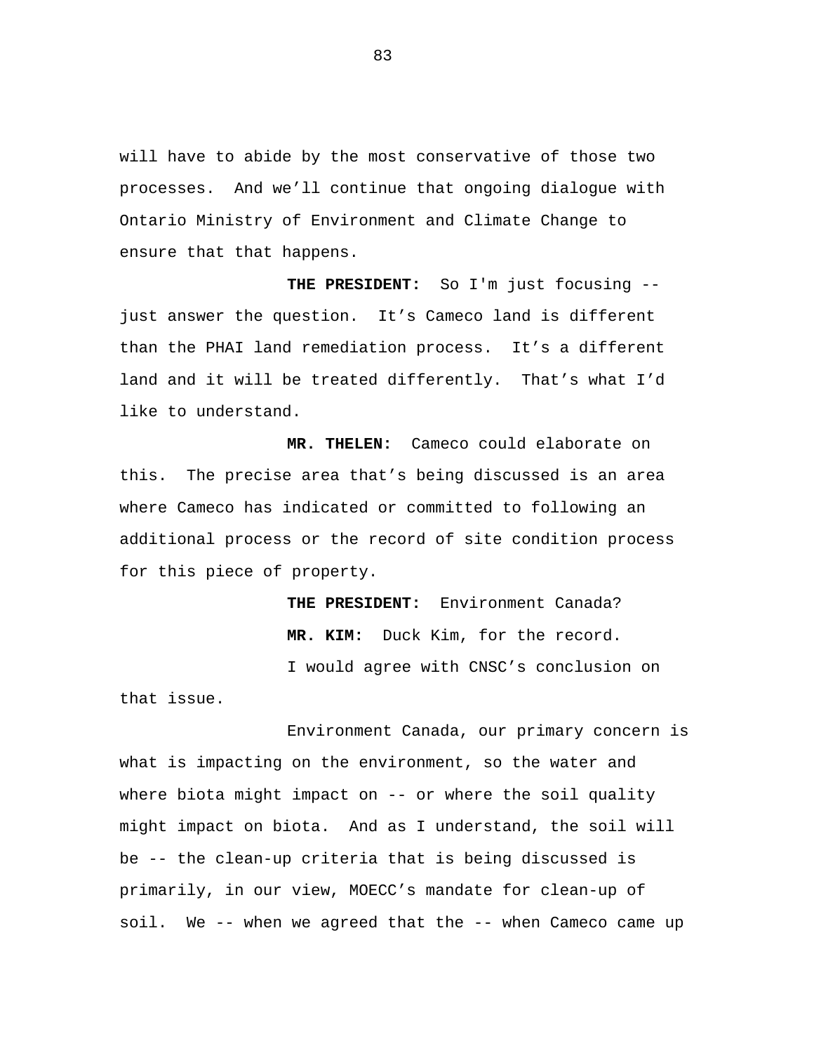will have to abide by the most conservative of those two processes. And we'll continue that ongoing dialogue with Ontario Ministry of Environment and Climate Change to ensure that that happens.

**THE PRESIDENT:** So I'm just focusing -- just answer the question. It's Cameco land is different than the PHAI land remediation process. It's a different land and it will be treated differently. That's what I'd like to understand.

**MR. THELEN:** Cameco could elaborate on this. The precise area that's being discussed is an area where Cameco has indicated or committed to following an additional process or the record of site condition process for this piece of property.

**THE PRESIDENT:** Environment Canada?

**MR. KIM:** Duck Kim, for the record.

I would agree with CNSC's conclusion on that issue.

Environment Canada, our primary concern is what is impacting on the environment, so the water and where biota might impact on -- or where the soil quality might impact on biota. And as I understand, the soil will be -- the clean-up criteria that is being discussed is primarily, in our view, MOECC's mandate for clean-up of soil. We -- when we agreed that the -- when Cameco came up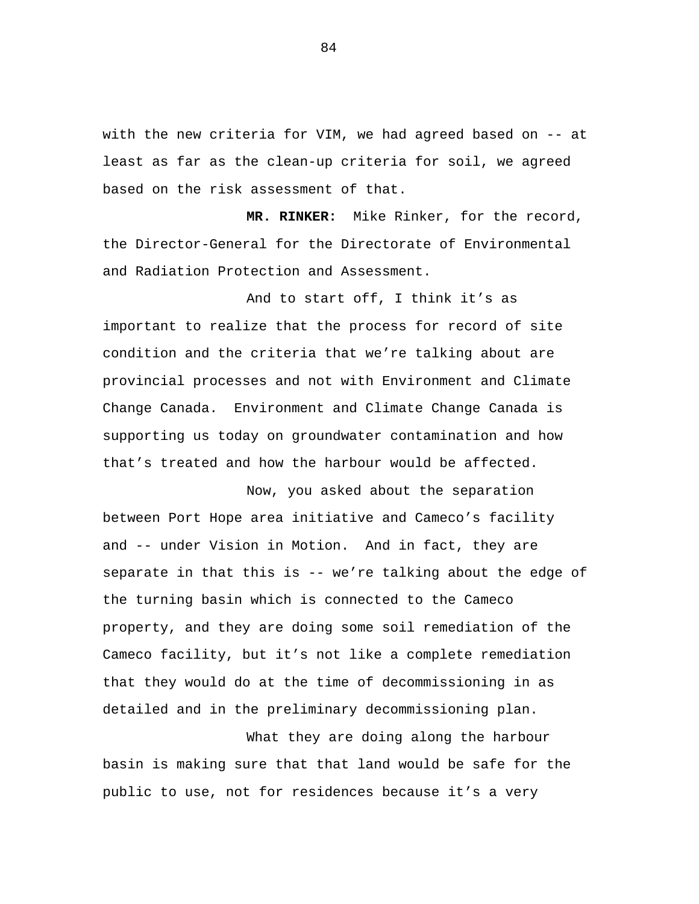with the new criteria for VIM, we had agreed based on -- at least as far as the clean-up criteria for soil, we agreed based on the risk assessment of that.

**MR. RINKER:** Mike Rinker, for the record, the Director-General for the Directorate of Environmental and Radiation Protection and Assessment.

And to start off, I think it’s as important to realize that the process for record of site condition and the criteria that we’re talking about are provincial processes and not with Environment and Climate Change Canada. Environment and Climate Change Canada is supporting us today on groundwater contamination and how that’s treated and how the harbour would be affected.

Now, you asked about the separation between Port Hope area initiative and Cameco’s facility and -- under Vision in Motion. And in fact, they are separate in that this is -- we’re talking about the edge of the turning basin which is connected to the Cameco property, and they are doing some soil remediation of the Cameco facility, but it’s not like a complete remediation that they would do at the time of decommissioning in as detailed and in the preliminary decommissioning plan.

What they are doing along the harbour basin is making sure that that land would be safe for the public to use, not for residences because it’s a very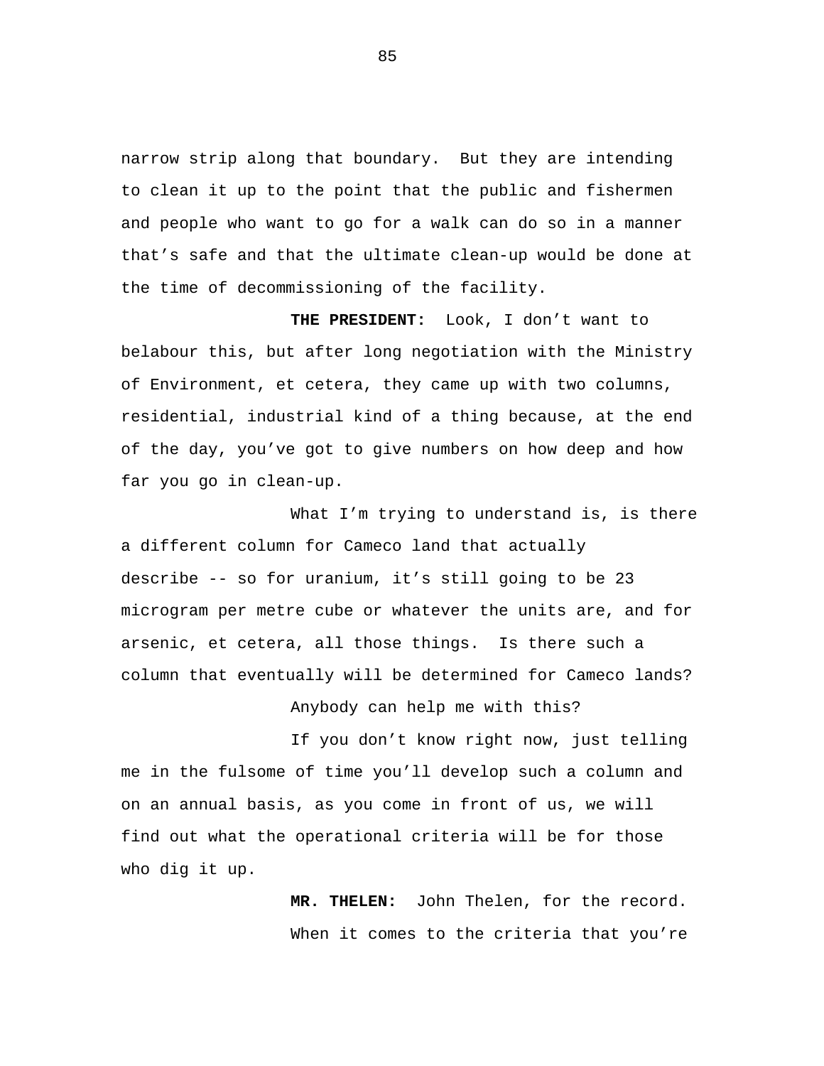narrow strip along that boundary. But they are intending to clean it up to the point that the public and fishermen and people who want to go for a walk can do so in a manner that's safe and that the ultimate clean-up would be done at the time of decommissioning of the facility.

**THE PRESIDENT:** Look, I don't want to belabour this, but after long negotiation with the Ministry of Environment, et cetera, they came up with two columns, residential, industrial kind of a thing because, at the end of the day, you've got to give numbers on how deep and how far you go in clean-up.

What I'm trying to understand is, is there a different column for Cameco land that actually describe -- so for uranium, it's still going to be 23 microgram per metre cube or whatever the units are, and for arsenic, et cetera, all those things. Is there such a column that eventually will be determined for Cameco lands?

Anybody can help me with this?

If you don't know right now, just telling me in the fulsome of time you'll develop such a column and on an annual basis, as you come in front of us, we will find out what the operational criteria will be for those who dig it up.

**MR. THELEN:** John Thelen, for the record.

When it comes to the criteria that you're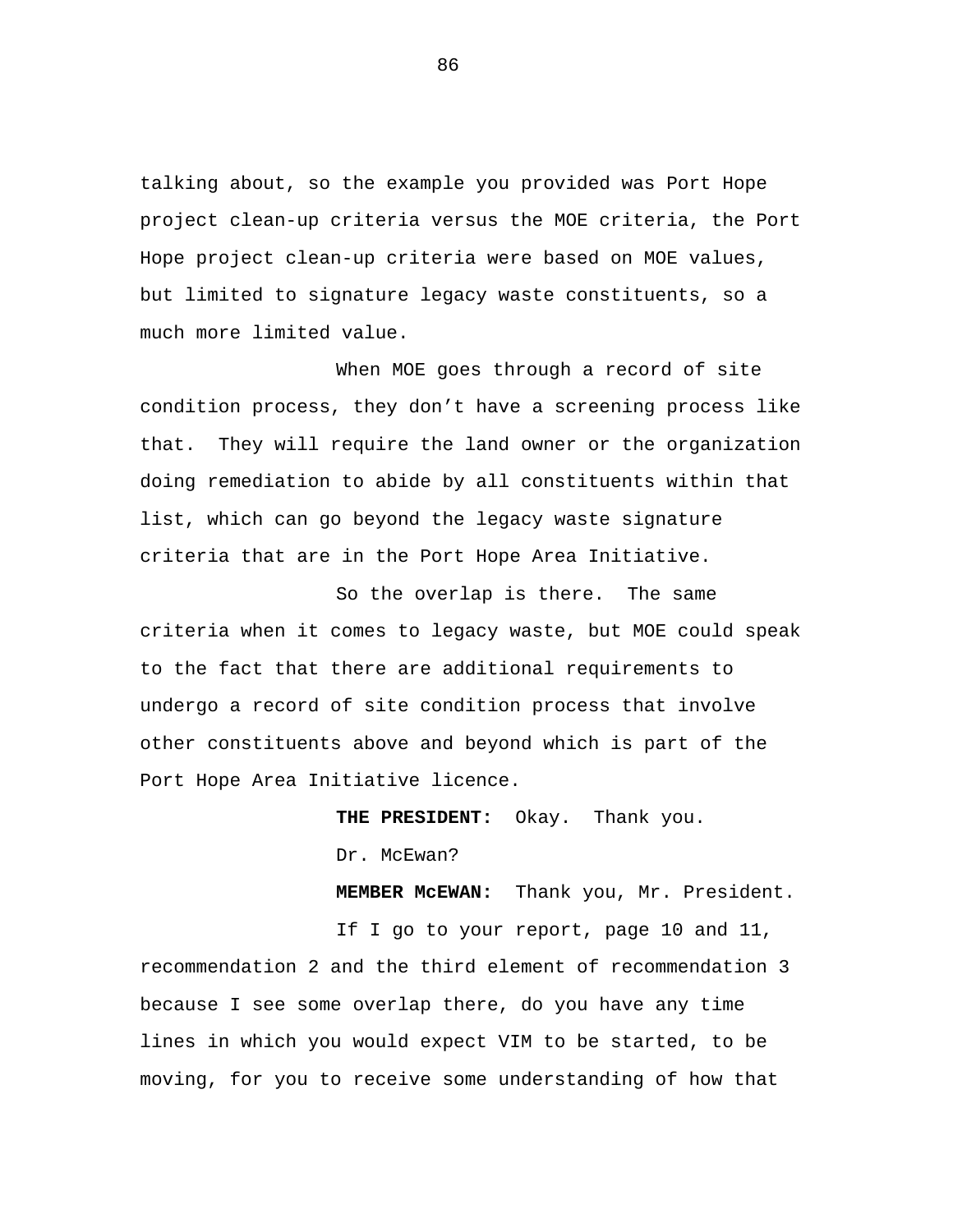talking about, so the example you provided was Port Hope project clean-up criteria versus the MOE criteria, the Port Hope project clean-up criteria were based on MOE values, but limited to signature legacy waste constituents, so a much more limited value.

When MOE goes through a record of site condition process, they don't have a screening process like that. They will require the land owner or the organization doing remediation to abide by all constituents within that list, which can go beyond the legacy waste signature criteria that are in the Port Hope Area Initiative.

So the overlap is there. The same criteria when it comes to legacy waste, but MOE could speak to the fact that there are additional requirements to undergo a record of site condition process that involve other constituents above and beyond which is part of the Port Hope Area Initiative licence.

**THE PRESIDENT:** Okay. Thank you.

Dr. McEwan?

**MEMBER McEWAN:** Thank you, Mr. President.

If I go to your report, page 10 and 11, recommendation 2 and the third element of recommendation 3 because I see some overlap there, do you have any time lines in which you would expect VIM to be started, to be moving, for you to receive some understanding of how that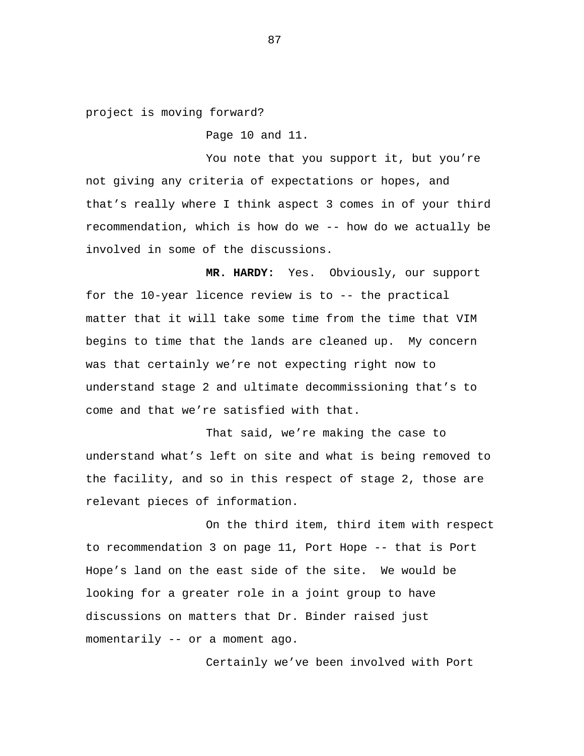project is moving forward?

Page 10 and 11.

You note that you support it, but you're not giving any criteria of expectations or hopes, and that's really where I think aspect 3 comes in of your third recommendation, which is how do we -- how do we actually be involved in some of the discussions.

**MR. HARDY:** Yes. Obviously, our support for the 10-year licence review is to -- the practical matter that it will take some time from the time that VIM begins to time that the lands are cleaned up. My concern was that certainly we're not expecting right now to understand stage 2 and ultimate decommissioning that's to come and that we're satisfied with that.

That said, we're making the case to understand what's left on site and what is being removed to the facility, and so in this respect of stage 2, those are relevant pieces of information.

On the third item, third item with respect to recommendation 3 on page 11, Port Hope -- that is Port Hope's land on the east side of the site. We would be looking for a greater role in a joint group to have discussions on matters that Dr. Binder raised just momentarily -- or a moment ago.

Certainly we've been involved with Port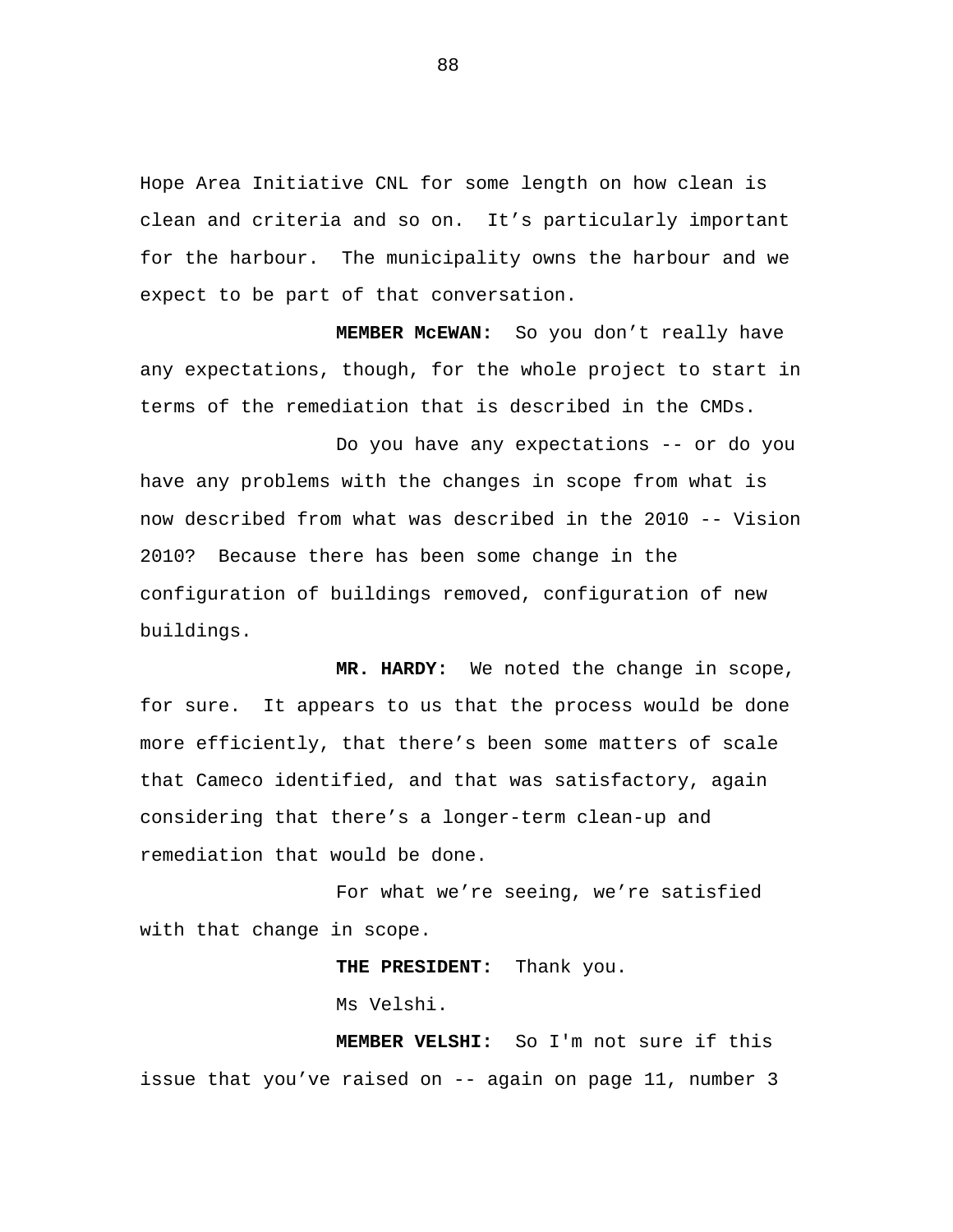Hope Area Initiative CNL for some length on how clean is clean and criteria and so on.  It’s particularly important for the harbour.  The municipality owns the harbour and we expect to be part of that conversation.

**MEMBER McEWAN:**  So you don’t really have any expectations, though, for the whole project to start in terms of the remediation that is described in the CMDs.

Do you have any expectations -- or do you have any problems with the changes in scope from what is now described from what was described in the 2010 -- Vision 2010?  Because there has been some change in the configuration of buildings removed, configuration of new buildings.

**MR. HARDY:**  We noted the change in scope, for sure.  It appears to us that the process would be done more efficiently, that there’s been some matters of scale that Cameco identified, and that was satisfactory, again considering that there’s a longer-term clean-up and remediation that would be done.

For what we’re seeing, we’re satisfied with that change in scope.

**THE PRESIDENT:**  Thank you.

Ms Velshi.

**MEMBER VELSHI:**  So I'm not sure if this issue that you’ve raised on -- again on page 11, number 3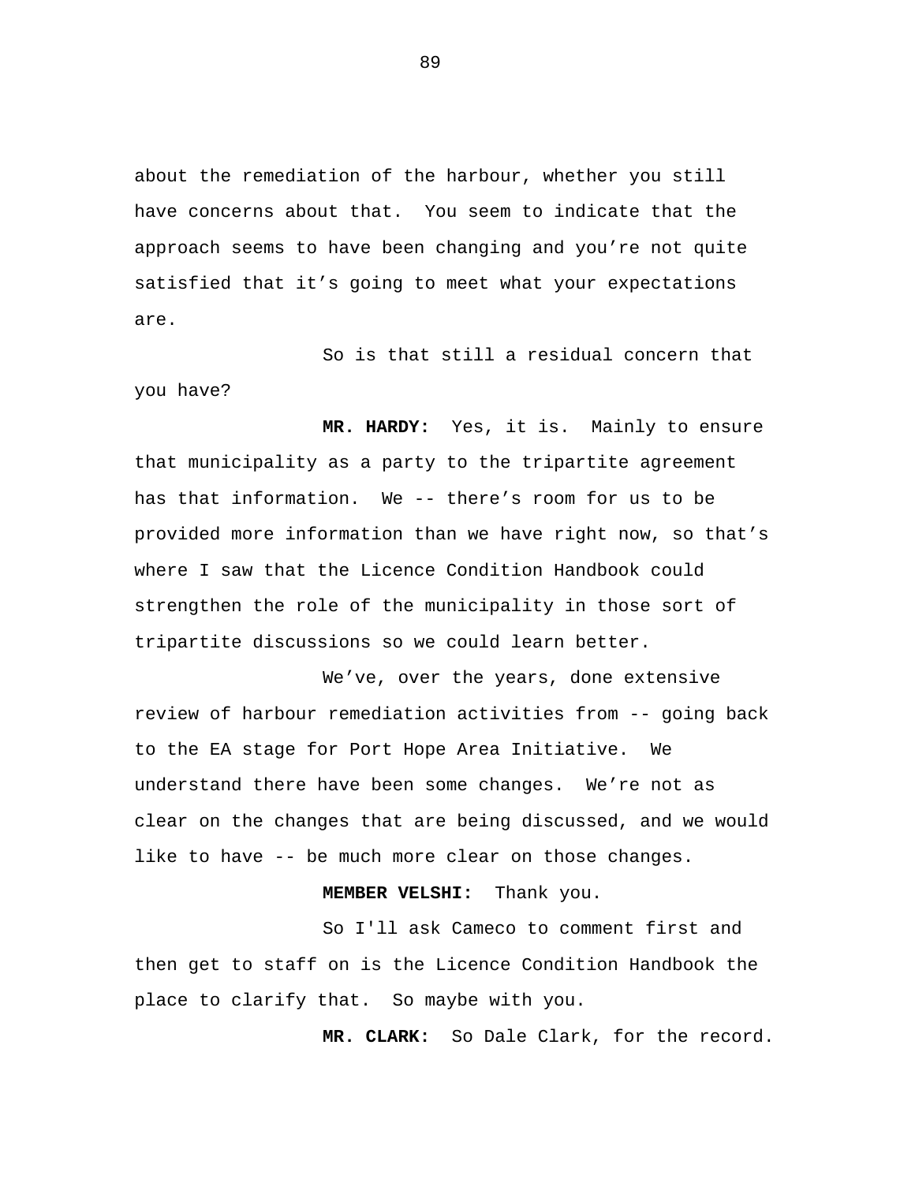about the remediation of the harbour, whether you still have concerns about that. You seem to indicate that the approach seems to have been changing and you're not quite satisfied that it's going to meet what your expectations are.

So is that still a residual concern that you have?

**MR. HARDY:** Yes, it is. Mainly to ensure that municipality as a party to the tripartite agreement has that information. We -- there's room for us to be provided more information than we have right now, so that's where I saw that the Licence Condition Handbook could strengthen the role of the municipality in those sort of tripartite discussions so we could learn better.

We've, over the years, done extensive review of harbour remediation activities from -- going back to the EA stage for Port Hope Area Initiative. We understand there have been some changes. We're not as clear on the changes that are being discussed, and we would like to have -- be much more clear on those changes.

**MEMBER VELSHI:** Thank you.

So I'll ask Cameco to comment first and then get to staff on is the Licence Condition Handbook the place to clarify that. So maybe with you.

**MR. CLARK:** So Dale Clark, for the record.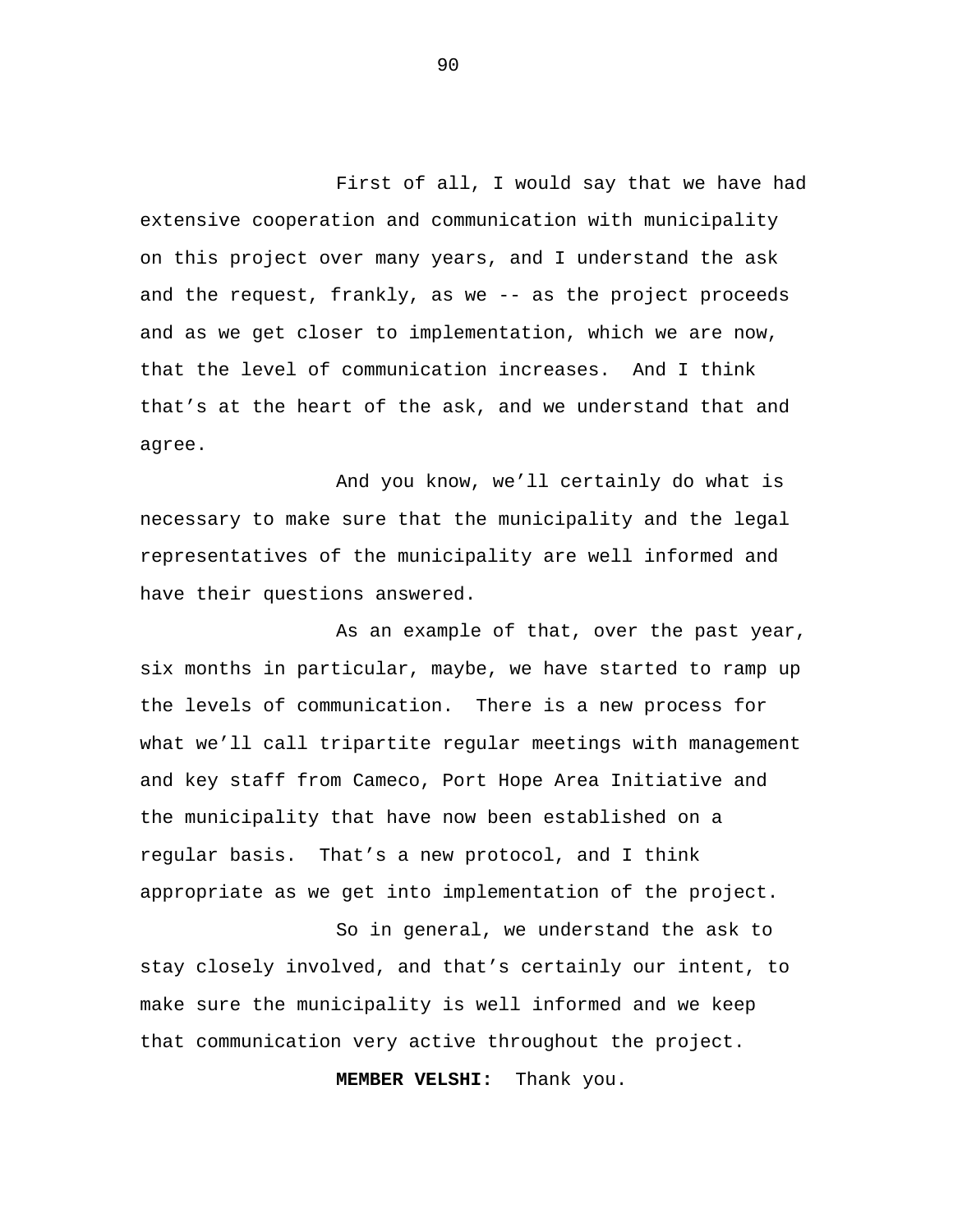First of all, I would say that we have had extensive cooperation and communication with municipality on this project over many years, and I understand the ask and the request, frankly, as we -- as the project proceeds and as we get closer to implementation, which we are now, that the level of communication increases. And I think that's at the heart of the ask, and we understand that and agree.

And you know, we'll certainly do what is necessary to make sure that the municipality and the legal representatives of the municipality are well informed and have their questions answered.

As an example of that, over the past year, six months in particular, maybe, we have started to ramp up the levels of communication. There is a new process for what we'll call tripartite regular meetings with management and key staff from Cameco, Port Hope Area Initiative and the municipality that have now been established on a regular basis. That's a new protocol, and I think appropriate as we get into implementation of the project.

So in general, we understand the ask to stay closely involved, and that's certainly our intent, to make sure the municipality is well informed and we keep that communication very active throughout the project.

**MEMBER VELSHI:** Thank you.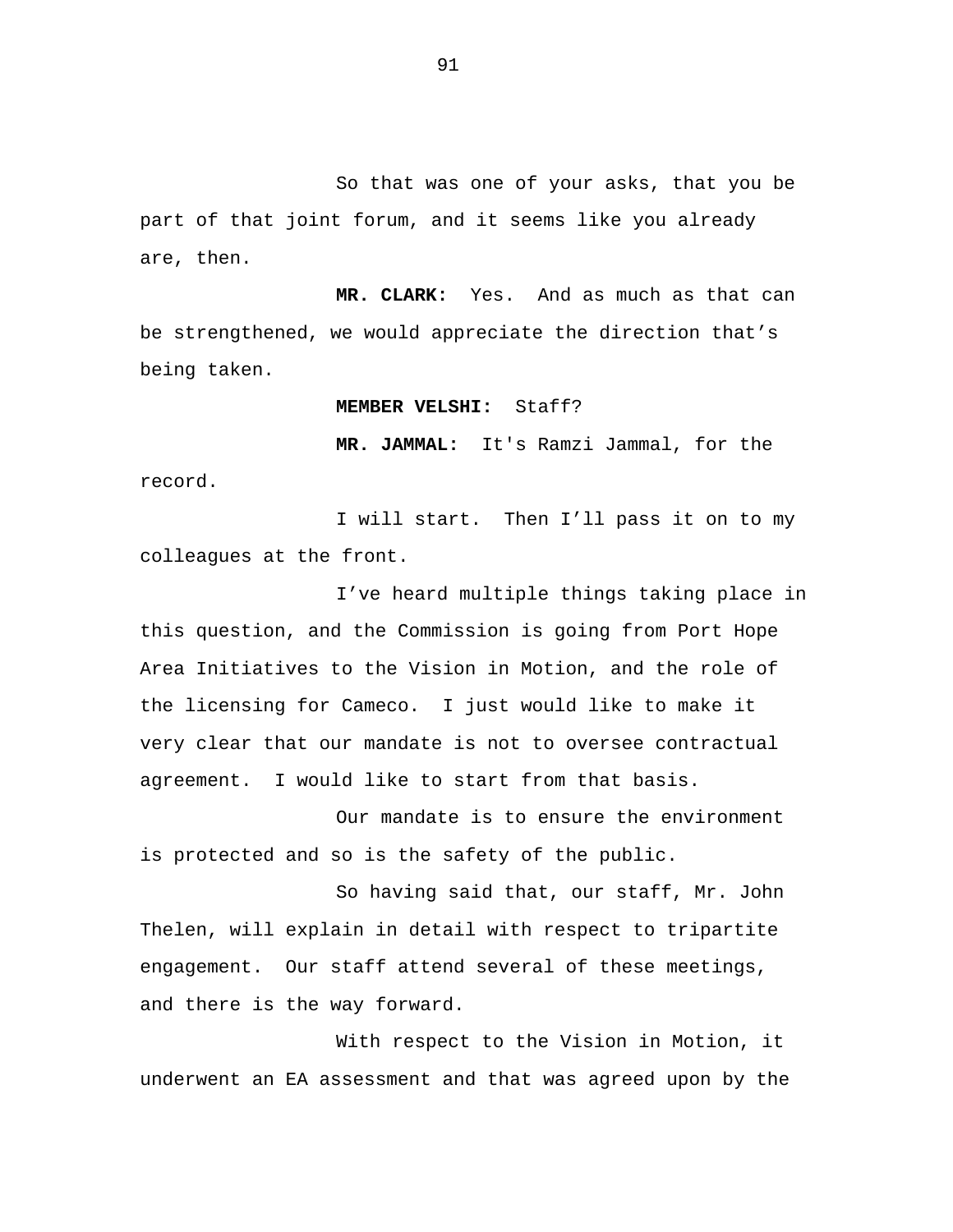So that was one of your asks, that you be part of that joint forum, and it seems like you already are, then.

**MR. CLARK:** Yes. And as much as that can be strengthened, we would appreciate the direction that's being taken.

**MEMBER VELSHI:** Staff?

**MR. JAMMAL:** It's Ramzi Jammal, for the record.

I will start. Then I'll pass it on to my colleagues at the front.

I've heard multiple things taking place in this question, and the Commission is going from Port Hope Area Initiatives to the Vision in Motion, and the role of the licensing for Cameco. I just would like to make it very clear that our mandate is not to oversee contractual agreement. I would like to start from that basis.

Our mandate is to ensure the environment is protected and so is the safety of the public.

So having said that, our staff, Mr. John Thelen, will explain in detail with respect to tripartite engagement. Our staff attend several of these meetings, and there is the way forward.

With respect to the Vision in Motion, it underwent an EA assessment and that was agreed upon by the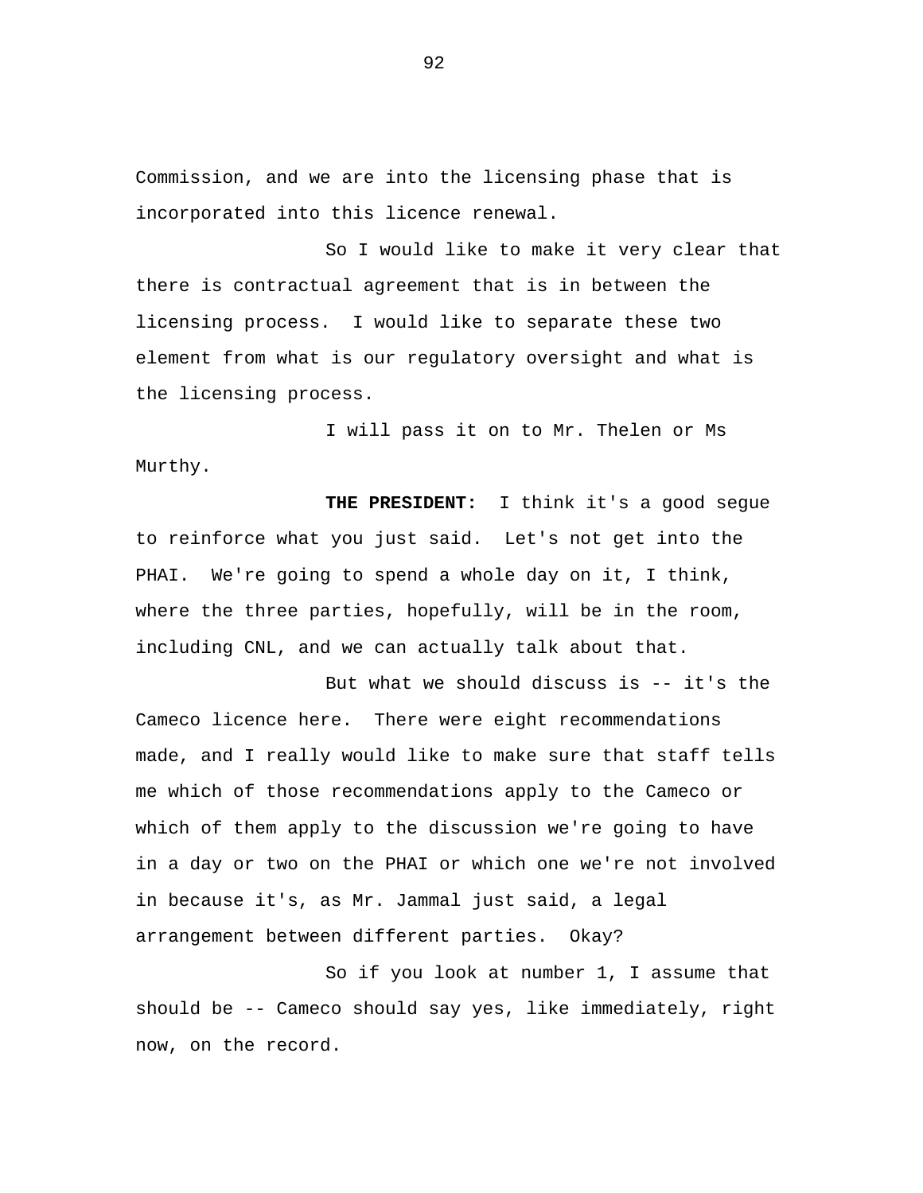Commission, and we are into the licensing phase that is incorporated into this licence renewal.

So I would like to make it very clear that there is contractual agreement that is in between the licensing process. I would like to separate these two element from what is our regulatory oversight and what is the licensing process.

I will pass it on to Mr. Thelen or Ms Murthy.

**THE PRESIDENT:** I think it's a good segue to reinforce what you just said. Let's not get into the PHAI. We're going to spend a whole day on it, I think, where the three parties, hopefully, will be in the room, including CNL, and we can actually talk about that.

But what we should discuss is -- it's the Cameco licence here. There were eight recommendations made, and I really would like to make sure that staff tells me which of those recommendations apply to the Cameco or which of them apply to the discussion we're going to have in a day or two on the PHAI or which one we're not involved in because it's, as Mr. Jammal just said, a legal arrangement between different parties. Okay?

So if you look at number 1, I assume that should be -- Cameco should say yes, like immediately, right now, on the record.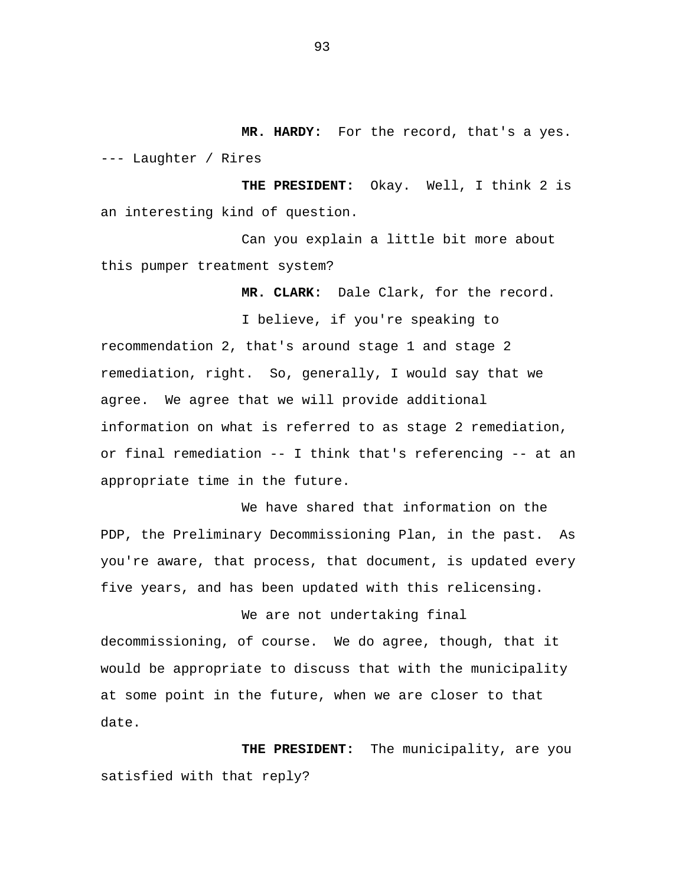**MR. HARDY:** For the record, that's a yes.

--- Laughter / Rires

**THE PRESIDENT:** Okay. Well, I think 2 is an interesting kind of question.

Can you explain a little bit more about this pumper treatment system?

**MR. CLARK:** Dale Clark, for the record.

I believe, if you're speaking to recommendation 2, that's around stage 1 and stage 2 remediation, right. So, generally, I would say that we agree. We agree that we will provide additional information on what is referred to as stage 2 remediation, or final remediation -- I think that's referencing -- at an appropriate time in the future.

We have shared that information on the PDP, the Preliminary Decommissioning Plan, in the past. As you're aware, that process, that document, is updated every five years, and has been updated with this relicensing.

We are not undertaking final decommissioning, of course. We do agree, though, that it would be appropriate to discuss that with the municipality at some point in the future, when we are closer to that date.

**THE PRESIDENT:** The municipality, are you satisfied with that reply?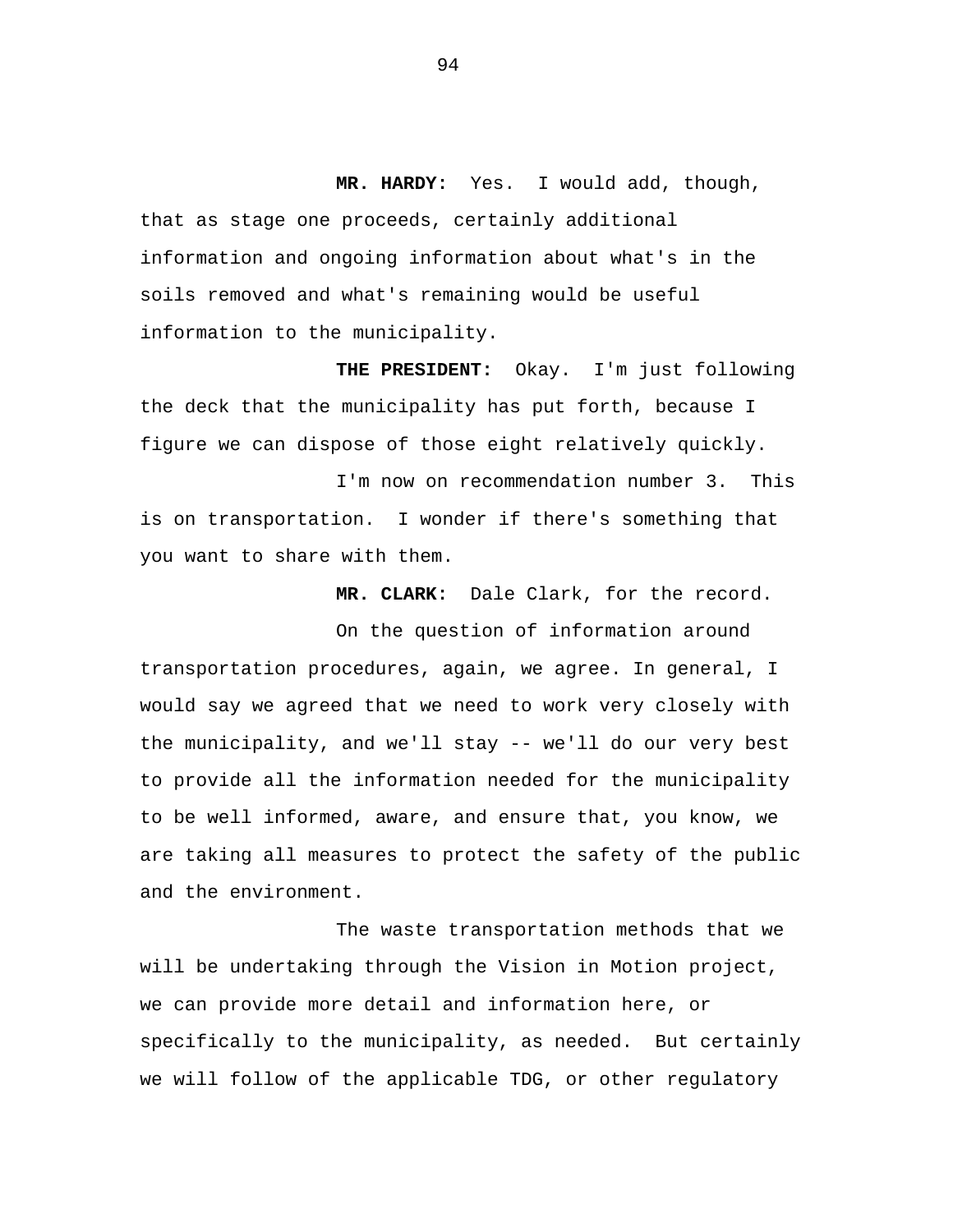**MR. HARDY:** Yes. I would add, though, that as stage one proceeds, certainly additional information and ongoing information about what's in the soils removed and what's remaining would be useful information to the municipality.

**THE PRESIDENT:** Okay. I'm just following the deck that the municipality has put forth, because I figure we can dispose of those eight relatively quickly.

I'm now on recommendation number 3. This is on transportation. I wonder if there's something that you want to share with them.

**MR. CLARK:** Dale Clark, for the record.

On the question of information around transportation procedures, again, we agree. In general, I would say we agreed that we need to work very closely with the municipality, and we'll stay -- we'll do our very best to provide all the information needed for the municipality to be well informed, aware, and ensure that, you know, we are taking all measures to protect the safety of the public and the environment.

The waste transportation methods that we will be undertaking through the Vision in Motion project, we can provide more detail and information here, or specifically to the municipality, as needed. But certainly we will follow of the applicable TDG, or other regulatory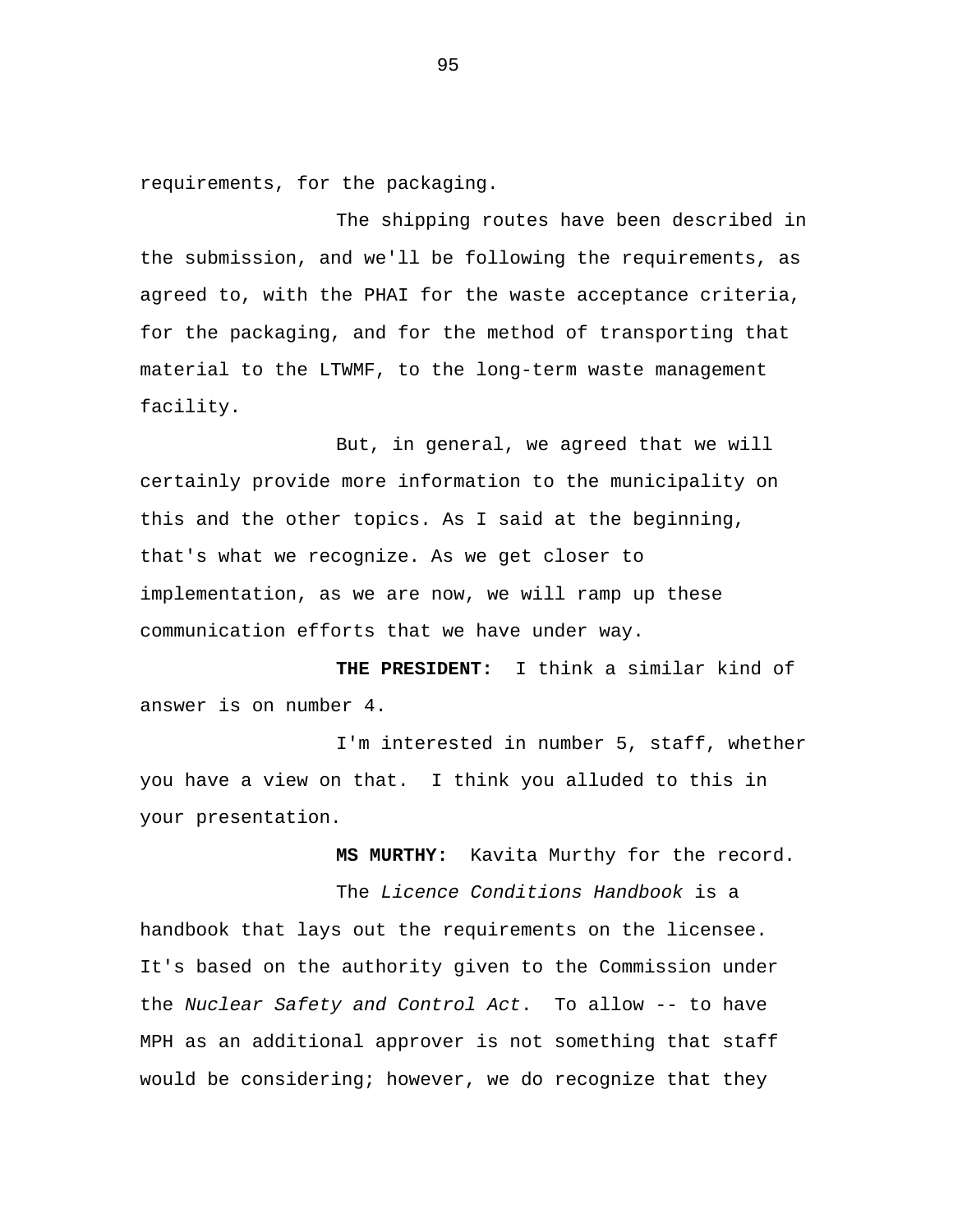requirements, for the packaging.

The shipping routes have been described in the submission, and we'll be following the requirements, as agreed to, with the PHAI for the waste acceptance criteria, for the packaging, and for the method of transporting that material to the LTWMF, to the long-term waste management facility.

But, in general, we agreed that we will certainly provide more information to the municipality on this and the other topics. As I said at the beginning, that's what we recognize. As we get closer to implementation, as we are now, we will ramp up these communication efforts that we have under way.

**THE PRESIDENT:** I think a similar kind of answer is on number 4.

I'm interested in number 5, staff, whether you have a view on that. I think you alluded to this in your presentation.

**MS MURTHY:** Kavita Murthy for the record.

The *Licence Conditions Handbook* is a handbook that lays out the requirements on the licensee. It's based on the authority given to the Commission under the *Nuclear Safety and Control Act*. To allow -- to have MPH as an additional approver is not something that staff would be considering; however, we do recognize that they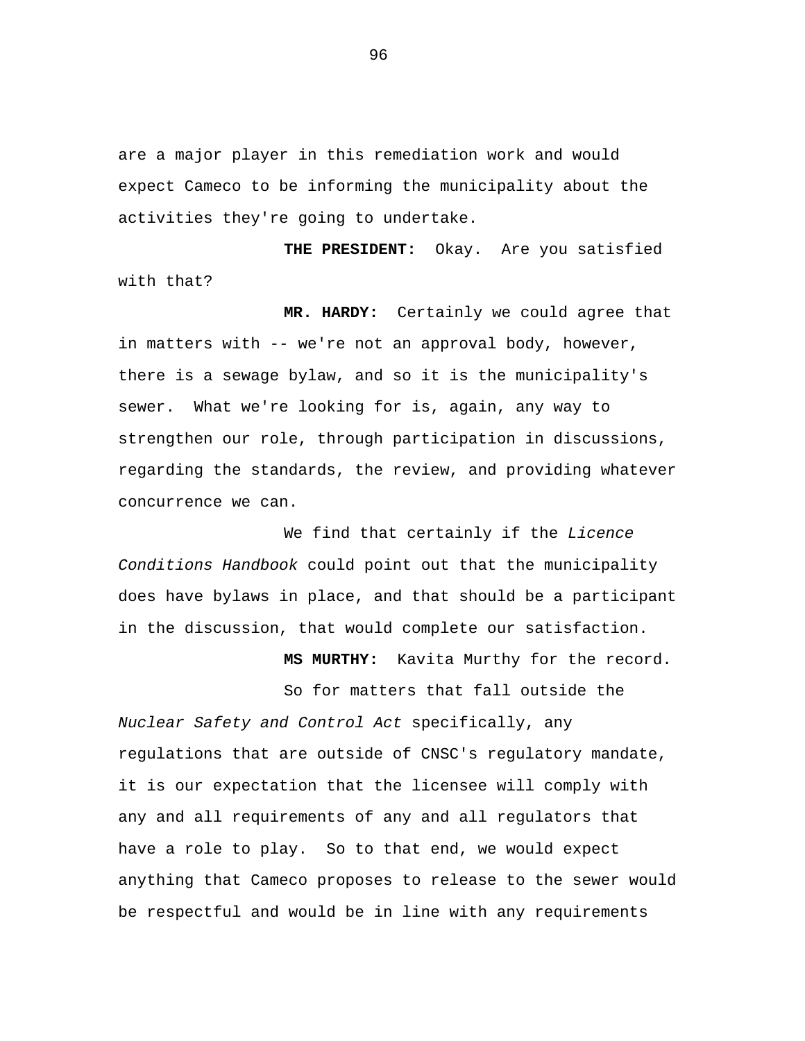are a major player in this remediation work and would expect Cameco to be informing the municipality about the activities they're going to undertake.

**THE PRESIDENT:** Okay. Are you satisfied with that?

**MR. HARDY:** Certainly we could agree that in matters with -- we're not an approval body, however, there is a sewage bylaw, and so it is the municipality's sewer. What we're looking for is, again, any way to strengthen our role, through participation in discussions, regarding the standards, the review, and providing whatever concurrence we can.

We find that certainly if the *Licence Conditions Handbook* could point out that the municipality does have bylaws in place, and that should be a participant in the discussion, that would complete our satisfaction.

**MS MURTHY:** Kavita Murthy for the record.

So for matters that fall outside the *Nuclear Safety and Control Act* specifically, any regulations that are outside of CNSC's regulatory mandate, it is our expectation that the licensee will comply with any and all requirements of any and all regulators that have a role to play. So to that end, we would expect anything that Cameco proposes to release to the sewer would be respectful and would be in line with any requirements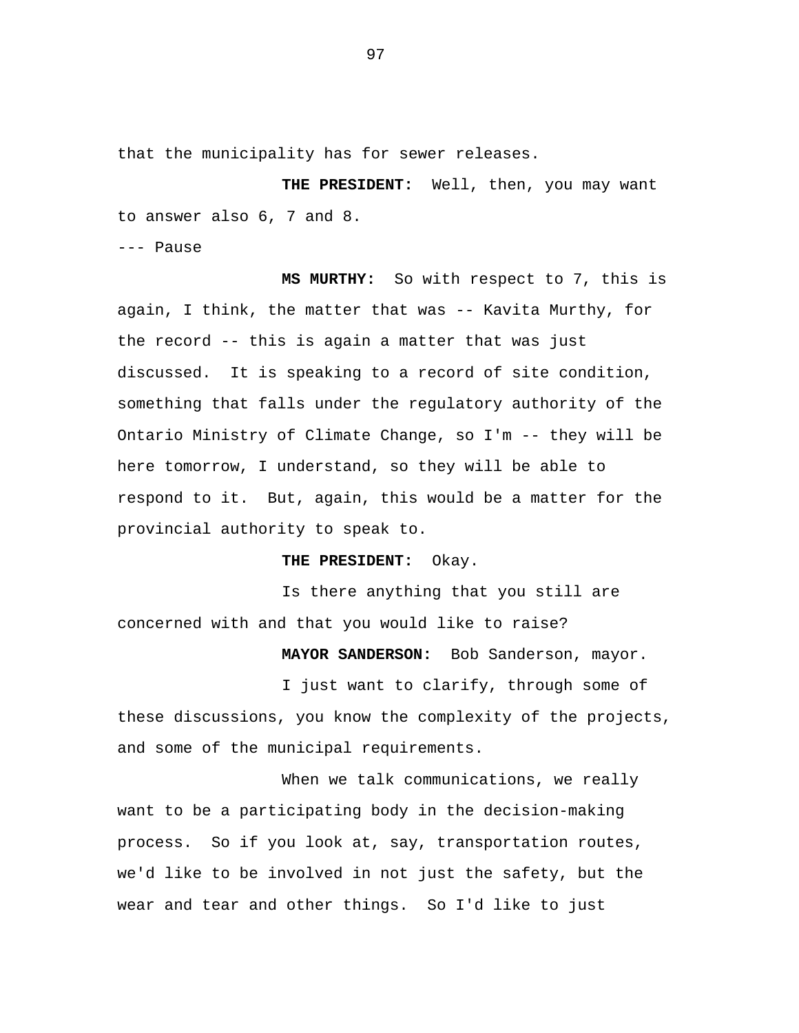that the municipality has for sewer releases.

**THE PRESIDENT:** Well, then, you may want to answer also 6, 7 and 8.

--- Pause

**MS MURTHY:** So with respect to 7, this is again, I think, the matter that was -- Kavita Murthy, for the record -- this is again a matter that was just discussed. It is speaking to a record of site condition, something that falls under the regulatory authority of the Ontario Ministry of Climate Change, so I'm -- they will be here tomorrow, I understand, so they will be able to respond to it. But, again, this would be a matter for the provincial authority to speak to.

**THE PRESIDENT:** Okay.

Is there anything that you still are concerned with and that you would like to raise?

**MAYOR SANDERSON:** Bob Sanderson, mayor.

I just want to clarify, through some of these discussions, you know the complexity of the projects, and some of the municipal requirements.

When we talk communications, we really want to be a participating body in the decision-making process. So if you look at, say, transportation routes, we'd like to be involved in not just the safety, but the wear and tear and other things. So I'd like to just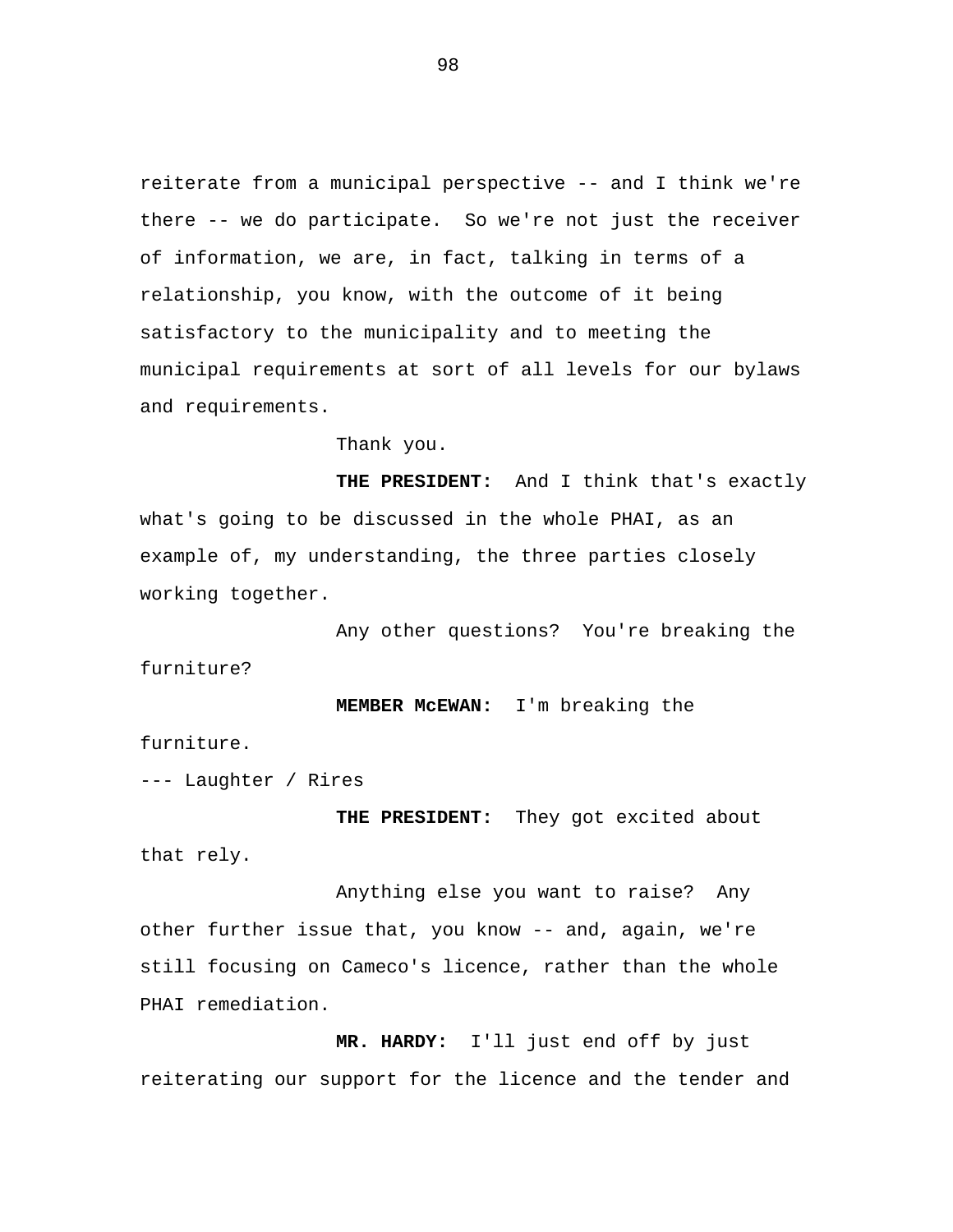reiterate from a municipal perspective -- and I think we're there -- we do participate. So we're not just the receiver of information, we are, in fact, talking in terms of a relationship, you know, with the outcome of it being satisfactory to the municipality and to meeting the municipal requirements at sort of all levels for our bylaws and requirements.

Thank you.

**THE PRESIDENT:** And I think that's exactly what's going to be discussed in the whole PHAI, as an example of, my understanding, the three parties closely working together.

Any other questions? You're breaking the furniture?

**MEMBER McEWAN:** I'm breaking the furniture.

--- Laughter / Rires

**THE PRESIDENT:** They got excited about that rely.

Anything else you want to raise? Any other further issue that, you know -- and, again, we're still focusing on Cameco's licence, rather than the whole PHAI remediation.

**MR. HARDY:** I'll just end off by just reiterating our support for the licence and the tender and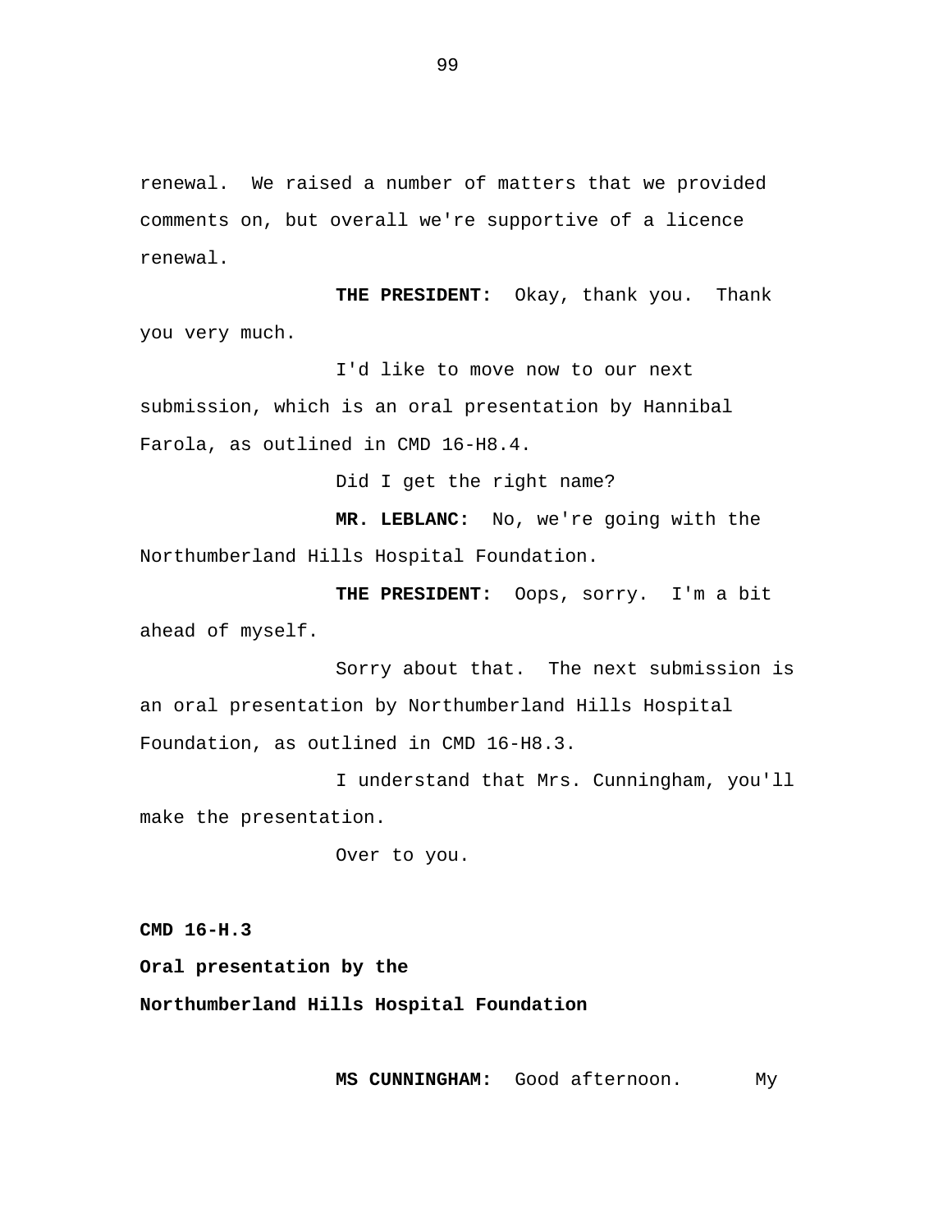renewal. We raised a number of matters that we provided comments on, but overall we're supportive of a licence renewal.

**THE PRESIDENT:** Okay, thank you. Thank you very much.

I'd like to move now to our next submission, which is an oral presentation by Hannibal Farola, as outlined in CMD 16-H8.4.

Did I get the right name?

**MR. LEBLANC:** No, we're going with the Northumberland Hills Hospital Foundation.

**THE PRESIDENT:** Oops, sorry. I'm a bit ahead of myself.

Sorry about that. The next submission is an oral presentation by Northumberland Hills Hospital Foundation, as outlined in CMD 16-H8.3.

I understand that Mrs. Cunningham, you'll make the presentation.

Over to you.

**CMD 16-H.3**

**Oral presentation by the**

**Northumberland Hills Hospital Foundation**

**MS CUNNINGHAM:** Good afternoon. My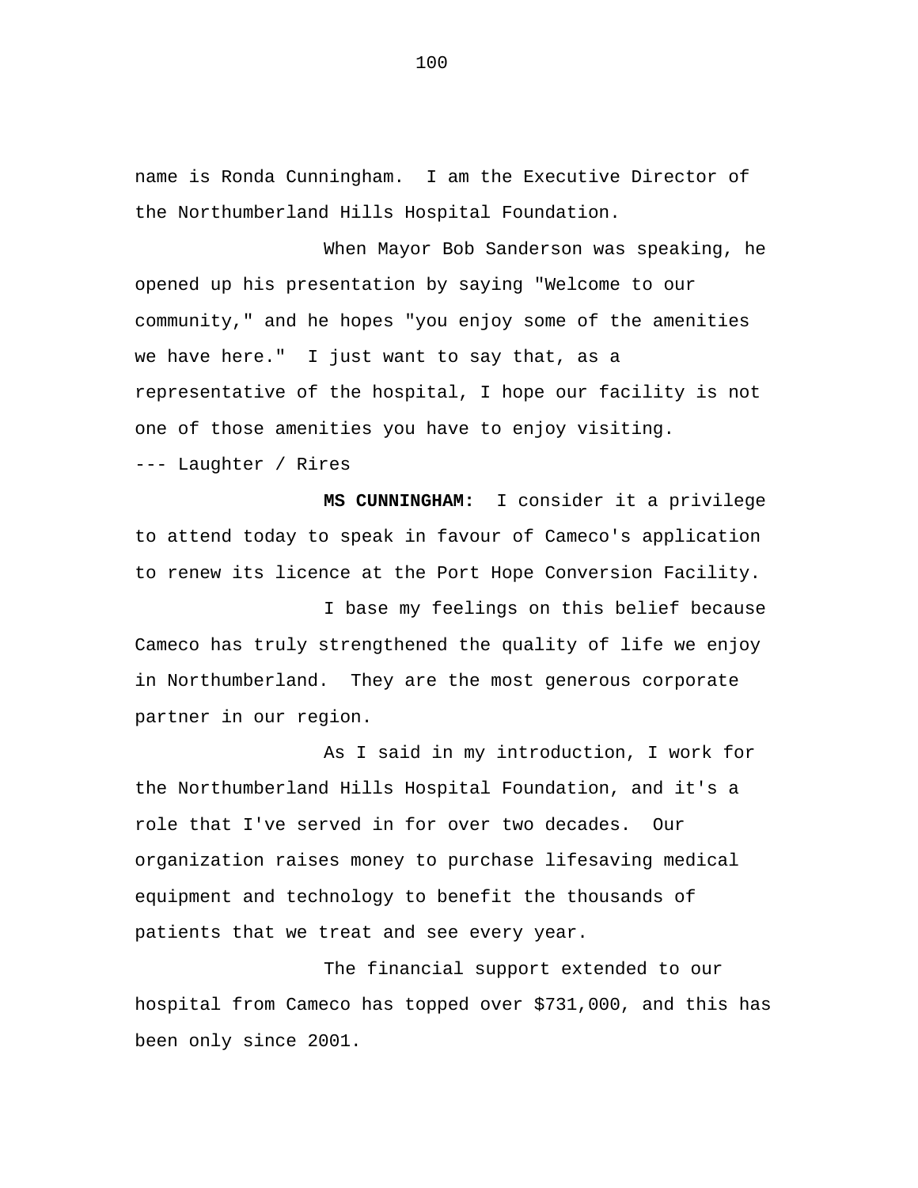name is Ronda Cunningham. I am the Executive Director of the Northumberland Hills Hospital Foundation.

When Mayor Bob Sanderson was speaking, he opened up his presentation by saying "Welcome to our community," and he hopes "you enjoy some of the amenities we have here." I just want to say that, as a representative of the hospital, I hope our facility is not one of those amenities you have to enjoy visiting.

--- Laughter / Rires

**MS CUNNINGHAM:** I consider it a privilege to attend today to speak in favour of Cameco's application to renew its licence at the Port Hope Conversion Facility.

I base my feelings on this belief because Cameco has truly strengthened the quality of life we enjoy in Northumberland. They are the most generous corporate partner in our region.

As I said in my introduction, I work for the Northumberland Hills Hospital Foundation, and it's a role that I've served in for over two decades. Our organization raises money to purchase lifesaving medical equipment and technology to benefit the thousands of patients that we treat and see every year.

The financial support extended to our hospital from Cameco has topped over $731,000, and this has been only since 2001.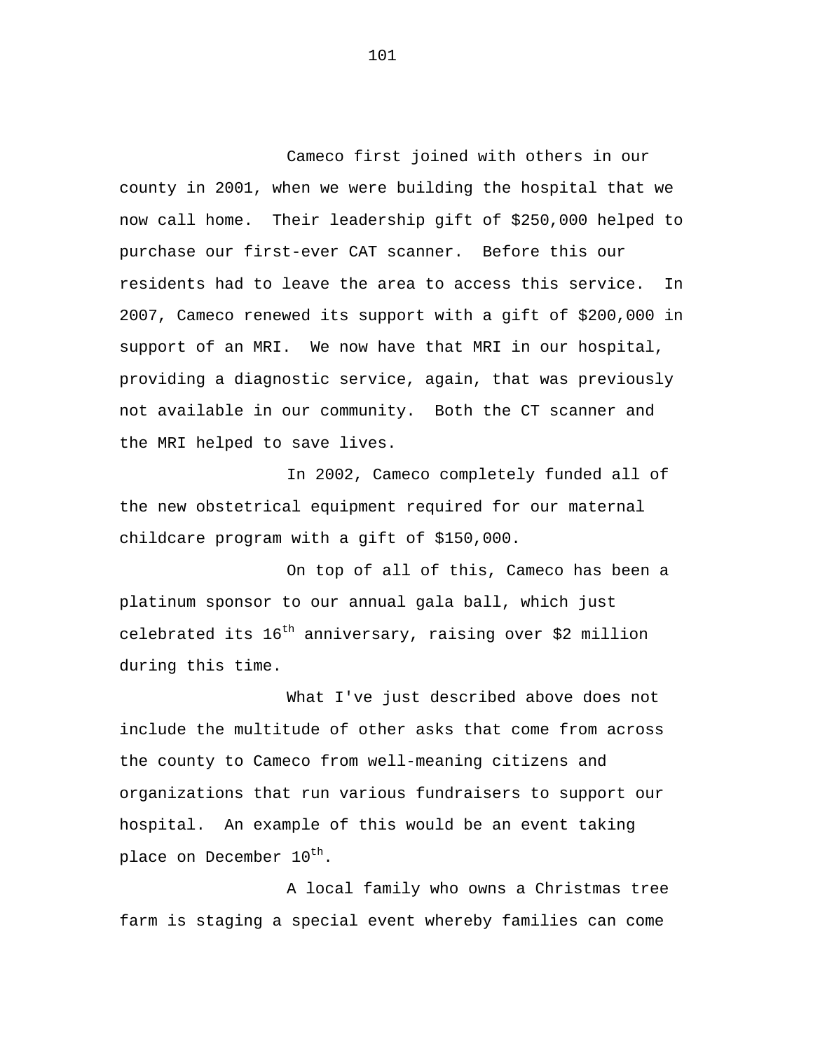Cameco first joined with others in our county in 2001, when we were building the hospital that we now call home. Their leadership gift of $250,000 helped to purchase our first-ever CAT scanner. Before this our residents had to leave the area to access this service. In 2007, Cameco renewed its support with a gift of $200,000 in support of an MRI. We now have that MRI in our hospital, providing a diagnostic service, again, that was previously not available in our community. Both the CT scanner and the MRI helped to save lives.

In 2002, Cameco completely funded all of the new obstetrical equipment required for our maternal childcare program with a gift of $150,000.

On top of all of this, Cameco has been a platinum sponsor to our annual gala ball, which just celebrated its 16th anniversary, raising over $2 million during this time.

What I've just described above does not include the multitude of other asks that come from across the county to Cameco from well-meaning citizens and organizations that run various fundraisers to support our hospital. An example of this would be an event taking place on December 10th.

A local family who owns a Christmas tree farm is staging a special event whereby families can come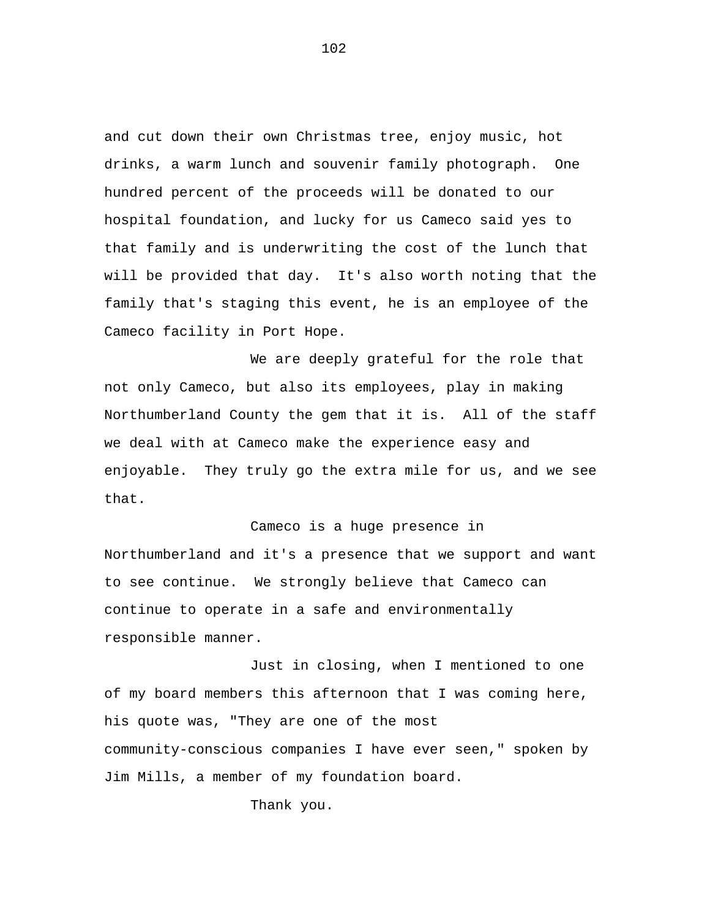and cut down their own Christmas tree, enjoy music, hot drinks, a warm lunch and souvenir family photograph. One hundred percent of the proceeds will be donated to our hospital foundation, and lucky for us Cameco said yes to that family and is underwriting the cost of the lunch that will be provided that day. It's also worth noting that the family that's staging this event, he is an employee of the Cameco facility in Port Hope.

We are deeply grateful for the role that not only Cameco, but also its employees, play in making Northumberland County the gem that it is. All of the staff we deal with at Cameco make the experience easy and enjoyable. They truly go the extra mile for us, and we see that.

Cameco is a huge presence in Northumberland and it's a presence that we support and want to see continue. We strongly believe that Cameco can continue to operate in a safe and environmentally responsible manner.

Just in closing, when I mentioned to one of my board members this afternoon that I was coming here, his quote was, "They are one of the most community-conscious companies I have ever seen," spoken by Jim Mills, a member of my foundation board.

Thank you.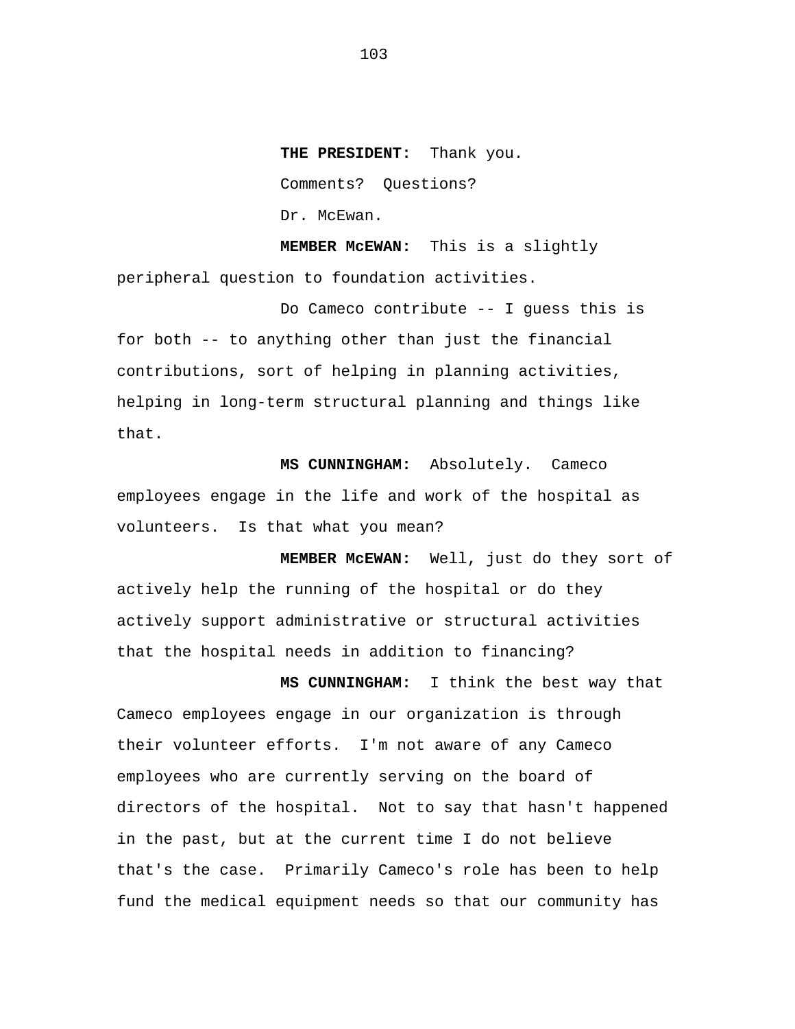**THE PRESIDENT:** Thank you.

Comments? Questions?

Dr. McEwan.

**MEMBER McEWAN:** This is a slightly peripheral question to foundation activities.

Do Cameco contribute -- I guess this is for both -- to anything other than just the financial contributions, sort of helping in planning activities, helping in long-term structural planning and things like that.

**MS CUNNINGHAM:** Absolutely. Cameco employees engage in the life and work of the hospital as volunteers. Is that what you mean?

**MEMBER McEWAN:** Well, just do they sort of actively help the running of the hospital or do they actively support administrative or structural activities that the hospital needs in addition to financing?

**MS CUNNINGHAM:** I think the best way that Cameco employees engage in our organization is through their volunteer efforts. I'm not aware of any Cameco employees who are currently serving on the board of directors of the hospital. Not to say that hasn't happened in the past, but at the current time I do not believe that's the case. Primarily Cameco's role has been to help fund the medical equipment needs so that our community has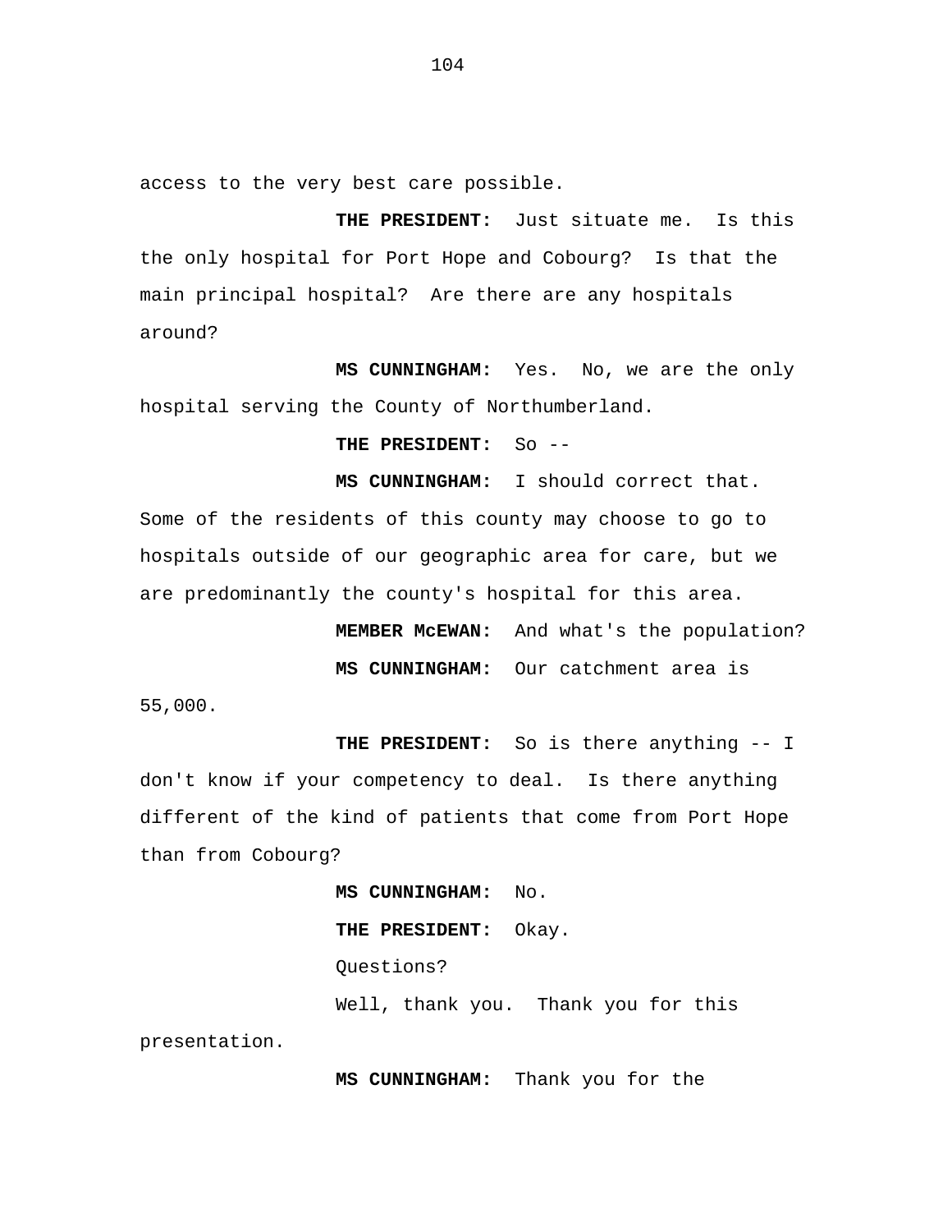access to the very best care possible.

**THE PRESIDENT:** Just situate me. Is this the only hospital for Port Hope and Cobourg? Is that the main principal hospital? Are there are any hospitals around?

**MS CUNNINGHAM:** Yes. No, we are the only hospital serving the County of Northumberland.

**THE PRESIDENT:** So --

**MS CUNNINGHAM:** I should correct that. Some of the residents of this county may choose to go to hospitals outside of our geographic area for care, but we are predominantly the county's hospital for this area.

**MEMBER McEWAN:** And what's the population?

**MS CUNNINGHAM:** Our catchment area is 55,000.

**THE PRESIDENT:** So is there anything -- I don't know if your competency to deal. Is there anything different of the kind of patients that come from Port Hope than from Cobourg?

**MS CUNNINGHAM:** No.

**THE PRESIDENT:** Okay.

Questions?

Well, thank you. Thank you for this presentation.

**MS CUNNINGHAM:** Thank you for the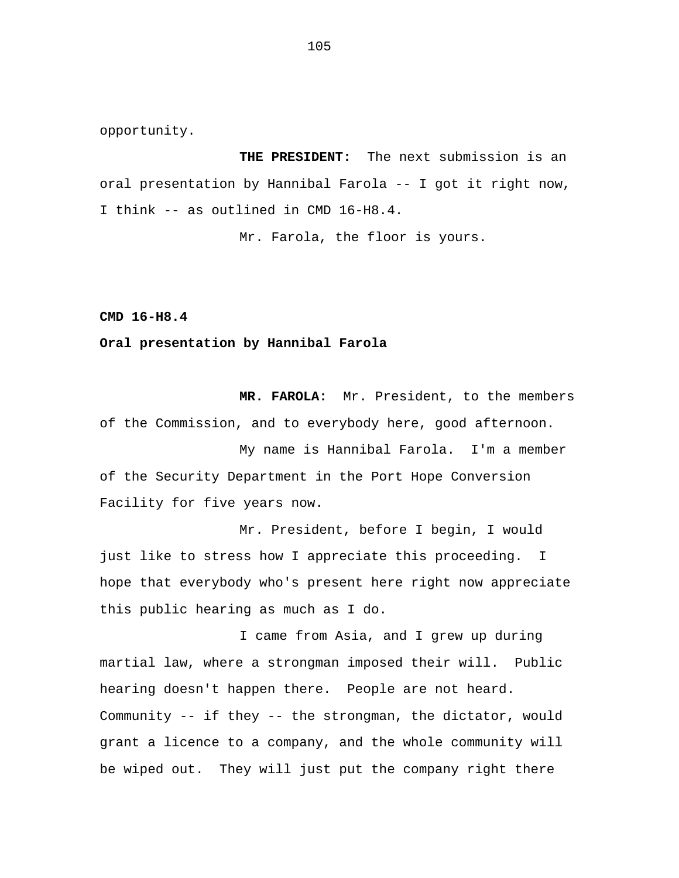opportunity.

**THE PRESIDENT:** The next submission is an oral presentation by Hannibal Farola -- I got it right now, I think -- as outlined in CMD 16-H8.4.

Mr. Farola, the floor is yours.

**CMD 16-H8.4**

**Oral presentation by Hannibal Farola**

**MR. FAROLA:** Mr. President, to the members of the Commission, and to everybody here, good afternoon.

My name is Hannibal Farola. I'm a member of the Security Department in the Port Hope Conversion Facility for five years now.

Mr. President, before I begin, I would just like to stress how I appreciate this proceeding. I hope that everybody who's present here right now appreciate this public hearing as much as I do.

I came from Asia, and I grew up during martial law, where a strongman imposed their will. Public hearing doesn't happen there. People are not heard. Community -- if they -- the strongman, the dictator, would grant a licence to a company, and the whole community will be wiped out. They will just put the company right there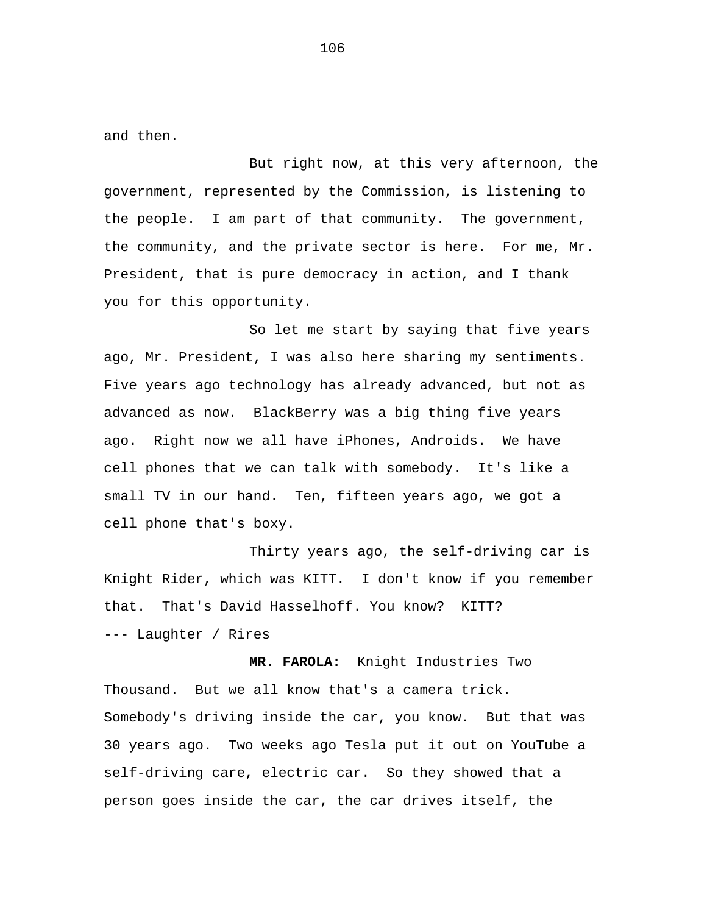and then.

But right now, at this very afternoon, the government, represented by the Commission, is listening to the people. I am part of that community. The government, the community, and the private sector is here. For me, Mr. President, that is pure democracy in action, and I thank you for this opportunity.

So let me start by saying that five years ago, Mr. President, I was also here sharing my sentiments. Five years ago technology has already advanced, but not as advanced as now. BlackBerry was a big thing five years ago. Right now we all have iPhones, Androids. We have cell phones that we can talk with somebody. It's like a small TV in our hand. Ten, fifteen years ago, we got a cell phone that's boxy.

Thirty years ago, the self-driving car is Knight Rider, which was KITT. I don't know if you remember that. That's David Hasselhoff. You know? KITT?

--- Laughter / Rires

**MR. FAROLA:** Knight Industries Two Thousand. But we all know that's a camera trick. Somebody's driving inside the car, you know. But that was 30 years ago. Two weeks ago Tesla put it out on YouTube a self-driving care, electric car. So they showed that a person goes inside the car, the car drives itself, the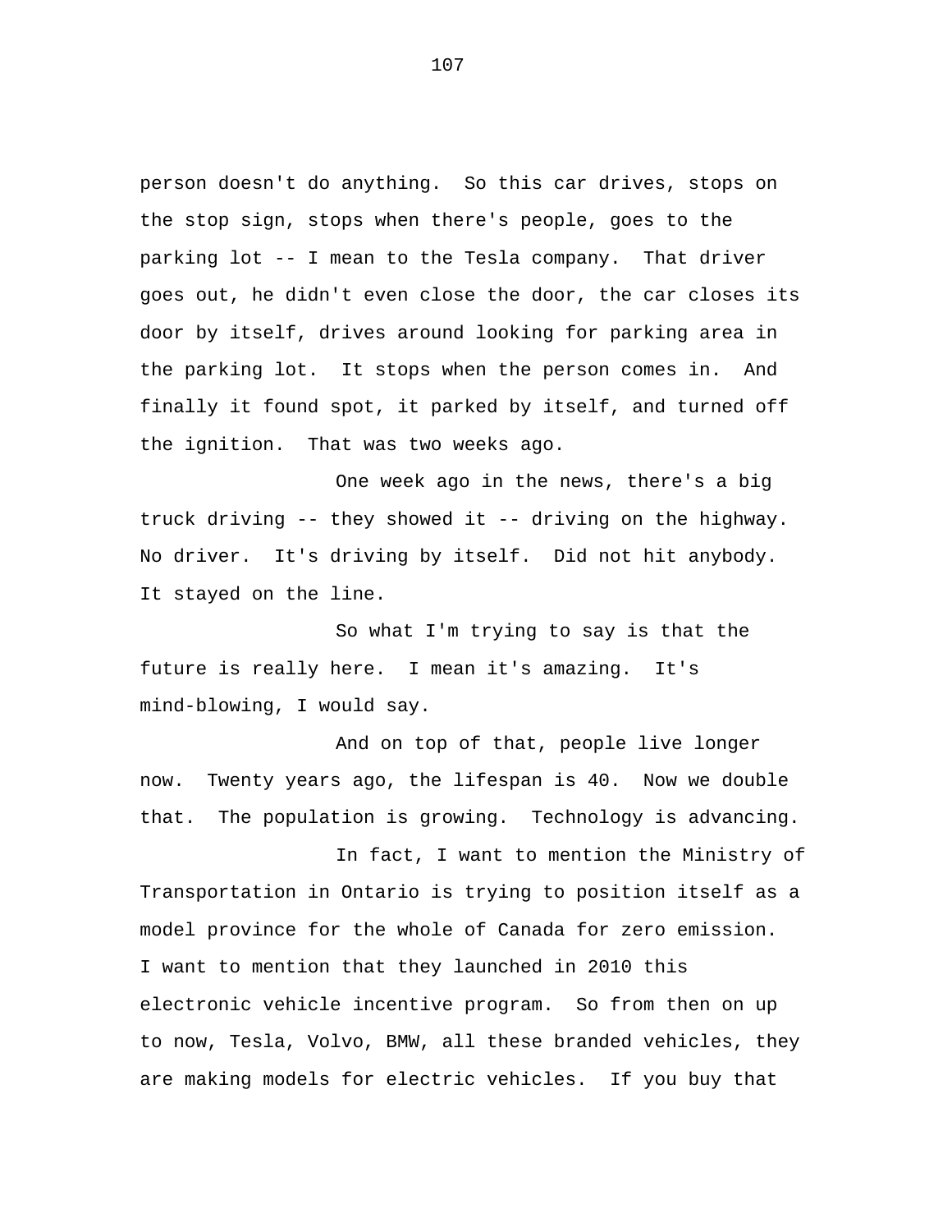person doesn't do anything. So this car drives, stops on the stop sign, stops when there's people, goes to the parking lot -- I mean to the Tesla company. That driver goes out, he didn't even close the door, the car closes its door by itself, drives around looking for parking area in the parking lot. It stops when the person comes in. And finally it found spot, it parked by itself, and turned off the ignition. That was two weeks ago.

One week ago in the news, there's a big truck driving -- they showed it -- driving on the highway. No driver. It's driving by itself. Did not hit anybody. It stayed on the line.

So what I'm trying to say is that the future is really here. I mean it's amazing. It's mind-blowing, I would say.

And on top of that, people live longer now. Twenty years ago, the lifespan is 40. Now we double that. The population is growing. Technology is advancing.

In fact, I want to mention the Ministry of Transportation in Ontario is trying to position itself as a model province for the whole of Canada for zero emission. I want to mention that they launched in 2010 this electronic vehicle incentive program. So from then on up to now, Tesla, Volvo, BMW, all these branded vehicles, they are making models for electric vehicles. If you buy that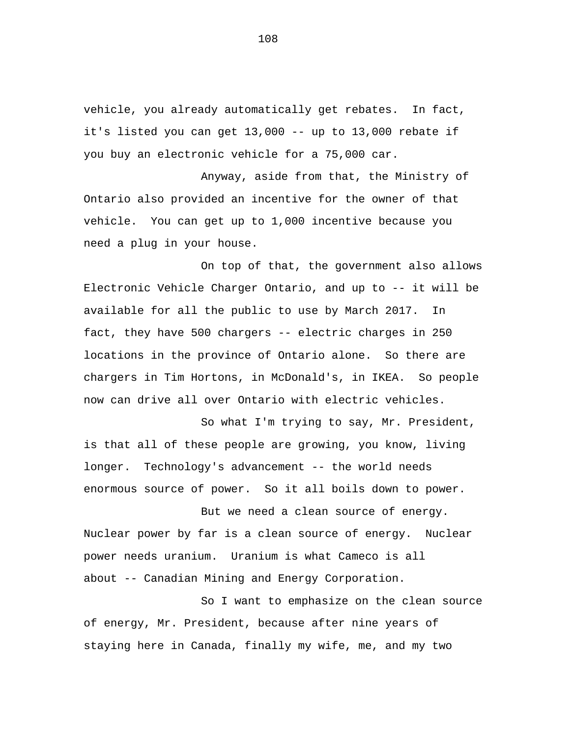vehicle, you already automatically get rebates. In fact, it's listed you can get 13,000 -- up to 13,000 rebate if you buy an electronic vehicle for a 75,000 car.

Anyway, aside from that, the Ministry of Ontario also provided an incentive for the owner of that vehicle. You can get up to 1,000 incentive because you need a plug in your house.

On top of that, the government also allows Electronic Vehicle Charger Ontario, and up to -- it will be available for all the public to use by March 2017. In fact, they have 500 chargers -- electric charges in 250 locations in the province of Ontario alone. So there are chargers in Tim Hortons, in McDonald's, in IKEA. So people now can drive all over Ontario with electric vehicles.

So what I'm trying to say, Mr. President, is that all of these people are growing, you know, living longer. Technology's advancement -- the world needs enormous source of power. So it all boils down to power.

But we need a clean source of energy. Nuclear power by far is a clean source of energy. Nuclear power needs uranium. Uranium is what Cameco is all about -- Canadian Mining and Energy Corporation.

So I want to emphasize on the clean source of energy, Mr. President, because after nine years of staying here in Canada, finally my wife, me, and my two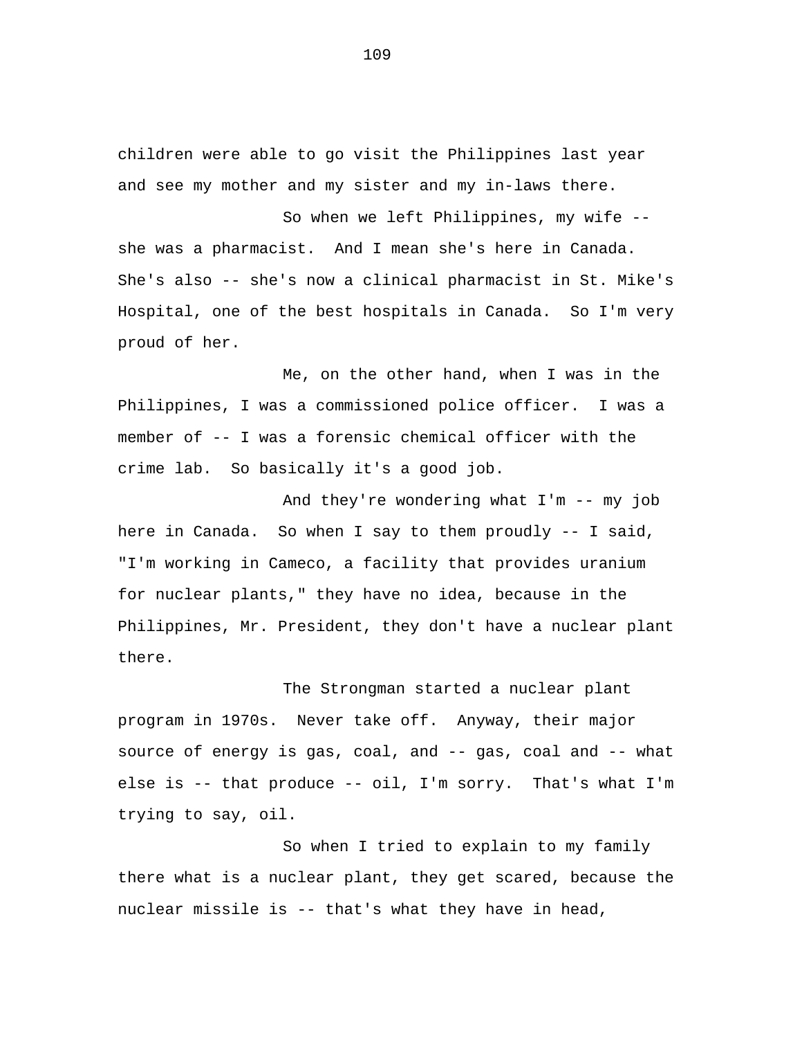children were able to go visit the Philippines last year and see my mother and my sister and my in-laws there.

So when we left Philippines, my wife -- she was a pharmacist. And I mean she's here in Canada. She's also -- she's now a clinical pharmacist in St. Mike's Hospital, one of the best hospitals in Canada. So I'm very proud of her.

Me, on the other hand, when I was in the Philippines, I was a commissioned police officer. I was a member of -- I was a forensic chemical officer with the crime lab. So basically it's a good job.

And they're wondering what I'm -- my job here in Canada. So when I say to them proudly -- I said, "I'm working in Cameco, a facility that provides uranium for nuclear plants," they have no idea, because in the Philippines, Mr. President, they don't have a nuclear plant there.

The Strongman started a nuclear plant program in 1970s. Never take off. Anyway, their major source of energy is gas, coal, and -- gas, coal and -- what else is -- that produce -- oil, I'm sorry. That's what I'm trying to say, oil.

So when I tried to explain to my family there what is a nuclear plant, they get scared, because the nuclear missile is -- that's what they have in head,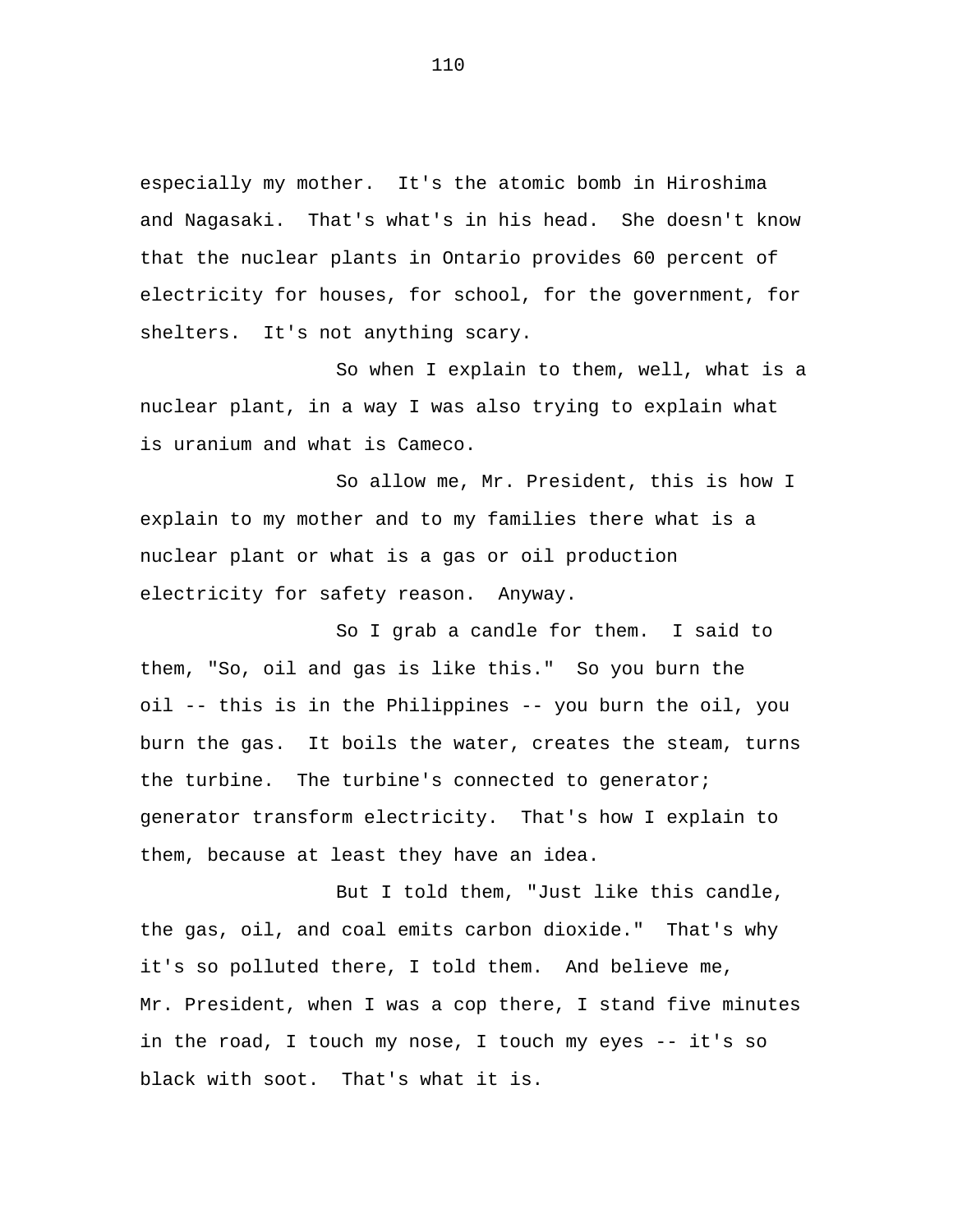especially my mother. It's the atomic bomb in Hiroshima and Nagasaki. That's what's in his head. She doesn't know that the nuclear plants in Ontario provides 60 percent of electricity for houses, for school, for the government, for shelters. It's not anything scary.

So when I explain to them, well, what is a nuclear plant, in a way I was also trying to explain what is uranium and what is Cameco.

So allow me, Mr. President, this is how I explain to my mother and to my families there what is a nuclear plant or what is a gas or oil production electricity for safety reason. Anyway.

So I grab a candle for them. I said to them, "So, oil and gas is like this." So you burn the oil -- this is in the Philippines -- you burn the oil, you burn the gas. It boils the water, creates the steam, turns the turbine. The turbine's connected to generator; generator transform electricity. That's how I explain to them, because at least they have an idea.

But I told them, "Just like this candle, the gas, oil, and coal emits carbon dioxide." That's why it's so polluted there, I told them. And believe me, Mr. President, when I was a cop there, I stand five minutes in the road, I touch my nose, I touch my eyes -- it's so black with soot. That's what it is.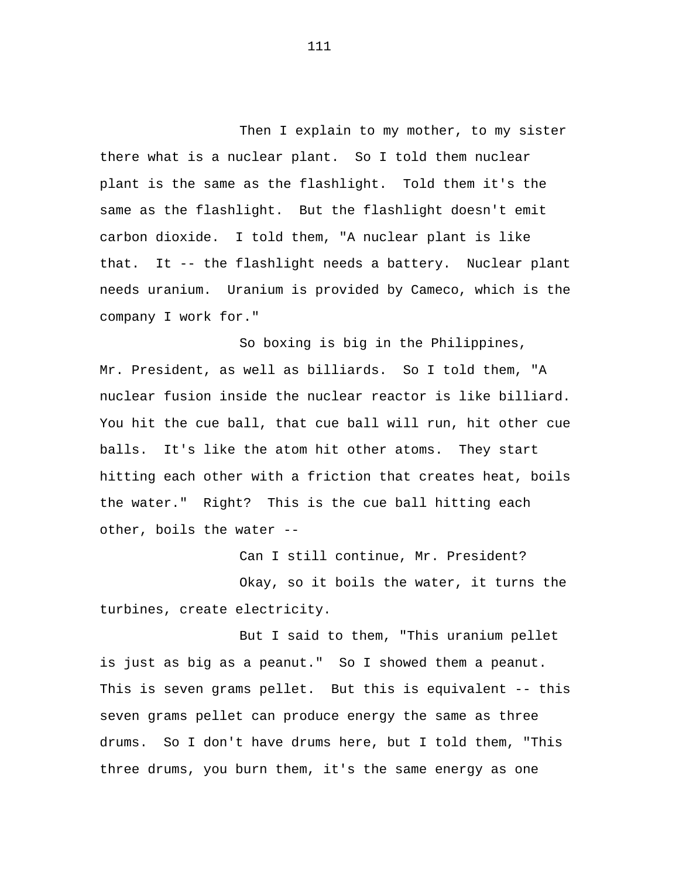Then I explain to my mother, to my sister there what is a nuclear plant. So I told them nuclear plant is the same as the flashlight. Told them it's the same as the flashlight. But the flashlight doesn't emit carbon dioxide. I told them, "A nuclear plant is like that. It -- the flashlight needs a battery. Nuclear plant needs uranium. Uranium is provided by Cameco, which is the company I work for."

So boxing is big in the Philippines, Mr. President, as well as billiards. So I told them, "A nuclear fusion inside the nuclear reactor is like billiard. You hit the cue ball, that cue ball will run, hit other cue balls. It's like the atom hit other atoms. They start hitting each other with a friction that creates heat, boils the water." Right? This is the cue ball hitting each other, boils the water --

Can I still continue, Mr. President?

Okay, so it boils the water, it turns the turbines, create electricity.

But I said to them, "This uranium pellet is just as big as a peanut." So I showed them a peanut. This is seven grams pellet. But this is equivalent -- this seven grams pellet can produce energy the same as three drums. So I don't have drums here, but I told them, "This three drums, you burn them, it's the same energy as one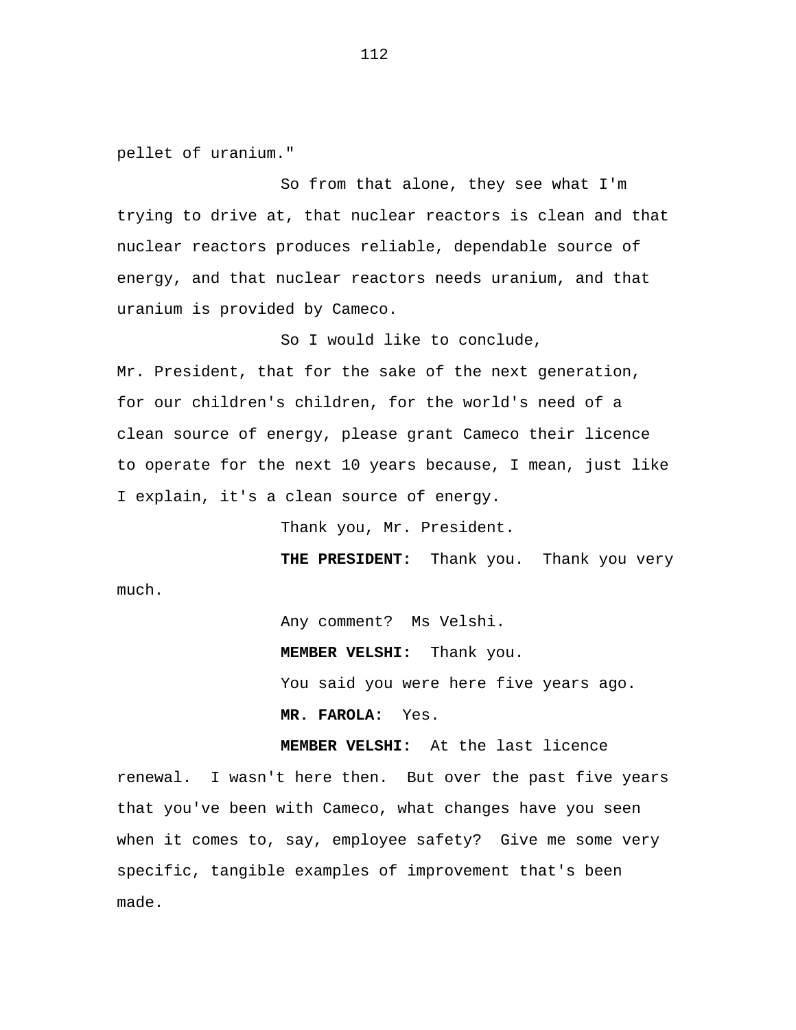pellet of uranium."

So from that alone, they see what I'm trying to drive at, that nuclear reactors is clean and that nuclear reactors produces reliable, dependable source of energy, and that nuclear reactors needs uranium, and that uranium is provided by Cameco.

So I would like to conclude, Mr. President, that for the sake of the next generation, for our children's children, for the world's need of a clean source of energy, please grant Cameco their licence to operate for the next 10 years because, I mean, just like I explain, it's a clean source of energy.

Thank you, Mr. President.

**THE PRESIDENT:** Thank you. Thank you very much.

Any comment? Ms Velshi.

**MEMBER VELSHI:** Thank you.

You said you were here five years ago.

**MR. FAROLA:** Yes.

**MEMBER VELSHI:** At the last licence renewal. I wasn't here then. But over the past five years that you've been with Cameco, what changes have you seen when it comes to, say, employee safety? Give me some very specific, tangible examples of improvement that's been made.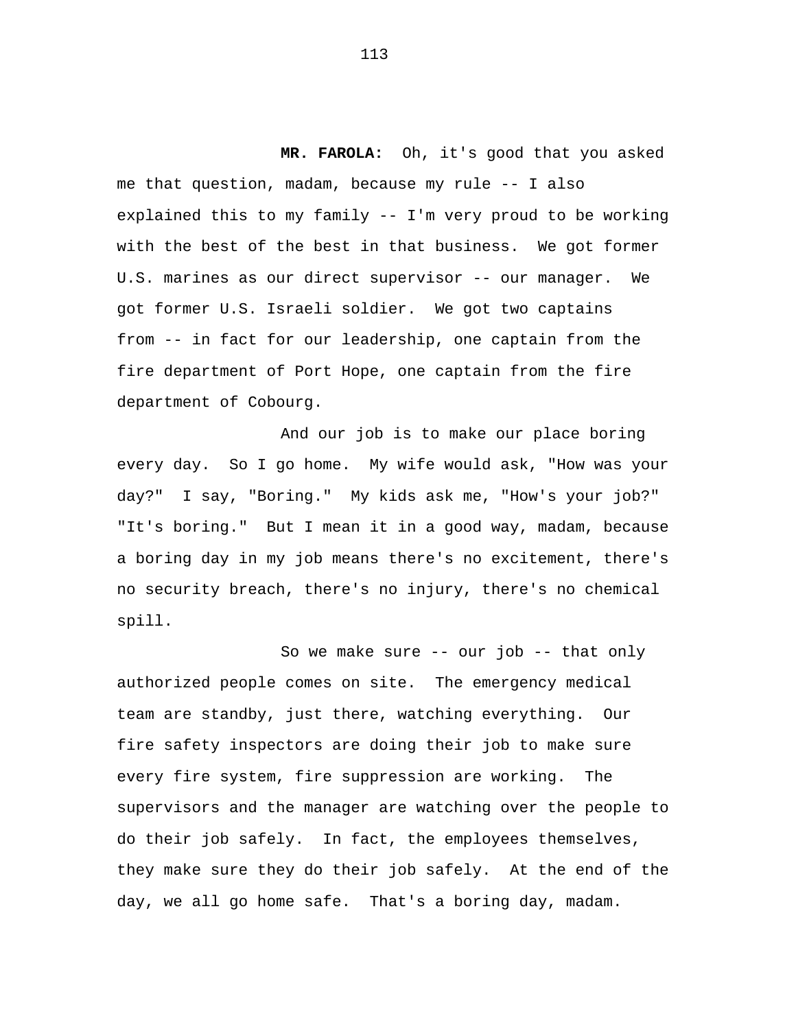**MR. FAROLA:** Oh, it's good that you asked me that question, madam, because my rule -- I also explained this to my family -- I'm very proud to be working with the best of the best in that business. We got former U.S. marines as our direct supervisor -- our manager. We got former U.S. Israeli soldier. We got two captains from -- in fact for our leadership, one captain from the fire department of Port Hope, one captain from the fire department of Cobourg.

And our job is to make our place boring every day. So I go home. My wife would ask, "How was your day?" I say, "Boring." My kids ask me, "How's your job?" "It's boring." But I mean it in a good way, madam, because a boring day in my job means there's no excitement, there's no security breach, there's no injury, there's no chemical spill.

So we make sure -- our job -- that only authorized people comes on site. The emergency medical team are standby, just there, watching everything. Our fire safety inspectors are doing their job to make sure every fire system, fire suppression are working. The supervisors and the manager are watching over the people to do their job safely. In fact, the employees themselves, they make sure they do their job safely. At the end of the day, we all go home safe. That's a boring day, madam.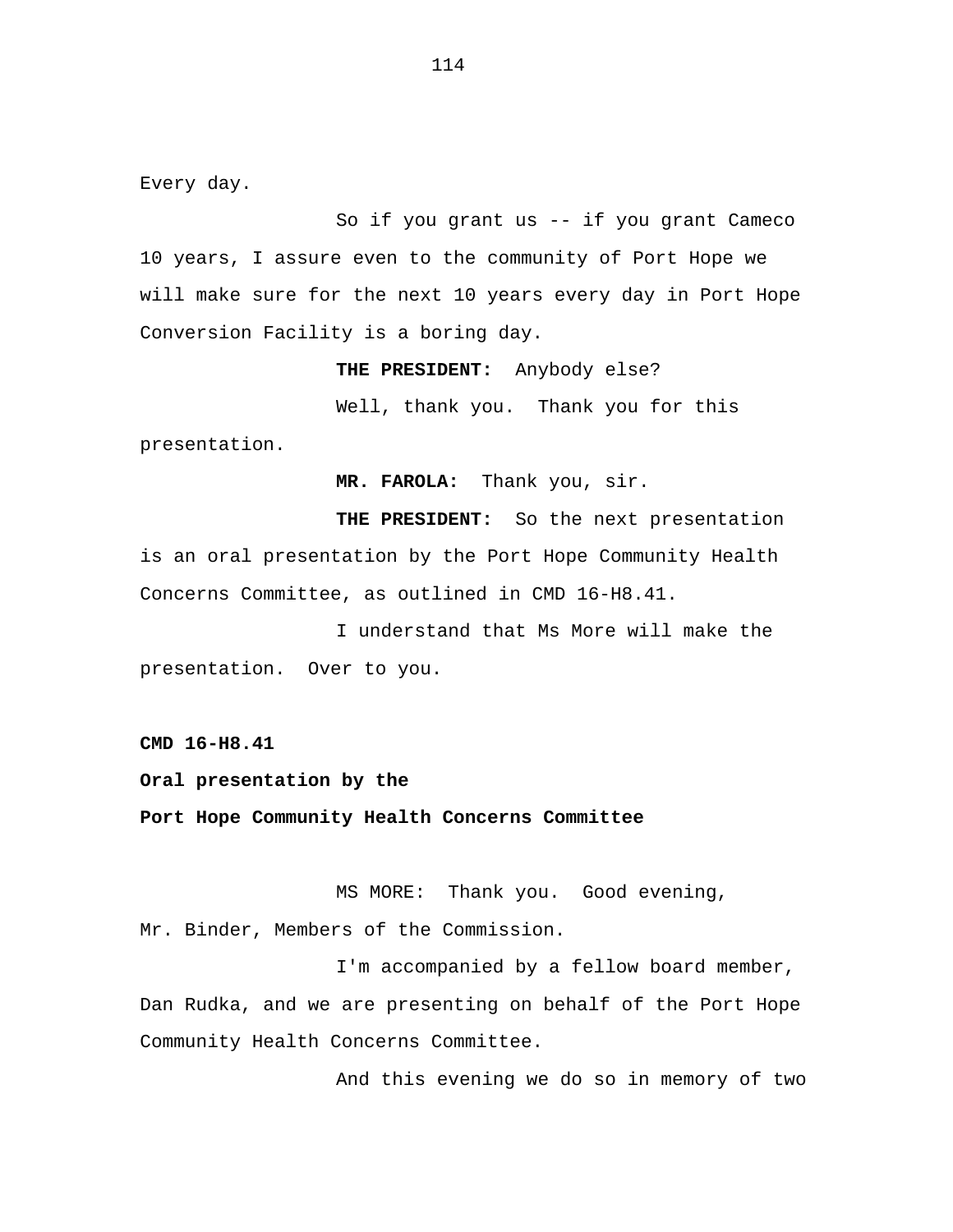Every day.

So if you grant us -- if you grant Cameco 10 years, I assure even to the community of Port Hope we will make sure for the next 10 years every day in Port Hope Conversion Facility is a boring day.

**THE PRESIDENT:** Anybody else?

Well, thank you. Thank you for this presentation.

**MR. FAROLA:** Thank you, sir.

**THE PRESIDENT:** So the next presentation is an oral presentation by the Port Hope Community Health Concerns Committee, as outlined in CMD 16-H8.41.

I understand that Ms More will make the presentation. Over to you.

**CMD 16-H8.41**

**Oral presentation by the**

**Port Hope Community Health Concerns Committee**

MS MORE: Thank you. Good evening, Mr. Binder, Members of the Commission.

I'm accompanied by a fellow board member, Dan Rudka, and we are presenting on behalf of the Port Hope Community Health Concerns Committee.

And this evening we do so in memory of two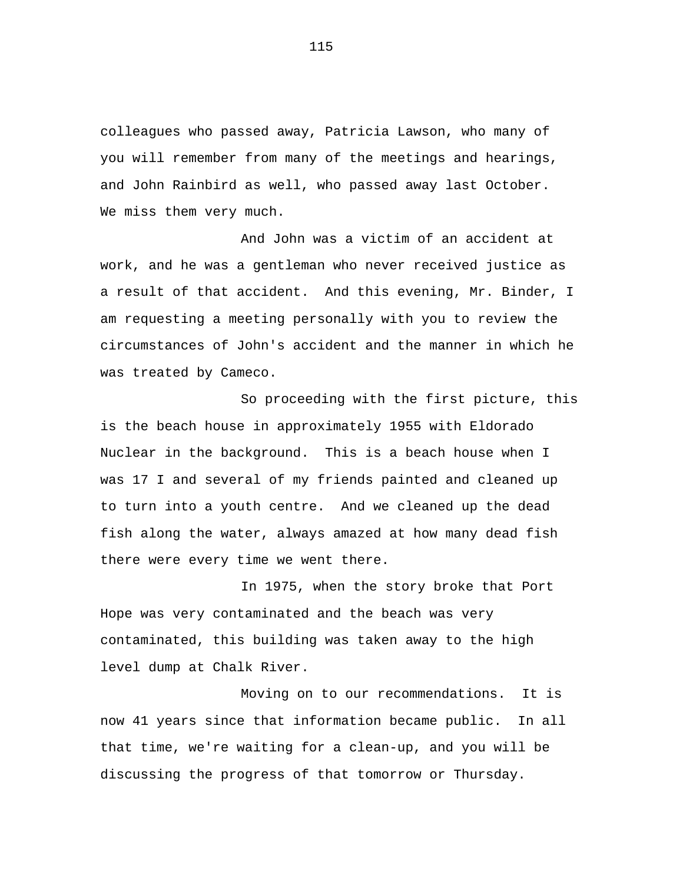colleagues who passed away, Patricia Lawson, who many of you will remember from many of the meetings and hearings, and John Rainbird as well, who passed away last October. We miss them very much.

And John was a victim of an accident at work, and he was a gentleman who never received justice as a result of that accident. And this evening, Mr. Binder, I am requesting a meeting personally with you to review the circumstances of John's accident and the manner in which he was treated by Cameco.

So proceeding with the first picture, this is the beach house in approximately 1955 with Eldorado Nuclear in the background. This is a beach house when I was 17 I and several of my friends painted and cleaned up to turn into a youth centre. And we cleaned up the dead fish along the water, always amazed at how many dead fish there were every time we went there.

In 1975, when the story broke that Port Hope was very contaminated and the beach was very contaminated, this building was taken away to the high level dump at Chalk River.

Moving on to our recommendations. It is now 41 years since that information became public. In all that time, we're waiting for a clean-up, and you will be discussing the progress of that tomorrow or Thursday.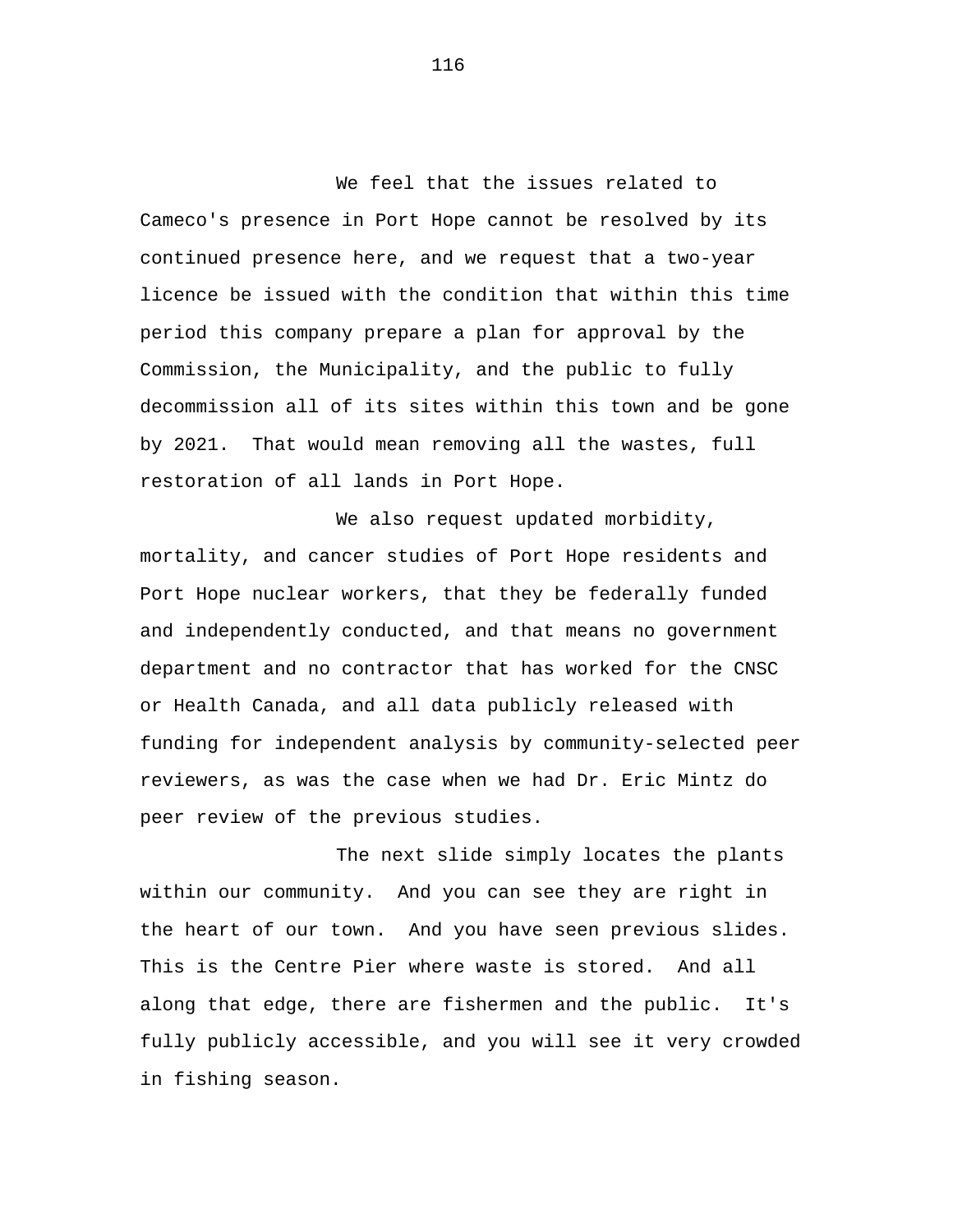We feel that the issues related to Cameco's presence in Port Hope cannot be resolved by its continued presence here, and we request that a two-year licence be issued with the condition that within this time period this company prepare a plan for approval by the Commission, the Municipality, and the public to fully decommission all of its sites within this town and be gone by 2021. That would mean removing all the wastes, full restoration of all lands in Port Hope.

We also request updated morbidity, mortality, and cancer studies of Port Hope residents and Port Hope nuclear workers, that they be federally funded and independently conducted, and that means no government department and no contractor that has worked for the CNSC or Health Canada, and all data publicly released with funding for independent analysis by community-selected peer reviewers, as was the case when we had Dr. Eric Mintz do peer review of the previous studies.

The next slide simply locates the plants within our community. And you can see they are right in the heart of our town. And you have seen previous slides. This is the Centre Pier where waste is stored. And all along that edge, there are fishermen and the public. It's fully publicly accessible, and you will see it very crowded in fishing season.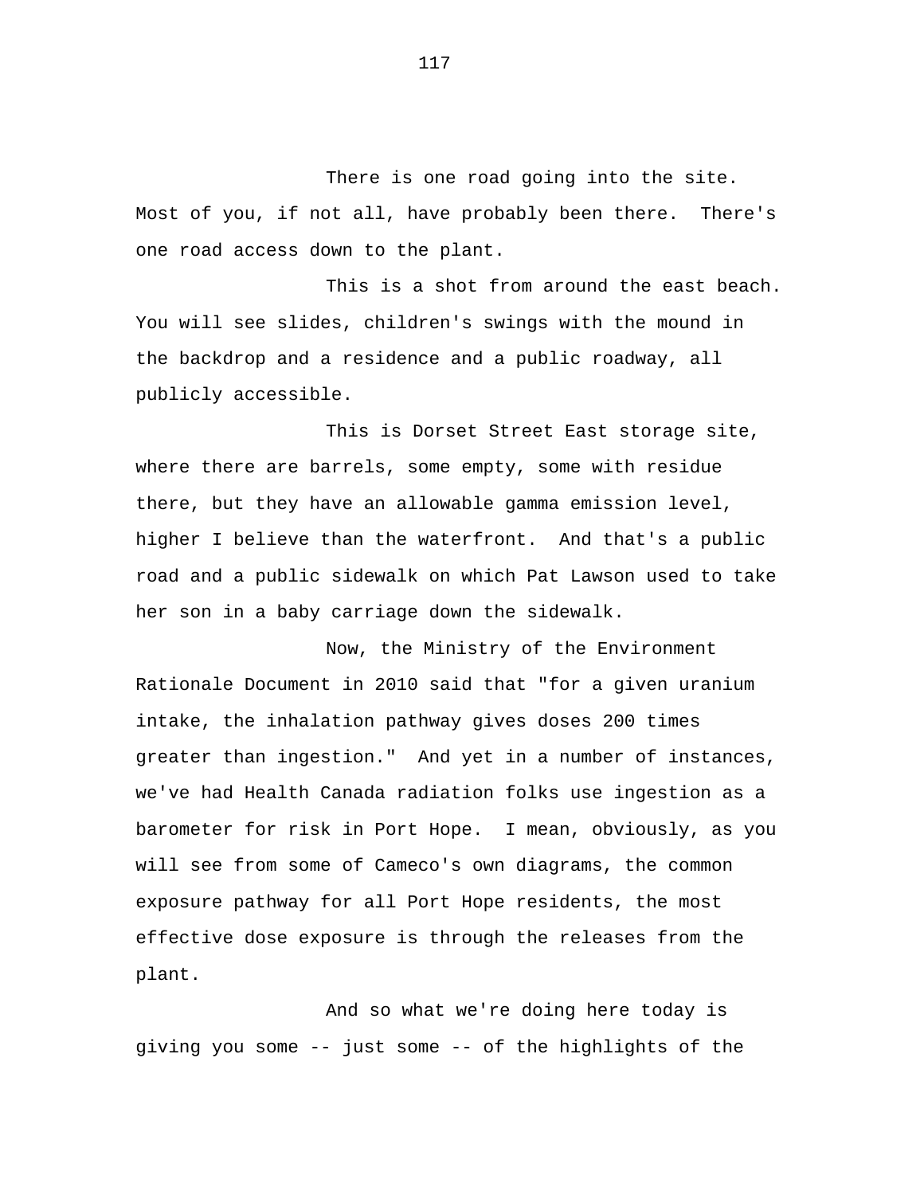There is one road going into the site. Most of you, if not all, have probably been there. There's one road access down to the plant.

This is a shot from around the east beach. You will see slides, children's swings with the mound in the backdrop and a residence and a public roadway, all publicly accessible.

This is Dorset Street East storage site, where there are barrels, some empty, some with residue there, but they have an allowable gamma emission level, higher I believe than the waterfront. And that's a public road and a public sidewalk on which Pat Lawson used to take her son in a baby carriage down the sidewalk.

Now, the Ministry of the Environment Rationale Document in 2010 said that "for a given uranium intake, the inhalation pathway gives doses 200 times greater than ingestion." And yet in a number of instances, we've had Health Canada radiation folks use ingestion as a barometer for risk in Port Hope. I mean, obviously, as you will see from some of Cameco's own diagrams, the common exposure pathway for all Port Hope residents, the most effective dose exposure is through the releases from the plant.

And so what we're doing here today is giving you some -- just some -- of the highlights of the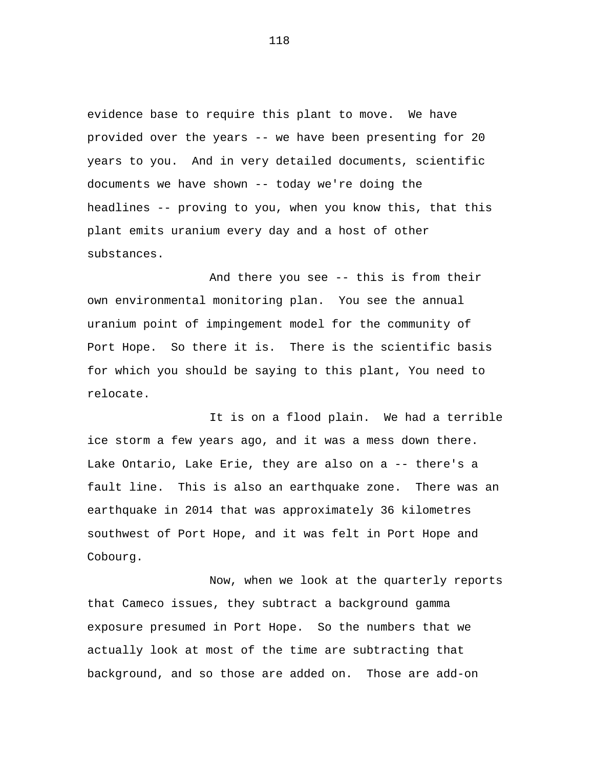evidence base to require this plant to move. We have provided over the years -- we have been presenting for 20 years to you. And in very detailed documents, scientific documents we have shown -- today we're doing the headlines -- proving to you, when you know this, that this plant emits uranium every day and a host of other substances.

And there you see -- this is from their own environmental monitoring plan. You see the annual uranium point of impingement model for the community of Port Hope. So there it is. There is the scientific basis for which you should be saying to this plant, You need to relocate.

It is on a flood plain. We had a terrible ice storm a few years ago, and it was a mess down there. Lake Ontario, Lake Erie, they are also on a -- there's a fault line. This is also an earthquake zone. There was an earthquake in 2014 that was approximately 36 kilometres southwest of Port Hope, and it was felt in Port Hope and Cobourg.

Now, when we look at the quarterly reports that Cameco issues, they subtract a background gamma exposure presumed in Port Hope. So the numbers that we actually look at most of the time are subtracting that background, and so those are added on. Those are add-on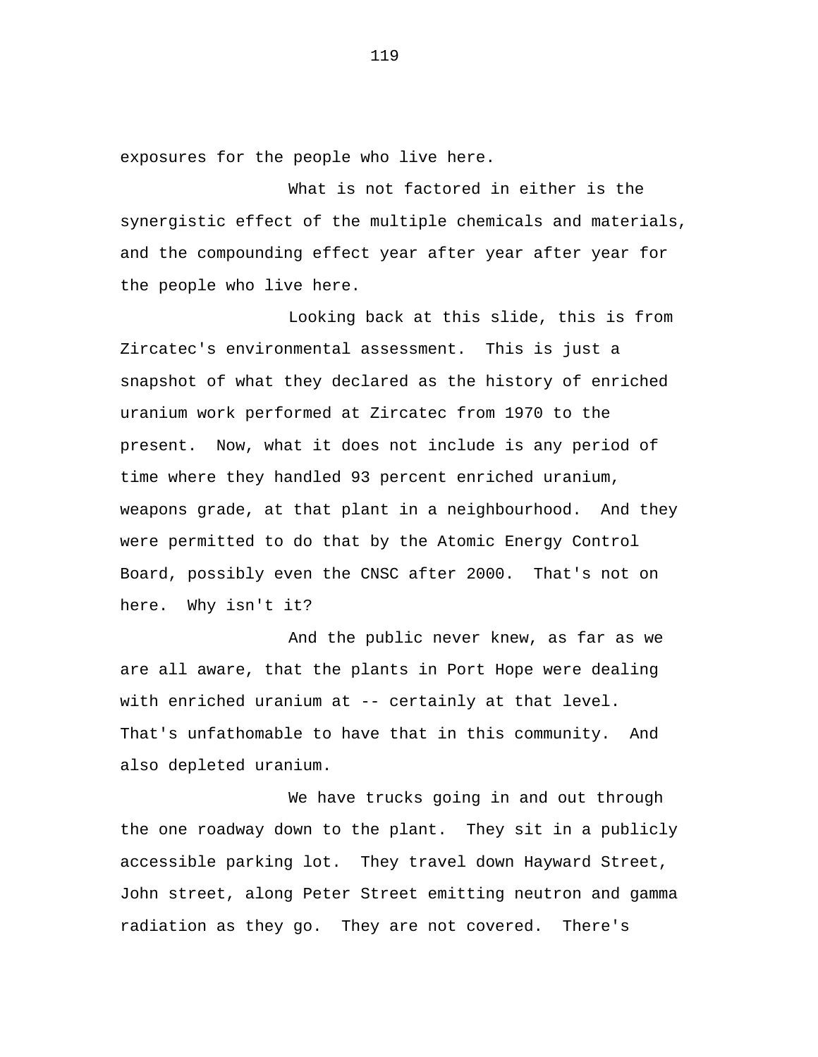exposures for the people who live here.

What is not factored in either is the synergistic effect of the multiple chemicals and materials, and the compounding effect year after year after year for the people who live here.

Looking back at this slide, this is from Zircatec's environmental assessment. This is just a snapshot of what they declared as the history of enriched uranium work performed at Zircatec from 1970 to the present. Now, what it does not include is any period of time where they handled 93 percent enriched uranium, weapons grade, at that plant in a neighbourhood. And they were permitted to do that by the Atomic Energy Control Board, possibly even the CNSC after 2000. That's not on here. Why isn't it?

And the public never knew, as far as we are all aware, that the plants in Port Hope were dealing with enriched uranium at -- certainly at that level. That's unfathomable to have that in this community. And also depleted uranium.

We have trucks going in and out through the one roadway down to the plant. They sit in a publicly accessible parking lot. They travel down Hayward Street, John street, along Peter Street emitting neutron and gamma radiation as they go. They are not covered. There's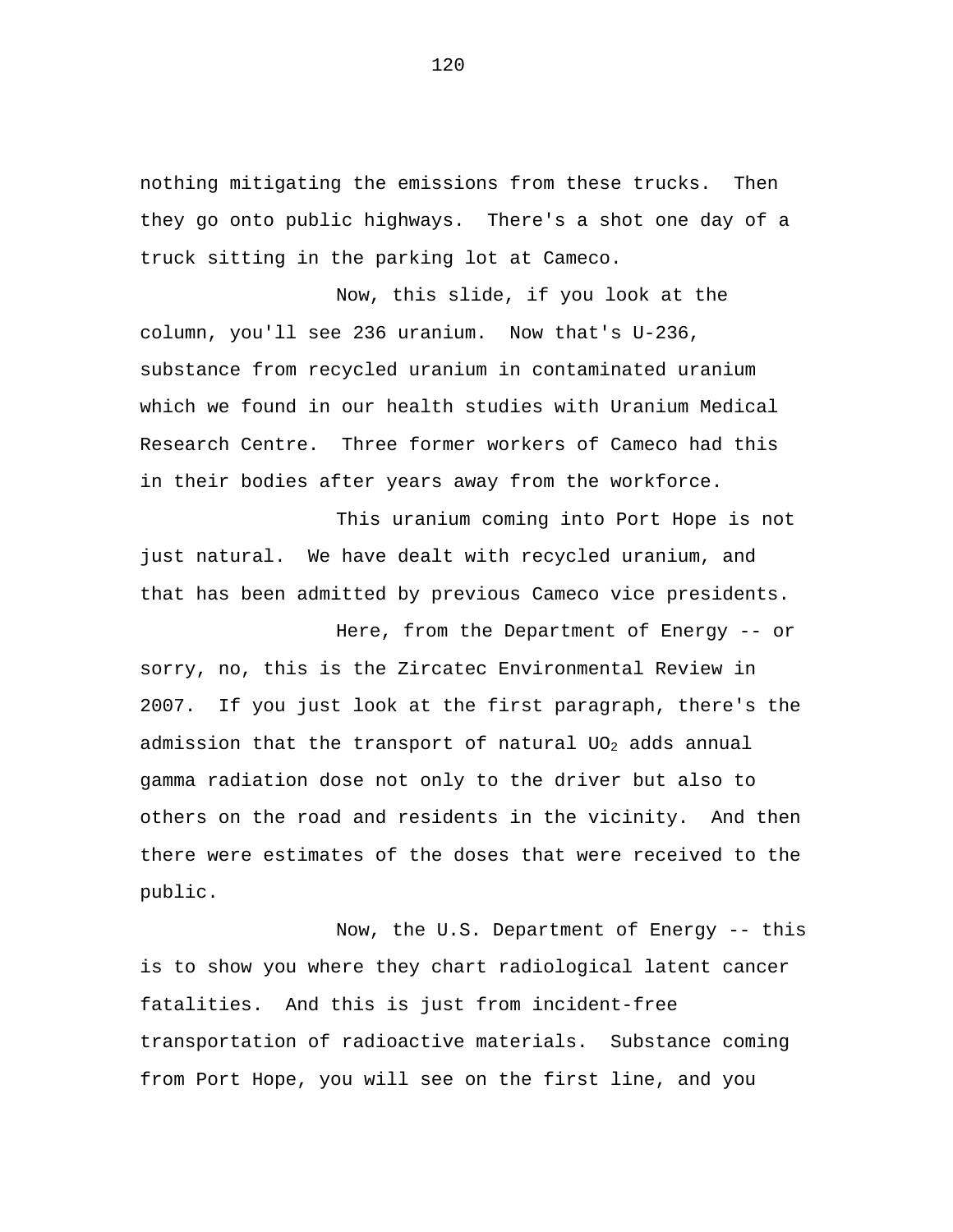nothing mitigating the emissions from these trucks. Then they go onto public highways. There's a shot one day of a truck sitting in the parking lot at Cameco.

Now, this slide, if you look at the column, you'll see 236 uranium. Now that's U-236, substance from recycled uranium in contaminated uranium which we found in our health studies with Uranium Medical Research Centre. Three former workers of Cameco had this in their bodies after years away from the workforce.

This uranium coming into Port Hope is not just natural. We have dealt with recycled uranium, and that has been admitted by previous Cameco vice presidents.

Here, from the Department of Energy -- or sorry, no, this is the Zircatec Environmental Review in 2007. If you just look at the first paragraph, there's the admission that the transport of natural $UO_2$ adds annual gamma radiation dose not only to the driver but also to others on the road and residents in the vicinity. And then there were estimates of the doses that were received to the public.

Now, the U.S. Department of Energy -- this is to show you where they chart radiological latent cancer fatalities. And this is just from incident-free transportation of radioactive materials. Substance coming from Port Hope, you will see on the first line, and you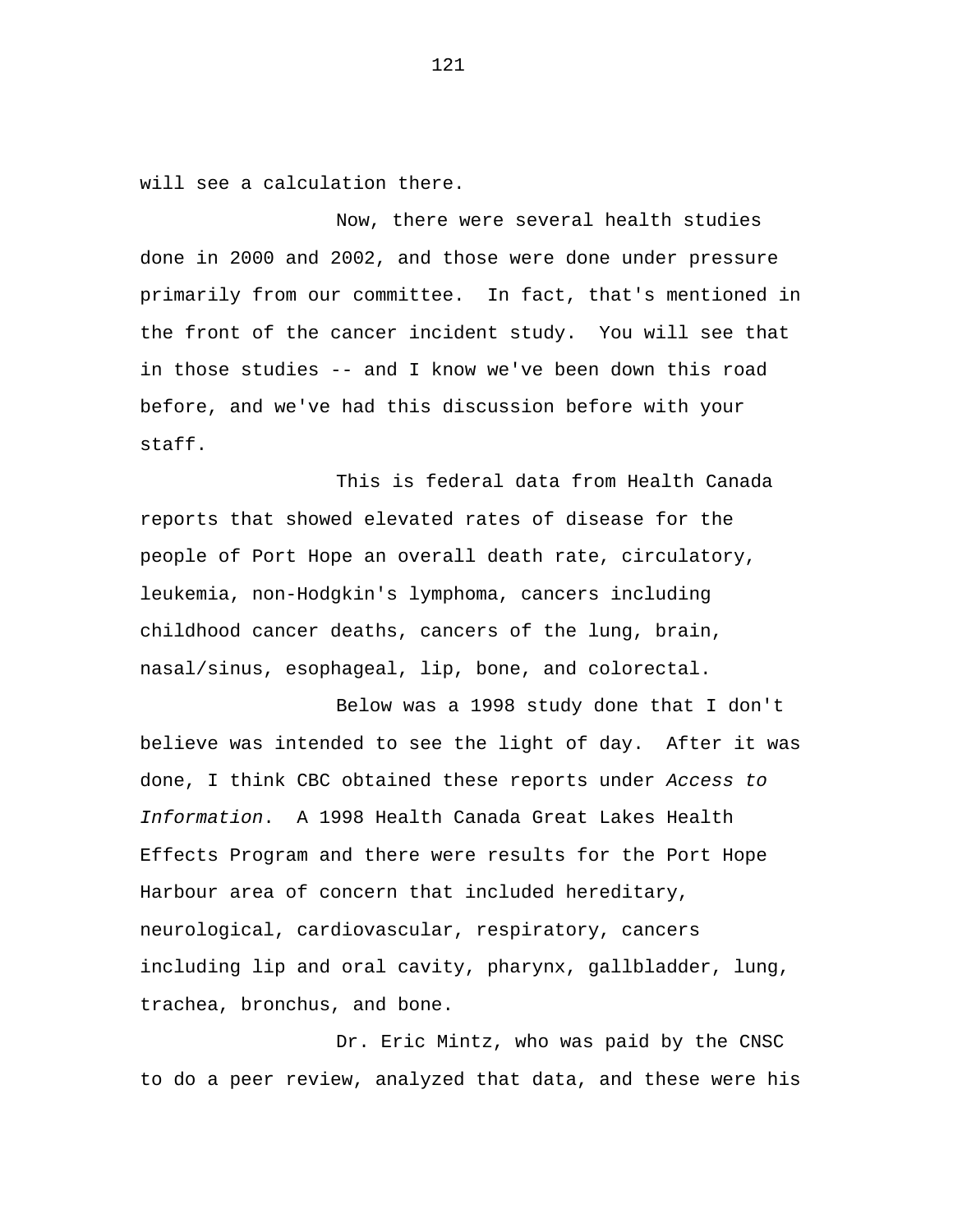will see a calculation there.

Now, there were several health studies done in 2000 and 2002, and those were done under pressure primarily from our committee. In fact, that's mentioned in the front of the cancer incident study. You will see that in those studies -- and I know we've been down this road before, and we've had this discussion before with your staff.

This is federal data from Health Canada reports that showed elevated rates of disease for the people of Port Hope an overall death rate, circulatory, leukemia, non-Hodgkin's lymphoma, cancers including childhood cancer deaths, cancers of the lung, brain, nasal/sinus, esophageal, lip, bone, and colorectal.

Below was a 1998 study done that I don't believe was intended to see the light of day. After it was done, I think CBC obtained these reports under *Access to Information*. A 1998 Health Canada Great Lakes Health Effects Program and there were results for the Port Hope Harbour area of concern that included hereditary, neurological, cardiovascular, respiratory, cancers including lip and oral cavity, pharynx, gallbladder, lung, trachea, bronchus, and bone.

Dr. Eric Mintz, who was paid by the CNSC to do a peer review, analyzed that data, and these were his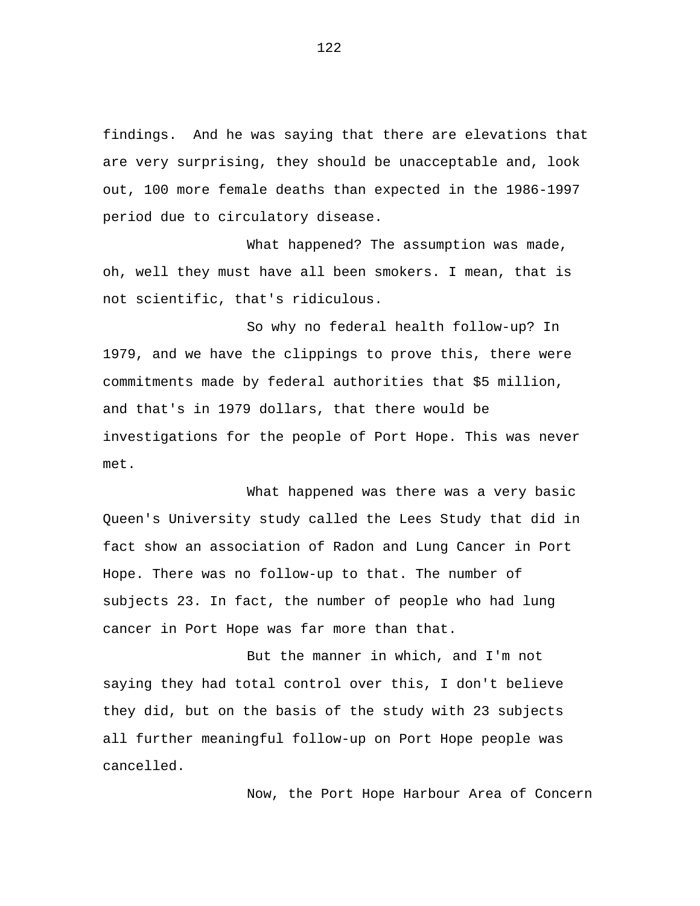findings. And he was saying that there are elevations that are very surprising, they should be unacceptable and, look out, 100 more female deaths than expected in the 1986-1997 period due to circulatory disease.

What happened? The assumption was made, oh, well they must have all been smokers. I mean, that is not scientific, that's ridiculous.

So why no federal health follow-up? In 1979, and we have the clippings to prove this, there were commitments made by federal authorities that $5 million, and that's in 1979 dollars, that there would be investigations for the people of Port Hope. This was never met.

What happened was there was a very basic Queen's University study called the Lees Study that did in fact show an association of Radon and Lung Cancer in Port Hope. There was no follow-up to that. The number of subjects 23. In fact, the number of people who had lung cancer in Port Hope was far more than that.

But the manner in which, and I'm not saying they had total control over this, I don't believe they did, but on the basis of the study with 23 subjects all further meaningful follow-up on Port Hope people was cancelled.

Now, the Port Hope Harbour Area of Concern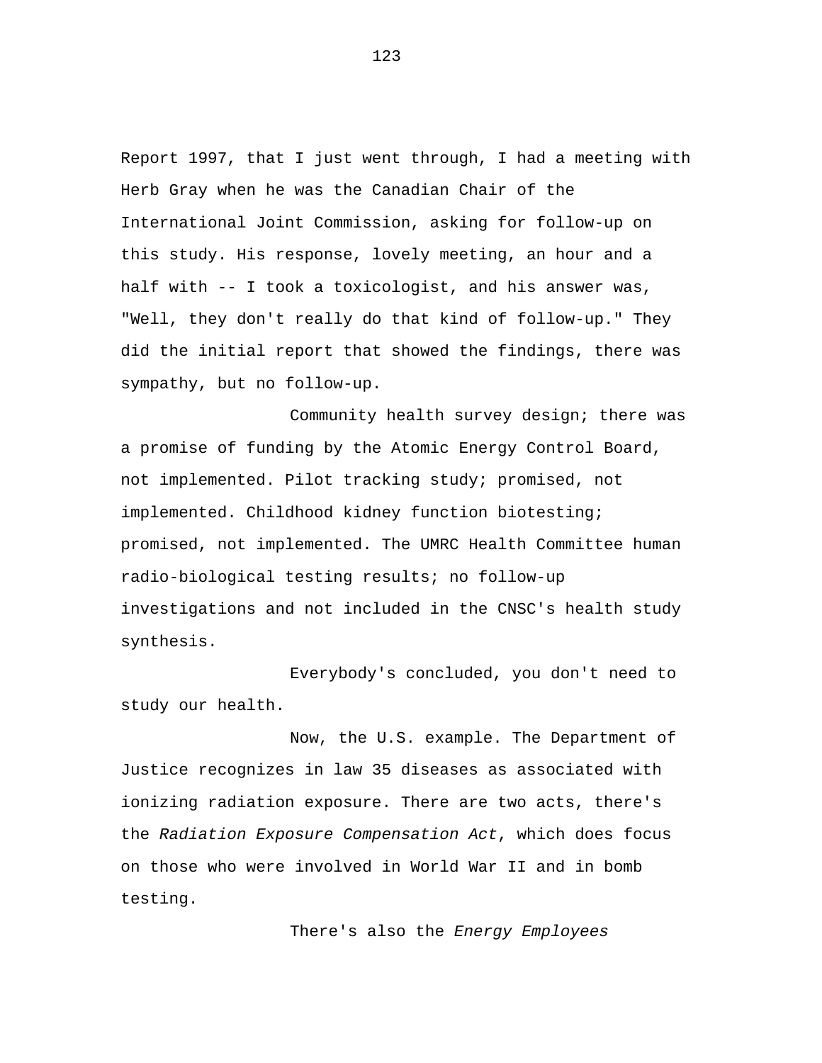Report 1997, that I just went through, I had a meeting with Herb Gray when he was the Canadian Chair of the International Joint Commission, asking for follow-up on this study. His response, lovely meeting, an hour and a half with -- I took a toxicologist, and his answer was, "Well, they don't really do that kind of follow-up." They did the initial report that showed the findings, there was sympathy, but no follow-up.

Community health survey design; there was a promise of funding by the Atomic Energy Control Board, not implemented. Pilot tracking study; promised, not implemented. Childhood kidney function biotesting; promised, not implemented. The UMRC Health Committee human radio-biological testing results; no follow-up investigations and not included in the CNSC's health study synthesis.

Everybody's concluded, you don't need to study our health.

Now, the U.S. example. The Department of Justice recognizes in law 35 diseases as associated with ionizing radiation exposure. There are two acts, there's the *Radiation Exposure Compensation Act*, which does focus on those who were involved in World War II and in bomb testing.

There's also the *Energy Employees*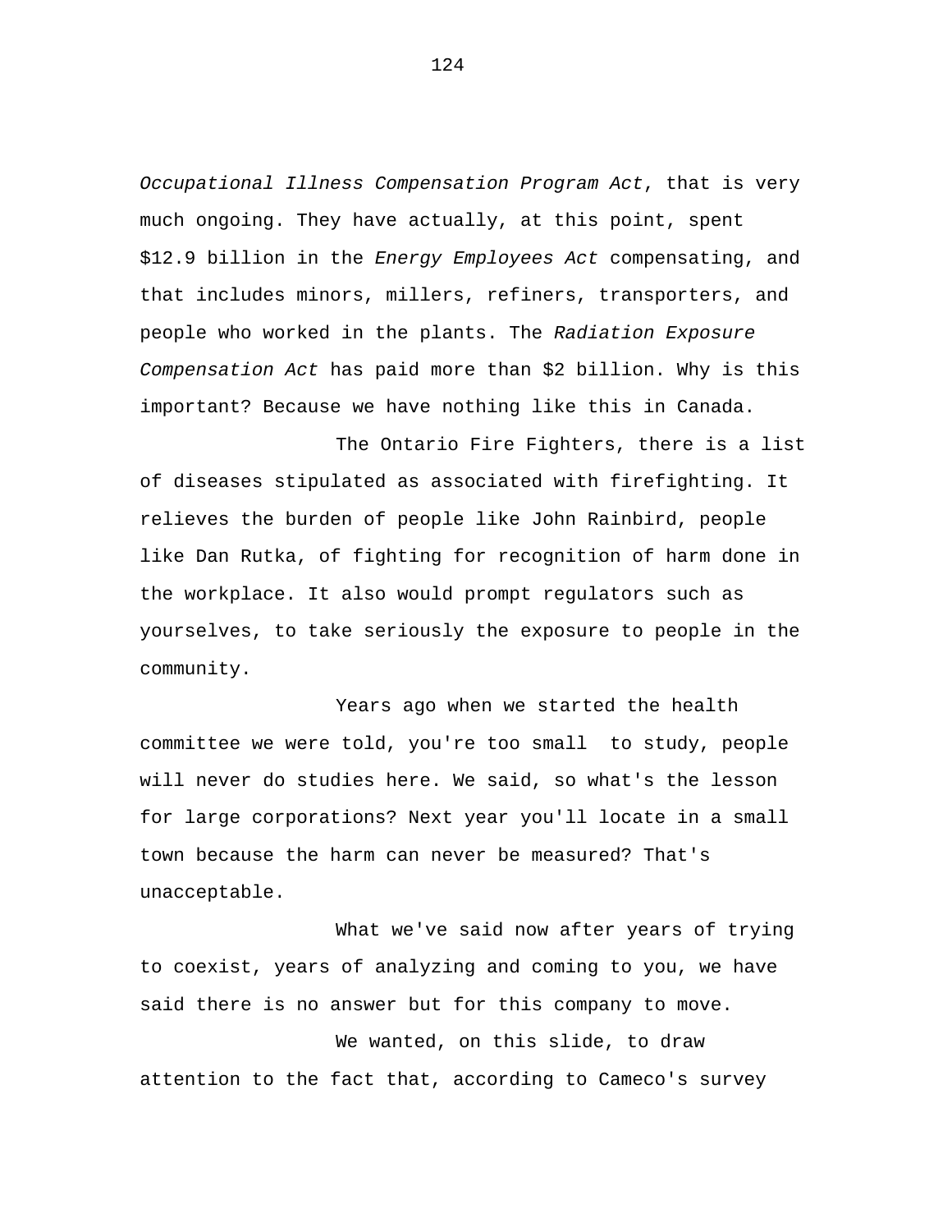*Occupational Illness Compensation Program Act*, that is very much ongoing. They have actually, at this point, spent $12.9 billion in the *Energy Employees Act* compensating, and that includes minors, millers, refiners, transporters, and people who worked in the plants. The *Radiation Exposure Compensation Act* has paid more than $2 billion. Why is this important? Because we have nothing like this in Canada.

The Ontario Fire Fighters, there is a list of diseases stipulated as associated with firefighting. It relieves the burden of people like John Rainbird, people like Dan Rutka, of fighting for recognition of harm done in the workplace. It also would prompt regulators such as yourselves, to take seriously the exposure to people in the community.

Years ago when we started the health committee we were told, you're too small to study, people will never do studies here. We said, so what's the lesson for large corporations? Next year you'll locate in a small town because the harm can never be measured? That's unacceptable.

What we've said now after years of trying to coexist, years of analyzing and coming to you, we have said there is no answer but for this company to move.

We wanted, on this slide, to draw attention to the fact that, according to Cameco's survey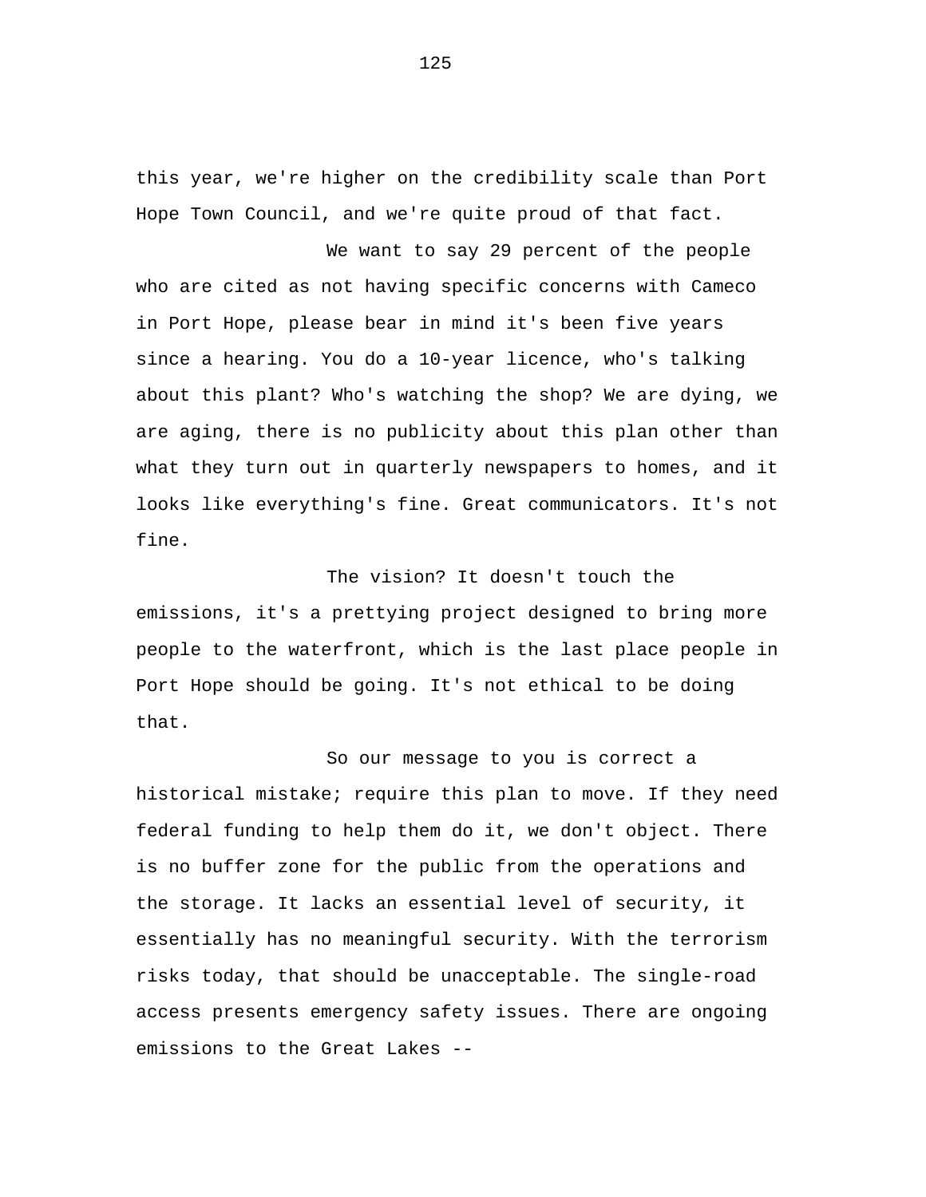this year, we're higher on the credibility scale than Port Hope Town Council, and we're quite proud of that fact.

We want to say 29 percent of the people who are cited as not having specific concerns with Cameco in Port Hope, please bear in mind it's been five years since a hearing. You do a 10-year licence, who's talking about this plant? Who's watching the shop? We are dying, we are aging, there is no publicity about this plan other than what they turn out in quarterly newspapers to homes, and it looks like everything's fine. Great communicators. It's not fine.

The vision? It doesn't touch the emissions, it's a prettying project designed to bring more people to the waterfront, which is the last place people in Port Hope should be going. It's not ethical to be doing that.

So our message to you is correct a historical mistake; require this plan to move. If they need federal funding to help them do it, we don't object. There is no buffer zone for the public from the operations and the storage. It lacks an essential level of security, it essentially has no meaningful security. With the terrorism risks today, that should be unacceptable. The single-road access presents emergency safety issues. There are ongoing emissions to the Great Lakes --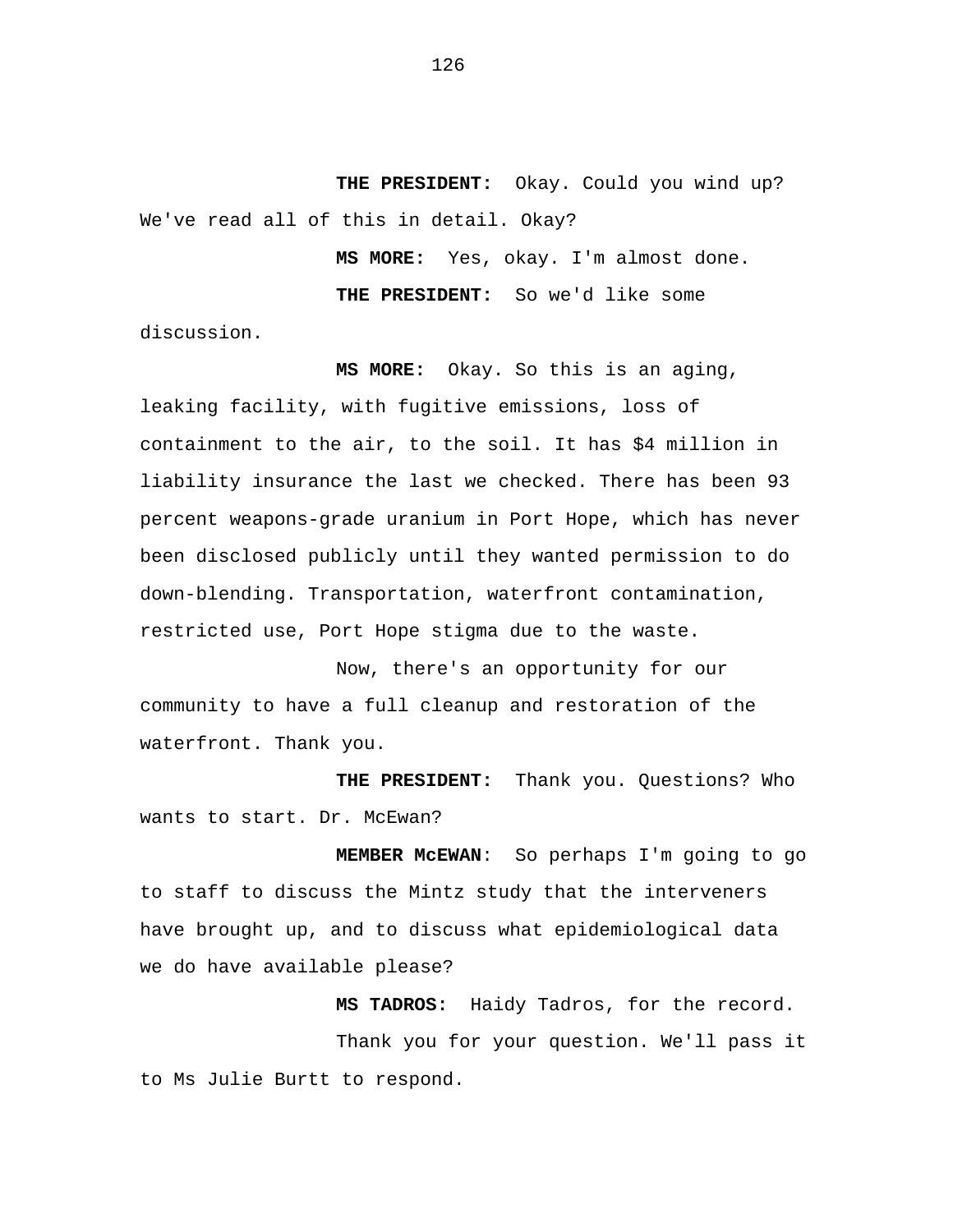**THE PRESIDENT:** Okay. Could you wind up? We've read all of this in detail. Okay?

**MS MORE:** Yes, okay. I'm almost done.

**THE PRESIDENT:** So we'd like some discussion.

**MS MORE:** Okay. So this is an aging, leaking facility, with fugitive emissions, loss of containment to the air, to the soil. It has $4 million in liability insurance the last we checked. There has been 93 percent weapons-grade uranium in Port Hope, which has never been disclosed publicly until they wanted permission to do down-blending. Transportation, waterfront contamination, restricted use, Port Hope stigma due to the waste.

Now, there's an opportunity for our community to have a full cleanup and restoration of the waterfront. Thank you.

**THE PRESIDENT:** Thank you. Questions? Who wants to start. Dr. McEwan?

**MEMBER McEWAN**: So perhaps I'm going to go to staff to discuss the Mintz study that the interveners have brought up, and to discuss what epidemiological data we do have available please?

**MS TADROS:** Haidy Tadros, for the record.

Thank you for your question. We'll pass it to Ms Julie Burtt to respond.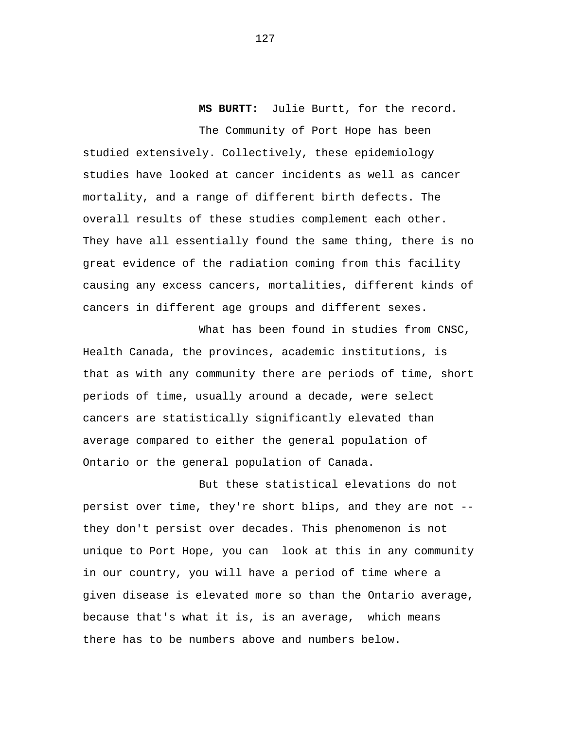**MS BURTT:** Julie Burtt, for the record.

The Community of Port Hope has been studied extensively. Collectively, these epidemiology studies have looked at cancer incidents as well as cancer mortality, and a range of different birth defects. The overall results of these studies complement each other. They have all essentially found the same thing, there is no great evidence of the radiation coming from this facility causing any excess cancers, mortalities, different kinds of cancers in different age groups and different sexes.

What has been found in studies from CNSC, Health Canada, the provinces, academic institutions, is that as with any community there are periods of time, short periods of time, usually around a decade, were select cancers are statistically significantly elevated than average compared to either the general population of Ontario or the general population of Canada.

But these statistical elevations do not persist over time, they're short blips, and they are not -- they don't persist over decades. This phenomenon is not unique to Port Hope, you can look at this in any community in our country, you will have a period of time where a given disease is elevated more so than the Ontario average, because that's what it is, is an average, which means there has to be numbers above and numbers below.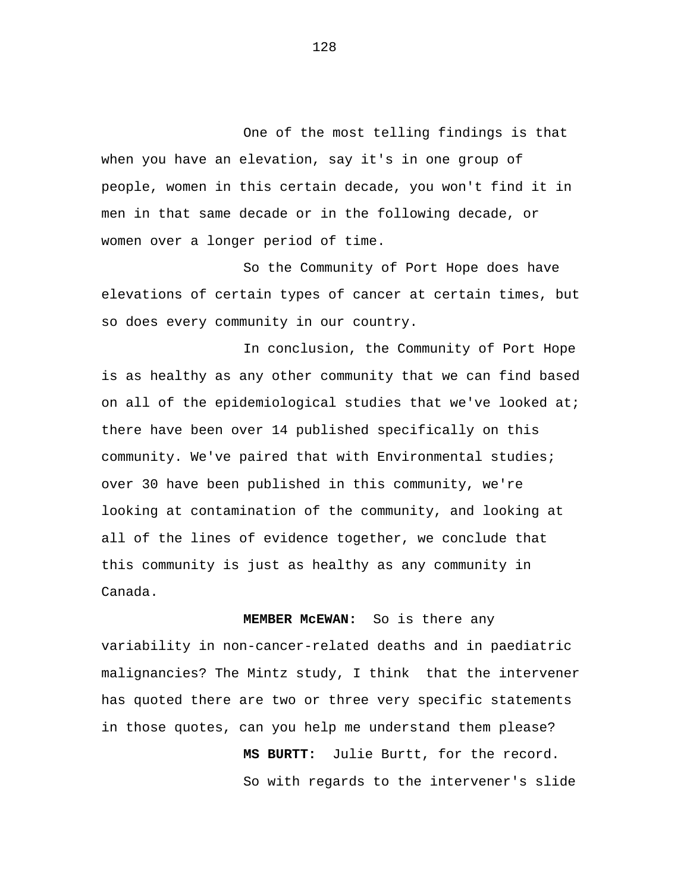One of the most telling findings is that when you have an elevation, say it's in one group of people, women in this certain decade, you won't find it in men in that same decade or in the following decade, or women over a longer period of time.

So the Community of Port Hope does have elevations of certain types of cancer at certain times, but so does every community in our country.

In conclusion, the Community of Port Hope is as healthy as any other community that we can find based on all of the epidemiological studies that we've looked at; there have been over 14 published specifically on this community. We've paired that with Environmental studies; over 30 have been published in this community, we're looking at contamination of the community, and looking at all of the lines of evidence together, we conclude that this community is just as healthy as any community in Canada.

**MEMBER McEWAN:** So is there any variability in non-cancer-related deaths and in paediatric malignancies? The Mintz study, I think that the intervener has quoted there are two or three very specific statements in those quotes, can you help me understand them please?

**MS BURTT:** Julie Burtt, for the record.

So with regards to the intervener's slide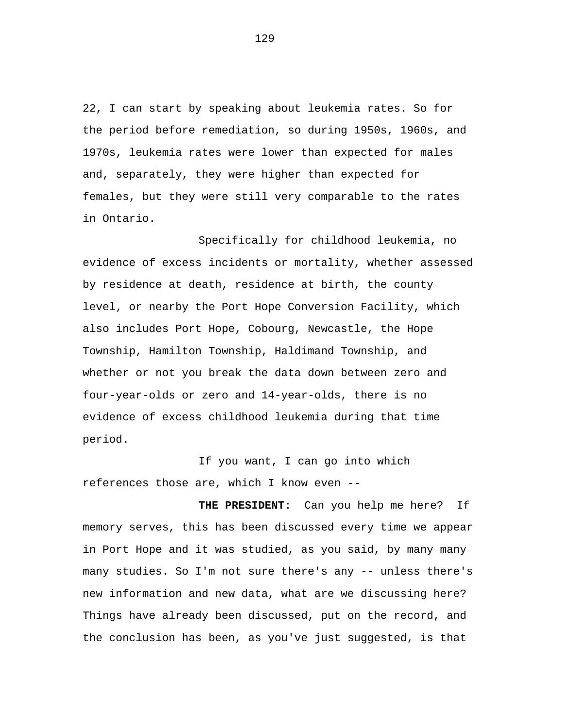22, I can start by speaking about leukemia rates. So for the period before remediation, so during 1950s, 1960s, and 1970s, leukemia rates were lower than expected for males and, separately, they were higher than expected for females, but they were still very comparable to the rates in Ontario.

Specifically for childhood leukemia, no evidence of excess incidents or mortality, whether assessed by residence at death, residence at birth, the county level, or nearby the Port Hope Conversion Facility, which also includes Port Hope, Cobourg, Newcastle, the Hope Township, Hamilton Township, Haldimand Township, and whether or not you break the data down between zero and four-year-olds or zero and 14-year-olds, there is no evidence of excess childhood leukemia during that time period.

If you want, I can go into which references those are, which I know even --

**THE PRESIDENT:** Can you help me here? If memory serves, this has been discussed every time we appear in Port Hope and it was studied, as you said, by many many many studies. So I'm not sure there's any -- unless there's new information and new data, what are we discussing here? Things have already been discussed, put on the record, and the conclusion has been, as you've just suggested, is that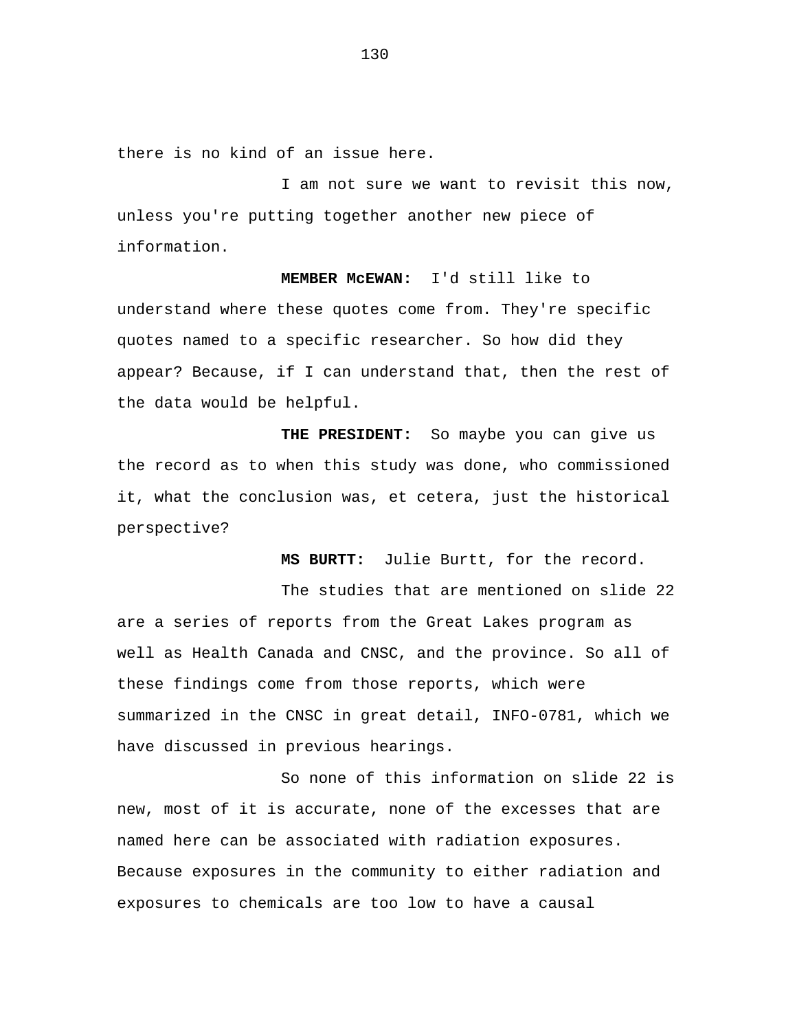there is no kind of an issue here.

I am not sure we want to revisit this now, unless you're putting together another new piece of information.

**MEMBER McEWAN:** I'd still like to understand where these quotes come from. They're specific quotes named to a specific researcher. So how did they appear? Because, if I can understand that, then the rest of the data would be helpful.

**THE PRESIDENT:** So maybe you can give us the record as to when this study was done, who commissioned it, what the conclusion was, et cetera, just the historical perspective?

**MS BURTT:** Julie Burtt, for the record.

The studies that are mentioned on slide 22 are a series of reports from the Great Lakes program as well as Health Canada and CNSC, and the province. So all of these findings come from those reports, which were summarized in the CNSC in great detail, INFO-0781, which we have discussed in previous hearings.

So none of this information on slide 22 is new, most of it is accurate, none of the excesses that are named here can be associated with radiation exposures. Because exposures in the community to either radiation and exposures to chemicals are too low to have a causal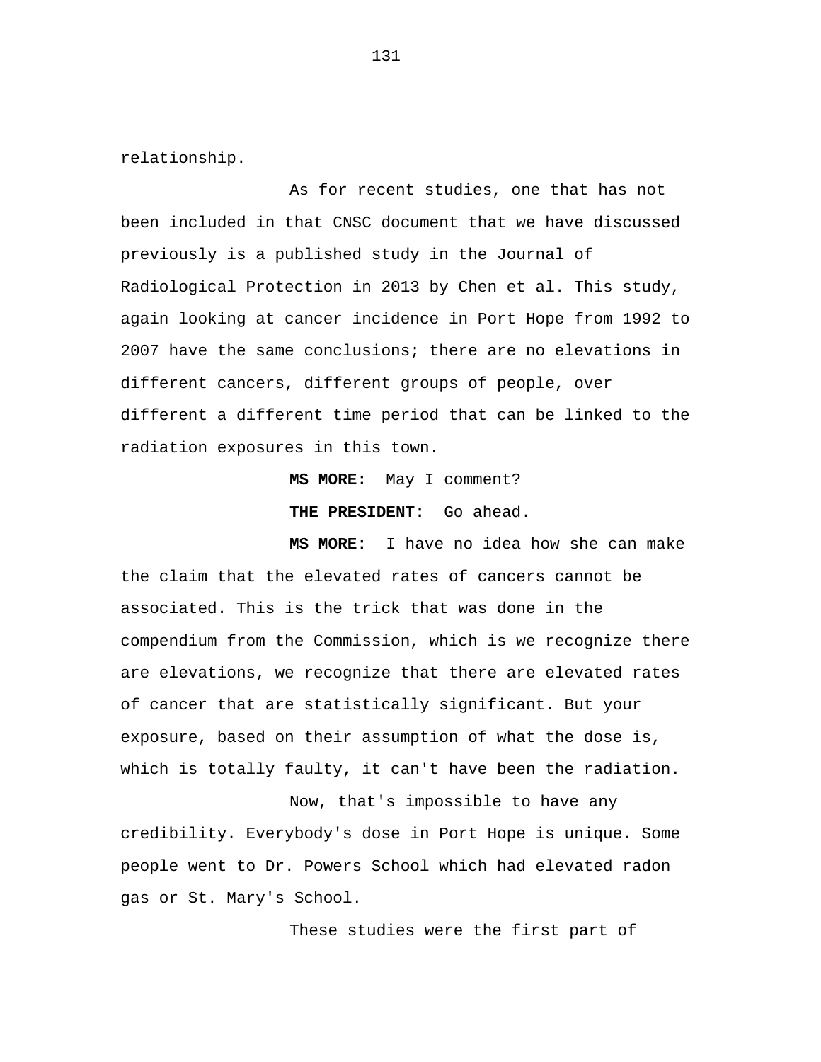relationship.

As for recent studies, one that has not been included in that CNSC document that we have discussed previously is a published study in the Journal of Radiological Protection in 2013 by Chen et al. This study, again looking at cancer incidence in Port Hope from 1992 to 2007 have the same conclusions; there are no elevations in different cancers, different groups of people, over different a different time period that can be linked to the radiation exposures in this town.

**MS MORE:** May I comment?

**THE PRESIDENT:** Go ahead.

**MS MORE:** I have no idea how she can make the claim that the elevated rates of cancers cannot be associated. This is the trick that was done in the compendium from the Commission, which is we recognize there are elevations, we recognize that there are elevated rates of cancer that are statistically significant. But your exposure, based on their assumption of what the dose is, which is totally faulty, it can't have been the radiation.

Now, that's impossible to have any credibility. Everybody's dose in Port Hope is unique. Some people went to Dr. Powers School which had elevated radon gas or St. Mary's School.

These studies were the first part of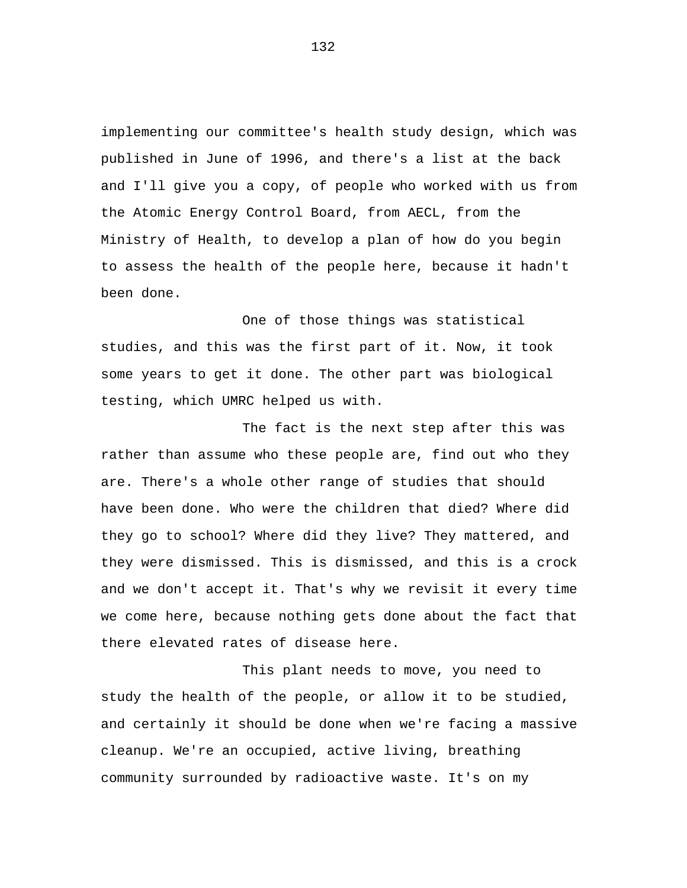implementing our committee's health study design, which was published in June of 1996, and there's a list at the back and I'll give you a copy, of people who worked with us from the Atomic Energy Control Board, from AECL, from the Ministry of Health, to develop a plan of how do you begin to assess the health of the people here, because it hadn't been done.

One of those things was statistical studies, and this was the first part of it. Now, it took some years to get it done. The other part was biological testing, which UMRC helped us with.

The fact is the next step after this was rather than assume who these people are, find out who they are. There's a whole other range of studies that should have been done. Who were the children that died? Where did they go to school? Where did they live? They mattered, and they were dismissed. This is dismissed, and this is a crock and we don't accept it. That's why we revisit it every time we come here, because nothing gets done about the fact that there elevated rates of disease here.

This plant needs to move, you need to study the health of the people, or allow it to be studied, and certainly it should be done when we're facing a massive cleanup. We're an occupied, active living, breathing community surrounded by radioactive waste. It's on my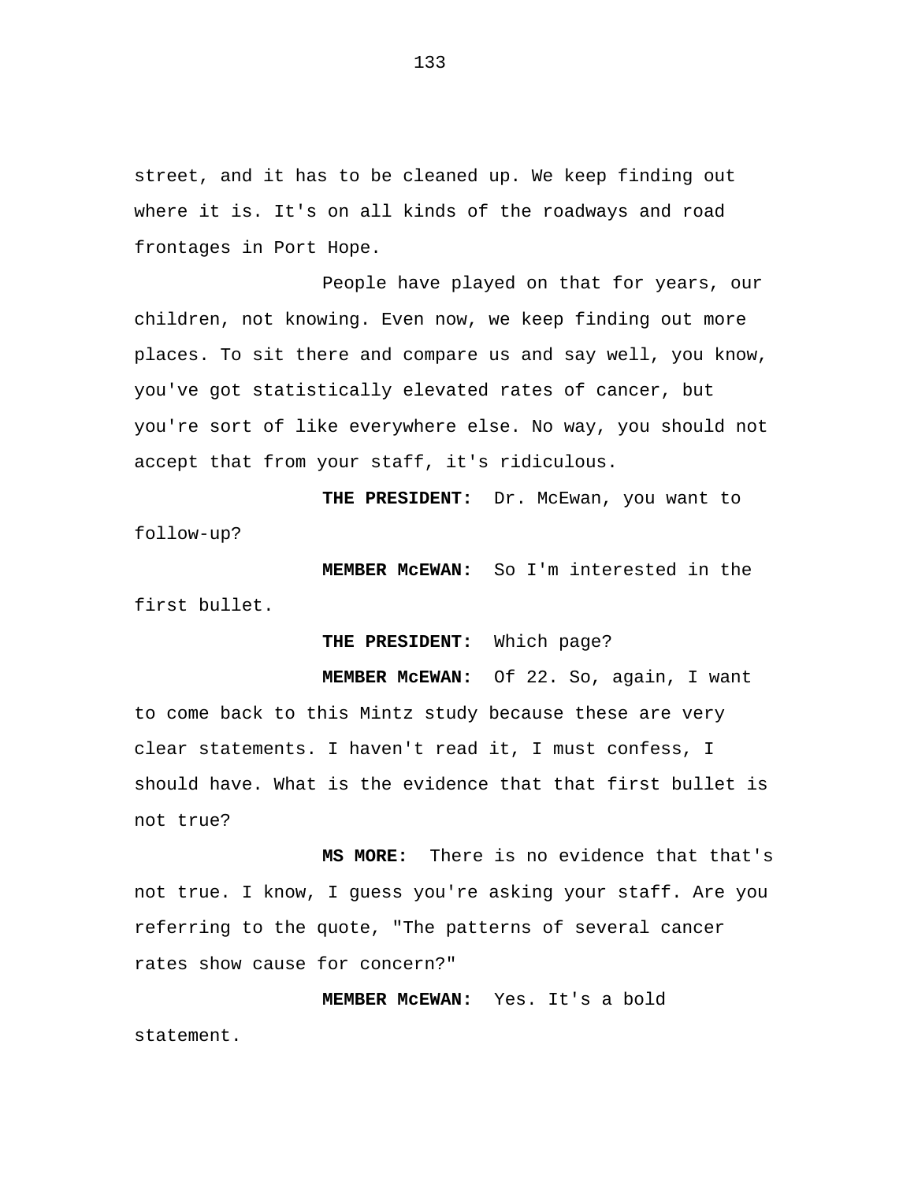street, and it has to be cleaned up. We keep finding out where it is. It's on all kinds of the roadways and road frontages in Port Hope.

People have played on that for years, our children, not knowing. Even now, we keep finding out more places. To sit there and compare us and say well, you know, you've got statistically elevated rates of cancer, but you're sort of like everywhere else. No way, you should not accept that from your staff, it's ridiculous.

**THE PRESIDENT:** Dr. McEwan, you want to follow-up?

**MEMBER McEWAN:** So I'm interested in the first bullet.

**THE PRESIDENT:** Which page?

**MEMBER McEWAN:** Of 22. So, again, I want to come back to this Mintz study because these are very clear statements. I haven't read it, I must confess, I should have. What is the evidence that that first bullet is not true?

**MS MORE:** There is no evidence that that's not true. I know, I guess you're asking your staff. Are you referring to the quote, "The patterns of several cancer rates show cause for concern?"

**MEMBER McEWAN:** Yes. It's a bold statement.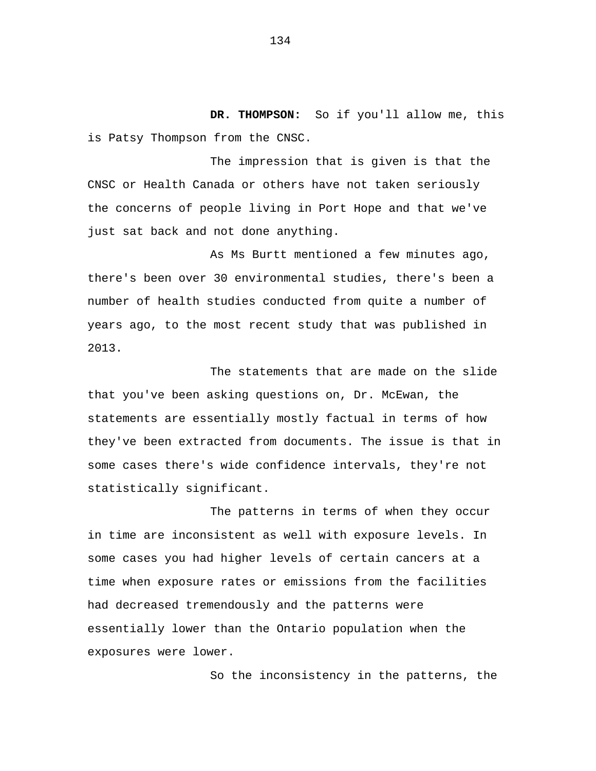**DR. THOMPSON:** So if you'll allow me, this is Patsy Thompson from the CNSC.

The impression that is given is that the CNSC or Health Canada or others have not taken seriously the concerns of people living in Port Hope and that we've just sat back and not done anything.

As Ms Burtt mentioned a few minutes ago, there's been over 30 environmental studies, there's been a number of health studies conducted from quite a number of years ago, to the most recent study that was published in 2013.

The statements that are made on the slide that you've been asking questions on, Dr. McEwan, the statements are essentially mostly factual in terms of how they've been extracted from documents. The issue is that in some cases there's wide confidence intervals, they're not statistically significant.

The patterns in terms of when they occur in time are inconsistent as well with exposure levels. In some cases you had higher levels of certain cancers at a time when exposure rates or emissions from the facilities had decreased tremendously and the patterns were essentially lower than the Ontario population when the exposures were lower.

So the inconsistency in the patterns, the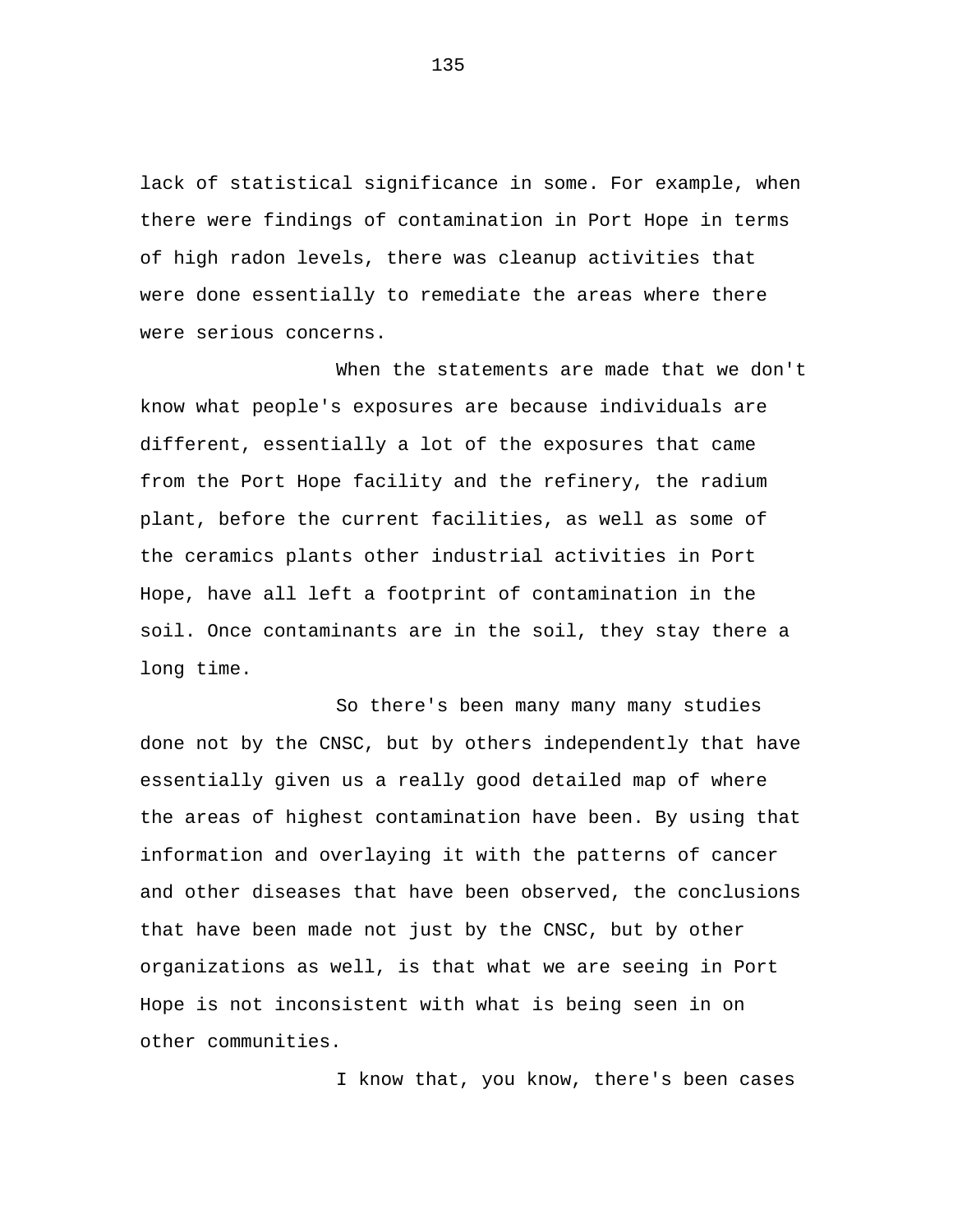lack of statistical significance in some. For example, when there were findings of contamination in Port Hope in terms of high radon levels, there was cleanup activities that were done essentially to remediate the areas where there were serious concerns.

When the statements are made that we don't know what people's exposures are because individuals are different, essentially a lot of the exposures that came from the Port Hope facility and the refinery, the radium plant, before the current facilities, as well as some of the ceramics plants other industrial activities in Port Hope, have all left a footprint of contamination in the soil. Once contaminants are in the soil, they stay there a long time.

So there's been many many many studies done not by the CNSC, but by others independently that have essentially given us a really good detailed map of where the areas of highest contamination have been. By using that information and overlaying it with the patterns of cancer and other diseases that have been observed, the conclusions that have been made not just by the CNSC, but by other organizations as well, is that what we are seeing in Port Hope is not inconsistent with what is being seen in on other communities.

I know that, you know, there's been cases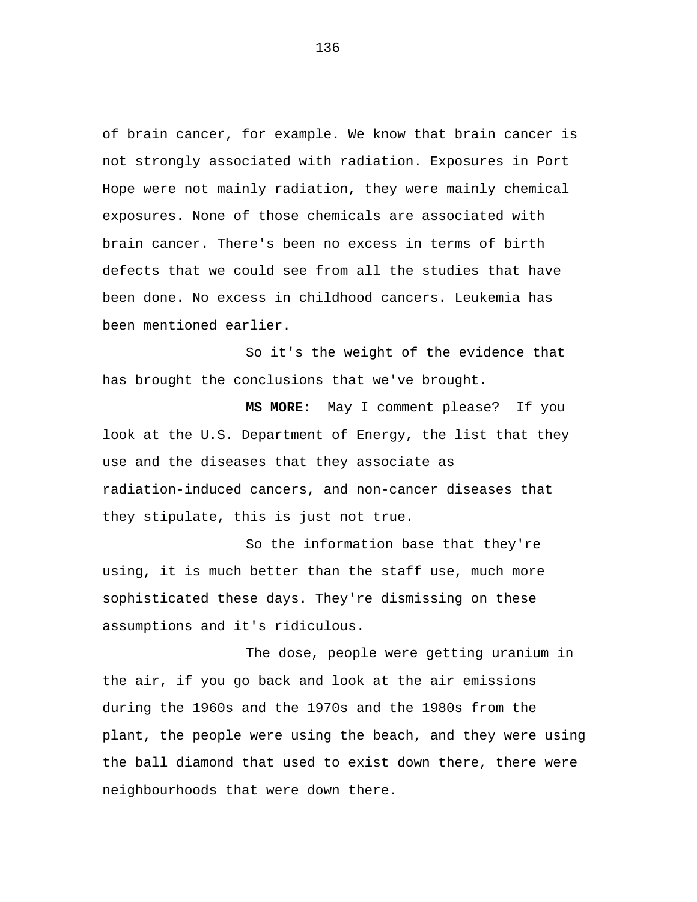of brain cancer, for example. We know that brain cancer is not strongly associated with radiation. Exposures in Port Hope were not mainly radiation, they were mainly chemical exposures. None of those chemicals are associated with brain cancer. There's been no excess in terms of birth defects that we could see from all the studies that have been done. No excess in childhood cancers. Leukemia has been mentioned earlier.

So it's the weight of the evidence that has brought the conclusions that we've brought.

**MS MORE:** May I comment please? If you look at the U.S. Department of Energy, the list that they use and the diseases that they associate as radiation-induced cancers, and non-cancer diseases that they stipulate, this is just not true.

So the information base that they're using, it is much better than the staff use, much more sophisticated these days. They're dismissing on these assumptions and it's ridiculous.

The dose, people were getting uranium in the air, if you go back and look at the air emissions during the 1960s and the 1970s and the 1980s from the plant, the people were using the beach, and they were using the ball diamond that used to exist down there, there were neighbourhoods that were down there.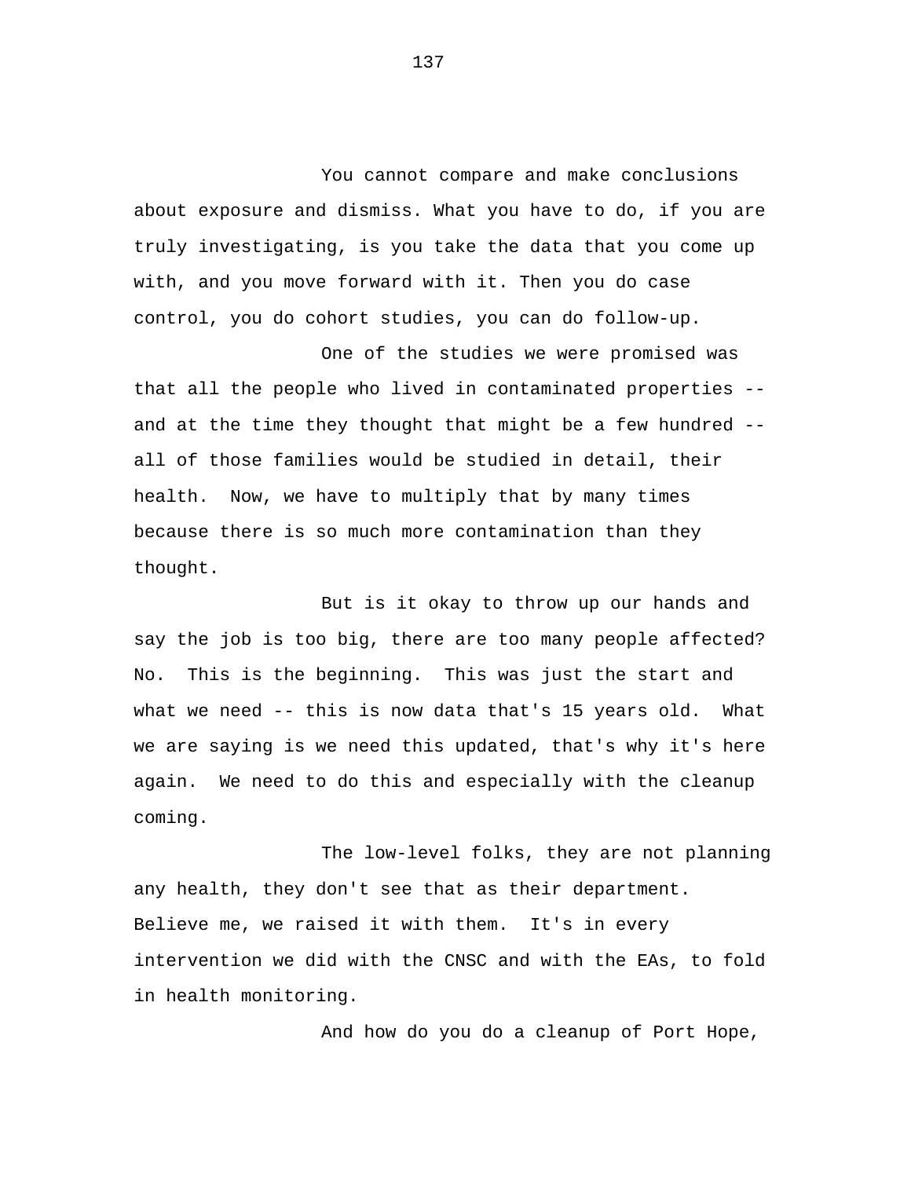You cannot compare and make conclusions about exposure and dismiss. What you have to do, if you are truly investigating, is you take the data that you come up with, and you move forward with it. Then you do case control, you do cohort studies, you can do follow-up.

One of the studies we were promised was that all the people who lived in contaminated properties -- and at the time they thought that might be a few hundred -- all of those families would be studied in detail, their health. Now, we have to multiply that by many times because there is so much more contamination than they thought.

But is it okay to throw up our hands and say the job is too big, there are too many people affected? No. This is the beginning. This was just the start and what we need -- this is now data that's 15 years old. What we are saying is we need this updated, that's why it's here again. We need to do this and especially with the cleanup coming.

The low-level folks, they are not planning any health, they don't see that as their department. Believe me, we raised it with them. It's in every intervention we did with the CNSC and with the EAs, to fold in health monitoring.

And how do you do a cleanup of Port Hope,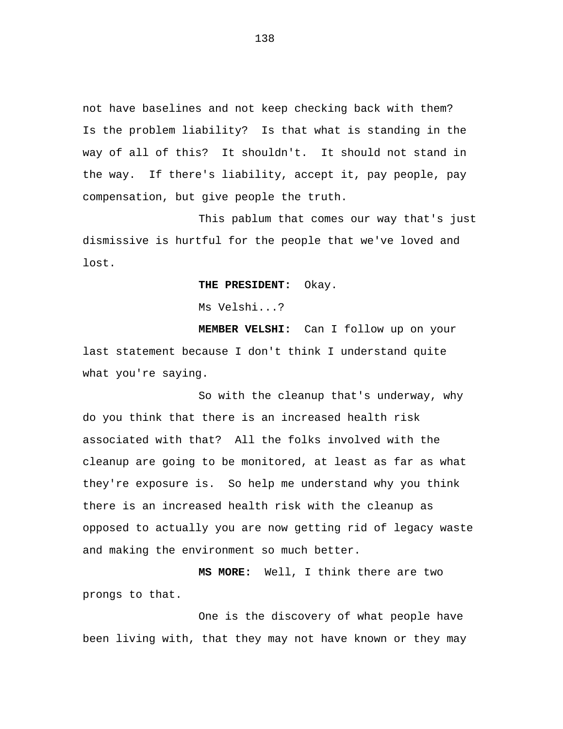not have baselines and not keep checking back with them? Is the problem liability? Is that what is standing in the way of all of this? It shouldn't. It should not stand in the way. If there's liability, accept it, pay people, pay compensation, but give people the truth.

This pablum that comes our way that's just dismissive is hurtful for the people that we've loved and lost.

**THE PRESIDENT:** Okay.

Ms Velshi...?

**MEMBER VELSHI:** Can I follow up on your last statement because I don't think I understand quite what you're saying.

So with the cleanup that's underway, why do you think that there is an increased health risk associated with that? All the folks involved with the cleanup are going to be monitored, at least as far as what they're exposure is. So help me understand why you think there is an increased health risk with the cleanup as opposed to actually you are now getting rid of legacy waste and making the environment so much better.

**MS MORE:** Well, I think there are two prongs to that.

One is the discovery of what people have been living with, that they may not have known or they may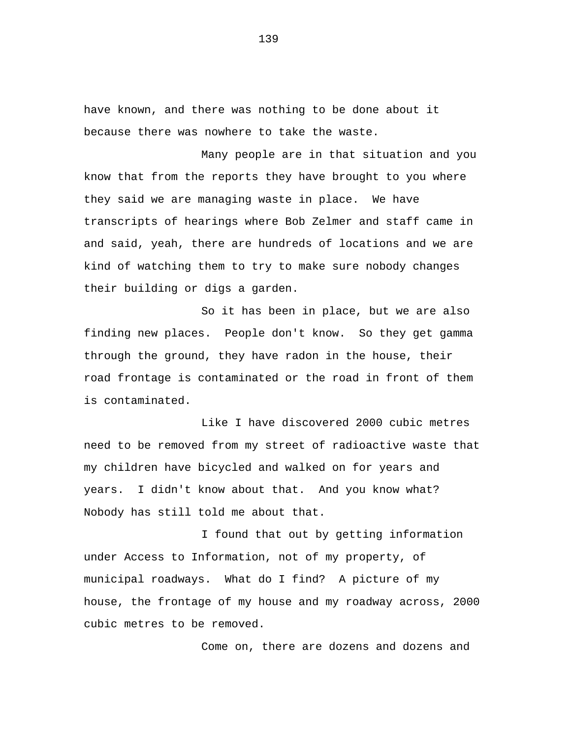have known, and there was nothing to be done about it because there was nowhere to take the waste.

Many people are in that situation and you know that from the reports they have brought to you where they said we are managing waste in place. We have transcripts of hearings where Bob Zelmer and staff came in and said, yeah, there are hundreds of locations and we are kind of watching them to try to make sure nobody changes their building or digs a garden.

So it has been in place, but we are also finding new places. People don't know. So they get gamma through the ground, they have radon in the house, their road frontage is contaminated or the road in front of them is contaminated.

Like I have discovered 2000 cubic metres need to be removed from my street of radioactive waste that my children have bicycled and walked on for years and years. I didn't know about that. And you know what? Nobody has still told me about that.

I found that out by getting information under Access to Information, not of my property, of municipal roadways. What do I find? A picture of my house, the frontage of my house and my roadway across, 2000 cubic metres to be removed.

Come on, there are dozens and dozens and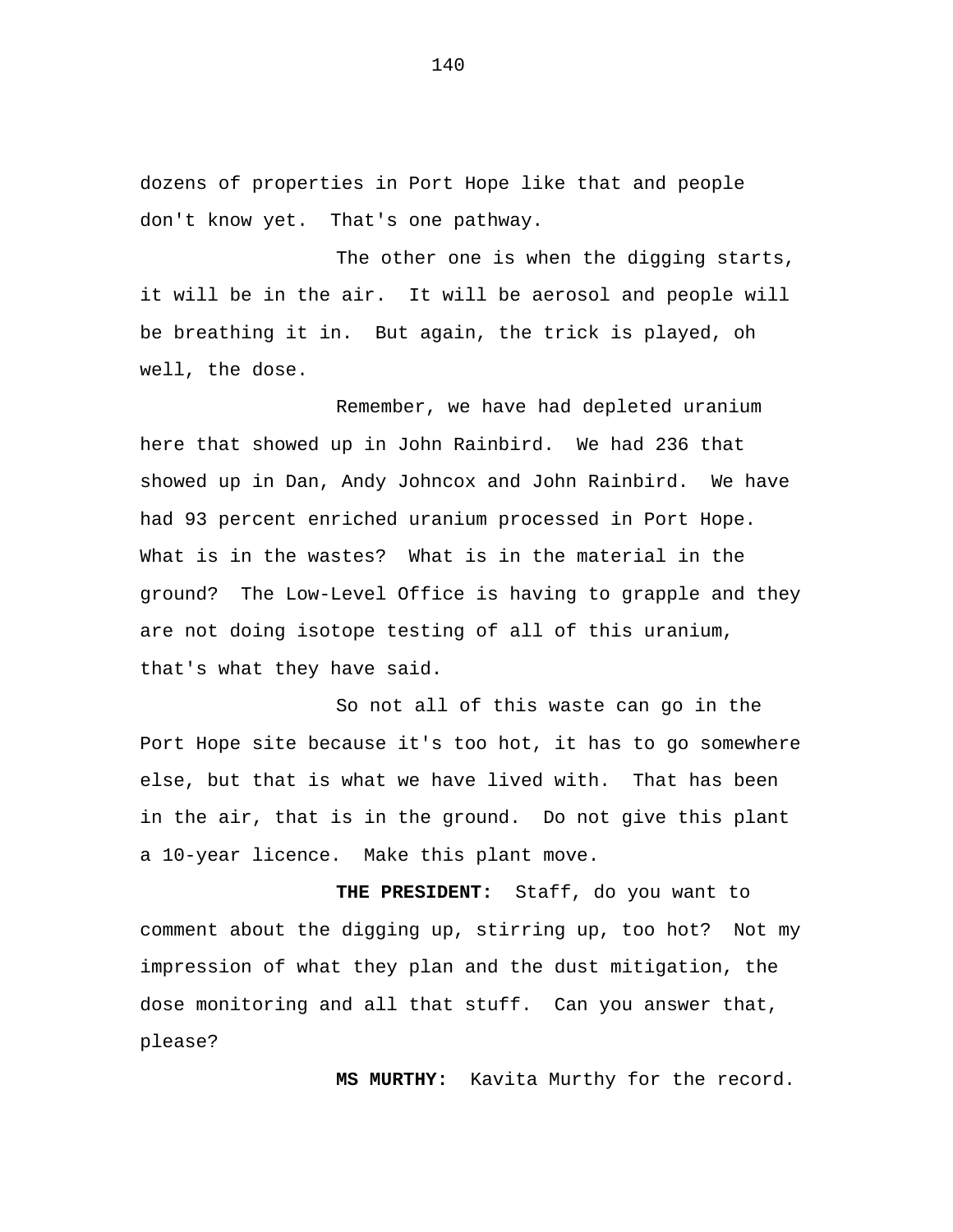dozens of properties in Port Hope like that and people don't know yet. That's one pathway.

The other one is when the digging starts, it will be in the air. It will be aerosol and people will be breathing it in. But again, the trick is played, oh well, the dose.

Remember, we have had depleted uranium here that showed up in John Rainbird. We had 236 that showed up in Dan, Andy Johncox and John Rainbird. We have had 93 percent enriched uranium processed in Port Hope. What is in the wastes? What is in the material in the ground? The Low-Level Office is having to grapple and they are not doing isotope testing of all of this uranium, that's what they have said.

So not all of this waste can go in the Port Hope site because it's too hot, it has to go somewhere else, but that is what we have lived with. That has been in the air, that is in the ground. Do not give this plant a 10-year licence. Make this plant move.

**THE PRESIDENT:** Staff, do you want to comment about the digging up, stirring up, too hot? Not my impression of what they plan and the dust mitigation, the dose monitoring and all that stuff. Can you answer that, please?

**MS MURTHY:** Kavita Murthy for the record.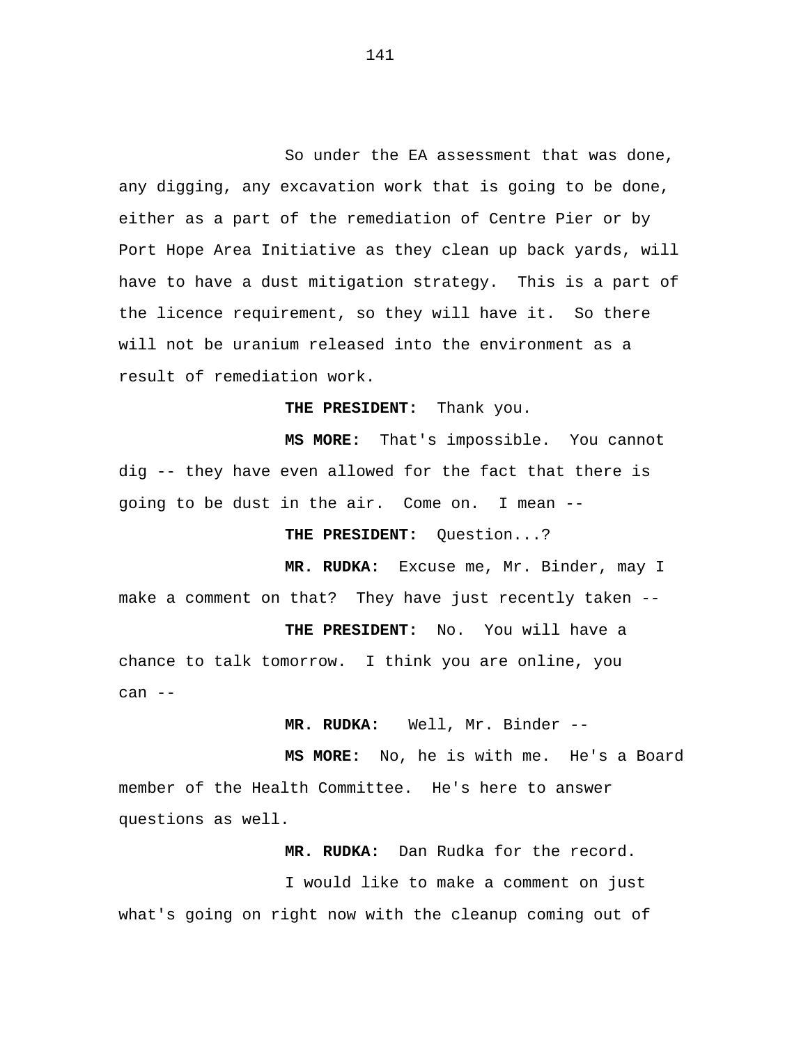So under the EA assessment that was done, any digging, any excavation work that is going to be done, either as a part of the remediation of Centre Pier or by Port Hope Area Initiative as they clean up back yards, will have to have a dust mitigation strategy. This is a part of the licence requirement, so they will have it. So there will not be uranium released into the environment as a result of remediation work.

**THE PRESIDENT:** Thank you.

**MS MORE:** That's impossible. You cannot dig -- they have even allowed for the fact that there is going to be dust in the air. Come on. I mean --

**THE PRESIDENT:** Question...?

**MR. RUDKA:** Excuse me, Mr. Binder, may I make a comment on that? They have just recently taken --

**THE PRESIDENT:** No. You will have a chance to talk tomorrow. I think you are online, you can --

**MR. RUDKA:** Well, Mr. Binder --

**MS MORE:** No, he is with me. He's a Board member of the Health Committee. He's here to answer questions as well.

**MR. RUDKA:** Dan Rudka for the record.

I would like to make a comment on just what's going on right now with the cleanup coming out of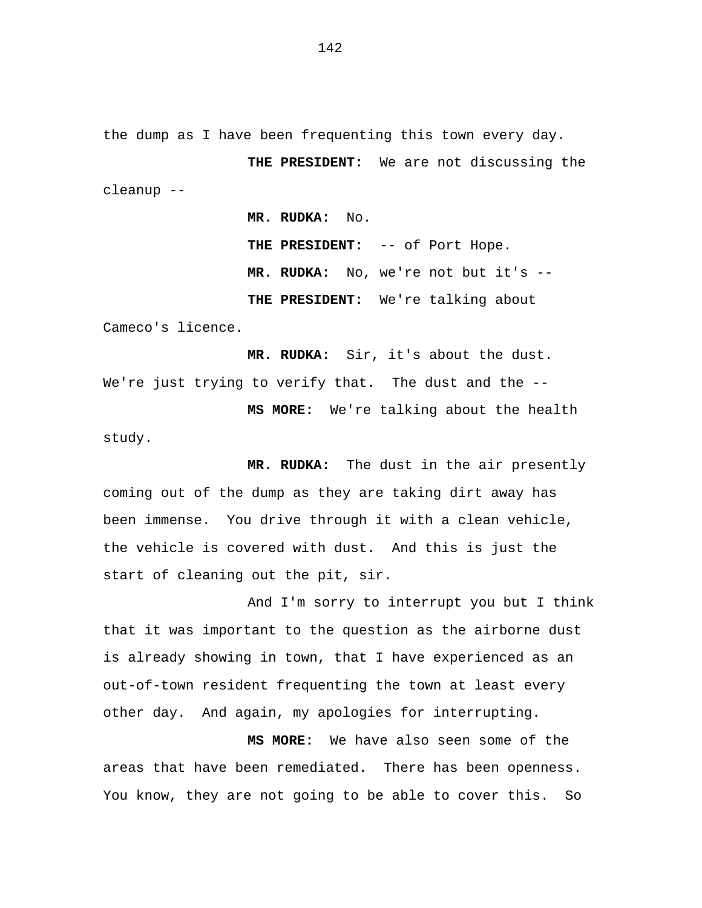the dump as I have been frequenting this town every day.

**THE PRESIDENT:** We are not discussing the cleanup --

**MR. RUDKA:** No.

**THE PRESIDENT:** -- of Port Hope.

**MR. RUDKA:** No, we're not but it's --

**THE PRESIDENT:** We're talking about Cameco's licence.

**MR. RUDKA:** Sir, it's about the dust. We're just trying to verify that. The dust and the --

**MS MORE:** We're talking about the health study.

**MR. RUDKA:** The dust in the air presently coming out of the dump as they are taking dirt away has been immense. You drive through it with a clean vehicle, the vehicle is covered with dust. And this is just the start of cleaning out the pit, sir.

And I'm sorry to interrupt you but I think that it was important to the question as the airborne dust is already showing in town, that I have experienced as an out-of-town resident frequenting the town at least every other day. And again, my apologies for interrupting.

**MS MORE:** We have also seen some of the areas that have been remediated. There has been openness. You know, they are not going to be able to cover this. So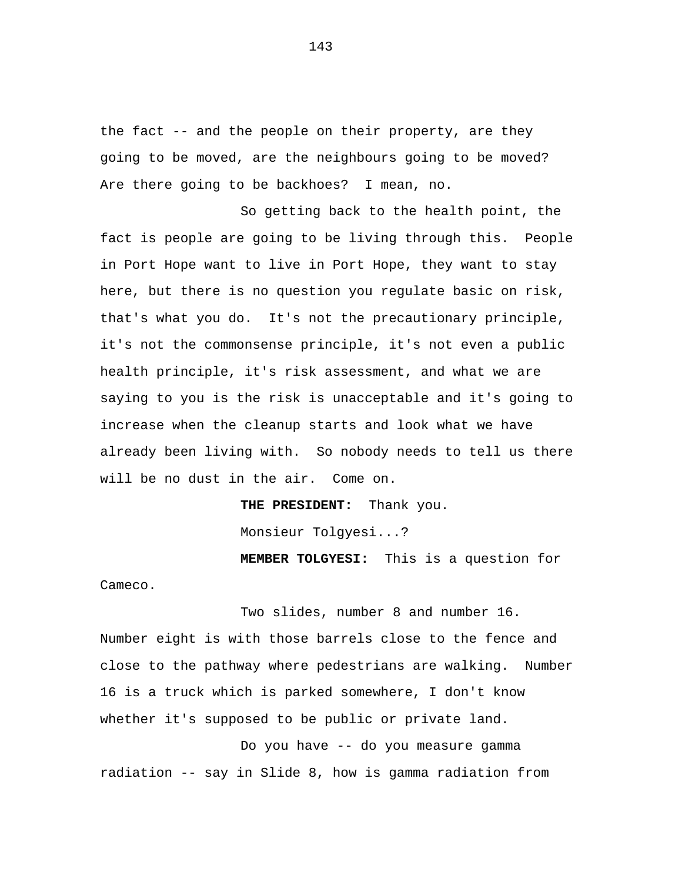the fact -- and the people on their property, are they going to be moved, are the neighbours going to be moved? Are there going to be backhoes? I mean, no.

So getting back to the health point, the fact is people are going to be living through this. People in Port Hope want to live in Port Hope, they want to stay here, but there is no question you regulate basic on risk, that's what you do. It's not the precautionary principle, it's not the commonsense principle, it's not even a public health principle, it's risk assessment, and what we are saying to you is the risk is unacceptable and it's going to increase when the cleanup starts and look what we have already been living with. So nobody needs to tell us there will be no dust in the air. Come on.

**THE PRESIDENT:** Thank you.

Monsieur Tolgyesi...?

**MEMBER TOLGYESI:** This is a question for Cameco.

Two slides, number 8 and number 16. Number eight is with those barrels close to the fence and close to the pathway where pedestrians are walking. Number 16 is a truck which is parked somewhere, I don't know whether it's supposed to be public or private land.

Do you have -- do you measure gamma radiation -- say in Slide 8, how is gamma radiation from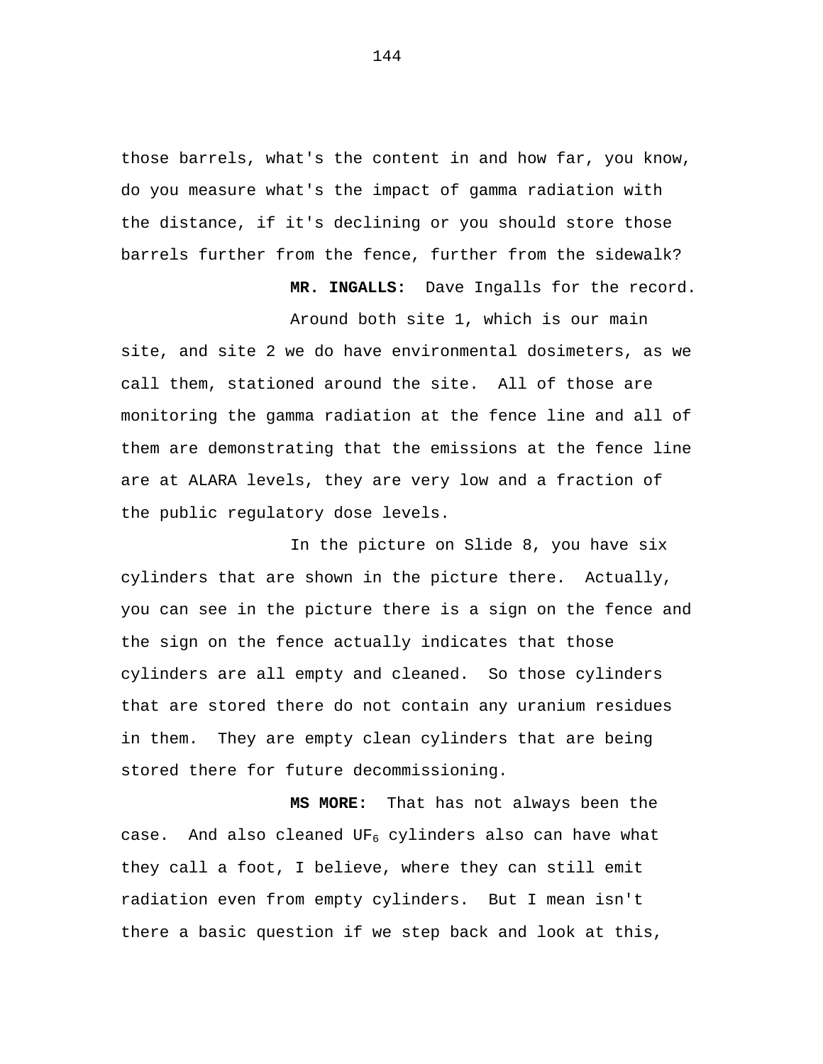those barrels, what's the content in and how far, you know, do you measure what's the impact of gamma radiation with the distance, if it's declining or you should store those barrels further from the fence, further from the sidewalk?

**MR. INGALLS:** Dave Ingalls for the record.

Around both site 1, which is our main site, and site 2 we do have environmental dosimeters, as we call them, stationed around the site. All of those are monitoring the gamma radiation at the fence line and all of them are demonstrating that the emissions at the fence line are at ALARA levels, they are very low and a fraction of the public regulatory dose levels.

In the picture on Slide 8, you have six cylinders that are shown in the picture there. Actually, you can see in the picture there is a sign on the fence and the sign on the fence actually indicates that those cylinders are all empty and cleaned. So those cylinders that are stored there do not contain any uranium residues in them. They are empty clean cylinders that are being stored there for future decommissioning.

**MS MORE:** That has not always been the case. And also cleaned $UF_6$ cylinders also can have what they call a foot, I believe, where they can still emit radiation even from empty cylinders. But I mean isn't there a basic question if we step back and look at this,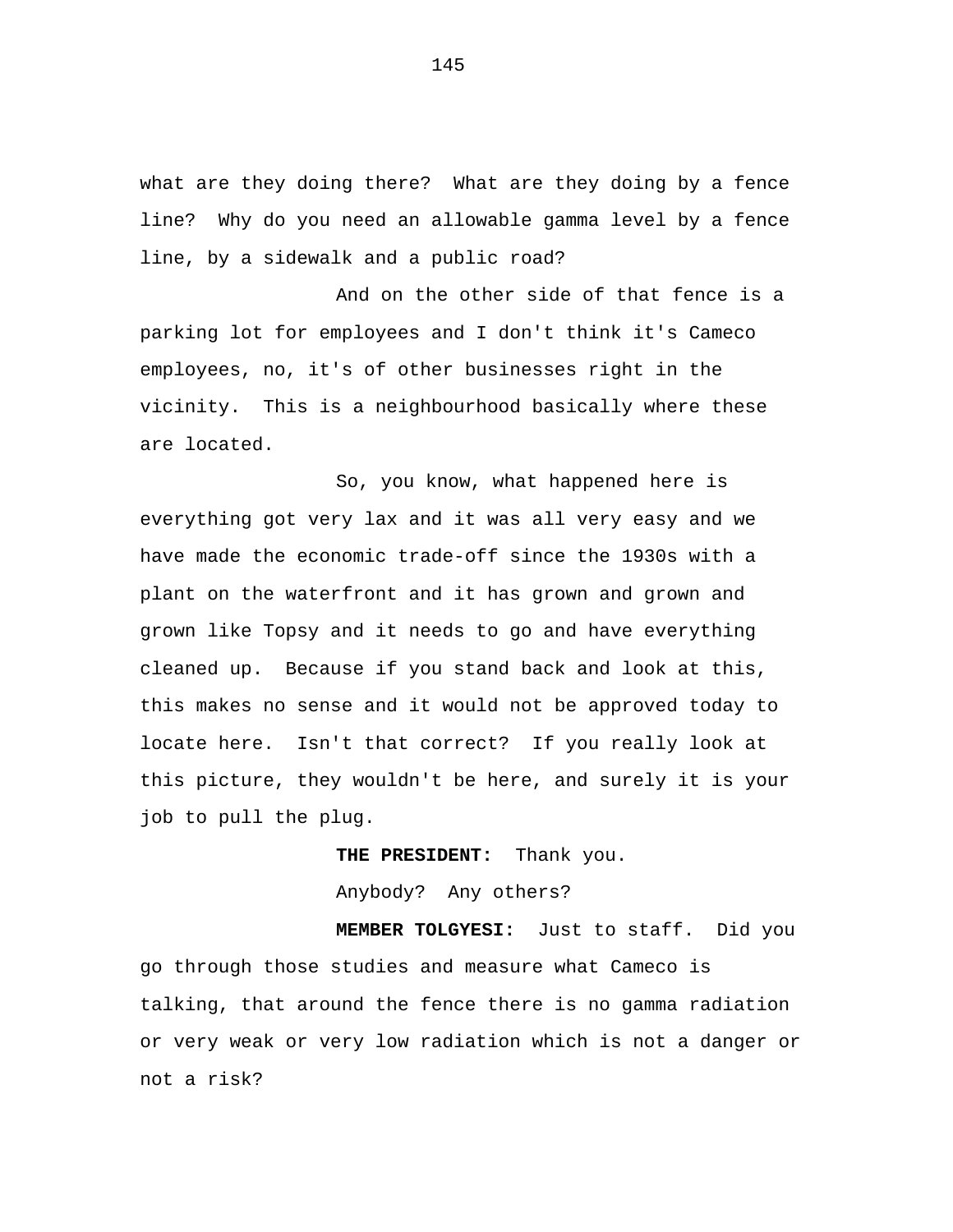what are they doing there? What are they doing by a fence line? Why do you need an allowable gamma level by a fence line, by a sidewalk and a public road?

And on the other side of that fence is a parking lot for employees and I don't think it's Cameco employees, no, it's of other businesses right in the vicinity. This is a neighbourhood basically where these are located.

So, you know, what happened here is everything got very lax and it was all very easy and we have made the economic trade-off since the 1930s with a plant on the waterfront and it has grown and grown and grown like Topsy and it needs to go and have everything cleaned up. Because if you stand back and look at this, this makes no sense and it would not be approved today to locate here. Isn't that correct? If you really look at this picture, they wouldn't be here, and surely it is your job to pull the plug.

**THE PRESIDENT:** Thank you.

Anybody? Any others?

**MEMBER TOLGYESI:** Just to staff. Did you go through those studies and measure what Cameco is talking, that around the fence there is no gamma radiation or very weak or very low radiation which is not a danger or not a risk?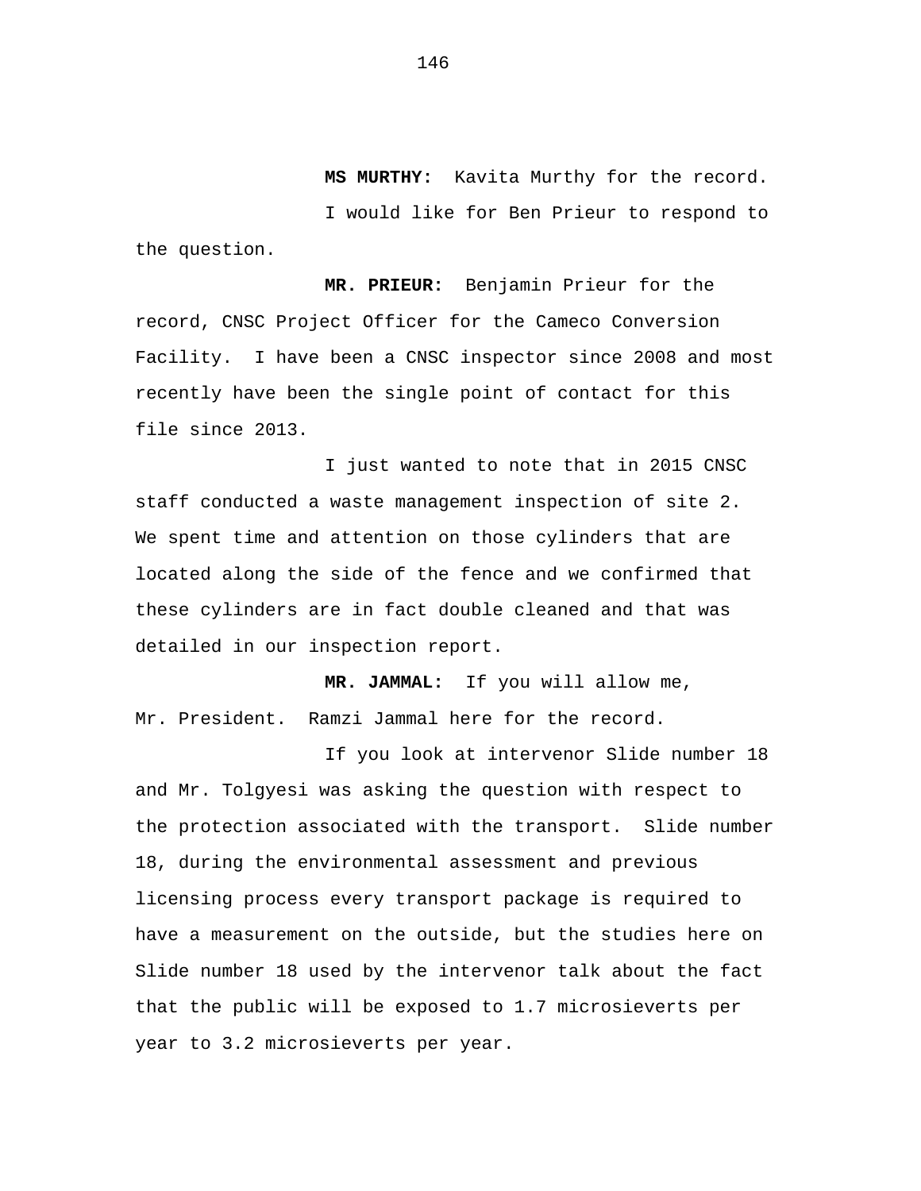**MS MURTHY:** Kavita Murthy for the record.

I would like for Ben Prieur to respond to the question.

**MR. PRIEUR:** Benjamin Prieur for the record, CNSC Project Officer for the Cameco Conversion Facility. I have been a CNSC inspector since 2008 and most recently have been the single point of contact for this file since 2013.

I just wanted to note that in 2015 CNSC staff conducted a waste management inspection of site 2. We spent time and attention on those cylinders that are located along the side of the fence and we confirmed that these cylinders are in fact double cleaned and that was detailed in our inspection report.

**MR. JAMMAL:** If you will allow me, Mr. President. Ramzi Jammal here for the record.

If you look at intervenor Slide number 18 and Mr. Tolgyesi was asking the question with respect to the protection associated with the transport. Slide number 18, during the environmental assessment and previous licensing process every transport package is required to have a measurement on the outside, but the studies here on Slide number 18 used by the intervenor talk about the fact that the public will be exposed to 1.7 microsieverts per year to 3.2 microsieverts per year.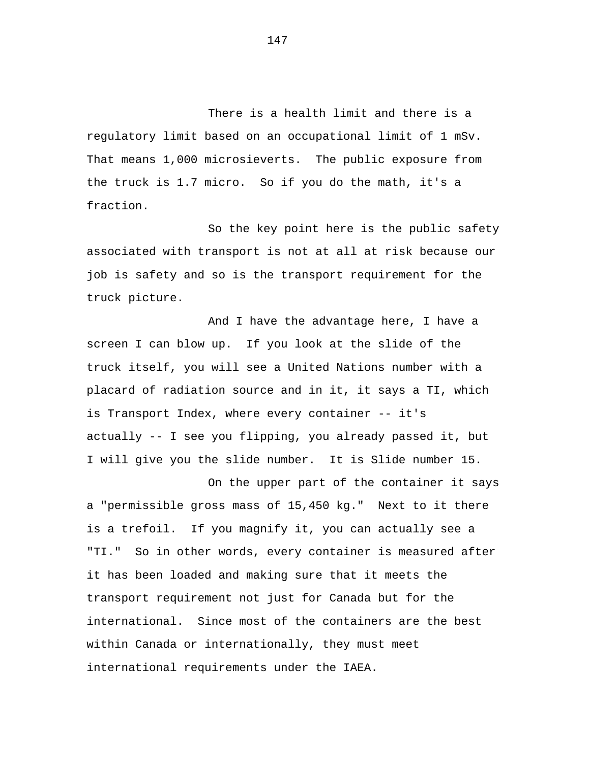There is a health limit and there is a regulatory limit based on an occupational limit of 1 mSv. That means 1,000 microsieverts. The public exposure from the truck is 1.7 micro. So if you do the math, it's a fraction.

So the key point here is the public safety associated with transport is not at all at risk because our job is safety and so is the transport requirement for the truck picture.

And I have the advantage here, I have a screen I can blow up. If you look at the slide of the truck itself, you will see a United Nations number with a placard of radiation source and in it, it says a TI, which is Transport Index, where every container -- it's actually -- I see you flipping, you already passed it, but I will give you the slide number. It is Slide number 15.

On the upper part of the container it says a "permissible gross mass of 15,450 kg." Next to it there is a trefoil. If you magnify it, you can actually see a "TI." So in other words, every container is measured after it has been loaded and making sure that it meets the transport requirement not just for Canada but for the international. Since most of the containers are the best within Canada or internationally, they must meet international requirements under the IAEA.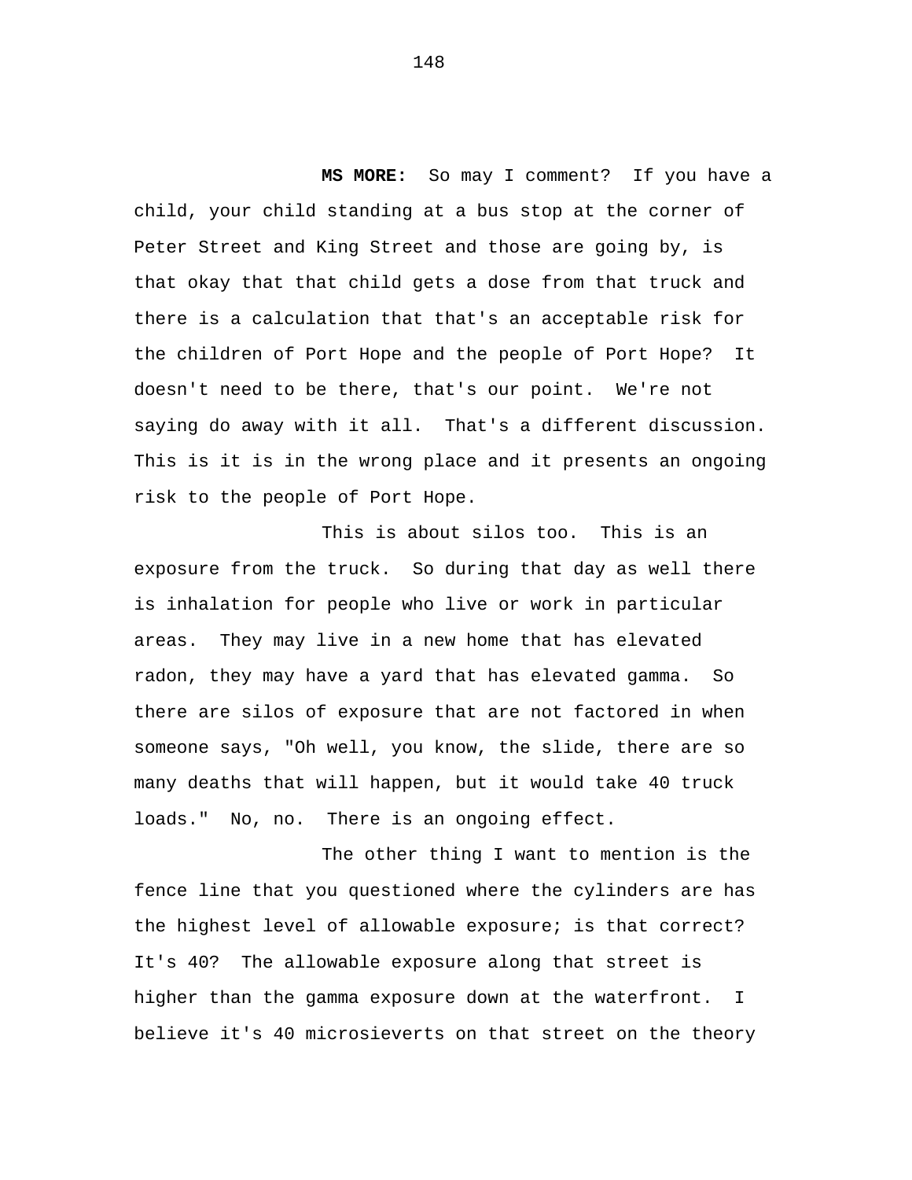**MS MORE:** So may I comment? If you have a child, your child standing at a bus stop at the corner of Peter Street and King Street and those are going by, is that okay that that child gets a dose from that truck and there is a calculation that that's an acceptable risk for the children of Port Hope and the people of Port Hope? It doesn't need to be there, that's our point. We're not saying do away with it all. That's a different discussion. This is it is in the wrong place and it presents an ongoing risk to the people of Port Hope.

This is about silos too. This is an exposure from the truck. So during that day as well there is inhalation for people who live or work in particular areas. They may live in a new home that has elevated radon, they may have a yard that has elevated gamma. So there are silos of exposure that are not factored in when someone says, "Oh well, you know, the slide, there are so many deaths that will happen, but it would take 40 truck loads." No, no. There is an ongoing effect.

The other thing I want to mention is the fence line that you questioned where the cylinders are has the highest level of allowable exposure; is that correct? It's 40? The allowable exposure along that street is higher than the gamma exposure down at the waterfront. I believe it's 40 microsieverts on that street on the theory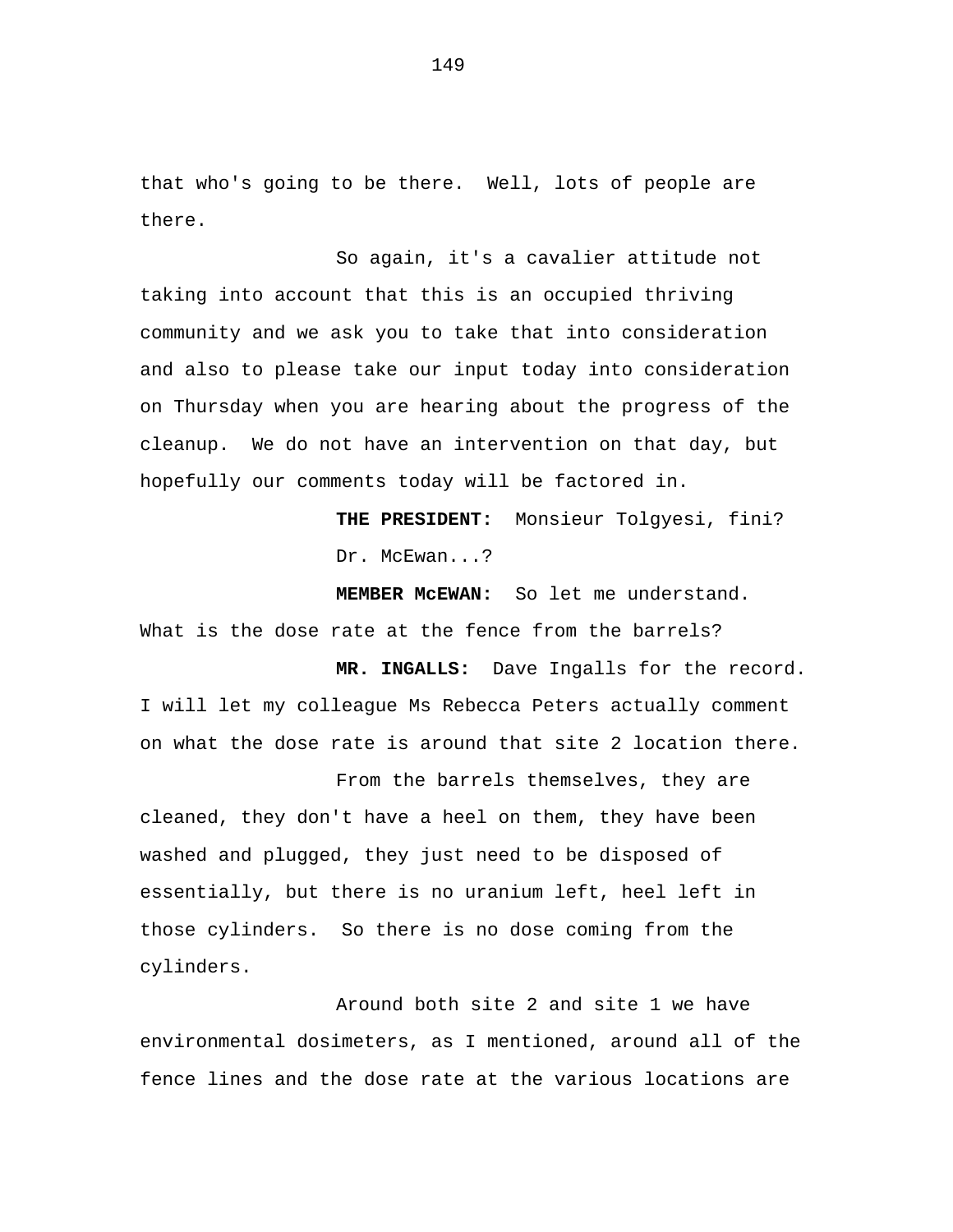that who's going to be there. Well, lots of people are there.

So again, it's a cavalier attitude not taking into account that this is an occupied thriving community and we ask you to take that into consideration and also to please take our input today into consideration on Thursday when you are hearing about the progress of the cleanup. We do not have an intervention on that day, but hopefully our comments today will be factored in.

**THE PRESIDENT:** Monsieur Tolgyesi, fini?

Dr. McEwan...?

**MEMBER McEWAN:** So let me understand. What is the dose rate at the fence from the barrels?

**MR. INGALLS:** Dave Ingalls for the record. I will let my colleague Ms Rebecca Peters actually comment on what the dose rate is around that site 2 location there.

From the barrels themselves, they are cleaned, they don't have a heel on them, they have been washed and plugged, they just need to be disposed of essentially, but there is no uranium left, heel left in those cylinders. So there is no dose coming from the cylinders.

Around both site 2 and site 1 we have environmental dosimeters, as I mentioned, around all of the fence lines and the dose rate at the various locations are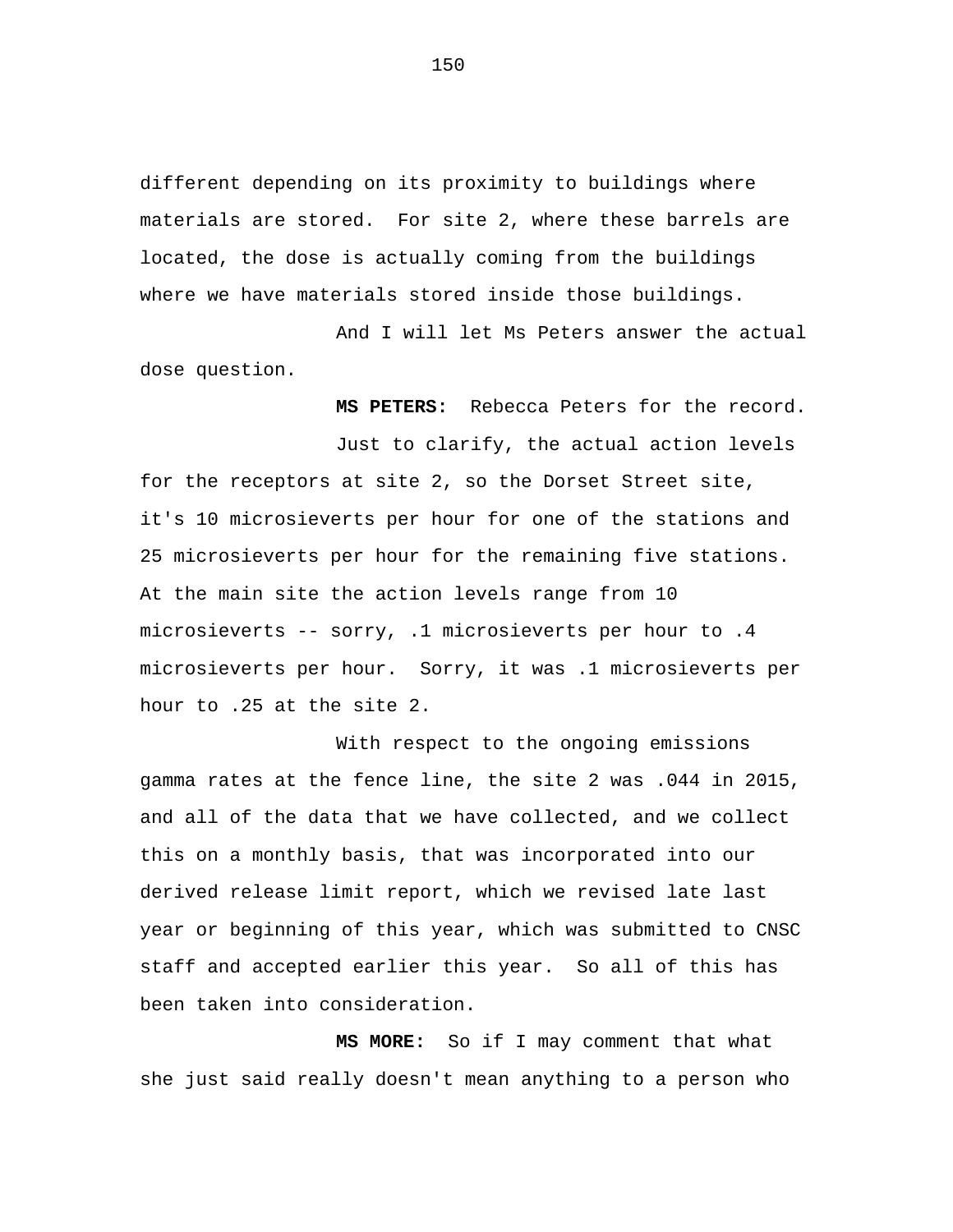different depending on its proximity to buildings where materials are stored. For site 2, where these barrels are located, the dose is actually coming from the buildings where we have materials stored inside those buildings.

And I will let Ms Peters answer the actual dose question.

**MS PETERS:** Rebecca Peters for the record.

Just to clarify, the actual action levels for the receptors at site 2, so the Dorset Street site, it's 10 microsieverts per hour for one of the stations and 25 microsieverts per hour for the remaining five stations. At the main site the action levels range from 10 microsieverts -- sorry, .1 microsieverts per hour to .4 microsieverts per hour. Sorry, it was .1 microsieverts per hour to .25 at the site 2.

With respect to the ongoing emissions gamma rates at the fence line, the site 2 was .044 in 2015, and all of the data that we have collected, and we collect this on a monthly basis, that was incorporated into our derived release limit report, which we revised late last year or beginning of this year, which was submitted to CNSC staff and accepted earlier this year. So all of this has been taken into consideration.

**MS MORE:** So if I may comment that what she just said really doesn't mean anything to a person who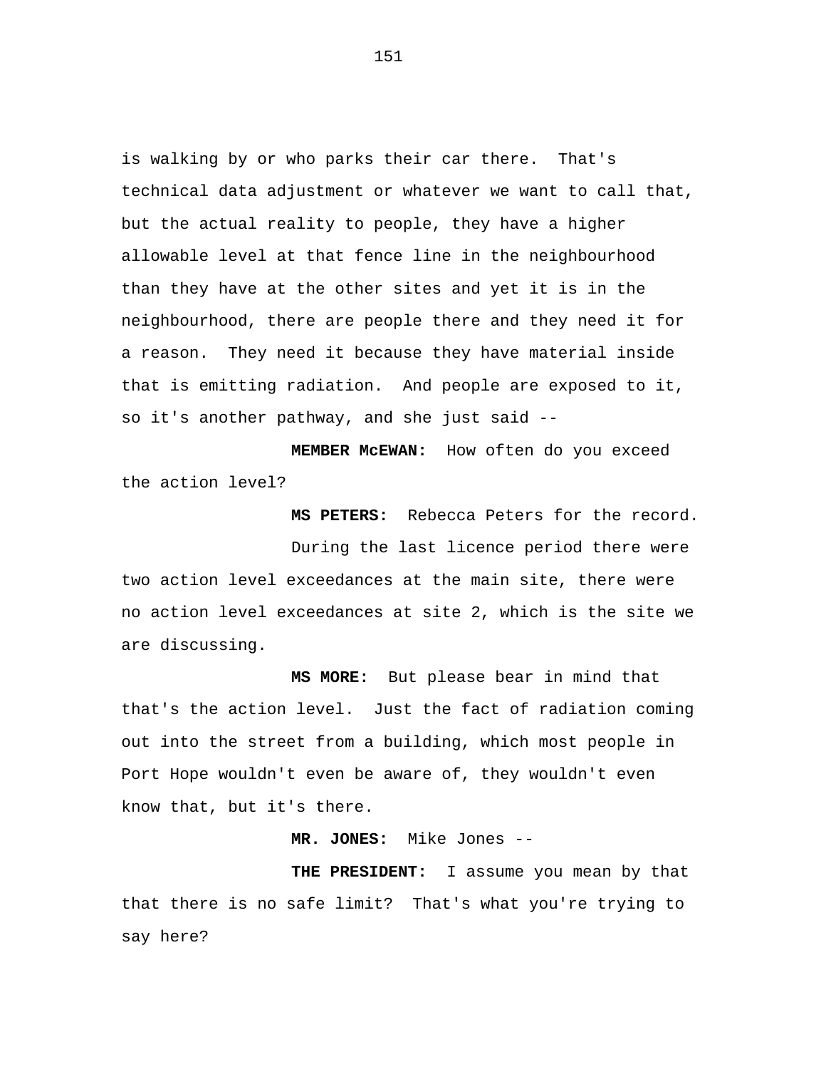is walking by or who parks their car there. That's technical data adjustment or whatever we want to call that, but the actual reality to people, they have a higher allowable level at that fence line in the neighbourhood than they have at the other sites and yet it is in the neighbourhood, there are people there and they need it for a reason. They need it because they have material inside that is emitting radiation. And people are exposed to it, so it's another pathway, and she just said --

**MEMBER McEWAN:** How often do you exceed the action level?

**MS PETERS:** Rebecca Peters for the record.

During the last licence period there were two action level exceedances at the main site, there were no action level exceedances at site 2, which is the site we are discussing.

**MS MORE:** But please bear in mind that that's the action level. Just the fact of radiation coming out into the street from a building, which most people in Port Hope wouldn't even be aware of, they wouldn't even know that, but it's there.

**MR. JONES:** Mike Jones --

**THE PRESIDENT:** I assume you mean by that that there is no safe limit? That's what you're trying to say here?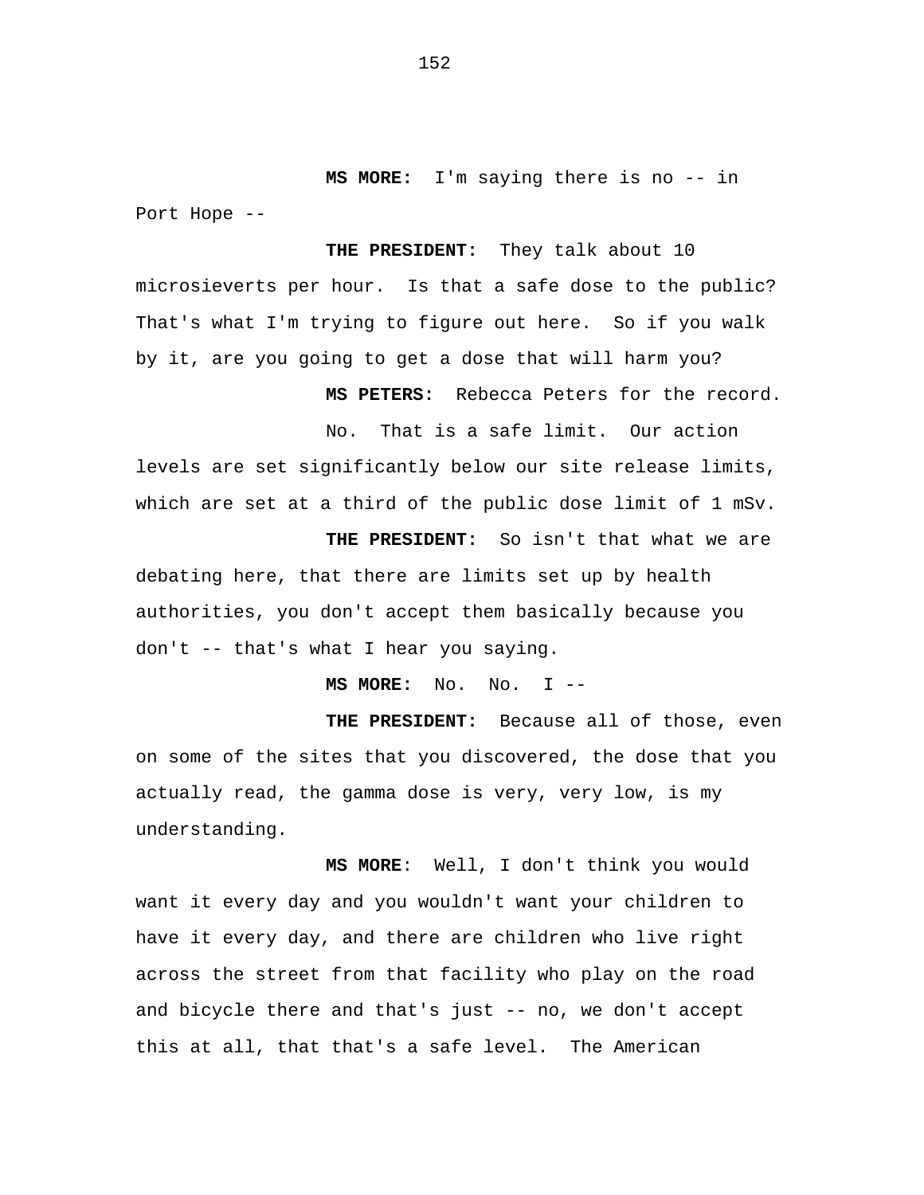**MS MORE:** I'm saying there is no -- in Port Hope --

**THE PRESIDENT:** They talk about 10 microsieverts per hour. Is that a safe dose to the public? That's what I'm trying to figure out here. So if you walk by it, are you going to get a dose that will harm you?

**MS PETERS:** Rebecca Peters for the record.

No. That is a safe limit. Our action levels are set significantly below our site release limits, which are set at a third of the public dose limit of 1 mSv.

**THE PRESIDENT:** So isn't that what we are debating here, that there are limits set up by health authorities, you don't accept them basically because you don't -- that's what I hear you saying.

**MS MORE:** No. No. I --

**THE PRESIDENT:** Because all of those, even on some of the sites that you discovered, the dose that you actually read, the gamma dose is very, very low, is my understanding.

**MS MORE**: Well, I don't think you would want it every day and you wouldn't want your children to have it every day, and there are children who live right across the street from that facility who play on the road and bicycle there and that's just -- no, we don't accept this at all, that that's a safe level. The American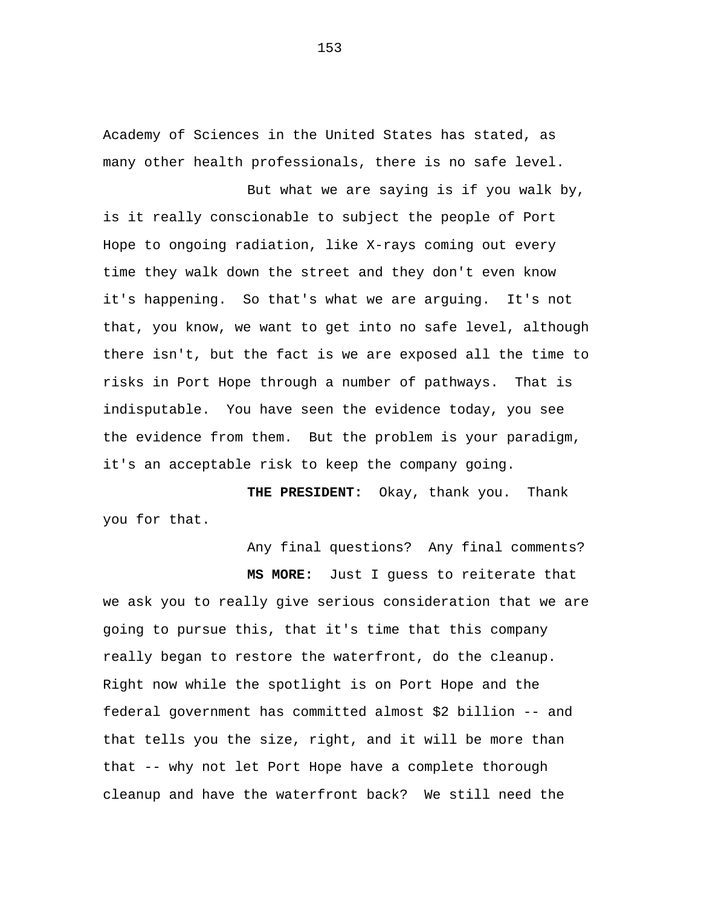Academy of Sciences in the United States has stated, as many other health professionals, there is no safe level.

But what we are saying is if you walk by, is it really conscionable to subject the people of Port Hope to ongoing radiation, like X-rays coming out every time they walk down the street and they don't even know it's happening. So that's what we are arguing. It's not that, you know, we want to get into no safe level, although there isn't, but the fact is we are exposed all the time to risks in Port Hope through a number of pathways. That is indisputable. You have seen the evidence today, you see the evidence from them. But the problem is your paradigm, it's an acceptable risk to keep the company going.

**THE PRESIDENT:** Okay, thank you. Thank you for that.

Any final questions? Any final comments?

**MS MORE:** Just I guess to reiterate that we ask you to really give serious consideration that we are going to pursue this, that it's time that this company really began to restore the waterfront, do the cleanup. Right now while the spotlight is on Port Hope and the federal government has committed almost $2 billion -- and that tells you the size, right, and it will be more than that -- why not let Port Hope have a complete thorough cleanup and have the waterfront back? We still need the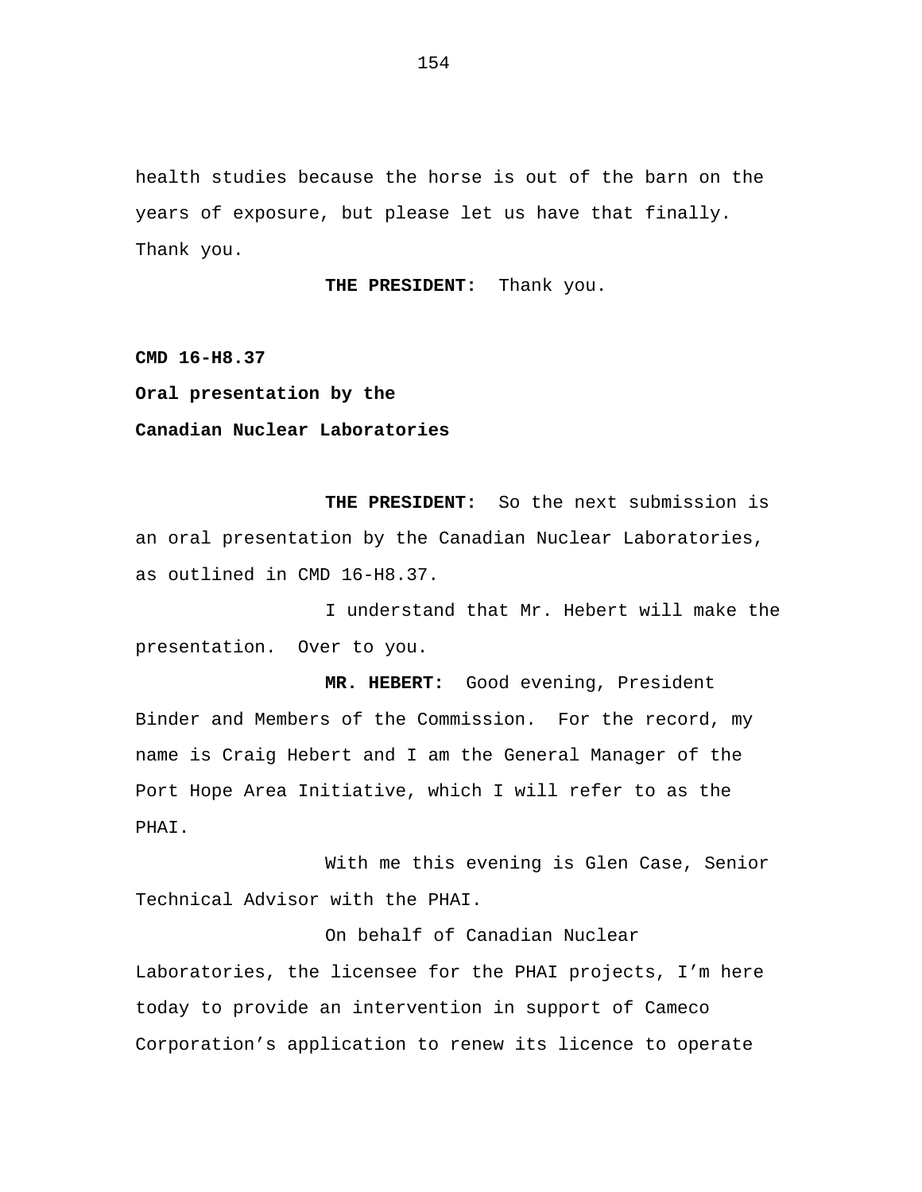health studies because the horse is out of the barn on the years of exposure, but please let us have that finally. Thank you.

**THE PRESIDENT:** Thank you.

**CMD 16-H8.37**

**Oral presentation by the**

**Canadian Nuclear Laboratories**

**THE PRESIDENT:** So the next submission is an oral presentation by the Canadian Nuclear Laboratories, as outlined in CMD 16-H8.37.

I understand that Mr. Hebert will make the presentation. Over to you.

**MR. HEBERT:** Good evening, President Binder and Members of the Commission. For the record, my name is Craig Hebert and I am the General Manager of the Port Hope Area Initiative, which I will refer to as the PHAI.

With me this evening is Glen Case, Senior Technical Advisor with the PHAI.

On behalf of Canadian Nuclear Laboratories, the licensee for the PHAI projects, I'm here today to provide an intervention in support of Cameco Corporation's application to renew its licence to operate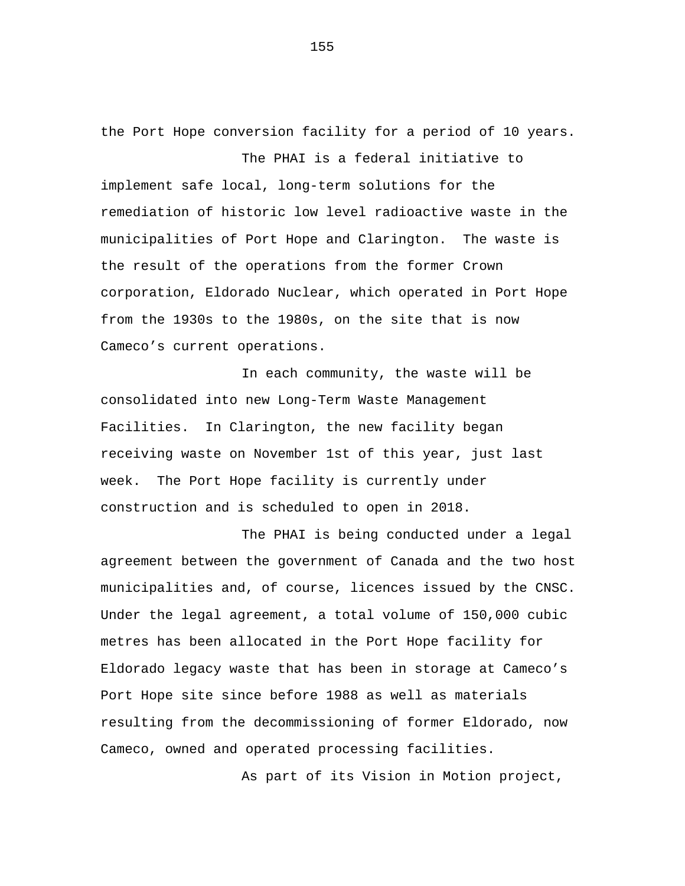the Port Hope conversion facility for a period of 10 years.

The PHAI is a federal initiative to implement safe local, long-term solutions for the remediation of historic low level radioactive waste in the municipalities of Port Hope and Clarington. The waste is the result of the operations from the former Crown corporation, Eldorado Nuclear, which operated in Port Hope from the 1930s to the 1980s, on the site that is now Cameco's current operations.

In each community, the waste will be consolidated into new Long-Term Waste Management Facilities. In Clarington, the new facility began receiving waste on November 1st of this year, just last week. The Port Hope facility is currently under construction and is scheduled to open in 2018.

The PHAI is being conducted under a legal agreement between the government of Canada and the two host municipalities and, of course, licences issued by the CNSC. Under the legal agreement, a total volume of 150,000 cubic metres has been allocated in the Port Hope facility for Eldorado legacy waste that has been in storage at Cameco's Port Hope site since before 1988 as well as materials resulting from the decommissioning of former Eldorado, now Cameco, owned and operated processing facilities.

As part of its Vision in Motion project,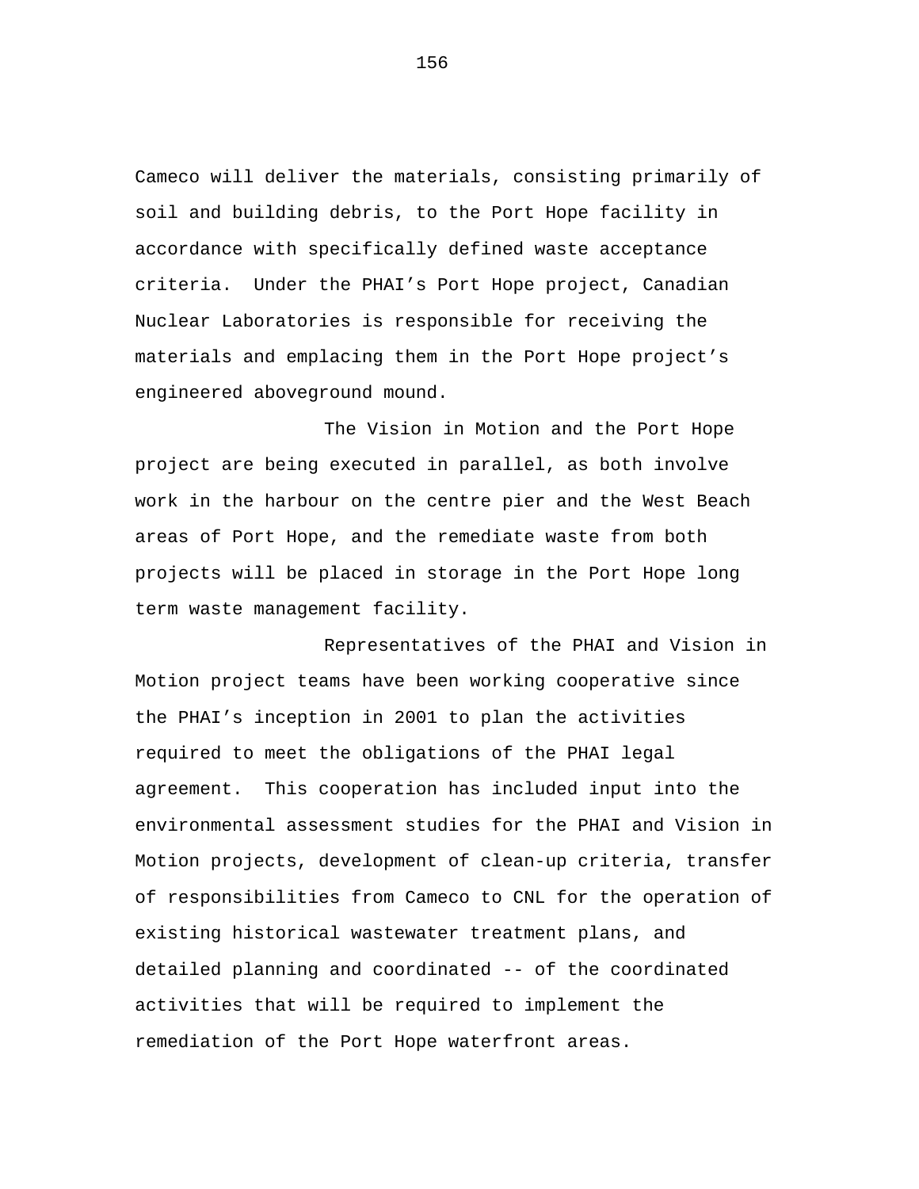Cameco will deliver the materials, consisting primarily of soil and building debris, to the Port Hope facility in accordance with specifically defined waste acceptance criteria.  Under the PHAI's Port Hope project, Canadian Nuclear Laboratories is responsible for receiving the materials and emplacing them in the Port Hope project's engineered aboveground mound.

The Vision in Motion and the Port Hope project are being executed in parallel, as both involve work in the harbour on the centre pier and the West Beach areas of Port Hope, and the remediate waste from both projects will be placed in storage in the Port Hope long term waste management facility.

Representatives of the PHAI and Vision in Motion project teams have been working cooperative since the PHAI's inception in 2001 to plan the activities required to meet the obligations of the PHAI legal agreement.  This cooperation has included input into the environmental assessment studies for the PHAI and Vision in Motion projects, development of clean-up criteria, transfer of responsibilities from Cameco to CNL for the operation of existing historical wastewater treatment plans, and detailed planning and coordinated -- of the coordinated activities that will be required to implement the remediation of the Port Hope waterfront areas.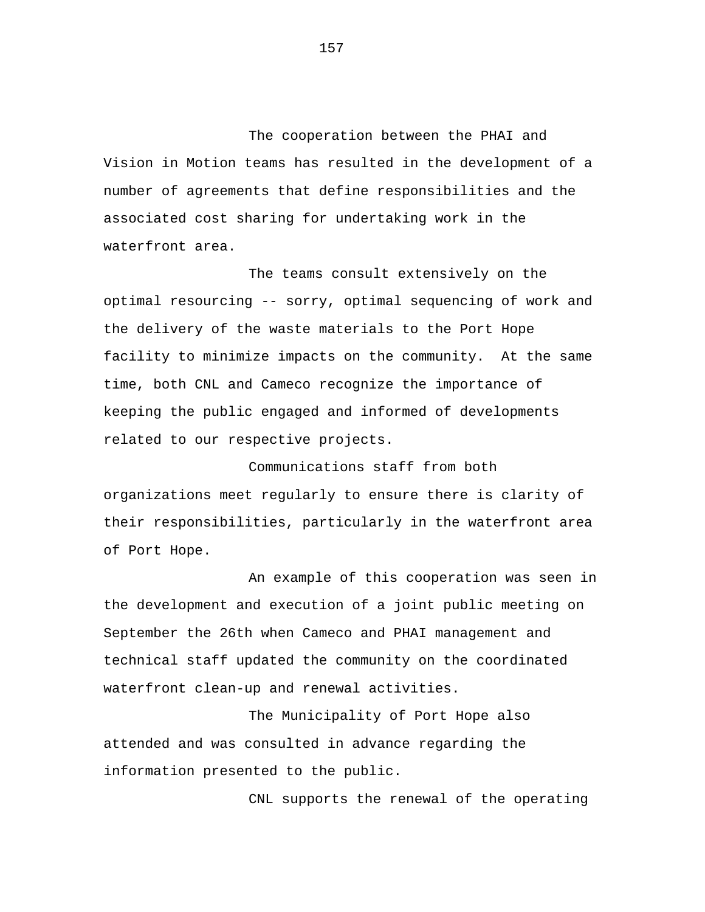The cooperation between the PHAI and Vision in Motion teams has resulted in the development of a number of agreements that define responsibilities and the associated cost sharing for undertaking work in the waterfront area.

The teams consult extensively on the optimal resourcing -- sorry, optimal sequencing of work and the delivery of the waste materials to the Port Hope facility to minimize impacts on the community. At the same time, both CNL and Cameco recognize the importance of keeping the public engaged and informed of developments related to our respective projects.

Communications staff from both organizations meet regularly to ensure there is clarity of their responsibilities, particularly in the waterfront area of Port Hope.

An example of this cooperation was seen in the development and execution of a joint public meeting on September the 26th when Cameco and PHAI management and technical staff updated the community on the coordinated waterfront clean-up and renewal activities.

The Municipality of Port Hope also attended and was consulted in advance regarding the information presented to the public.

CNL supports the renewal of the operating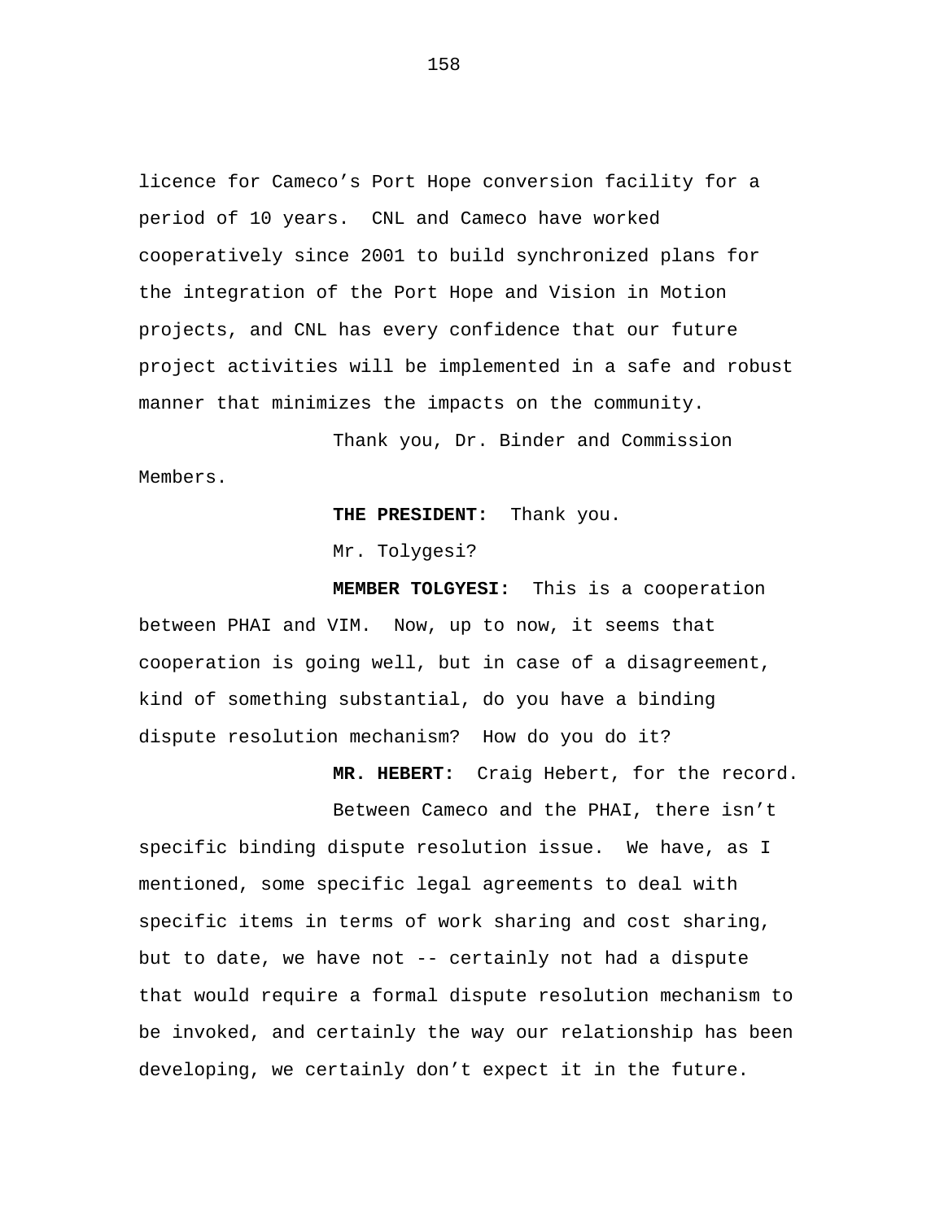licence for Cameco’s Port Hope conversion facility for a period of 10 years. CNL and Cameco have worked cooperatively since 2001 to build synchronized plans for the integration of the Port Hope and Vision in Motion projects, and CNL has every confidence that our future project activities will be implemented in a safe and robust manner that minimizes the impacts on the community.

Thank you, Dr. Binder and Commission Members.

**THE PRESIDENT:** Thank you.

Mr. Tolygesi?

**MEMBER TOLGYESI:** This is a cooperation between PHAI and VIM. Now, up to now, it seems that cooperation is going well, but in case of a disagreement, kind of something substantial, do you have a binding dispute resolution mechanism? How do you do it?

**MR. HEBERT:** Craig Hebert, for the record.

Between Cameco and the PHAI, there isn’t specific binding dispute resolution issue. We have, as I mentioned, some specific legal agreements to deal with specific items in terms of work sharing and cost sharing, but to date, we have not -- certainly not had a dispute that would require a formal dispute resolution mechanism to be invoked, and certainly the way our relationship has been developing, we certainly don’t expect it in the future.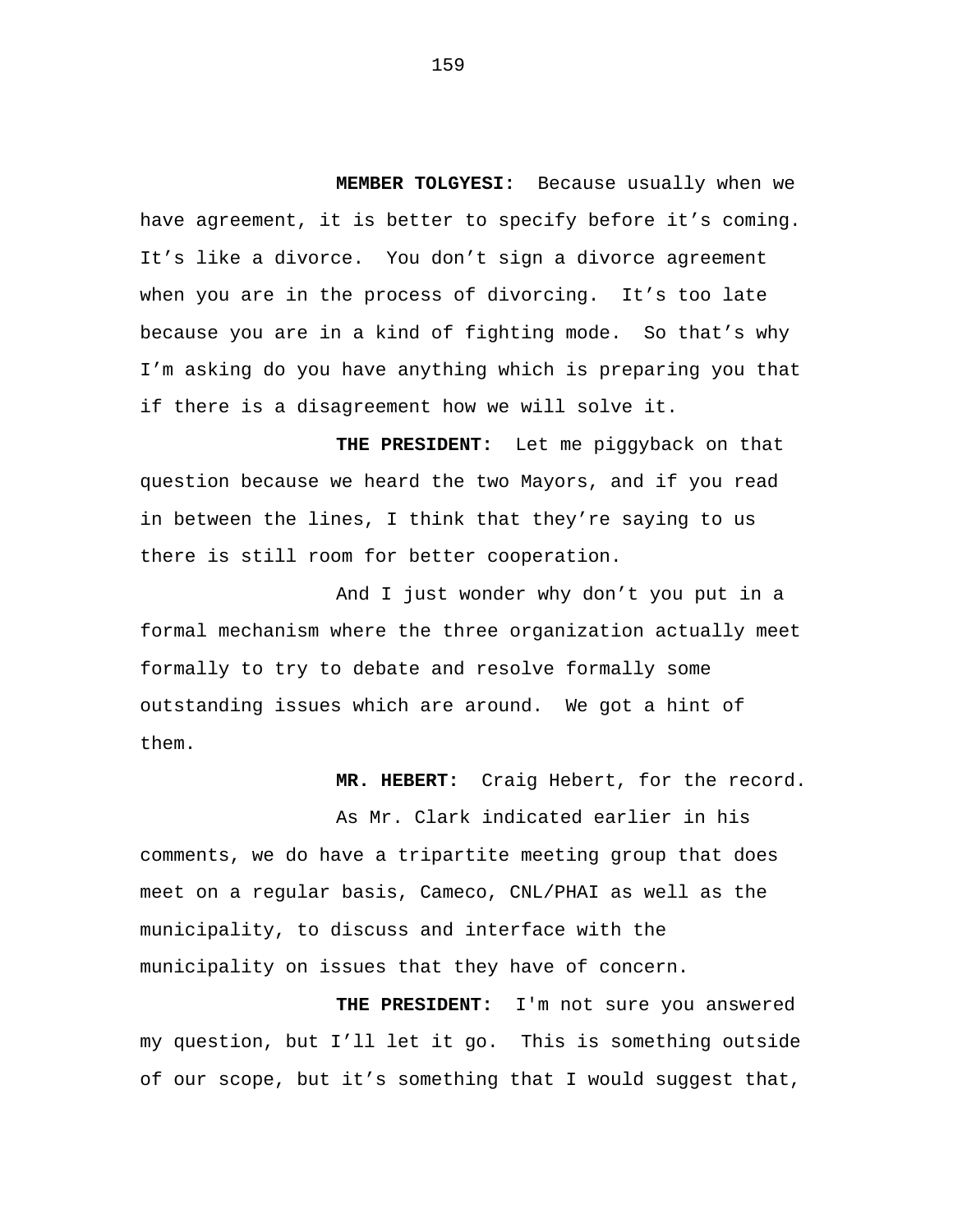**MEMBER TOLGYESI:** Because usually when we have agreement, it is better to specify before it's coming. It's like a divorce. You don't sign a divorce agreement when you are in the process of divorcing. It's too late because you are in a kind of fighting mode. So that's why I'm asking do you have anything which is preparing you that if there is a disagreement how we will solve it.

**THE PRESIDENT:** Let me piggyback on that question because we heard the two Mayors, and if you read in between the lines, I think that they're saying to us there is still room for better cooperation.

And I just wonder why don't you put in a formal mechanism where the three organization actually meet formally to try to debate and resolve formally some outstanding issues which are around. We got a hint of them.

**MR. HEBERT:** Craig Hebert, for the record.

As Mr. Clark indicated earlier in his comments, we do have a tripartite meeting group that does meet on a regular basis, Cameco, CNL/PHAI as well as the municipality, to discuss and interface with the municipality on issues that they have of concern.

**THE PRESIDENT:** I'm not sure you answered my question, but I'll let it go. This is something outside of our scope, but it's something that I would suggest that,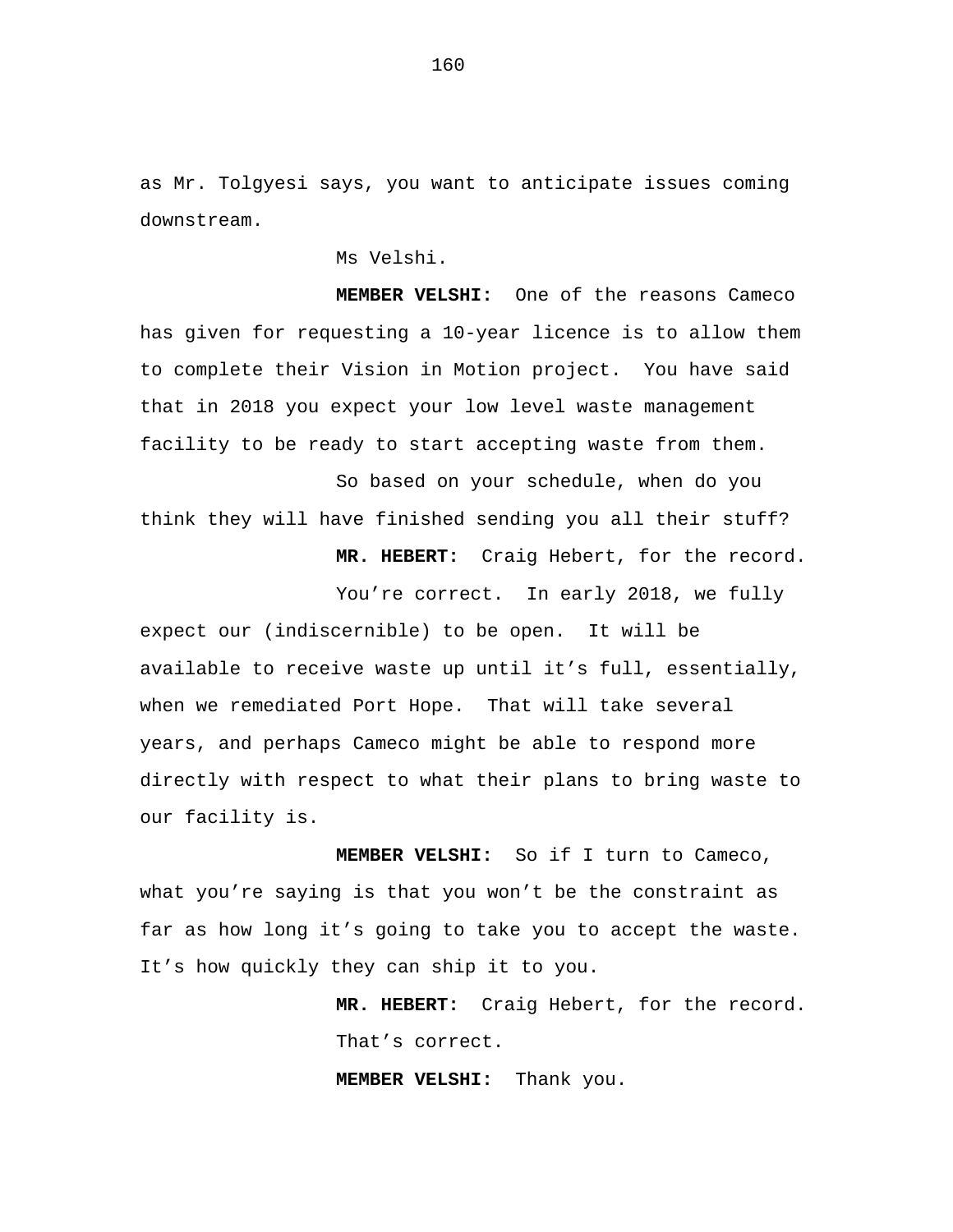as Mr. Tolgyesi says, you want to anticipate issues coming downstream.

Ms Velshi.

**MEMBER VELSHI:** One of the reasons Cameco has given for requesting a 10-year licence is to allow them to complete their Vision in Motion project. You have said that in 2018 you expect your low level waste management facility to be ready to start accepting waste from them.

So based on your schedule, when do you think they will have finished sending you all their stuff?

**MR. HEBERT:** Craig Hebert, for the record.

You're correct. In early 2018, we fully expect our (indiscernible) to be open. It will be available to receive waste up until it's full, essentially, when we remediated Port Hope. That will take several years, and perhaps Cameco might be able to respond more directly with respect to what their plans to bring waste to our facility is.

**MEMBER VELSHI:** So if I turn to Cameco, what you're saying is that you won't be the constraint as far as how long it's going to take you to accept the waste. It's how quickly they can ship it to you.

**MR. HEBERT:** Craig Hebert, for the record.

That's correct.

**MEMBER VELSHI:** Thank you.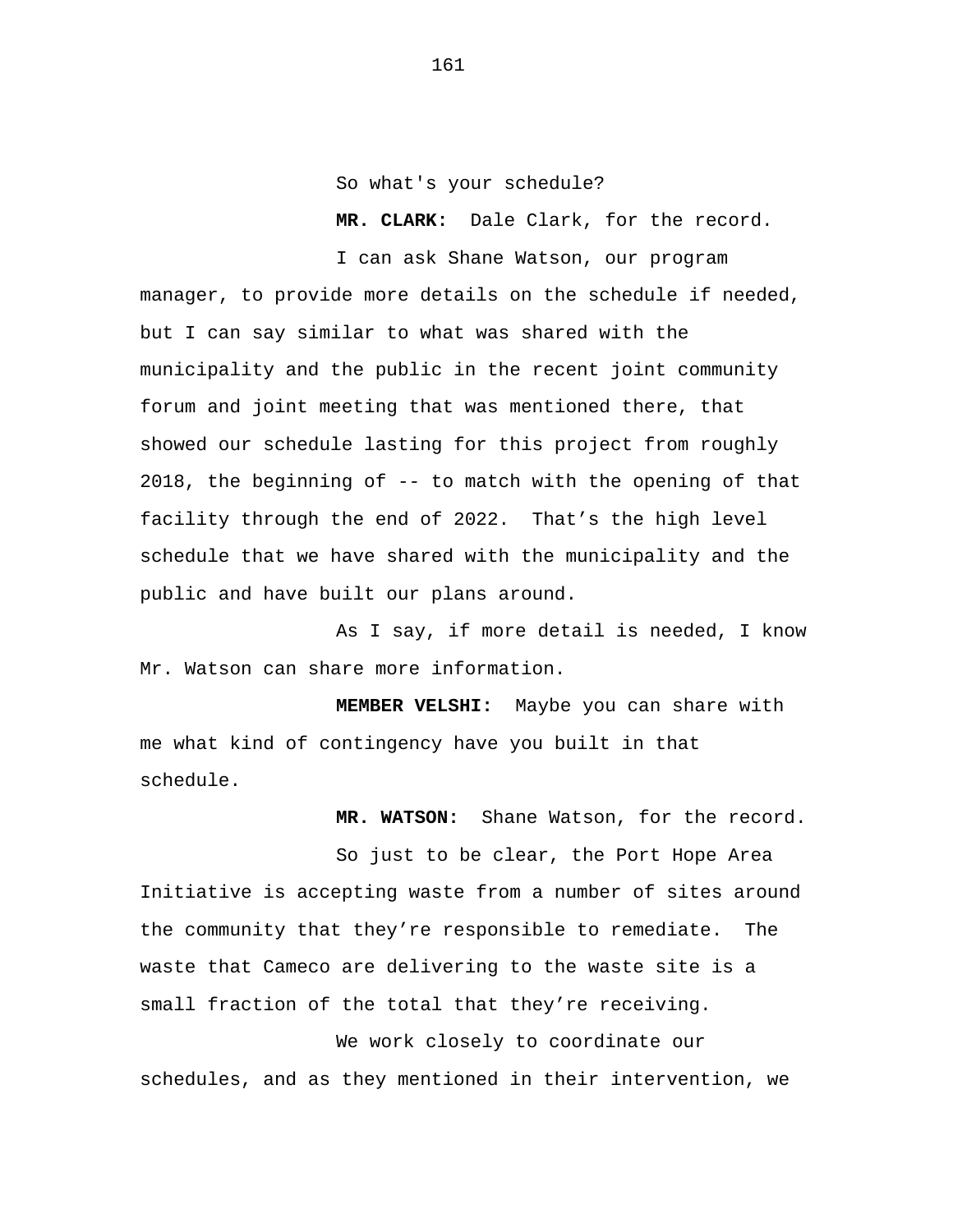So what's your schedule?

**MR. CLARK:** Dale Clark, for the record.

I can ask Shane Watson, our program manager, to provide more details on the schedule if needed, but I can say similar to what was shared with the municipality and the public in the recent joint community forum and joint meeting that was mentioned there, that showed our schedule lasting for this project from roughly 2018, the beginning of -- to match with the opening of that facility through the end of 2022. That's the high level schedule that we have shared with the municipality and the public and have built our plans around.

As I say, if more detail is needed, I know Mr. Watson can share more information.

**MEMBER VELSHI:** Maybe you can share with me what kind of contingency have you built in that schedule.

**MR. WATSON:** Shane Watson, for the record.

So just to be clear, the Port Hope Area Initiative is accepting waste from a number of sites around the community that they're responsible to remediate. The waste that Cameco are delivering to the waste site is a small fraction of the total that they're receiving.

We work closely to coordinate our schedules, and as they mentioned in their intervention, we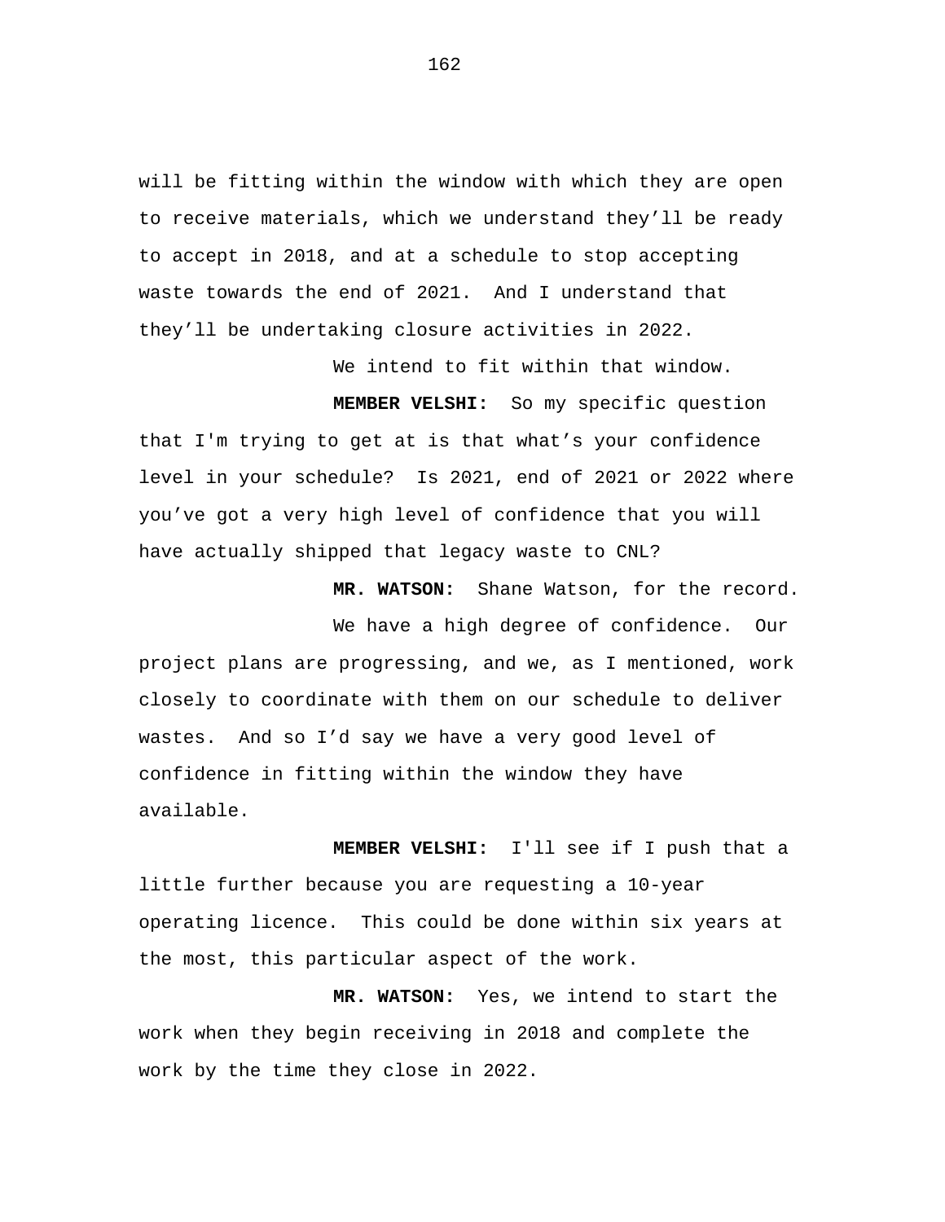will be fitting within the window with which they are open to receive materials, which we understand they'll be ready to accept in 2018, and at a schedule to stop accepting waste towards the end of 2021. And I understand that they'll be undertaking closure activities in 2022.

We intend to fit within that window.

**MEMBER VELSHI:** So my specific question that I'm trying to get at is that what's your confidence level in your schedule? Is 2021, end of 2021 or 2022 where you've got a very high level of confidence that you will have actually shipped that legacy waste to CNL?

**MR. WATSON:** Shane Watson, for the record.

We have a high degree of confidence. Our project plans are progressing, and we, as I mentioned, work closely to coordinate with them on our schedule to deliver wastes. And so I'd say we have a very good level of confidence in fitting within the window they have available.

**MEMBER VELSHI:** I'll see if I push that a little further because you are requesting a 10-year operating licence. This could be done within six years at the most, this particular aspect of the work.

**MR. WATSON:** Yes, we intend to start the work when they begin receiving in 2018 and complete the work by the time they close in 2022.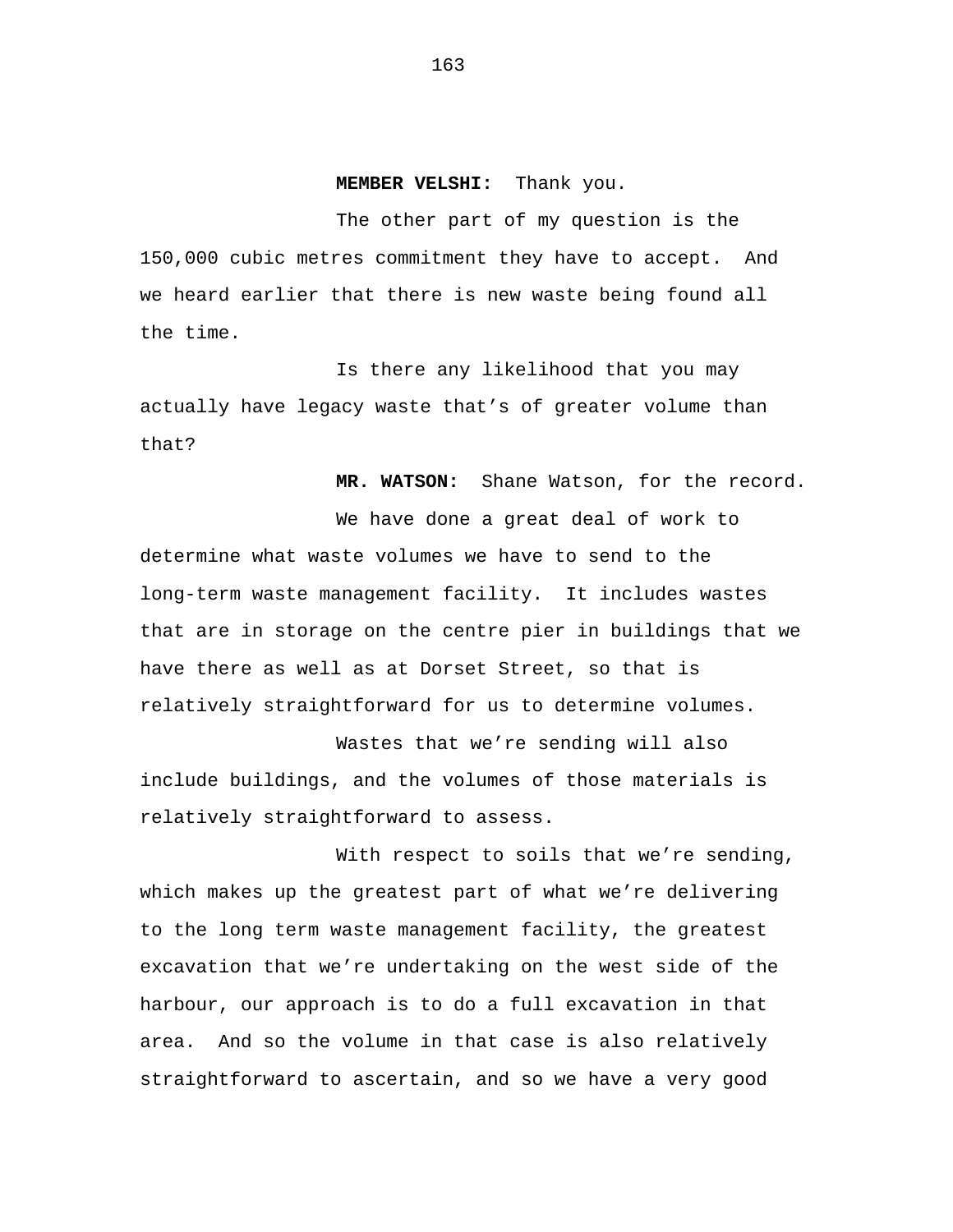**MEMBER VELSHI:** Thank you.

The other part of my question is the 150,000 cubic metres commitment they have to accept. And we heard earlier that there is new waste being found all the time.

Is there any likelihood that you may actually have legacy waste that's of greater volume than that?

**MR. WATSON:** Shane Watson, for the record.

We have done a great deal of work to determine what waste volumes we have to send to the long-term waste management facility. It includes wastes that are in storage on the centre pier in buildings that we have there as well as at Dorset Street, so that is relatively straightforward for us to determine volumes.

Wastes that we're sending will also include buildings, and the volumes of those materials is relatively straightforward to assess.

With respect to soils that we're sending, which makes up the greatest part of what we're delivering to the long term waste management facility, the greatest excavation that we're undertaking on the west side of the harbour, our approach is to do a full excavation in that area. And so the volume in that case is also relatively straightforward to ascertain, and so we have a very good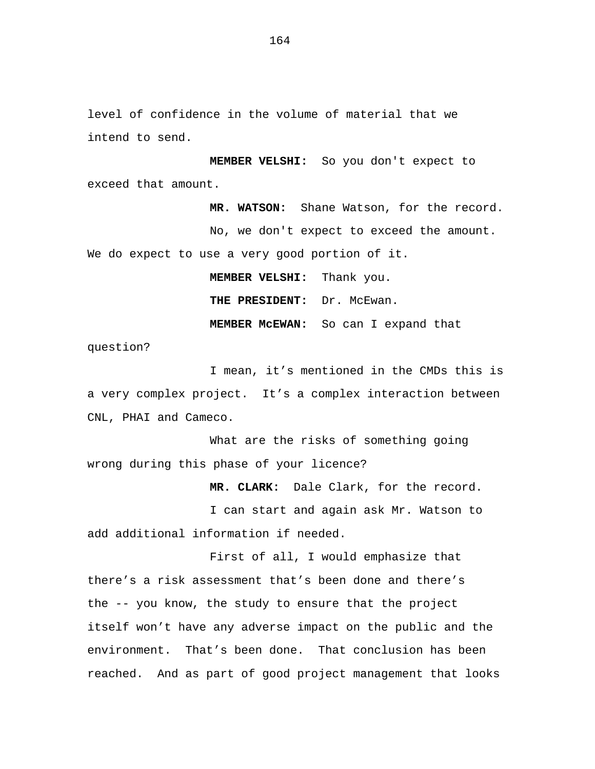level of confidence in the volume of material that we intend to send.

**MEMBER VELSHI:** So you don't expect to exceed that amount.

**MR. WATSON:** Shane Watson, for the record.

No, we don't expect to exceed the amount. We do expect to use a very good portion of it.

**MEMBER VELSHI:** Thank you.

**THE PRESIDENT:** Dr. McEwan.

**MEMBER McEWAN:** So can I expand that question?

I mean, it's mentioned in the CMDs this is a very complex project. It's a complex interaction between CNL, PHAI and Cameco.

What are the risks of something going wrong during this phase of your licence?

**MR. CLARK:** Dale Clark, for the record.

I can start and again ask Mr. Watson to add additional information if needed.

First of all, I would emphasize that there's a risk assessment that's been done and there's the -- you know, the study to ensure that the project itself won't have any adverse impact on the public and the environment. That's been done. That conclusion has been reached. And as part of good project management that looks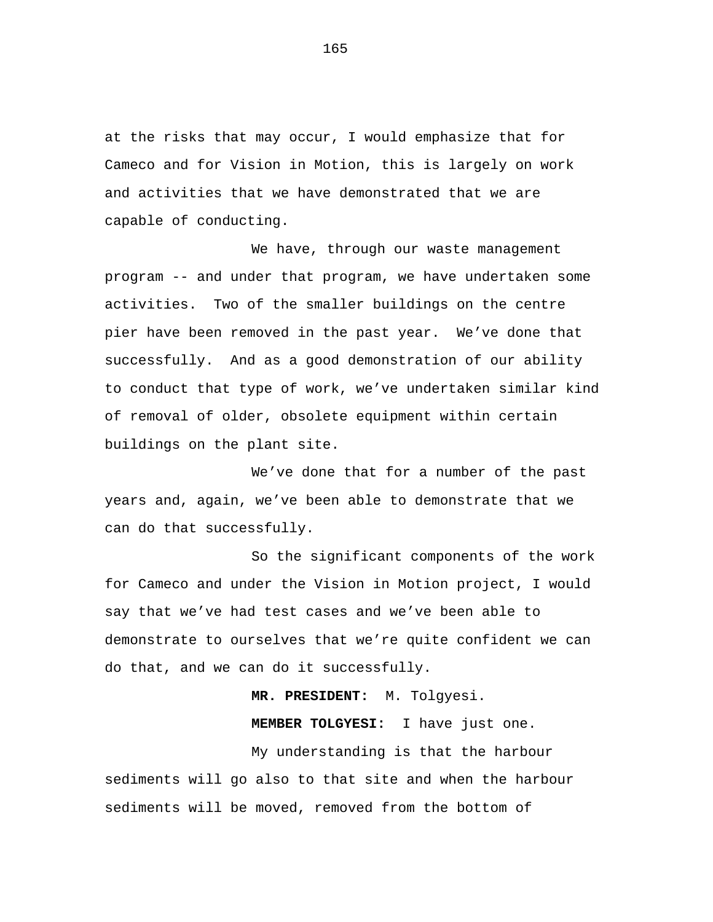at the risks that may occur, I would emphasize that for Cameco and for Vision in Motion, this is largely on work and activities that we have demonstrated that we are capable of conducting.

We have, through our waste management program -- and under that program, we have undertaken some activities. Two of the smaller buildings on the centre pier have been removed in the past year. We’ve done that successfully. And as a good demonstration of our ability to conduct that type of work, we’ve undertaken similar kind of removal of older, obsolete equipment within certain buildings on the plant site.

We’ve done that for a number of the past years and, again, we’ve been able to demonstrate that we can do that successfully.

So the significant components of the work for Cameco and under the Vision in Motion project, I would say that we’ve had test cases and we’ve been able to demonstrate to ourselves that we’re quite confident we can do that, and we can do it successfully.

**MR. PRESIDENT:** M. Tolgyesi.

**MEMBER TOLGYESI:** I have just one.

My understanding is that the harbour sediments will go also to that site and when the harbour sediments will be moved, removed from the bottom of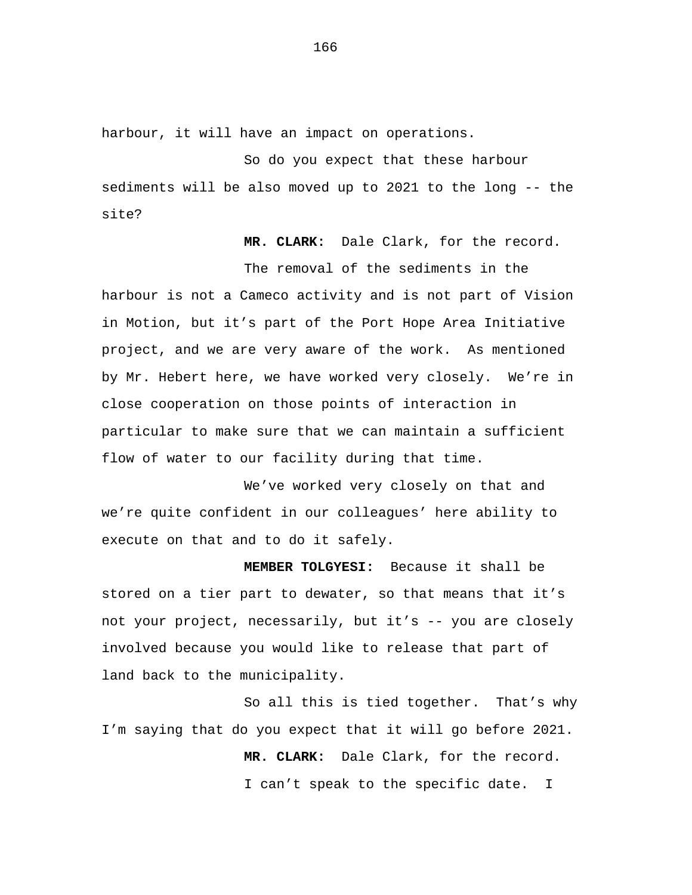harbour, it will have an impact on operations.

So do you expect that these harbour sediments will be also moved up to 2021 to the long -- the site?

**MR. CLARK:** Dale Clark, for the record.

The removal of the sediments in the harbour is not a Cameco activity and is not part of Vision in Motion, but it’s part of the Port Hope Area Initiative project, and we are very aware of the work. As mentioned by Mr. Hebert here, we have worked very closely. We’re in close cooperation on those points of interaction in particular to make sure that we can maintain a sufficient flow of water to our facility during that time.

We’ve worked very closely on that and we’re quite confident in our colleagues’ here ability to execute on that and to do it safely.

**MEMBER TOLGYESI:** Because it shall be stored on a tier part to dewater, so that means that it’s not your project, necessarily, but it’s -- you are closely involved because you would like to release that part of land back to the municipality.

So all this is tied together. That’s why I’m saying that do you expect that it will go before 2021.

**MR. CLARK:** Dale Clark, for the record.

I can’t speak to the specific date. I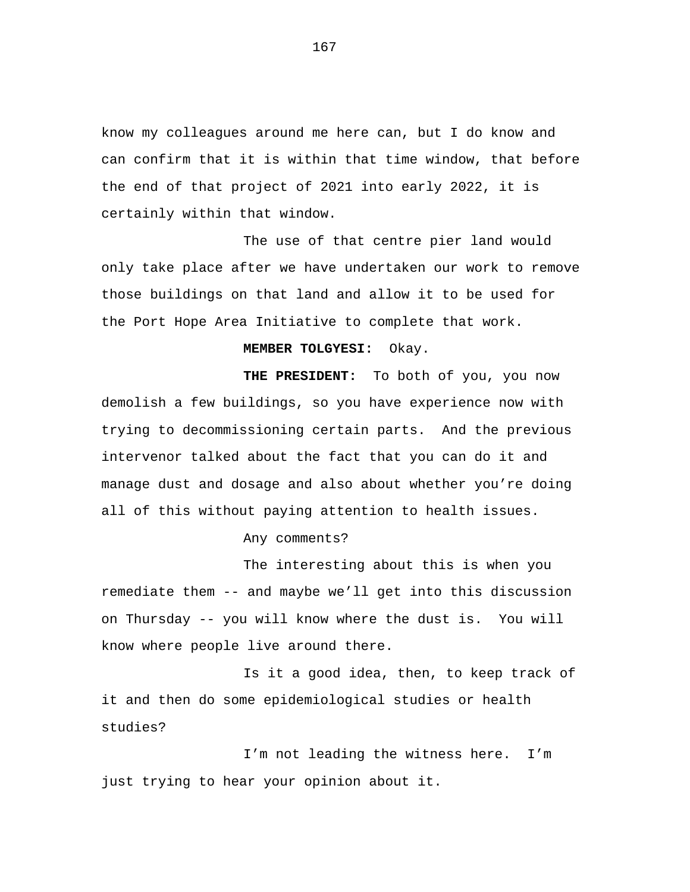know my colleagues around me here can, but I do know and can confirm that it is within that time window, that before the end of that project of 2021 into early 2022, it is certainly within that window.

The use of that centre pier land would only take place after we have undertaken our work to remove those buildings on that land and allow it to be used for the Port Hope Area Initiative to complete that work.

**MEMBER TOLGYESI:** Okay.

**THE PRESIDENT:** To both of you, you now demolish a few buildings, so you have experience now with trying to decommissioning certain parts. And the previous intervenor talked about the fact that you can do it and manage dust and dosage and also about whether you're doing all of this without paying attention to health issues.

Any comments?

The interesting about this is when you remediate them -- and maybe we'll get into this discussion on Thursday -- you will know where the dust is. You will know where people live around there.

Is it a good idea, then, to keep track of it and then do some epidemiological studies or health studies?

I'm not leading the witness here. I'm just trying to hear your opinion about it.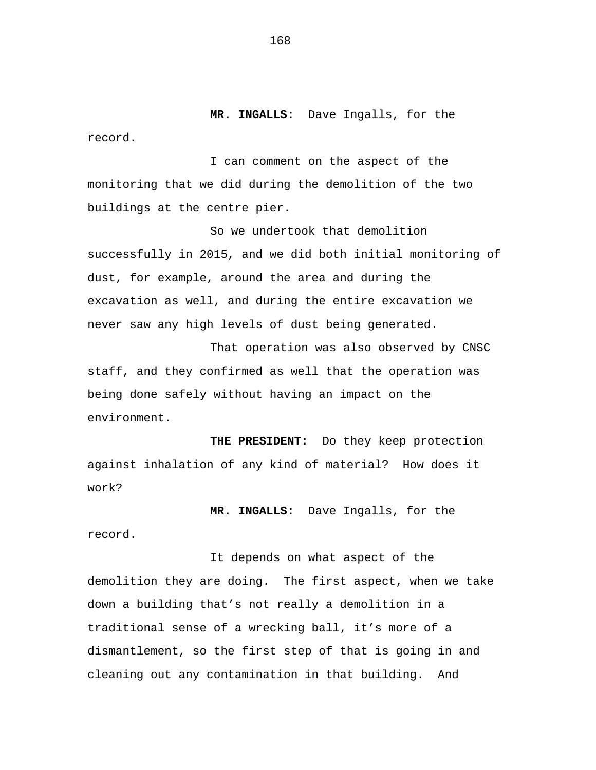**MR. INGALLS:** Dave Ingalls, for the record.

I can comment on the aspect of the monitoring that we did during the demolition of the two buildings at the centre pier.

So we undertook that demolition successfully in 2015, and we did both initial monitoring of dust, for example, around the area and during the excavation as well, and during the entire excavation we never saw any high levels of dust being generated.

That operation was also observed by CNSC staff, and they confirmed as well that the operation was being done safely without having an impact on the environment.

**THE PRESIDENT:** Do they keep protection against inhalation of any kind of material? How does it work?

**MR. INGALLS:** Dave Ingalls, for the record.

It depends on what aspect of the demolition they are doing. The first aspect, when we take down a building that's not really a demolition in a traditional sense of a wrecking ball, it's more of a dismantlement, so the first step of that is going in and cleaning out any contamination in that building. And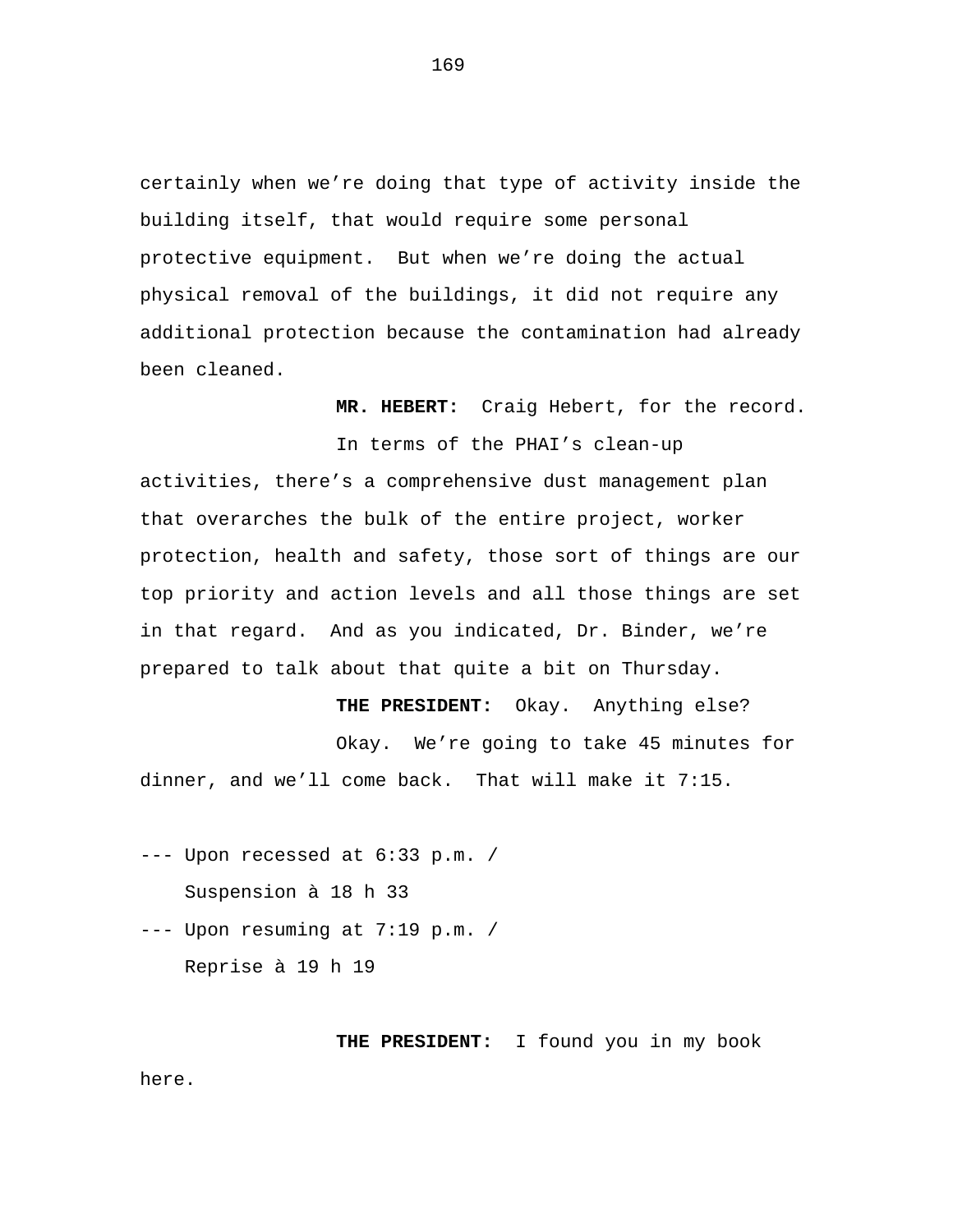certainly when we’re doing that type of activity inside the building itself, that would require some personal protective equipment. But when we’re doing the actual physical removal of the buildings, it did not require any additional protection because the contamination had already been cleaned.

**MR. HEBERT:** Craig Hebert, for the record.

In terms of the PHAI’s clean-up activities, there’s a comprehensive dust management plan that overarches the bulk of the entire project, worker protection, health and safety, those sort of things are our top priority and action levels and all those things are set in that regard. And as you indicated, Dr. Binder, we’re prepared to talk about that quite a bit on Thursday.

**THE PRESIDENT:** Okay. Anything else?

Okay. We’re going to take 45 minutes for dinner, and we’ll come back. That will make it 7:15.

--- Upon recessed at 6:33 p.m. /
Suspension à 18 h 33

--- Upon resuming at 7:19 p.m. /
Reprise à 19 h 19

**THE PRESIDENT:** I found you in my book here.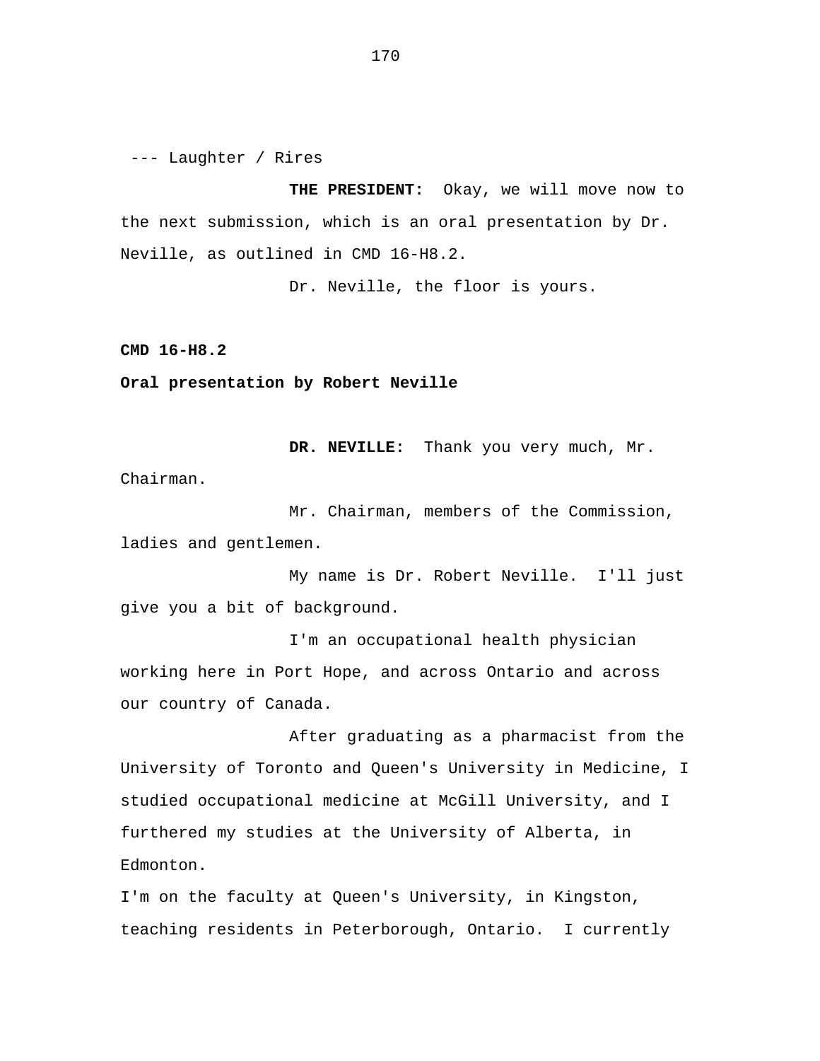--- Laughter / Rires

**THE PRESIDENT:** Okay, we will move now to the next submission, which is an oral presentation by Dr. Neville, as outlined in CMD 16-H8.2.

Dr. Neville, the floor is yours.

**CMD 16-H8.2**

**Oral presentation by Robert Neville**

**DR. NEVILLE:** Thank you very much, Mr. Chairman.

Mr. Chairman, members of the Commission, ladies and gentlemen.

My name is Dr. Robert Neville. I'll just give you a bit of background.

I'm an occupational health physician working here in Port Hope, and across Ontario and across our country of Canada.

After graduating as a pharmacist from the University of Toronto and Queen's University in Medicine, I studied occupational medicine at McGill University, and I furthered my studies at the University of Alberta, in Edmonton.

I'm on the faculty at Queen's University, in Kingston, teaching residents in Peterborough, Ontario. I currently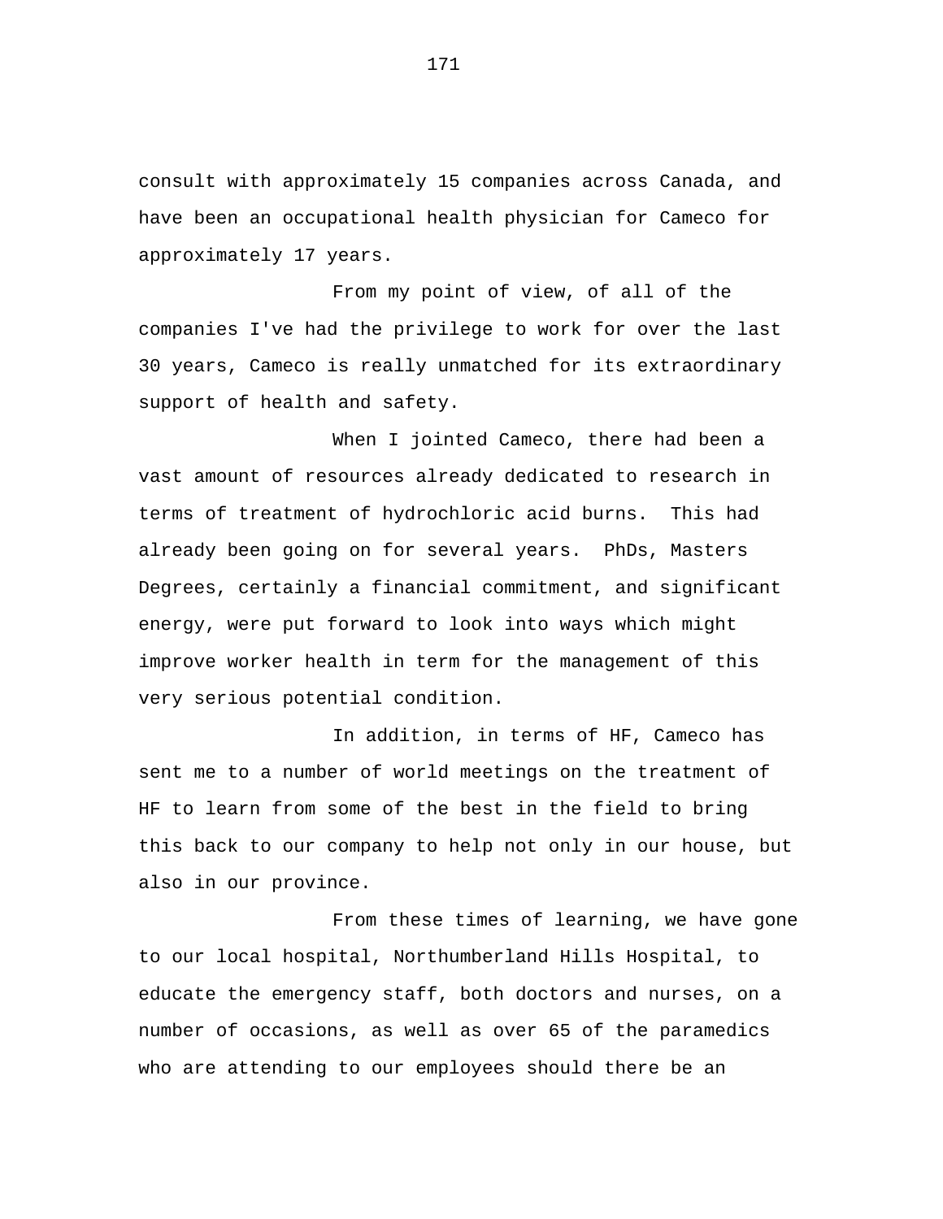consult with approximately 15 companies across Canada, and have been an occupational health physician for Cameco for approximately 17 years.

From my point of view, of all of the companies I've had the privilege to work for over the last 30 years, Cameco is really unmatched for its extraordinary support of health and safety.

When I jointed Cameco, there had been a vast amount of resources already dedicated to research in terms of treatment of hydrochloric acid burns. This had already been going on for several years. PhDs, Masters Degrees, certainly a financial commitment, and significant energy, were put forward to look into ways which might improve worker health in term for the management of this very serious potential condition.

In addition, in terms of HF, Cameco has sent me to a number of world meetings on the treatment of HF to learn from some of the best in the field to bring this back to our company to help not only in our house, but also in our province.

From these times of learning, we have gone to our local hospital, Northumberland Hills Hospital, to educate the emergency staff, both doctors and nurses, on a number of occasions, as well as over 65 of the paramedics who are attending to our employees should there be an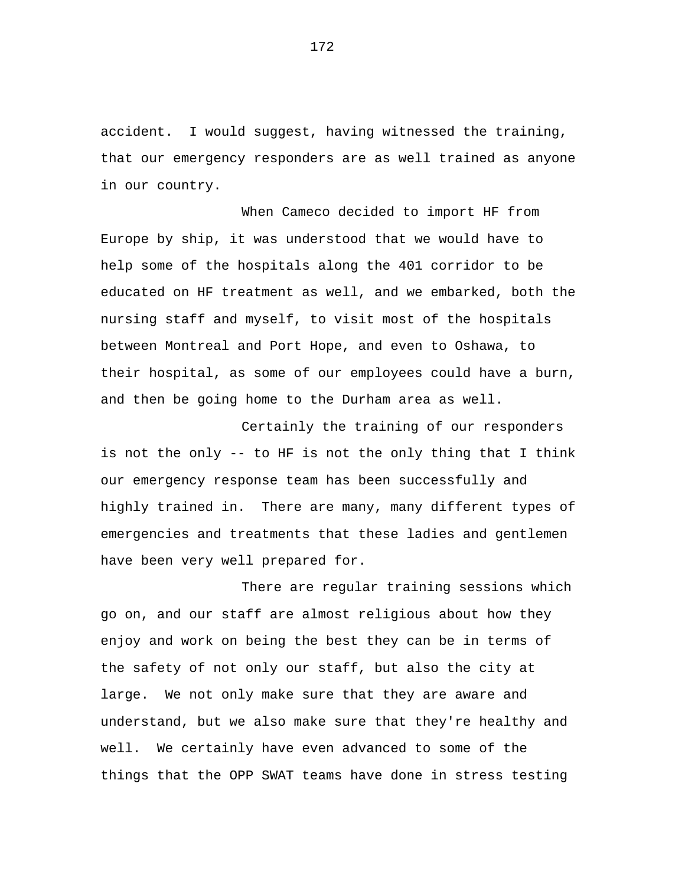accident. I would suggest, having witnessed the training, that our emergency responders are as well trained as anyone in our country.

When Cameco decided to import HF from Europe by ship, it was understood that we would have to help some of the hospitals along the 401 corridor to be educated on HF treatment as well, and we embarked, both the nursing staff and myself, to visit most of the hospitals between Montreal and Port Hope, and even to Oshawa, to their hospital, as some of our employees could have a burn, and then be going home to the Durham area as well.

Certainly the training of our responders is not the only -- to HF is not the only thing that I think our emergency response team has been successfully and highly trained in. There are many, many different types of emergencies and treatments that these ladies and gentlemen have been very well prepared for.

There are regular training sessions which go on, and our staff are almost religious about how they enjoy and work on being the best they can be in terms of the safety of not only our staff, but also the city at large. We not only make sure that they are aware and understand, but we also make sure that they're healthy and well. We certainly have even advanced to some of the things that the OPP SWAT teams have done in stress testing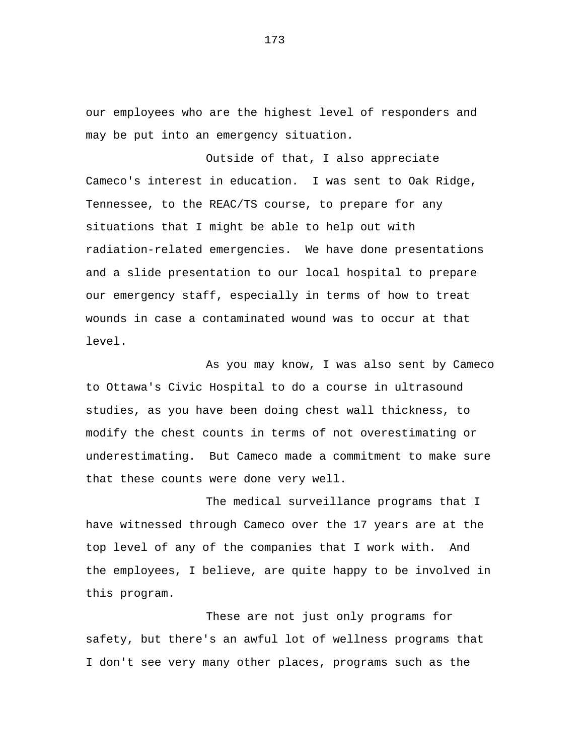our employees who are the highest level of responders and may be put into an emergency situation.

Outside of that, I also appreciate Cameco's interest in education. I was sent to Oak Ridge, Tennessee, to the REAC/TS course, to prepare for any situations that I might be able to help out with radiation-related emergencies. We have done presentations and a slide presentation to our local hospital to prepare our emergency staff, especially in terms of how to treat wounds in case a contaminated wound was to occur at that level.

As you may know, I was also sent by Cameco to Ottawa's Civic Hospital to do a course in ultrasound studies, as you have been doing chest wall thickness, to modify the chest counts in terms of not overestimating or underestimating. But Cameco made a commitment to make sure that these counts were done very well.

The medical surveillance programs that I have witnessed through Cameco over the 17 years are at the top level of any of the companies that I work with. And the employees, I believe, are quite happy to be involved in this program.

These are not just only programs for safety, but there's an awful lot of wellness programs that I don't see very many other places, programs such as the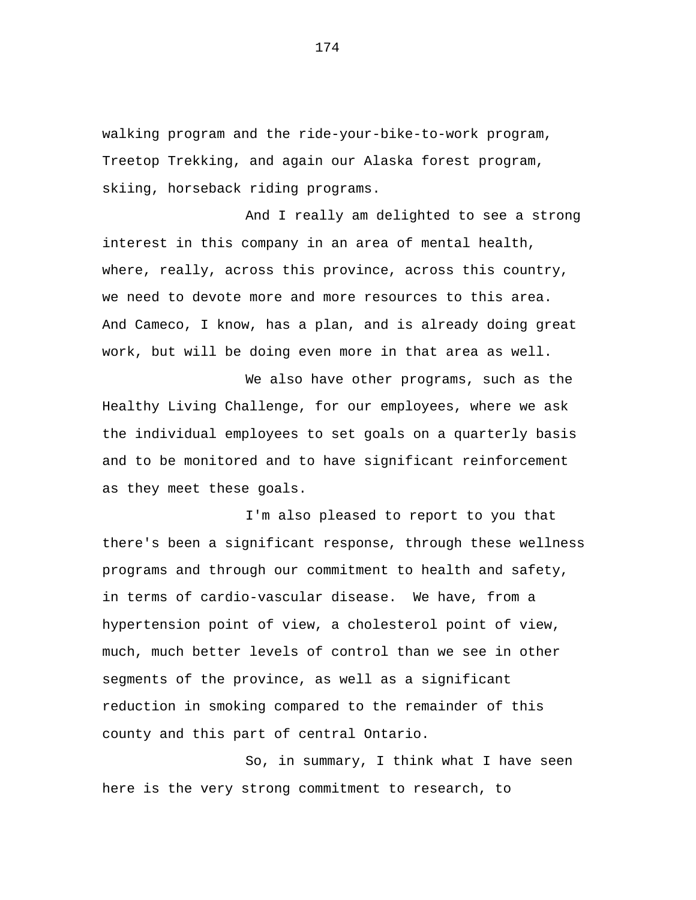walking program and the ride-your-bike-to-work program, Treetop Trekking, and again our Alaska forest program, skiing, horseback riding programs.

And I really am delighted to see a strong interest in this company in an area of mental health, where, really, across this province, across this country, we need to devote more and more resources to this area. And Cameco, I know, has a plan, and is already doing great work, but will be doing even more in that area as well.

We also have other programs, such as the Healthy Living Challenge, for our employees, where we ask the individual employees to set goals on a quarterly basis and to be monitored and to have significant reinforcement as they meet these goals.

I'm also pleased to report to you that there's been a significant response, through these wellness programs and through our commitment to health and safety, in terms of cardio-vascular disease. We have, from a hypertension point of view, a cholesterol point of view, much, much better levels of control than we see in other segments of the province, as well as a significant reduction in smoking compared to the remainder of this county and this part of central Ontario.

So, in summary, I think what I have seen here is the very strong commitment to research, to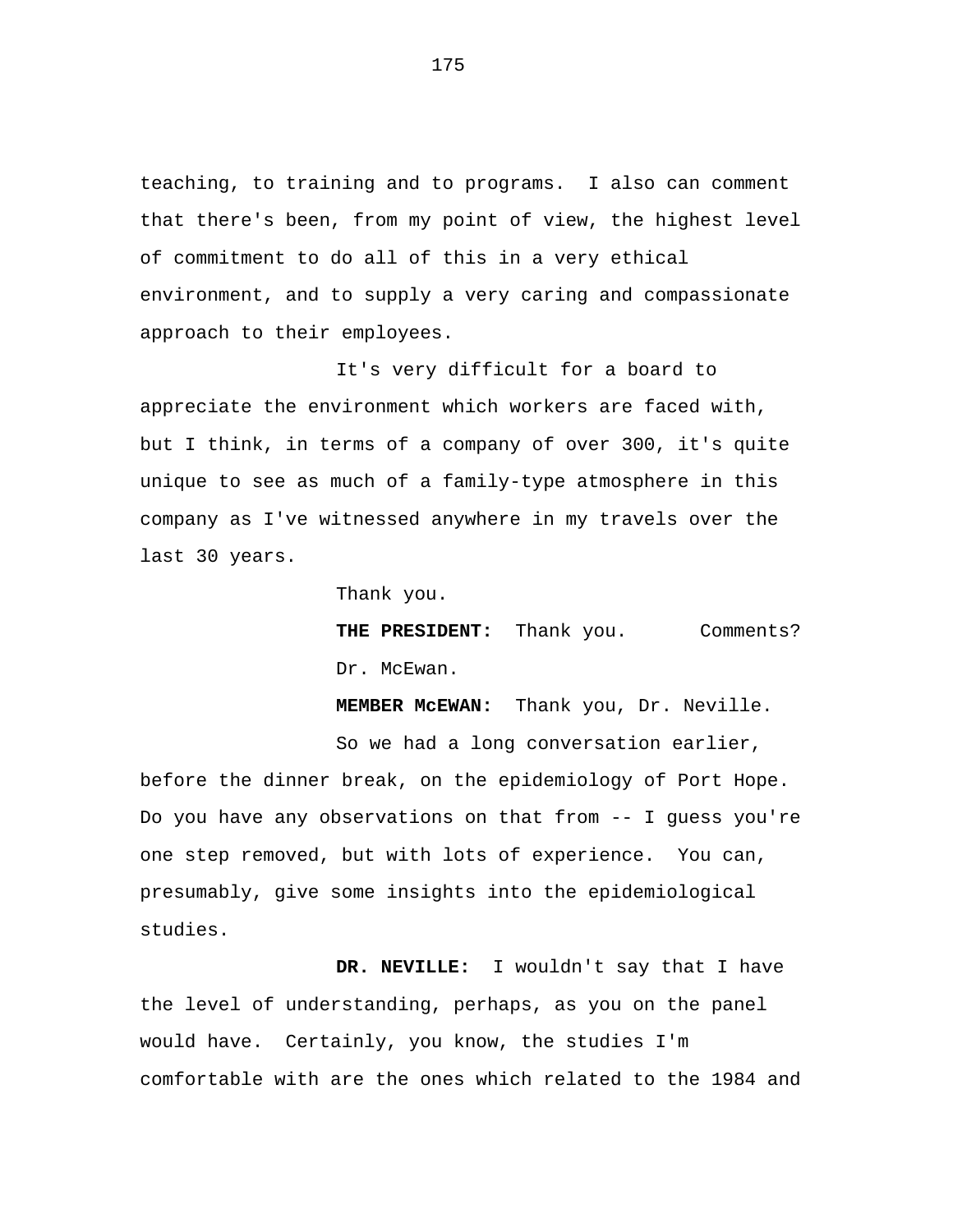teaching, to training and to programs.  I also can comment that there's been, from my point of view, the highest level of commitment to do all of this in a very ethical environment, and to supply a very caring and compassionate approach to their employees.

It's very difficult for a board to appreciate the environment which workers are faced with, but I think, in terms of a company of over 300, it's quite unique to see as much of a family-type atmosphere in this company as I've witnessed anywhere in my travels over the last 30 years.

Thank you.

**THE PRESIDENT:** Thank you.  Comments? Dr. McEwan.

**MEMBER McEWAN:** Thank you, Dr. Neville.

So we had a long conversation earlier, before the dinner break, on the epidemiology of Port Hope. Do you have any observations on that from -- I guess you're one step removed, but with lots of experience.  You can, presumably, give some insights into the epidemiological studies.

**DR. NEVILLE:** I wouldn't say that I have the level of understanding, perhaps, as you on the panel would have.  Certainly, you know, the studies I'm comfortable with are the ones which related to the 1984 and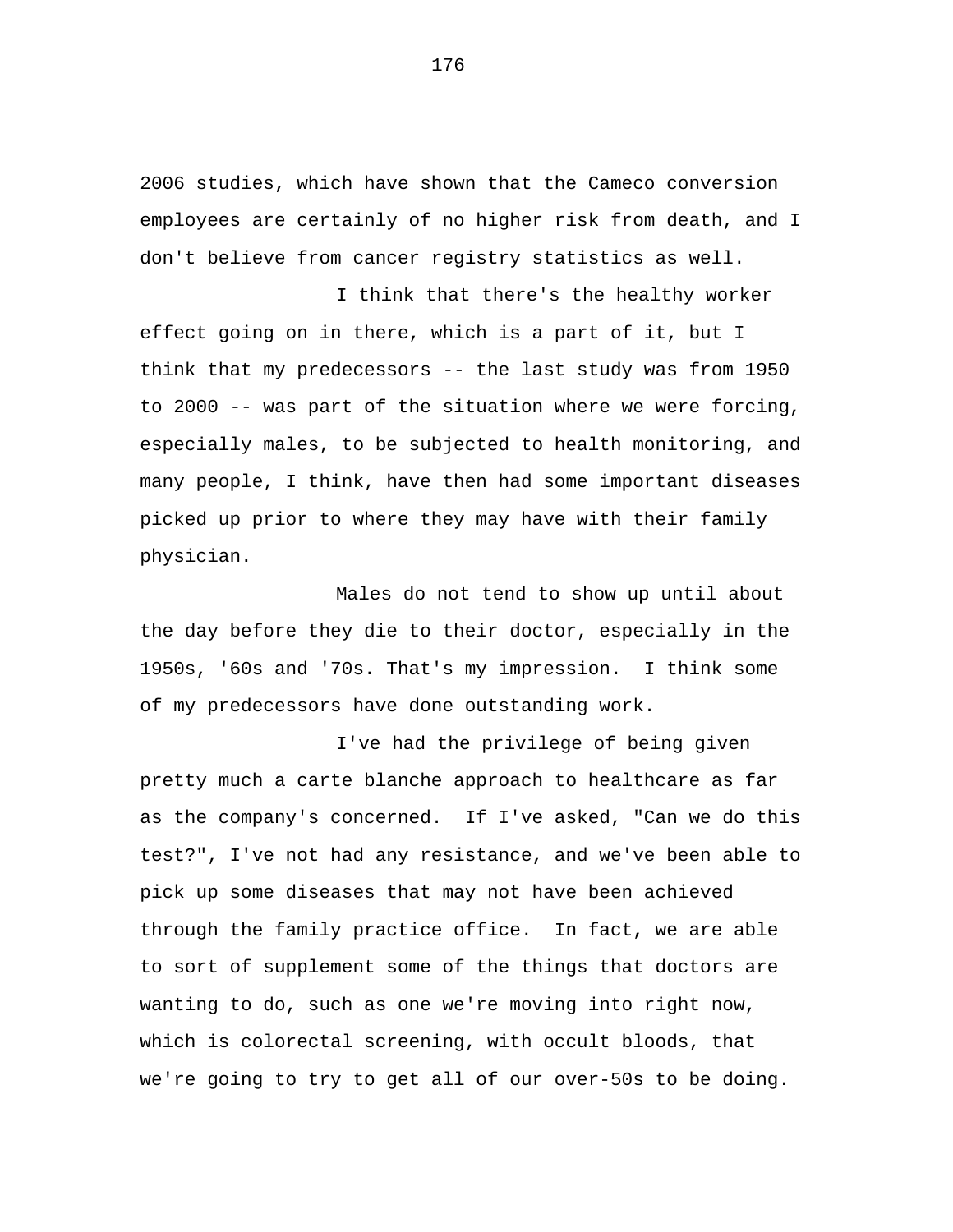2006 studies, which have shown that the Cameco conversion employees are certainly of no higher risk from death, and I don't believe from cancer registry statistics as well.

I think that there's the healthy worker effect going on in there, which is a part of it, but I think that my predecessors -- the last study was from 1950 to 2000 -- was part of the situation where we were forcing, especially males, to be subjected to health monitoring, and many people, I think, have then had some important diseases picked up prior to where they may have with their family physician.

Males do not tend to show up until about the day before they die to their doctor, especially in the 1950s, '60s and '70s. That's my impression. I think some of my predecessors have done outstanding work.

I've had the privilege of being given pretty much a carte blanche approach to healthcare as far as the company's concerned. If I've asked, "Can we do this test?", I've not had any resistance, and we've been able to pick up some diseases that may not have been achieved through the family practice office. In fact, we are able to sort of supplement some of the things that doctors are wanting to do, such as one we're moving into right now, which is colorectal screening, with occult bloods, that we're going to try to get all of our over-50s to be doing.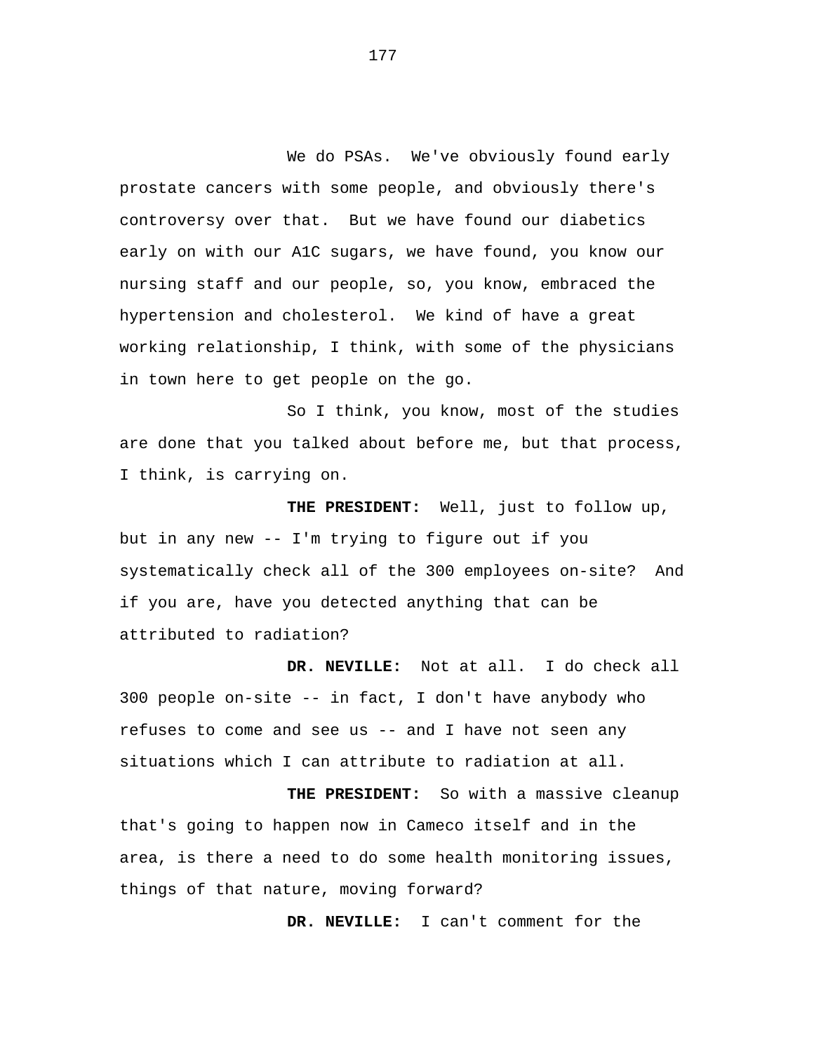We do PSAs. We've obviously found early prostate cancers with some people, and obviously there's controversy over that. But we have found our diabetics early on with our A1C sugars, we have found, you know our nursing staff and our people, so, you know, embraced the hypertension and cholesterol. We kind of have a great working relationship, I think, with some of the physicians in town here to get people on the go.

So I think, you know, most of the studies are done that you talked about before me, but that process, I think, is carrying on.

**THE PRESIDENT:** Well, just to follow up, but in any new -- I'm trying to figure out if you systematically check all of the 300 employees on-site? And if you are, have you detected anything that can be attributed to radiation?

**DR. NEVILLE:** Not at all. I do check all 300 people on-site -- in fact, I don't have anybody who refuses to come and see us -- and I have not seen any situations which I can attribute to radiation at all.

**THE PRESIDENT:** So with a massive cleanup that's going to happen now in Cameco itself and in the area, is there a need to do some health monitoring issues, things of that nature, moving forward?

**DR. NEVILLE:** I can't comment for the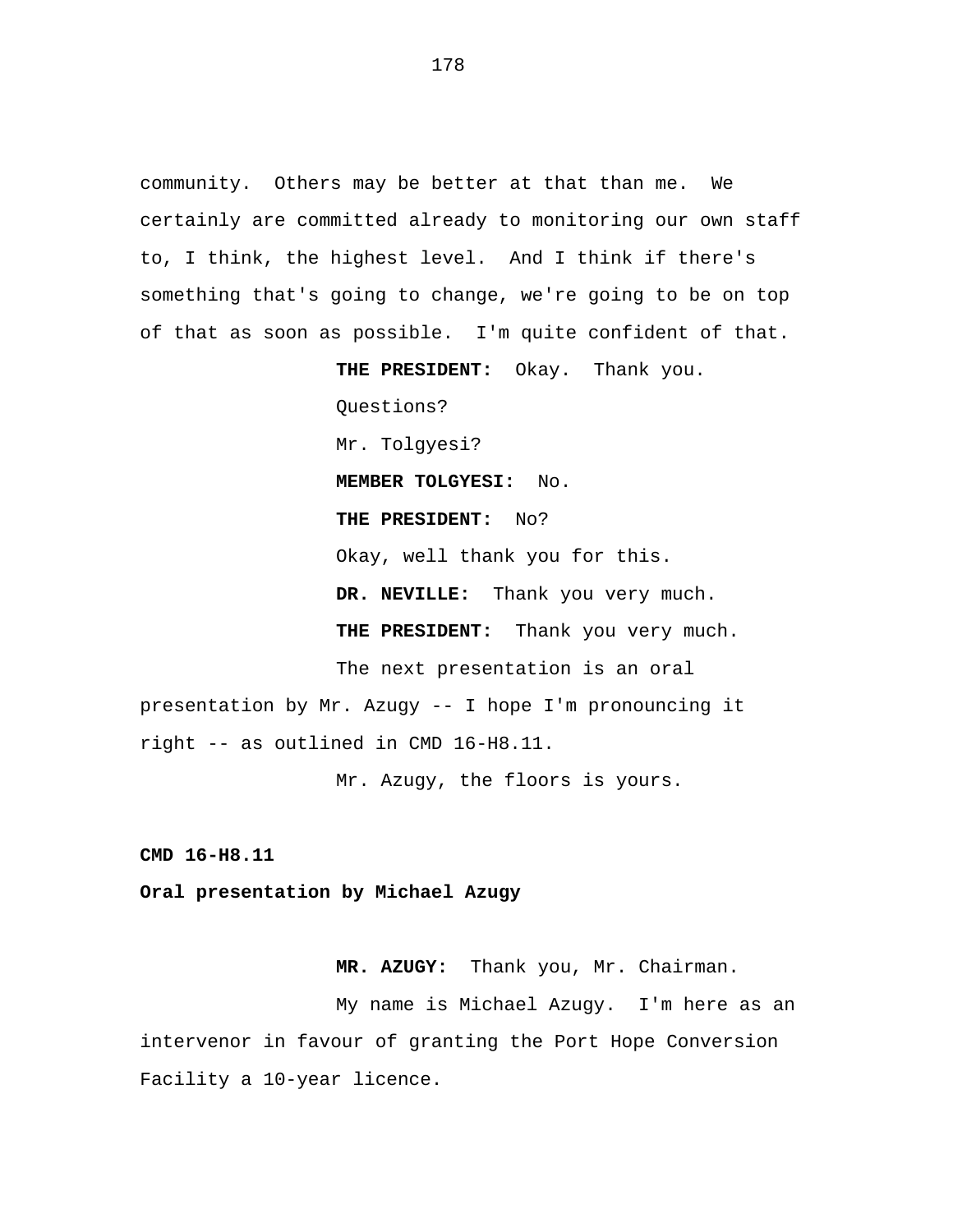community. Others may be better at that than me. We certainly are committed already to monitoring our own staff to, I think, the highest level. And I think if there's something that's going to change, we're going to be on top of that as soon as possible. I'm quite confident of that.

**THE PRESIDENT:** Okay. Thank you.

Questions?

Mr. Tolgyesi?

**MEMBER TOLGYESI:** No.

**THE PRESIDENT:** No?

Okay, well thank you for this.

**DR. NEVILLE:** Thank you very much.

**THE PRESIDENT:** Thank you very much.

The next presentation is an oral presentation by Mr. Azugy -- I hope I'm pronouncing it right -- as outlined in CMD 16-H8.11.

Mr. Azugy, the floors is yours.

**CMD 16-H8.11**

**Oral presentation by Michael Azugy**

**MR. AZUGY:** Thank you, Mr. Chairman.

My name is Michael Azugy. I'm here as an intervenor in favour of granting the Port Hope Conversion Facility a 10-year licence.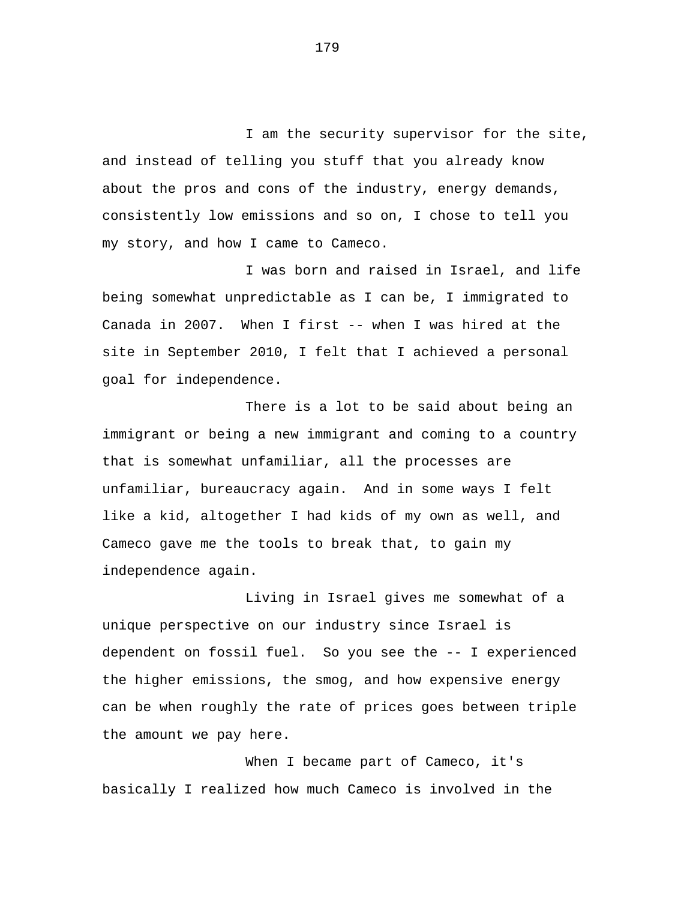I am the security supervisor for the site, and instead of telling you stuff that you already know about the pros and cons of the industry, energy demands, consistently low emissions and so on, I chose to tell you my story, and how I came to Cameco.

I was born and raised in Israel, and life being somewhat unpredictable as I can be, I immigrated to Canada in 2007. When I first -- when I was hired at the site in September 2010, I felt that I achieved a personal goal for independence.

There is a lot to be said about being an immigrant or being a new immigrant and coming to a country that is somewhat unfamiliar, all the processes are unfamiliar, bureaucracy again. And in some ways I felt like a kid, altogether I had kids of my own as well, and Cameco gave me the tools to break that, to gain my independence again.

Living in Israel gives me somewhat of a unique perspective on our industry since Israel is dependent on fossil fuel. So you see the -- I experienced the higher emissions, the smog, and how expensive energy can be when roughly the rate of prices goes between triple the amount we pay here.

When I became part of Cameco, it's basically I realized how much Cameco is involved in the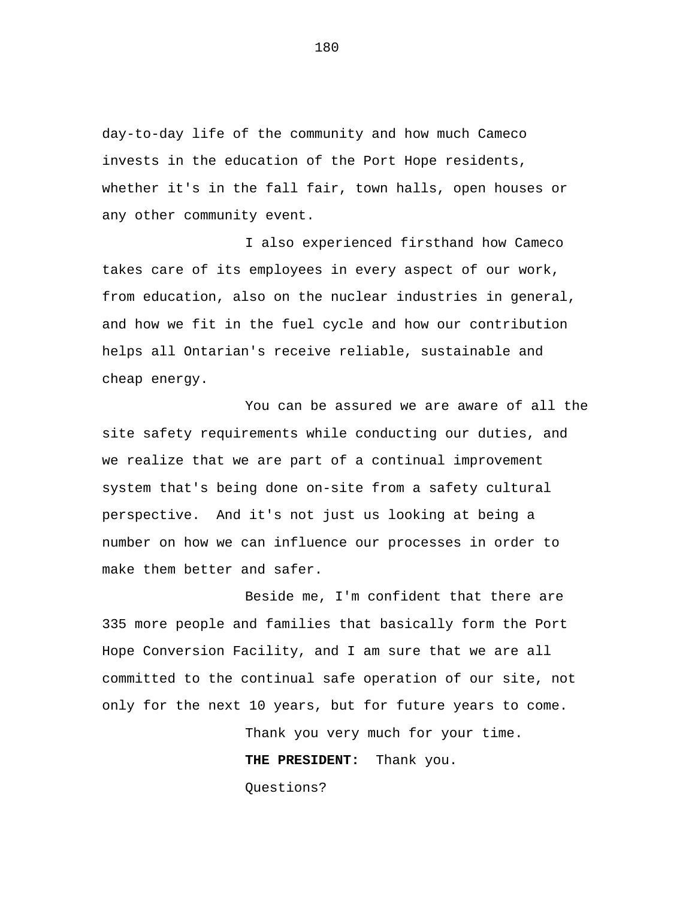day-to-day life of the community and how much Cameco invests in the education of the Port Hope residents, whether it's in the fall fair, town halls, open houses or any other community event.

I also experienced firsthand how Cameco takes care of its employees in every aspect of our work, from education, also on the nuclear industries in general, and how we fit in the fuel cycle and how our contribution helps all Ontarian's receive reliable, sustainable and cheap energy.

You can be assured we are aware of all the site safety requirements while conducting our duties, and we realize that we are part of a continual improvement system that's being done on-site from a safety cultural perspective. And it's not just us looking at being a number on how we can influence our processes in order to make them better and safer.

Beside me, I'm confident that there are 335 more people and families that basically form the Port Hope Conversion Facility, and I am sure that we are all committed to the continual safe operation of our site, not only for the next 10 years, but for future years to come.

Thank you very much for your time.

**THE PRESIDENT:** Thank you.

Questions?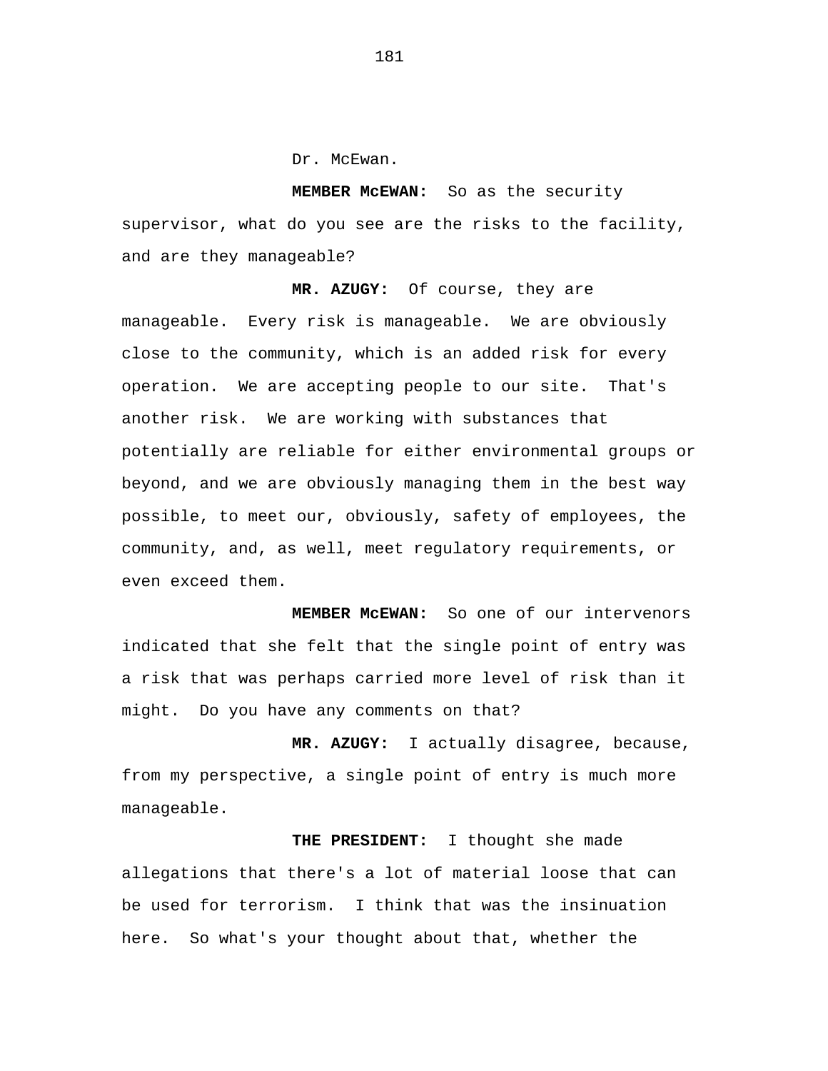Dr. McEwan.

**MEMBER McEWAN:** So as the security supervisor, what do you see are the risks to the facility, and are they manageable?

**MR. AZUGY:** Of course, they are manageable. Every risk is manageable. We are obviously close to the community, which is an added risk for every operation. We are accepting people to our site. That's another risk. We are working with substances that potentially are reliable for either environmental groups or beyond, and we are obviously managing them in the best way possible, to meet our, obviously, safety of employees, the community, and, as well, meet regulatory requirements, or even exceed them.

**MEMBER McEWAN:** So one of our intervenors indicated that she felt that the single point of entry was a risk that was perhaps carried more level of risk than it might. Do you have any comments on that?

**MR. AZUGY:** I actually disagree, because, from my perspective, a single point of entry is much more manageable.

**THE PRESIDENT:** I thought she made allegations that there's a lot of material loose that can be used for terrorism. I think that was the insinuation here. So what's your thought about that, whether the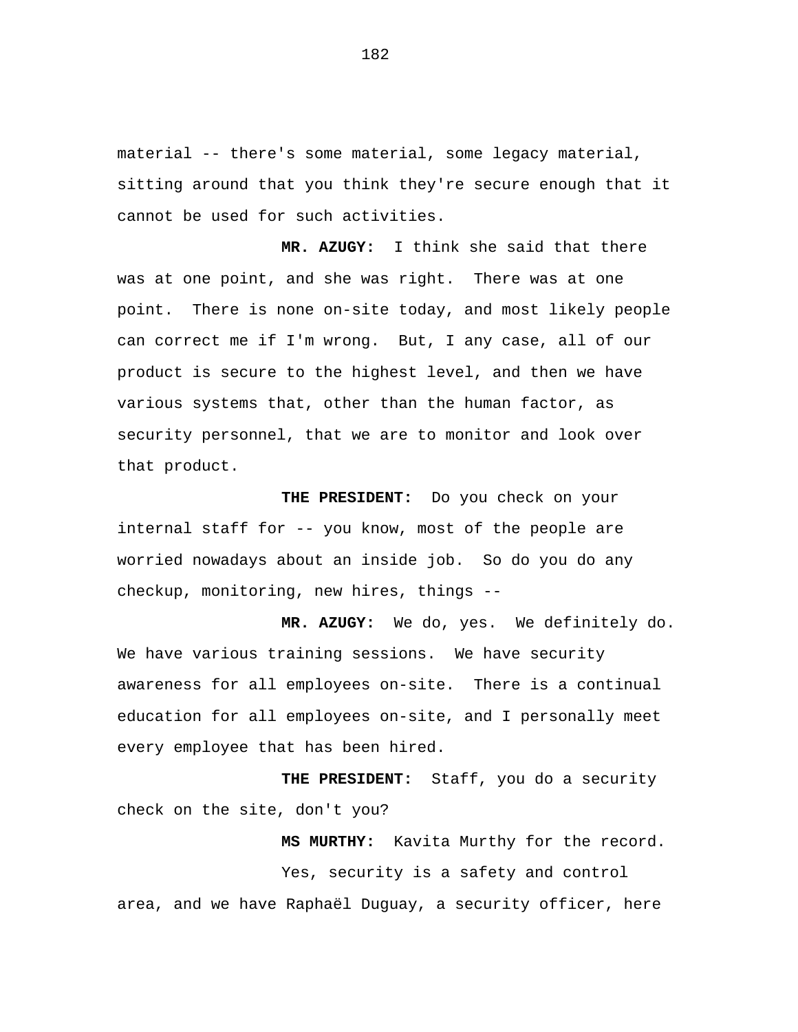material -- there's some material, some legacy material, sitting around that you think they're secure enough that it cannot be used for such activities.

**MR. AZUGY:** I think she said that there was at one point, and she was right. There was at one point. There is none on-site today, and most likely people can correct me if I'm wrong. But, I any case, all of our product is secure to the highest level, and then we have various systems that, other than the human factor, as security personnel, that we are to monitor and look over that product.

**THE PRESIDENT:** Do you check on your internal staff for -- you know, most of the people are worried nowadays about an inside job. So do you do any checkup, monitoring, new hires, things --

**MR. AZUGY:** We do, yes. We definitely do. We have various training sessions. We have security awareness for all employees on-site. There is a continual education for all employees on-site, and I personally meet every employee that has been hired.

**THE PRESIDENT:** Staff, you do a security check on the site, don't you?

**MS MURTHY:** Kavita Murthy for the record.

Yes, security is a safety and control area, and we have Raphaël Duguay, a security officer, here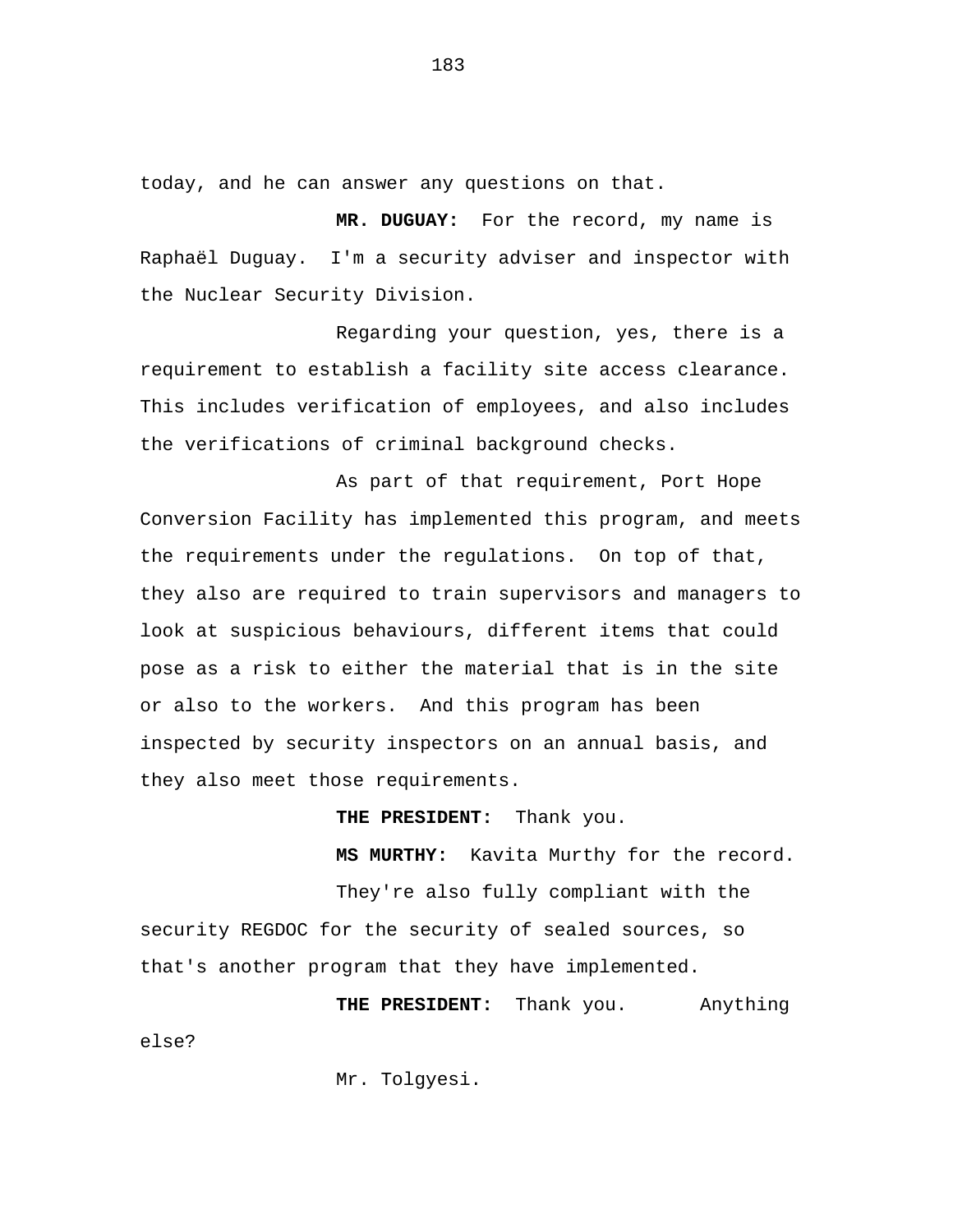today, and he can answer any questions on that.

**MR. DUGUAY:** For the record, my name is Raphaël Duguay. I'm a security adviser and inspector with the Nuclear Security Division.

Regarding your question, yes, there is a requirement to establish a facility site access clearance. This includes verification of employees, and also includes the verifications of criminal background checks.

As part of that requirement, Port Hope Conversion Facility has implemented this program, and meets the requirements under the regulations. On top of that, they also are required to train supervisors and managers to look at suspicious behaviours, different items that could pose as a risk to either the material that is in the site or also to the workers. And this program has been inspected by security inspectors on an annual basis, and they also meet those requirements.

**THE PRESIDENT:** Thank you.

**MS MURTHY:** Kavita Murthy for the record.

They're also fully compliant with the security REGDOC for the security of sealed sources, so that's another program that they have implemented.

**THE PRESIDENT:** Thank you. Anything else?

Mr. Tolgyesi.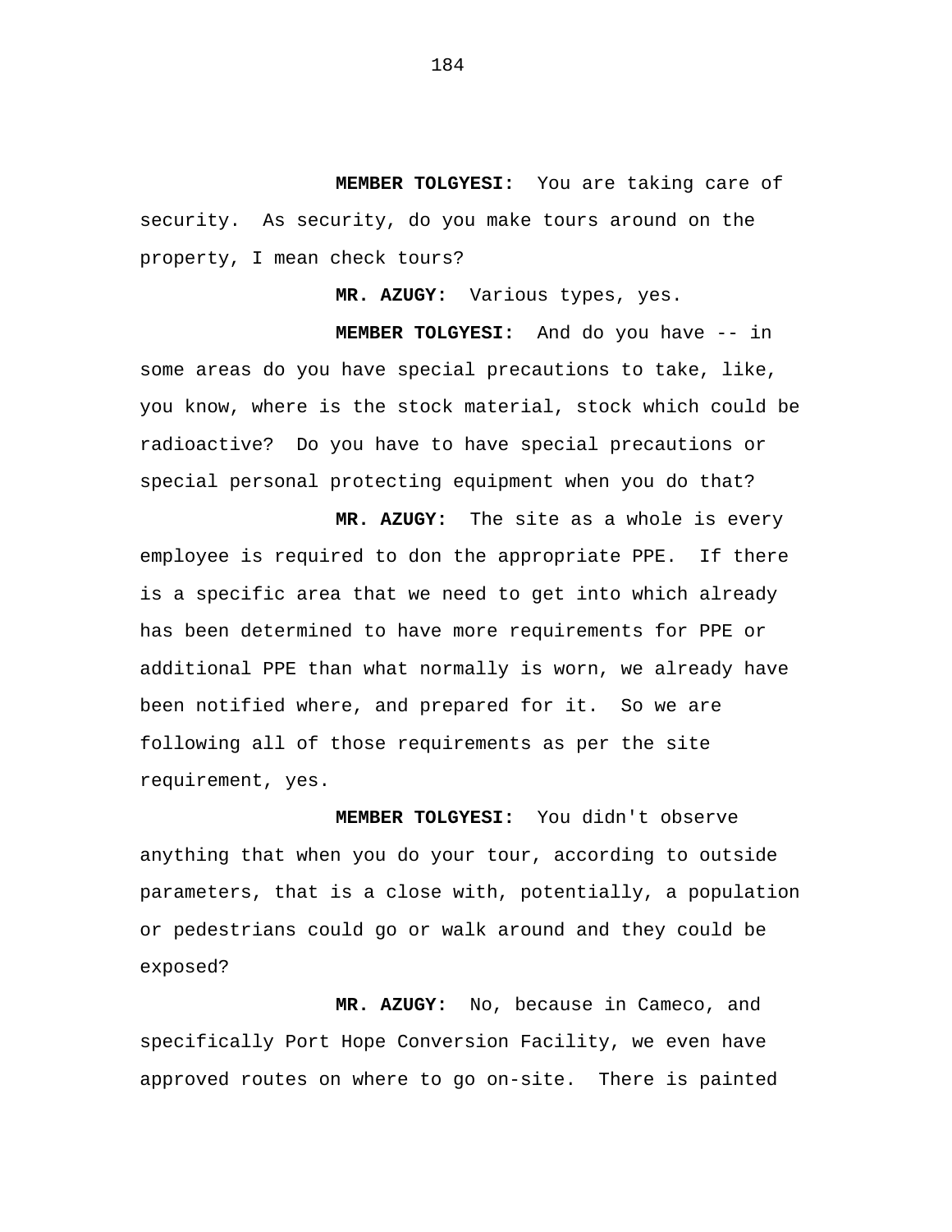**MEMBER TOLGYESI:** You are taking care of security. As security, do you make tours around on the property, I mean check tours?

**MR. AZUGY:** Various types, yes.

**MEMBER TOLGYESI:** And do you have -- in some areas do you have special precautions to take, like, you know, where is the stock material, stock which could be radioactive? Do you have to have special precautions or special personal protecting equipment when you do that?

**MR. AZUGY:** The site as a whole is every employee is required to don the appropriate PPE. If there is a specific area that we need to get into which already has been determined to have more requirements for PPE or additional PPE than what normally is worn, we already have been notified where, and prepared for it. So we are following all of those requirements as per the site requirement, yes.

**MEMBER TOLGYESI:** You didn't observe anything that when you do your tour, according to outside parameters, that is a close with, potentially, a population or pedestrians could go or walk around and they could be exposed?

**MR. AZUGY:** No, because in Cameco, and specifically Port Hope Conversion Facility, we even have approved routes on where to go on-site. There is painted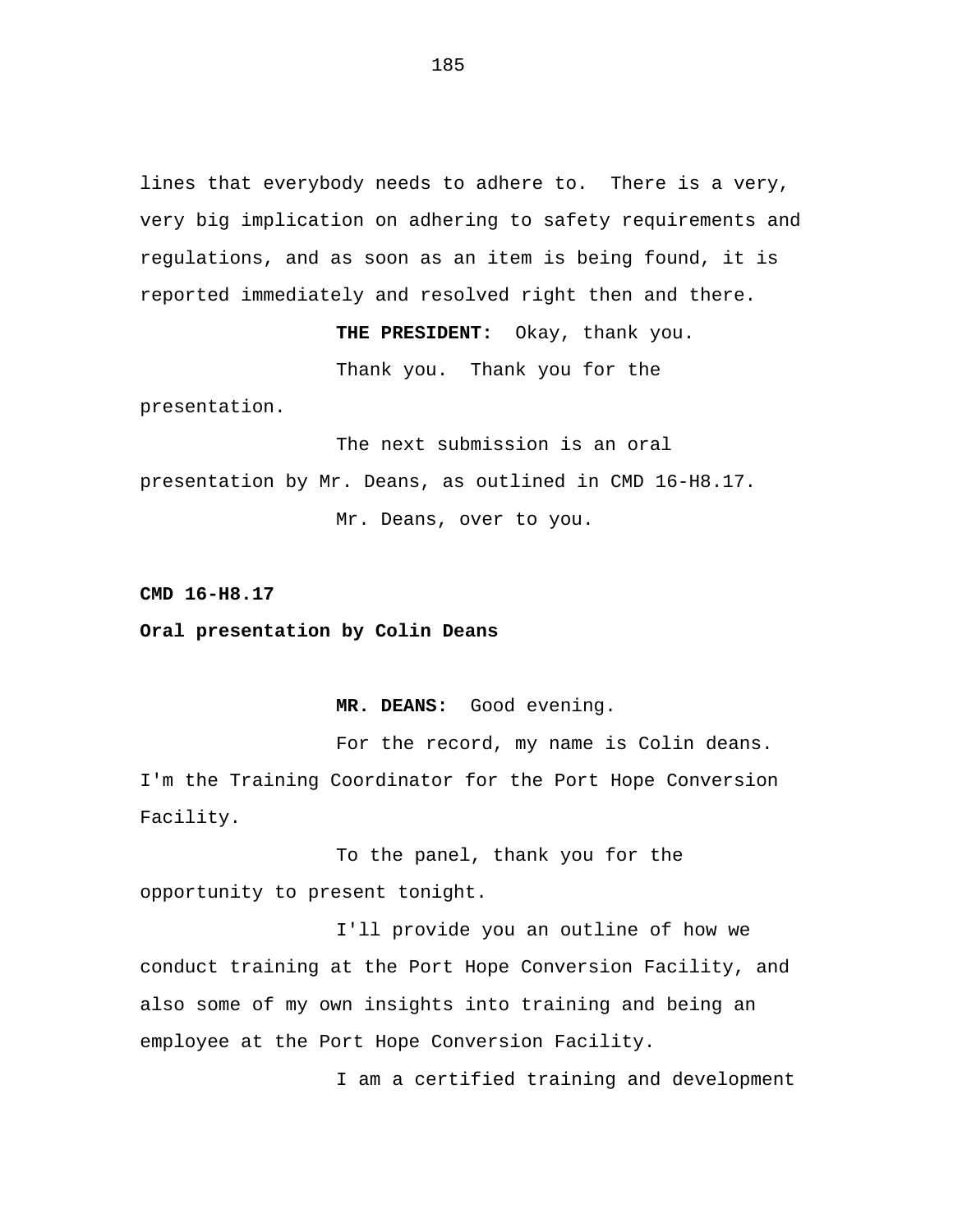lines that everybody needs to adhere to.  There is a very, very big implication on adhering to safety requirements and regulations, and as soon as an item is being found, it is reported immediately and resolved right then and there.

**THE PRESIDENT:**  Okay, thank you.

Thank you.  Thank you for the presentation.

The next submission is an oral presentation by Mr. Deans, as outlined in CMD 16-H8.17.

Mr. Deans, over to you.

**CMD 16-H8.17**

**Oral presentation by Colin Deans**

**MR. DEANS:**  Good evening.

For the record, my name is Colin deans. I'm the Training Coordinator for the Port Hope Conversion Facility.

To the panel, thank you for the opportunity to present tonight.

I'll provide you an outline of how we conduct training at the Port Hope Conversion Facility, and also some of my own insights into training and being an employee at the Port Hope Conversion Facility.

I am a certified training and development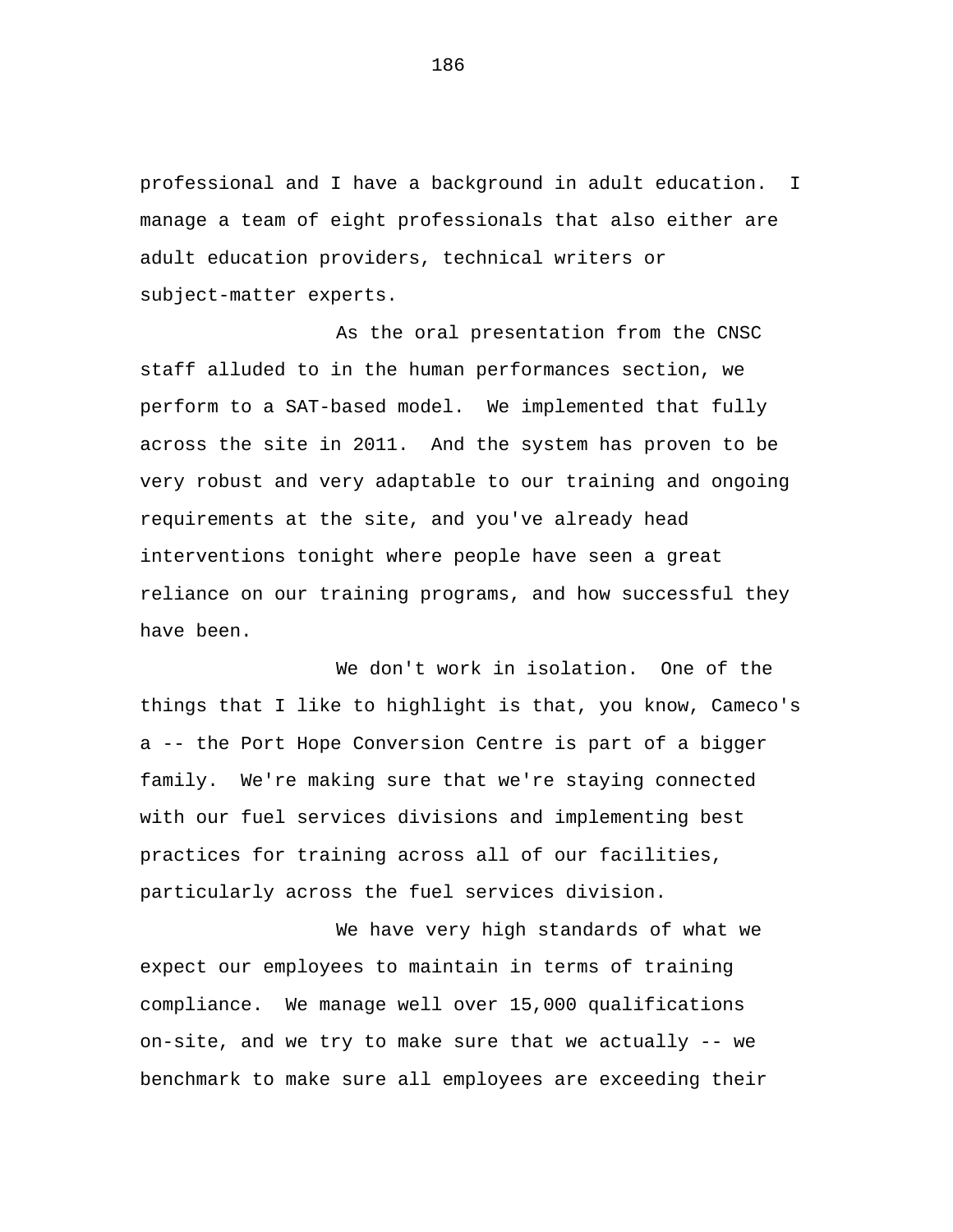professional and I have a background in adult education. I manage a team of eight professionals that also either are adult education providers, technical writers or subject-matter experts.

As the oral presentation from the CNSC staff alluded to in the human performances section, we perform to a SAT-based model. We implemented that fully across the site in 2011. And the system has proven to be very robust and very adaptable to our training and ongoing requirements at the site, and you've already head interventions tonight where people have seen a great reliance on our training programs, and how successful they have been.

We don't work in isolation. One of the things that I like to highlight is that, you know, Cameco's a -- the Port Hope Conversion Centre is part of a bigger family. We're making sure that we're staying connected with our fuel services divisions and implementing best practices for training across all of our facilities, particularly across the fuel services division.

We have very high standards of what we expect our employees to maintain in terms of training compliance. We manage well over 15,000 qualifications on-site, and we try to make sure that we actually -- we benchmark to make sure all employees are exceeding their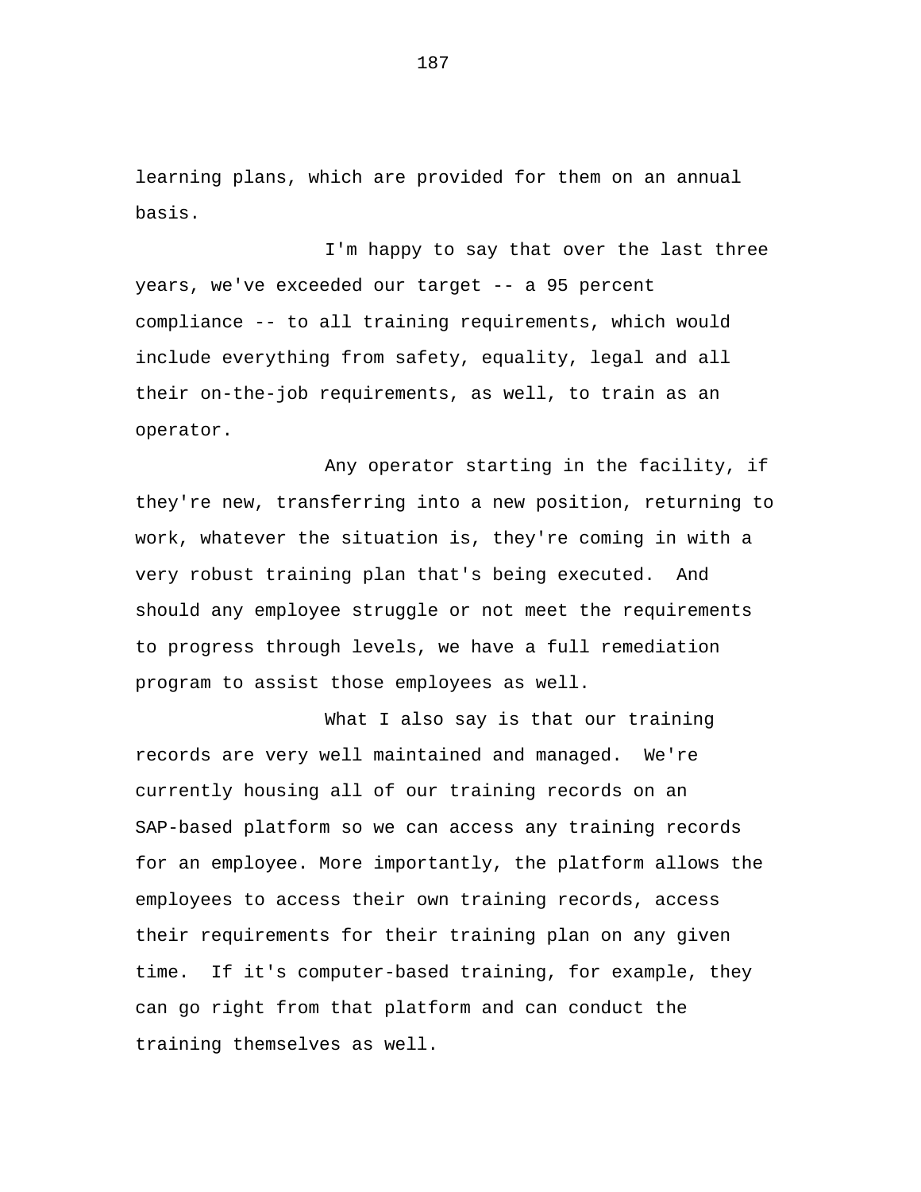learning plans, which are provided for them on an annual basis.

I'm happy to say that over the last three years, we've exceeded our target -- a 95 percent compliance -- to all training requirements, which would include everything from safety, equality, legal and all their on-the-job requirements, as well, to train as an operator.

Any operator starting in the facility, if they're new, transferring into a new position, returning to work, whatever the situation is, they're coming in with a very robust training plan that's being executed. And should any employee struggle or not meet the requirements to progress through levels, we have a full remediation program to assist those employees as well.

What I also say is that our training records are very well maintained and managed. We're currently housing all of our training records on an SAP-based platform so we can access any training records for an employee. More importantly, the platform allows the employees to access their own training records, access their requirements for their training plan on any given time. If it's computer-based training, for example, they can go right from that platform and can conduct the training themselves as well.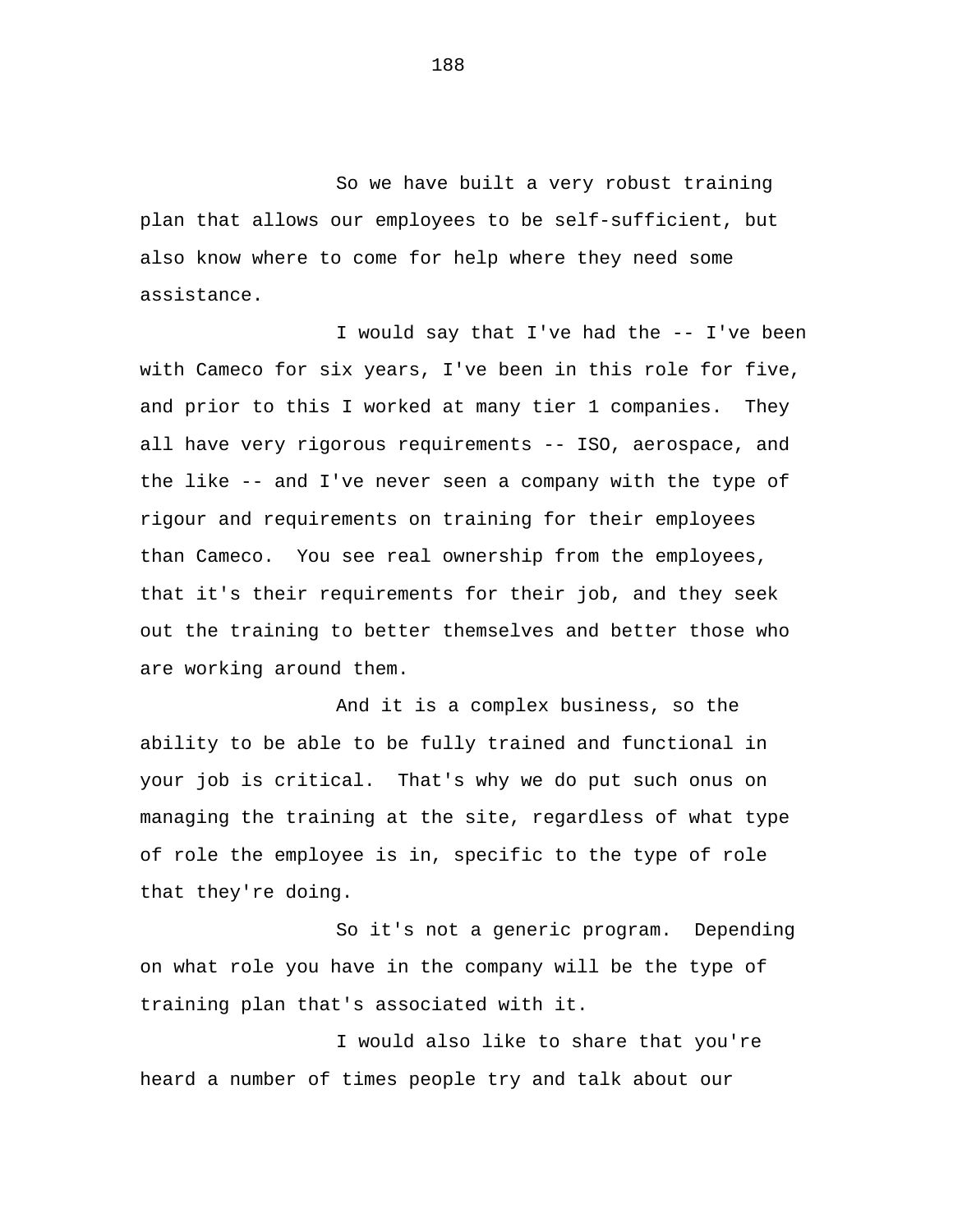So we have built a very robust training plan that allows our employees to be self-sufficient, but also know where to come for help where they need some assistance.

I would say that I've had the -- I've been with Cameco for six years, I've been in this role for five, and prior to this I worked at many tier 1 companies. They all have very rigorous requirements -- ISO, aerospace, and the like -- and I've never seen a company with the type of rigour and requirements on training for their employees than Cameco. You see real ownership from the employees, that it's their requirements for their job, and they seek out the training to better themselves and better those who are working around them.

And it is a complex business, so the ability to be able to be fully trained and functional in your job is critical. That's why we do put such onus on managing the training at the site, regardless of what type of role the employee is in, specific to the type of role that they're doing.

So it's not a generic program. Depending on what role you have in the company will be the type of training plan that's associated with it.

I would also like to share that you're heard a number of times people try and talk about our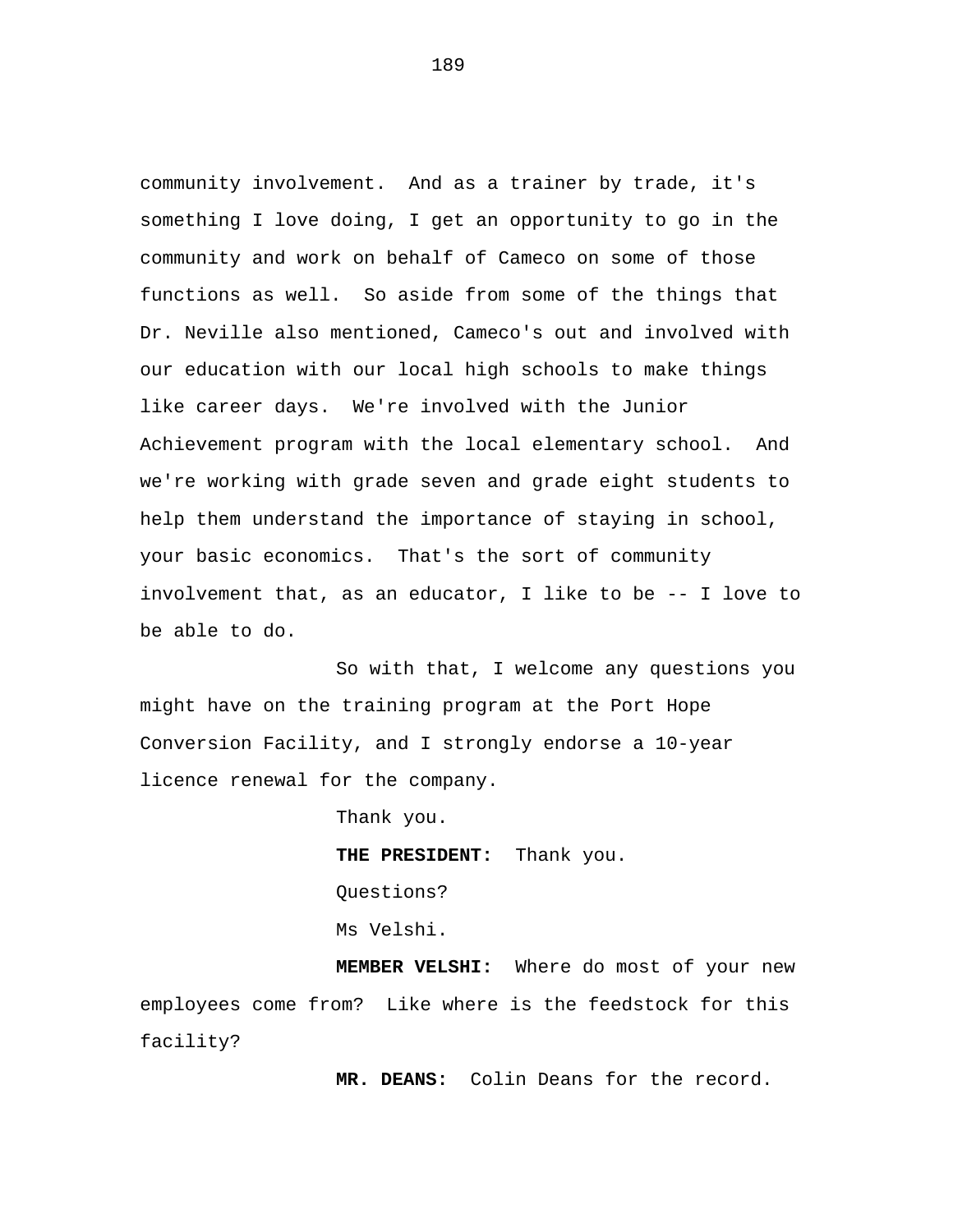community involvement. And as a trainer by trade, it's something I love doing, I get an opportunity to go in the community and work on behalf of Cameco on some of those functions as well. So aside from some of the things that Dr. Neville also mentioned, Cameco's out and involved with our education with our local high schools to make things like career days. We're involved with the Junior Achievement program with the local elementary school. And we're working with grade seven and grade eight students to help them understand the importance of staying in school, your basic economics. That's the sort of community involvement that, as an educator, I like to be -- I love to be able to do.

So with that, I welcome any questions you might have on the training program at the Port Hope Conversion Facility, and I strongly endorse a 10-year licence renewal for the company.

Thank you.

**THE PRESIDENT:** Thank you.

Questions?

Ms Velshi.

**MEMBER VELSHI:** Where do most of your new employees come from? Like where is the feedstock for this facility?

**MR. DEANS:** Colin Deans for the record.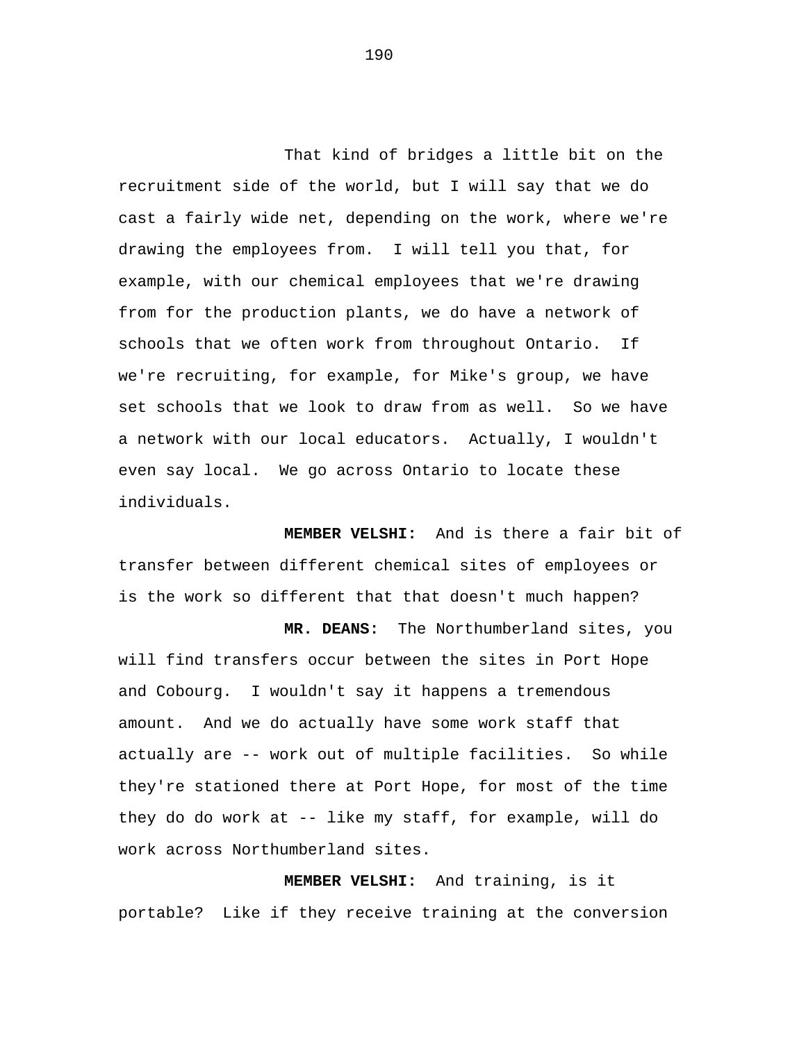That kind of bridges a little bit on the recruitment side of the world, but I will say that we do cast a fairly wide net, depending on the work, where we're drawing the employees from. I will tell you that, for example, with our chemical employees that we're drawing from for the production plants, we do have a network of schools that we often work from throughout Ontario. If we're recruiting, for example, for Mike's group, we have set schools that we look to draw from as well. So we have a network with our local educators. Actually, I wouldn't even say local. We go across Ontario to locate these individuals.

**MEMBER VELSHI:** And is there a fair bit of transfer between different chemical sites of employees or is the work so different that that doesn't much happen?

**MR. DEANS:** The Northumberland sites, you will find transfers occur between the sites in Port Hope and Cobourg. I wouldn't say it happens a tremendous amount. And we do actually have some work staff that actually are -- work out of multiple facilities. So while they're stationed there at Port Hope, for most of the time they do do work at -- like my staff, for example, will do work across Northumberland sites.

**MEMBER VELSHI:** And training, is it portable? Like if they receive training at the conversion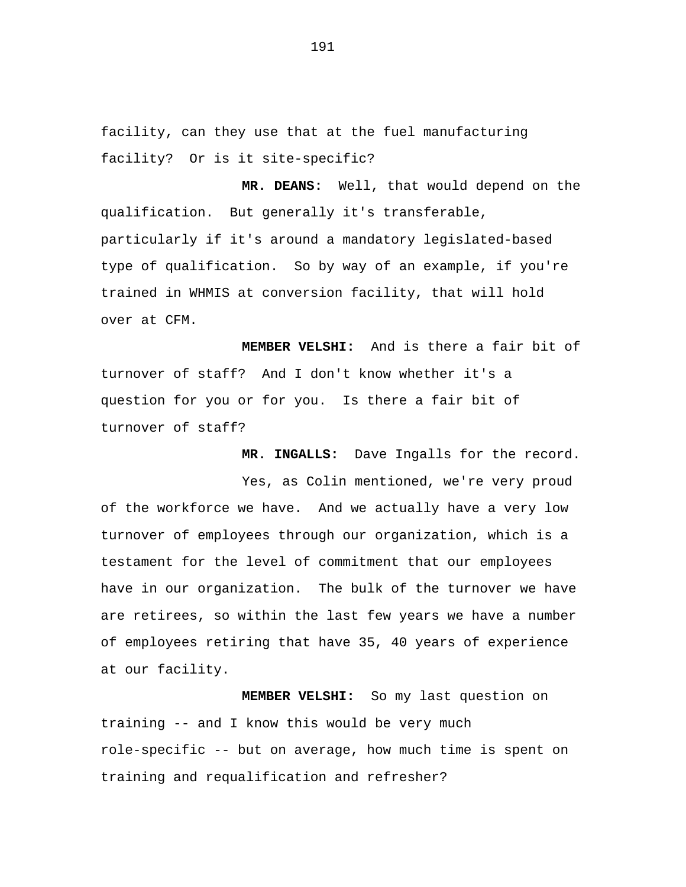facility, can they use that at the fuel manufacturing facility? Or is it site-specific?

**MR. DEANS:** Well, that would depend on the qualification. But generally it's transferable, particularly if it's around a mandatory legislated-based type of qualification. So by way of an example, if you're trained in WHMIS at conversion facility, that will hold over at CFM.

**MEMBER VELSHI:** And is there a fair bit of turnover of staff? And I don't know whether it's a question for you or for you. Is there a fair bit of turnover of staff?

**MR. INGALLS:** Dave Ingalls for the record.

Yes, as Colin mentioned, we're very proud of the workforce we have. And we actually have a very low turnover of employees through our organization, which is a testament for the level of commitment that our employees have in our organization. The bulk of the turnover we have are retirees, so within the last few years we have a number of employees retiring that have 35, 40 years of experience at our facility.

**MEMBER VELSHI:** So my last question on training -- and I know this would be very much role-specific -- but on average, how much time is spent on training and requalification and refresher?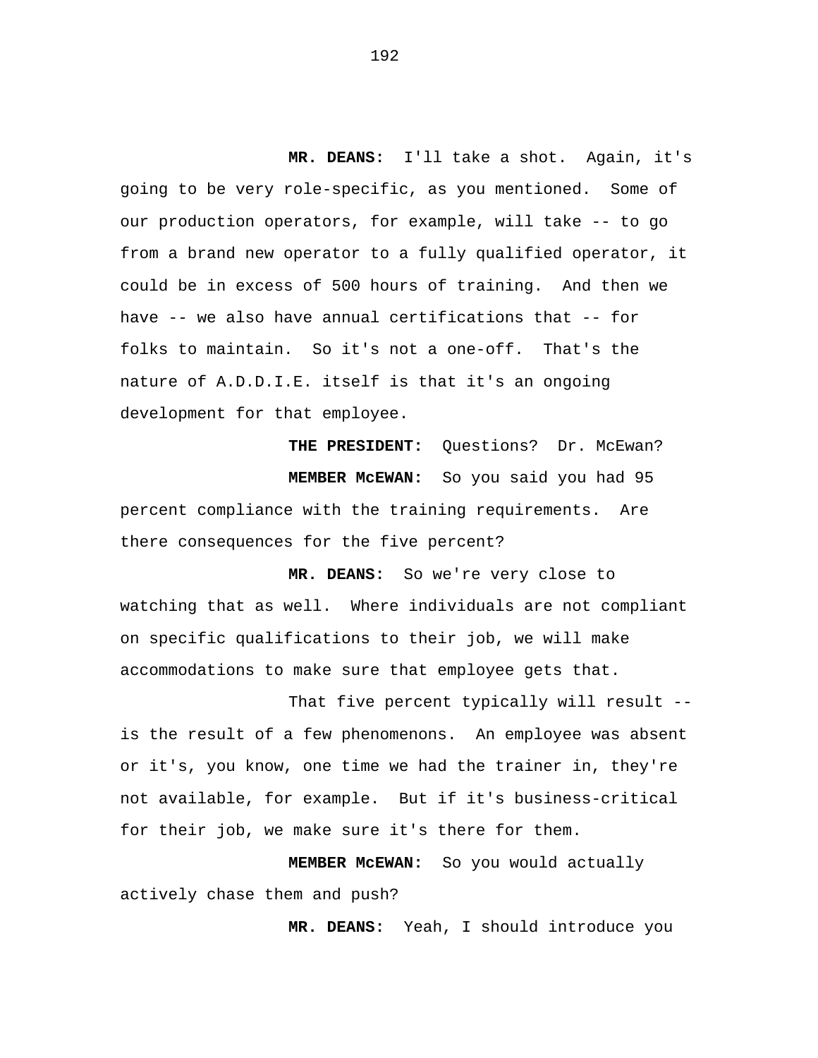**MR. DEANS:** I'll take a shot. Again, it's going to be very role-specific, as you mentioned. Some of our production operators, for example, will take -- to go from a brand new operator to a fully qualified operator, it could be in excess of 500 hours of training. And then we have -- we also have annual certifications that -- for folks to maintain. So it's not a one-off. That's the nature of A.D.D.I.E. itself is that it's an ongoing development for that employee.

**THE PRESIDENT:** Questions? Dr. McEwan?

**MEMBER McEWAN:** So you said you had 95 percent compliance with the training requirements. Are there consequences for the five percent?

**MR. DEANS:** So we're very close to watching that as well. Where individuals are not compliant on specific qualifications to their job, we will make accommodations to make sure that employee gets that.

That five percent typically will result -- is the result of a few phenomenons. An employee was absent or it's, you know, one time we had the trainer in, they're not available, for example. But if it's business-critical for their job, we make sure it's there for them.

**MEMBER McEWAN:** So you would actually actively chase them and push?

**MR. DEANS:** Yeah, I should introduce you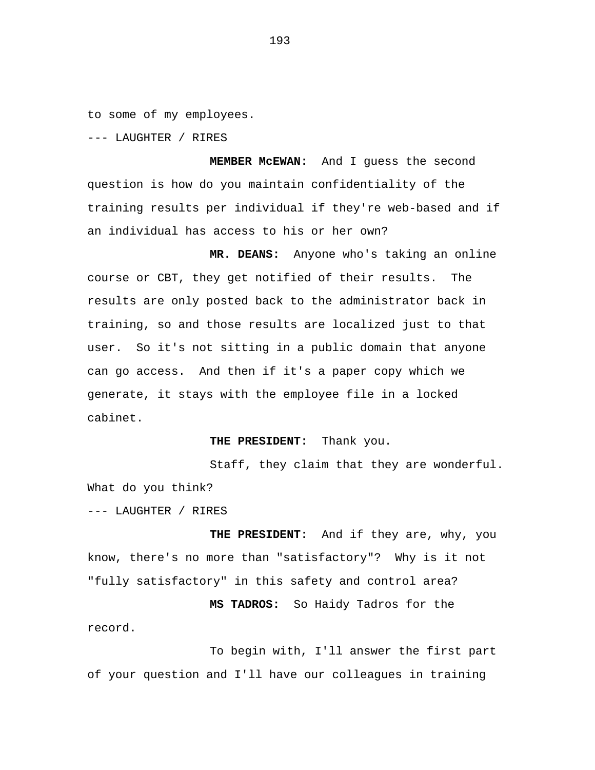to some of my employees.

--- LAUGHTER / RIRES

**MEMBER McEWAN:** And I guess the second question is how do you maintain confidentiality of the training results per individual if they're web-based and if an individual has access to his or her own?

**MR. DEANS:** Anyone who's taking an online course or CBT, they get notified of their results. The results are only posted back to the administrator back in training, so and those results are localized just to that user. So it's not sitting in a public domain that anyone can go access. And then if it's a paper copy which we generate, it stays with the employee file in a locked cabinet.

**THE PRESIDENT:** Thank you.

Staff, they claim that they are wonderful. What do you think?

--- LAUGHTER / RIRES

**THE PRESIDENT:** And if they are, why, you know, there's no more than "satisfactory"? Why is it not "fully satisfactory" in this safety and control area?

**MS TADROS:** So Haidy Tadros for the record.

To begin with, I'll answer the first part of your question and I'll have our colleagues in training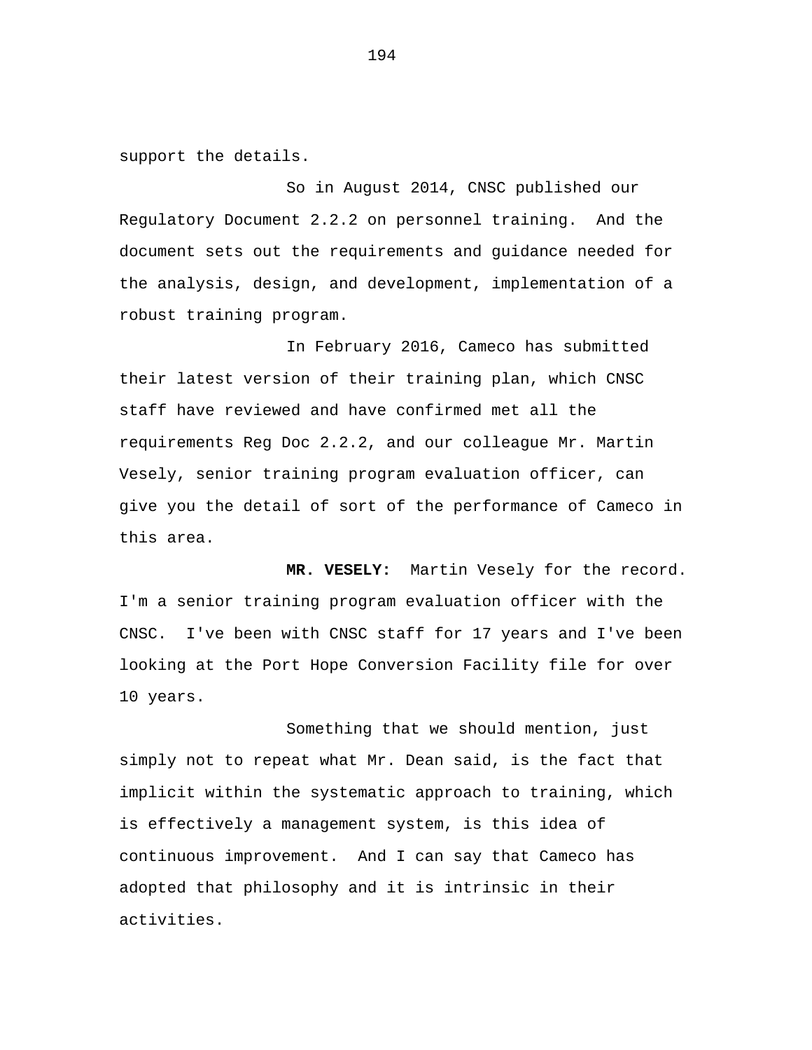support the details.

So in August 2014, CNSC published our Regulatory Document 2.2.2 on personnel training. And the document sets out the requirements and guidance needed for the analysis, design, and development, implementation of a robust training program.

In February 2016, Cameco has submitted their latest version of their training plan, which CNSC staff have reviewed and have confirmed met all the requirements Reg Doc 2.2.2, and our colleague Mr. Martin Vesely, senior training program evaluation officer, can give you the detail of sort of the performance of Cameco in this area.

**MR. VESELY:** Martin Vesely for the record. I'm a senior training program evaluation officer with the CNSC. I've been with CNSC staff for 17 years and I've been looking at the Port Hope Conversion Facility file for over 10 years.

Something that we should mention, just simply not to repeat what Mr. Dean said, is the fact that implicit within the systematic approach to training, which is effectively a management system, is this idea of continuous improvement. And I can say that Cameco has adopted that philosophy and it is intrinsic in their activities.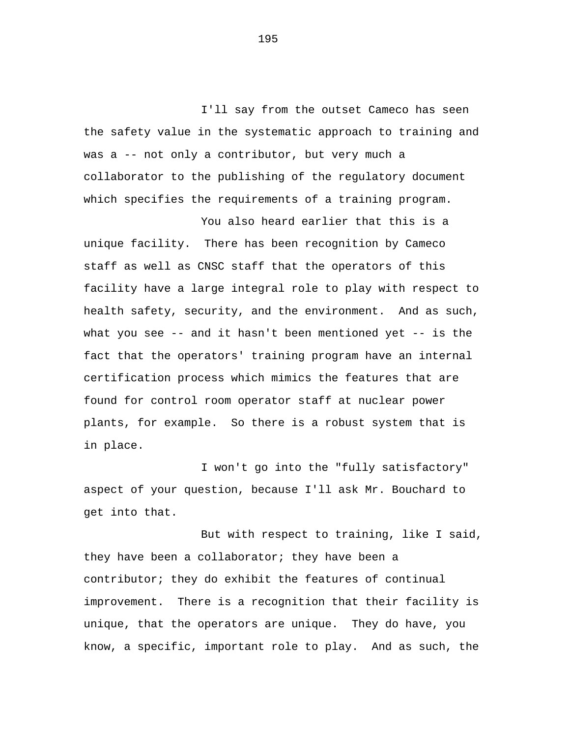I'll say from the outset Cameco has seen the safety value in the systematic approach to training and was a -- not only a contributor, but very much a collaborator to the publishing of the regulatory document which specifies the requirements of a training program.

You also heard earlier that this is a unique facility. There has been recognition by Cameco staff as well as CNSC staff that the operators of this facility have a large integral role to play with respect to health safety, security, and the environment. And as such, what you see -- and it hasn't been mentioned yet -- is the fact that the operators' training program have an internal certification process which mimics the features that are found for control room operator staff at nuclear power plants, for example. So there is a robust system that is in place.

I won't go into the "fully satisfactory" aspect of your question, because I'll ask Mr. Bouchard to get into that.

But with respect to training, like I said, they have been a collaborator; they have been a contributor; they do exhibit the features of continual improvement. There is a recognition that their facility is unique, that the operators are unique. They do have, you know, a specific, important role to play. And as such, the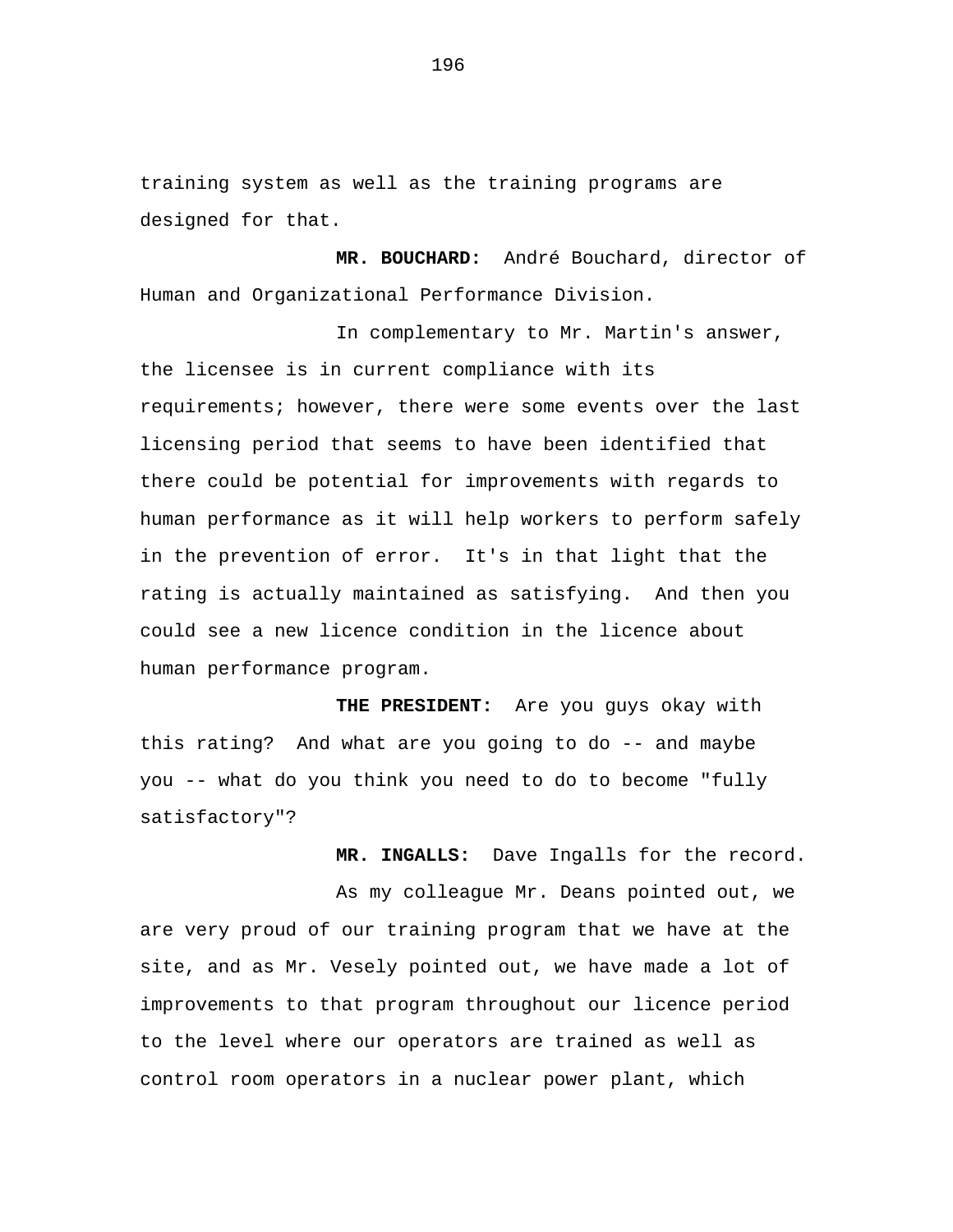training system as well as the training programs are designed for that.

**MR. BOUCHARD:** André Bouchard, director of Human and Organizational Performance Division.

In complementary to Mr. Martin's answer, the licensee is in current compliance with its requirements; however, there were some events over the last licensing period that seems to have been identified that there could be potential for improvements with regards to human performance as it will help workers to perform safely in the prevention of error. It's in that light that the rating is actually maintained as satisfying. And then you could see a new licence condition in the licence about human performance program.

**THE PRESIDENT:** Are you guys okay with this rating? And what are you going to do -- and maybe you -- what do you think you need to do to become "fully satisfactory"?

**MR. INGALLS:** Dave Ingalls for the record.

As my colleague Mr. Deans pointed out, we are very proud of our training program that we have at the site, and as Mr. Vesely pointed out, we have made a lot of improvements to that program throughout our licence period to the level where our operators are trained as well as control room operators in a nuclear power plant, which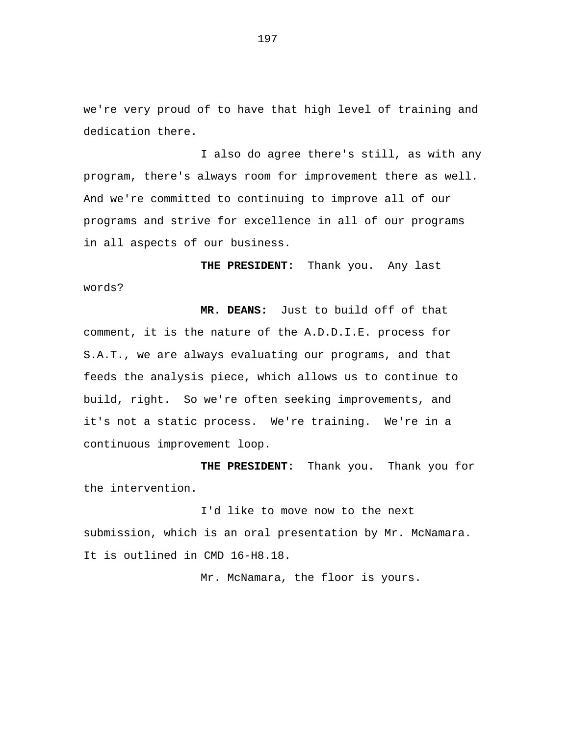we're very proud of to have that high level of training and dedication there.

I also do agree there's still, as with any program, there's always room for improvement there as well. And we're committed to continuing to improve all of our programs and strive for excellence in all of our programs in all aspects of our business.

**THE PRESIDENT:** Thank you. Any last words?

**MR. DEANS:** Just to build off of that comment, it is the nature of the A.D.D.I.E. process for S.A.T., we are always evaluating our programs, and that feeds the analysis piece, which allows us to continue to build, right. So we're often seeking improvements, and it's not a static process. We're training. We're in a continuous improvement loop.

**THE PRESIDENT:** Thank you. Thank you for the intervention.

I'd like to move now to the next submission, which is an oral presentation by Mr. McNamara. It is outlined in CMD 16-H8.18.

Mr. McNamara, the floor is yours.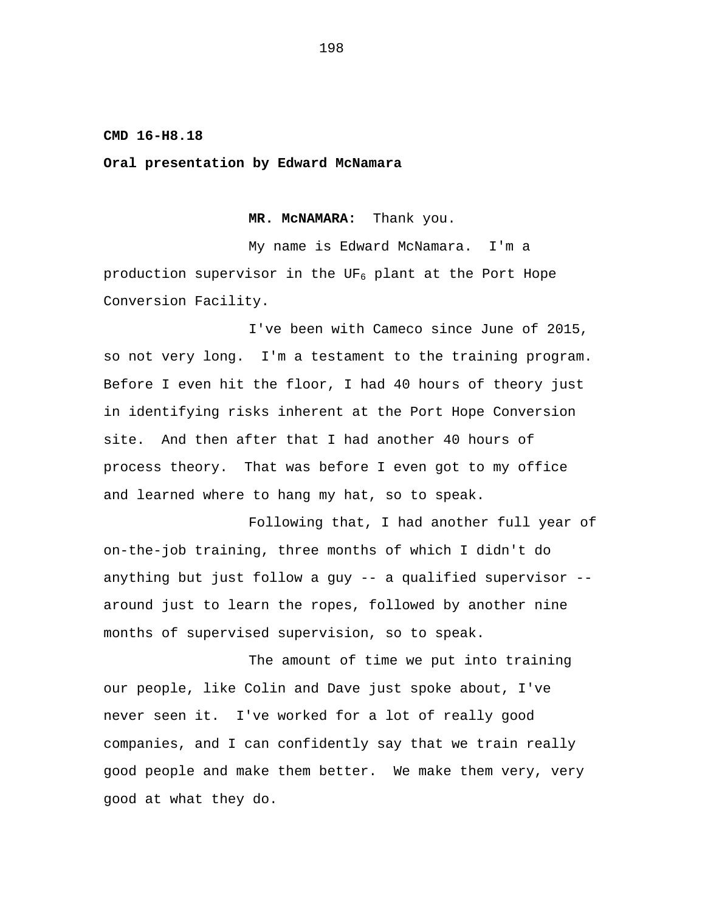**CMD 16-H8.18**

**Oral presentation by Edward McNamara**

**MR. McNAMARA:** Thank you.

My name is Edward McNamara. I'm a production supervisor in the $UF_6$ plant at the Port Hope Conversion Facility.

I've been with Cameco since June of 2015, so not very long. I'm a testament to the training program. Before I even hit the floor, I had 40 hours of theory just in identifying risks inherent at the Port Hope Conversion site. And then after that I had another 40 hours of process theory. That was before I even got to my office and learned where to hang my hat, so to speak.

Following that, I had another full year of on-the-job training, three months of which I didn't do anything but just follow a guy -- a qualified supervisor -- around just to learn the ropes, followed by another nine months of supervised supervision, so to speak.

The amount of time we put into training our people, like Colin and Dave just spoke about, I've never seen it. I've worked for a lot of really good companies, and I can confidently say that we train really good people and make them better. We make them very, very good at what they do.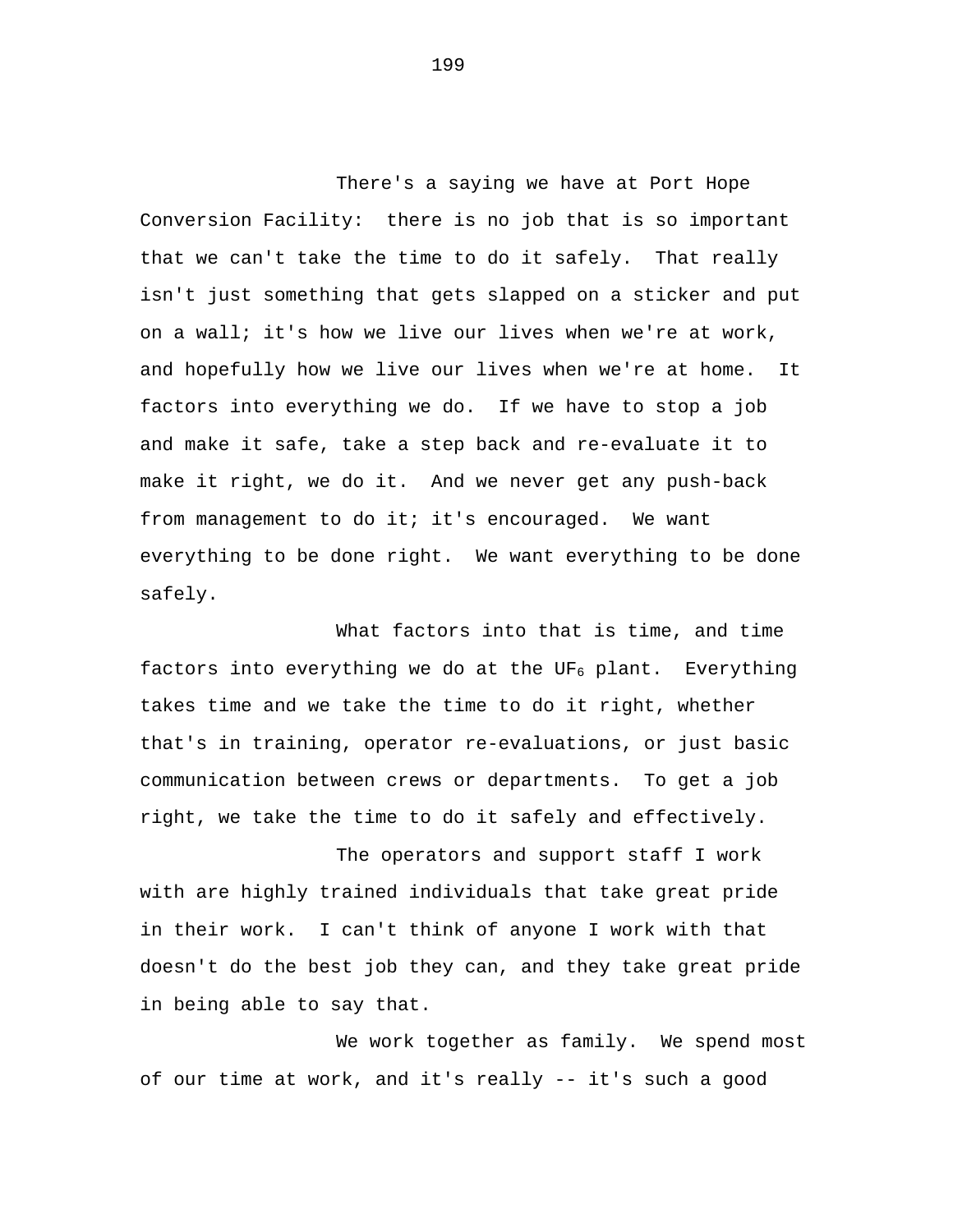There's a saying we have at Port Hope Conversion Facility: there is no job that is so important that we can't take the time to do it safely. That really isn't just something that gets slapped on a sticker and put on a wall; it's how we live our lives when we're at work, and hopefully how we live our lives when we're at home. It factors into everything we do. If we have to stop a job and make it safe, take a step back and re-evaluate it to make it right, we do it. And we never get any push-back from management to do it; it's encouraged. We want everything to be done right. We want everything to be done safely.

What factors into that is time, and time factors into everything we do at the $UF_6$ plant. Everything takes time and we take the time to do it right, whether that's in training, operator re-evaluations, or just basic communication between crews or departments. To get a job right, we take the time to do it safely and effectively.

The operators and support staff I work with are highly trained individuals that take great pride in their work. I can't think of anyone I work with that doesn't do the best job they can, and they take great pride in being able to say that.

We work together as family. We spend most of our time at work, and it's really -- it's such a good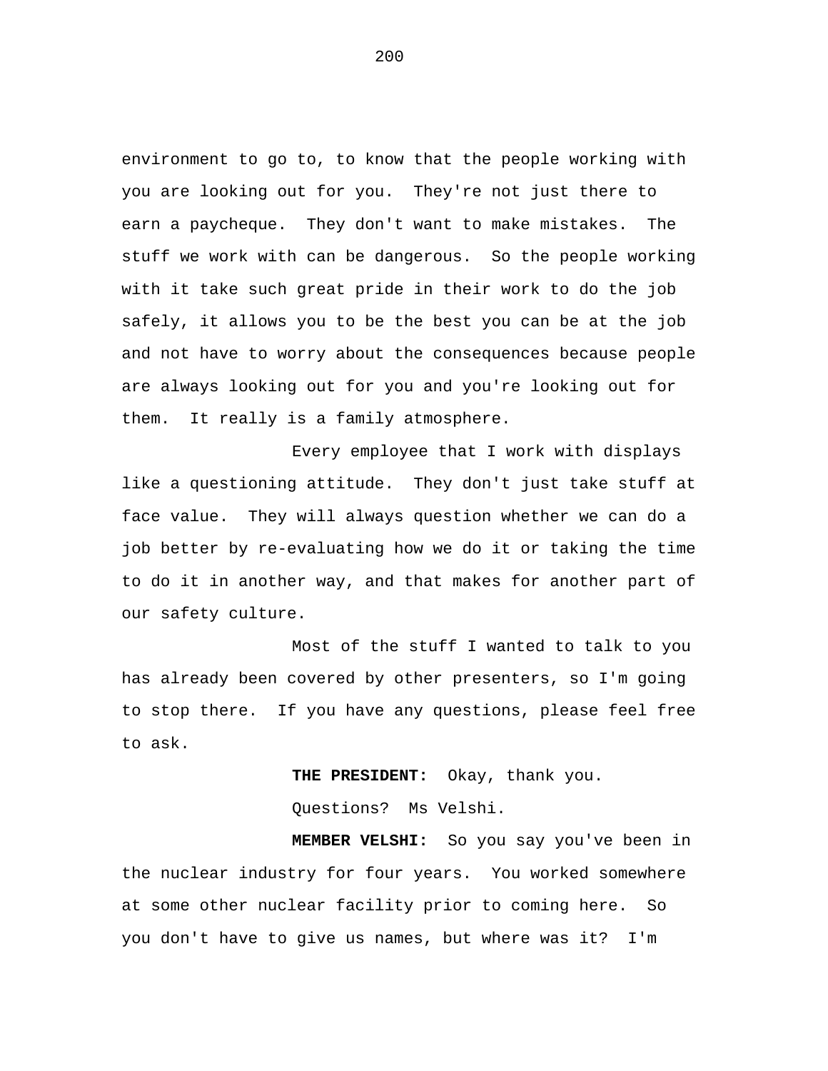environment to go to, to know that the people working with you are looking out for you. They're not just there to earn a paycheque. They don't want to make mistakes. The stuff we work with can be dangerous. So the people working with it take such great pride in their work to do the job safely, it allows you to be the best you can be at the job and not have to worry about the consequences because people are always looking out for you and you're looking out for them. It really is a family atmosphere.

Every employee that I work with displays like a questioning attitude. They don't just take stuff at face value. They will always question whether we can do a job better by re-evaluating how we do it or taking the time to do it in another way, and that makes for another part of our safety culture.

Most of the stuff I wanted to talk to you has already been covered by other presenters, so I'm going to stop there. If you have any questions, please feel free to ask.

**THE PRESIDENT:** Okay, thank you.

Questions? Ms Velshi.

**MEMBER VELSHI:** So you say you've been in the nuclear industry for four years. You worked somewhere at some other nuclear facility prior to coming here. So you don't have to give us names, but where was it? I'm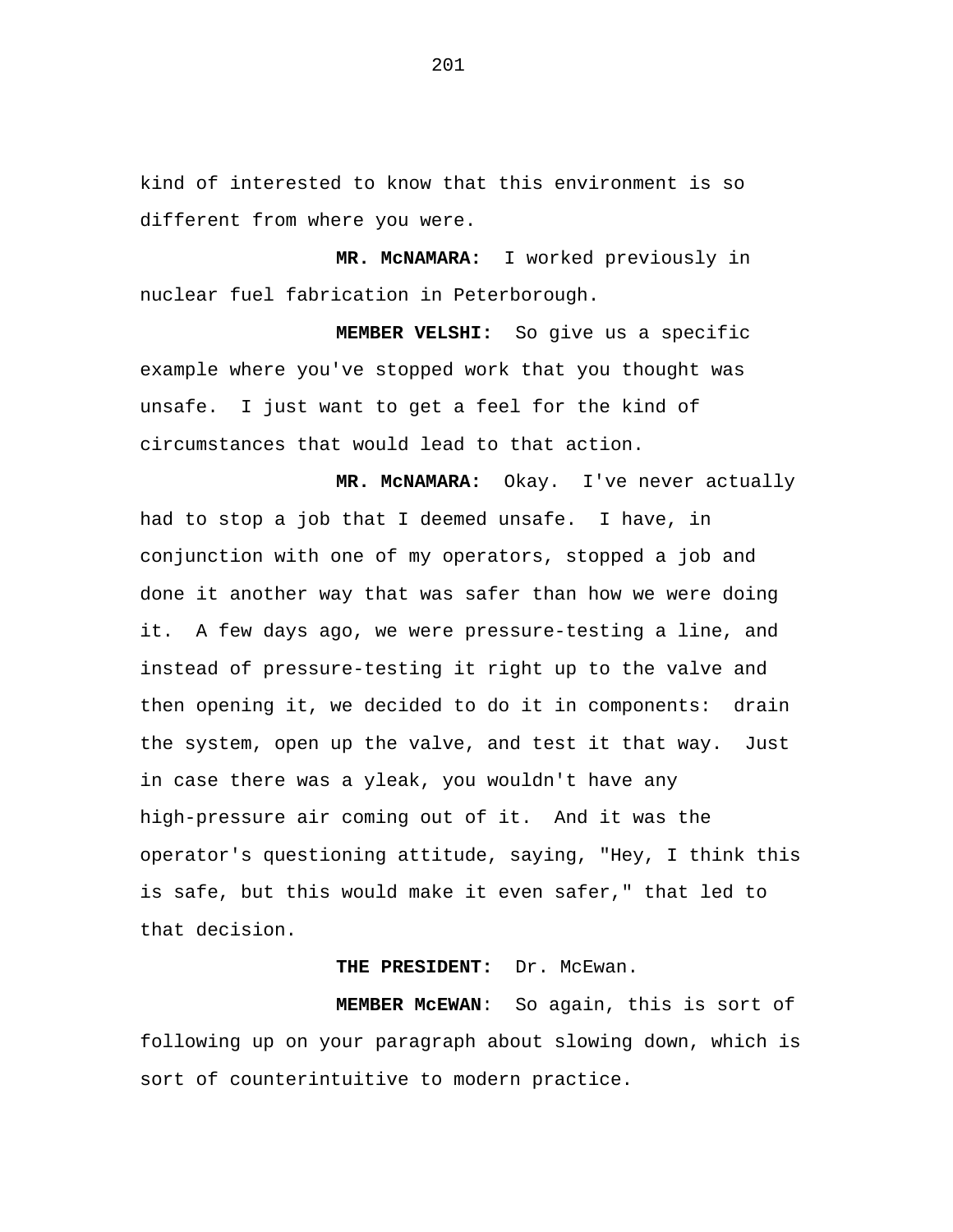kind of interested to know that this environment is so different from where you were.

**MR. McNAMARA:** I worked previously in nuclear fuel fabrication in Peterborough.

**MEMBER VELSHI:** So give us a specific example where you've stopped work that you thought was unsafe. I just want to get a feel for the kind of circumstances that would lead to that action.

**MR. McNAMARA:** Okay. I've never actually had to stop a job that I deemed unsafe. I have, in conjunction with one of my operators, stopped a job and done it another way that was safer than how we were doing it. A few days ago, we were pressure-testing a line, and instead of pressure-testing it right up to the valve and then opening it, we decided to do it in components: drain the system, open up the valve, and test it that way. Just in case there was a yleak, you wouldn't have any high-pressure air coming out of it. And it was the operator's questioning attitude, saying, "Hey, I think this is safe, but this would make it even safer," that led to that decision.

**THE PRESIDENT:** Dr. McEwan.

**MEMBER McEWAN**: So again, this is sort of following up on your paragraph about slowing down, which is sort of counterintuitive to modern practice.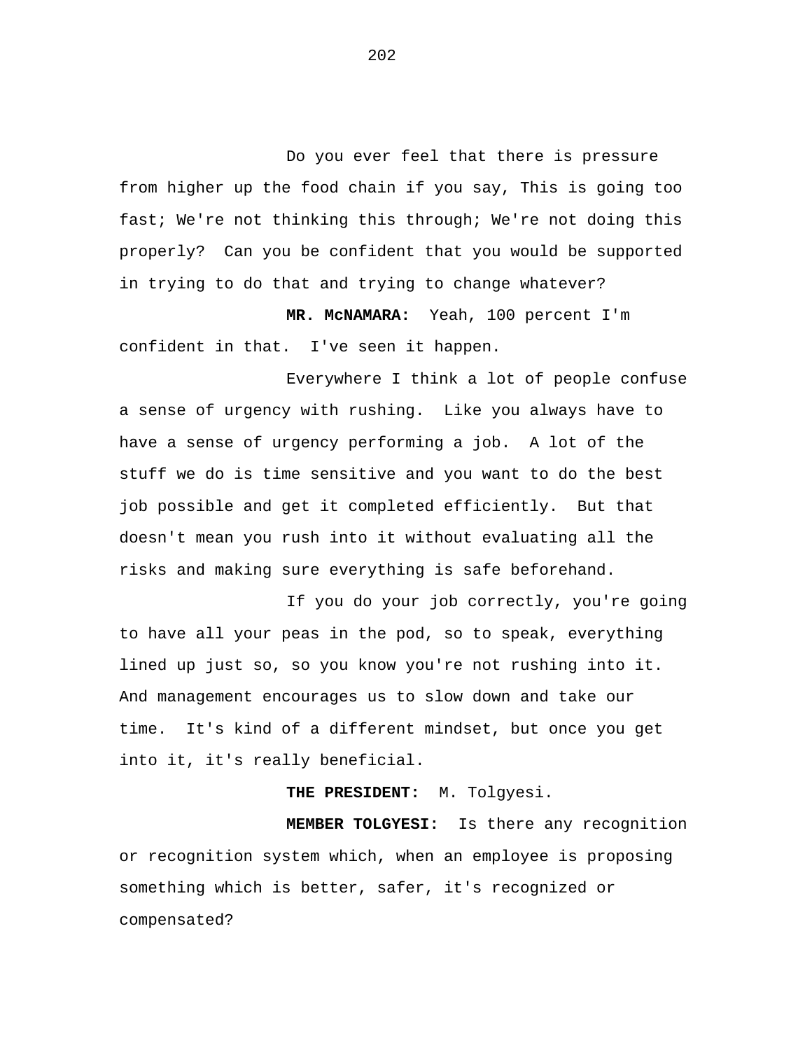Do you ever feel that there is pressure from higher up the food chain if you say, This is going too fast; We're not thinking this through; We're not doing this properly? Can you be confident that you would be supported in trying to do that and trying to change whatever?

**MR. McNAMARA:** Yeah, 100 percent I'm confident in that. I've seen it happen.

Everywhere I think a lot of people confuse a sense of urgency with rushing. Like you always have to have a sense of urgency performing a job. A lot of the stuff we do is time sensitive and you want to do the best job possible and get it completed efficiently. But that doesn't mean you rush into it without evaluating all the risks and making sure everything is safe beforehand.

If you do your job correctly, you're going to have all your peas in the pod, so to speak, everything lined up just so, so you know you're not rushing into it. And management encourages us to slow down and take our time. It's kind of a different mindset, but once you get into it, it's really beneficial.

**THE PRESIDENT:** M. Tolgyesi.

**MEMBER TOLGYESI:** Is there any recognition or recognition system which, when an employee is proposing something which is better, safer, it's recognized or compensated?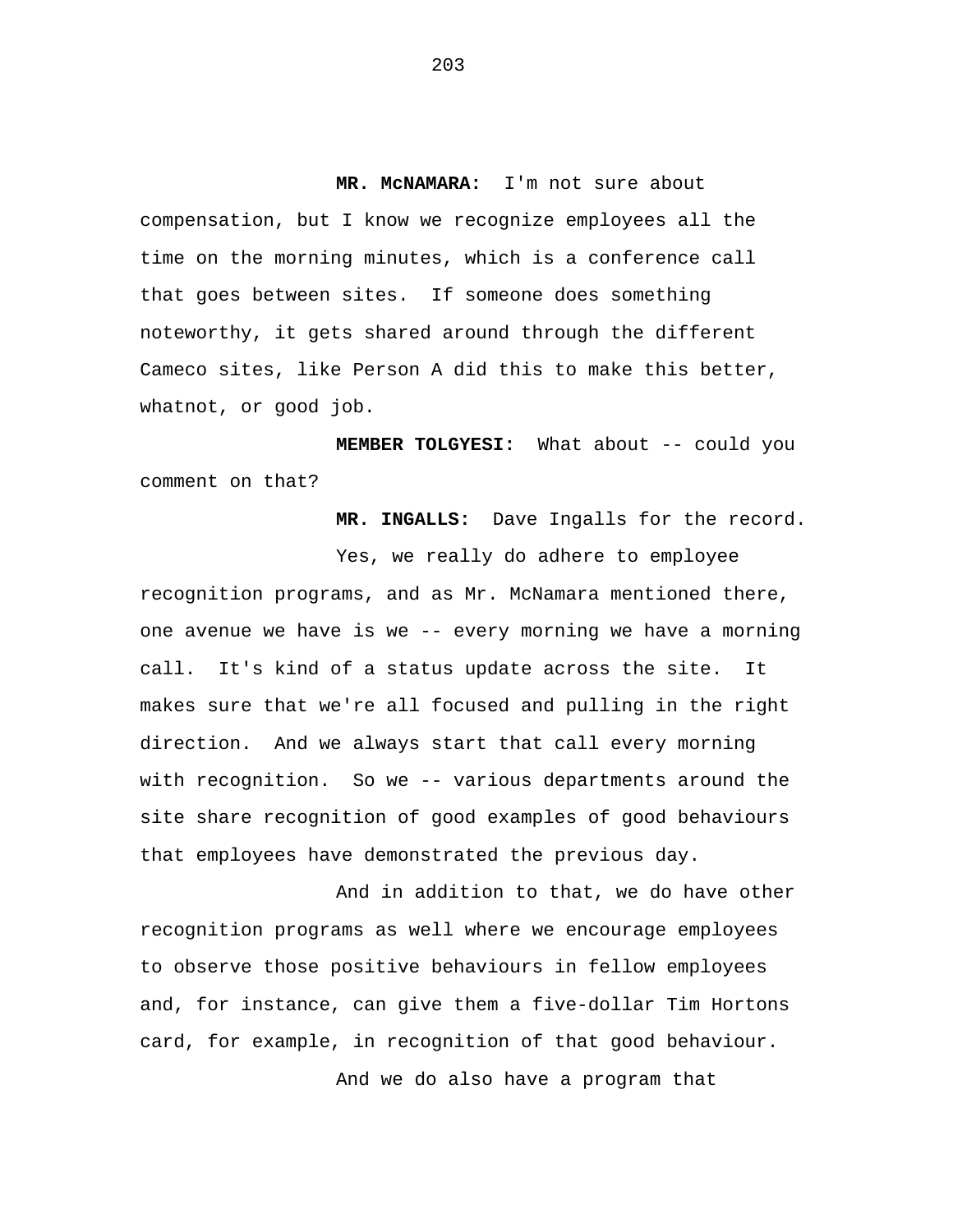**MR. McNAMARA:** I'm not sure about compensation, but I know we recognize employees all the time on the morning minutes, which is a conference call that goes between sites. If someone does something noteworthy, it gets shared around through the different Cameco sites, like Person A did this to make this better, whatnot, or good job.

**MEMBER TOLGYESI:** What about -- could you comment on that?

**MR. INGALLS:** Dave Ingalls for the record.

Yes, we really do adhere to employee recognition programs, and as Mr. McNamara mentioned there, one avenue we have is we -- every morning we have a morning call. It's kind of a status update across the site. It makes sure that we're all focused and pulling in the right direction. And we always start that call every morning with recognition. So we -- various departments around the site share recognition of good examples of good behaviours that employees have demonstrated the previous day.

And in addition to that, we do have other recognition programs as well where we encourage employees to observe those positive behaviours in fellow employees and, for instance, can give them a five-dollar Tim Hortons card, for example, in recognition of that good behaviour.

And we do also have a program that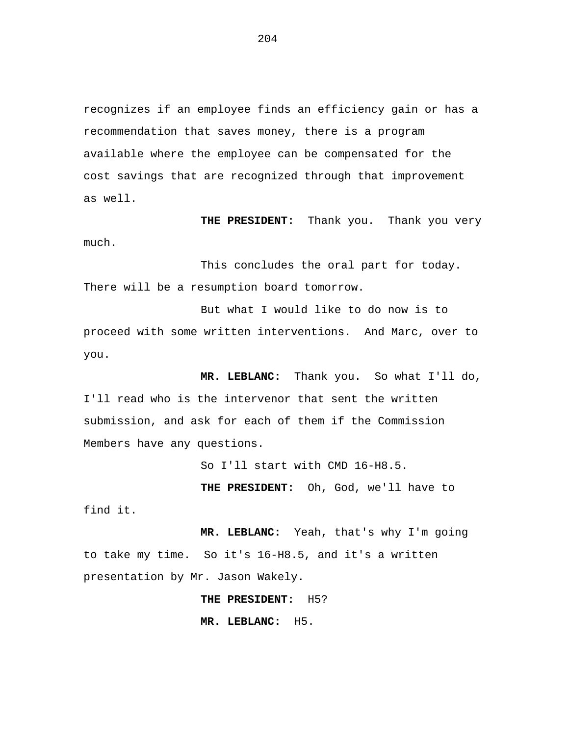recognizes if an employee finds an efficiency gain or has a recommendation that saves money, there is a program available where the employee can be compensated for the cost savings that are recognized through that improvement as well.

**THE PRESIDENT:** Thank you. Thank you very much.

This concludes the oral part for today. There will be a resumption board tomorrow.

But what I would like to do now is to proceed with some written interventions. And Marc, over to you.

**MR. LEBLANC:** Thank you. So what I'll do, I'll read who is the intervenor that sent the written submission, and ask for each of them if the Commission Members have any questions.

So I'll start with CMD 16-H8.5.

**THE PRESIDENT:** Oh, God, we'll have to find it.

**MR. LEBLANC:** Yeah, that's why I'm going to take my time. So it's 16-H8.5, and it's a written presentation by Mr. Jason Wakely.

**THE PRESIDENT:** H5?

**MR. LEBLANC:** H5.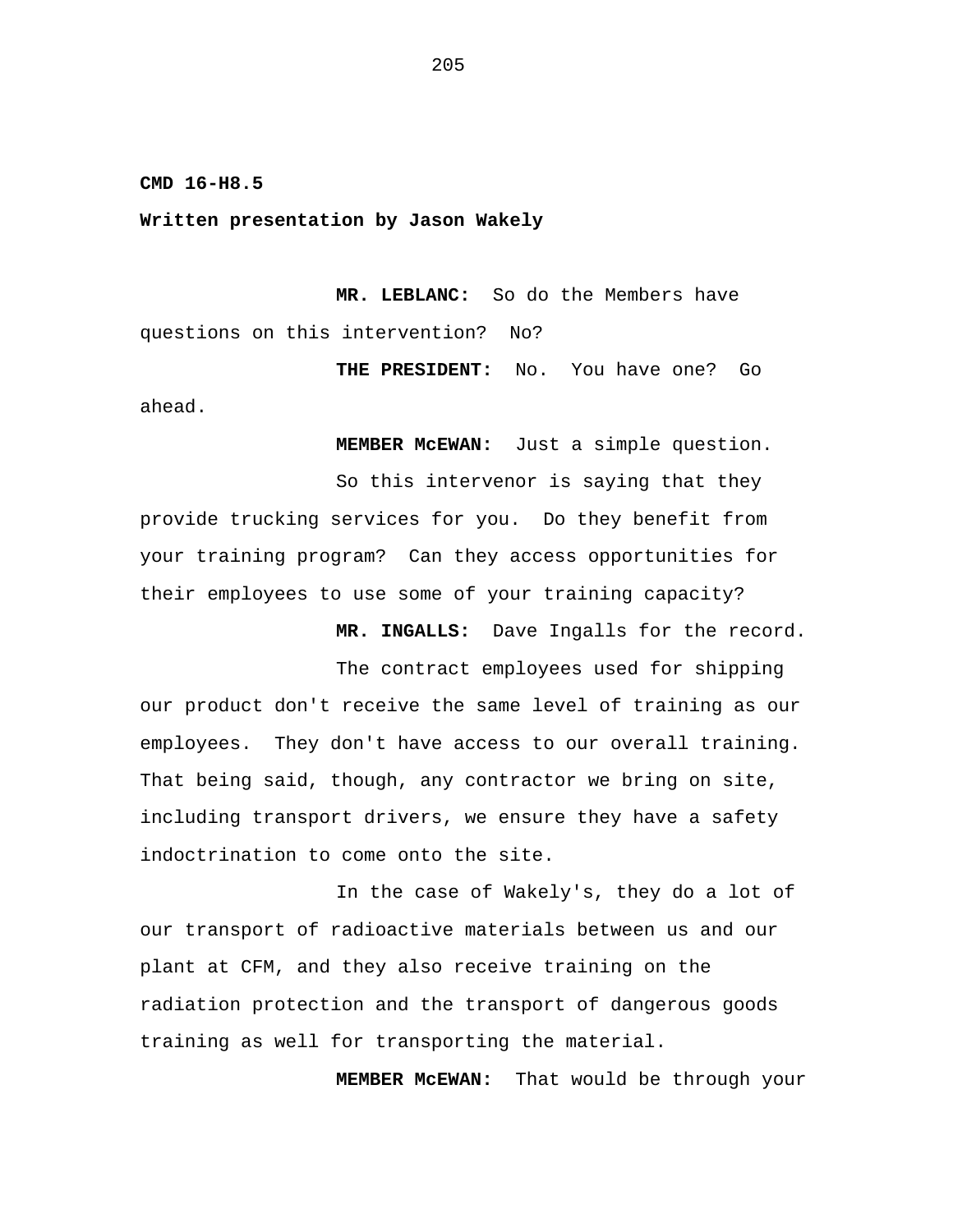**CMD 16-H8.5**

**Written presentation by Jason Wakely**

**MR. LEBLANC:** So do the Members have questions on this intervention? No?

**THE PRESIDENT:** No. You have one? Go ahead.

**MEMBER McEWAN:** Just a simple question.

So this intervenor is saying that they provide trucking services for you. Do they benefit from your training program? Can they access opportunities for their employees to use some of your training capacity?

**MR. INGALLS:** Dave Ingalls for the record.

The contract employees used for shipping our product don't receive the same level of training as our employees. They don't have access to our overall training. That being said, though, any contractor we bring on site, including transport drivers, we ensure they have a safety indoctrination to come onto the site.

In the case of Wakely's, they do a lot of our transport of radioactive materials between us and our plant at CFM, and they also receive training on the radiation protection and the transport of dangerous goods training as well for transporting the material.

**MEMBER McEWAN:** That would be through your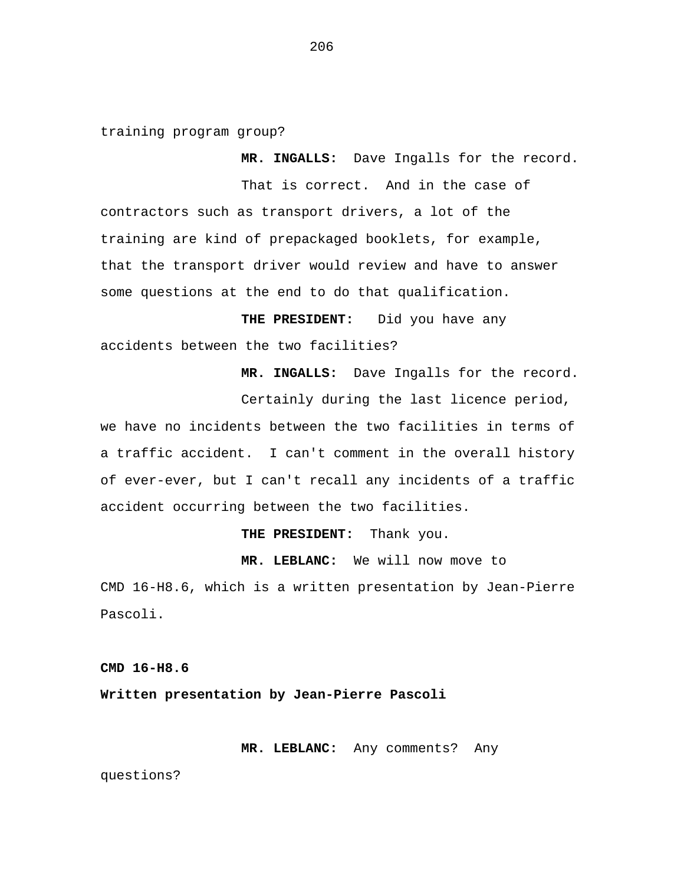training program group?

**MR. INGALLS:** Dave Ingalls for the record.

That is correct. And in the case of contractors such as transport drivers, a lot of the training are kind of prepackaged booklets, for example, that the transport driver would review and have to answer some questions at the end to do that qualification.

**THE PRESIDENT:** Did you have any accidents between the two facilities?

**MR. INGALLS:** Dave Ingalls for the record.

Certainly during the last licence period, we have no incidents between the two facilities in terms of a traffic accident. I can't comment in the overall history of ever-ever, but I can't recall any incidents of a traffic accident occurring between the two facilities.

**THE PRESIDENT:** Thank you.

**MR. LEBLANC:** We will now move to CMD 16-H8.6, which is a written presentation by Jean-Pierre Pascoli.

**CMD 16-H8.6**

**Written presentation by Jean-Pierre Pascoli**

**MR. LEBLANC:** Any comments? Any questions?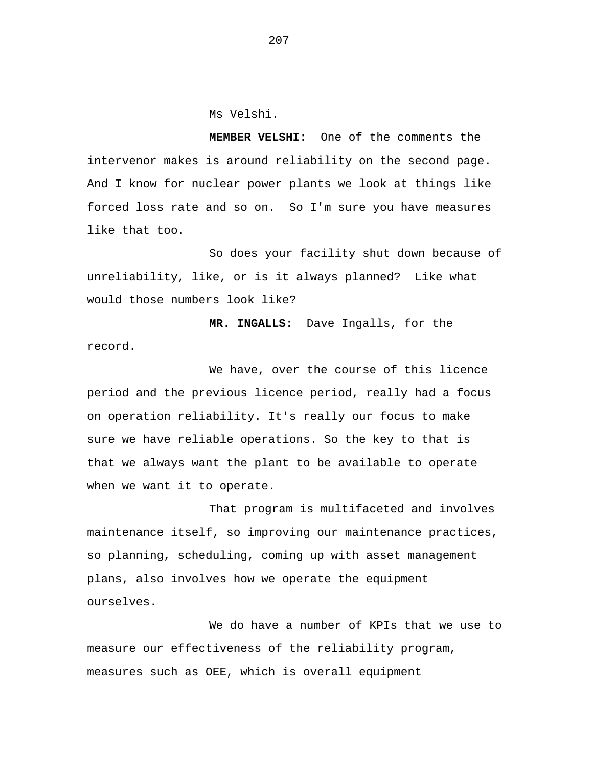Ms Velshi.

**MEMBER VELSHI:** One of the comments the intervenor makes is around reliability on the second page. And I know for nuclear power plants we look at things like forced loss rate and so on. So I'm sure you have measures like that too.

So does your facility shut down because of unreliability, like, or is it always planned? Like what would those numbers look like?

**MR. INGALLS:** Dave Ingalls, for the record.

We have, over the course of this licence period and the previous licence period, really had a focus on operation reliability. It's really our focus to make sure we have reliable operations. So the key to that is that we always want the plant to be available to operate when we want it to operate.

That program is multifaceted and involves maintenance itself, so improving our maintenance practices, so planning, scheduling, coming up with asset management plans, also involves how we operate the equipment ourselves.

We do have a number of KPIs that we use to measure our effectiveness of the reliability program, measures such as OEE, which is overall equipment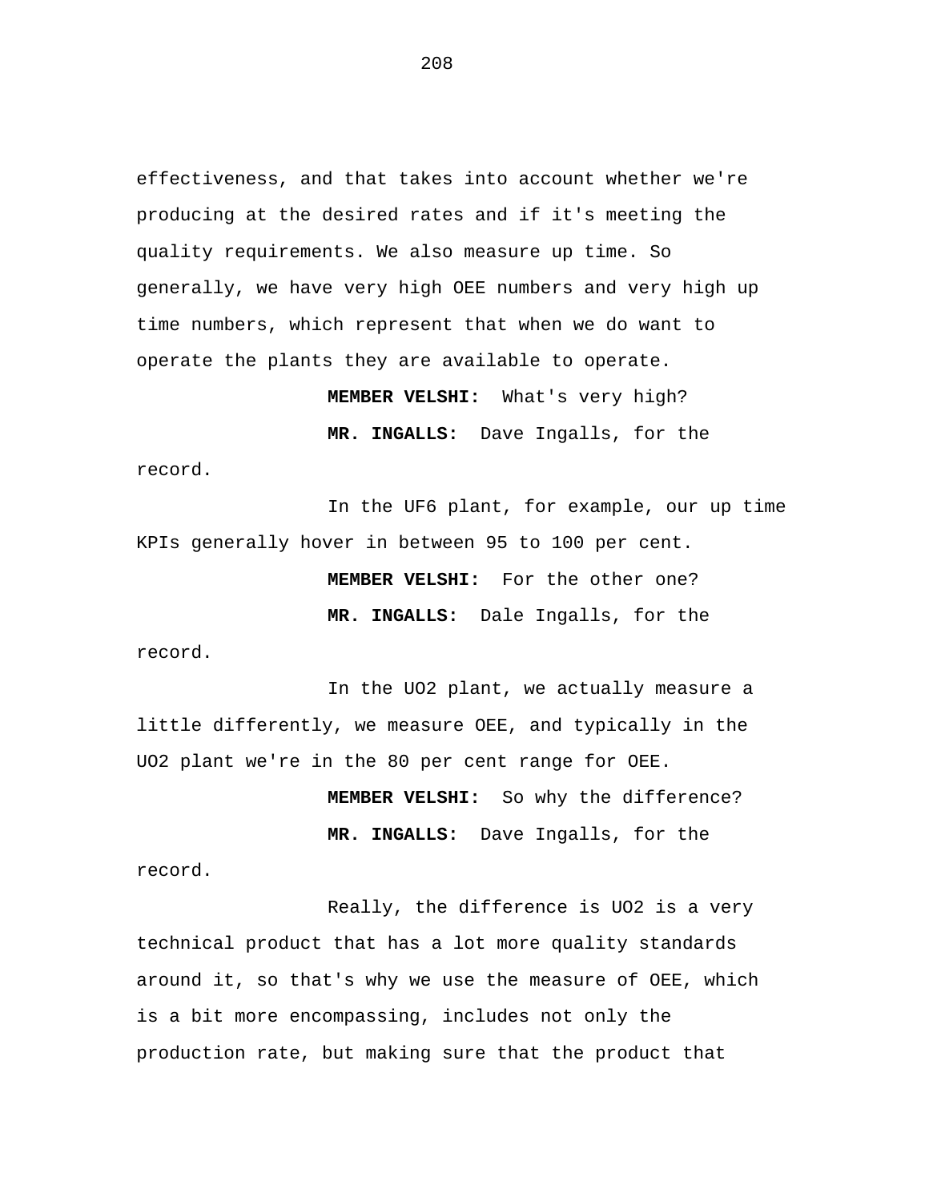effectiveness, and that takes into account whether we're producing at the desired rates and if it's meeting the quality requirements. We also measure up time. So generally, we have very high OEE numbers and very high up time numbers, which represent that when we do want to operate the plants they are available to operate.

**MEMBER VELSHI:** What's very high?

**MR. INGALLS:** Dave Ingalls, for the record.

In the UF6 plant, for example, our up time KPIs generally hover in between 95 to 100 per cent.

**MEMBER VELSHI:** For the other one?

**MR. INGALLS:** Dale Ingalls, for the record.

In the UO2 plant, we actually measure a little differently, we measure OEE, and typically in the UO2 plant we're in the 80 per cent range for OEE.

**MEMBER VELSHI:** So why the difference?

**MR. INGALLS:** Dave Ingalls, for the record.

Really, the difference is UO2 is a very technical product that has a lot more quality standards around it, so that's why we use the measure of OEE, which is a bit more encompassing, includes not only the production rate, but making sure that the product that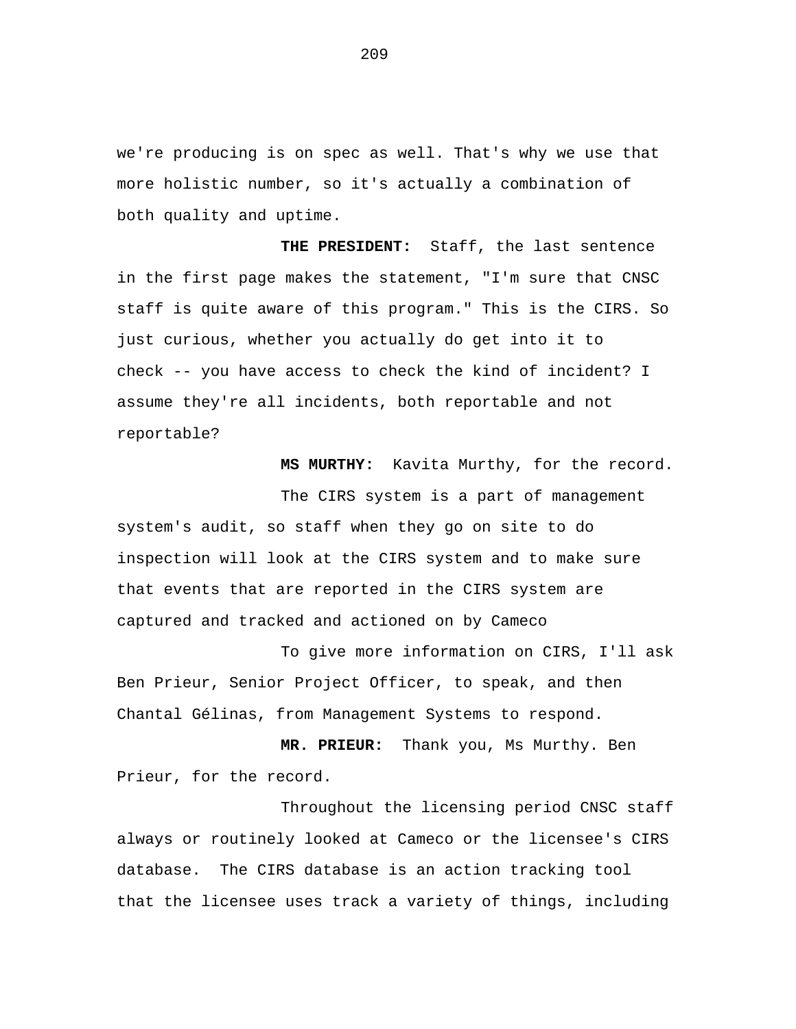we're producing is on spec as well. That's why we use that more holistic number, so it's actually a combination of both quality and uptime.

**THE PRESIDENT:** Staff, the last sentence in the first page makes the statement, "I'm sure that CNSC staff is quite aware of this program." This is the CIRS. So just curious, whether you actually do get into it to check -- you have access to check the kind of incident? I assume they're all incidents, both reportable and not reportable?

**MS MURTHY:** Kavita Murthy, for the record.

The CIRS system is a part of management system's audit, so staff when they go on site to do inspection will look at the CIRS system and to make sure that events that are reported in the CIRS system are captured and tracked and actioned on by Cameco

To give more information on CIRS, I'll ask Ben Prieur, Senior Project Officer, to speak, and then Chantal Gélinas, from Management Systems to respond.

**MR. PRIEUR:** Thank you, Ms Murthy. Ben Prieur, for the record.

Throughout the licensing period CNSC staff always or routinely looked at Cameco or the licensee's CIRS database. The CIRS database is an action tracking tool that the licensee uses track a variety of things, including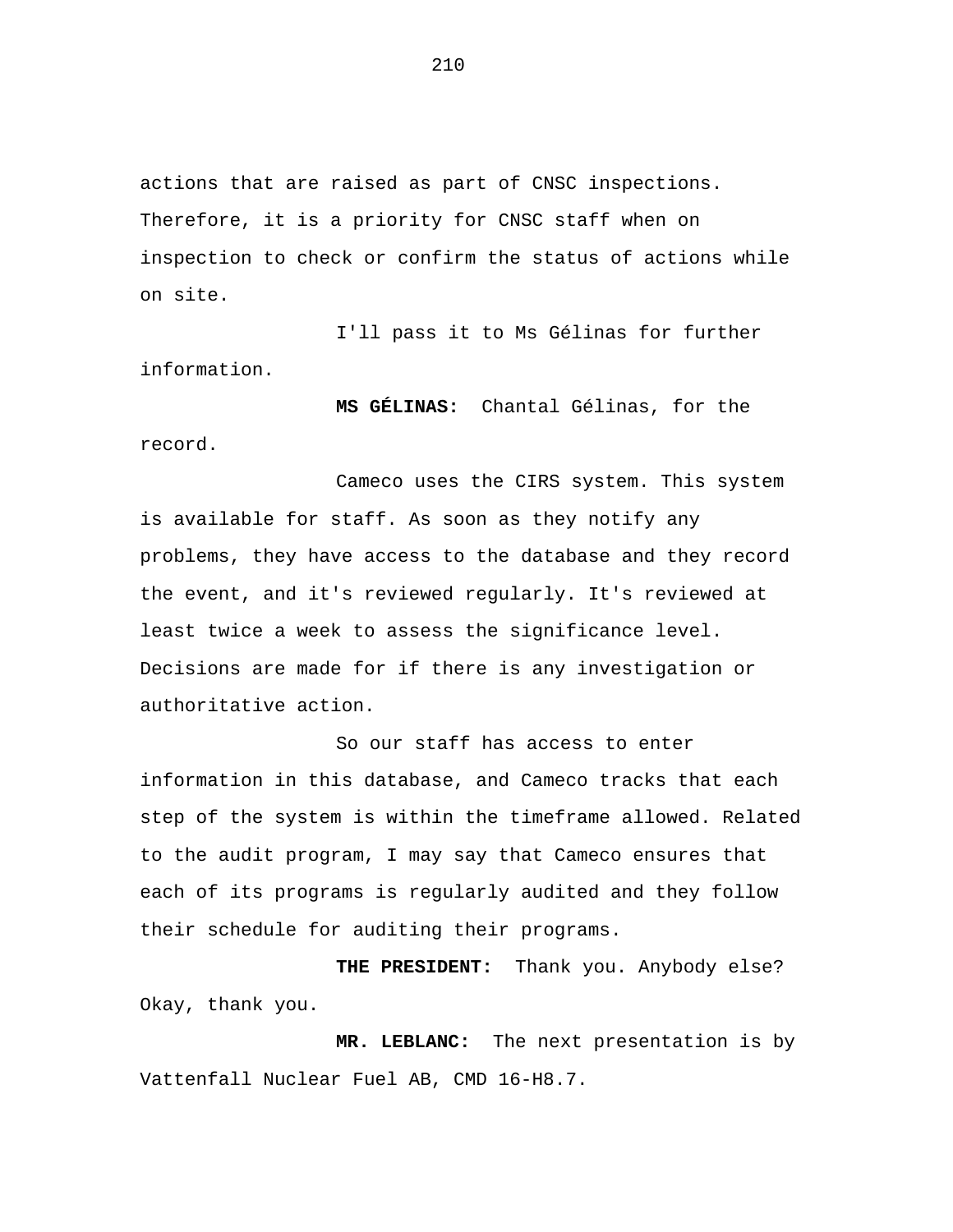actions that are raised as part of CNSC inspections. Therefore, it is a priority for CNSC staff when on inspection to check or confirm the status of actions while on site.

I'll pass it to Ms Gélinas for further information.

**MS GÉLINAS:** Chantal Gélinas, for the record.

Cameco uses the CIRS system. This system is available for staff. As soon as they notify any problems, they have access to the database and they record the event, and it's reviewed regularly. It's reviewed at least twice a week to assess the significance level. Decisions are made for if there is any investigation or authoritative action.

So our staff has access to enter information in this database, and Cameco tracks that each step of the system is within the timeframe allowed. Related to the audit program, I may say that Cameco ensures that each of its programs is regularly audited and they follow their schedule for auditing their programs.

**THE PRESIDENT:** Thank you. Anybody else? Okay, thank you.

**MR. LEBLANC:** The next presentation is by Vattenfall Nuclear Fuel AB, CMD 16-H8.7.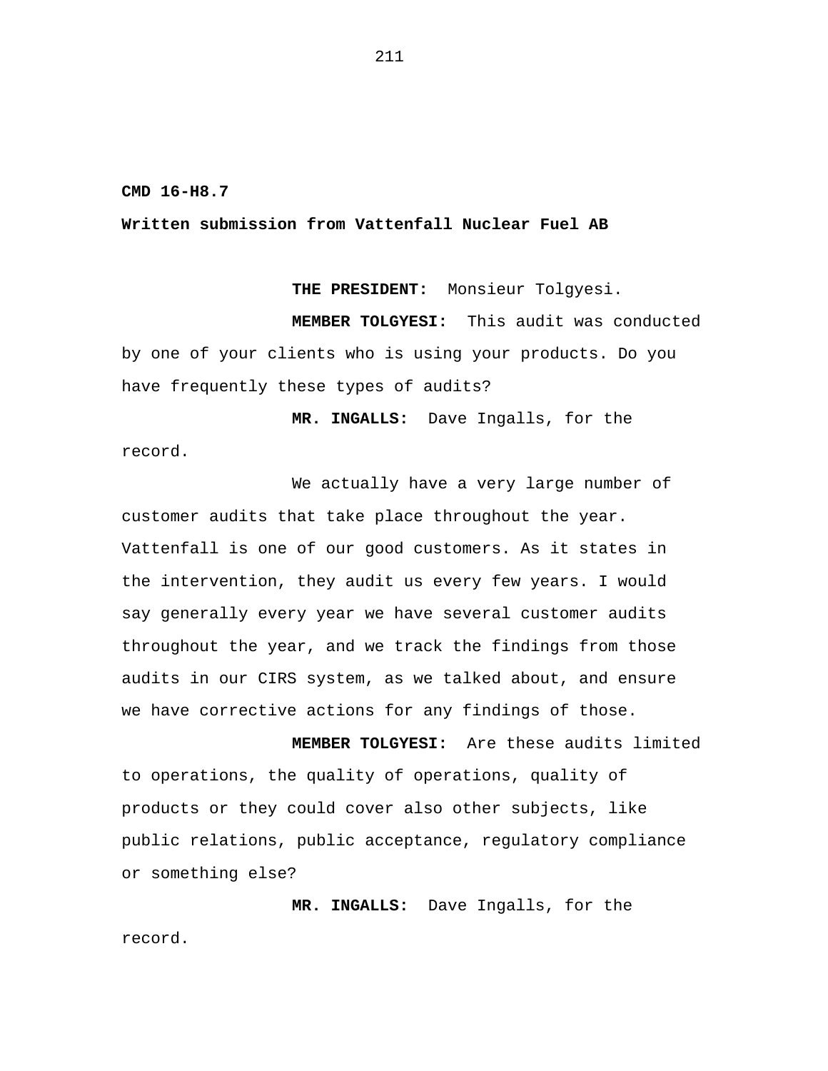**CMD 16-H8.7**

**Written submission from Vattenfall Nuclear Fuel AB**

**THE PRESIDENT:** Monsieur Tolgyesi.

**MEMBER TOLGYESI:** This audit was conducted by one of your clients who is using your products. Do you have frequently these types of audits?

**MR. INGALLS:** Dave Ingalls, for the record.

We actually have a very large number of customer audits that take place throughout the year. Vattenfall is one of our good customers. As it states in the intervention, they audit us every few years. I would say generally every year we have several customer audits throughout the year, and we track the findings from those audits in our CIRS system, as we talked about, and ensure we have corrective actions for any findings of those.

**MEMBER TOLGYESI:** Are these audits limited to operations, the quality of operations, quality of products or they could cover also other subjects, like public relations, public acceptance, regulatory compliance or something else?

**MR. INGALLS:** Dave Ingalls, for the record.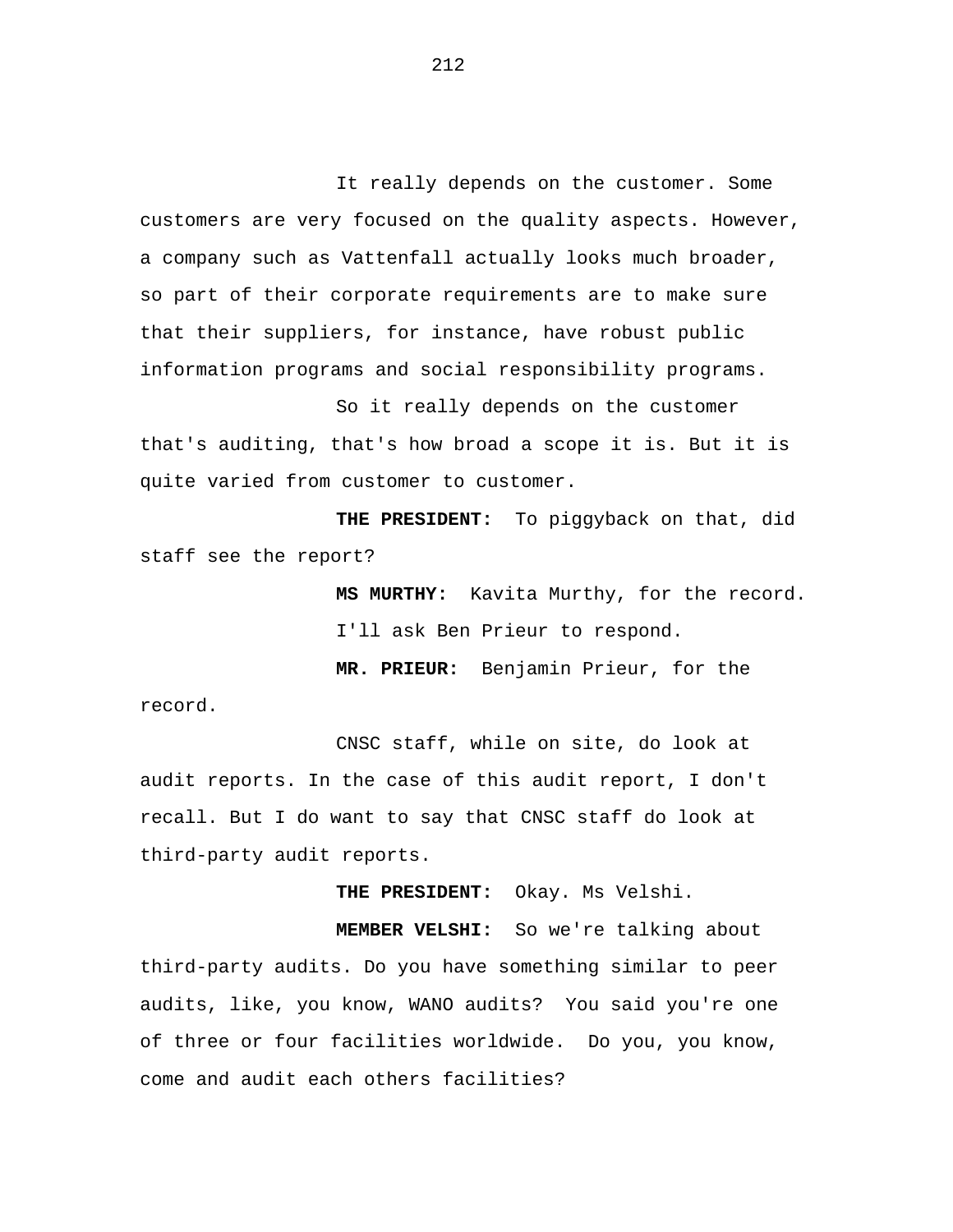It really depends on the customer. Some customers are very focused on the quality aspects. However, a company such as Vattenfall actually looks much broader, so part of their corporate requirements are to make sure that their suppliers, for instance, have robust public information programs and social responsibility programs.

So it really depends on the customer that's auditing, that's how broad a scope it is. But it is quite varied from customer to customer.

**THE PRESIDENT:** To piggyback on that, did staff see the report?

**MS MURTHY:** Kavita Murthy, for the record.

I'll ask Ben Prieur to respond.

**MR. PRIEUR:** Benjamin Prieur, for the record.

CNSC staff, while on site, do look at audit reports. In the case of this audit report, I don't recall. But I do want to say that CNSC staff do look at third-party audit reports.

**THE PRESIDENT:** Okay. Ms Velshi.

**MEMBER VELSHI:** So we're talking about third-party audits. Do you have something similar to peer audits, like, you know, WANO audits? You said you're one of three or four facilities worldwide. Do you, you know, come and audit each others facilities?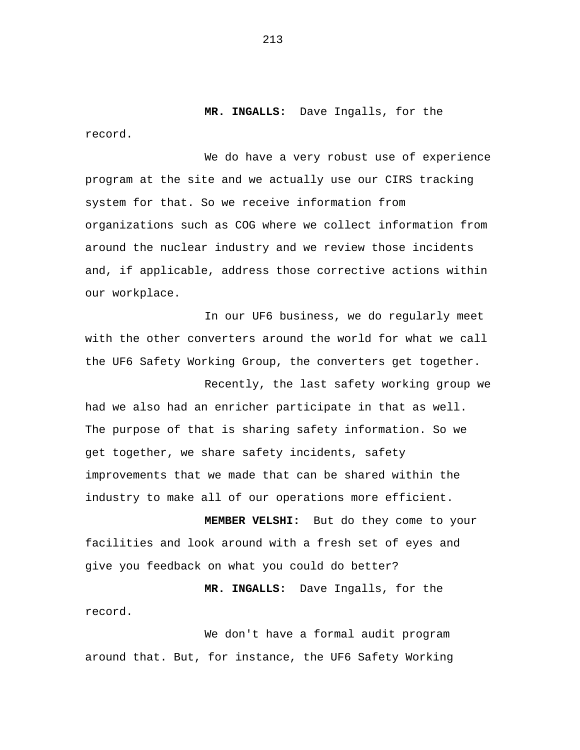**MR. INGALLS:** Dave Ingalls, for the record.

We do have a very robust use of experience program at the site and we actually use our CIRS tracking system for that. So we receive information from organizations such as COG where we collect information from around the nuclear industry and we review those incidents and, if applicable, address those corrective actions within our workplace.

In our UF6 business, we do regularly meet with the other converters around the world for what we call the UF6 Safety Working Group, the converters get together.

Recently, the last safety working group we had we also had an enricher participate in that as well. The purpose of that is sharing safety information. So we get together, we share safety incidents, safety improvements that we made that can be shared within the industry to make all of our operations more efficient.

**MEMBER VELSHI:** But do they come to your facilities and look around with a fresh set of eyes and give you feedback on what you could do better?

**MR. INGALLS:** Dave Ingalls, for the record.

We don't have a formal audit program around that. But, for instance, the UF6 Safety Working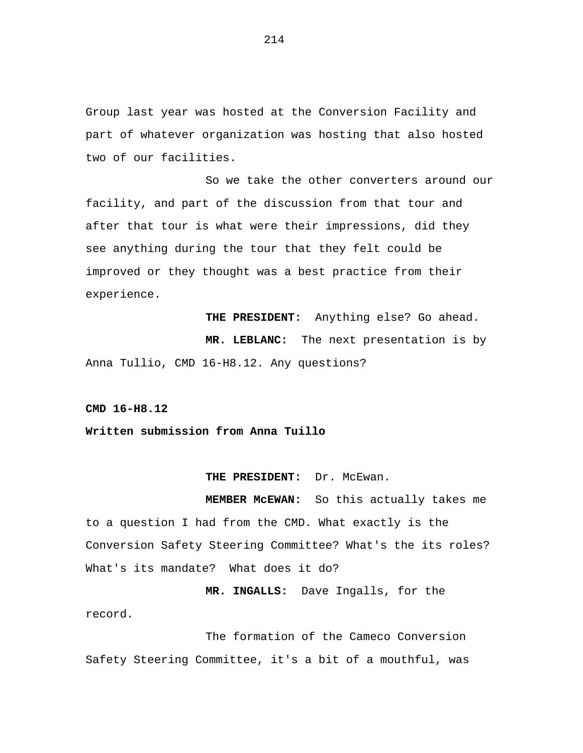Group last year was hosted at the Conversion Facility and part of whatever organization was hosting that also hosted two of our facilities.

So we take the other converters around our facility, and part of the discussion from that tour and after that tour is what were their impressions, did they see anything during the tour that they felt could be improved or they thought was a best practice from their experience.

**THE PRESIDENT:** Anything else? Go ahead.

**MR. LEBLANC:** The next presentation is by Anna Tullio, CMD 16-H8.12. Any questions?

**CMD 16-H8.12**

**Written submission from Anna Tuillo**

**THE PRESIDENT:** Dr. McEwan.

**MEMBER McEWAN:** So this actually takes me to a question I had from the CMD. What exactly is the Conversion Safety Steering Committee? What's the its roles? What's its mandate? What does it do?

**MR. INGALLS:** Dave Ingalls, for the record.

The formation of the Cameco Conversion Safety Steering Committee, it's a bit of a mouthful, was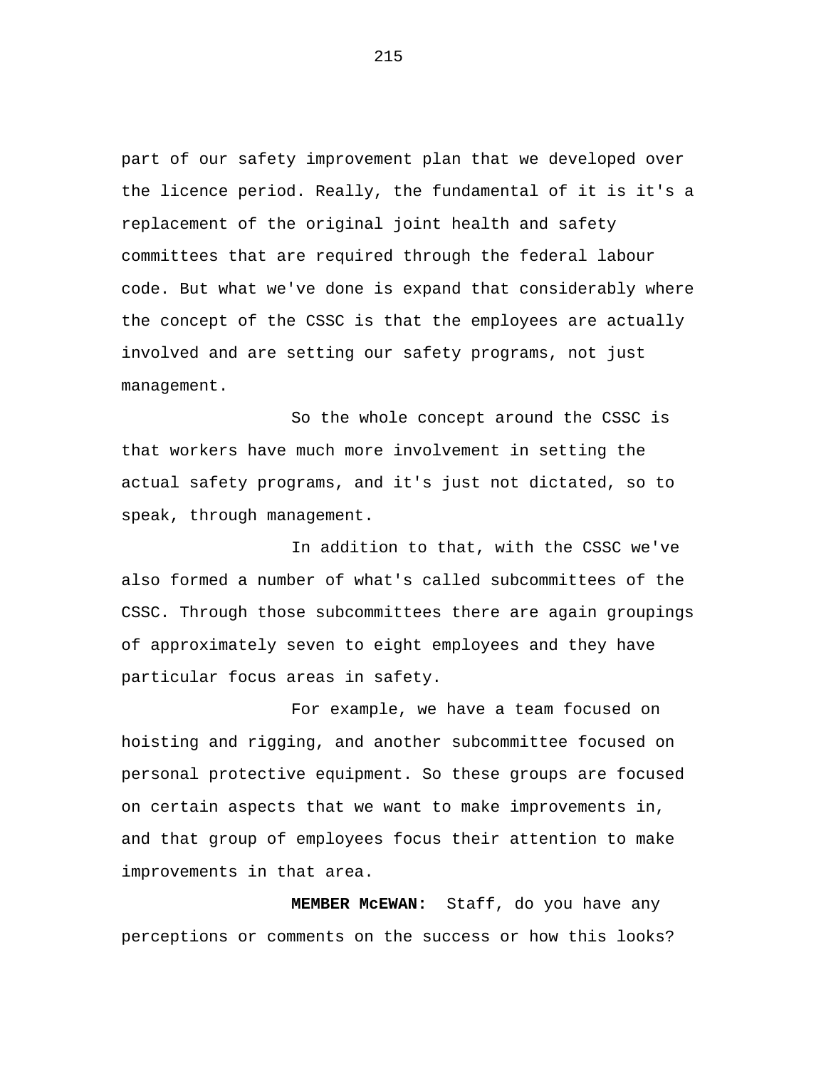part of our safety improvement plan that we developed over the licence period. Really, the fundamental of it is it's a replacement of the original joint health and safety committees that are required through the federal labour code. But what we've done is expand that considerably where the concept of the CSSC is that the employees are actually involved and are setting our safety programs, not just management.

So the whole concept around the CSSC is that workers have much more involvement in setting the actual safety programs, and it's just not dictated, so to speak, through management.

In addition to that, with the CSSC we've also formed a number of what's called subcommittees of the CSSC. Through those subcommittees there are again groupings of approximately seven to eight employees and they have particular focus areas in safety.

For example, we have a team focused on hoisting and rigging, and another subcommittee focused on personal protective equipment. So these groups are focused on certain aspects that we want to make improvements in, and that group of employees focus their attention to make improvements in that area.

**MEMBER McEWAN:** Staff, do you have any perceptions or comments on the success or how this looks?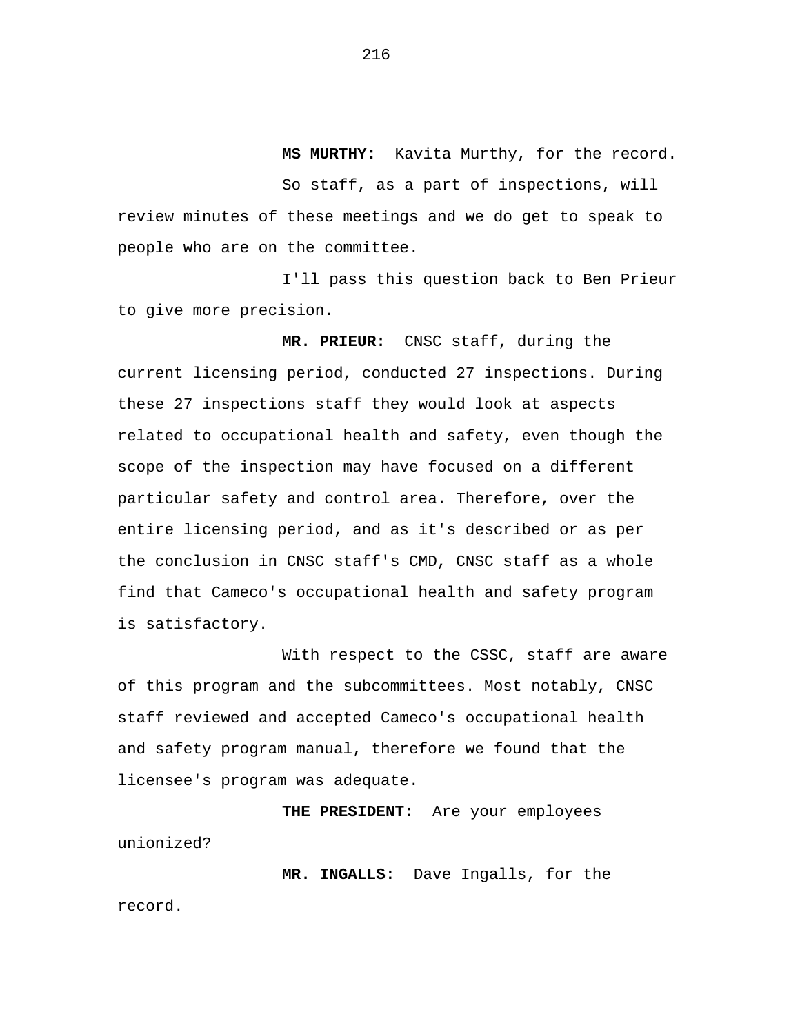**MS MURTHY:** Kavita Murthy, for the record.

So staff, as a part of inspections, will review minutes of these meetings and we do get to speak to people who are on the committee.

I'll pass this question back to Ben Prieur to give more precision.

**MR. PRIEUR:** CNSC staff, during the current licensing period, conducted 27 inspections. During these 27 inspections staff they would look at aspects related to occupational health and safety, even though the scope of the inspection may have focused on a different particular safety and control area. Therefore, over the entire licensing period, and as it's described or as per the conclusion in CNSC staff's CMD, CNSC staff as a whole find that Cameco's occupational health and safety program is satisfactory.

With respect to the CSSC, staff are aware of this program and the subcommittees. Most notably, CNSC staff reviewed and accepted Cameco's occupational health and safety program manual, therefore we found that the licensee's program was adequate.

**THE PRESIDENT:** Are your employees unionized?

**MR. INGALLS:** Dave Ingalls, for the record.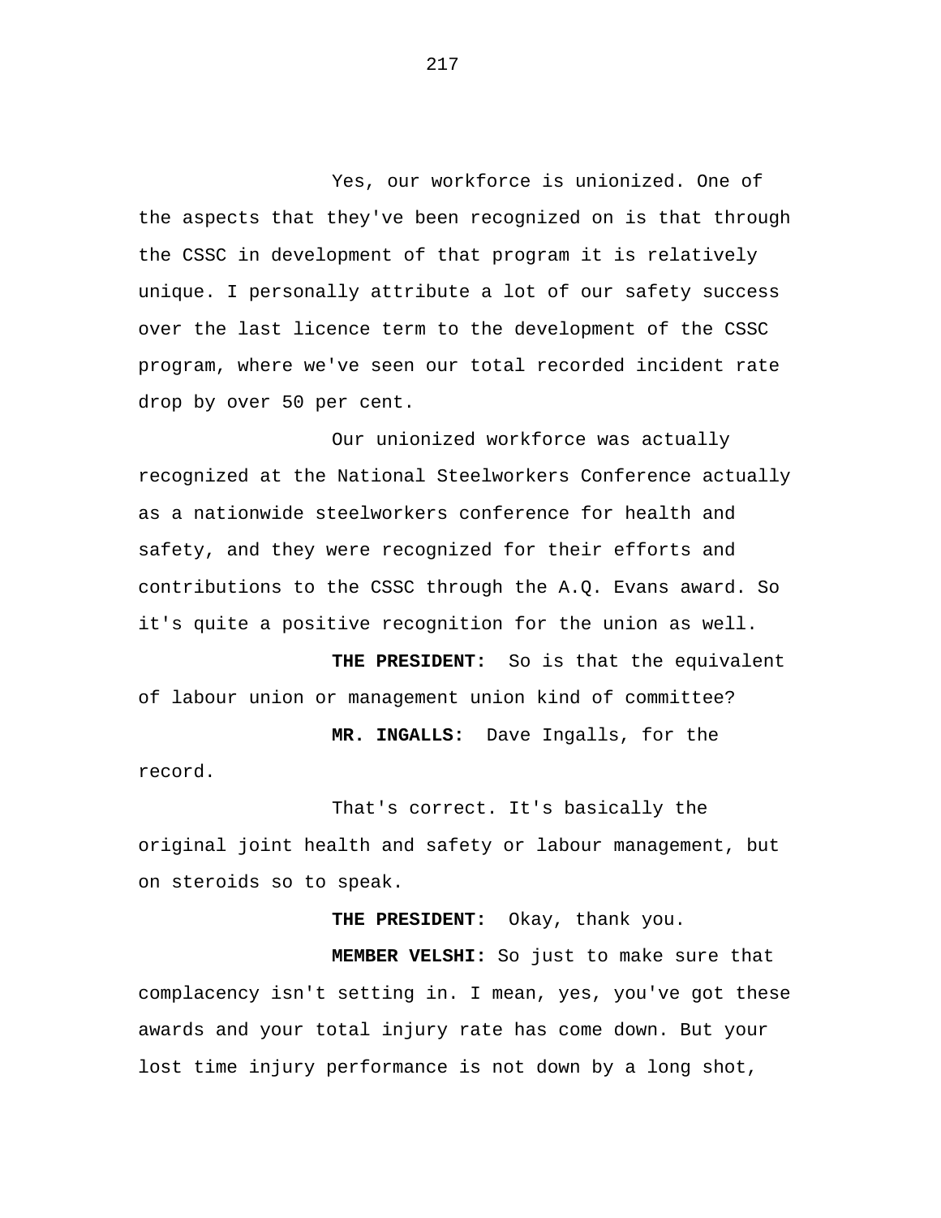Yes, our workforce is unionized. One of the aspects that they've been recognized on is that through the CSSC in development of that program it is relatively unique. I personally attribute a lot of our safety success over the last licence term to the development of the CSSC program, where we've seen our total recorded incident rate drop by over 50 per cent.

Our unionized workforce was actually recognized at the National Steelworkers Conference actually as a nationwide steelworkers conference for health and safety, and they were recognized for their efforts and contributions to the CSSC through the A.Q. Evans award. So it's quite a positive recognition for the union as well.

**THE PRESIDENT:** So is that the equivalent of labour union or management union kind of committee?

**MR. INGALLS:** Dave Ingalls, for the record.

That's correct. It's basically the original joint health and safety or labour management, but on steroids so to speak.

**THE PRESIDENT:** Okay, thank you.

**MEMBER VELSHI:** So just to make sure that complacency isn't setting in. I mean, yes, you've got these awards and your total injury rate has come down. But your lost time injury performance is not down by a long shot,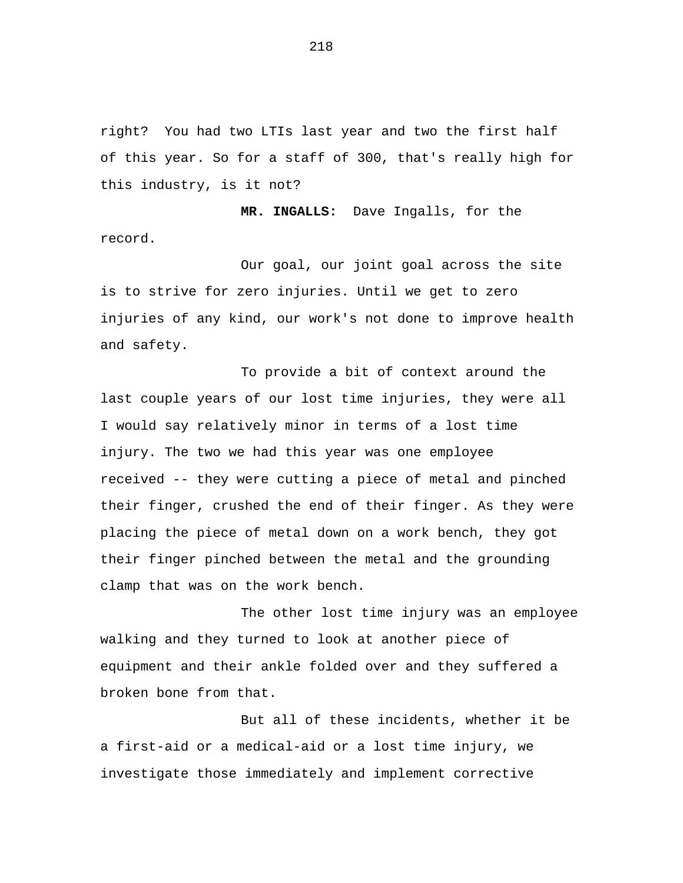right? You had two LTIs last year and two the first half of this year. So for a staff of 300, that's really high for this industry, is it not?

**MR. INGALLS:** Dave Ingalls, for the record.

Our goal, our joint goal across the site is to strive for zero injuries. Until we get to zero injuries of any kind, our work's not done to improve health and safety.

To provide a bit of context around the last couple years of our lost time injuries, they were all I would say relatively minor in terms of a lost time injury. The two we had this year was one employee received -- they were cutting a piece of metal and pinched their finger, crushed the end of their finger. As they were placing the piece of metal down on a work bench, they got their finger pinched between the metal and the grounding clamp that was on the work bench.

The other lost time injury was an employee walking and they turned to look at another piece of equipment and their ankle folded over and they suffered a broken bone from that.

But all of these incidents, whether it be a first-aid or a medical-aid or a lost time injury, we investigate those immediately and implement corrective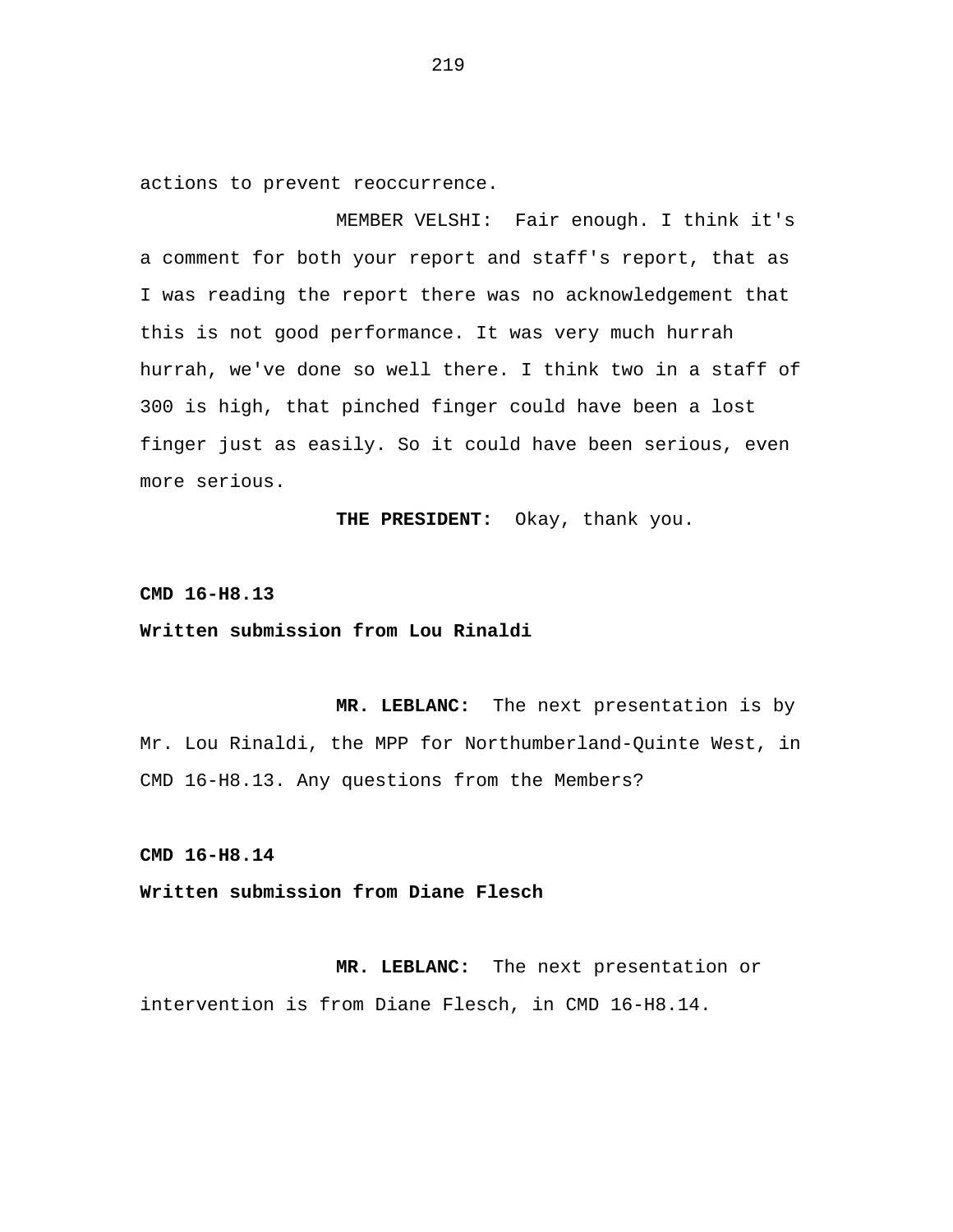actions to prevent reoccurrence.

MEMBER VELSHI: Fair enough. I think it's a comment for both your report and staff's report, that as I was reading the report there was no acknowledgement that this is not good performance. It was very much hurrah hurrah, we've done so well there. I think two in a staff of 300 is high, that pinched finger could have been a lost finger just as easily. So it could have been serious, even more serious.

**THE PRESIDENT:** Okay, thank you.

**CMD 16-H8.13**

**Written submission from Lou Rinaldi**

**MR. LEBLANC:** The next presentation is by Mr. Lou Rinaldi, the MPP for Northumberland-Quinte West, in CMD 16-H8.13. Any questions from the Members?

**CMD 16-H8.14**

**Written submission from Diane Flesch**

**MR. LEBLANC:** The next presentation or intervention is from Diane Flesch, in CMD 16-H8.14.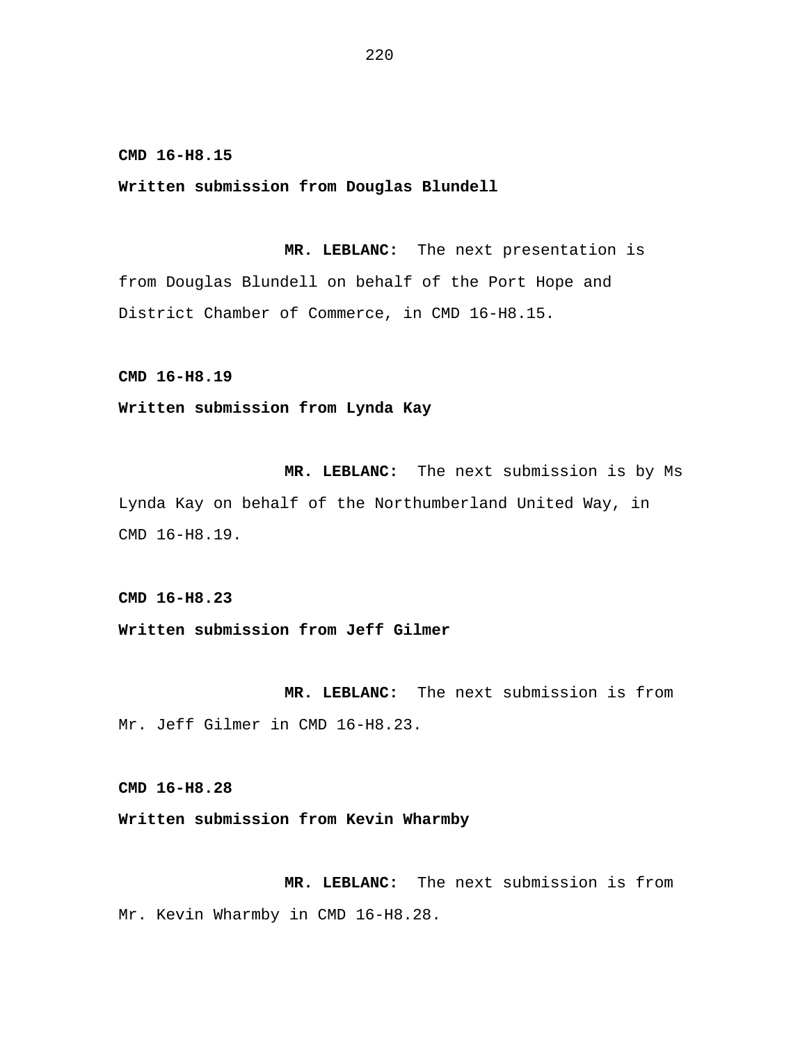**CMD 16-H8.15**

**Written submission from Douglas Blundell**

**MR. LEBLANC:** The next presentation is from Douglas Blundell on behalf of the Port Hope and District Chamber of Commerce, in CMD 16-H8.15.

**CMD 16-H8.19**

**Written submission from Lynda Kay**

**MR. LEBLANC:** The next submission is by Ms Lynda Kay on behalf of the Northumberland United Way, in CMD 16-H8.19.

**CMD 16-H8.23**

**Written submission from Jeff Gilmer**

**MR. LEBLANC:** The next submission is from Mr. Jeff Gilmer in CMD 16-H8.23.

**CMD 16-H8.28**

**Written submission from Kevin Wharmby**

**MR. LEBLANC:** The next submission is from Mr. Kevin Wharmby in CMD 16-H8.28.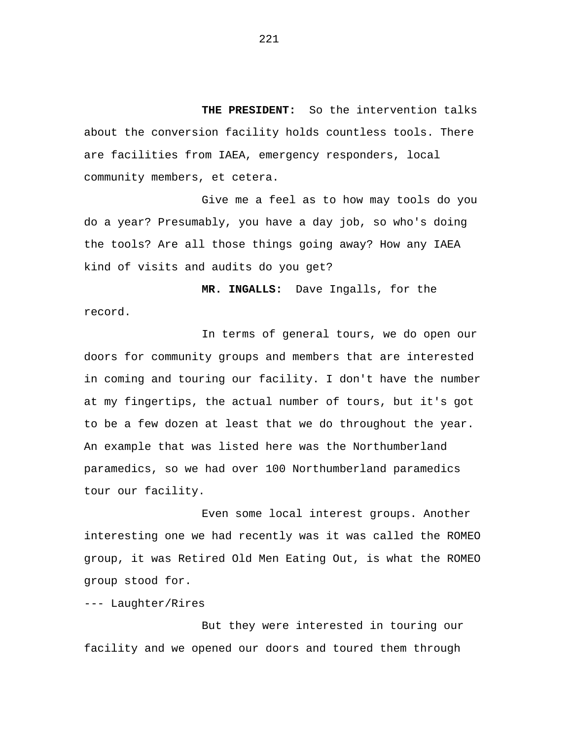**THE PRESIDENT:** So the intervention talks about the conversion facility holds countless tools. There are facilities from IAEA, emergency responders, local community members, et cetera.

Give me a feel as to how may tools do you do a year? Presumably, you have a day job, so who's doing the tools? Are all those things going away? How any IAEA kind of visits and audits do you get?

**MR. INGALLS:** Dave Ingalls, for the record.

In terms of general tours, we do open our doors for community groups and members that are interested in coming and touring our facility. I don't have the number at my fingertips, the actual number of tours, but it's got to be a few dozen at least that we do throughout the year. An example that was listed here was the Northumberland paramedics, so we had over 100 Northumberland paramedics tour our facility.

Even some local interest groups. Another interesting one we had recently was it was called the ROMEO group, it was Retired Old Men Eating Out, is what the ROMEO group stood for.

--- Laughter/Rires

But they were interested in touring our facility and we opened our doors and toured them through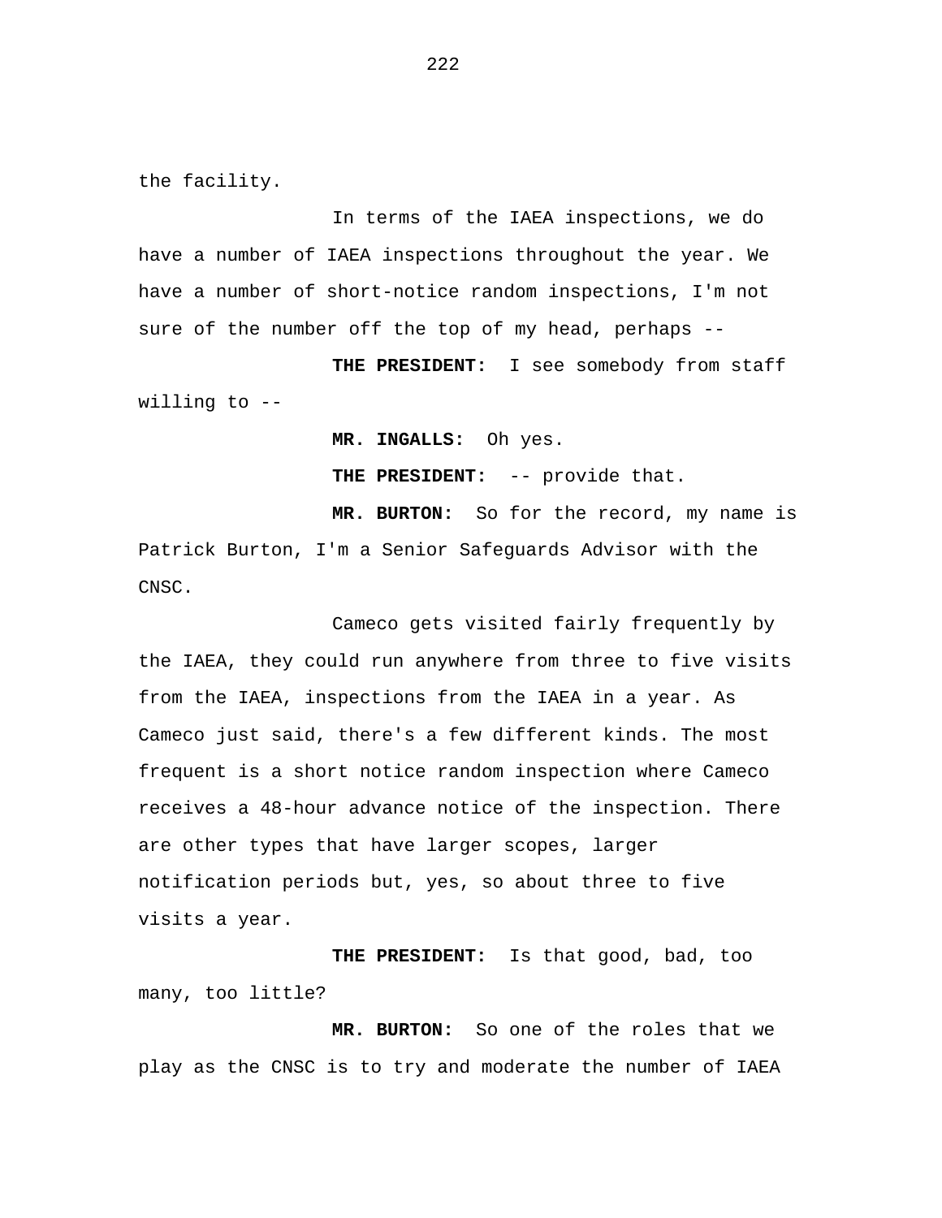the facility.

In terms of the IAEA inspections, we do have a number of IAEA inspections throughout the year. We have a number of short-notice random inspections, I'm not sure of the number off the top of my head, perhaps --

**THE PRESIDENT:** I see somebody from staff willing to --

**MR. INGALLS:** Oh yes.

**THE PRESIDENT:** -- provide that.

**MR. BURTON:** So for the record, my name is Patrick Burton, I'm a Senior Safeguards Advisor with the CNSC.

Cameco gets visited fairly frequently by the IAEA, they could run anywhere from three to five visits from the IAEA, inspections from the IAEA in a year. As Cameco just said, there's a few different kinds. The most frequent is a short notice random inspection where Cameco receives a 48-hour advance notice of the inspection. There are other types that have larger scopes, larger notification periods but, yes, so about three to five visits a year.

**THE PRESIDENT:** Is that good, bad, too many, too little?

**MR. BURTON:** So one of the roles that we play as the CNSC is to try and moderate the number of IAEA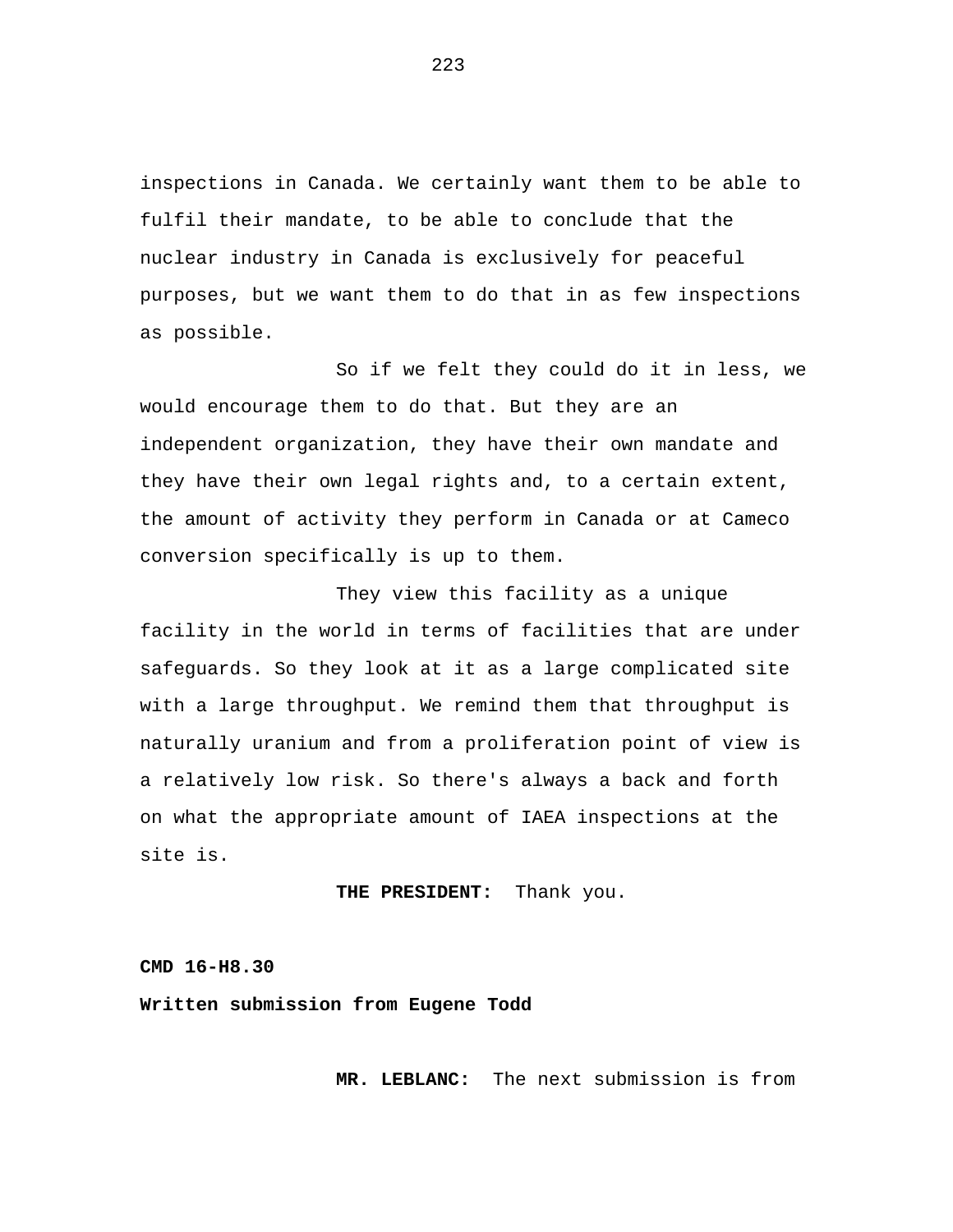inspections in Canada. We certainly want them to be able to fulfil their mandate, to be able to conclude that the nuclear industry in Canada is exclusively for peaceful purposes, but we want them to do that in as few inspections as possible.

So if we felt they could do it in less, we would encourage them to do that. But they are an independent organization, they have their own mandate and they have their own legal rights and, to a certain extent, the amount of activity they perform in Canada or at Cameco conversion specifically is up to them.

They view this facility as a unique facility in the world in terms of facilities that are under safeguards. So they look at it as a large complicated site with a large throughput. We remind them that throughput is naturally uranium and from a proliferation point of view is a relatively low risk. So there's always a back and forth on what the appropriate amount of IAEA inspections at the site is.

**THE PRESIDENT:** Thank you.

**CMD 16-H8.30**

**Written submission from Eugene Todd**

**MR. LEBLANC:** The next submission is from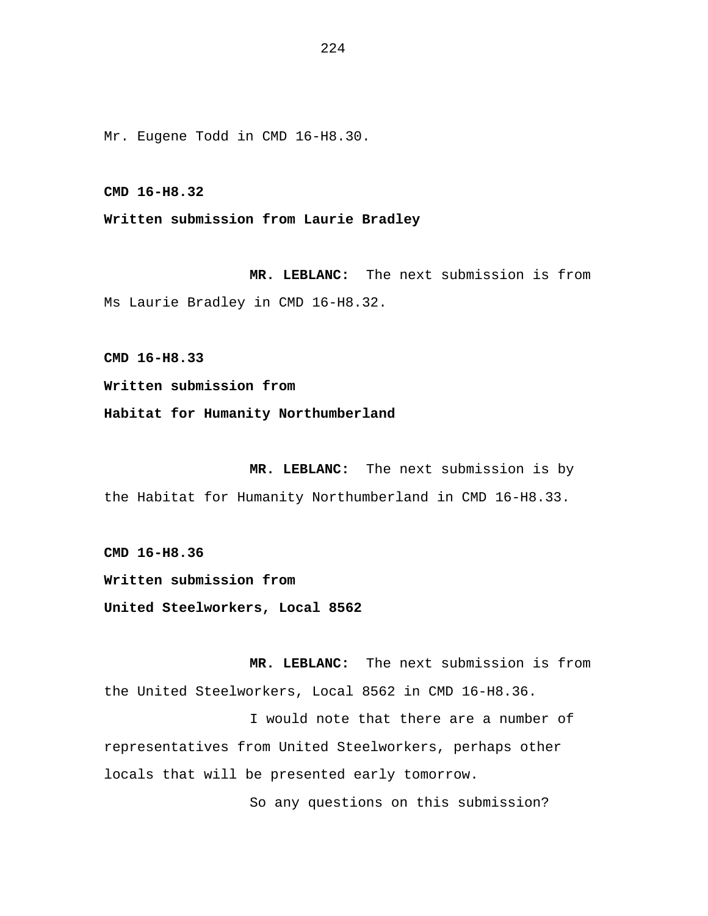Mr. Eugene Todd in CMD 16-H8.30.

**CMD 16-H8.32**

**Written submission from Laurie Bradley**

**MR. LEBLANC:** The next submission is from Ms Laurie Bradley in CMD 16-H8.32.

**CMD 16-H8.33**

**Written submission from**

**Habitat for Humanity Northumberland**

**MR. LEBLANC:** The next submission is by the Habitat for Humanity Northumberland in CMD 16-H8.33.

**CMD 16-H8.36**

**Written submission from**

**United Steelworkers, Local 8562**

**MR. LEBLANC:** The next submission is from the United Steelworkers, Local 8562 in CMD 16-H8.36.

I would note that there are a number of representatives from United Steelworkers, perhaps other locals that will be presented early tomorrow.

So any questions on this submission?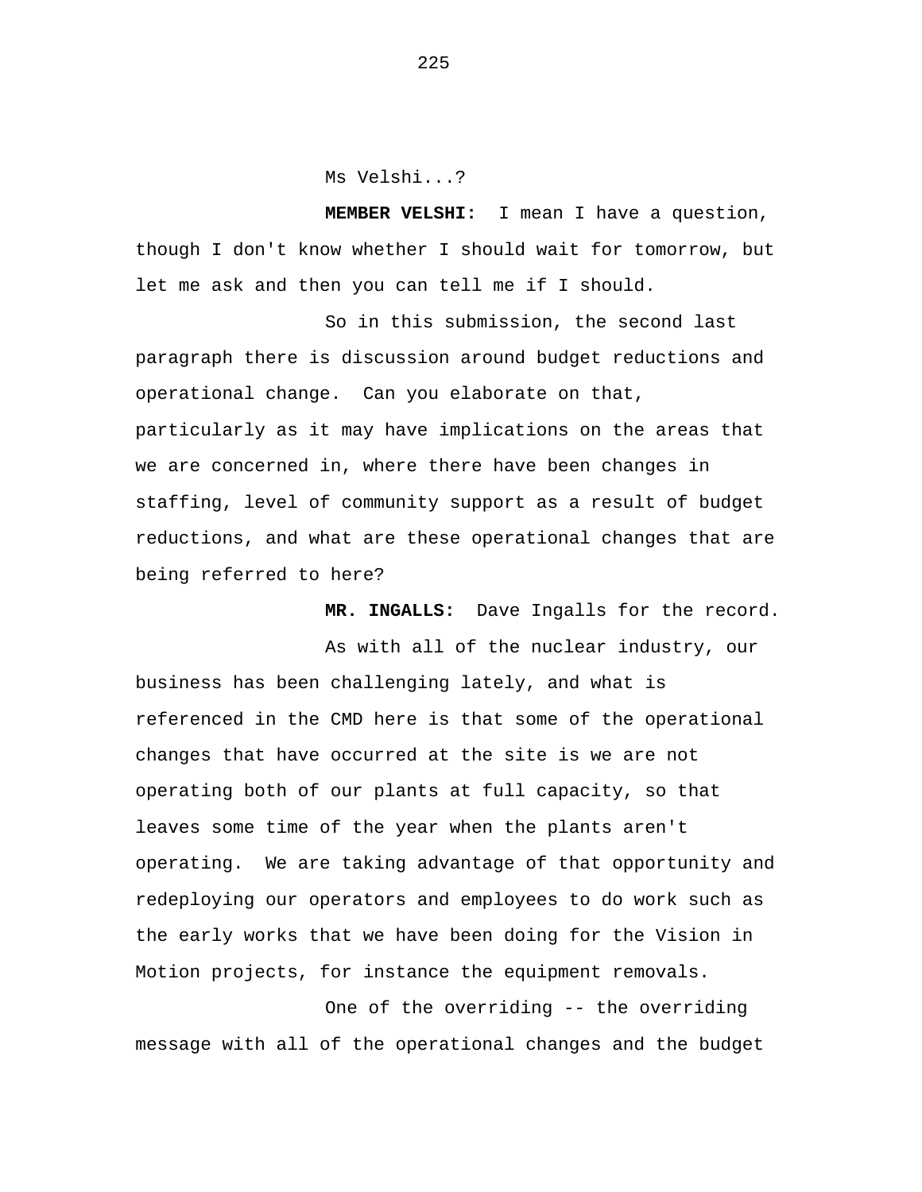Ms Velshi...?

**MEMBER VELSHI:** I mean I have a question, though I don't know whether I should wait for tomorrow, but let me ask and then you can tell me if I should.

So in this submission, the second last paragraph there is discussion around budget reductions and operational change. Can you elaborate on that, particularly as it may have implications on the areas that we are concerned in, where there have been changes in staffing, level of community support as a result of budget reductions, and what are these operational changes that are being referred to here?

**MR. INGALLS:** Dave Ingalls for the record.

As with all of the nuclear industry, our business has been challenging lately, and what is referenced in the CMD here is that some of the operational changes that have occurred at the site is we are not operating both of our plants at full capacity, so that leaves some time of the year when the plants aren't operating. We are taking advantage of that opportunity and redeploying our operators and employees to do work such as the early works that we have been doing for the Vision in Motion projects, for instance the equipment removals.

One of the overriding -- the overriding message with all of the operational changes and the budget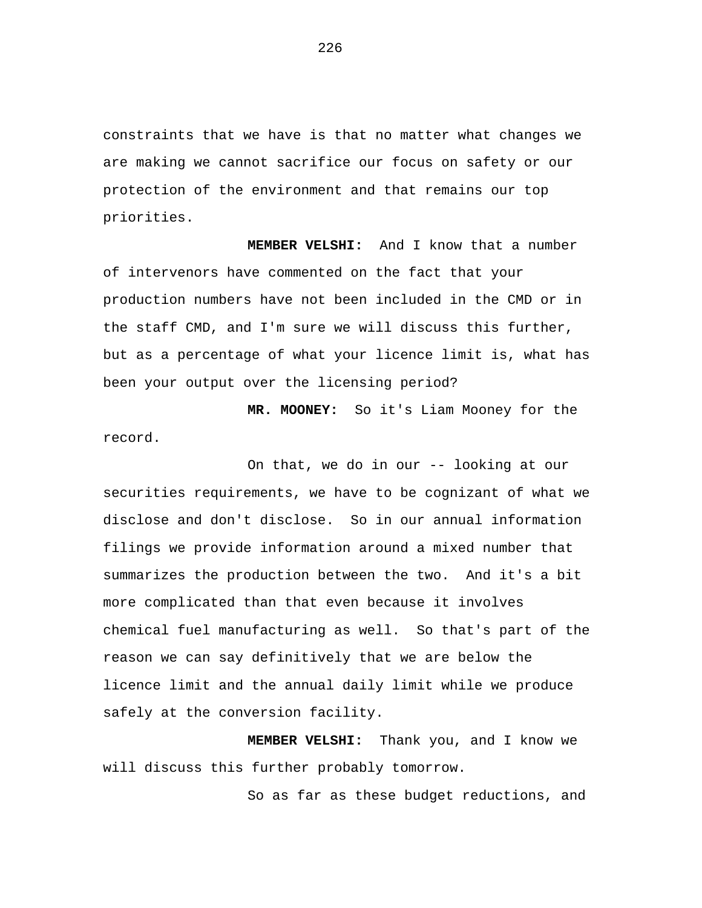constraints that we have is that no matter what changes we are making we cannot sacrifice our focus on safety or our protection of the environment and that remains our top priorities.

**MEMBER VELSHI:** And I know that a number of intervenors have commented on the fact that your production numbers have not been included in the CMD or in the staff CMD, and I'm sure we will discuss this further, but as a percentage of what your licence limit is, what has been your output over the licensing period?

**MR. MOONEY:** So it's Liam Mooney for the record.

On that, we do in our -- looking at our securities requirements, we have to be cognizant of what we disclose and don't disclose. So in our annual information filings we provide information around a mixed number that summarizes the production between the two. And it's a bit more complicated than that even because it involves chemical fuel manufacturing as well. So that's part of the reason we can say definitively that we are below the licence limit and the annual daily limit while we produce safely at the conversion facility.

**MEMBER VELSHI:** Thank you, and I know we will discuss this further probably tomorrow.

So as far as these budget reductions, and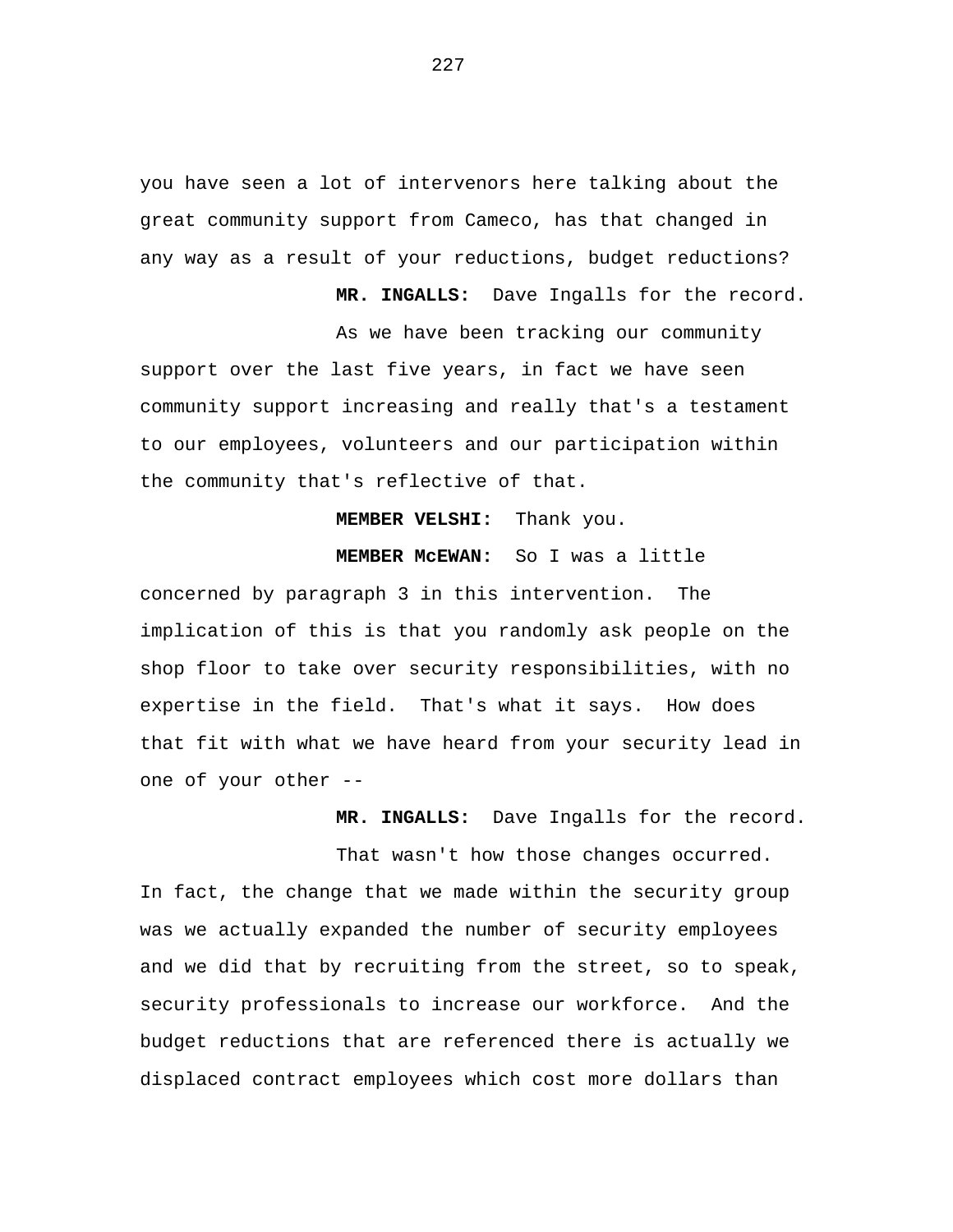you have seen a lot of intervenors here talking about the great community support from Cameco, has that changed in any way as a result of your reductions, budget reductions?

**MR. INGALLS:** Dave Ingalls for the record.

As we have been tracking our community support over the last five years, in fact we have seen community support increasing and really that's a testament to our employees, volunteers and our participation within the community that's reflective of that.

**MEMBER VELSHI:** Thank you.

**MEMBER McEWAN:** So I was a little concerned by paragraph 3 in this intervention. The implication of this is that you randomly ask people on the shop floor to take over security responsibilities, with no expertise in the field. That's what it says. How does that fit with what we have heard from your security lead in one of your other --

**MR. INGALLS:** Dave Ingalls for the record.

That wasn't how those changes occurred. In fact, the change that we made within the security group was we actually expanded the number of security employees and we did that by recruiting from the street, so to speak, security professionals to increase our workforce. And the budget reductions that are referenced there is actually we displaced contract employees which cost more dollars than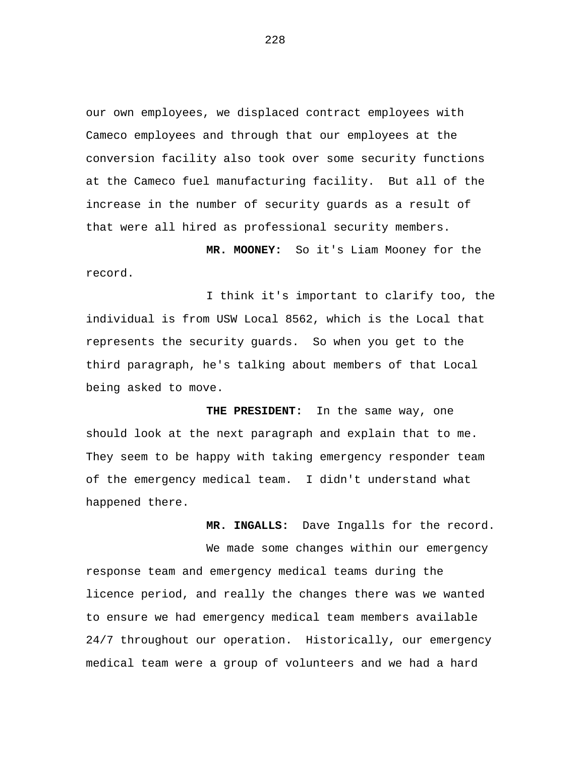our own employees, we displaced contract employees with Cameco employees and through that our employees at the conversion facility also took over some security functions at the Cameco fuel manufacturing facility. But all of the increase in the number of security guards as a result of that were all hired as professional security members.

**MR. MOONEY:** So it's Liam Mooney for the record.

I think it's important to clarify too, the individual is from USW Local 8562, which is the Local that represents the security guards. So when you get to the third paragraph, he's talking about members of that Local being asked to move.

**THE PRESIDENT:** In the same way, one should look at the next paragraph and explain that to me. They seem to be happy with taking emergency responder team of the emergency medical team. I didn't understand what happened there.

**MR. INGALLS:** Dave Ingalls for the record.

We made some changes within our emergency response team and emergency medical teams during the licence period, and really the changes there was we wanted to ensure we had emergency medical team members available 24/7 throughout our operation. Historically, our emergency medical team were a group of volunteers and we had a hard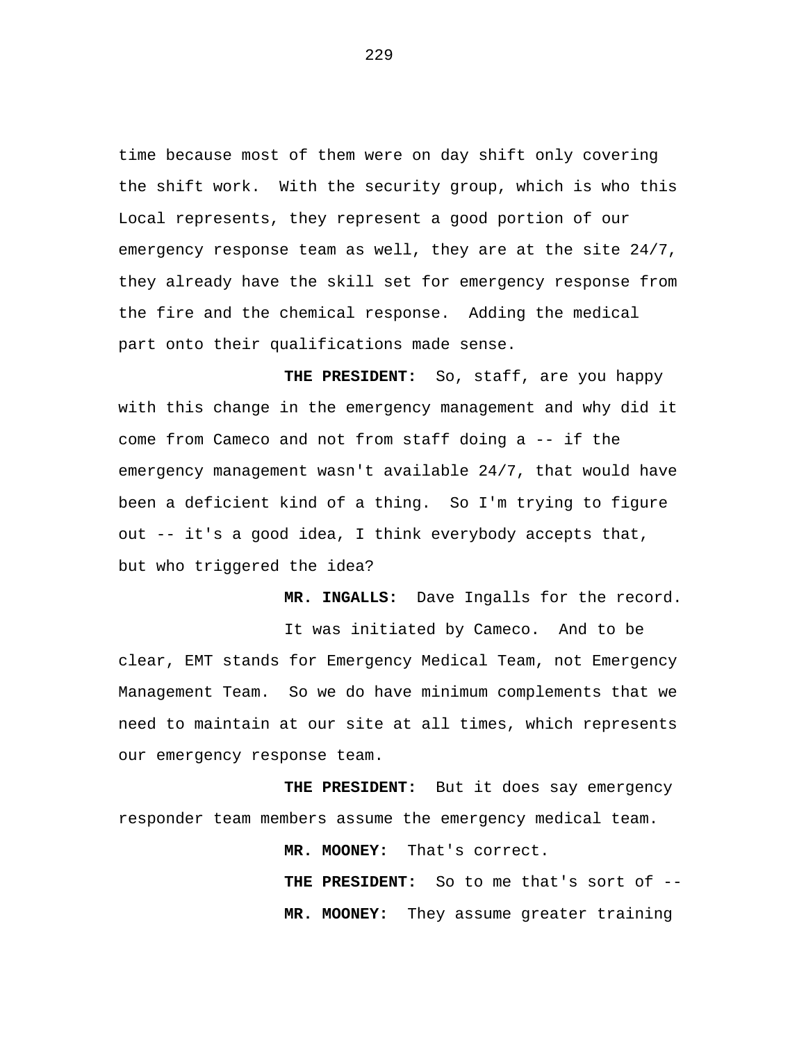time because most of them were on day shift only covering the shift work. With the security group, which is who this Local represents, they represent a good portion of our emergency response team as well, they are at the site 24/7, they already have the skill set for emergency response from the fire and the chemical response. Adding the medical part onto their qualifications made sense.

**THE PRESIDENT:** So, staff, are you happy with this change in the emergency management and why did it come from Cameco and not from staff doing a -- if the emergency management wasn't available 24/7, that would have been a deficient kind of a thing. So I'm trying to figure out -- it's a good idea, I think everybody accepts that, but who triggered the idea?

**MR. INGALLS:** Dave Ingalls for the record.

It was initiated by Cameco. And to be clear, EMT stands for Emergency Medical Team, not Emergency Management Team. So we do have minimum complements that we need to maintain at our site at all times, which represents our emergency response team.

**THE PRESIDENT:** But it does say emergency responder team members assume the emergency medical team.

**MR. MOONEY:** That's correct.

**THE PRESIDENT:** So to me that's sort of --

**MR. MOONEY:** They assume greater training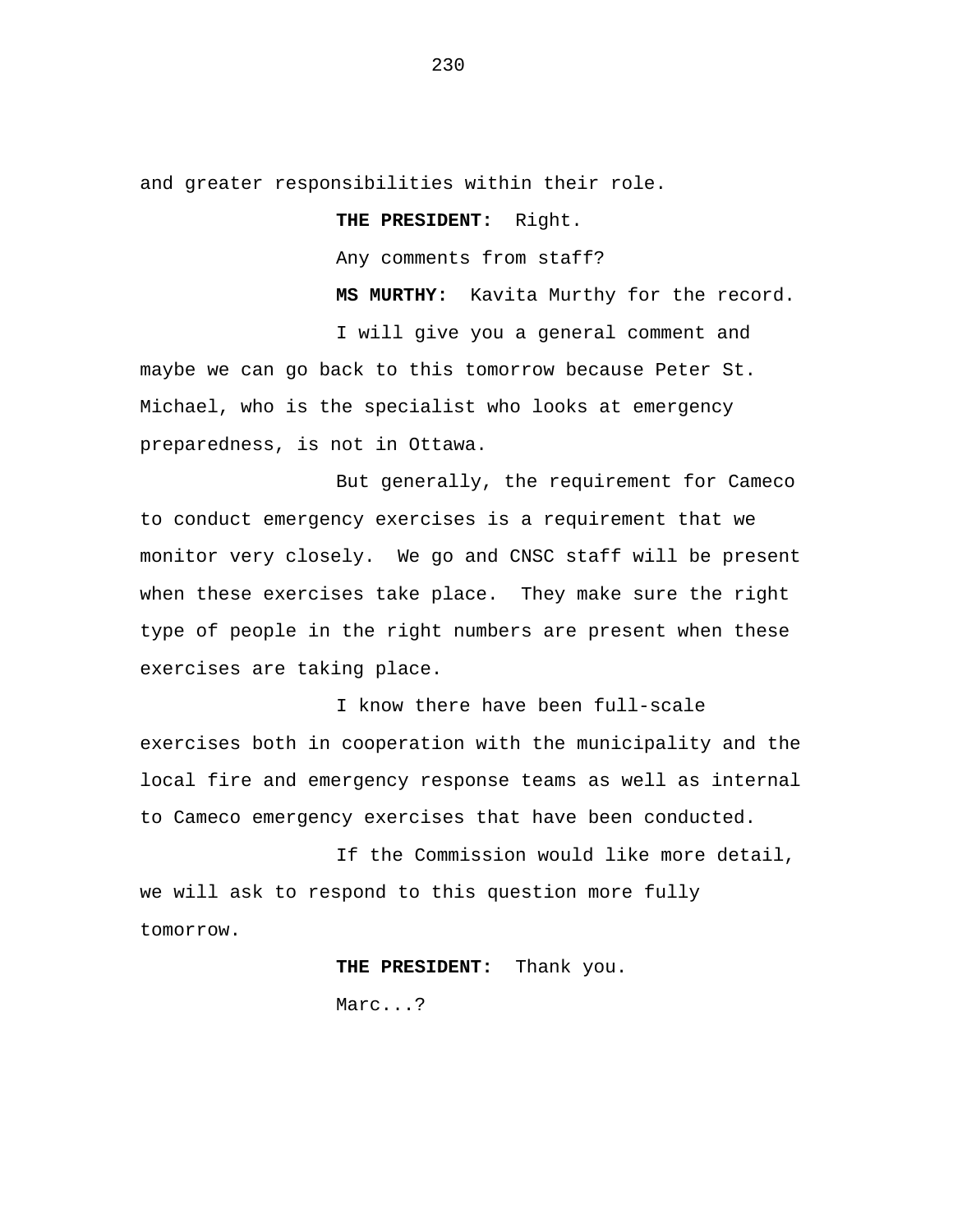and greater responsibilities within their role.

**THE PRESIDENT:** Right.

Any comments from staff?

**MS MURTHY:** Kavita Murthy for the record.

I will give you a general comment and maybe we can go back to this tomorrow because Peter St. Michael, who is the specialist who looks at emergency preparedness, is not in Ottawa.

But generally, the requirement for Cameco to conduct emergency exercises is a requirement that we monitor very closely. We go and CNSC staff will be present when these exercises take place. They make sure the right type of people in the right numbers are present when these exercises are taking place.

I know there have been full-scale exercises both in cooperation with the municipality and the local fire and emergency response teams as well as internal to Cameco emergency exercises that have been conducted.

If the Commission would like more detail, we will ask to respond to this question more fully tomorrow.

**THE PRESIDENT:** Thank you.

Marc...?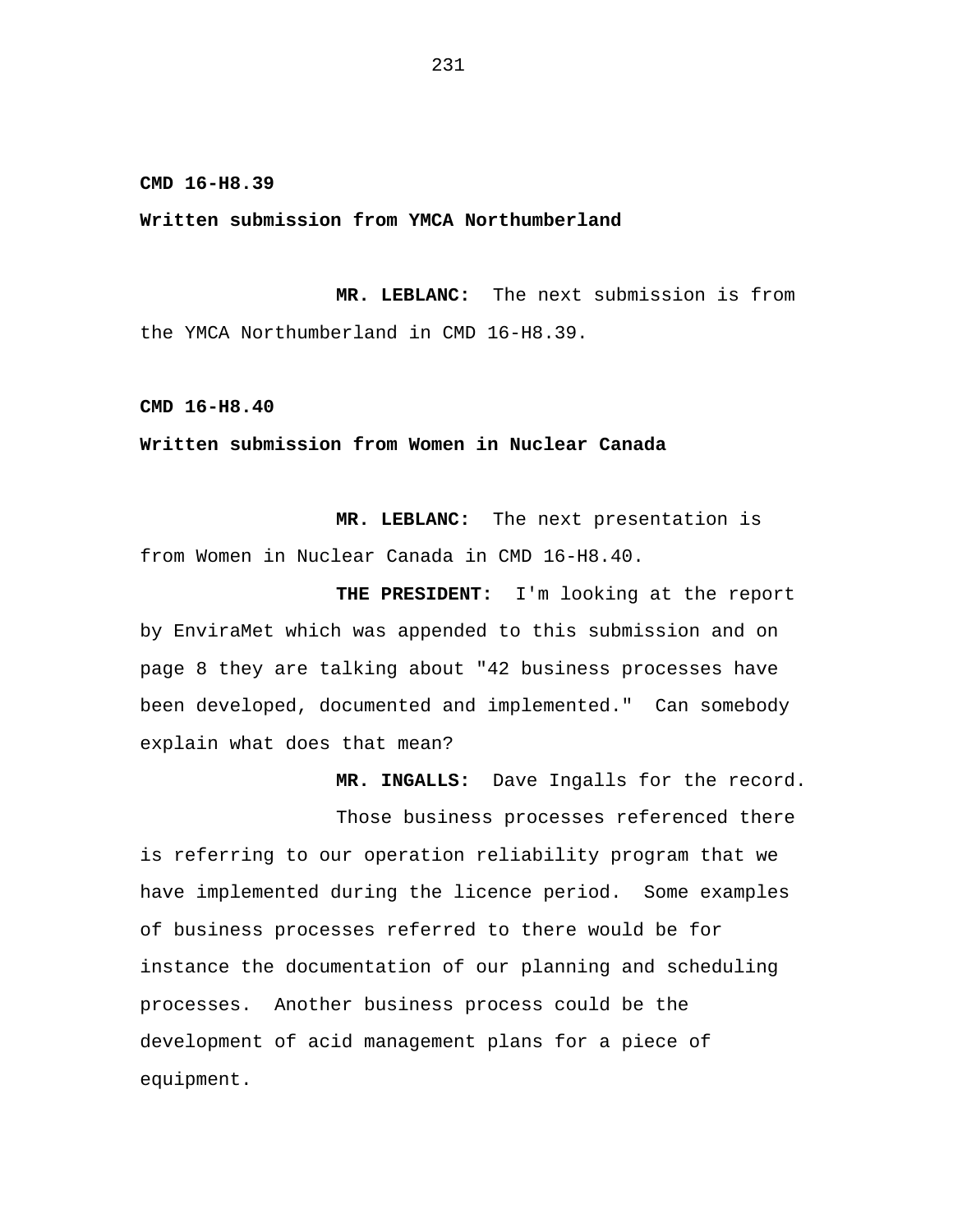**CMD 16-H8.39**

**Written submission from YMCA Northumberland**

**MR. LEBLANC:** The next submission is from the YMCA Northumberland in CMD 16-H8.39.

**CMD 16-H8.40**

**Written submission from Women in Nuclear Canada**

**MR. LEBLANC:** The next presentation is from Women in Nuclear Canada in CMD 16-H8.40.

**THE PRESIDENT:** I'm looking at the report by EnviraMet which was appended to this submission and on page 8 they are talking about "42 business processes have been developed, documented and implemented." Can somebody explain what does that mean?

**MR. INGALLS:** Dave Ingalls for the record.

Those business processes referenced there is referring to our operation reliability program that we have implemented during the licence period. Some examples of business processes referred to there would be for instance the documentation of our planning and scheduling processes. Another business process could be the development of acid management plans for a piece of equipment.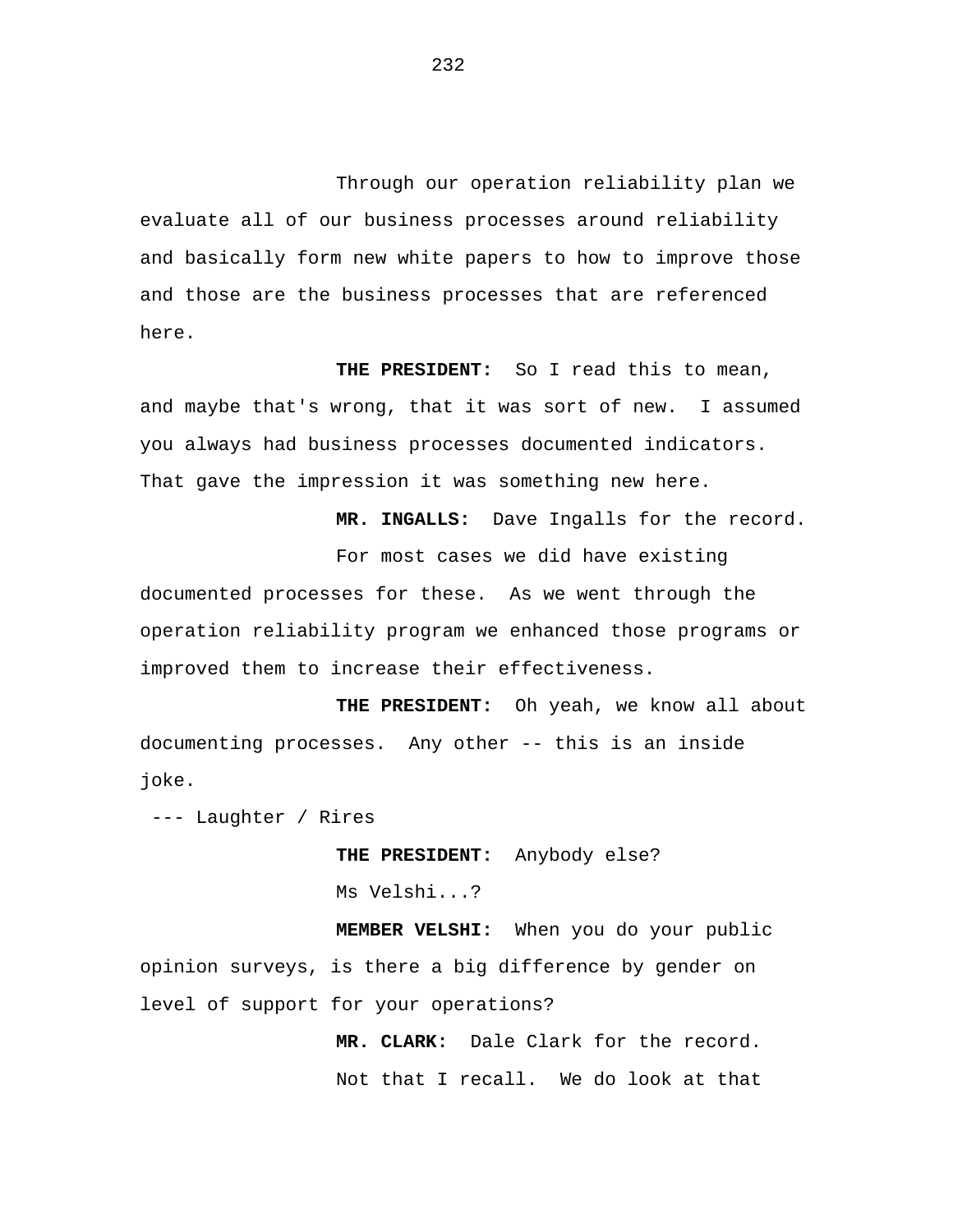Through our operation reliability plan we evaluate all of our business processes around reliability and basically form new white papers to how to improve those and those are the business processes that are referenced here.

**THE PRESIDENT:** So I read this to mean, and maybe that's wrong, that it was sort of new. I assumed you always had business processes documented indicators. That gave the impression it was something new here.

**MR. INGALLS:** Dave Ingalls for the record.

For most cases we did have existing documented processes for these. As we went through the operation reliability program we enhanced those programs or improved them to increase their effectiveness.

**THE PRESIDENT:** Oh yeah, we know all about documenting processes. Any other -- this is an inside joke.

--- Laughter / Rires

**THE PRESIDENT:** Anybody else?

Ms Velshi...?

**MEMBER VELSHI:** When you do your public opinion surveys, is there a big difference by gender on level of support for your operations?

**MR. CLARK:** Dale Clark for the record.

Not that I recall. We do look at that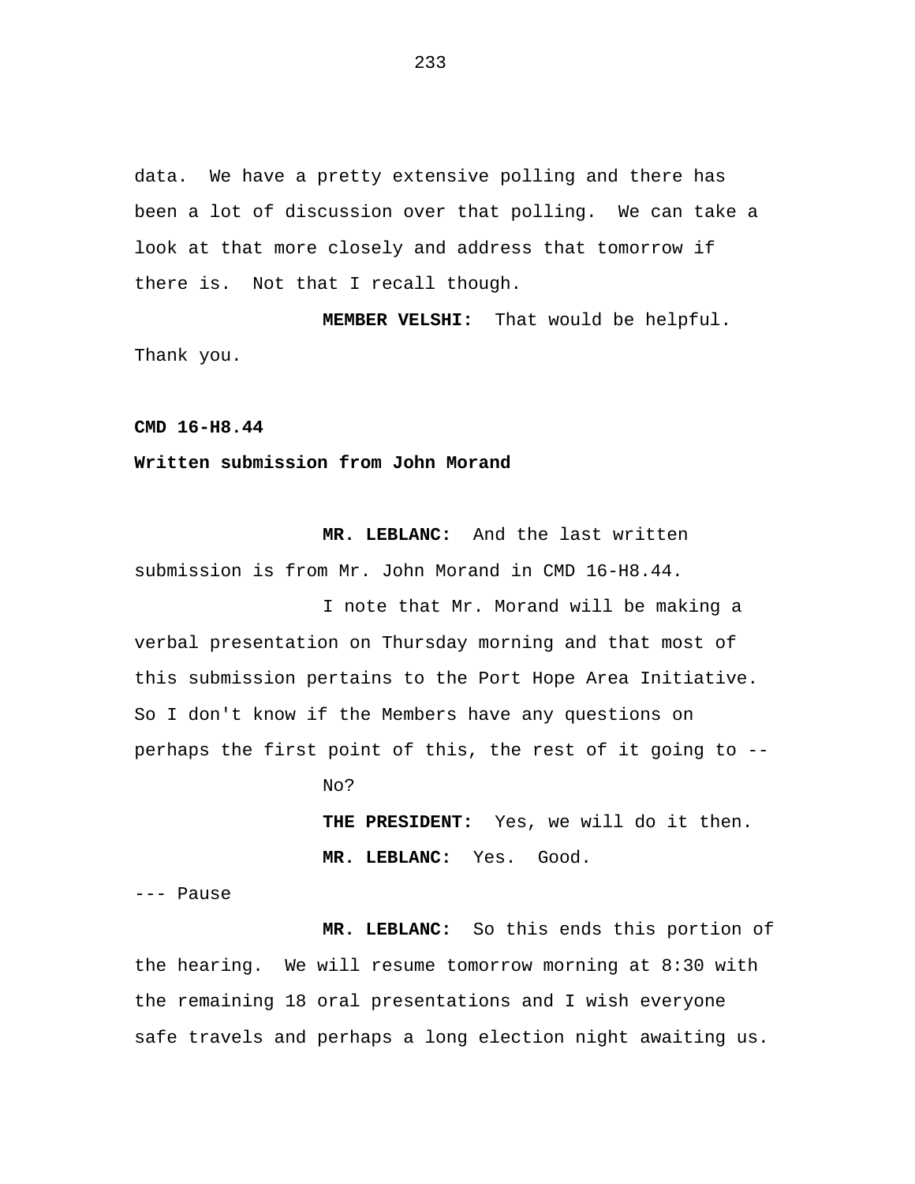data. We have a pretty extensive polling and there has been a lot of discussion over that polling. We can take a look at that more closely and address that tomorrow if there is. Not that I recall though.

**MEMBER VELSHI:** That would be helpful. Thank you.

**CMD 16-H8.44**

**Written submission from John Morand**

**MR. LEBLANC:** And the last written submission is from Mr. John Morand in CMD 16-H8.44.

I note that Mr. Morand will be making a verbal presentation on Thursday morning and that most of this submission pertains to the Port Hope Area Initiative. So I don't know if the Members have any questions on perhaps the first point of this, the rest of it going to --

No?

**THE PRESIDENT:** Yes, we will do it then.

**MR. LEBLANC:** Yes. Good.

--- Pause

**MR. LEBLANC:** So this ends this portion of the hearing. We will resume tomorrow morning at 8:30 with the remaining 18 oral presentations and I wish everyone safe travels and perhaps a long election night awaiting us.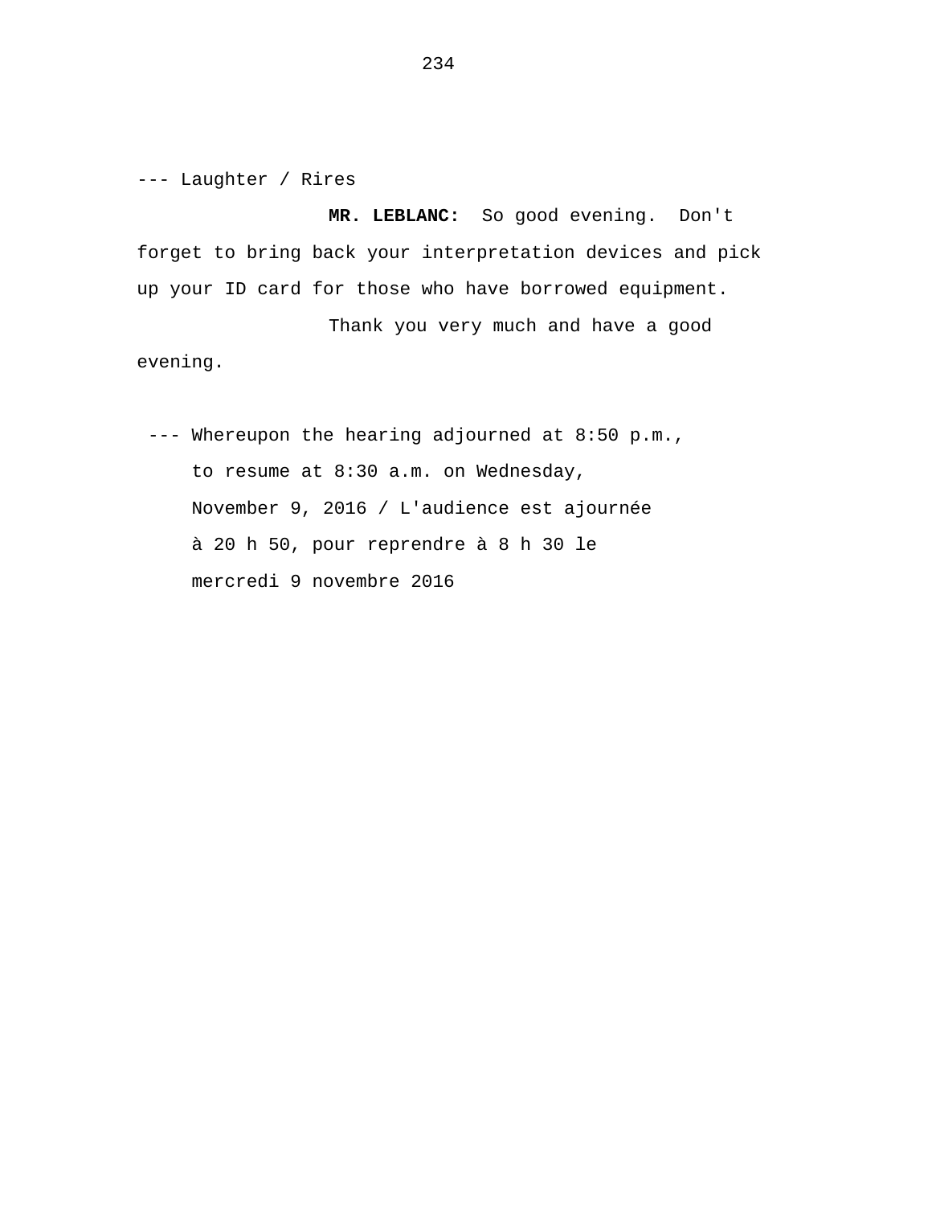--- Laughter / Rires

**MR. LEBLANC:** So good evening. Don't forget to bring back your interpretation devices and pick up your ID card for those who have borrowed equipment.

Thank you very much and have a good evening.

--- Whereupon the hearing adjourned at 8:50 p.m., to resume at 8:30 a.m. on Wednesday, November 9, 2016 / L'audience est ajournée à 20 h 50, pour reprendre à 8 h 30 le mercredi 9 novembre 2016